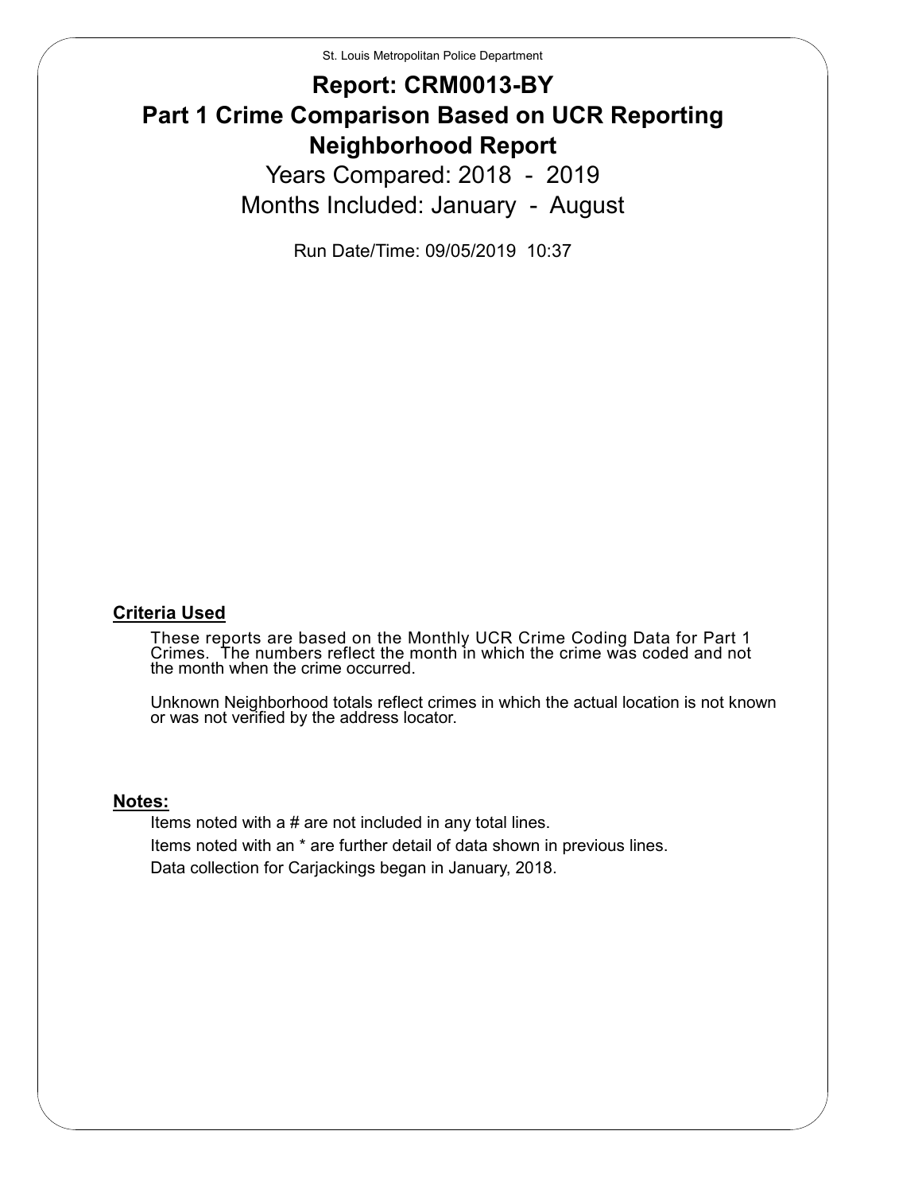St. Louis Metropolitan Police Department

# Report: CRM0013-BY

# Part 1 Crime Comparison Based on UCR Reporting

# Neighborhood Report

## Years Compared: 2018 - 2019

## Months Included: January - August

Run Date/Time: 09/05/2019 10:37

**Criteria Used**

These reports are based on the Monthly UCR Crime Coding Data for Part 1 Crimes. The numbers reflect the month in which the crime was coded and not the month when the crime occurred.

Unknown Neighborhood totals reflect crimes in which the actual location is not known or was not verified by the address locator.

**Notes:**

Items noted with a # are not included in any total lines.

Items noted with an * are further detail of data shown in previous lines.

Data collection for Carjackings began in January, 2018.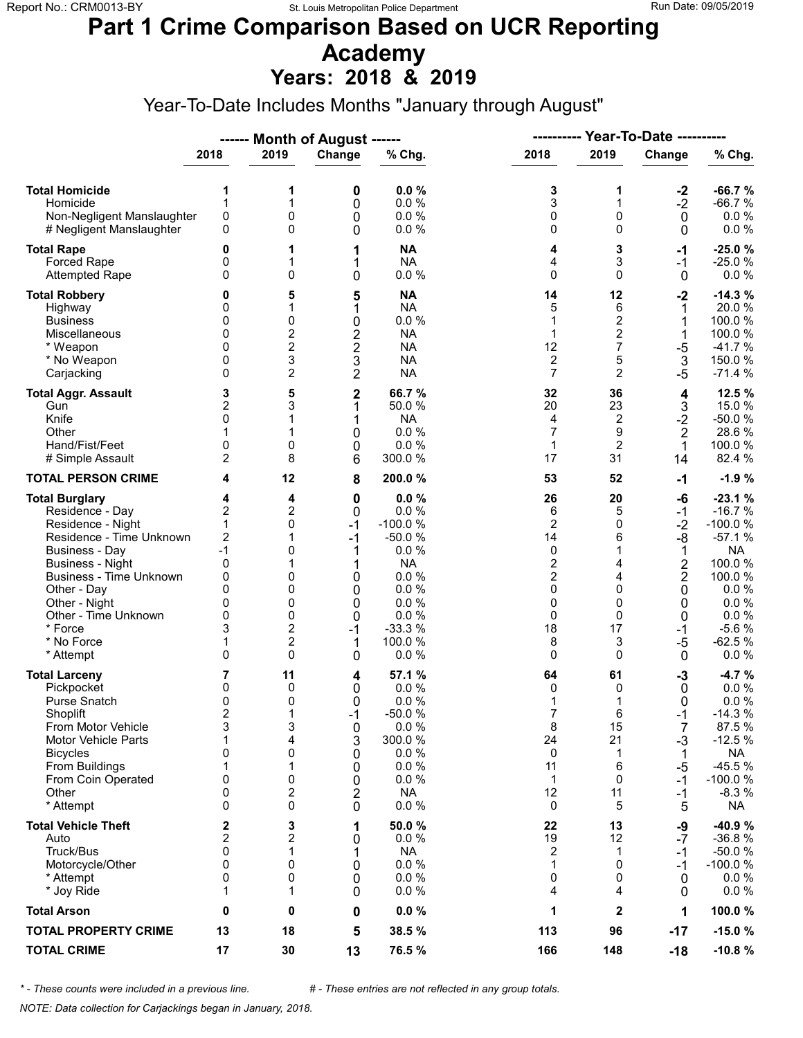# Part 1 Crime Comparison Based on UCR Reporting

# Academy

## Years: 2018 & 2019

Year-To-Date Includes Months "January through August"

| | ------ Month of August ------ | | | | ---------- Year-To-Date ---------- | | | |
|---|---|---|---|---|---|---|---|---|
| | 2018 | 2019 | Change | % Chg. | 2018 | 2019 | Change | % Chg. |
| **Total Homicide** | **1** | **1** | **0** | **0.0 %** | **3** | **1** | **-2** | **-66.7 %** |
| Homicide | 1 | 1 | 0 | 0.0 % | 3 | 1 | -2 | -66.7 % |
| Non-Negligent Manslaughter | 0 | 0 | 0 | 0.0 % | 0 | 0 | 0 | 0.0 % |
| # Negligent Manslaughter | 0 | 0 | 0 | 0.0 % | 0 | 0 | 0 | 0.0 % |
| **Total Rape** | **0** | **1** | **1** | **NA** | **4** | **3** | **-1** | **-25.0 %** |
| Forced Rape | 0 | 1 | 1 | NA | 4 | 3 | -1 | -25.0 % |
| Attempted Rape | 0 | 0 | 0 | 0.0 % | 0 | 0 | 0 | 0.0 % |
| **Total Robbery** | **0** | **5** | **5** | **NA** | **14** | **12** | **-2** | **-14.3 %** |
| Highway | 0 | 1 | 1 | NA | 5 | 6 | 1 | 20.0 % |
| Business | 0 | 0 | 0 | 0.0 % | 1 | 2 | 1 | 100.0 % |
| Miscellaneous | 0 | 2 | 2 | NA | 1 | 2 | 1 | 100.0 % |
| * Weapon | 0 | 2 | 2 | NA | 12 | 7 | -5 | -41.7 % |
| * No Weapon | 0 | 3 | 3 | NA | 2 | 5 | 3 | 150.0 % |
| Carjacking | 0 | 2 | 2 | NA | 7 | 2 | -5 | -71.4 % |
| **Total Aggr. Assault** | **3** | **5** | **2** | **66.7 %** | **32** | **36** | **4** | **12.5 %** |
| Gun | 2 | 3 | 1 | 50.0 % | 20 | 23 | 3 | 15.0 % |
| Knife | 0 | 1 | 1 | NA | 4 | 2 | -2 | -50.0 % |
| Other | 1 | 1 | 0 | 0.0 % | 7 | 9 | 2 | 28.6 % |
| Hand/Fist/Feet | 0 | 0 | 0 | 0.0 % | 1 | 2 | 1 | 100.0 % |
| # Simple Assault | 2 | 8 | 6 | 300.0 % | 17 | 31 | 14 | 82.4 % |
| **TOTAL PERSON CRIME** | **4** | **12** | **8** | **200.0 %** | **53** | **52** | **-1** | **-1.9 %** |
| **Total Burglary** | **4** | **4** | **0** | **0.0 %** | **26** | **20** | **-6** | **-23.1 %** |
| Residence - Day | 2 | 2 | 0 | 0.0 % | 6 | 5 | -1 | -16.7 % |
| Residence - Night | 1 | 0 | -1 | -100.0 % | 2 | 0 | -2 | -100.0 % |
| Residence - Time Unknown | 2 | 1 | -1 | -50.0 % | 14 | 6 | -8 | -57.1 % |
| Business - Day | -1 | 0 | 1 | 0.0 % | 0 | 1 | 1 | NA |
| Business - Night | 0 | 1 | 1 | NA | 2 | 4 | 2 | 100.0 % |
| Business - Time Unknown | 0 | 0 | 0 | 0.0 % | 2 | 4 | 2 | 100.0 % |
| Other - Day | 0 | 0 | 0 | 0.0 % | 0 | 0 | 0 | 0.0 % |
| Other - Night | 0 | 0 | 0 | 0.0 % | 0 | 0 | 0 | 0.0 % |
| Other - Time Unknown | 0 | 0 | 0 | 0.0 % | 0 | 0 | 0 | 0.0 % |
| * Force | 3 | 2 | -1 | -33.3 % | 18 | 17 | -1 | -5.6 % |
| * No Force | 1 | 2 | 1 | 100.0 % | 8 | 3 | -5 | -62.5 % |
| * Attempt | 0 | 0 | 0 | 0.0 % | 0 | 0 | 0 | 0.0 % |
| **Total Larceny** | **7** | **11** | **4** | **57.1 %** | **64** | **61** | **-3** | **-4.7 %** |
| Pickpocket | 0 | 0 | 0 | 0.0 % | 0 | 0 | 0 | 0.0 % |
| Purse Snatch | 0 | 0 | 0 | 0.0 % | 1 | 1 | 0 | 0.0 % |
| Shoplift | 2 | 1 | -1 | -50.0 % | 7 | 6 | -1 | -14.3 % |
| From Motor Vehicle | 3 | 3 | 0 | 0.0 % | 8 | 15 | 7 | 87.5 % |
| Motor Vehicle Parts | 1 | 4 | 3 | 300.0 % | 24 | 21 | -3 | -12.5 % |
| Bicycles | 0 | 0 | 0 | 0.0 % | 0 | 1 | 1 | NA |
| From Buildings | 1 | 1 | 0 | 0.0 % | 11 | 6 | -5 | -45.5 % |
| From Coin Operated | 0 | 0 | 0 | 0.0 % | 1 | 0 | -1 | -100.0 % |
| Other | 0 | 2 | 2 | NA | 12 | 11 | -1 | -8.3 % |
| * Attempt | 0 | 0 | 0 | 0.0 % | 0 | 5 | 5 | NA |
| **Total Vehicle Theft** | **2** | **3** | **1** | **50.0 %** | **22** | **13** | **-9** | **-40.9 %** |
| Auto | 2 | 2 | 0 | 0.0 % | 19 | 12 | -7 | -36.8 % |
| Truck/Bus | 0 | 1 | 1 | NA | 2 | 1 | -1 | -50.0 % |
| Motorcycle/Other | 0 | 0 | 0 | 0.0 % | 1 | 0 | -1 | -100.0 % |
| * Attempt | 0 | 0 | 0 | 0.0 % | 0 | 0 | 0 | 0.0 % |
| * Joy Ride | 1 | 1 | 0 | 0.0 % | 4 | 4 | 0 | 0.0 % |
| **Total Arson** | **0** | **0** | **0** | **0.0 %** | **1** | **2** | **1** | **100.0 %** |
| **TOTAL PROPERTY CRIME** | **13** | **18** | **5** | **38.5 %** | **113** | **96** | **-17** | **-15.0 %** |
| **TOTAL CRIME** | **17** | **30** | **13** | **76.5 %** | **166** | **148** | **-18** | **-10.8 %** |

*\* - These counts were included in a previous line.* *# - These entries are not reflected in any group totals.*

*NOTE: Data collection for Carjackings began in January, 2018.*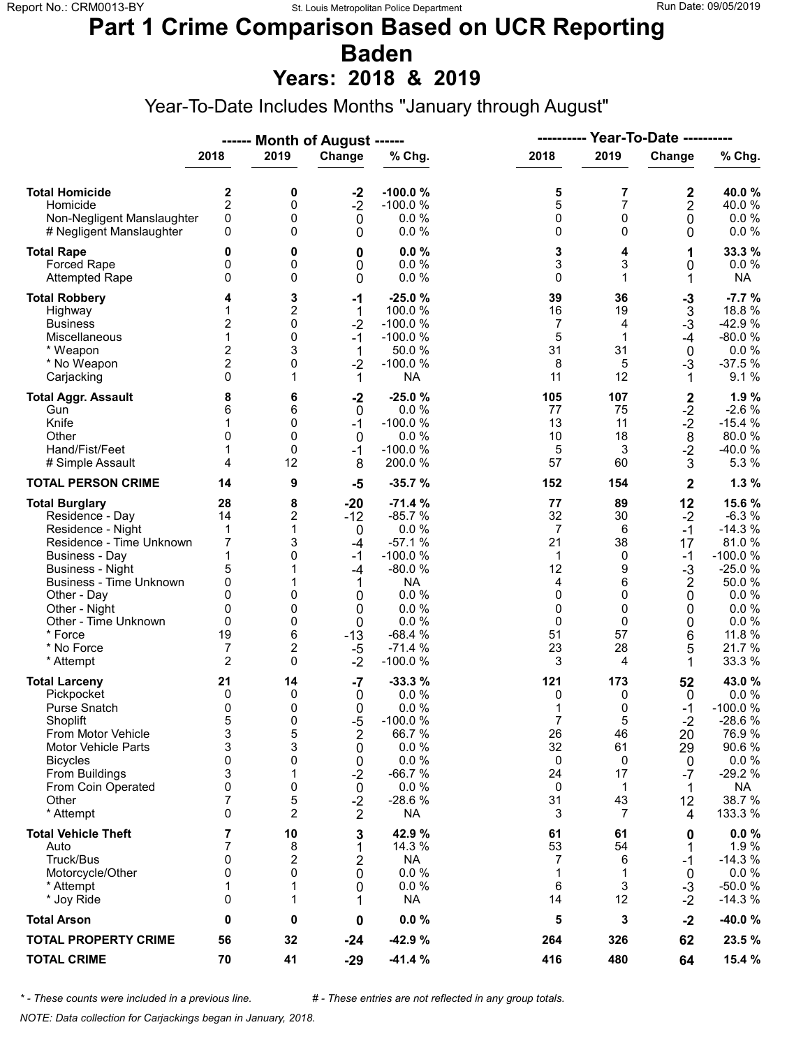# Part 1 Crime Comparison Based on UCR Reporting
# Baden
## Years: 2018 & 2019

Year-To-Date Includes Months "January through August"

| | ------ Month of August ------ | | | | ---------- Year-To-Date ---------- | | | |
|---|---|---|---|---|---|---|---|---|
| | 2018 | 2019 | Change | % Chg. | 2018 | 2019 | Change | % Chg. |
| **Total Homicide** | **2** | **0** | **-2** | **-100.0 %** | **5** | **7** | **2** | **40.0 %** |
| Homicide | 2 | 0 | -2 | -100.0 % | 5 | 7 | 2 | 40.0 % |
| Non-Negligent Manslaughter | 0 | 0 | 0 | 0.0 % | 0 | 0 | 0 | 0.0 % |
| # Negligent Manslaughter | 0 | 0 | 0 | 0.0 % | 0 | 0 | 0 | 0.0 % |
| **Total Rape** | **0** | **0** | **0** | **0.0 %** | **3** | **4** | **1** | **33.3 %** |
| Forced Rape | 0 | 0 | 0 | 0.0 % | 3 | 3 | 0 | 0.0 % |
| Attempted Rape | 0 | 0 | 0 | 0.0 % | 0 | 1 | 1 | NA |
| **Total Robbery** | **4** | **3** | **-1** | **-25.0 %** | **39** | **36** | **-3** | **-7.7 %** |
| Highway | 1 | 2 | 1 | 100.0 % | 16 | 19 | 3 | 18.8 % |
| Business | 2 | 0 | -2 | -100.0 % | 7 | 4 | -3 | -42.9 % |
| Miscellaneous | 1 | 0 | -1 | -100.0 % | 5 | 1 | -4 | -80.0 % |
| * Weapon | 2 | 3 | 1 | 50.0 % | 31 | 31 | 0 | 0.0 % |
| * No Weapon | 2 | 0 | -2 | -100.0 % | 8 | 5 | -3 | -37.5 % |
| Carjacking | 0 | 1 | 1 | NA | 11 | 12 | 1 | 9.1 % |
| **Total Aggr. Assault** | **8** | **6** | **-2** | **-25.0 %** | **105** | **107** | **2** | **1.9 %** |
| Gun | 6 | 6 | 0 | 0.0 % | 77 | 75 | -2 | -2.6 % |
| Knife | 1 | 0 | -1 | -100.0 % | 13 | 11 | -2 | -15.4 % |
| Other | 0 | 0 | 0 | 0.0 % | 10 | 18 | 8 | 80.0 % |
| Hand/Fist/Feet | 1 | 0 | -1 | -100.0 % | 5 | 3 | -2 | -40.0 % |
| # Simple Assault | 4 | 12 | 8 | 200.0 % | 57 | 60 | 3 | 5.3 % |
| **TOTAL PERSON CRIME** | **14** | **9** | **-5** | **-35.7 %** | **152** | **154** | **2** | **1.3 %** |
| **Total Burglary** | **28** | **8** | **-20** | **-71.4 %** | **77** | **89** | **12** | **15.6 %** |
| Residence - Day | 14 | 2 | -12 | -85.7 % | 32 | 30 | -2 | -6.3 % |
| Residence - Night | 1 | 1 | 0 | 0.0 % | 7 | 6 | -1 | -14.3 % |
| Residence - Time Unknown | 7 | 3 | -4 | -57.1 % | 21 | 38 | 17 | 81.0 % |
| Business - Day | 1 | 0 | -1 | -100.0 % | 1 | 0 | -1 | -100.0 % |
| Business - Night | 5 | 1 | -4 | -80.0 % | 12 | 9 | -3 | -25.0 % |
| Business - Time Unknown | 0 | 1 | 1 | NA | 4 | 6 | 2 | 50.0 % |
| Other - Day | 0 | 0 | 0 | 0.0 % | 0 | 0 | 0 | 0.0 % |
| Other - Night | 0 | 0 | 0 | 0.0 % | 0 | 0 | 0 | 0.0 % |
| Other - Time Unknown | 0 | 0 | 0 | 0.0 % | 0 | 0 | 0 | 0.0 % |
| * Force | 19 | 6 | -13 | -68.4 % | 51 | 57 | 6 | 11.8 % |
| * No Force | 7 | 2 | -5 | -71.4 % | 23 | 28 | 5 | 21.7 % |
| * Attempt | 2 | 0 | -2 | -100.0 % | 3 | 4 | 1 | 33.3 % |
| **Total Larceny** | **21** | **14** | **-7** | **-33.3 %** | **121** | **173** | **52** | **43.0 %** |
| Pickpocket | 0 | 0 | 0 | 0.0 % | 0 | 0 | 0 | 0.0 % |
| Purse Snatch | 0 | 0 | 0 | 0.0 % | 1 | 0 | -1 | -100.0 % |
| Shoplift | 5 | 0 | -5 | -100.0 % | 7 | 5 | -2 | -28.6 % |
| From Motor Vehicle | 3 | 5 | 2 | 66.7 % | 26 | 46 | 20 | 76.9 % |
| Motor Vehicle Parts | 3 | 3 | 0 | 0.0 % | 32 | 61 | 29 | 90.6 % |
| Bicycles | 0 | 0 | 0 | 0.0 % | 0 | 0 | 0 | 0.0 % |
| From Buildings | 3 | 1 | -2 | -66.7 % | 24 | 17 | -7 | -29.2 % |
| From Coin Operated | 0 | 0 | 0 | 0.0 % | 0 | 1 | 1 | NA |
| Other | 7 | 5 | -2 | -28.6 % | 31 | 43 | 12 | 38.7 % |
| * Attempt | 0 | 2 | 2 | NA | 3 | 7 | 4 | 133.3 % |
| **Total Vehicle Theft** | **7** | **10** | **3** | **42.9 %** | **61** | **61** | **0** | **0.0 %** |
| Auto | 7 | 8 | 1 | 14.3 % | 53 | 54 | 1 | 1.9 % |
| Truck/Bus | 0 | 2 | 2 | NA | 7 | 6 | -1 | -14.3 % |
| Motorcycle/Other | 0 | 0 | 0 | 0.0 % | 1 | 1 | 0 | 0.0 % |
| * Attempt | 1 | 1 | 0 | 0.0 % | 6 | 3 | -3 | -50.0 % |
| * Joy Ride | 0 | 1 | 1 | NA | 14 | 12 | -2 | -14.3 % |
| **Total Arson** | **0** | **0** | **0** | **0.0 %** | **5** | **3** | **-2** | **-40.0 %** |
| **TOTAL PROPERTY CRIME** | **56** | **32** | **-24** | **-42.9 %** | **264** | **326** | **62** | **23.5 %** |
| **TOTAL CRIME** | **70** | **41** | **-29** | **-41.4 %** | **416** | **480** | **64** | **15.4 %** |

*\* - These counts were included in a previous line.* *# - These entries are not reflected in any group totals.*

*NOTE: Data collection for Carjackings began in January, 2018.*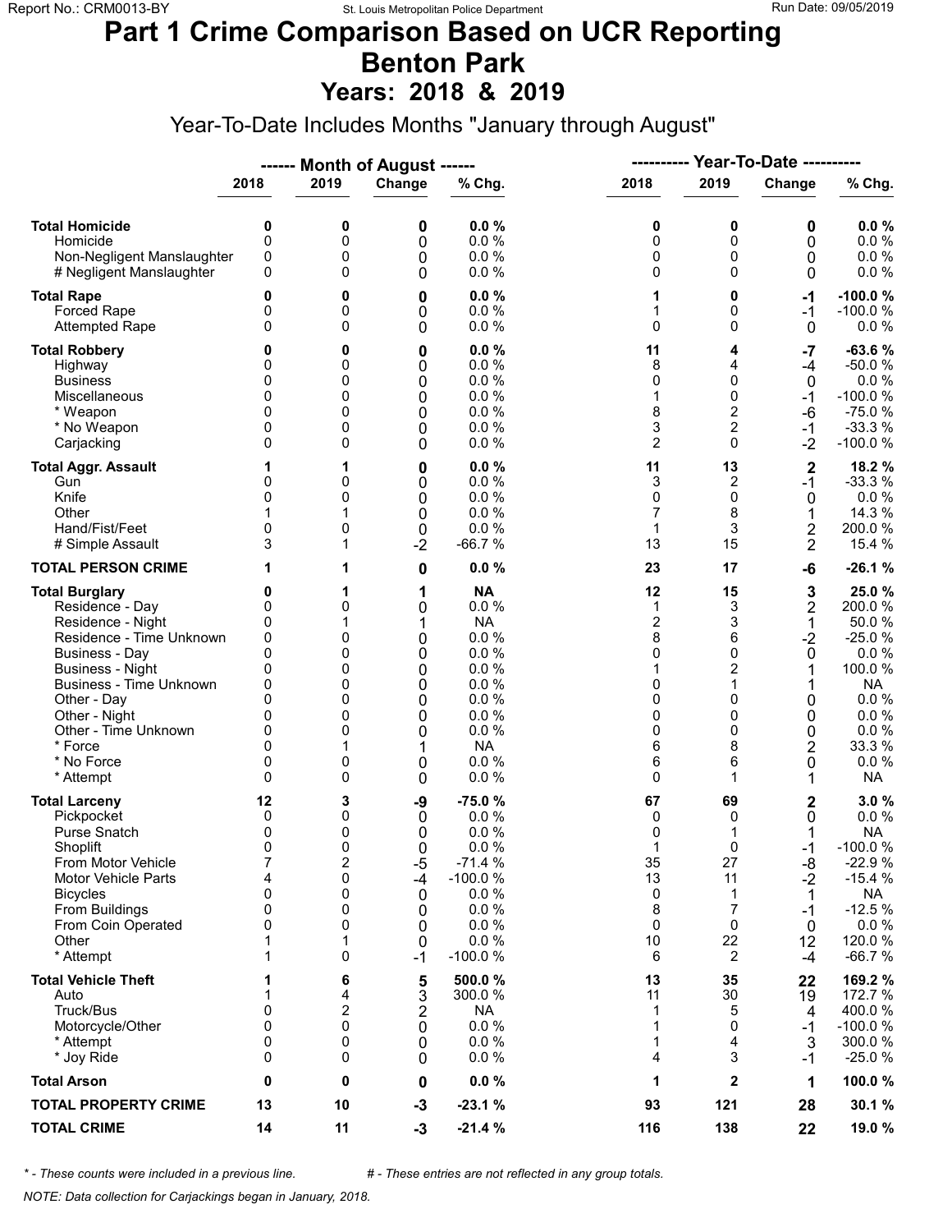# Part 1 Crime Comparison Based on UCR Reporting
# Benton Park
## Years: 2018 & 2019

Year-To-Date Includes Months "January through August"

| | Month of August | | | | Year-To-Date | | | |
|---|---|---|---|---|---|---|---|---|
| | 2018 | 2019 | Change | % Chg. | 2018 | 2019 | Change | % Chg. |
| **Total Homicide** | **0** | **0** | **0** | **0.0 %** | **0** | **0** | **0** | **0.0 %** |
| Homicide | 0 | 0 | 0 | 0.0 % | 0 | 0 | 0 | 0.0 % |
| Non-Negligent Manslaughter | 0 | 0 | 0 | 0.0 % | 0 | 0 | 0 | 0.0 % |
| # Negligent Manslaughter | 0 | 0 | 0 | 0.0 % | 0 | 0 | 0 | 0.0 % |
| **Total Rape** | **0** | **0** | **0** | **0.0 %** | **1** | **0** | **-1** | **-100.0 %** |
| Forced Rape | 0 | 0 | 0 | 0.0 % | 1 | 0 | -1 | -100.0 % |
| Attempted Rape | 0 | 0 | 0 | 0.0 % | 0 | 0 | 0 | 0.0 % |
| **Total Robbery** | **0** | **0** | **0** | **0.0 %** | **11** | **4** | **-7** | **-63.6 %** |
| Highway | 0 | 0 | 0 | 0.0 % | 8 | 4 | -4 | -50.0 % |
| Business | 0 | 0 | 0 | 0.0 % | 0 | 0 | 0 | 0.0 % |
| Miscellaneous | 0 | 0 | 0 | 0.0 % | 1 | 0 | -1 | -100.0 % |
| * Weapon | 0 | 0 | 0 | 0.0 % | 8 | 2 | -6 | -75.0 % |
| * No Weapon | 0 | 0 | 0 | 0.0 % | 3 | 2 | -1 | -33.3 % |
| Carjacking | 0 | 0 | 0 | 0.0 % | 2 | 0 | -2 | -100.0 % |
| **Total Aggr. Assault** | **1** | **1** | **0** | **0.0 %** | **11** | **13** | **2** | **18.2 %** |
| Gun | 0 | 0 | 0 | 0.0 % | 3 | 2 | -1 | -33.3 % |
| Knife | 0 | 0 | 0 | 0.0 % | 0 | 0 | 0 | 0.0 % |
| Other | 1 | 1 | 0 | 0.0 % | 7 | 8 | 1 | 14.3 % |
| Hand/Fist/Feet | 0 | 0 | 0 | 0.0 % | 1 | 3 | 2 | 200.0 % |
| # Simple Assault | 3 | 1 | -2 | -66.7 % | 13 | 15 | 2 | 15.4 % |
| **TOTAL PERSON CRIME** | **1** | **1** | **0** | **0.0 %** | **23** | **17** | **-6** | **-26.1 %** |
| **Total Burglary** | **0** | **1** | **1** | **NA** | **12** | **15** | **3** | **25.0 %** |
| Residence - Day | 0 | 0 | 0 | 0.0 % | 1 | 3 | 2 | 200.0 % |
| Residence - Night | 0 | 1 | 1 | NA | 2 | 3 | 1 | 50.0 % |
| Residence - Time Unknown | 0 | 0 | 0 | 0.0 % | 8 | 6 | -2 | -25.0 % |
| Business - Day | 0 | 0 | 0 | 0.0 % | 0 | 0 | 0 | 0.0 % |
| Business - Night | 0 | 0 | 0 | 0.0 % | 1 | 2 | 1 | 100.0 % |
| Business - Time Unknown | 0 | 0 | 0 | 0.0 % | 0 | 1 | 1 | NA |
| Other - Day | 0 | 0 | 0 | 0.0 % | 0 | 0 | 0 | 0.0 % |
| Other - Night | 0 | 0 | 0 | 0.0 % | 0 | 0 | 0 | 0.0 % |
| Other - Time Unknown | 0 | 0 | 0 | 0.0 % | 0 | 0 | 0 | 0.0 % |
| * Force | 0 | 1 | 1 | NA | 6 | 8 | 2 | 33.3 % |
| * No Force | 0 | 0 | 0 | 0.0 % | 6 | 6 | 0 | 0.0 % |
| * Attempt | 0 | 0 | 0 | 0.0 % | 0 | 1 | 1 | NA |
| **Total Larceny** | **12** | **3** | **-9** | **-75.0 %** | **67** | **69** | **2** | **3.0 %** |
| Pickpocket | 0 | 0 | 0 | 0.0 % | 0 | 0 | 0 | 0.0 % |
| Purse Snatch | 0 | 0 | 0 | 0.0 % | 0 | 1 | 1 | NA |
| Shoplift | 0 | 0 | 0 | 0.0 % | 1 | 0 | -1 | -100.0 % |
| From Motor Vehicle | 7 | 2 | -5 | -71.4 % | 35 | 27 | -8 | -22.9 % |
| Motor Vehicle Parts | 4 | 0 | -4 | -100.0 % | 13 | 11 | -2 | -15.4 % |
| Bicycles | 0 | 0 | 0 | 0.0 % | 0 | 1 | 1 | NA |
| From Buildings | 0 | 0 | 0 | 0.0 % | 8 | 7 | -1 | -12.5 % |
| From Coin Operated | 0 | 0 | 0 | 0.0 % | 0 | 0 | 0 | 0.0 % |
| Other | 1 | 1 | 0 | 0.0 % | 10 | 22 | 12 | 120.0 % |
| * Attempt | 1 | 0 | -1 | -100.0 % | 6 | 2 | -4 | -66.7 % |
| **Total Vehicle Theft** | **1** | **6** | **5** | **500.0 %** | **13** | **35** | **22** | **169.2 %** |
| Auto | 1 | 4 | 3 | 300.0 % | 11 | 30 | 19 | 172.7 % |
| Truck/Bus | 0 | 2 | 2 | NA | 1 | 5 | 4 | 400.0 % |
| Motorcycle/Other | 0 | 0 | 0 | 0.0 % | 1 | 0 | -1 | -100.0 % |
| * Attempt | 0 | 0 | 0 | 0.0 % | 1 | 4 | 3 | 300.0 % |
| * Joy Ride | 0 | 0 | 0 | 0.0 % | 4 | 3 | -1 | -25.0 % |
| **Total Arson** | **0** | **0** | **0** | **0.0 %** | **1** | **2** | **1** | **100.0 %** |
| **TOTAL PROPERTY CRIME** | **13** | **10** | **-3** | **-23.1 %** | **93** | **121** | **28** | **30.1 %** |
| **TOTAL CRIME** | **14** | **11** | **-3** | **-21.4 %** | **116** | **138** | **22** | **19.0 %** |

*\* - These counts were included in a previous line.* *# - These entries are not reflected in any group totals.*

*NOTE: Data collection for Carjackings began in January, 2018.*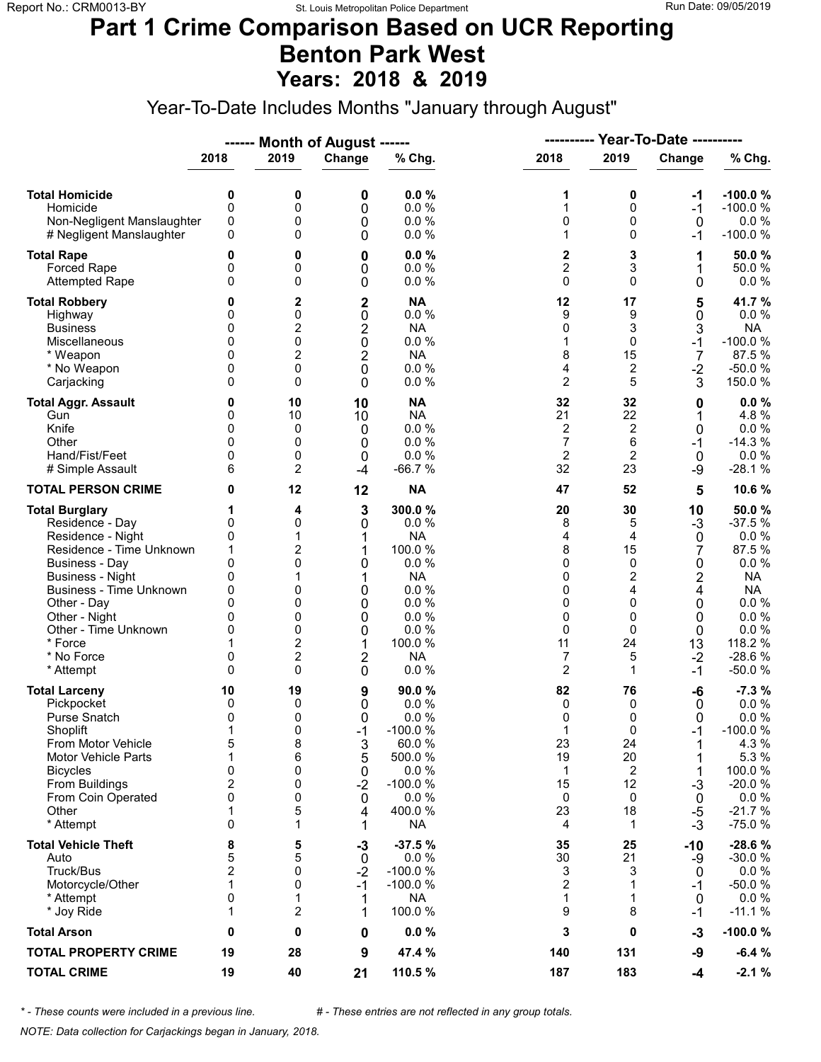# Part 1 Crime Comparison Based on UCR Reporting
# Benton Park West
## Years: 2018 & 2019

Year-To-Date Includes Months "January through August"

| | ------ Month of August ------ | | | | ---------- Year-To-Date ---------- | | | |
|---|---|---|---|---|---|---|---|---|
| | 2018 | 2019 | Change | % Chg. | 2018 | 2019 | Change | % Chg. |
| **Total Homicide** | **0** | **0** | **0** | **0.0 %** | **1** | **0** | **-1** | **-100.0 %** |
| Homicide | 0 | 0 | 0 | 0.0 % | 1 | 0 | -1 | -100.0 % |
| Non-Negligent Manslaughter | 0 | 0 | 0 | 0.0 % | 0 | 0 | 0 | 0.0 % |
| # Negligent Manslaughter | 0 | 0 | 0 | 0.0 % | 1 | 0 | -1 | -100.0 % |
| **Total Rape** | **0** | **0** | **0** | **0.0 %** | **2** | **3** | **1** | **50.0 %** |
| Forced Rape | 0 | 0 | 0 | 0.0 % | 2 | 3 | 1 | 50.0 % |
| Attempted Rape | 0 | 0 | 0 | 0.0 % | 0 | 0 | 0 | 0.0 % |
| **Total Robbery** | **0** | **2** | **2** | **NA** | **12** | **17** | **5** | **41.7 %** |
| Highway | 0 | 0 | 0 | 0.0 % | 9 | 9 | 0 | 0.0 % |
| Business | 0 | 2 | 2 | NA | 0 | 3 | 3 | NA |
| Miscellaneous | 0 | 0 | 0 | 0.0 % | 1 | 0 | -1 | -100.0 % |
| * Weapon | 0 | 2 | 2 | NA | 8 | 15 | 7 | 87.5 % |
| * No Weapon | 0 | 0 | 0 | 0.0 % | 4 | 2 | -2 | -50.0 % |
| Carjacking | 0 | 0 | 0 | 0.0 % | 2 | 5 | 3 | 150.0 % |
| **Total Aggr. Assault** | **0** | **10** | **10** | **NA** | **32** | **32** | **0** | **0.0 %** |
| Gun | 0 | 10 | 10 | NA | 21 | 22 | 1 | 4.8 % |
| Knife | 0 | 0 | 0 | 0.0 % | 2 | 2 | 0 | 0.0 % |
| Other | 0 | 0 | 0 | 0.0 % | 7 | 6 | -1 | -14.3 % |
| Hand/Fist/Feet | 0 | 0 | 0 | 0.0 % | 2 | 2 | 0 | 0.0 % |
| # Simple Assault | 6 | 2 | -4 | -66.7 % | 32 | 23 | -9 | -28.1 % |
| **TOTAL PERSON CRIME** | **0** | **12** | **12** | **NA** | **47** | **52** | **5** | **10.6 %** |
| **Total Burglary** | **1** | **4** | **3** | **300.0 %** | **20** | **30** | **10** | **50.0 %** |
| Residence - Day | 0 | 0 | 0 | 0.0 % | 8 | 5 | -3 | -37.5 % |
| Residence - Night | 0 | 1 | 1 | NA | 4 | 4 | 0 | 0.0 % |
| Residence - Time Unknown | 1 | 2 | 1 | 100.0 % | 8 | 15 | 7 | 87.5 % |
| Business - Day | 0 | 0 | 0 | 0.0 % | 0 | 0 | 0 | 0.0 % |
| Business - Night | 0 | 1 | 1 | NA | 0 | 2 | 2 | NA |
| Business - Time Unknown | 0 | 0 | 0 | 0.0 % | 0 | 4 | 4 | NA |
| Other - Day | 0 | 0 | 0 | 0.0 % | 0 | 0 | 0 | 0.0 % |
| Other - Night | 0 | 0 | 0 | 0.0 % | 0 | 0 | 0 | 0.0 % |
| Other - Time Unknown | 0 | 0 | 0 | 0.0 % | 0 | 0 | 0 | 0.0 % |
| * Force | 1 | 2 | 1 | 100.0 % | 11 | 24 | 13 | 118.2 % |
| * No Force | 0 | 2 | 2 | NA | 7 | 5 | -2 | -28.6 % |
| * Attempt | 0 | 0 | 0 | 0.0 % | 2 | 1 | -1 | -50.0 % |
| **Total Larceny** | **10** | **19** | **9** | **90.0 %** | **82** | **76** | **-6** | **-7.3 %** |
| Pickpocket | 0 | 0 | 0 | 0.0 % | 0 | 0 | 0 | 0.0 % |
| Purse Snatch | 0 | 0 | 0 | 0.0 % | 0 | 0 | 0 | 0.0 % |
| Shoplift | 1 | 0 | -1 | -100.0 % | 1 | 0 | -1 | -100.0 % |
| From Motor Vehicle | 5 | 8 | 3 | 60.0 % | 23 | 24 | 1 | 4.3 % |
| Motor Vehicle Parts | 1 | 6 | 5 | 500.0 % | 19 | 20 | 1 | 5.3 % |
| Bicycles | 0 | 0 | 0 | 0.0 % | 1 | 2 | 1 | 100.0 % |
| From Buildings | 2 | 0 | -2 | -100.0 % | 15 | 12 | -3 | -20.0 % |
| From Coin Operated | 0 | 0 | 0 | 0.0 % | 0 | 0 | 0 | 0.0 % |
| Other | 1 | 5 | 4 | 400.0 % | 23 | 18 | -5 | -21.7 % |
| * Attempt | 0 | 1 | 1 | NA | 4 | 1 | -3 | -75.0 % |
| **Total Vehicle Theft** | **8** | **5** | **-3** | **-37.5 %** | **35** | **25** | **-10** | **-28.6 %** |
| Auto | 5 | 5 | 0 | 0.0 % | 30 | 21 | -9 | -30.0 % |
| Truck/Bus | 2 | 0 | -2 | -100.0 % | 3 | 3 | 0 | 0.0 % |
| Motorcycle/Other | 1 | 0 | -1 | -100.0 % | 2 | 1 | -1 | -50.0 % |
| * Attempt | 0 | 1 | 1 | NA | 1 | 1 | 0 | 0.0 % |
| * Joy Ride | 1 | 2 | 1 | 100.0 % | 9 | 8 | -1 | -11.1 % |
| **Total Arson** | **0** | **0** | **0** | **0.0 %** | **3** | **0** | **-3** | **-100.0 %** |
| **TOTAL PROPERTY CRIME** | **19** | **28** | **9** | **47.4 %** | **140** | **131** | **-9** | **-6.4 %** |
| **TOTAL CRIME** | **19** | **40** | **21** | **110.5 %** | **187** | **183** | **-4** | **-2.1 %** |

*\* - These counts were included in a previous line.* *# - These entries are not reflected in any group totals.*

*NOTE: Data collection for Carjackings began in January, 2018.*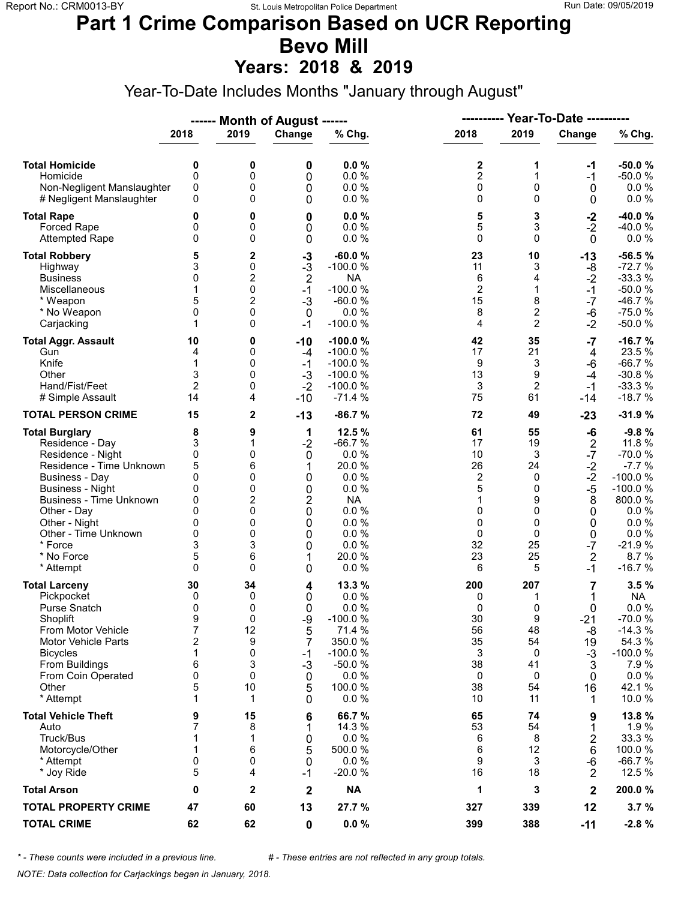# Part 1 Crime Comparison Based on UCR Reporting
# Bevo Mill
## Years: 2018 & 2019

Year-To-Date Includes Months "January through August"

| | ------ Month of August ------ | | | | ---------- Year-To-Date ---------- | | | |
|---|---|---|---|---|---|---|---|---|
| | 2018 | 2019 | Change | % Chg. | 2018 | 2019 | Change | % Chg. |
| **Total Homicide** | **0** | **0** | **0** | **0.0 %** | **2** | **1** | **-1** | **-50.0 %** |
| Homicide | 0 | 0 | 0 | 0.0 % | 2 | 1 | -1 | -50.0 % |
| Non-Negligent Manslaughter | 0 | 0 | 0 | 0.0 % | 0 | 0 | 0 | 0.0 % |
| # Negligent Manslaughter | 0 | 0 | 0 | 0.0 % | 0 | 0 | 0 | 0.0 % |
| **Total Rape** | **0** | **0** | **0** | **0.0 %** | **5** | **3** | **-2** | **-40.0 %** |
| Forced Rape | 0 | 0 | 0 | 0.0 % | 5 | 3 | -2 | -40.0 % |
| Attempted Rape | 0 | 0 | 0 | 0.0 % | 0 | 0 | 0 | 0.0 % |
| **Total Robbery** | **5** | **2** | **-3** | **-60.0 %** | **23** | **10** | **-13** | **-56.5 %** |
| Highway | 3 | 0 | -3 | -100.0 % | 11 | 3 | -8 | -72.7 % |
| Business | 0 | 2 | 2 | NA | 6 | 4 | -2 | -33.3 % |
| Miscellaneous | 1 | 0 | -1 | -100.0 % | 2 | 1 | -1 | -50.0 % |
| * Weapon | 5 | 2 | -3 | -60.0 % | 15 | 8 | -7 | -46.7 % |
| * No Weapon | 0 | 0 | 0 | 0.0 % | 8 | 2 | -6 | -75.0 % |
| Carjacking | 1 | 0 | -1 | -100.0 % | 4 | 2 | -2 | -50.0 % |
| **Total Aggr. Assault** | **10** | **0** | **-10** | **-100.0 %** | **42** | **35** | **-7** | **-16.7 %** |
| Gun | 4 | 0 | -4 | -100.0 % | 17 | 21 | 4 | 23.5 % |
| Knife | 1 | 0 | -1 | -100.0 % | 9 | 3 | -6 | -66.7 % |
| Other | 3 | 0 | -3 | -100.0 % | 13 | 9 | -4 | -30.8 % |
| Hand/Fist/Feet | 2 | 0 | -2 | -100.0 % | 3 | 2 | -1 | -33.3 % |
| # Simple Assault | 14 | 4 | -10 | -71.4 % | 75 | 61 | -14 | -18.7 % |
| **TOTAL PERSON CRIME** | **15** | **2** | **-13** | **-86.7 %** | **72** | **49** | **-23** | **-31.9 %** |
| **Total Burglary** | **8** | **9** | **1** | **12.5 %** | **61** | **55** | **-6** | **-9.8 %** |
| Residence - Day | 3 | 1 | -2 | -66.7 % | 17 | 19 | 2 | 11.8 % |
| Residence - Night | 0 | 0 | 0 | 0.0 % | 10 | 3 | -7 | -70.0 % |
| Residence - Time Unknown | 5 | 6 | 1 | 20.0 % | 26 | 24 | -2 | -7.7 % |
| Business - Day | 0 | 0 | 0 | 0.0 % | 2 | 0 | -2 | -100.0 % |
| Business - Night | 0 | 0 | 0 | 0.0 % | 5 | 0 | -5 | -100.0 % |
| Business - Time Unknown | 0 | 2 | 2 | NA | 1 | 9 | 8 | 800.0 % |
| Other - Day | 0 | 0 | 0 | 0.0 % | 0 | 0 | 0 | 0.0 % |
| Other - Night | 0 | 0 | 0 | 0.0 % | 0 | 0 | 0 | 0.0 % |
| Other - Time Unknown | 0 | 0 | 0 | 0.0 % | 0 | 0 | 0 | 0.0 % |
| * Force | 3 | 3 | 0 | 0.0 % | 32 | 25 | -7 | -21.9 % |
| * No Force | 5 | 6 | 1 | 20.0 % | 23 | 25 | 2 | 8.7 % |
| * Attempt | 0 | 0 | 0 | 0.0 % | 6 | 5 | -1 | -16.7 % |
| **Total Larceny** | **30** | **34** | **4** | **13.3 %** | **200** | **207** | **7** | **3.5 %** |
| Pickpocket | 0 | 0 | 0 | 0.0 % | 0 | 1 | 1 | NA |
| Purse Snatch | 0 | 0 | 0 | 0.0 % | 0 | 0 | 0 | 0.0 % |
| Shoplift | 9 | 0 | -9 | -100.0 % | 30 | 9 | -21 | -70.0 % |
| From Motor Vehicle | 7 | 12 | 5 | 71.4 % | 56 | 48 | -8 | -14.3 % |
| Motor Vehicle Parts | 2 | 9 | 7 | 350.0 % | 35 | 54 | 19 | 54.3 % |
| Bicycles | 1 | 0 | -1 | -100.0 % | 3 | 0 | -3 | -100.0 % |
| From Buildings | 6 | 3 | -3 | -50.0 % | 38 | 41 | 3 | 7.9 % |
| From Coin Operated | 0 | 0 | 0 | 0.0 % | 0 | 0 | 0 | 0.0 % |
| Other | 5 | 10 | 5 | 100.0 % | 38 | 54 | 16 | 42.1 % |
| * Attempt | 1 | 1 | 0 | 0.0 % | 10 | 11 | 1 | 10.0 % |
| **Total Vehicle Theft** | **9** | **15** | **6** | **66.7 %** | **65** | **74** | **9** | **13.8 %** |
| Auto | 7 | 8 | 1 | 14.3 % | 53 | 54 | 1 | 1.9 % |
| Truck/Bus | 1 | 1 | 0 | 0.0 % | 6 | 8 | 2 | 33.3 % |
| Motorcycle/Other | 1 | 6 | 5 | 500.0 % | 6 | 12 | 6 | 100.0 % |
| * Attempt | 0 | 0 | 0 | 0.0 % | 9 | 3 | -6 | -66.7 % |
| * Joy Ride | 5 | 4 | -1 | -20.0 % | 16 | 18 | 2 | 12.5 % |
| **Total Arson** | **0** | **2** | **2** | **NA** | **1** | **3** | **2** | **200.0 %** |
| **TOTAL PROPERTY CRIME** | **47** | **60** | **13** | **27.7 %** | **327** | **339** | **12** | **3.7 %** |
| **TOTAL CRIME** | **62** | **62** | **0** | **0.0 %** | **399** | **388** | **-11** | **-2.8 %** |

*\* - These counts were included in a previous line.* *# - These entries are not reflected in any group totals.*

*NOTE: Data collection for Carjackings began in January, 2018.*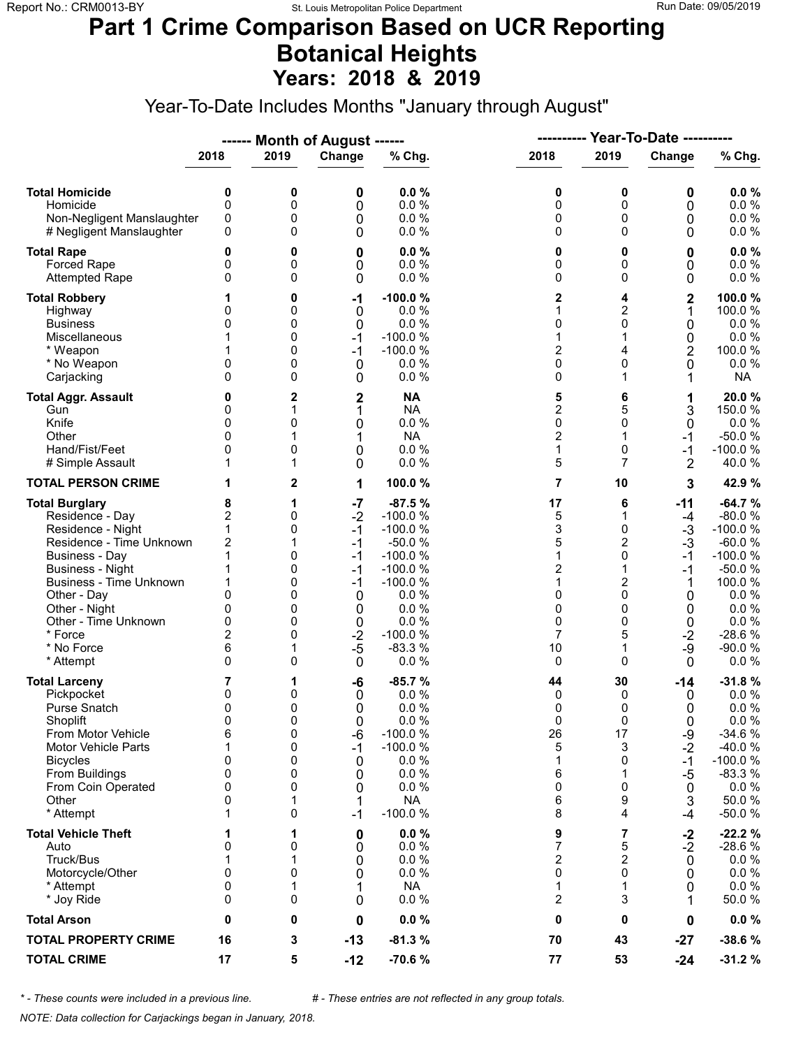# Part 1 Crime Comparison Based on UCR Reporting
# Botanical Heights
## Years: 2018 & 2019

Year-To-Date Includes Months "January through August"

| | Month of August 2018 | Month of August 2019 | Change | % Chg. | Year-To-Date 2018 | Year-To-Date 2019 | Change | % Chg. |
|---|---|---|---|---|---|---|---|---|
| **Total Homicide** | **0** | **0** | **0** | **0.0 %** | **0** | **0** | **0** | **0.0 %** |
| Homicide | 0 | 0 | 0 | 0.0 % | 0 | 0 | 0 | 0.0 % |
| Non-Negligent Manslaughter | 0 | 0 | 0 | 0.0 % | 0 | 0 | 0 | 0.0 % |
| # Negligent Manslaughter | 0 | 0 | 0 | 0.0 % | 0 | 0 | 0 | 0.0 % |
| **Total Rape** | **0** | **0** | **0** | **0.0 %** | **0** | **0** | **0** | **0.0 %** |
| Forced Rape | 0 | 0 | 0 | 0.0 % | 0 | 0 | 0 | 0.0 % |
| Attempted Rape | 0 | 0 | 0 | 0.0 % | 0 | 0 | 0 | 0.0 % |
| **Total Robbery** | **1** | **0** | **-1** | **-100.0 %** | **2** | **4** | **2** | **100.0 %** |
| Highway | 0 | 0 | 0 | 0.0 % | 1 | 2 | 1 | 100.0 % |
| Business | 0 | 0 | 0 | 0.0 % | 0 | 0 | 0 | 0.0 % |
| Miscellaneous | 1 | 0 | -1 | -100.0 % | 1 | 1 | 0 | 0.0 % |
| * Weapon | 1 | 0 | -1 | -100.0 % | 2 | 4 | 2 | 100.0 % |
| * No Weapon | 0 | 0 | 0 | 0.0 % | 0 | 0 | 0 | 0.0 % |
| Carjacking | 0 | 0 | 0 | 0.0 % | 0 | 1 | 1 | NA |
| **Total Aggr. Assault** | **0** | **2** | **2** | **NA** | **5** | **6** | **1** | **20.0 %** |
| Gun | 0 | 1 | 1 | NA | 2 | 5 | 3 | 150.0 % |
| Knife | 0 | 0 | 0 | 0.0 % | 0 | 0 | 0 | 0.0 % |
| Other | 0 | 1 | 1 | NA | 2 | 1 | -1 | -50.0 % |
| Hand/Fist/Feet | 0 | 0 | 0 | 0.0 % | 1 | 0 | -1 | -100.0 % |
| # Simple Assault | 1 | 1 | 0 | 0.0 % | 5 | 7 | 2 | 40.0 % |
| **TOTAL PERSON CRIME** | **1** | **2** | **1** | **100.0 %** | **7** | **10** | **3** | **42.9 %** |
| **Total Burglary** | **8** | **1** | **-7** | **-87.5 %** | **17** | **6** | **-11** | **-64.7 %** |
| Residence - Day | 2 | 0 | -2 | -100.0 % | 5 | 1 | -4 | -80.0 % |
| Residence - Night | 1 | 0 | -1 | -100.0 % | 3 | 0 | -3 | -100.0 % |
| Residence - Time Unknown | 2 | 1 | -1 | -50.0 % | 5 | 2 | -3 | -60.0 % |
| Business - Day | 1 | 0 | -1 | -100.0 % | 1 | 0 | -1 | -100.0 % |
| Business - Night | 1 | 0 | -1 | -100.0 % | 2 | 1 | -1 | -50.0 % |
| Business - Time Unknown | 1 | 0 | -1 | -100.0 % | 1 | 2 | 1 | 100.0 % |
| Other - Day | 0 | 0 | 0 | 0.0 % | 0 | 0 | 0 | 0.0 % |
| Other - Night | 0 | 0 | 0 | 0.0 % | 0 | 0 | 0 | 0.0 % |
| Other - Time Unknown | 0 | 0 | 0 | 0.0 % | 0 | 0 | 0 | 0.0 % |
| * Force | 2 | 0 | -2 | -100.0 % | 7 | 5 | -2 | -28.6 % |
| * No Force | 6 | 1 | -5 | -83.3 % | 10 | 1 | -9 | -90.0 % |
| * Attempt | 0 | 0 | 0 | 0.0 % | 0 | 0 | 0 | 0.0 % |
| **Total Larceny** | **7** | **1** | **-6** | **-85.7 %** | **44** | **30** | **-14** | **-31.8 %** |
| Pickpocket | 0 | 0 | 0 | 0.0 % | 0 | 0 | 0 | 0.0 % |
| Purse Snatch | 0 | 0 | 0 | 0.0 % | 0 | 0 | 0 | 0.0 % |
| Shoplift | 0 | 0 | 0 | 0.0 % | 0 | 0 | 0 | 0.0 % |
| From Motor Vehicle | 6 | 0 | -6 | -100.0 % | 26 | 17 | -9 | -34.6 % |
| Motor Vehicle Parts | 1 | 0 | -1 | -100.0 % | 5 | 3 | -2 | -40.0 % |
| Bicycles | 0 | 0 | 0 | 0.0 % | 1 | 0 | -1 | -100.0 % |
| From Buildings | 0 | 0 | 0 | 0.0 % | 6 | 1 | -5 | -83.3 % |
| From Coin Operated | 0 | 0 | 0 | 0.0 % | 0 | 0 | 0 | 0.0 % |
| Other | 0 | 1 | 1 | NA | 6 | 9 | 3 | 50.0 % |
| * Attempt | 1 | 0 | -1 | -100.0 % | 8 | 4 | -4 | -50.0 % |
| **Total Vehicle Theft** | **1** | **1** | **0** | **0.0 %** | **9** | **7** | **-2** | **-22.2 %** |
| Auto | 0 | 0 | 0 | 0.0 % | 7 | 5 | -2 | -28.6 % |
| Truck/Bus | 1 | 1 | 0 | 0.0 % | 2 | 2 | 0 | 0.0 % |
| Motorcycle/Other | 0 | 0 | 0 | 0.0 % | 0 | 0 | 0 | 0.0 % |
| * Attempt | 0 | 1 | 1 | NA | 1 | 1 | 0 | 0.0 % |
| * Joy Ride | 0 | 0 | 0 | 0.0 % | 2 | 3 | 1 | 50.0 % |
| **Total Arson** | **0** | **0** | **0** | **0.0 %** | **0** | **0** | **0** | **0.0 %** |
| **TOTAL PROPERTY CRIME** | **16** | **3** | **-13** | **-81.3 %** | **70** | **43** | **-27** | **-38.6 %** |
| **TOTAL CRIME** | **17** | **5** | **-12** | **-70.6 %** | **77** | **53** | **-24** | **-31.2 %** |

*\* - These counts were included in a previous line.* &nbsp;&nbsp;&nbsp; *# - These entries are not reflected in any group totals.*

*NOTE: Data collection for Carjackings began in January, 2018.*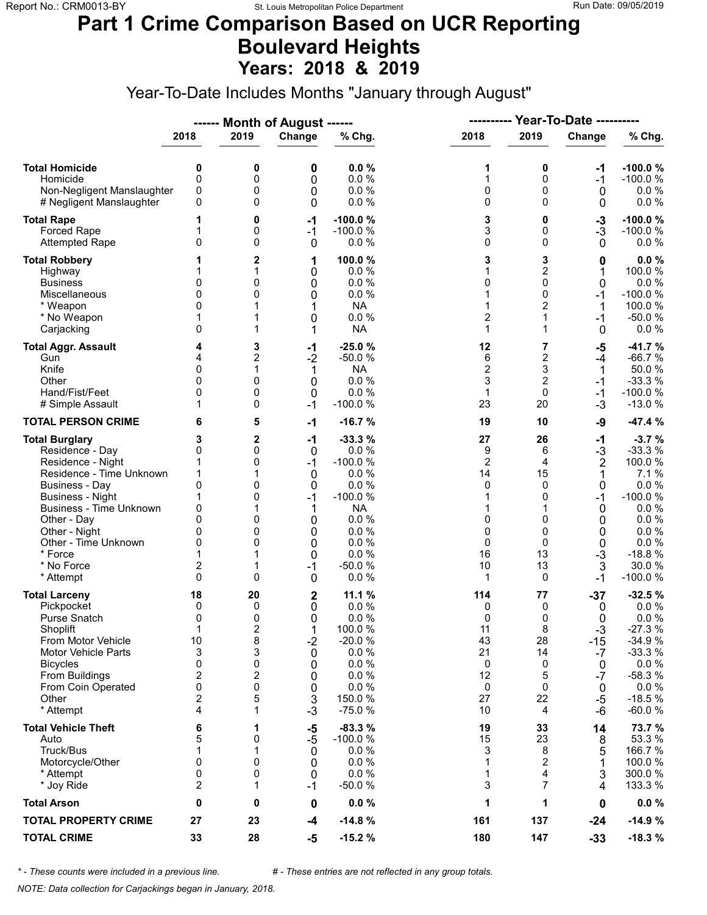# Part 1 Crime Comparison Based on UCR Reporting
# Boulevard Heights
## Years: 2018 & 2019

Year-To-Date Includes Months "January through August"

| | Month of August | | | | Year-To-Date | | | |
|---|---|---|---|---|---|---|---|---|
| | 2018 | 2019 | Change | % Chg. | 2018 | 2019 | Change | % Chg. |
| **Total Homicide** | **0** | **0** | **0** | **0.0 %** | **1** | **0** | **-1** | **-100.0 %** |
| Homicide | 0 | 0 | 0 | 0.0 % | 1 | 0 | -1 | -100.0 % |
| Non-Negligent Manslaughter | 0 | 0 | 0 | 0.0 % | 0 | 0 | 0 | 0.0 % |
| # Negligent Manslaughter | 0 | 0 | 0 | 0.0 % | 0 | 0 | 0 | 0.0 % |
| **Total Rape** | **1** | **0** | **-1** | **-100.0 %** | **3** | **0** | **-3** | **-100.0 %** |
| Forced Rape | 1 | 0 | -1 | -100.0 % | 3 | 0 | -3 | -100.0 % |
| Attempted Rape | 0 | 0 | 0 | 0.0 % | 0 | 0 | 0 | 0.0 % |
| **Total Robbery** | **1** | **2** | **1** | **100.0 %** | **3** | **3** | **0** | **0.0 %** |
| Highway | 1 | 1 | 0 | 0.0 % | 1 | 2 | 1 | 100.0 % |
| Business | 0 | 0 | 0 | 0.0 % | 0 | 0 | 0 | 0.0 % |
| Miscellaneous | 0 | 0 | 0 | 0.0 % | 1 | 0 | -1 | -100.0 % |
| * Weapon | 0 | 1 | 1 | NA | 1 | 2 | 1 | 100.0 % |
| * No Weapon | 1 | 1 | 0 | 0.0 % | 2 | 1 | -1 | -50.0 % |
| Carjacking | 0 | 1 | 1 | NA | 1 | 1 | 0 | 0.0 % |
| **Total Aggr. Assault** | **4** | **3** | **-1** | **-25.0 %** | **12** | **7** | **-5** | **-41.7 %** |
| Gun | 4 | 2 | -2 | -50.0 % | 6 | 2 | -4 | -66.7 % |
| Knife | 0 | 1 | 1 | NA | 2 | 3 | 1 | 50.0 % |
| Other | 0 | 0 | 0 | 0.0 % | 3 | 2 | -1 | -33.3 % |
| Hand/Fist/Feet | 0 | 0 | 0 | 0.0 % | 1 | 0 | -1 | -100.0 % |
| # Simple Assault | 1 | 0 | -1 | -100.0 % | 23 | 20 | -3 | -13.0 % |
| **TOTAL PERSON CRIME** | **6** | **5** | **-1** | **-16.7 %** | **19** | **10** | **-9** | **-47.4 %** |
| **Total Burglary** | **3** | **2** | **-1** | **-33.3 %** | **27** | **26** | **-1** | **-3.7 %** |
| Residence - Day | 0 | 0 | 0 | 0.0 % | 9 | 6 | -3 | -33.3 % |
| Residence - Night | 1 | 0 | -1 | -100.0 % | 2 | 4 | 2 | 100.0 % |
| Residence - Time Unknown | 1 | 1 | 0 | 0.0 % | 14 | 15 | 1 | 7.1 % |
| Business - Day | 0 | 0 | 0 | 0.0 % | 0 | 0 | 0 | 0.0 % |
| Business - Night | 1 | 0 | -1 | -100.0 % | 1 | 0 | -1 | -100.0 % |
| Business - Time Unknown | 0 | 1 | 1 | NA | 1 | 1 | 0 | 0.0 % |
| Other - Day | 0 | 0 | 0 | 0.0 % | 0 | 0 | 0 | 0.0 % |
| Other - Night | 0 | 0 | 0 | 0.0 % | 0 | 0 | 0 | 0.0 % |
| Other - Time Unknown | 0 | 0 | 0 | 0.0 % | 0 | 0 | 0 | 0.0 % |
| * Force | 1 | 1 | 0 | 0.0 % | 16 | 13 | -3 | -18.8 % |
| * No Force | 2 | 1 | -1 | -50.0 % | 10 | 13 | 3 | 30.0 % |
| * Attempt | 0 | 0 | 0 | 0.0 % | 1 | 0 | -1 | -100.0 % |
| **Total Larceny** | **18** | **20** | **2** | **11.1 %** | **114** | **77** | **-37** | **-32.5 %** |
| Pickpocket | 0 | 0 | 0 | 0.0 % | 0 | 0 | 0 | 0.0 % |
| Purse Snatch | 0 | 0 | 0 | 0.0 % | 0 | 0 | 0 | 0.0 % |
| Shoplift | 1 | 2 | 1 | 100.0 % | 11 | 8 | -3 | -27.3 % |
| From Motor Vehicle | 10 | 8 | -2 | -20.0 % | 43 | 28 | -15 | -34.9 % |
| Motor Vehicle Parts | 3 | 3 | 0 | 0.0 % | 21 | 14 | -7 | -33.3 % |
| Bicycles | 0 | 0 | 0 | 0.0 % | 0 | 0 | 0 | 0.0 % |
| From Buildings | 2 | 2 | 0 | 0.0 % | 12 | 5 | -7 | -58.3 % |
| From Coin Operated | 0 | 0 | 0 | 0.0 % | 0 | 0 | 0 | 0.0 % |
| Other | 2 | 5 | 3 | 150.0 % | 27 | 22 | -5 | -18.5 % |
| * Attempt | 4 | 1 | -3 | -75.0 % | 10 | 4 | -6 | -60.0 % |
| **Total Vehicle Theft** | **6** | **1** | **-5** | **-83.3 %** | **19** | **33** | **14** | **73.7 %** |
| Auto | 5 | 0 | -5 | -100.0 % | 15 | 23 | 8 | 53.3 % |
| Truck/Bus | 1 | 1 | 0 | 0.0 % | 3 | 8 | 5 | 166.7 % |
| Motorcycle/Other | 0 | 0 | 0 | 0.0 % | 1 | 2 | 1 | 100.0 % |
| * Attempt | 0 | 0 | 0 | 0.0 % | 1 | 4 | 3 | 300.0 % |
| * Joy Ride | 2 | 1 | -1 | -50.0 % | 3 | 7 | 4 | 133.3 % |
| **Total Arson** | **0** | **0** | **0** | **0.0 %** | **1** | **1** | **0** | **0.0 %** |
| **TOTAL PROPERTY CRIME** | **27** | **23** | **-4** | **-14.8 %** | **161** | **137** | **-24** | **-14.9 %** |
| **TOTAL CRIME** | **33** | **28** | **-5** | **-15.2 %** | **180** | **147** | **-33** | **-18.3 %** |

*\* - These counts were included in a previous line.* *# - These entries are not reflected in any group totals.*

*NOTE: Data collection for Carjackings began in January, 2018.*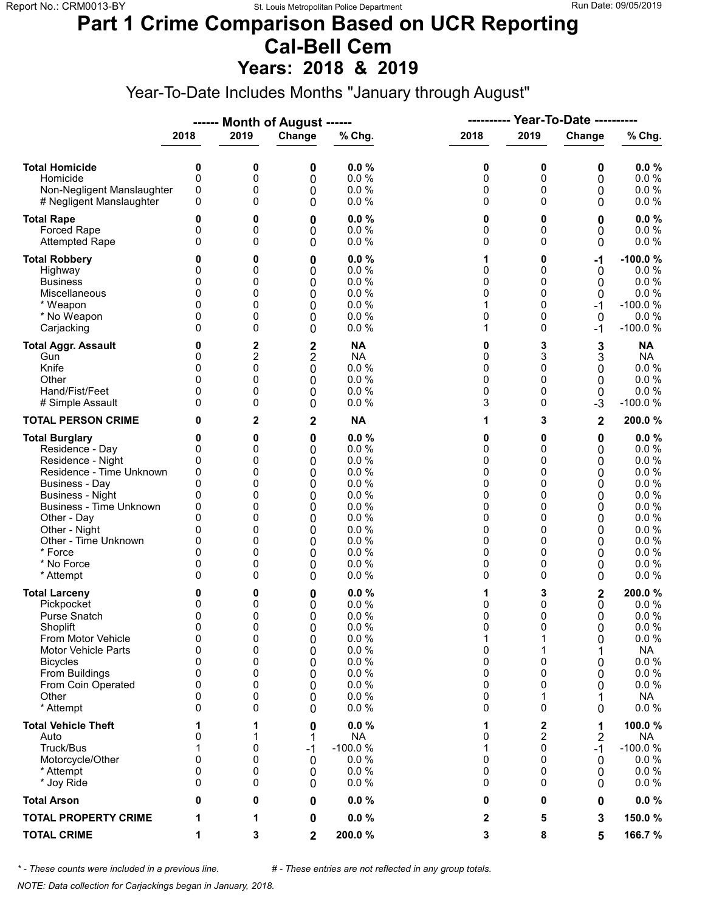# Part 1 Crime Comparison Based on UCR Reporting
## Cal-Bell Cem
### Years: 2018 & 2019

Year-To-Date Includes Months "January through August"

| | ------ Month of August ------ | | | | ---------- Year-To-Date ---------- | | | |
|---|---|---|---|---|---|---|---|---|
| | 2018 | 2019 | Change | % Chg. | 2018 | 2019 | Change | % Chg. |
| **Total Homicide** | **0** | **0** | **0** | **0.0 %** | **0** | **0** | **0** | **0.0 %** |
| Homicide | 0 | 0 | 0 | 0.0 % | 0 | 0 | 0 | 0.0 % |
| Non-Negligent Manslaughter | 0 | 0 | 0 | 0.0 % | 0 | 0 | 0 | 0.0 % |
| # Negligent Manslaughter | 0 | 0 | 0 | 0.0 % | 0 | 0 | 0 | 0.0 % |
| **Total Rape** | **0** | **0** | **0** | **0.0 %** | **0** | **0** | **0** | **0.0 %** |
| Forced Rape | 0 | 0 | 0 | 0.0 % | 0 | 0 | 0 | 0.0 % |
| Attempted Rape | 0 | 0 | 0 | 0.0 % | 0 | 0 | 0 | 0.0 % |
| **Total Robbery** | **0** | **0** | **0** | **0.0 %** | **1** | **0** | **-1** | **-100.0 %** |
| Highway | 0 | 0 | 0 | 0.0 % | 0 | 0 | 0 | 0.0 % |
| Business | 0 | 0 | 0 | 0.0 % | 0 | 0 | 0 | 0.0 % |
| Miscellaneous | 0 | 0 | 0 | 0.0 % | 0 | 0 | 0 | 0.0 % |
| * Weapon | 0 | 0 | 0 | 0.0 % | 1 | 0 | -1 | -100.0 % |
| * No Weapon | 0 | 0 | 0 | 0.0 % | 0 | 0 | 0 | 0.0 % |
| Carjacking | 0 | 0 | 0 | 0.0 % | 1 | 0 | -1 | -100.0 % |
| **Total Aggr. Assault** | **0** | **2** | **2** | **NA** | **0** | **3** | **3** | **NA** |
| Gun | 0 | 2 | 2 | NA | 0 | 3 | 3 | NA |
| Knife | 0 | 0 | 0 | 0.0 % | 0 | 0 | 0 | 0.0 % |
| Other | 0 | 0 | 0 | 0.0 % | 0 | 0 | 0 | 0.0 % |
| Hand/Fist/Feet | 0 | 0 | 0 | 0.0 % | 0 | 0 | 0 | 0.0 % |
| # Simple Assault | 0 | 0 | 0 | 0.0 % | 3 | 0 | -3 | -100.0 % |
| **TOTAL PERSON CRIME** | **0** | **2** | **2** | **NA** | **1** | **3** | **2** | **200.0 %** |
| **Total Burglary** | **0** | **0** | **0** | **0.0 %** | **0** | **0** | **0** | **0.0 %** |
| Residence - Day | 0 | 0 | 0 | 0.0 % | 0 | 0 | 0 | 0.0 % |
| Residence - Night | 0 | 0 | 0 | 0.0 % | 0 | 0 | 0 | 0.0 % |
| Residence - Time Unknown | 0 | 0 | 0 | 0.0 % | 0 | 0 | 0 | 0.0 % |
| Business - Day | 0 | 0 | 0 | 0.0 % | 0 | 0 | 0 | 0.0 % |
| Business - Night | 0 | 0 | 0 | 0.0 % | 0 | 0 | 0 | 0.0 % |
| Business - Time Unknown | 0 | 0 | 0 | 0.0 % | 0 | 0 | 0 | 0.0 % |
| Other - Day | 0 | 0 | 0 | 0.0 % | 0 | 0 | 0 | 0.0 % |
| Other - Night | 0 | 0 | 0 | 0.0 % | 0 | 0 | 0 | 0.0 % |
| Other - Time Unknown | 0 | 0 | 0 | 0.0 % | 0 | 0 | 0 | 0.0 % |
| * Force | 0 | 0 | 0 | 0.0 % | 0 | 0 | 0 | 0.0 % |
| * No Force | 0 | 0 | 0 | 0.0 % | 0 | 0 | 0 | 0.0 % |
| * Attempt | 0 | 0 | 0 | 0.0 % | 0 | 0 | 0 | 0.0 % |
| **Total Larceny** | **0** | **0** | **0** | **0.0 %** | **1** | **3** | **2** | **200.0 %** |
| Pickpocket | 0 | 0 | 0 | 0.0 % | 0 | 0 | 0 | 0.0 % |
| Purse Snatch | 0 | 0 | 0 | 0.0 % | 0 | 0 | 0 | 0.0 % |
| Shoplift | 0 | 0 | 0 | 0.0 % | 0 | 0 | 0 | 0.0 % |
| From Motor Vehicle | 0 | 0 | 0 | 0.0 % | 1 | 1 | 0 | 0.0 % |
| Motor Vehicle Parts | 0 | 0 | 0 | 0.0 % | 0 | 1 | 1 | NA |
| Bicycles | 0 | 0 | 0 | 0.0 % | 0 | 0 | 0 | 0.0 % |
| From Buildings | 0 | 0 | 0 | 0.0 % | 0 | 0 | 0 | 0.0 % |
| From Coin Operated | 0 | 0 | 0 | 0.0 % | 0 | 0 | 0 | 0.0 % |
| Other | 0 | 0 | 0 | 0.0 % | 0 | 1 | 1 | NA |
| * Attempt | 0 | 0 | 0 | 0.0 % | 0 | 0 | 0 | 0.0 % |
| **Total Vehicle Theft** | **1** | **1** | **0** | **0.0 %** | **1** | **2** | **1** | **100.0 %** |
| Auto | 0 | 1 | 1 | NA | 0 | 2 | 2 | NA |
| Truck/Bus | 1 | 0 | -1 | -100.0 % | 1 | 0 | -1 | -100.0 % |
| Motorcycle/Other | 0 | 0 | 0 | 0.0 % | 0 | 0 | 0 | 0.0 % |
| * Attempt | 0 | 0 | 0 | 0.0 % | 0 | 0 | 0 | 0.0 % |
| * Joy Ride | 0 | 0 | 0 | 0.0 % | 0 | 0 | 0 | 0.0 % |
| **Total Arson** | **0** | **0** | **0** | **0.0 %** | **0** | **0** | **0** | **0.0 %** |
| **TOTAL PROPERTY CRIME** | **1** | **1** | **0** | **0.0 %** | **2** | **5** | **3** | **150.0 %** |
| **TOTAL CRIME** | **1** | **3** | **2** | **200.0 %** | **3** | **8** | **5** | **166.7 %** |

*\* - These counts were included in a previous line.* *# - These entries are not reflected in any group totals.*

*NOTE: Data collection for Carjackings began in January, 2018.*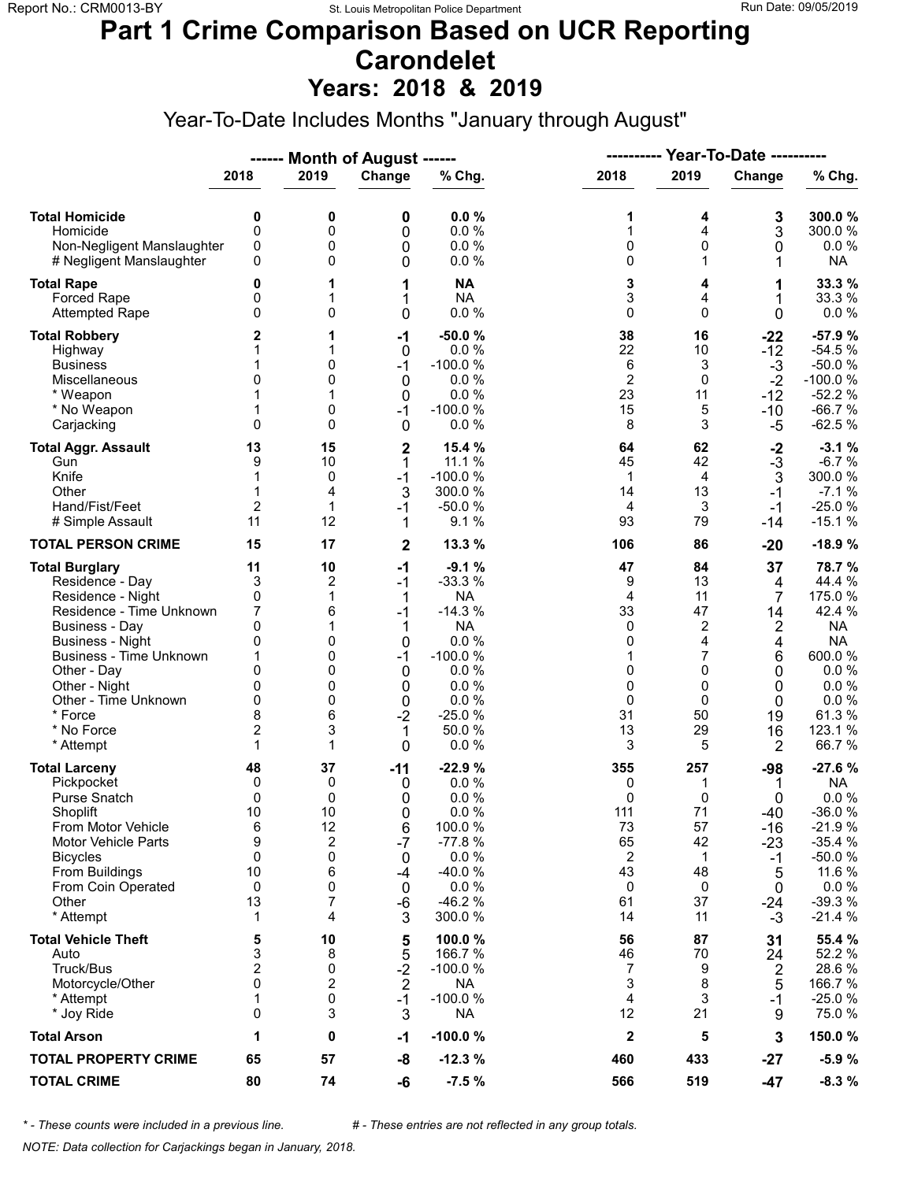# Part 1 Crime Comparison Based on UCR Reporting
# Carondelet
## Years: 2018 & 2019

Year-To-Date Includes Months "January through August"

| | Month of August 2018 | Month of August 2019 | Change | % Chg. | Year-To-Date 2018 | Year-To-Date 2019 | Change | % Chg. |
|---|---|---|---|---|---|---|---|---|
| **Total Homicide** | **0** | **0** | **0** | **0.0 %** | **1** | **4** | **3** | **300.0 %** |
| Homicide | 0 | 0 | 0 | 0.0 % | 1 | 4 | 3 | 300.0 % |
| Non-Negligent Manslaughter | 0 | 0 | 0 | 0.0 % | 0 | 0 | 0 | 0.0 % |
| # Negligent Manslaughter | 0 | 0 | 0 | 0.0 % | 0 | 1 | 1 | NA |
| **Total Rape** | **0** | **1** | **1** | **NA** | **3** | **4** | **1** | **33.3 %** |
| Forced Rape | 0 | 1 | 1 | NA | 3 | 4 | 1 | 33.3 % |
| Attempted Rape | 0 | 0 | 0 | 0.0 % | 0 | 0 | 0 | 0.0 % |
| **Total Robbery** | **2** | **1** | **-1** | **-50.0 %** | **38** | **16** | **-22** | **-57.9 %** |
| Highway | 1 | 1 | 0 | 0.0 % | 22 | 10 | -12 | -54.5 % |
| Business | 1 | 0 | -1 | -100.0 % | 6 | 3 | -3 | -50.0 % |
| Miscellaneous | 0 | 0 | 0 | 0.0 % | 2 | 0 | -2 | -100.0 % |
| * Weapon | 1 | 1 | 0 | 0.0 % | 23 | 11 | -12 | -52.2 % |
| * No Weapon | 1 | 0 | -1 | -100.0 % | 15 | 5 | -10 | -66.7 % |
| Carjacking | 0 | 0 | 0 | 0.0 % | 8 | 3 | -5 | -62.5 % |
| **Total Aggr. Assault** | **13** | **15** | **2** | **15.4 %** | **64** | **62** | **-2** | **-3.1 %** |
| Gun | 9 | 10 | 1 | 11.1 % | 45 | 42 | -3 | -6.7 % |
| Knife | 1 | 0 | -1 | -100.0 % | 1 | 4 | 3 | 300.0 % |
| Other | 1 | 4 | 3 | 300.0 % | 14 | 13 | -1 | -7.1 % |
| Hand/Fist/Feet | 2 | 1 | -1 | -50.0 % | 4 | 3 | -1 | -25.0 % |
| # Simple Assault | 11 | 12 | 1 | 9.1 % | 93 | 79 | -14 | -15.1 % |
| **TOTAL PERSON CRIME** | **15** | **17** | **2** | **13.3 %** | **106** | **86** | **-20** | **-18.9 %** |
| **Total Burglary** | **11** | **10** | **-1** | **-9.1 %** | **47** | **84** | **37** | **78.7 %** |
| Residence - Day | 3 | 2 | -1 | -33.3 % | 9 | 13 | 4 | 44.4 % |
| Residence - Night | 0 | 1 | 1 | NA | 4 | 11 | 7 | 175.0 % |
| Residence - Time Unknown | 7 | 6 | -1 | -14.3 % | 33 | 47 | 14 | 42.4 % |
| Business - Day | 0 | 1 | 1 | NA | 0 | 2 | 2 | NA |
| Business - Night | 0 | 0 | 0 | 0.0 % | 0 | 4 | 4 | NA |
| Business - Time Unknown | 1 | 0 | -1 | -100.0 % | 1 | 7 | 6 | 600.0 % |
| Other - Day | 0 | 0 | 0 | 0.0 % | 0 | 0 | 0 | 0.0 % |
| Other - Night | 0 | 0 | 0 | 0.0 % | 0 | 0 | 0 | 0.0 % |
| Other - Time Unknown | 0 | 0 | 0 | 0.0 % | 0 | 0 | 0 | 0.0 % |
| * Force | 8 | 6 | -2 | -25.0 % | 31 | 50 | 19 | 61.3 % |
| * No Force | 2 | 3 | 1 | 50.0 % | 13 | 29 | 16 | 123.1 % |
| * Attempt | 1 | 1 | 0 | 0.0 % | 3 | 5 | 2 | 66.7 % |
| **Total Larceny** | **48** | **37** | **-11** | **-22.9 %** | **355** | **257** | **-98** | **-27.6 %** |
| Pickpocket | 0 | 0 | 0 | 0.0 % | 0 | 1 | 1 | NA |
| Purse Snatch | 0 | 0 | 0 | 0.0 % | 0 | 0 | 0 | 0.0 % |
| Shoplift | 10 | 10 | 0 | 0.0 % | 111 | 71 | -40 | -36.0 % |
| From Motor Vehicle | 6 | 12 | 6 | 100.0 % | 73 | 57 | -16 | -21.9 % |
| Motor Vehicle Parts | 9 | 2 | -7 | -77.8 % | 65 | 42 | -23 | -35.4 % |
| Bicycles | 0 | 0 | 0 | 0.0 % | 2 | 1 | -1 | -50.0 % |
| From Buildings | 10 | 6 | -4 | -40.0 % | 43 | 48 | 5 | 11.6 % |
| From Coin Operated | 0 | 0 | 0 | 0.0 % | 0 | 0 | 0 | 0.0 % |
| Other | 13 | 7 | -6 | -46.2 % | 61 | 37 | -24 | -39.3 % |
| * Attempt | 1 | 4 | 3 | 300.0 % | 14 | 11 | -3 | -21.4 % |
| **Total Vehicle Theft** | **5** | **10** | **5** | **100.0 %** | **56** | **87** | **31** | **55.4 %** |
| Auto | 3 | 8 | 5 | 166.7 % | 46 | 70 | 24 | 52.2 % |
| Truck/Bus | 2 | 0 | -2 | -100.0 % | 7 | 9 | 2 | 28.6 % |
| Motorcycle/Other | 0 | 2 | 2 | NA | 3 | 8 | 5 | 166.7 % |
| * Attempt | 1 | 0 | -1 | -100.0 % | 4 | 3 | -1 | -25.0 % |
| * Joy Ride | 0 | 3 | 3 | NA | 12 | 21 | 9 | 75.0 % |
| **Total Arson** | **1** | **0** | **-1** | **-100.0 %** | **2** | **5** | **3** | **150.0 %** |
| **TOTAL PROPERTY CRIME** | **65** | **57** | **-8** | **-12.3 %** | **460** | **433** | **-27** | **-5.9 %** |
| **TOTAL CRIME** | **80** | **74** | **-6** | **-7.5 %** | **566** | **519** | **-47** | **-8.3 %** |

*\* - These counts were included in a previous line.* &nbsp;&nbsp;&nbsp; *# - These entries are not reflected in any group totals.*

*NOTE: Data collection for Carjackings began in January, 2018.*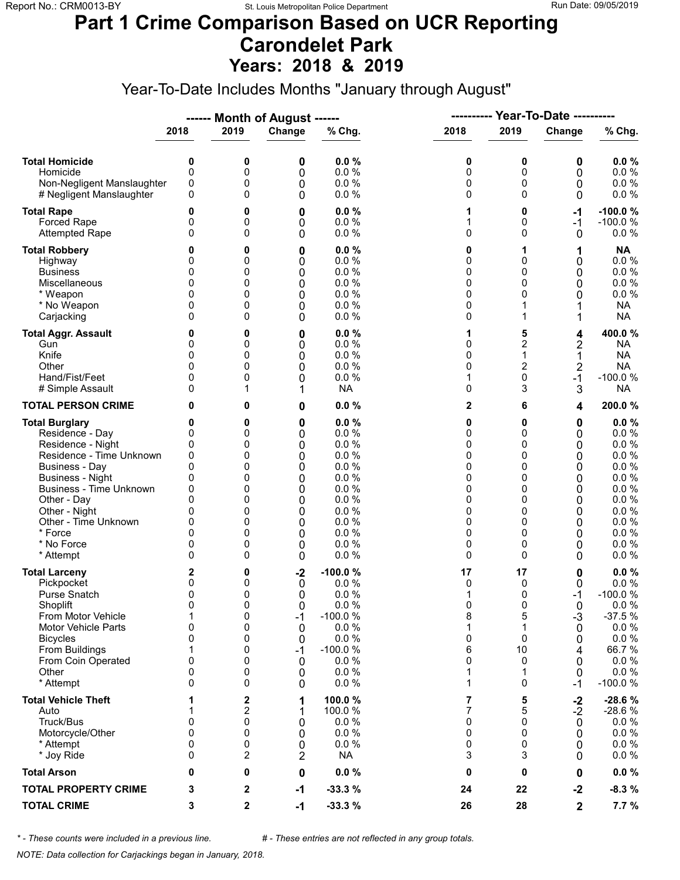# Part 1 Crime Comparison Based on UCR Reporting
# Carondelet Park
## Years: 2018 & 2019

Year-To-Date Includes Months "January through August"

| | Month of August | | | | Year-To-Date | | | |
|---|---|---|---|---|---|---|---|---|
| | 2018 | 2019 | Change | % Chg. | 2018 | 2019 | Change | % Chg. |
| **Total Homicide** | **0** | **0** | **0** | **0.0 %** | **0** | **0** | **0** | **0.0 %** |
| Homicide | 0 | 0 | 0 | 0.0 % | 0 | 0 | 0 | 0.0 % |
| Non-Negligent Manslaughter | 0 | 0 | 0 | 0.0 % | 0 | 0 | 0 | 0.0 % |
| # Negligent Manslaughter | 0 | 0 | 0 | 0.0 % | 0 | 0 | 0 | 0.0 % |
| **Total Rape** | **0** | **0** | **0** | **0.0 %** | **1** | **0** | **-1** | **-100.0 %** |
| Forced Rape | 0 | 0 | 0 | 0.0 % | 1 | 0 | -1 | -100.0 % |
| Attempted Rape | 0 | 0 | 0 | 0.0 % | 0 | 0 | 0 | 0.0 % |
| **Total Robbery** | **0** | **0** | **0** | **0.0 %** | **0** | **1** | **1** | **NA** |
| Highway | 0 | 0 | 0 | 0.0 % | 0 | 0 | 0 | 0.0 % |
| Business | 0 | 0 | 0 | 0.0 % | 0 | 0 | 0 | 0.0 % |
| Miscellaneous | 0 | 0 | 0 | 0.0 % | 0 | 0 | 0 | 0.0 % |
| * Weapon | 0 | 0 | 0 | 0.0 % | 0 | 0 | 0 | 0.0 % |
| * No Weapon | 0 | 0 | 0 | 0.0 % | 0 | 1 | 1 | NA |
| Carjacking | 0 | 0 | 0 | 0.0 % | 0 | 1 | 1 | NA |
| **Total Aggr. Assault** | **0** | **0** | **0** | **0.0 %** | **1** | **5** | **4** | **400.0 %** |
| Gun | 0 | 0 | 0 | 0.0 % | 0 | 2 | 2 | NA |
| Knife | 0 | 0 | 0 | 0.0 % | 0 | 1 | 1 | NA |
| Other | 0 | 0 | 0 | 0.0 % | 0 | 2 | 2 | NA |
| Hand/Fist/Feet | 0 | 0 | 0 | 0.0 % | 1 | 0 | -1 | -100.0 % |
| # Simple Assault | 0 | 1 | 1 | NA | 0 | 3 | 3 | NA |
| **TOTAL PERSON CRIME** | **0** | **0** | **0** | **0.0 %** | **2** | **6** | **4** | **200.0 %** |
| **Total Burglary** | **0** | **0** | **0** | **0.0 %** | **0** | **0** | **0** | **0.0 %** |
| Residence - Day | 0 | 0 | 0 | 0.0 % | 0 | 0 | 0 | 0.0 % |
| Residence - Night | 0 | 0 | 0 | 0.0 % | 0 | 0 | 0 | 0.0 % |
| Residence - Time Unknown | 0 | 0 | 0 | 0.0 % | 0 | 0 | 0 | 0.0 % |
| Business - Day | 0 | 0 | 0 | 0.0 % | 0 | 0 | 0 | 0.0 % |
| Business - Night | 0 | 0 | 0 | 0.0 % | 0 | 0 | 0 | 0.0 % |
| Business - Time Unknown | 0 | 0 | 0 | 0.0 % | 0 | 0 | 0 | 0.0 % |
| Other - Day | 0 | 0 | 0 | 0.0 % | 0 | 0 | 0 | 0.0 % |
| Other - Night | 0 | 0 | 0 | 0.0 % | 0 | 0 | 0 | 0.0 % |
| Other - Time Unknown | 0 | 0 | 0 | 0.0 % | 0 | 0 | 0 | 0.0 % |
| * Force | 0 | 0 | 0 | 0.0 % | 0 | 0 | 0 | 0.0 % |
| * No Force | 0 | 0 | 0 | 0.0 % | 0 | 0 | 0 | 0.0 % |
| * Attempt | 0 | 0 | 0 | 0.0 % | 0 | 0 | 0 | 0.0 % |
| **Total Larceny** | **2** | **0** | **-2** | **-100.0 %** | **17** | **17** | **0** | **0.0 %** |
| Pickpocket | 0 | 0 | 0 | 0.0 % | 0 | 0 | 0 | 0.0 % |
| Purse Snatch | 0 | 0 | 0 | 0.0 % | 1 | 0 | -1 | -100.0 % |
| Shoplift | 0 | 0 | 0 | 0.0 % | 0 | 0 | 0 | 0.0 % |
| From Motor Vehicle | 1 | 0 | -1 | -100.0 % | 8 | 5 | -3 | -37.5 % |
| Motor Vehicle Parts | 0 | 0 | 0 | 0.0 % | 1 | 1 | 0 | 0.0 % |
| Bicycles | 0 | 0 | 0 | 0.0 % | 0 | 0 | 0 | 0.0 % |
| From Buildings | 1 | 0 | -1 | -100.0 % | 6 | 10 | 4 | 66.7 % |
| From Coin Operated | 0 | 0 | 0 | 0.0 % | 0 | 0 | 0 | 0.0 % |
| Other | 0 | 0 | 0 | 0.0 % | 1 | 1 | 0 | 0.0 % |
| * Attempt | 0 | 0 | 0 | 0.0 % | 1 | 0 | -1 | -100.0 % |
| **Total Vehicle Theft** | **1** | **2** | **1** | **100.0 %** | **7** | **5** | **-2** | **-28.6 %** |
| Auto | 1 | 2 | 1 | 100.0 % | 7 | 5 | -2 | -28.6 % |
| Truck/Bus | 0 | 0 | 0 | 0.0 % | 0 | 0 | 0 | 0.0 % |
| Motorcycle/Other | 0 | 0 | 0 | 0.0 % | 0 | 0 | 0 | 0.0 % |
| * Attempt | 0 | 0 | 0 | 0.0 % | 0 | 0 | 0 | 0.0 % |
| * Joy Ride | 0 | 2 | 2 | NA | 3 | 3 | 0 | 0.0 % |
| **Total Arson** | **0** | **0** | **0** | **0.0 %** | **0** | **0** | **0** | **0.0 %** |
| **TOTAL PROPERTY CRIME** | **3** | **2** | **-1** | **-33.3 %** | **24** | **22** | **-2** | **-8.3 %** |
| **TOTAL CRIME** | **3** | **2** | **-1** | **-33.3 %** | **26** | **28** | **2** | **7.7 %** |

*\* - These counts were included in a previous line. # - These entries are not reflected in any group totals.*

*NOTE: Data collection for Carjackings began in January, 2018.*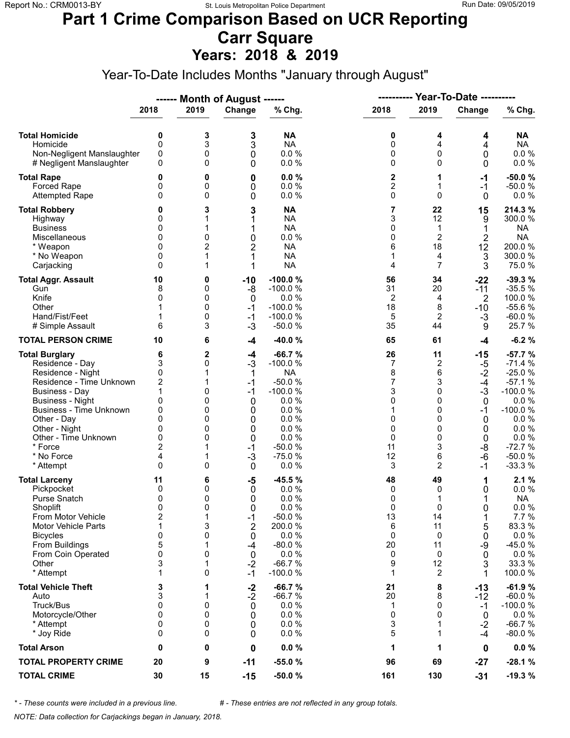# Part 1 Crime Comparison Based on UCR Reporting
# Carr Square
## Years: 2018 & 2019

Year-To-Date Includes Months "January through August"

| | Month of August | | | | Year-To-Date | | | |
|---|---|---|---|---|---|---|---|---|
| | 2018 | 2019 | Change | % Chg. | 2018 | 2019 | Change | % Chg. |
| **Total Homicide** | **0** | **3** | **3** | **NA** | **0** | **4** | **4** | **NA** |
| Homicide | 0 | 3 | 3 | NA | 0 | 4 | 4 | NA |
| Non-Negligent Manslaughter | 0 | 0 | 0 | 0.0 % | 0 | 0 | 0 | 0.0 % |
| # Negligent Manslaughter | 0 | 0 | 0 | 0.0 % | 0 | 0 | 0 | 0.0 % |
| **Total Rape** | **0** | **0** | **0** | **0.0 %** | **2** | **1** | **-1** | **-50.0 %** |
| Forced Rape | 0 | 0 | 0 | 0.0 % | 2 | 1 | -1 | -50.0 % |
| Attempted Rape | 0 | 0 | 0 | 0.0 % | 0 | 0 | 0 | 0.0 % |
| **Total Robbery** | **0** | **3** | **3** | **NA** | **7** | **22** | **15** | **214.3 %** |
| Highway | 0 | 1 | 1 | NA | 3 | 12 | 9 | 300.0 % |
| Business | 0 | 1 | 1 | NA | 0 | 1 | 1 | NA |
| Miscellaneous | 0 | 0 | 0 | 0.0 % | 0 | 2 | 2 | NA |
| * Weapon | 0 | 2 | 2 | NA | 6 | 18 | 12 | 200.0 % |
| * No Weapon | 0 | 1 | 1 | NA | 1 | 4 | 3 | 300.0 % |
| Carjacking | 0 | 1 | 1 | NA | 4 | 7 | 3 | 75.0 % |
| **Total Aggr. Assault** | **10** | **0** | **-10** | **-100.0 %** | **56** | **34** | **-22** | **-39.3 %** |
| Gun | 8 | 0 | -8 | -100.0 % | 31 | 20 | -11 | -35.5 % |
| Knife | 0 | 0 | 0 | 0.0 % | 2 | 4 | 2 | 100.0 % |
| Other | 1 | 0 | -1 | -100.0 % | 18 | 8 | -10 | -55.6 % |
| Hand/Fist/Feet | 1 | 0 | -1 | -100.0 % | 5 | 2 | -3 | -60.0 % |
| # Simple Assault | 6 | 3 | -3 | -50.0 % | 35 | 44 | 9 | 25.7 % |
| **TOTAL PERSON CRIME** | **10** | **6** | **-4** | **-40.0 %** | **65** | **61** | **-4** | **-6.2 %** |
| **Total Burglary** | **6** | **2** | **-4** | **-66.7 %** | **26** | **11** | **-15** | **-57.7 %** |
| Residence - Day | 3 | 0 | -3 | -100.0 % | 7 | 2 | -5 | -71.4 % |
| Residence - Night | 0 | 1 | 1 | NA | 8 | 6 | -2 | -25.0 % |
| Residence - Time Unknown | 2 | 1 | -1 | -50.0 % | 7 | 3 | -4 | -57.1 % |
| Business - Day | 1 | 0 | -1 | -100.0 % | 3 | 0 | -3 | -100.0 % |
| Business - Night | 0 | 0 | 0 | 0.0 % | 0 | 0 | 0 | 0.0 % |
| Business - Time Unknown | 0 | 0 | 0 | 0.0 % | 1 | 0 | -1 | -100.0 % |
| Other - Day | 0 | 0 | 0 | 0.0 % | 0 | 0 | 0 | 0.0 % |
| Other - Night | 0 | 0 | 0 | 0.0 % | 0 | 0 | 0 | 0.0 % |
| Other - Time Unknown | 0 | 0 | 0 | 0.0 % | 0 | 0 | 0 | 0.0 % |
| * Force | 2 | 1 | -1 | -50.0 % | 11 | 3 | -8 | -72.7 % |
| * No Force | 4 | 1 | -3 | -75.0 % | 12 | 6 | -6 | -50.0 % |
| * Attempt | 0 | 0 | 0 | 0.0 % | 3 | 2 | -1 | -33.3 % |
| **Total Larceny** | **11** | **6** | **-5** | **-45.5 %** | **48** | **49** | **1** | **2.1 %** |
| Pickpocket | 0 | 0 | 0 | 0.0 % | 0 | 0 | 0 | 0.0 % |
| Purse Snatch | 0 | 0 | 0 | 0.0 % | 0 | 1 | 1 | NA |
| Shoplift | 0 | 0 | 0 | 0.0 % | 0 | 0 | 0 | 0.0 % |
| From Motor Vehicle | 2 | 1 | -1 | -50.0 % | 13 | 14 | 1 | 7.7 % |
| Motor Vehicle Parts | 1 | 3 | 2 | 200.0 % | 6 | 11 | 5 | 83.3 % |
| Bicycles | 0 | 0 | 0 | 0.0 % | 0 | 0 | 0 | 0.0 % |
| From Buildings | 5 | 1 | -4 | -80.0 % | 20 | 11 | -9 | -45.0 % |
| From Coin Operated | 0 | 0 | 0 | 0.0 % | 0 | 0 | 0 | 0.0 % |
| Other | 3 | 1 | -2 | -66.7 % | 9 | 12 | 3 | 33.3 % |
| * Attempt | 1 | 0 | -1 | -100.0 % | 1 | 2 | 1 | 100.0 % |
| **Total Vehicle Theft** | **3** | **1** | **-2** | **-66.7 %** | **21** | **8** | **-13** | **-61.9 %** |
| Auto | 3 | 1 | -2 | -66.7 % | 20 | 8 | -12 | -60.0 % |
| Truck/Bus | 0 | 0 | 0 | 0.0 % | 1 | 0 | -1 | -100.0 % |
| Motorcycle/Other | 0 | 0 | 0 | 0.0 % | 0 | 0 | 0 | 0.0 % |
| * Attempt | 0 | 0 | 0 | 0.0 % | 3 | 1 | -2 | -66.7 % |
| * Joy Ride | 0 | 0 | 0 | 0.0 % | 5 | 1 | -4 | -80.0 % |
| **Total Arson** | **0** | **0** | **0** | **0.0 %** | **1** | **1** | **0** | **0.0 %** |
| **TOTAL PROPERTY CRIME** | **20** | **9** | **-11** | **-55.0 %** | **96** | **69** | **-27** | **-28.1 %** |
| **TOTAL CRIME** | **30** | **15** | **-15** | **-50.0 %** | **161** | **130** | **-31** | **-19.3 %** |

*\* - These counts were included in a previous line.* &nbsp;&nbsp;&nbsp; *# - These entries are not reflected in any group totals.*

*NOTE: Data collection for Carjackings began in January, 2018.*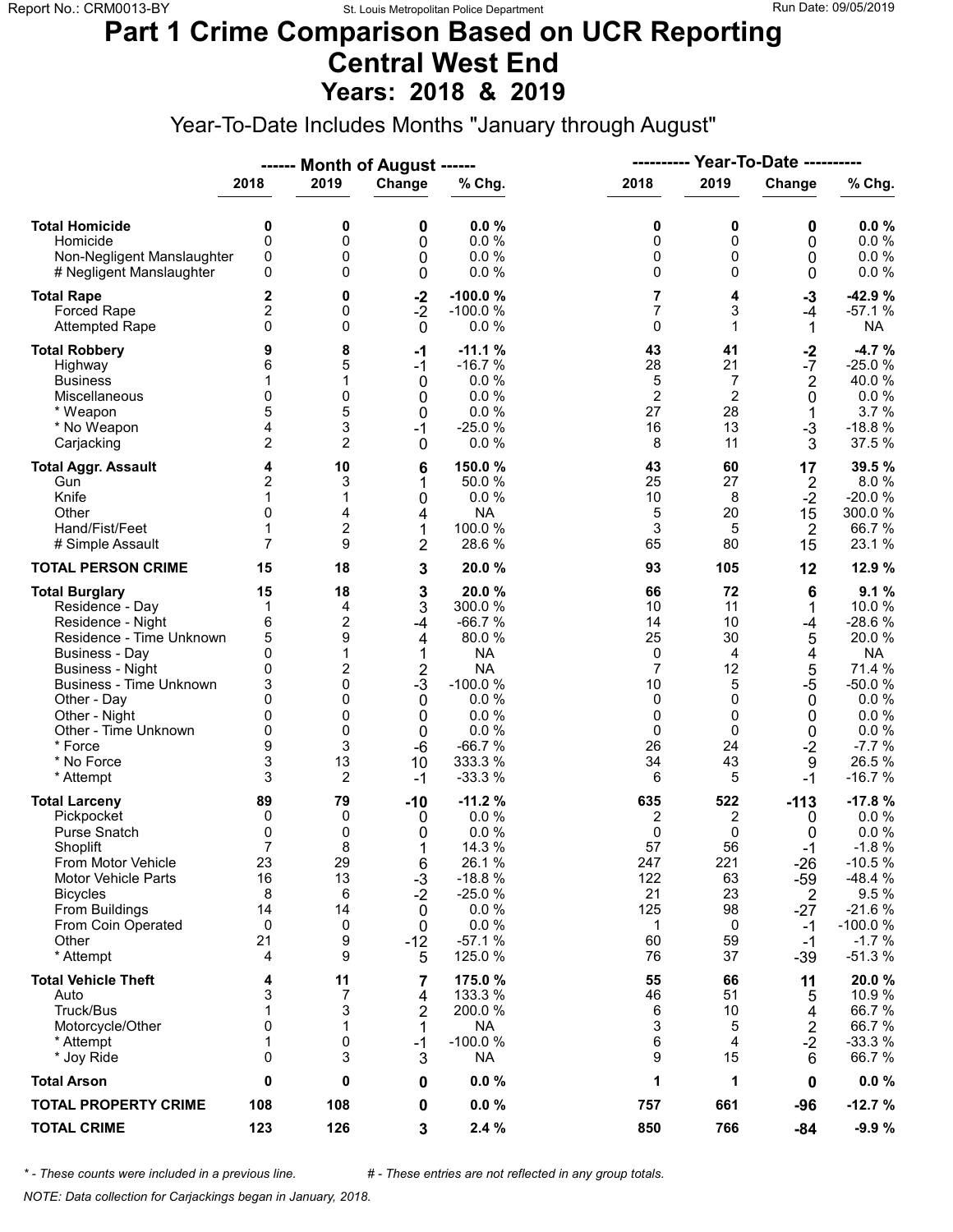# Part 1 Crime Comparison Based on UCR Reporting
# Central West End
## Years: 2018 & 2019

Year-To-Date Includes Months "January through August"

| | ------ Month of August ------ | | | | ---------- Year-To-Date ---------- | | | |
|---|---|---|---|---|---|---|---|---|
| | 2018 | 2019 | Change | % Chg. | 2018 | 2019 | Change | % Chg. |
| **Total Homicide** | **0** | **0** | **0** | **0.0 %** | **0** | **0** | **0** | **0.0 %** |
| Homicide | 0 | 0 | 0 | 0.0 % | 0 | 0 | 0 | 0.0 % |
| Non-Negligent Manslaughter | 0 | 0 | 0 | 0.0 % | 0 | 0 | 0 | 0.0 % |
| # Negligent Manslaughter | 0 | 0 | 0 | 0.0 % | 0 | 0 | 0 | 0.0 % |
| **Total Rape** | **2** | **0** | **-2** | **-100.0 %** | **7** | **4** | **-3** | **-42.9 %** |
| Forced Rape | 2 | 0 | -2 | -100.0 % | 7 | 3 | -4 | -57.1 % |
| Attempted Rape | 0 | 0 | 0 | 0.0 % | 0 | 1 | 1 | NA |
| **Total Robbery** | **9** | **8** | **-1** | **-11.1 %** | **43** | **41** | **-2** | **-4.7 %** |
| Highway | 6 | 5 | -1 | -16.7 % | 28 | 21 | -7 | -25.0 % |
| Business | 1 | 1 | 0 | 0.0 % | 5 | 7 | 2 | 40.0 % |
| Miscellaneous | 0 | 0 | 0 | 0.0 % | 2 | 2 | 0 | 0.0 % |
| * Weapon | 5 | 5 | 0 | 0.0 % | 27 | 28 | 1 | 3.7 % |
| * No Weapon | 4 | 3 | -1 | -25.0 % | 16 | 13 | -3 | -18.8 % |
| Carjacking | 2 | 2 | 0 | 0.0 % | 8 | 11 | 3 | 37.5 % |
| **Total Aggr. Assault** | **4** | **10** | **6** | **150.0 %** | **43** | **60** | **17** | **39.5 %** |
| Gun | 2 | 3 | 1 | 50.0 % | 25 | 27 | 2 | 8.0 % |
| Knife | 1 | 1 | 0 | 0.0 % | 10 | 8 | -2 | -20.0 % |
| Other | 0 | 4 | 4 | NA | 5 | 20 | 15 | 300.0 % |
| Hand/Fist/Feet | 1 | 2 | 1 | 100.0 % | 3 | 5 | 2 | 66.7 % |
| # Simple Assault | 7 | 9 | 2 | 28.6 % | 65 | 80 | 15 | 23.1 % |
| **TOTAL PERSON CRIME** | **15** | **18** | **3** | **20.0 %** | **93** | **105** | **12** | **12.9 %** |
| **Total Burglary** | **15** | **18** | **3** | **20.0 %** | **66** | **72** | **6** | **9.1 %** |
| Residence - Day | 1 | 4 | 3 | 300.0 % | 10 | 11 | 1 | 10.0 % |
| Residence - Night | 6 | 2 | -4 | -66.7 % | 14 | 10 | -4 | -28.6 % |
| Residence - Time Unknown | 5 | 9 | 4 | 80.0 % | 25 | 30 | 5 | 20.0 % |
| Business - Day | 0 | 1 | 1 | NA | 0 | 4 | 4 | NA |
| Business - Night | 0 | 2 | 2 | NA | 7 | 12 | 5 | 71.4 % |
| Business - Time Unknown | 3 | 0 | -3 | -100.0 % | 10 | 5 | -5 | -50.0 % |
| Other - Day | 0 | 0 | 0 | 0.0 % | 0 | 0 | 0 | 0.0 % |
| Other - Night | 0 | 0 | 0 | 0.0 % | 0 | 0 | 0 | 0.0 % |
| Other - Time Unknown | 0 | 0 | 0 | 0.0 % | 0 | 0 | 0 | 0.0 % |
| * Force | 9 | 3 | -6 | -66.7 % | 26 | 24 | -2 | -7.7 % |
| * No Force | 3 | 13 | 10 | 333.3 % | 34 | 43 | 9 | 26.5 % |
| * Attempt | 3 | 2 | -1 | -33.3 % | 6 | 5 | -1 | -16.7 % |
| **Total Larceny** | **89** | **79** | **-10** | **-11.2 %** | **635** | **522** | **-113** | **-17.8 %** |
| Pickpocket | 0 | 0 | 0 | 0.0 % | 2 | 2 | 0 | 0.0 % |
| Purse Snatch | 0 | 0 | 0 | 0.0 % | 0 | 0 | 0 | 0.0 % |
| Shoplift | 7 | 8 | 1 | 14.3 % | 57 | 56 | -1 | -1.8 % |
| From Motor Vehicle | 23 | 29 | 6 | 26.1 % | 247 | 221 | -26 | -10.5 % |
| Motor Vehicle Parts | 16 | 13 | -3 | -18.8 % | 122 | 63 | -59 | -48.4 % |
| Bicycles | 8 | 6 | -2 | -25.0 % | 21 | 23 | 2 | 9.5 % |
| From Buildings | 14 | 14 | 0 | 0.0 % | 125 | 98 | -27 | -21.6 % |
| From Coin Operated | 0 | 0 | 0 | 0.0 % | 1 | 0 | -1 | -100.0 % |
| Other | 21 | 9 | -12 | -57.1 % | 60 | 59 | -1 | -1.7 % |
| * Attempt | 4 | 9 | 5 | 125.0 % | 76 | 37 | -39 | -51.3 % |
| **Total Vehicle Theft** | **4** | **11** | **7** | **175.0 %** | **55** | **66** | **11** | **20.0 %** |
| Auto | 3 | 7 | 4 | 133.3 % | 46 | 51 | 5 | 10.9 % |
| Truck/Bus | 1 | 3 | 2 | 200.0 % | 6 | 10 | 4 | 66.7 % |
| Motorcycle/Other | 0 | 1 | 1 | NA | 3 | 5 | 2 | 66.7 % |
| * Attempt | 1 | 0 | -1 | -100.0 % | 6 | 4 | -2 | -33.3 % |
| * Joy Ride | 0 | 3 | 3 | NA | 9 | 15 | 6 | 66.7 % |
| **Total Arson** | **0** | **0** | **0** | **0.0 %** | **1** | **1** | **0** | **0.0 %** |
| **TOTAL PROPERTY CRIME** | **108** | **108** | **0** | **0.0 %** | **757** | **661** | **-96** | **-12.7 %** |
| **TOTAL CRIME** | **123** | **126** | **3** | **2.4 %** | **850** | **766** | **-84** | **-9.9 %** |

*\* - These counts were included in a previous line.* *# - These entries are not reflected in any group totals.*

*NOTE: Data collection for Carjackings began in January, 2018.*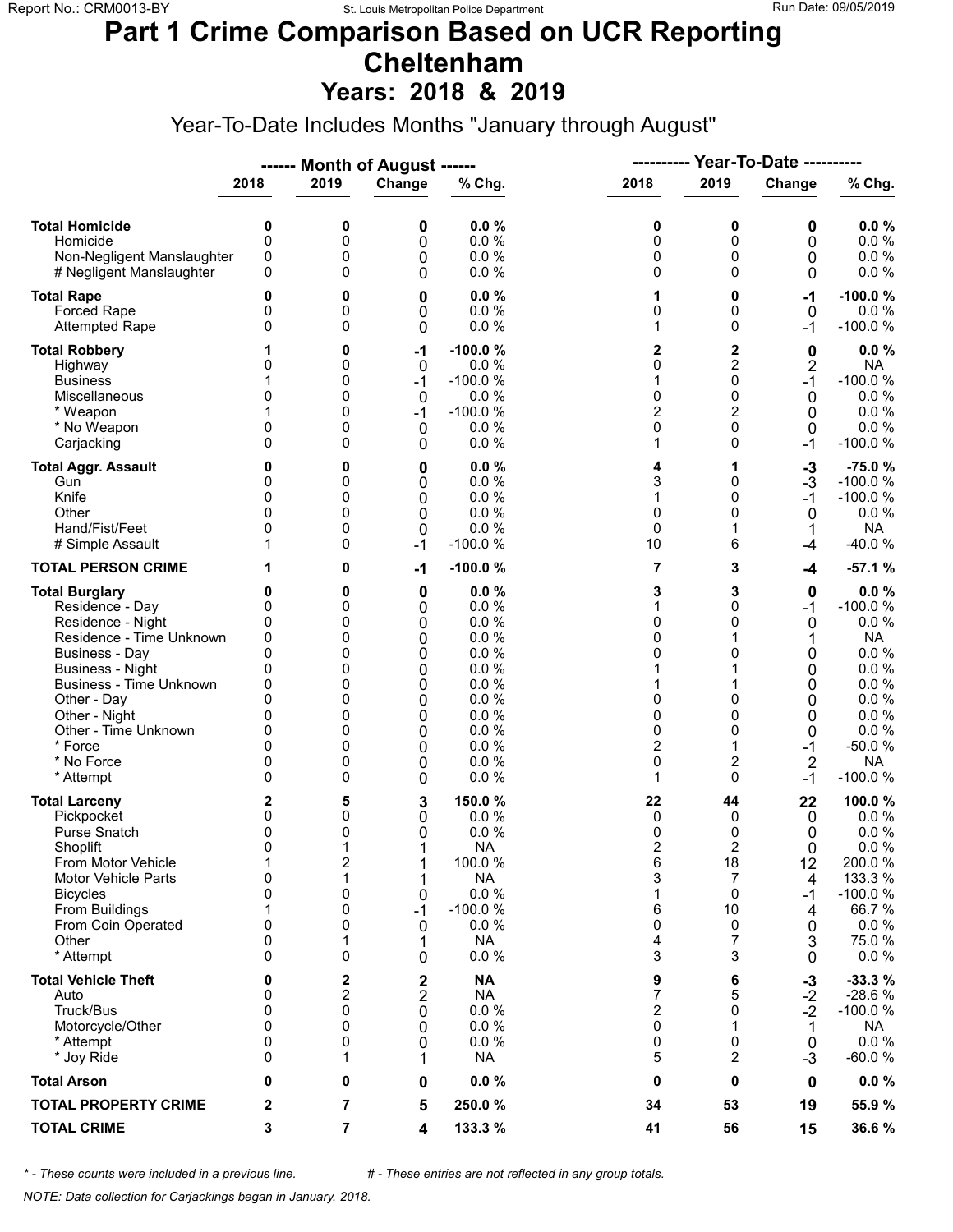# Part 1 Crime Comparison Based on UCR Reporting
# Cheltenham
## Years: 2018 & 2019

Year-To-Date Includes Months "January through August"

| | Month of August 2018 | Month of August 2019 | Change | % Chg. | Year-To-Date 2018 | Year-To-Date 2019 | Change | % Chg. |
|---|---|---|---|---|---|---|---|---|
| **Total Homicide** | **0** | **0** | **0** | **0.0 %** | **0** | **0** | **0** | **0.0 %** |
| Homicide | 0 | 0 | 0 | 0.0 % | 0 | 0 | 0 | 0.0 % |
| Non-Negligent Manslaughter | 0 | 0 | 0 | 0.0 % | 0 | 0 | 0 | 0.0 % |
| # Negligent Manslaughter | 0 | 0 | 0 | 0.0 % | 0 | 0 | 0 | 0.0 % |
| **Total Rape** | **0** | **0** | **0** | **0.0 %** | **1** | **0** | **-1** | **-100.0 %** |
| Forced Rape | 0 | 0 | 0 | 0.0 % | 0 | 0 | 0 | 0.0 % |
| Attempted Rape | 0 | 0 | 0 | 0.0 % | 1 | 0 | -1 | -100.0 % |
| **Total Robbery** | **1** | **0** | **-1** | **-100.0 %** | **2** | **2** | **0** | **0.0 %** |
| Highway | 0 | 0 | 0 | 0.0 % | 0 | 2 | 2 | NA |
| Business | 1 | 0 | -1 | -100.0 % | 1 | 0 | -1 | -100.0 % |
| Miscellaneous | 0 | 0 | 0 | 0.0 % | 0 | 0 | 0 | 0.0 % |
| * Weapon | 1 | 0 | -1 | -100.0 % | 2 | 2 | 0 | 0.0 % |
| * No Weapon | 0 | 0 | 0 | 0.0 % | 0 | 0 | 0 | 0.0 % |
| Carjacking | 0 | 0 | 0 | 0.0 % | 1 | 0 | -1 | -100.0 % |
| **Total Aggr. Assault** | **0** | **0** | **0** | **0.0 %** | **4** | **1** | **-3** | **-75.0 %** |
| Gun | 0 | 0 | 0 | 0.0 % | 3 | 0 | -3 | -100.0 % |
| Knife | 0 | 0 | 0 | 0.0 % | 1 | 0 | -1 | -100.0 % |
| Other | 0 | 0 | 0 | 0.0 % | 0 | 0 | 0 | 0.0 % |
| Hand/Fist/Feet | 0 | 0 | 0 | 0.0 % | 0 | 1 | 1 | NA |
| # Simple Assault | 1 | 0 | -1 | -100.0 % | 10 | 6 | -4 | -40.0 % |
| **TOTAL PERSON CRIME** | **1** | **0** | **-1** | **-100.0 %** | **7** | **3** | **-4** | **-57.1 %** |
| **Total Burglary** | **0** | **0** | **0** | **0.0 %** | **3** | **3** | **0** | **0.0 %** |
| Residence - Day | 0 | 0 | 0 | 0.0 % | 1 | 0 | -1 | -100.0 % |
| Residence - Night | 0 | 0 | 0 | 0.0 % | 0 | 0 | 0 | 0.0 % |
| Residence - Time Unknown | 0 | 0 | 0 | 0.0 % | 0 | 1 | 1 | NA |
| Business - Day | 0 | 0 | 0 | 0.0 % | 0 | 0 | 0 | 0.0 % |
| Business - Night | 0 | 0 | 0 | 0.0 % | 1 | 1 | 0 | 0.0 % |
| Business - Time Unknown | 0 | 0 | 0 | 0.0 % | 1 | 1 | 0 | 0.0 % |
| Other - Day | 0 | 0 | 0 | 0.0 % | 0 | 0 | 0 | 0.0 % |
| Other - Night | 0 | 0 | 0 | 0.0 % | 0 | 0 | 0 | 0.0 % |
| Other - Time Unknown | 0 | 0 | 0 | 0.0 % | 0 | 0 | 0 | 0.0 % |
| * Force | 0 | 0 | 0 | 0.0 % | 2 | 1 | -1 | -50.0 % |
| * No Force | 0 | 0 | 0 | 0.0 % | 0 | 2 | 2 | NA |
| * Attempt | 0 | 0 | 0 | 0.0 % | 1 | 0 | -1 | -100.0 % |
| **Total Larceny** | **2** | **5** | **3** | **150.0 %** | **22** | **44** | **22** | **100.0 %** |
| Pickpocket | 0 | 0 | 0 | 0.0 % | 0 | 0 | 0 | 0.0 % |
| Purse Snatch | 0 | 0 | 0 | 0.0 % | 0 | 0 | 0 | 0.0 % |
| Shoplift | 0 | 1 | 1 | NA | 2 | 2 | 0 | 0.0 % |
| From Motor Vehicle | 1 | 2 | 1 | 100.0 % | 6 | 18 | 12 | 200.0 % |
| Motor Vehicle Parts | 0 | 1 | 1 | NA | 3 | 7 | 4 | 133.3 % |
| Bicycles | 0 | 0 | 0 | 0.0 % | 1 | 0 | -1 | -100.0 % |
| From Buildings | 1 | 0 | -1 | -100.0 % | 6 | 10 | 4 | 66.7 % |
| From Coin Operated | 0 | 0 | 0 | 0.0 % | 0 | 0 | 0 | 0.0 % |
| Other | 0 | 1 | 1 | NA | 4 | 7 | 3 | 75.0 % |
| * Attempt | 0 | 0 | 0 | 0.0 % | 3 | 3 | 0 | 0.0 % |
| **Total Vehicle Theft** | **0** | **2** | **2** | **NA** | **9** | **6** | **-3** | **-33.3 %** |
| Auto | 0 | 2 | 2 | NA | 7 | 5 | -2 | -28.6 % |
| Truck/Bus | 0 | 0 | 0 | 0.0 % | 2 | 0 | -2 | -100.0 % |
| Motorcycle/Other | 0 | 0 | 0 | 0.0 % | 0 | 1 | 1 | NA |
| * Attempt | 0 | 0 | 0 | 0.0 % | 0 | 0 | 0 | 0.0 % |
| * Joy Ride | 0 | 1 | 1 | NA | 5 | 2 | -3 | -60.0 % |
| **Total Arson** | **0** | **0** | **0** | **0.0 %** | **0** | **0** | **0** | **0.0 %** |
| **TOTAL PROPERTY CRIME** | **2** | **7** | **5** | **250.0 %** | **34** | **53** | **19** | **55.9 %** |
| **TOTAL CRIME** | **3** | **7** | **4** | **133.3 %** | **41** | **56** | **15** | **36.6 %** |

*\* - These counts were included in a previous line.* *# - These entries are not reflected in any group totals.*

*NOTE: Data collection for Carjackings began in January, 2018.*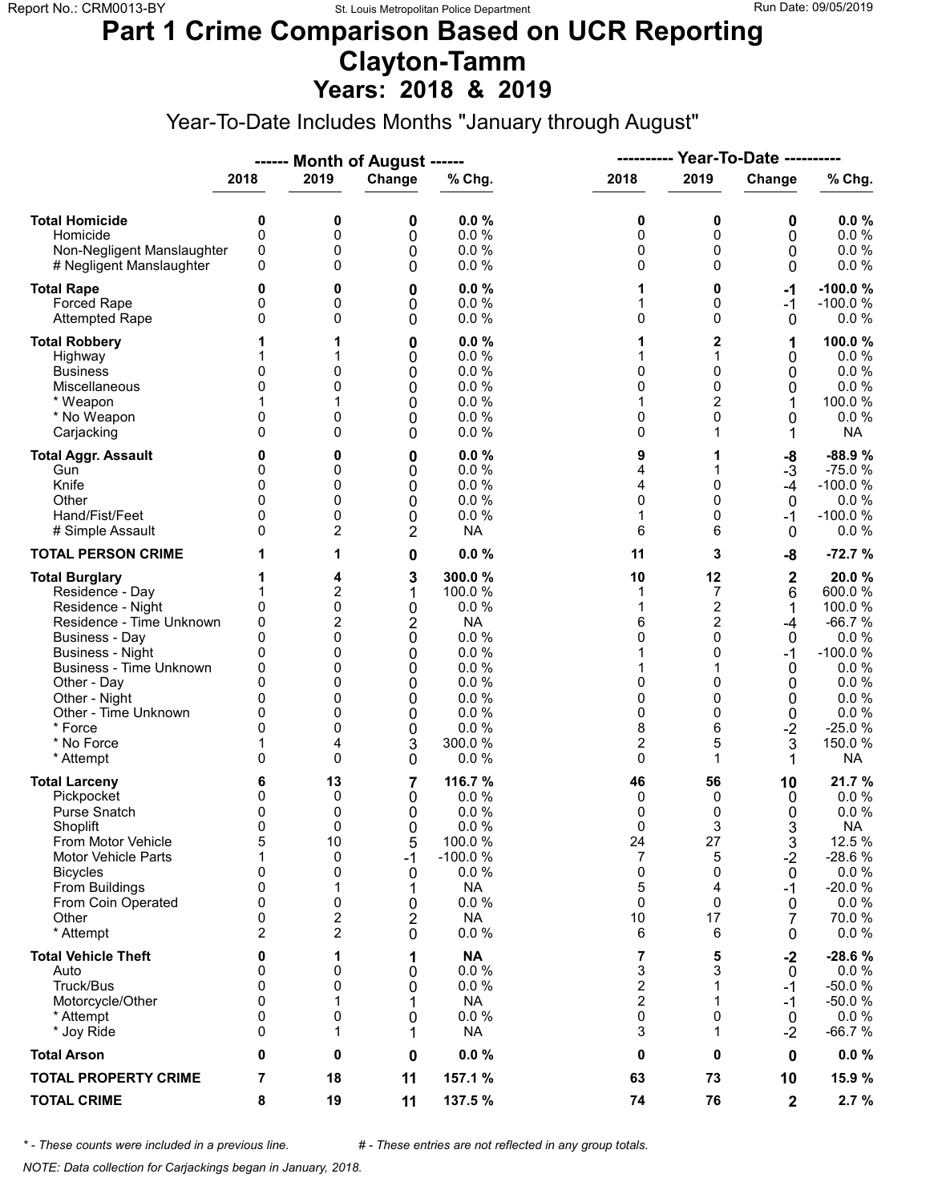# Part 1 Crime Comparison Based on UCR Reporting
# Clayton-Tamm
## Years: 2018 & 2019

Year-To-Date Includes Months "January through August"

| | Month of August 2018 | Month of August 2019 | Change | % Chg. | Year-To-Date 2018 | Year-To-Date 2019 | Change | % Chg. |
|---|---|---|---|---|---|---|---|---|
| **Total Homicide** | **0** | **0** | **0** | **0.0 %** | **0** | **0** | **0** | **0.0 %** |
| Homicide | 0 | 0 | 0 | 0.0 % | 0 | 0 | 0 | 0.0 % |
| Non-Negligent Manslaughter | 0 | 0 | 0 | 0.0 % | 0 | 0 | 0 | 0.0 % |
| # Negligent Manslaughter | 0 | 0 | 0 | 0.0 % | 0 | 0 | 0 | 0.0 % |
| **Total Rape** | **0** | **0** | **0** | **0.0 %** | **1** | **0** | **-1** | **-100.0 %** |
| Forced Rape | 0 | 0 | 0 | 0.0 % | 1 | 0 | -1 | -100.0 % |
| Attempted Rape | 0 | 0 | 0 | 0.0 % | 0 | 0 | 0 | 0.0 % |
| **Total Robbery** | **1** | **1** | **0** | **0.0 %** | **1** | **2** | **1** | **100.0 %** |
| Highway | 1 | 1 | 0 | 0.0 % | 1 | 1 | 0 | 0.0 % |
| Business | 0 | 0 | 0 | 0.0 % | 0 | 0 | 0 | 0.0 % |
| Miscellaneous | 0 | 0 | 0 | 0.0 % | 0 | 0 | 0 | 0.0 % |
| * Weapon | 1 | 1 | 0 | 0.0 % | 1 | 2 | 1 | 100.0 % |
| * No Weapon | 0 | 0 | 0 | 0.0 % | 0 | 0 | 0 | 0.0 % |
| Carjacking | 0 | 0 | 0 | 0.0 % | 0 | 1 | 1 | NA |
| **Total Aggr. Assault** | **0** | **0** | **0** | **0.0 %** | **9** | **1** | **-8** | **-88.9 %** |
| Gun | 0 | 0 | 0 | 0.0 % | 4 | 1 | -3 | -75.0 % |
| Knife | 0 | 0 | 0 | 0.0 % | 4 | 0 | -4 | -100.0 % |
| Other | 0 | 0 | 0 | 0.0 % | 0 | 0 | 0 | 0.0 % |
| Hand/Fist/Feet | 0 | 0 | 0 | 0.0 % | 1 | 0 | -1 | -100.0 % |
| # Simple Assault | 0 | 2 | 2 | NA | 6 | 6 | 0 | 0.0 % |
| **TOTAL PERSON CRIME** | **1** | **1** | **0** | **0.0 %** | **11** | **3** | **-8** | **-72.7 %** |
| **Total Burglary** | **1** | **4** | **3** | **300.0 %** | **10** | **12** | **2** | **20.0 %** |
| Residence - Day | 1 | 2 | 1 | 100.0 % | 1 | 7 | 6 | 600.0 % |
| Residence - Night | 0 | 0 | 0 | 0.0 % | 1 | 2 | 1 | 100.0 % |
| Residence - Time Unknown | 0 | 2 | 2 | NA | 6 | 2 | -4 | -66.7 % |
| Business - Day | 0 | 0 | 0 | 0.0 % | 0 | 0 | 0 | 0.0 % |
| Business - Night | 0 | 0 | 0 | 0.0 % | 1 | 0 | -1 | -100.0 % |
| Business - Time Unknown | 0 | 0 | 0 | 0.0 % | 1 | 1 | 0 | 0.0 % |
| Other - Day | 0 | 0 | 0 | 0.0 % | 0 | 0 | 0 | 0.0 % |
| Other - Night | 0 | 0 | 0 | 0.0 % | 0 | 0 | 0 | 0.0 % |
| Other - Time Unknown | 0 | 0 | 0 | 0.0 % | 0 | 0 | 0 | 0.0 % |
| * Force | 0 | 0 | 0 | 0.0 % | 8 | 6 | -2 | -25.0 % |
| * No Force | 1 | 4 | 3 | 300.0 % | 2 | 5 | 3 | 150.0 % |
| * Attempt | 0 | 0 | 0 | 0.0 % | 0 | 1 | 1 | NA |
| **Total Larceny** | **6** | **13** | **7** | **116.7 %** | **46** | **56** | **10** | **21.7 %** |
| Pickpocket | 0 | 0 | 0 | 0.0 % | 0 | 0 | 0 | 0.0 % |
| Purse Snatch | 0 | 0 | 0 | 0.0 % | 0 | 0 | 0 | 0.0 % |
| Shoplift | 0 | 0 | 0 | 0.0 % | 0 | 3 | 3 | NA |
| From Motor Vehicle | 5 | 10 | 5 | 100.0 % | 24 | 27 | 3 | 12.5 % |
| Motor Vehicle Parts | 1 | 0 | -1 | -100.0 % | 7 | 5 | -2 | -28.6 % |
| Bicycles | 0 | 0 | 0 | 0.0 % | 0 | 0 | 0 | 0.0 % |
| From Buildings | 0 | 1 | 1 | NA | 5 | 4 | -1 | -20.0 % |
| From Coin Operated | 0 | 0 | 0 | 0.0 % | 0 | 0 | 0 | 0.0 % |
| Other | 0 | 2 | 2 | NA | 10 | 17 | 7 | 70.0 % |
| * Attempt | 2 | 2 | 0 | 0.0 % | 6 | 6 | 0 | 0.0 % |
| **Total Vehicle Theft** | **0** | **1** | **1** | **NA** | **7** | **5** | **-2** | **-28.6 %** |
| Auto | 0 | 0 | 0 | 0.0 % | 3 | 3 | 0 | 0.0 % |
| Truck/Bus | 0 | 0 | 0 | 0.0 % | 2 | 1 | -1 | -50.0 % |
| Motorcycle/Other | 0 | 1 | 1 | NA | 2 | 1 | -1 | -50.0 % |
| * Attempt | 0 | 0 | 0 | 0.0 % | 0 | 0 | 0 | 0.0 % |
| * Joy Ride | 0 | 1 | 1 | NA | 3 | 1 | -2 | -66.7 % |
| **Total Arson** | **0** | **0** | **0** | **0.0 %** | **0** | **0** | **0** | **0.0 %** |
| **TOTAL PROPERTY CRIME** | **7** | **18** | **11** | **157.1 %** | **63** | **73** | **10** | **15.9 %** |
| **TOTAL CRIME** | **8** | **19** | **11** | **137.5 %** | **74** | **76** | **2** | **2.7 %** |

*\* - These counts were included in a previous line.* *# - These entries are not reflected in any group totals.*

*NOTE: Data collection for Carjackings began in January, 2018.*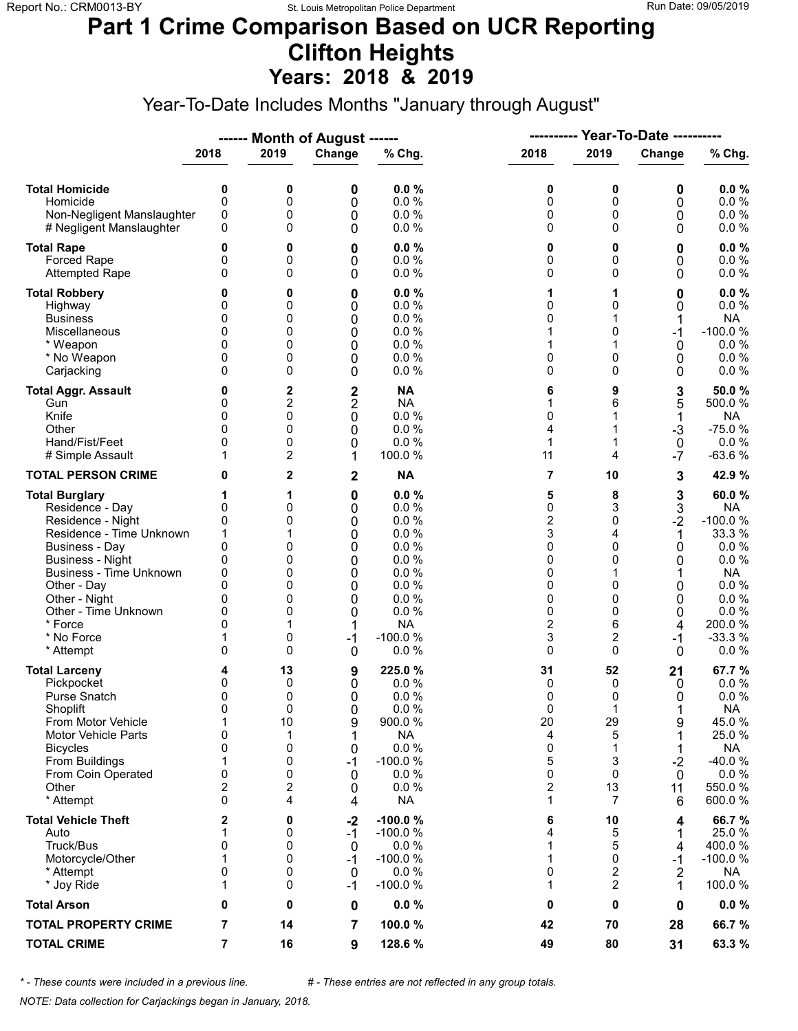# Part 1 Crime Comparison Based on UCR Reporting
# Clifton Heights
## Years: 2018 & 2019

Year-To-Date Includes Months "January through August"

| | Month of August | | | | Year-To-Date | | | |
|---|---|---|---|---|---|---|---|---|
| | 2018 | 2019 | Change | % Chg. | 2018 | 2019 | Change | % Chg. |
| **Total Homicide** | **0** | **0** | **0** | **0.0 %** | **0** | **0** | **0** | **0.0 %** |
| Homicide | 0 | 0 | 0 | 0.0 % | 0 | 0 | 0 | 0.0 % |
| Non-Negligent Manslaughter | 0 | 0 | 0 | 0.0 % | 0 | 0 | 0 | 0.0 % |
| # Negligent Manslaughter | 0 | 0 | 0 | 0.0 % | 0 | 0 | 0 | 0.0 % |
| **Total Rape** | **0** | **0** | **0** | **0.0 %** | **0** | **0** | **0** | **0.0 %** |
| Forced Rape | 0 | 0 | 0 | 0.0 % | 0 | 0 | 0 | 0.0 % |
| Attempted Rape | 0 | 0 | 0 | 0.0 % | 0 | 0 | 0 | 0.0 % |
| **Total Robbery** | **0** | **0** | **0** | **0.0 %** | **1** | **1** | **0** | **0.0 %** |
| Highway | 0 | 0 | 0 | 0.0 % | 0 | 0 | 0 | 0.0 % |
| Business | 0 | 0 | 0 | 0.0 % | 0 | 1 | 1 | NA |
| Miscellaneous | 0 | 0 | 0 | 0.0 % | 1 | 0 | -1 | -100.0 % |
| * Weapon | 0 | 0 | 0 | 0.0 % | 1 | 1 | 0 | 0.0 % |
| * No Weapon | 0 | 0 | 0 | 0.0 % | 0 | 0 | 0 | 0.0 % |
| Carjacking | 0 | 0 | 0 | 0.0 % | 0 | 0 | 0 | 0.0 % |
| **Total Aggr. Assault** | **0** | **2** | **2** | **NA** | **6** | **9** | **3** | **50.0 %** |
| Gun | 0 | 2 | 2 | NA | 1 | 6 | 5 | 500.0 % |
| Knife | 0 | 0 | 0 | 0.0 % | 0 | 1 | 1 | NA |
| Other | 0 | 0 | 0 | 0.0 % | 4 | 1 | -3 | -75.0 % |
| Hand/Fist/Feet | 0 | 0 | 0 | 0.0 % | 1 | 1 | 0 | 0.0 % |
| # Simple Assault | 1 | 2 | 1 | 100.0 % | 11 | 4 | -7 | -63.6 % |
| **TOTAL PERSON CRIME** | **0** | **2** | **2** | **NA** | **7** | **10** | **3** | **42.9 %** |
| **Total Burglary** | **1** | **1** | **0** | **0.0 %** | **5** | **8** | **3** | **60.0 %** |
| Residence - Day | 0 | 0 | 0 | 0.0 % | 0 | 3 | 3 | NA |
| Residence - Night | 0 | 0 | 0 | 0.0 % | 2 | 0 | -2 | -100.0 % |
| Residence - Time Unknown | 1 | 1 | 0 | 0.0 % | 3 | 4 | 1 | 33.3 % |
| Business - Day | 0 | 0 | 0 | 0.0 % | 0 | 0 | 0 | 0.0 % |
| Business - Night | 0 | 0 | 0 | 0.0 % | 0 | 0 | 0 | 0.0 % |
| Business - Time Unknown | 0 | 0 | 0 | 0.0 % | 0 | 1 | 1 | NA |
| Other - Day | 0 | 0 | 0 | 0.0 % | 0 | 0 | 0 | 0.0 % |
| Other - Night | 0 | 0 | 0 | 0.0 % | 0 | 0 | 0 | 0.0 % |
| Other - Time Unknown | 0 | 0 | 0 | 0.0 % | 0 | 0 | 0 | 0.0 % |
| * Force | 0 | 1 | 1 | NA | 2 | 6 | 4 | 200.0 % |
| * No Force | 1 | 0 | -1 | -100.0 % | 3 | 2 | -1 | -33.3 % |
| * Attempt | 0 | 0 | 0 | 0.0 % | 0 | 0 | 0 | 0.0 % |
| **Total Larceny** | **4** | **13** | **9** | **225.0 %** | **31** | **52** | **21** | **67.7 %** |
| Pickpocket | 0 | 0 | 0 | 0.0 % | 0 | 0 | 0 | 0.0 % |
| Purse Snatch | 0 | 0 | 0 | 0.0 % | 0 | 0 | 0 | 0.0 % |
| Shoplift | 0 | 0 | 0 | 0.0 % | 0 | 1 | 1 | NA |
| From Motor Vehicle | 1 | 10 | 9 | 900.0 % | 20 | 29 | 9 | 45.0 % |
| Motor Vehicle Parts | 0 | 1 | 1 | NA | 4 | 5 | 1 | 25.0 % |
| Bicycles | 0 | 0 | 0 | 0.0 % | 0 | 1 | 1 | NA |
| From Buildings | 1 | 0 | -1 | -100.0 % | 5 | 3 | -2 | -40.0 % |
| From Coin Operated | 0 | 0 | 0 | 0.0 % | 0 | 0 | 0 | 0.0 % |
| Other | 2 | 2 | 0 | 0.0 % | 2 | 13 | 11 | 550.0 % |
| * Attempt | 0 | 4 | 4 | NA | 1 | 7 | 6 | 600.0 % |
| **Total Vehicle Theft** | **2** | **0** | **-2** | **-100.0 %** | **6** | **10** | **4** | **66.7 %** |
| Auto | 1 | 0 | -1 | -100.0 % | 4 | 5 | 1 | 25.0 % |
| Truck/Bus | 0 | 0 | 0 | 0.0 % | 1 | 5 | 4 | 400.0 % |
| Motorcycle/Other | 1 | 0 | -1 | -100.0 % | 1 | 0 | -1 | -100.0 % |
| * Attempt | 0 | 0 | 0 | 0.0 % | 0 | 2 | 2 | NA |
| * Joy Ride | 1 | 0 | -1 | -100.0 % | 1 | 2 | 1 | 100.0 % |
| **Total Arson** | **0** | **0** | **0** | **0.0 %** | **0** | **0** | **0** | **0.0 %** |
| **TOTAL PROPERTY CRIME** | **7** | **14** | **7** | **100.0 %** | **42** | **70** | **28** | **66.7 %** |
| **TOTAL CRIME** | **7** | **16** | **9** | **128.6 %** | **49** | **80** | **31** | **63.3 %** |

*\* - These counts were included in a previous line.* *# - These entries are not reflected in any group totals.*

*NOTE: Data collection for Carjackings began in January, 2018.*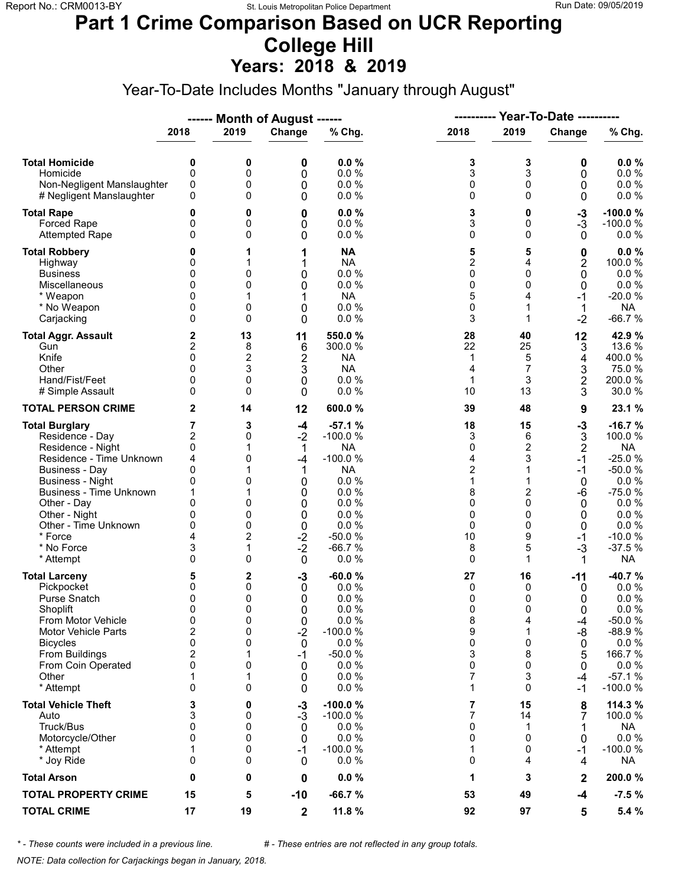# Part 1 Crime Comparison Based on UCR Reporting
# College Hill
## Years: 2018 & 2019

Year-To-Date Includes Months "January through August"

| | Month of August 2018 | Month of August 2019 | Month of August Change | Month of August % Chg. | Year-To-Date 2018 | Year-To-Date 2019 | Year-To-Date Change | Year-To-Date % Chg. |
|---|---|---|---|---|---|---|---|---|
| **Total Homicide** | **0** | **0** | **0** | **0.0 %** | **3** | **3** | **0** | **0.0 %** |
| Homicide | 0 | 0 | 0 | 0.0 % | 3 | 3 | 0 | 0.0 % |
| Non-Negligent Manslaughter | 0 | 0 | 0 | 0.0 % | 0 | 0 | 0 | 0.0 % |
| # Negligent Manslaughter | 0 | 0 | 0 | 0.0 % | 0 | 0 | 0 | 0.0 % |
| **Total Rape** | **0** | **0** | **0** | **0.0 %** | **3** | **0** | **-3** | **-100.0 %** |
| Forced Rape | 0 | 0 | 0 | 0.0 % | 3 | 0 | -3 | -100.0 % |
| Attempted Rape | 0 | 0 | 0 | 0.0 % | 0 | 0 | 0 | 0.0 % |
| **Total Robbery** | **0** | **1** | **1** | **NA** | **5** | **5** | **0** | **0.0 %** |
| Highway | 0 | 1 | 1 | NA | 2 | 4 | 2 | 100.0 % |
| Business | 0 | 0 | 0 | 0.0 % | 0 | 0 | 0 | 0.0 % |
| Miscellaneous | 0 | 0 | 0 | 0.0 % | 0 | 0 | 0 | 0.0 % |
| * Weapon | 0 | 1 | 1 | NA | 5 | 4 | -1 | -20.0 % |
| * No Weapon | 0 | 0 | 0 | 0.0 % | 0 | 1 | 1 | NA |
| Carjacking | 0 | 0 | 0 | 0.0 % | 3 | 1 | -2 | -66.7 % |
| **Total Aggr. Assault** | **2** | **13** | **11** | **550.0 %** | **28** | **40** | **12** | **42.9 %** |
| Gun | 2 | 8 | 6 | 300.0 % | 22 | 25 | 3 | 13.6 % |
| Knife | 0 | 2 | 2 | NA | 1 | 5 | 4 | 400.0 % |
| Other | 0 | 3 | 3 | NA | 4 | 7 | 3 | 75.0 % |
| Hand/Fist/Feet | 0 | 0 | 0 | 0.0 % | 1 | 3 | 2 | 200.0 % |
| # Simple Assault | 0 | 0 | 0 | 0.0 % | 10 | 13 | 3 | 30.0 % |
| **TOTAL PERSON CRIME** | **2** | **14** | **12** | **600.0 %** | **39** | **48** | **9** | **23.1 %** |
| **Total Burglary** | **7** | **3** | **-4** | **-57.1 %** | **18** | **15** | **-3** | **-16.7 %** |
| Residence - Day | 2 | 0 | -2 | -100.0 % | 3 | 6 | 3 | 100.0 % |
| Residence - Night | 0 | 1 | 1 | NA | 0 | 2 | 2 | NA |
| Residence - Time Unknown | 4 | 0 | -4 | -100.0 % | 4 | 3 | -1 | -25.0 % |
| Business - Day | 0 | 1 | 1 | NA | 2 | 1 | -1 | -50.0 % |
| Business - Night | 0 | 0 | 0 | 0.0 % | 1 | 1 | 0 | 0.0 % |
| Business - Time Unknown | 1 | 1 | 0 | 0.0 % | 8 | 2 | -6 | -75.0 % |
| Other - Day | 0 | 0 | 0 | 0.0 % | 0 | 0 | 0 | 0.0 % |
| Other - Night | 0 | 0 | 0 | 0.0 % | 0 | 0 | 0 | 0.0 % |
| Other - Time Unknown | 0 | 0 | 0 | 0.0 % | 0 | 0 | 0 | 0.0 % |
| * Force | 4 | 2 | -2 | -50.0 % | 10 | 9 | -1 | -10.0 % |
| * No Force | 3 | 1 | -2 | -66.7 % | 8 | 5 | -3 | -37.5 % |
| * Attempt | 0 | 0 | 0 | 0.0 % | 0 | 1 | 1 | NA |
| **Total Larceny** | **5** | **2** | **-3** | **-60.0 %** | **27** | **16** | **-11** | **-40.7 %** |
| Pickpocket | 0 | 0 | 0 | 0.0 % | 0 | 0 | 0 | 0.0 % |
| Purse Snatch | 0 | 0 | 0 | 0.0 % | 0 | 0 | 0 | 0.0 % |
| Shoplift | 0 | 0 | 0 | 0.0 % | 0 | 0 | 0 | 0.0 % |
| From Motor Vehicle | 0 | 0 | 0 | 0.0 % | 8 | 4 | -4 | -50.0 % |
| Motor Vehicle Parts | 2 | 0 | -2 | -100.0 % | 9 | 1 | -8 | -88.9 % |
| Bicycles | 0 | 0 | 0 | 0.0 % | 0 | 0 | 0 | 0.0 % |
| From Buildings | 2 | 1 | -1 | -50.0 % | 3 | 8 | 5 | 166.7 % |
| From Coin Operated | 0 | 0 | 0 | 0.0 % | 0 | 0 | 0 | 0.0 % |
| Other | 1 | 1 | 0 | 0.0 % | 7 | 3 | -4 | -57.1 % |
| * Attempt | 0 | 0 | 0 | 0.0 % | 1 | 0 | -1 | -100.0 % |
| **Total Vehicle Theft** | **3** | **0** | **-3** | **-100.0 %** | **7** | **15** | **8** | **114.3 %** |
| Auto | 3 | 0 | -3 | -100.0 % | 7 | 14 | 7 | 100.0 % |
| Truck/Bus | 0 | 0 | 0 | 0.0 % | 0 | 1 | 1 | NA |
| Motorcycle/Other | 0 | 0 | 0 | 0.0 % | 0 | 0 | 0 | 0.0 % |
| * Attempt | 1 | 0 | -1 | -100.0 % | 1 | 0 | -1 | -100.0 % |
| * Joy Ride | 0 | 0 | 0 | 0.0 % | 0 | 4 | 4 | NA |
| **Total Arson** | **0** | **0** | **0** | **0.0 %** | **1** | **3** | **2** | **200.0 %** |
| **TOTAL PROPERTY CRIME** | **15** | **5** | **-10** | **-66.7 %** | **53** | **49** | **-4** | **-7.5 %** |
| **TOTAL CRIME** | **17** | **19** | **2** | **11.8 %** | **92** | **97** | **5** | **5.4 %** |

*\* - These counts were included in a previous line.* *# - These entries are not reflected in any group totals.*

*NOTE: Data collection for Carjackings began in January, 2018.*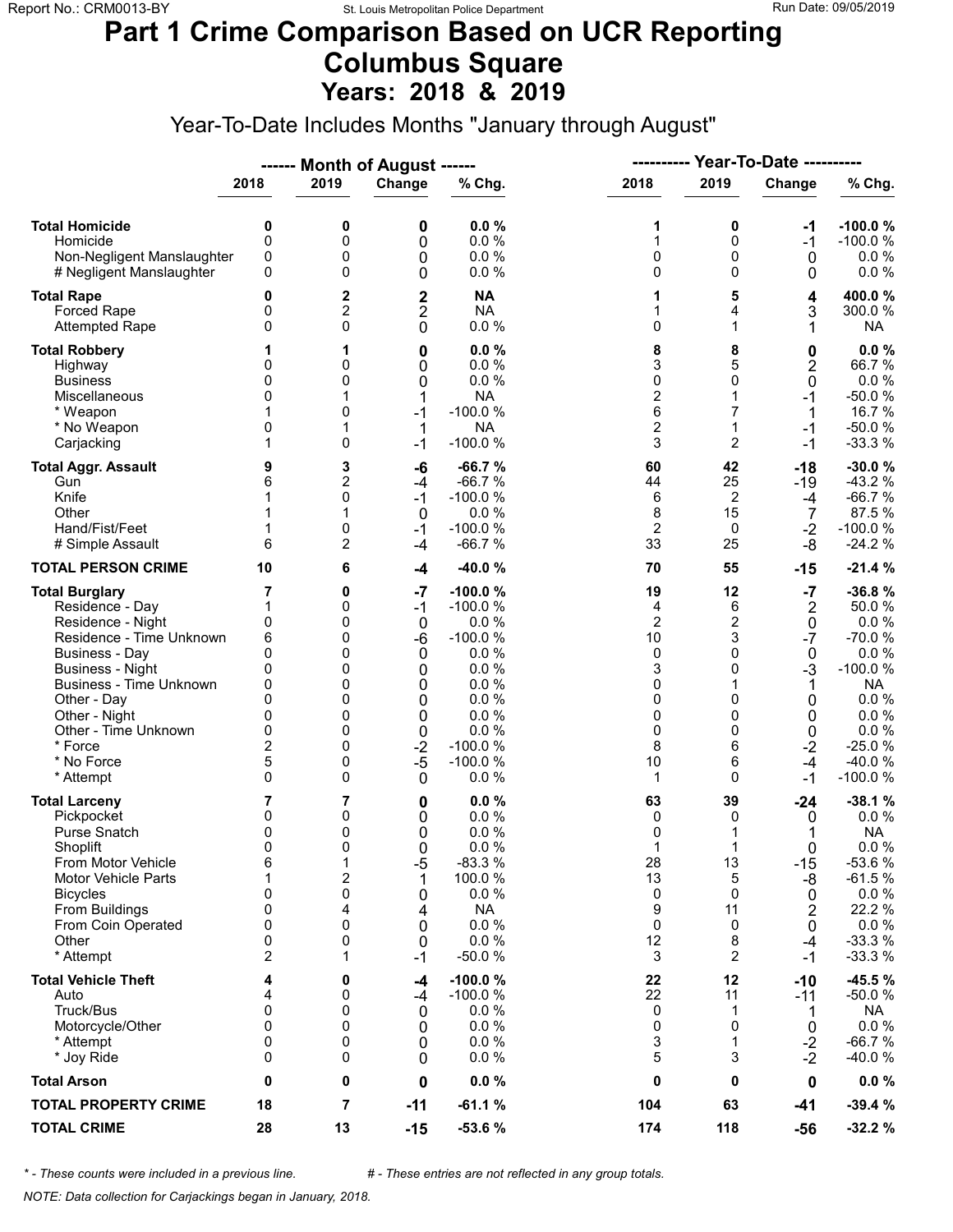# Part 1 Crime Comparison Based on UCR Reporting
# Columbus Square
## Years: 2018 & 2019

Year-To-Date Includes Months "January through August"

| | Month of August 2018 | Month of August 2019 | Change | % Chg. | Year-To-Date 2018 | Year-To-Date 2019 | Change | % Chg. |
|---|---|---|---|---|---|---|---|---|
| **Total Homicide** | **0** | **0** | **0** | **0.0 %** | **1** | **0** | **-1** | **-100.0 %** |
| Homicide | 0 | 0 | 0 | 0.0 % | 1 | 0 | -1 | -100.0 % |
| Non-Negligent Manslaughter | 0 | 0 | 0 | 0.0 % | 0 | 0 | 0 | 0.0 % |
| # Negligent Manslaughter | 0 | 0 | 0 | 0.0 % | 0 | 0 | 0 | 0.0 % |
| **Total Rape** | **0** | **2** | **2** | **NA** | **1** | **5** | **4** | **400.0 %** |
| Forced Rape | 0 | 2 | 2 | NA | 1 | 4 | 3 | 300.0 % |
| Attempted Rape | 0 | 0 | 0 | 0.0 % | 0 | 1 | 1 | NA |
| **Total Robbery** | **1** | **1** | **0** | **0.0 %** | **8** | **8** | **0** | **0.0 %** |
| Highway | 0 | 0 | 0 | 0.0 % | 3 | 5 | 2 | 66.7 % |
| Business | 0 | 0 | 0 | 0.0 % | 0 | 0 | 0 | 0.0 % |
| Miscellaneous | 0 | 1 | 1 | NA | 2 | 1 | -1 | -50.0 % |
| * Weapon | 1 | 0 | -1 | -100.0 % | 6 | 7 | 1 | 16.7 % |
| * No Weapon | 0 | 1 | 1 | NA | 2 | 1 | -1 | -50.0 % |
| Carjacking | 1 | 0 | -1 | -100.0 % | 3 | 2 | -1 | -33.3 % |
| **Total Aggr. Assault** | **9** | **3** | **-6** | **-66.7 %** | **60** | **42** | **-18** | **-30.0 %** |
| Gun | 6 | 2 | -4 | -66.7 % | 44 | 25 | -19 | -43.2 % |
| Knife | 1 | 0 | -1 | -100.0 % | 6 | 2 | -4 | -66.7 % |
| Other | 1 | 1 | 0 | 0.0 % | 8 | 15 | 7 | 87.5 % |
| Hand/Fist/Feet | 1 | 0 | -1 | -100.0 % | 2 | 0 | -2 | -100.0 % |
| # Simple Assault | 6 | 2 | -4 | -66.7 % | 33 | 25 | -8 | -24.2 % |
| **TOTAL PERSON CRIME** | **10** | **6** | **-4** | **-40.0 %** | **70** | **55** | **-15** | **-21.4 %** |
| **Total Burglary** | **7** | **0** | **-7** | **-100.0 %** | **19** | **12** | **-7** | **-36.8 %** |
| Residence - Day | 1 | 0 | -1 | -100.0 % | 4 | 6 | 2 | 50.0 % |
| Residence - Night | 0 | 0 | 0 | 0.0 % | 2 | 2 | 0 | 0.0 % |
| Residence - Time Unknown | 6 | 0 | -6 | -100.0 % | 10 | 3 | -7 | -70.0 % |
| Business - Day | 0 | 0 | 0 | 0.0 % | 0 | 0 | 0 | 0.0 % |
| Business - Night | 0 | 0 | 0 | 0.0 % | 3 | 0 | -3 | -100.0 % |
| Business - Time Unknown | 0 | 0 | 0 | 0.0 % | 0 | 1 | 1 | NA |
| Other - Day | 0 | 0 | 0 | 0.0 % | 0 | 0 | 0 | 0.0 % |
| Other - Night | 0 | 0 | 0 | 0.0 % | 0 | 0 | 0 | 0.0 % |
| Other - Time Unknown | 0 | 0 | 0 | 0.0 % | 0 | 0 | 0 | 0.0 % |
| * Force | 2 | 0 | -2 | -100.0 % | 8 | 6 | -2 | -25.0 % |
| * No Force | 5 | 0 | -5 | -100.0 % | 10 | 6 | -4 | -40.0 % |
| * Attempt | 0 | 0 | 0 | 0.0 % | 1 | 0 | -1 | -100.0 % |
| **Total Larceny** | **7** | **7** | **0** | **0.0 %** | **63** | **39** | **-24** | **-38.1 %** |
| Pickpocket | 0 | 0 | 0 | 0.0 % | 0 | 0 | 0 | 0.0 % |
| Purse Snatch | 0 | 0 | 0 | 0.0 % | 0 | 1 | 1 | NA |
| Shoplift | 0 | 0 | 0 | 0.0 % | 1 | 1 | 0 | 0.0 % |
| From Motor Vehicle | 6 | 1 | -5 | -83.3 % | 28 | 13 | -15 | -53.6 % |
| Motor Vehicle Parts | 1 | 2 | 1 | 100.0 % | 13 | 5 | -8 | -61.5 % |
| Bicycles | 0 | 0 | 0 | 0.0 % | 0 | 0 | 0 | 0.0 % |
| From Buildings | 0 | 4 | 4 | NA | 9 | 11 | 2 | 22.2 % |
| From Coin Operated | 0 | 0 | 0 | 0.0 % | 0 | 0 | 0 | 0.0 % |
| Other | 0 | 0 | 0 | 0.0 % | 12 | 8 | -4 | -33.3 % |
| * Attempt | 2 | 1 | -1 | -50.0 % | 3 | 2 | -1 | -33.3 % |
| **Total Vehicle Theft** | **4** | **0** | **-4** | **-100.0 %** | **22** | **12** | **-10** | **-45.5 %** |
| Auto | 4 | 0 | -4 | -100.0 % | 22 | 11 | -11 | -50.0 % |
| Truck/Bus | 0 | 0 | 0 | 0.0 % | 0 | 1 | 1 | NA |
| Motorcycle/Other | 0 | 0 | 0 | 0.0 % | 0 | 0 | 0 | 0.0 % |
| * Attempt | 0 | 0 | 0 | 0.0 % | 3 | 1 | -2 | -66.7 % |
| * Joy Ride | 0 | 0 | 0 | 0.0 % | 5 | 3 | -2 | -40.0 % |
| **Total Arson** | **0** | **0** | **0** | **0.0 %** | **0** | **0** | **0** | **0.0 %** |
| **TOTAL PROPERTY CRIME** | **18** | **7** | **-11** | **-61.1 %** | **104** | **63** | **-41** | **-39.4 %** |
| **TOTAL CRIME** | **28** | **13** | **-15** | **-53.6 %** | **174** | **118** | **-56** | **-32.2 %** |

*\* - These counts were included in a previous line.* *# - These entries are not reflected in any group totals.*

*NOTE: Data collection for Carjackings began in January, 2018.*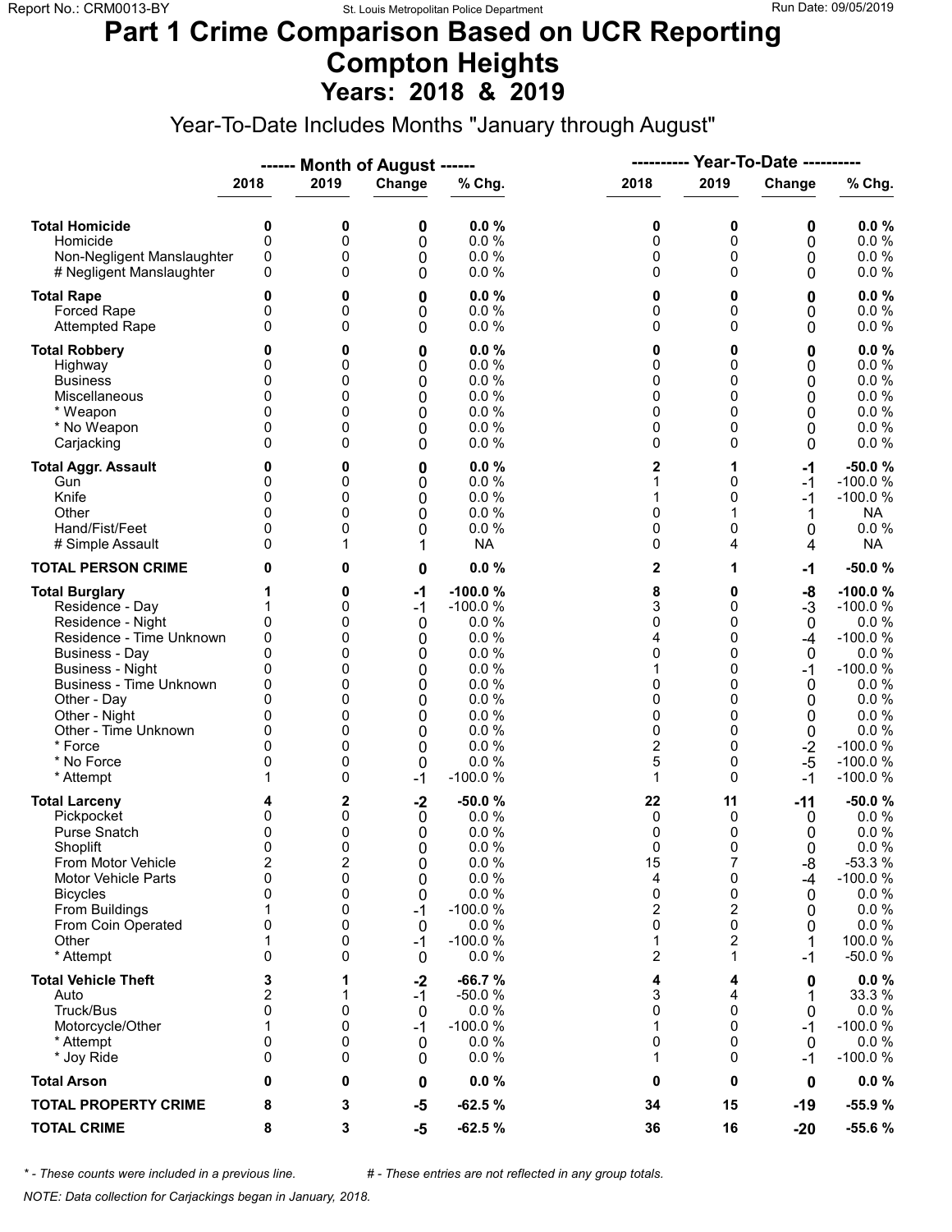# Part 1 Crime Comparison Based on UCR Reporting
# Compton Heights
## Years: 2018 & 2019

Year-To-Date Includes Months "January through August"

| | ------ Month of August ------ | | | | ---------- Year-To-Date ---------- | | | |
|---|---|---|---|---|---|---|---|---|
| | 2018 | 2019 | Change | % Chg. | 2018 | 2019 | Change | % Chg. |
| **Total Homicide** | **0** | **0** | **0** | **0.0 %** | **0** | **0** | **0** | **0.0 %** |
| Homicide | 0 | 0 | 0 | 0.0 % | 0 | 0 | 0 | 0.0 % |
| Non-Negligent Manslaughter | 0 | 0 | 0 | 0.0 % | 0 | 0 | 0 | 0.0 % |
| # Negligent Manslaughter | 0 | 0 | 0 | 0.0 % | 0 | 0 | 0 | 0.0 % |
| **Total Rape** | **0** | **0** | **0** | **0.0 %** | **0** | **0** | **0** | **0.0 %** |
| Forced Rape | 0 | 0 | 0 | 0.0 % | 0 | 0 | 0 | 0.0 % |
| Attempted Rape | 0 | 0 | 0 | 0.0 % | 0 | 0 | 0 | 0.0 % |
| **Total Robbery** | **0** | **0** | **0** | **0.0 %** | **0** | **0** | **0** | **0.0 %** |
| Highway | 0 | 0 | 0 | 0.0 % | 0 | 0 | 0 | 0.0 % |
| Business | 0 | 0 | 0 | 0.0 % | 0 | 0 | 0 | 0.0 % |
| Miscellaneous | 0 | 0 | 0 | 0.0 % | 0 | 0 | 0 | 0.0 % |
| * Weapon | 0 | 0 | 0 | 0.0 % | 0 | 0 | 0 | 0.0 % |
| * No Weapon | 0 | 0 | 0 | 0.0 % | 0 | 0 | 0 | 0.0 % |
| Carjacking | 0 | 0 | 0 | 0.0 % | 0 | 0 | 0 | 0.0 % |
| **Total Aggr. Assault** | **0** | **0** | **0** | **0.0 %** | **2** | **1** | **-1** | **-50.0 %** |
| Gun | 0 | 0 | 0 | 0.0 % | 1 | 0 | -1 | -100.0 % |
| Knife | 0 | 0 | 0 | 0.0 % | 1 | 0 | -1 | -100.0 % |
| Other | 0 | 0 | 0 | 0.0 % | 0 | 1 | 1 | NA |
| Hand/Fist/Feet | 0 | 0 | 0 | 0.0 % | 0 | 0 | 0 | 0.0 % |
| # Simple Assault | 0 | 1 | 1 | NA | 0 | 4 | 4 | NA |
| **TOTAL PERSON CRIME** | **0** | **0** | **0** | **0.0 %** | **2** | **1** | **-1** | **-50.0 %** |
| **Total Burglary** | **1** | **0** | **-1** | **-100.0 %** | **8** | **0** | **-8** | **-100.0 %** |
| Residence - Day | 1 | 0 | -1 | -100.0 % | 3 | 0 | -3 | -100.0 % |
| Residence - Night | 0 | 0 | 0 | 0.0 % | 0 | 0 | 0 | 0.0 % |
| Residence - Time Unknown | 0 | 0 | 0 | 0.0 % | 4 | 0 | -4 | -100.0 % |
| Business - Day | 0 | 0 | 0 | 0.0 % | 0 | 0 | 0 | 0.0 % |
| Business - Night | 0 | 0 | 0 | 0.0 % | 1 | 0 | -1 | -100.0 % |
| Business - Time Unknown | 0 | 0 | 0 | 0.0 % | 0 | 0 | 0 | 0.0 % |
| Other - Day | 0 | 0 | 0 | 0.0 % | 0 | 0 | 0 | 0.0 % |
| Other - Night | 0 | 0 | 0 | 0.0 % | 0 | 0 | 0 | 0.0 % |
| Other - Time Unknown | 0 | 0 | 0 | 0.0 % | 0 | 0 | 0 | 0.0 % |
| * Force | 0 | 0 | 0 | 0.0 % | 2 | 0 | -2 | -100.0 % |
| * No Force | 0 | 0 | 0 | 0.0 % | 5 | 0 | -5 | -100.0 % |
| * Attempt | 1 | 0 | -1 | -100.0 % | 1 | 0 | -1 | -100.0 % |
| **Total Larceny** | **4** | **2** | **-2** | **-50.0 %** | **22** | **11** | **-11** | **-50.0 %** |
| Pickpocket | 0 | 0 | 0 | 0.0 % | 0 | 0 | 0 | 0.0 % |
| Purse Snatch | 0 | 0 | 0 | 0.0 % | 0 | 0 | 0 | 0.0 % |
| Shoplift | 0 | 0 | 0 | 0.0 % | 0 | 0 | 0 | 0.0 % |
| From Motor Vehicle | 2 | 2 | 0 | 0.0 % | 15 | 7 | -8 | -53.3 % |
| Motor Vehicle Parts | 0 | 0 | 0 | 0.0 % | 4 | 0 | -4 | -100.0 % |
| Bicycles | 0 | 0 | 0 | 0.0 % | 0 | 0 | 0 | 0.0 % |
| From Buildings | 1 | 0 | -1 | -100.0 % | 2 | 2 | 0 | 0.0 % |
| From Coin Operated | 0 | 0 | 0 | 0.0 % | 0 | 0 | 0 | 0.0 % |
| Other | 1 | 0 | -1 | -100.0 % | 1 | 2 | 1 | 100.0 % |
| * Attempt | 0 | 0 | 0 | 0.0 % | 2 | 1 | -1 | -50.0 % |
| **Total Vehicle Theft** | **3** | **1** | **-2** | **-66.7 %** | **4** | **4** | **0** | **0.0 %** |
| Auto | 2 | 1 | -1 | -50.0 % | 3 | 4 | 1 | 33.3 % |
| Truck/Bus | 0 | 0 | 0 | 0.0 % | 0 | 0 | 0 | 0.0 % |
| Motorcycle/Other | 1 | 0 | -1 | -100.0 % | 1 | 0 | -1 | -100.0 % |
| * Attempt | 0 | 0 | 0 | 0.0 % | 0 | 0 | 0 | 0.0 % |
| * Joy Ride | 0 | 0 | 0 | 0.0 % | 1 | 0 | -1 | -100.0 % |
| **Total Arson** | **0** | **0** | **0** | **0.0 %** | **0** | **0** | **0** | **0.0 %** |
| **TOTAL PROPERTY CRIME** | **8** | **3** | **-5** | **-62.5 %** | **34** | **15** | **-19** | **-55.9 %** |
| **TOTAL CRIME** | **8** | **3** | **-5** | **-62.5 %** | **36** | **16** | **-20** | **-55.6 %** |

*\* - These counts were included in a previous line.* *# - These entries are not reflected in any group totals.*

*NOTE: Data collection for Carjackings began in January, 2018.*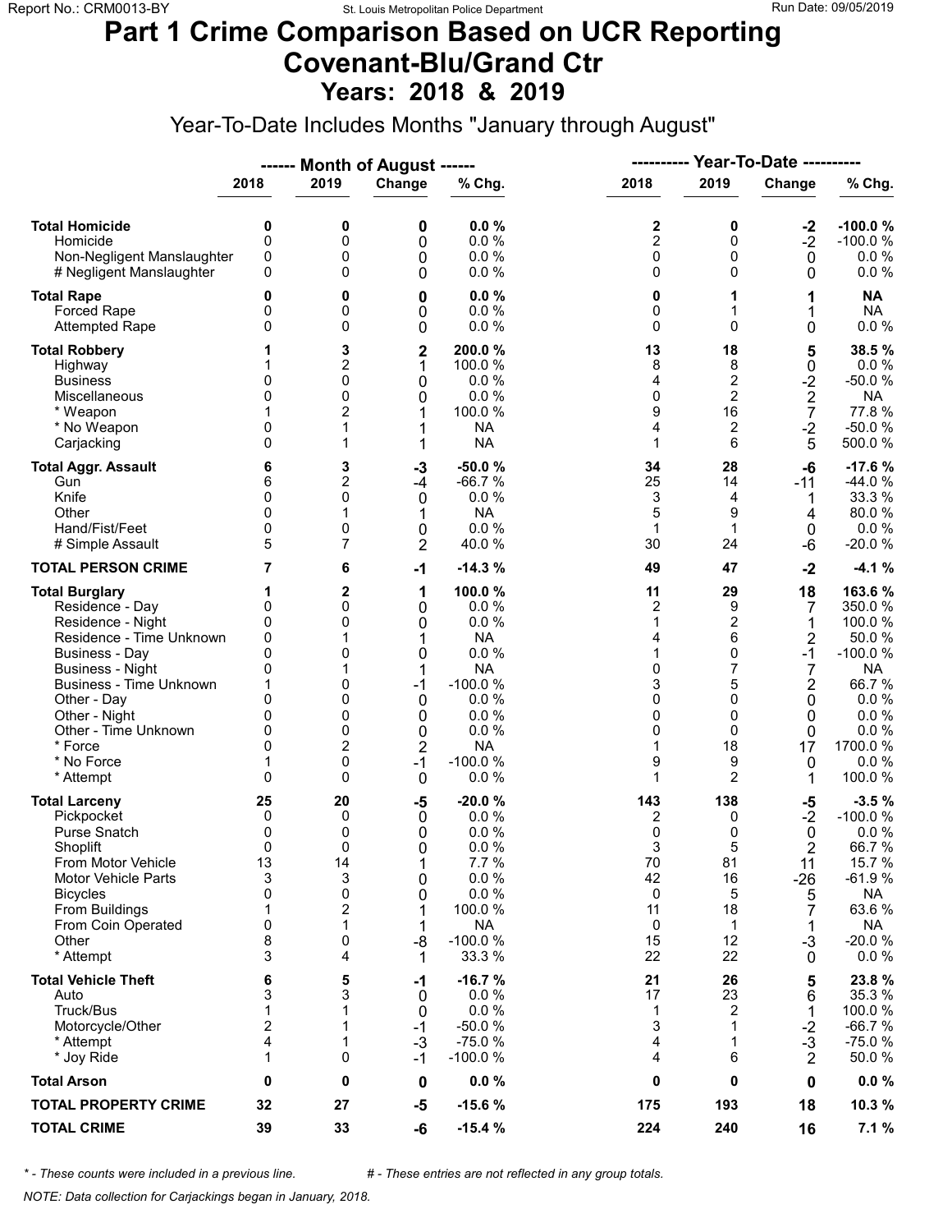# Part 1 Crime Comparison Based on UCR Reporting
## Covenant-Blu/Grand Ctr
### Years: 2018 & 2019

Year-To-Date Includes Months "January through August"

| | Month of August 2018 | Month of August 2019 | Change | % Chg. | Year-To-Date 2018 | Year-To-Date 2019 | Change | % Chg. |
|---|---|---|---|---|---|---|---|---|
| **Total Homicide** | **0** | **0** | **0** | **0.0 %** | **2** | **0** | **-2** | **-100.0 %** |
| Homicide | 0 | 0 | 0 | 0.0 % | 2 | 0 | -2 | -100.0 % |
| Non-Negligent Manslaughter | 0 | 0 | 0 | 0.0 % | 0 | 0 | 0 | 0.0 % |
| # Negligent Manslaughter | 0 | 0 | 0 | 0.0 % | 0 | 0 | 0 | 0.0 % |
| **Total Rape** | **0** | **0** | **0** | **0.0 %** | **0** | **1** | **1** | **NA** |
| Forced Rape | 0 | 0 | 0 | 0.0 % | 0 | 1 | 1 | NA |
| Attempted Rape | 0 | 0 | 0 | 0.0 % | 0 | 0 | 0 | 0.0 % |
| **Total Robbery** | **1** | **3** | **2** | **200.0 %** | **13** | **18** | **5** | **38.5 %** |
| Highway | 1 | 2 | 1 | 100.0 % | 8 | 8 | 0 | 0.0 % |
| Business | 0 | 0 | 0 | 0.0 % | 4 | 2 | -2 | -50.0 % |
| Miscellaneous | 0 | 0 | 0 | 0.0 % | 0 | 2 | 2 | NA |
| * Weapon | 1 | 2 | 1 | 100.0 % | 9 | 16 | 7 | 77.8 % |
| * No Weapon | 0 | 1 | 1 | NA | 4 | 2 | -2 | -50.0 % |
| Carjacking | 0 | 1 | 1 | NA | 1 | 6 | 5 | 500.0 % |
| **Total Aggr. Assault** | **6** | **3** | **-3** | **-50.0 %** | **34** | **28** | **-6** | **-17.6 %** |
| Gun | 6 | 2 | -4 | -66.7 % | 25 | 14 | -11 | -44.0 % |
| Knife | 0 | 0 | 0 | 0.0 % | 3 | 4 | 1 | 33.3 % |
| Other | 0 | 1 | 1 | NA | 5 | 9 | 4 | 80.0 % |
| Hand/Fist/Feet | 0 | 0 | 0 | 0.0 % | 1 | 1 | 0 | 0.0 % |
| # Simple Assault | 5 | 7 | 2 | 40.0 % | 30 | 24 | -6 | -20.0 % |
| **TOTAL PERSON CRIME** | **7** | **6** | **-1** | **-14.3 %** | **49** | **47** | **-2** | **-4.1 %** |
| **Total Burglary** | **1** | **2** | **1** | **100.0 %** | **11** | **29** | **18** | **163.6 %** |
| Residence - Day | 0 | 0 | 0 | 0.0 % | 2 | 9 | 7 | 350.0 % |
| Residence - Night | 0 | 0 | 0 | 0.0 % | 1 | 2 | 1 | 100.0 % |
| Residence - Time Unknown | 0 | 1 | 1 | NA | 4 | 6 | 2 | 50.0 % |
| Business - Day | 0 | 0 | 0 | 0.0 % | 1 | 0 | -1 | -100.0 % |
| Business - Night | 0 | 1 | 1 | NA | 0 | 7 | 7 | NA |
| Business - Time Unknown | 1 | 0 | -1 | -100.0 % | 3 | 5 | 2 | 66.7 % |
| Other - Day | 0 | 0 | 0 | 0.0 % | 0 | 0 | 0 | 0.0 % |
| Other - Night | 0 | 0 | 0 | 0.0 % | 0 | 0 | 0 | 0.0 % |
| Other - Time Unknown | 0 | 0 | 0 | 0.0 % | 0 | 0 | 0 | 0.0 % |
| * Force | 0 | 2 | 2 | NA | 1 | 18 | 17 | 1700.0 % |
| * No Force | 1 | 0 | -1 | -100.0 % | 9 | 9 | 0 | 0.0 % |
| * Attempt | 0 | 0 | 0 | 0.0 % | 1 | 2 | 1 | 100.0 % |
| **Total Larceny** | **25** | **20** | **-5** | **-20.0 %** | **143** | **138** | **-5** | **-3.5 %** |
| Pickpocket | 0 | 0 | 0 | 0.0 % | 2 | 0 | -2 | -100.0 % |
| Purse Snatch | 0 | 0 | 0 | 0.0 % | 0 | 0 | 0 | 0.0 % |
| Shoplift | 0 | 0 | 0 | 0.0 % | 3 | 5 | 2 | 66.7 % |
| From Motor Vehicle | 13 | 14 | 1 | 7.7 % | 70 | 81 | 11 | 15.7 % |
| Motor Vehicle Parts | 3 | 3 | 0 | 0.0 % | 42 | 16 | -26 | -61.9 % |
| Bicycles | 0 | 0 | 0 | 0.0 % | 0 | 5 | 5 | NA |
| From Buildings | 1 | 2 | 1 | 100.0 % | 11 | 18 | 7 | 63.6 % |
| From Coin Operated | 0 | 1 | 1 | NA | 0 | 1 | 1 | NA |
| Other | 8 | 0 | -8 | -100.0 % | 15 | 12 | -3 | -20.0 % |
| * Attempt | 3 | 4 | 1 | 33.3 % | 22 | 22 | 0 | 0.0 % |
| **Total Vehicle Theft** | **6** | **5** | **-1** | **-16.7 %** | **21** | **26** | **5** | **23.8 %** |
| Auto | 3 | 3 | 0 | 0.0 % | 17 | 23 | 6 | 35.3 % |
| Truck/Bus | 1 | 1 | 0 | 0.0 % | 1 | 2 | 1 | 100.0 % |
| Motorcycle/Other | 2 | 1 | -1 | -50.0 % | 3 | 1 | -2 | -66.7 % |
| * Attempt | 4 | 1 | -3 | -75.0 % | 4 | 1 | -3 | -75.0 % |
| * Joy Ride | 1 | 0 | -1 | -100.0 % | 4 | 6 | 2 | 50.0 % |
| **Total Arson** | **0** | **0** | **0** | **0.0 %** | **0** | **0** | **0** | **0.0 %** |
| **TOTAL PROPERTY CRIME** | **32** | **27** | **-5** | **-15.6 %** | **175** | **193** | **18** | **10.3 %** |
| **TOTAL CRIME** | **39** | **33** | **-6** | **-15.4 %** | **224** | **240** | **16** | **7.1 %** |

*\* - These counts were included in a previous line.*  *# - These entries are not reflected in any group totals.*

*NOTE: Data collection for Carjackings began in January, 2018.*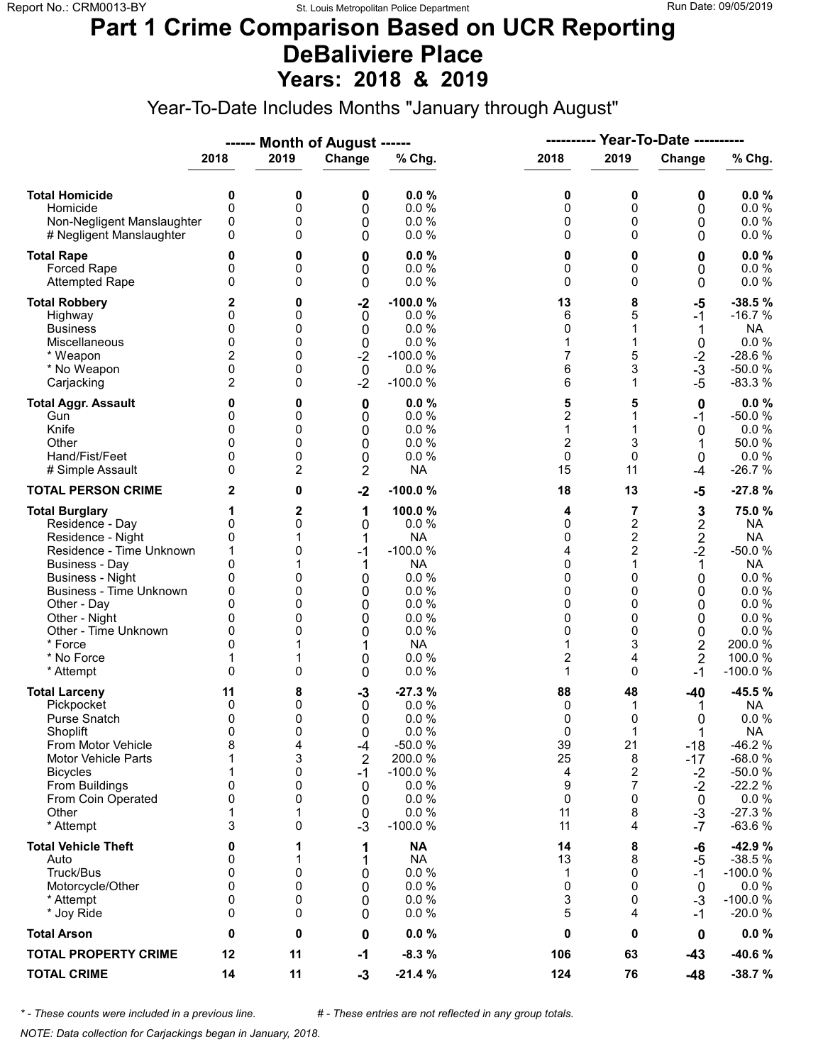Report No.: CRM0013-BY | St. Louis Metropolitan Police Department | Run Date: 09/05/2019

# Part 1 Crime Comparison Based on UCR Reporting
# DeBaliviere Place
## Years: 2018 & 2019

Year-To-Date Includes Months "January through August"

| | Month of August 2018 | Month of August 2019 | Change | % Chg. | Year-To-Date 2018 | Year-To-Date 2019 | Change | % Chg. |
|---|---|---|---|---|---|---|---|---|
| **Total Homicide** | **0** | **0** | **0** | **0.0 %** | **0** | **0** | **0** | **0.0 %** |
| Homicide | 0 | 0 | 0 | 0.0 % | 0 | 0 | 0 | 0.0 % |
| Non-Negligent Manslaughter | 0 | 0 | 0 | 0.0 % | 0 | 0 | 0 | 0.0 % |
| # Negligent Manslaughter | 0 | 0 | 0 | 0.0 % | 0 | 0 | 0 | 0.0 % |
| **Total Rape** | **0** | **0** | **0** | **0.0 %** | **0** | **0** | **0** | **0.0 %** |
| Forced Rape | 0 | 0 | 0 | 0.0 % | 0 | 0 | 0 | 0.0 % |
| Attempted Rape | 0 | 0 | 0 | 0.0 % | 0 | 0 | 0 | 0.0 % |
| **Total Robbery** | **2** | **0** | **-2** | **-100.0 %** | **13** | **8** | **-5** | **-38.5 %** |
| Highway | 0 | 0 | 0 | 0.0 % | 6 | 5 | -1 | -16.7 % |
| Business | 0 | 0 | 0 | 0.0 % | 0 | 1 | 1 | NA |
| Miscellaneous | 0 | 0 | 0 | 0.0 % | 1 | 1 | 0 | 0.0 % |
| * Weapon | 2 | 0 | -2 | -100.0 % | 7 | 5 | -2 | -28.6 % |
| * No Weapon | 0 | 0 | 0 | 0.0 % | 6 | 3 | -3 | -50.0 % |
| Carjacking | 2 | 0 | -2 | -100.0 % | 6 | 1 | -5 | -83.3 % |
| **Total Aggr. Assault** | **0** | **0** | **0** | **0.0 %** | **5** | **5** | **0** | **0.0 %** |
| Gun | 0 | 0 | 0 | 0.0 % | 2 | 1 | -1 | -50.0 % |
| Knife | 0 | 0 | 0 | 0.0 % | 1 | 1 | 0 | 0.0 % |
| Other | 0 | 0 | 0 | 0.0 % | 2 | 3 | 1 | 50.0 % |
| Hand/Fist/Feet | 0 | 0 | 0 | 0.0 % | 0 | 0 | 0 | 0.0 % |
| # Simple Assault | 0 | 2 | 2 | NA | 15 | 11 | -4 | -26.7 % |
| **TOTAL PERSON CRIME** | **2** | **0** | **-2** | **-100.0 %** | **18** | **13** | **-5** | **-27.8 %** |
| **Total Burglary** | **1** | **2** | **1** | **100.0 %** | **4** | **7** | **3** | **75.0 %** |
| Residence - Day | 0 | 0 | 0 | 0.0 % | 0 | 2 | 2 | NA |
| Residence - Night | 0 | 1 | 1 | NA | 0 | 2 | 2 | NA |
| Residence - Time Unknown | 1 | 0 | -1 | -100.0 % | 4 | 2 | -2 | -50.0 % |
| Business - Day | 0 | 1 | 1 | NA | 0 | 1 | 1 | NA |
| Business - Night | 0 | 0 | 0 | 0.0 % | 0 | 0 | 0 | 0.0 % |
| Business - Time Unknown | 0 | 0 | 0 | 0.0 % | 0 | 0 | 0 | 0.0 % |
| Other - Day | 0 | 0 | 0 | 0.0 % | 0 | 0 | 0 | 0.0 % |
| Other - Night | 0 | 0 | 0 | 0.0 % | 0 | 0 | 0 | 0.0 % |
| Other - Time Unknown | 0 | 0 | 0 | 0.0 % | 0 | 0 | 0 | 0.0 % |
| * Force | 0 | 1 | 1 | NA | 1 | 3 | 2 | 200.0 % |
| * No Force | 1 | 1 | 0 | 0.0 % | 2 | 4 | 2 | 100.0 % |
| * Attempt | 0 | 0 | 0 | 0.0 % | 1 | 0 | -1 | -100.0 % |
| **Total Larceny** | **11** | **8** | **-3** | **-27.3 %** | **88** | **48** | **-40** | **-45.5 %** |
| Pickpocket | 0 | 0 | 0 | 0.0 % | 0 | 1 | 1 | NA |
| Purse Snatch | 0 | 0 | 0 | 0.0 % | 0 | 0 | 0 | 0.0 % |
| Shoplift | 0 | 0 | 0 | 0.0 % | 0 | 1 | 1 | NA |
| From Motor Vehicle | 8 | 4 | -4 | -50.0 % | 39 | 21 | -18 | -46.2 % |
| Motor Vehicle Parts | 1 | 3 | 2 | 200.0 % | 25 | 8 | -17 | -68.0 % |
| Bicycles | 1 | 0 | -1 | -100.0 % | 4 | 2 | -2 | -50.0 % |
| From Buildings | 0 | 0 | 0 | 0.0 % | 9 | 7 | -2 | -22.2 % |
| From Coin Operated | 0 | 0 | 0 | 0.0 % | 0 | 0 | 0 | 0.0 % |
| Other | 1 | 1 | 0 | 0.0 % | 11 | 8 | -3 | -27.3 % |
| * Attempt | 3 | 0 | -3 | -100.0 % | 11 | 4 | -7 | -63.6 % |
| **Total Vehicle Theft** | **0** | **1** | **1** | **NA** | **14** | **8** | **-6** | **-42.9 %** |
| Auto | 0 | 1 | 1 | NA | 13 | 8 | -5 | -38.5 % |
| Truck/Bus | 0 | 0 | 0 | 0.0 % | 1 | 0 | -1 | -100.0 % |
| Motorcycle/Other | 0 | 0 | 0 | 0.0 % | 0 | 0 | 0 | 0.0 % |
| * Attempt | 0 | 0 | 0 | 0.0 % | 3 | 0 | -3 | -100.0 % |
| * Joy Ride | 0 | 0 | 0 | 0.0 % | 5 | 4 | -1 | -20.0 % |
| **Total Arson** | **0** | **0** | **0** | **0.0 %** | **0** | **0** | **0** | **0.0 %** |
| **TOTAL PROPERTY CRIME** | **12** | **11** | **-1** | **-8.3 %** | **106** | **63** | **-43** | **-40.6 %** |
| **TOTAL CRIME** | **14** | **11** | **-3** | **-21.4 %** | **124** | **76** | **-48** | **-38.7 %** |

*\* - These counts were included in a previous line.* &nbsp;&nbsp;&nbsp; *# - These entries are not reflected in any group totals.*

*NOTE: Data collection for Carjackings began in January, 2018.*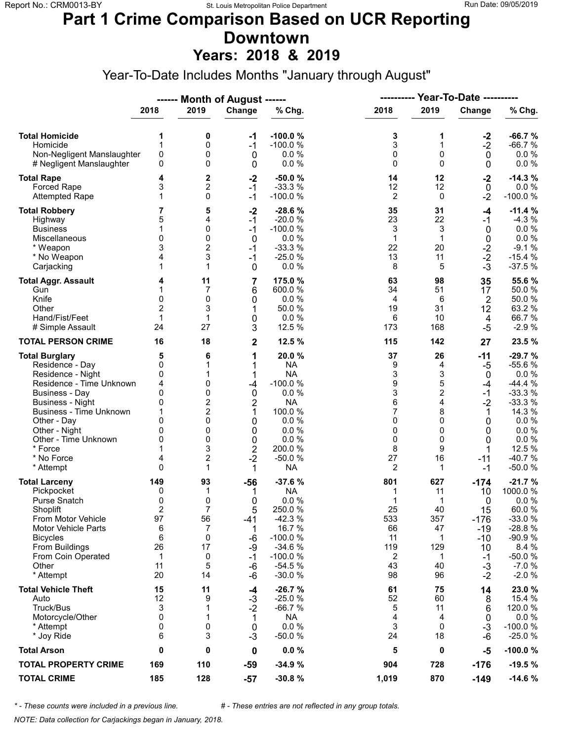# Part 1 Crime Comparison Based on UCR Reporting
# Downtown
## Years: 2018 & 2019

Year-To-Date Includes Months "January through August"

| | ------ Month of August ------ | | | | ---------- Year-To-Date ---------- | | | |
|---|---|---|---|---|---|---|---|---|
| | 2018 | 2019 | Change | % Chg. | 2018 | 2019 | Change | % Chg. |
| **Total Homicide** | **1** | **0** | **-1** | **-100.0 %** | **3** | **1** | **-2** | **-66.7 %** |
| Homicide | 1 | 0 | -1 | -100.0 % | 3 | 1 | -2 | -66.7 % |
| Non-Negligent Manslaughter | 0 | 0 | 0 | 0.0 % | 0 | 0 | 0 | 0.0 % |
| # Negligent Manslaughter | 0 | 0 | 0 | 0.0 % | 0 | 0 | 0 | 0.0 % |
| **Total Rape** | **4** | **2** | **-2** | **-50.0 %** | **14** | **12** | **-2** | **-14.3 %** |
| Forced Rape | 3 | 2 | -1 | -33.3 % | 12 | 12 | 0 | 0.0 % |
| Attempted Rape | 1 | 0 | -1 | -100.0 % | 2 | 0 | -2 | -100.0 % |
| **Total Robbery** | **7** | **5** | **-2** | **-28.6 %** | **35** | **31** | **-4** | **-11.4 %** |
| Highway | 5 | 4 | -1 | -20.0 % | 23 | 22 | -1 | -4.3 % |
| Business | 1 | 0 | -1 | -100.0 % | 3 | 3 | 0 | 0.0 % |
| Miscellaneous | 0 | 0 | 0 | 0.0 % | 1 | 1 | 0 | 0.0 % |
| * Weapon | 3 | 2 | -1 | -33.3 % | 22 | 20 | -2 | -9.1 % |
| * No Weapon | 4 | 3 | -1 | -25.0 % | 13 | 11 | -2 | -15.4 % |
| Carjacking | 1 | 1 | 0 | 0.0 % | 8 | 5 | -3 | -37.5 % |
| **Total Aggr. Assault** | **4** | **11** | **7** | **175.0 %** | **63** | **98** | **35** | **55.6 %** |
| Gun | 1 | 7 | 6 | 600.0 % | 34 | 51 | 17 | 50.0 % |
| Knife | 0 | 0 | 0 | 0.0 % | 4 | 6 | 2 | 50.0 % |
| Other | 2 | 3 | 1 | 50.0 % | 19 | 31 | 12 | 63.2 % |
| Hand/Fist/Feet | 1 | 1 | 0 | 0.0 % | 6 | 10 | 4 | 66.7 % |
| # Simple Assault | 24 | 27 | 3 | 12.5 % | 173 | 168 | -5 | -2.9 % |
| **TOTAL PERSON CRIME** | **16** | **18** | **2** | **12.5 %** | **115** | **142** | **27** | **23.5 %** |
| **Total Burglary** | **5** | **6** | **1** | **20.0 %** | **37** | **26** | **-11** | **-29.7 %** |
| Residence - Day | 0 | 1 | 1 | NA | 9 | 4 | -5 | -55.6 % |
| Residence - Night | 0 | 1 | 1 | NA | 3 | 3 | 0 | 0.0 % |
| Residence - Time Unknown | 4 | 0 | -4 | -100.0 % | 9 | 5 | -4 | -44.4 % |
| Business - Day | 0 | 0 | 0 | 0.0 % | 3 | 2 | -1 | -33.3 % |
| Business - Night | 0 | 2 | 2 | NA | 6 | 4 | -2 | -33.3 % |
| Business - Time Unknown | 1 | 2 | 1 | 100.0 % | 7 | 8 | 1 | 14.3 % |
| Other - Day | 0 | 0 | 0 | 0.0 % | 0 | 0 | 0 | 0.0 % |
| Other - Night | 0 | 0 | 0 | 0.0 % | 0 | 0 | 0 | 0.0 % |
| Other - Time Unknown | 0 | 0 | 0 | 0.0 % | 0 | 0 | 0 | 0.0 % |
| * Force | 1 | 3 | 2 | 200.0 % | 8 | 9 | 1 | 12.5 % |
| * No Force | 4 | 2 | -2 | -50.0 % | 27 | 16 | -11 | -40.7 % |
| * Attempt | 0 | 1 | 1 | NA | 2 | 1 | -1 | -50.0 % |
| **Total Larceny** | **149** | **93** | **-56** | **-37.6 %** | **801** | **627** | **-174** | **-21.7 %** |
| Pickpocket | 0 | 1 | 1 | NA | 1 | 11 | 10 | 1000.0 % |
| Purse Snatch | 0 | 0 | 0 | 0.0 % | 1 | 1 | 0 | 0.0 % |
| Shoplift | 2 | 7 | 5 | 250.0 % | 25 | 40 | 15 | 60.0 % |
| From Motor Vehicle | 97 | 56 | -41 | -42.3 % | 533 | 357 | -176 | -33.0 % |
| Motor Vehicle Parts | 6 | 7 | 1 | 16.7 % | 66 | 47 | -19 | -28.8 % |
| Bicycles | 6 | 0 | -6 | -100.0 % | 11 | 1 | -10 | -90.9 % |
| From Buildings | 26 | 17 | -9 | -34.6 % | 119 | 129 | 10 | 8.4 % |
| From Coin Operated | 1 | 0 | -1 | -100.0 % | 2 | 1 | -1 | -50.0 % |
| Other | 11 | 5 | -6 | -54.5 % | 43 | 40 | -3 | -7.0 % |
| * Attempt | 20 | 14 | -6 | -30.0 % | 98 | 96 | -2 | -2.0 % |
| **Total Vehicle Theft** | **15** | **11** | **-4** | **-26.7 %** | **61** | **75** | **14** | **23.0 %** |
| Auto | 12 | 9 | -3 | -25.0 % | 52 | 60 | 8 | 15.4 % |
| Truck/Bus | 3 | 1 | -2 | -66.7 % | 5 | 11 | 6 | 120.0 % |
| Motorcycle/Other | 0 | 1 | 1 | NA | 4 | 4 | 0 | 0.0 % |
| * Attempt | 0 | 0 | 0 | 0.0 % | 3 | 0 | -3 | -100.0 % |
| * Joy Ride | 6 | 3 | -3 | -50.0 % | 24 | 18 | -6 | -25.0 % |
| **Total Arson** | **0** | **0** | **0** | **0.0 %** | **5** | **0** | **-5** | **-100.0 %** |
| **TOTAL PROPERTY CRIME** | **169** | **110** | **-59** | **-34.9 %** | **904** | **728** | **-176** | **-19.5 %** |
| **TOTAL CRIME** | **185** | **128** | **-57** | **-30.8 %** | **1,019** | **870** | **-149** | **-14.6 %** |

*\* - These counts were included in a previous line.* *# - These entries are not reflected in any group totals.*

*NOTE: Data collection for Carjackings began in January, 2018.*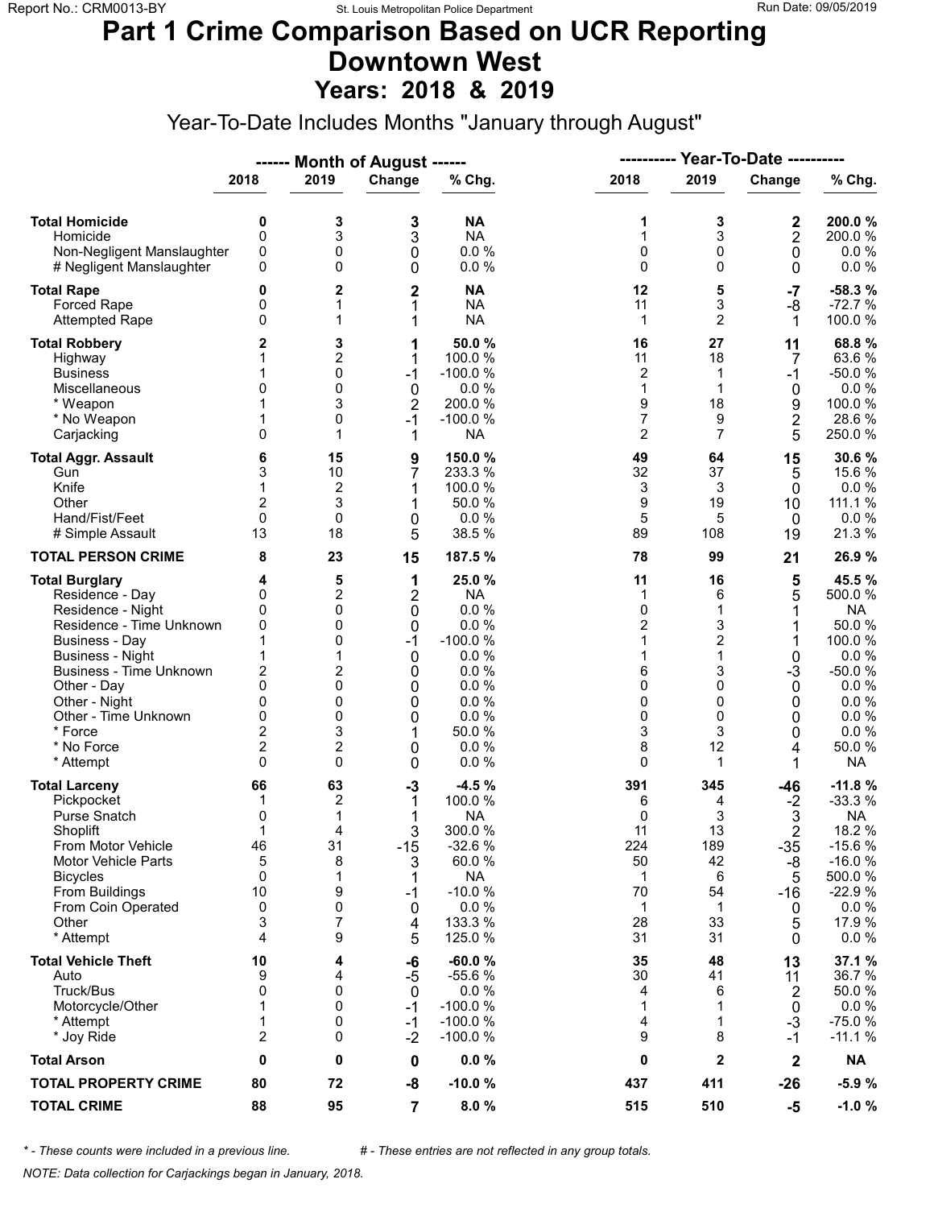# Part 1 Crime Comparison Based on UCR Reporting
# Downtown West
## Years: 2018 & 2019

Year-To-Date Includes Months "January through August"

| | ------ Month of August ------ | | | | ---------- Year-To-Date ---------- | | | |
|---|---|---|---|---|---|---|---|---|
| | 2018 | 2019 | Change | % Chg. | 2018 | 2019 | Change | % Chg. |
| **Total Homicide** | **0** | **3** | **3** | **NA** | **1** | **3** | **2** | **200.0 %** |
| Homicide | 0 | 3 | 3 | NA | 1 | 3 | 2 | 200.0 % |
| Non-Negligent Manslaughter | 0 | 0 | 0 | 0.0 % | 0 | 0 | 0 | 0.0 % |
| # Negligent Manslaughter | 0 | 0 | 0 | 0.0 % | 0 | 0 | 0 | 0.0 % |
| **Total Rape** | **0** | **2** | **2** | **NA** | **12** | **5** | **-7** | **-58.3 %** |
| Forced Rape | 0 | 1 | 1 | NA | 11 | 3 | -8 | -72.7 % |
| Attempted Rape | 0 | 1 | 1 | NA | 1 | 2 | 1 | 100.0 % |
| **Total Robbery** | **2** | **3** | **1** | **50.0 %** | **16** | **27** | **11** | **68.8 %** |
| Highway | 1 | 2 | 1 | 100.0 % | 11 | 18 | 7 | 63.6 % |
| Business | 1 | 0 | -1 | -100.0 % | 2 | 1 | -1 | -50.0 % |
| Miscellaneous | 0 | 0 | 0 | 0.0 % | 1 | 1 | 0 | 0.0 % |
| * Weapon | 1 | 3 | 2 | 200.0 % | 9 | 18 | 9 | 100.0 % |
| * No Weapon | 1 | 0 | -1 | -100.0 % | 7 | 9 | 2 | 28.6 % |
| Carjacking | 0 | 1 | 1 | NA | 2 | 7 | 5 | 250.0 % |
| **Total Aggr. Assault** | **6** | **15** | **9** | **150.0 %** | **49** | **64** | **15** | **30.6 %** |
| Gun | 3 | 10 | 7 | 233.3 % | 32 | 37 | 5 | 15.6 % |
| Knife | 1 | 2 | 1 | 100.0 % | 3 | 3 | 0 | 0.0 % |
| Other | 2 | 3 | 1 | 50.0 % | 9 | 19 | 10 | 111.1 % |
| Hand/Fist/Feet | 0 | 0 | 0 | 0.0 % | 5 | 5 | 0 | 0.0 % |
| # Simple Assault | 13 | 18 | 5 | 38.5 % | 89 | 108 | 19 | 21.3 % |
| **TOTAL PERSON CRIME** | **8** | **23** | **15** | **187.5 %** | **78** | **99** | **21** | **26.9 %** |
| **Total Burglary** | **4** | **5** | **1** | **25.0 %** | **11** | **16** | **5** | **45.5 %** |
| Residence - Day | 0 | 2 | 2 | NA | 1 | 6 | 5 | 500.0 % |
| Residence - Night | 0 | 0 | 0 | 0.0 % | 0 | 1 | 1 | NA |
| Residence - Time Unknown | 0 | 0 | 0 | 0.0 % | 2 | 3 | 1 | 50.0 % |
| Business - Day | 1 | 0 | -1 | -100.0 % | 1 | 2 | 1 | 100.0 % |
| Business - Night | 1 | 1 | 0 | 0.0 % | 1 | 1 | 0 | 0.0 % |
| Business - Time Unknown | 2 | 2 | 0 | 0.0 % | 6 | 3 | -3 | -50.0 % |
| Other - Day | 0 | 0 | 0 | 0.0 % | 0 | 0 | 0 | 0.0 % |
| Other - Night | 0 | 0 | 0 | 0.0 % | 0 | 0 | 0 | 0.0 % |
| Other - Time Unknown | 0 | 0 | 0 | 0.0 % | 0 | 0 | 0 | 0.0 % |
| * Force | 2 | 3 | 1 | 50.0 % | 3 | 3 | 0 | 0.0 % |
| * No Force | 2 | 2 | 0 | 0.0 % | 8 | 12 | 4 | 50.0 % |
| * Attempt | 0 | 0 | 0 | 0.0 % | 0 | 1 | 1 | NA |
| **Total Larceny** | **66** | **63** | **-3** | **-4.5 %** | **391** | **345** | **-46** | **-11.8 %** |
| Pickpocket | 1 | 2 | 1 | 100.0 % | 6 | 4 | -2 | -33.3 % |
| Purse Snatch | 0 | 1 | 1 | NA | 0 | 3 | 3 | NA |
| Shoplift | 1 | 4 | 3 | 300.0 % | 11 | 13 | 2 | 18.2 % |
| From Motor Vehicle | 46 | 31 | -15 | -32.6 % | 224 | 189 | -35 | -15.6 % |
| Motor Vehicle Parts | 5 | 8 | 3 | 60.0 % | 50 | 42 | -8 | -16.0 % |
| Bicycles | 0 | 1 | 1 | NA | 1 | 6 | 5 | 500.0 % |
| From Buildings | 10 | 9 | -1 | -10.0 % | 70 | 54 | -16 | -22.9 % |
| From Coin Operated | 0 | 0 | 0 | 0.0 % | 1 | 1 | 0 | 0.0 % |
| Other | 3 | 7 | 4 | 133.3 % | 28 | 33 | 5 | 17.9 % |
| * Attempt | 4 | 9 | 5 | 125.0 % | 31 | 31 | 0 | 0.0 % |
| **Total Vehicle Theft** | **10** | **4** | **-6** | **-60.0 %** | **35** | **48** | **13** | **37.1 %** |
| Auto | 9 | 4 | -5 | -55.6 % | 30 | 41 | 11 | 36.7 % |
| Truck/Bus | 0 | 0 | 0 | 0.0 % | 4 | 6 | 2 | 50.0 % |
| Motorcycle/Other | 1 | 0 | -1 | -100.0 % | 1 | 1 | 0 | 0.0 % |
| * Attempt | 1 | 0 | -1 | -100.0 % | 4 | 1 | -3 | -75.0 % |
| * Joy Ride | 2 | 0 | -2 | -100.0 % | 9 | 8 | -1 | -11.1 % |
| **Total Arson** | **0** | **0** | **0** | **0.0 %** | **0** | **2** | **2** | **NA** |
| **TOTAL PROPERTY CRIME** | **80** | **72** | **-8** | **-10.0 %** | **437** | **411** | **-26** | **-5.9 %** |
| **TOTAL CRIME** | **88** | **95** | **7** | **8.0 %** | **515** | **510** | **-5** | **-1.0 %** |

*\* - These counts were included in a previous line.* *# - These entries are not reflected in any group totals.*

*NOTE: Data collection for Carjackings began in January, 2018.*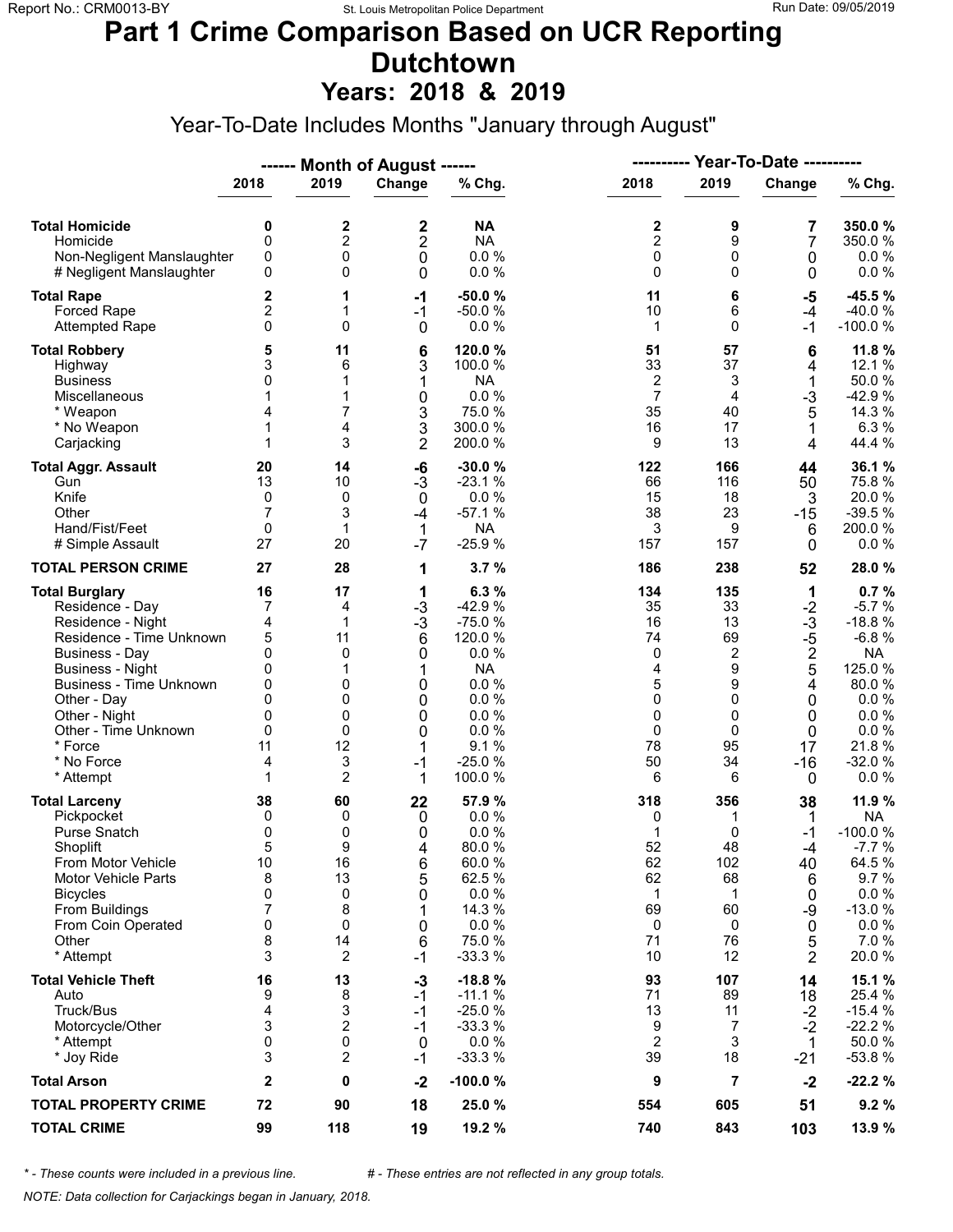# Part 1 Crime Comparison Based on UCR Reporting
# Dutchtown
## Years: 2018 & 2019

Year-To-Date Includes Months "January through August"

| | Month of August 2018 | Month of August 2019 | Change | % Chg. | Year-To-Date 2018 | Year-To-Date 2019 | Change | % Chg. |
|---|---|---|---|---|---|---|---|---|
| **Total Homicide** | **0** | **2** | **2** | **NA** | **2** | **9** | **7** | **350.0 %** |
| Homicide | 0 | 2 | 2 | NA | 2 | 9 | 7 | 350.0 % |
| Non-Negligent Manslaughter | 0 | 0 | 0 | 0.0 % | 0 | 0 | 0 | 0.0 % |
| # Negligent Manslaughter | 0 | 0 | 0 | 0.0 % | 0 | 0 | 0 | 0.0 % |
| **Total Rape** | **2** | **1** | **-1** | **-50.0 %** | **11** | **6** | **-5** | **-45.5 %** |
| Forced Rape | 2 | 1 | -1 | -50.0 % | 10 | 6 | -4 | -40.0 % |
| Attempted Rape | 0 | 0 | 0 | 0.0 % | 1 | 0 | -1 | -100.0 % |
| **Total Robbery** | **5** | **11** | **6** | **120.0 %** | **51** | **57** | **6** | **11.8 %** |
| Highway | 3 | 6 | 3 | 100.0 % | 33 | 37 | 4 | 12.1 % |
| Business | 0 | 1 | 1 | NA | 2 | 3 | 1 | 50.0 % |
| Miscellaneous | 1 | 1 | 0 | 0.0 % | 7 | 4 | -3 | -42.9 % |
| * Weapon | 4 | 7 | 3 | 75.0 % | 35 | 40 | 5 | 14.3 % |
| * No Weapon | 1 | 4 | 3 | 300.0 % | 16 | 17 | 1 | 6.3 % |
| Carjacking | 1 | 3 | 2 | 200.0 % | 9 | 13 | 4 | 44.4 % |
| **Total Aggr. Assault** | **20** | **14** | **-6** | **-30.0 %** | **122** | **166** | **44** | **36.1 %** |
| Gun | 13 | 10 | -3 | -23.1 % | 66 | 116 | 50 | 75.8 % |
| Knife | 0 | 0 | 0 | 0.0 % | 15 | 18 | 3 | 20.0 % |
| Other | 7 | 3 | -4 | -57.1 % | 38 | 23 | -15 | -39.5 % |
| Hand/Fist/Feet | 0 | 1 | 1 | NA | 3 | 9 | 6 | 200.0 % |
| # Simple Assault | 27 | 20 | -7 | -25.9 % | 157 | 157 | 0 | 0.0 % |
| **TOTAL PERSON CRIME** | **27** | **28** | **1** | **3.7 %** | **186** | **238** | **52** | **28.0 %** |
| **Total Burglary** | **16** | **17** | **1** | **6.3 %** | **134** | **135** | **1** | **0.7 %** |
| Residence - Day | 7 | 4 | -3 | -42.9 % | 35 | 33 | -2 | -5.7 % |
| Residence - Night | 4 | 1 | -3 | -75.0 % | 16 | 13 | -3 | -18.8 % |
| Residence - Time Unknown | 5 | 11 | 6 | 120.0 % | 74 | 69 | -5 | -6.8 % |
| Business - Day | 0 | 0 | 0 | 0.0 % | 0 | 2 | 2 | NA |
| Business - Night | 0 | 1 | 1 | NA | 4 | 9 | 5 | 125.0 % |
| Business - Time Unknown | 0 | 0 | 0 | 0.0 % | 5 | 9 | 4 | 80.0 % |
| Other - Day | 0 | 0 | 0 | 0.0 % | 0 | 0 | 0 | 0.0 % |
| Other - Night | 0 | 0 | 0 | 0.0 % | 0 | 0 | 0 | 0.0 % |
| Other - Time Unknown | 0 | 0 | 0 | 0.0 % | 0 | 0 | 0 | 0.0 % |
| * Force | 11 | 12 | 1 | 9.1 % | 78 | 95 | 17 | 21.8 % |
| * No Force | 4 | 3 | -1 | -25.0 % | 50 | 34 | -16 | -32.0 % |
| * Attempt | 1 | 2 | 1 | 100.0 % | 6 | 6 | 0 | 0.0 % |
| **Total Larceny** | **38** | **60** | **22** | **57.9 %** | **318** | **356** | **38** | **11.9 %** |
| Pickpocket | 0 | 0 | 0 | 0.0 % | 0 | 1 | 1 | NA |
| Purse Snatch | 0 | 0 | 0 | 0.0 % | 1 | 0 | -1 | -100.0 % |
| Shoplift | 5 | 9 | 4 | 80.0 % | 52 | 48 | -4 | -7.7 % |
| From Motor Vehicle | 10 | 16 | 6 | 60.0 % | 62 | 102 | 40 | 64.5 % |
| Motor Vehicle Parts | 8 | 13 | 5 | 62.5 % | 62 | 68 | 6 | 9.7 % |
| Bicycles | 0 | 0 | 0 | 0.0 % | 1 | 1 | 0 | 0.0 % |
| From Buildings | 7 | 8 | 1 | 14.3 % | 69 | 60 | -9 | -13.0 % |
| From Coin Operated | 0 | 0 | 0 | 0.0 % | 0 | 0 | 0 | 0.0 % |
| Other | 8 | 14 | 6 | 75.0 % | 71 | 76 | 5 | 7.0 % |
| * Attempt | 3 | 2 | -1 | -33.3 % | 10 | 12 | 2 | 20.0 % |
| **Total Vehicle Theft** | **16** | **13** | **-3** | **-18.8 %** | **93** | **107** | **14** | **15.1 %** |
| Auto | 9 | 8 | -1 | -11.1 % | 71 | 89 | 18 | 25.4 % |
| Truck/Bus | 4 | 3 | -1 | -25.0 % | 13 | 11 | -2 | -15.4 % |
| Motorcycle/Other | 3 | 2 | -1 | -33.3 % | 9 | 7 | -2 | -22.2 % |
| * Attempt | 0 | 0 | 0 | 0.0 % | 2 | 3 | 1 | 50.0 % |
| * Joy Ride | 3 | 2 | -1 | -33.3 % | 39 | 18 | -21 | -53.8 % |
| **Total Arson** | **2** | **0** | **-2** | **-100.0 %** | **9** | **7** | **-2** | **-22.2 %** |
| **TOTAL PROPERTY CRIME** | **72** | **90** | **18** | **25.0 %** | **554** | **605** | **51** | **9.2 %** |
| **TOTAL CRIME** | **99** | **118** | **19** | **19.2 %** | **740** | **843** | **103** | **13.9 %** |

*\* - These counts were included in a previous line.* *# - These entries are not reflected in any group totals.*

*NOTE: Data collection for Carjackings began in January, 2018.*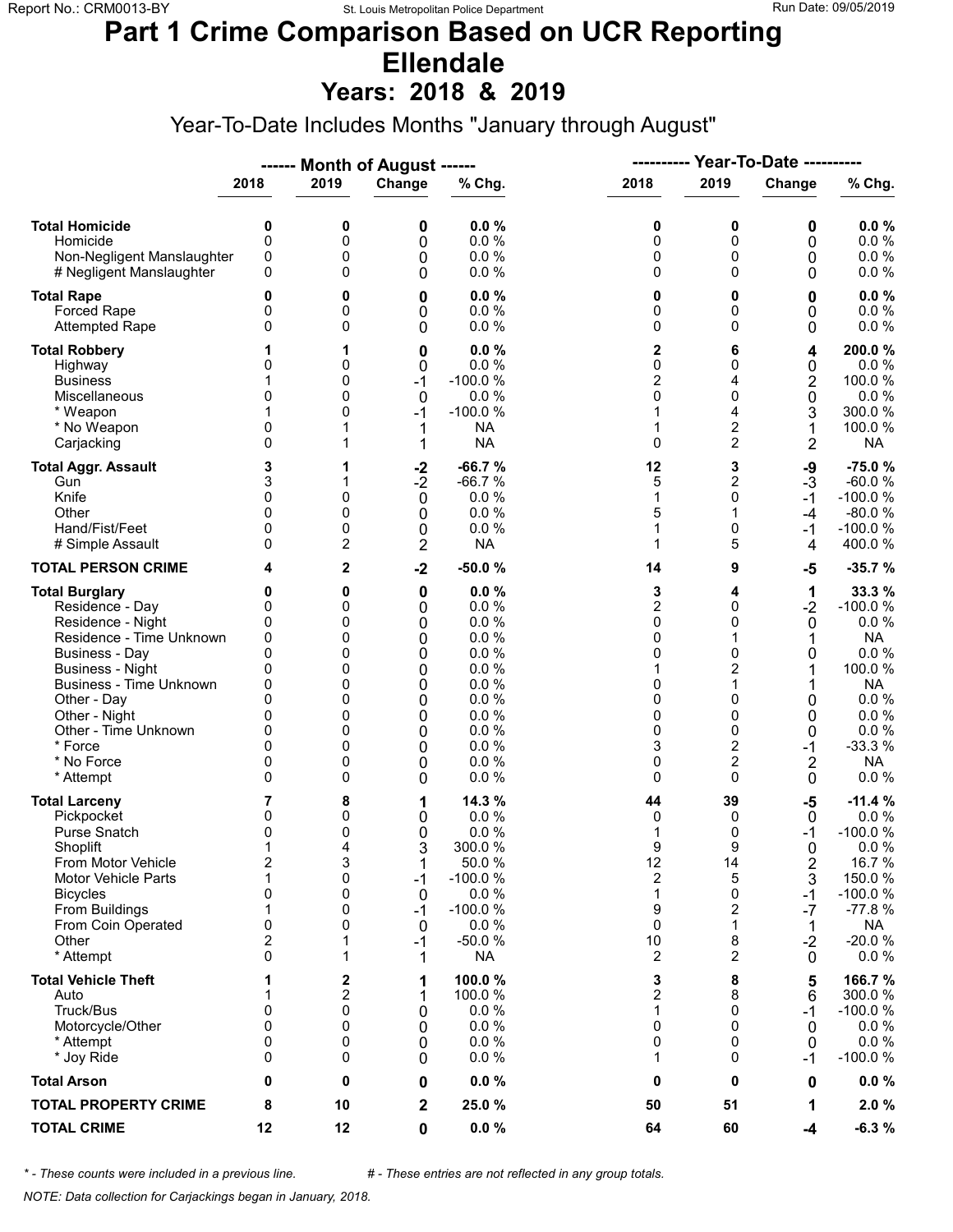# Part 1 Crime Comparison Based on UCR Reporting
# Ellendale
## Years: 2018 & 2019

Year-To-Date Includes Months "January through August"

| | Month of August 2018 | Month of August 2019 | Change | % Chg. | Year-To-Date 2018 | Year-To-Date 2019 | Change | % Chg. |
|---|---|---|---|---|---|---|---|---|
| **Total Homicide** | **0** | **0** | **0** | **0.0 %** | **0** | **0** | **0** | **0.0 %** |
| Homicide | 0 | 0 | 0 | 0.0 % | 0 | 0 | 0 | 0.0 % |
| Non-Negligent Manslaughter | 0 | 0 | 0 | 0.0 % | 0 | 0 | 0 | 0.0 % |
| # Negligent Manslaughter | 0 | 0 | 0 | 0.0 % | 0 | 0 | 0 | 0.0 % |
| **Total Rape** | **0** | **0** | **0** | **0.0 %** | **0** | **0** | **0** | **0.0 %** |
| Forced Rape | 0 | 0 | 0 | 0.0 % | 0 | 0 | 0 | 0.0 % |
| Attempted Rape | 0 | 0 | 0 | 0.0 % | 0 | 0 | 0 | 0.0 % |
| **Total Robbery** | **1** | **1** | **0** | **0.0 %** | **2** | **6** | **4** | **200.0 %** |
| Highway | 0 | 0 | 0 | 0.0 % | 0 | 0 | 0 | 0.0 % |
| Business | 1 | 0 | -1 | -100.0 % | 2 | 4 | 2 | 100.0 % |
| Miscellaneous | 0 | 0 | 0 | 0.0 % | 0 | 0 | 0 | 0.0 % |
| * Weapon | 1 | 0 | -1 | -100.0 % | 1 | 4 | 3 | 300.0 % |
| * No Weapon | 0 | 1 | 1 | NA | 1 | 2 | 1 | 100.0 % |
| Carjacking | 0 | 1 | 1 | NA | 0 | 2 | 2 | NA |
| **Total Aggr. Assault** | **3** | **1** | **-2** | **-66.7 %** | **12** | **3** | **-9** | **-75.0 %** |
| Gun | 3 | 1 | -2 | -66.7 % | 5 | 2 | -3 | -60.0 % |
| Knife | 0 | 0 | 0 | 0.0 % | 1 | 0 | -1 | -100.0 % |
| Other | 0 | 0 | 0 | 0.0 % | 5 | 1 | -4 | -80.0 % |
| Hand/Fist/Feet | 0 | 0 | 0 | 0.0 % | 1 | 0 | -1 | -100.0 % |
| # Simple Assault | 0 | 2 | 2 | NA | 1 | 5 | 4 | 400.0 % |
| **TOTAL PERSON CRIME** | **4** | **2** | **-2** | **-50.0 %** | **14** | **9** | **-5** | **-35.7 %** |
| **Total Burglary** | **0** | **0** | **0** | **0.0 %** | **3** | **4** | **1** | **33.3 %** |
| Residence - Day | 0 | 0 | 0 | 0.0 % | 2 | 0 | -2 | -100.0 % |
| Residence - Night | 0 | 0 | 0 | 0.0 % | 0 | 0 | 0 | 0.0 % |
| Residence - Time Unknown | 0 | 0 | 0 | 0.0 % | 0 | 1 | 1 | NA |
| Business - Day | 0 | 0 | 0 | 0.0 % | 0 | 0 | 0 | 0.0 % |
| Business - Night | 0 | 0 | 0 | 0.0 % | 1 | 2 | 1 | 100.0 % |
| Business - Time Unknown | 0 | 0 | 0 | 0.0 % | 0 | 1 | 1 | NA |
| Other - Day | 0 | 0 | 0 | 0.0 % | 0 | 0 | 0 | 0.0 % |
| Other - Night | 0 | 0 | 0 | 0.0 % | 0 | 0 | 0 | 0.0 % |
| Other - Time Unknown | 0 | 0 | 0 | 0.0 % | 0 | 0 | 0 | 0.0 % |
| * Force | 0 | 0 | 0 | 0.0 % | 3 | 2 | -1 | -33.3 % |
| * No Force | 0 | 0 | 0 | 0.0 % | 0 | 2 | 2 | NA |
| * Attempt | 0 | 0 | 0 | 0.0 % | 0 | 0 | 0 | 0.0 % |
| **Total Larceny** | **7** | **8** | **1** | **14.3 %** | **44** | **39** | **-5** | **-11.4 %** |
| Pickpocket | 0 | 0 | 0 | 0.0 % | 0 | 0 | 0 | 0.0 % |
| Purse Snatch | 0 | 0 | 0 | 0.0 % | 1 | 0 | -1 | -100.0 % |
| Shoplift | 1 | 4 | 3 | 300.0 % | 9 | 9 | 0 | 0.0 % |
| From Motor Vehicle | 2 | 3 | 1 | 50.0 % | 12 | 14 | 2 | 16.7 % |
| Motor Vehicle Parts | 1 | 0 | -1 | -100.0 % | 2 | 5 | 3 | 150.0 % |
| Bicycles | 0 | 0 | 0 | 0.0 % | 1 | 0 | -1 | -100.0 % |
| From Buildings | 1 | 0 | -1 | -100.0 % | 9 | 2 | -7 | -77.8 % |
| From Coin Operated | 0 | 0 | 0 | 0.0 % | 0 | 1 | 1 | NA |
| Other | 2 | 1 | -1 | -50.0 % | 10 | 8 | -2 | -20.0 % |
| * Attempt | 0 | 1 | 1 | NA | 2 | 2 | 0 | 0.0 % |
| **Total Vehicle Theft** | **1** | **2** | **1** | **100.0 %** | **3** | **8** | **5** | **166.7 %** |
| Auto | 1 | 2 | 1 | 100.0 % | 2 | 8 | 6 | 300.0 % |
| Truck/Bus | 0 | 0 | 0 | 0.0 % | 1 | 0 | -1 | -100.0 % |
| Motorcycle/Other | 0 | 0 | 0 | 0.0 % | 0 | 0 | 0 | 0.0 % |
| * Attempt | 0 | 0 | 0 | 0.0 % | 0 | 0 | 0 | 0.0 % |
| * Joy Ride | 0 | 0 | 0 | 0.0 % | 1 | 0 | -1 | -100.0 % |
| **Total Arson** | **0** | **0** | **0** | **0.0 %** | **0** | **0** | **0** | **0.0 %** |
| **TOTAL PROPERTY CRIME** | **8** | **10** | **2** | **25.0 %** | **50** | **51** | **1** | **2.0 %** |
| **TOTAL CRIME** | **12** | **12** | **0** | **0.0 %** | **64** | **60** | **-4** | **-6.3 %** |

*\* - These counts were included in a previous line.*  *# - These entries are not reflected in any group totals.*

*NOTE: Data collection for Carjackings began in January, 2018.*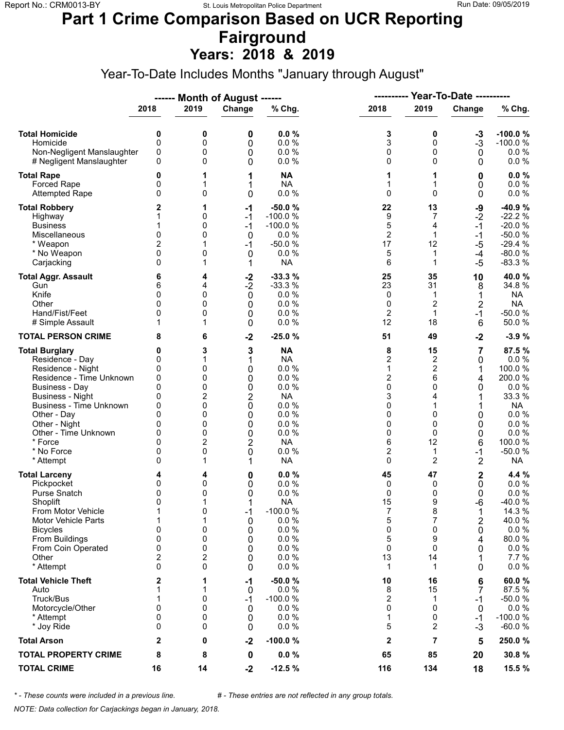# Part 1 Crime Comparison Based on UCR Reporting
# Fairground
## Years: 2018 & 2019

Year-To-Date Includes Months "January through August"

| | Month of August 2018 | Month of August 2019 | Change | % Chg. | Year-To-Date 2018 | Year-To-Date 2019 | Change | % Chg. |
|---|---|---|---|---|---|---|---|---|
| **Total Homicide** | **0** | **0** | **0** | **0.0 %** | **3** | **0** | **-3** | **-100.0 %** |
| Homicide | 0 | 0 | 0 | 0.0 % | 3 | 0 | -3 | -100.0 % |
| Non-Negligent Manslaughter | 0 | 0 | 0 | 0.0 % | 0 | 0 | 0 | 0.0 % |
| # Negligent Manslaughter | 0 | 0 | 0 | 0.0 % | 0 | 0 | 0 | 0.0 % |
| **Total Rape** | **0** | **1** | **1** | **NA** | **1** | **1** | **0** | **0.0 %** |
| Forced Rape | 0 | 1 | 1 | NA | 1 | 1 | 0 | 0.0 % |
| Attempted Rape | 0 | 0 | 0 | 0.0 % | 0 | 0 | 0 | 0.0 % |
| **Total Robbery** | **2** | **1** | **-1** | **-50.0 %** | **22** | **13** | **-9** | **-40.9 %** |
| Highway | 1 | 0 | -1 | -100.0 % | 9 | 7 | -2 | -22.2 % |
| Business | 1 | 0 | -1 | -100.0 % | 5 | 4 | -1 | -20.0 % |
| Miscellaneous | 0 | 0 | 0 | 0.0 % | 2 | 1 | -1 | -50.0 % |
| * Weapon | 2 | 1 | -1 | -50.0 % | 17 | 12 | -5 | -29.4 % |
| * No Weapon | 0 | 0 | 0 | 0.0 % | 5 | 1 | -4 | -80.0 % |
| Carjacking | 0 | 1 | 1 | NA | 6 | 1 | -5 | -83.3 % |
| **Total Aggr. Assault** | **6** | **4** | **-2** | **-33.3 %** | **25** | **35** | **10** | **40.0 %** |
| Gun | 6 | 4 | -2 | -33.3 % | 23 | 31 | 8 | 34.8 % |
| Knife | 0 | 0 | 0 | 0.0 % | 0 | 1 | 1 | NA |
| Other | 0 | 0 | 0 | 0.0 % | 0 | 2 | 2 | NA |
| Hand/Fist/Feet | 0 | 0 | 0 | 0.0 % | 2 | 1 | -1 | -50.0 % |
| # Simple Assault | 1 | 1 | 0 | 0.0 % | 12 | 18 | 6 | 50.0 % |
| **TOTAL PERSON CRIME** | **8** | **6** | **-2** | **-25.0 %** | **51** | **49** | **-2** | **-3.9 %** |
| **Total Burglary** | **0** | **3** | **3** | **NA** | **8** | **15** | **7** | **87.5 %** |
| Residence - Day | 0 | 1 | 1 | NA | 2 | 2 | 0 | 0.0 % |
| Residence - Night | 0 | 0 | 0 | 0.0 % | 1 | 2 | 1 | 100.0 % |
| Residence - Time Unknown | 0 | 0 | 0 | 0.0 % | 2 | 6 | 4 | 200.0 % |
| Business - Day | 0 | 0 | 0 | 0.0 % | 0 | 0 | 0 | 0.0 % |
| Business - Night | 0 | 2 | 2 | NA | 3 | 4 | 1 | 33.3 % |
| Business - Time Unknown | 0 | 0 | 0 | 0.0 % | 0 | 1 | 1 | NA |
| Other - Day | 0 | 0 | 0 | 0.0 % | 0 | 0 | 0 | 0.0 % |
| Other - Night | 0 | 0 | 0 | 0.0 % | 0 | 0 | 0 | 0.0 % |
| Other - Time Unknown | 0 | 0 | 0 | 0.0 % | 0 | 0 | 0 | 0.0 % |
| * Force | 0 | 2 | 2 | NA | 6 | 12 | 6 | 100.0 % |
| * No Force | 0 | 0 | 0 | 0.0 % | 2 | 1 | -1 | -50.0 % |
| * Attempt | 0 | 1 | 1 | NA | 0 | 2 | 2 | NA |
| **Total Larceny** | **4** | **4** | **0** | **0.0 %** | **45** | **47** | **2** | **4.4 %** |
| Pickpocket | 0 | 0 | 0 | 0.0 % | 0 | 0 | 0 | 0.0 % |
| Purse Snatch | 0 | 0 | 0 | 0.0 % | 0 | 0 | 0 | 0.0 % |
| Shoplift | 0 | 1 | 1 | NA | 15 | 9 | -6 | -40.0 % |
| From Motor Vehicle | 1 | 0 | -1 | -100.0 % | 7 | 8 | 1 | 14.3 % |
| Motor Vehicle Parts | 1 | 1 | 0 | 0.0 % | 5 | 7 | 2 | 40.0 % |
| Bicycles | 0 | 0 | 0 | 0.0 % | 0 | 0 | 0 | 0.0 % |
| From Buildings | 0 | 0 | 0 | 0.0 % | 5 | 9 | 4 | 80.0 % |
| From Coin Operated | 0 | 0 | 0 | 0.0 % | 0 | 0 | 0 | 0.0 % |
| Other | 2 | 2 | 0 | 0.0 % | 13 | 14 | 1 | 7.7 % |
| * Attempt | 0 | 0 | 0 | 0.0 % | 1 | 1 | 0 | 0.0 % |
| **Total Vehicle Theft** | **2** | **1** | **-1** | **-50.0 %** | **10** | **16** | **6** | **60.0 %** |
| Auto | 1 | 1 | 0 | 0.0 % | 8 | 15 | 7 | 87.5 % |
| Truck/Bus | 1 | 0 | -1 | -100.0 % | 2 | 1 | -1 | -50.0 % |
| Motorcycle/Other | 0 | 0 | 0 | 0.0 % | 0 | 0 | 0 | 0.0 % |
| * Attempt | 0 | 0 | 0 | 0.0 % | 1 | 0 | -1 | -100.0 % |
| * Joy Ride | 0 | 0 | 0 | 0.0 % | 5 | 2 | -3 | -60.0 % |
| **Total Arson** | **2** | **0** | **-2** | **-100.0 %** | **2** | **7** | **5** | **250.0 %** |
| **TOTAL PROPERTY CRIME** | **8** | **8** | **0** | **0.0 %** | **65** | **85** | **20** | **30.8 %** |
| **TOTAL CRIME** | **16** | **14** | **-2** | **-12.5 %** | **116** | **134** | **18** | **15.5 %** |

*\* - These counts were included in a previous line.* *# - These entries are not reflected in any group totals.*

*NOTE: Data collection for Carjackings began in January, 2018.*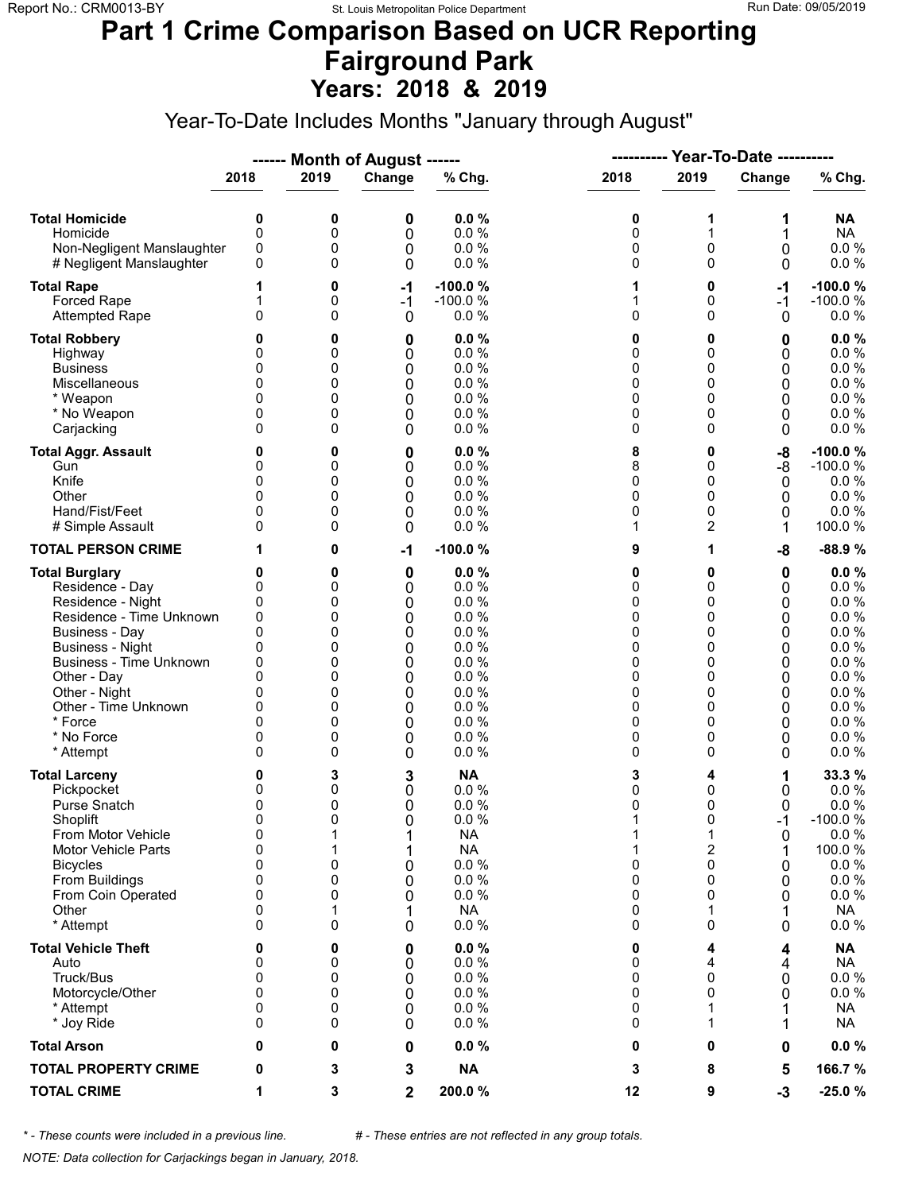# Part 1 Crime Comparison Based on UCR Reporting
# Fairground Park
## Years: 2018 & 2019

Year-To-Date Includes Months "January through August"

| | ------ Month of August ------ | | | | ---------- Year-To-Date ---------- | | | |
|---|---|---|---|---|---|---|---|---|
| | 2018 | 2019 | Change | % Chg. | 2018 | 2019 | Change | % Chg. |
| **Total Homicide** | **0** | **0** | **0** | **0.0 %** | **0** | **1** | **1** | **NA** |
| Homicide | 0 | 0 | 0 | 0.0 % | 0 | 1 | 1 | NA |
| Non-Negligent Manslaughter | 0 | 0 | 0 | 0.0 % | 0 | 0 | 0 | 0.0 % |
| # Negligent Manslaughter | 0 | 0 | 0 | 0.0 % | 0 | 0 | 0 | 0.0 % |
| **Total Rape** | **1** | **0** | **-1** | **-100.0 %** | **1** | **0** | **-1** | **-100.0 %** |
| Forced Rape | 1 | 0 | -1 | -100.0 % | 1 | 0 | -1 | -100.0 % |
| Attempted Rape | 0 | 0 | 0 | 0.0 % | 0 | 0 | 0 | 0.0 % |
| **Total Robbery** | **0** | **0** | **0** | **0.0 %** | **0** | **0** | **0** | **0.0 %** |
| Highway | 0 | 0 | 0 | 0.0 % | 0 | 0 | 0 | 0.0 % |
| Business | 0 | 0 | 0 | 0.0 % | 0 | 0 | 0 | 0.0 % |
| Miscellaneous | 0 | 0 | 0 | 0.0 % | 0 | 0 | 0 | 0.0 % |
| * Weapon | 0 | 0 | 0 | 0.0 % | 0 | 0 | 0 | 0.0 % |
| * No Weapon | 0 | 0 | 0 | 0.0 % | 0 | 0 | 0 | 0.0 % |
| Carjacking | 0 | 0 | 0 | 0.0 % | 0 | 0 | 0 | 0.0 % |
| **Total Aggr. Assault** | **0** | **0** | **0** | **0.0 %** | **8** | **0** | **-8** | **-100.0 %** |
| Gun | 0 | 0 | 0 | 0.0 % | 8 | 0 | -8 | -100.0 % |
| Knife | 0 | 0 | 0 | 0.0 % | 0 | 0 | 0 | 0.0 % |
| Other | 0 | 0 | 0 | 0.0 % | 0 | 0 | 0 | 0.0 % |
| Hand/Fist/Feet | 0 | 0 | 0 | 0.0 % | 0 | 0 | 0 | 0.0 % |
| # Simple Assault | 0 | 0 | 0 | 0.0 % | 1 | 2 | 1 | 100.0 % |
| **TOTAL PERSON CRIME** | **1** | **0** | **-1** | **-100.0 %** | **9** | **1** | **-8** | **-88.9 %** |
| **Total Burglary** | **0** | **0** | **0** | **0.0 %** | **0** | **0** | **0** | **0.0 %** |
| Residence - Day | 0 | 0 | 0 | 0.0 % | 0 | 0 | 0 | 0.0 % |
| Residence - Night | 0 | 0 | 0 | 0.0 % | 0 | 0 | 0 | 0.0 % |
| Residence - Time Unknown | 0 | 0 | 0 | 0.0 % | 0 | 0 | 0 | 0.0 % |
| Business - Day | 0 | 0 | 0 | 0.0 % | 0 | 0 | 0 | 0.0 % |
| Business - Night | 0 | 0 | 0 | 0.0 % | 0 | 0 | 0 | 0.0 % |
| Business - Time Unknown | 0 | 0 | 0 | 0.0 % | 0 | 0 | 0 | 0.0 % |
| Other - Day | 0 | 0 | 0 | 0.0 % | 0 | 0 | 0 | 0.0 % |
| Other - Night | 0 | 0 | 0 | 0.0 % | 0 | 0 | 0 | 0.0 % |
| Other - Time Unknown | 0 | 0 | 0 | 0.0 % | 0 | 0 | 0 | 0.0 % |
| * Force | 0 | 0 | 0 | 0.0 % | 0 | 0 | 0 | 0.0 % |
| * No Force | 0 | 0 | 0 | 0.0 % | 0 | 0 | 0 | 0.0 % |
| * Attempt | 0 | 0 | 0 | 0.0 % | 0 | 0 | 0 | 0.0 % |
| **Total Larceny** | **0** | **3** | **3** | **NA** | **3** | **4** | **1** | **33.3 %** |
| Pickpocket | 0 | 0 | 0 | 0.0 % | 0 | 0 | 0 | 0.0 % |
| Purse Snatch | 0 | 0 | 0 | 0.0 % | 0 | 0 | 0 | 0.0 % |
| Shoplift | 0 | 0 | 0 | 0.0 % | 1 | 0 | -1 | -100.0 % |
| From Motor Vehicle | 0 | 1 | 1 | NA | 1 | 1 | 0 | 0.0 % |
| Motor Vehicle Parts | 0 | 1 | 1 | NA | 1 | 2 | 1 | 100.0 % |
| Bicycles | 0 | 0 | 0 | 0.0 % | 0 | 0 | 0 | 0.0 % |
| From Buildings | 0 | 0 | 0 | 0.0 % | 0 | 0 | 0 | 0.0 % |
| From Coin Operated | 0 | 0 | 0 | 0.0 % | 0 | 0 | 0 | 0.0 % |
| Other | 0 | 1 | 1 | NA | 0 | 1 | 1 | NA |
| * Attempt | 0 | 0 | 0 | 0.0 % | 0 | 0 | 0 | 0.0 % |
| **Total Vehicle Theft** | **0** | **0** | **0** | **0.0 %** | **0** | **4** | **4** | **NA** |
| Auto | 0 | 0 | 0 | 0.0 % | 0 | 4 | 4 | NA |
| Truck/Bus | 0 | 0 | 0 | 0.0 % | 0 | 0 | 0 | 0.0 % |
| Motorcycle/Other | 0 | 0 | 0 | 0.0 % | 0 | 0 | 0 | 0.0 % |
| * Attempt | 0 | 0 | 0 | 0.0 % | 0 | 1 | 1 | NA |
| * Joy Ride | 0 | 0 | 0 | 0.0 % | 0 | 1 | 1 | NA |
| **Total Arson** | **0** | **0** | **0** | **0.0 %** | **0** | **0** | **0** | **0.0 %** |
| **TOTAL PROPERTY CRIME** | **0** | **3** | **3** | **NA** | **3** | **8** | **5** | **166.7 %** |
| **TOTAL CRIME** | **1** | **3** | **2** | **200.0 %** | **12** | **9** | **-3** | **-25.0 %** |

*\* - These counts were included in a previous line.* *# - These entries are not reflected in any group totals.*

*NOTE: Data collection for Carjackings began in January, 2018.*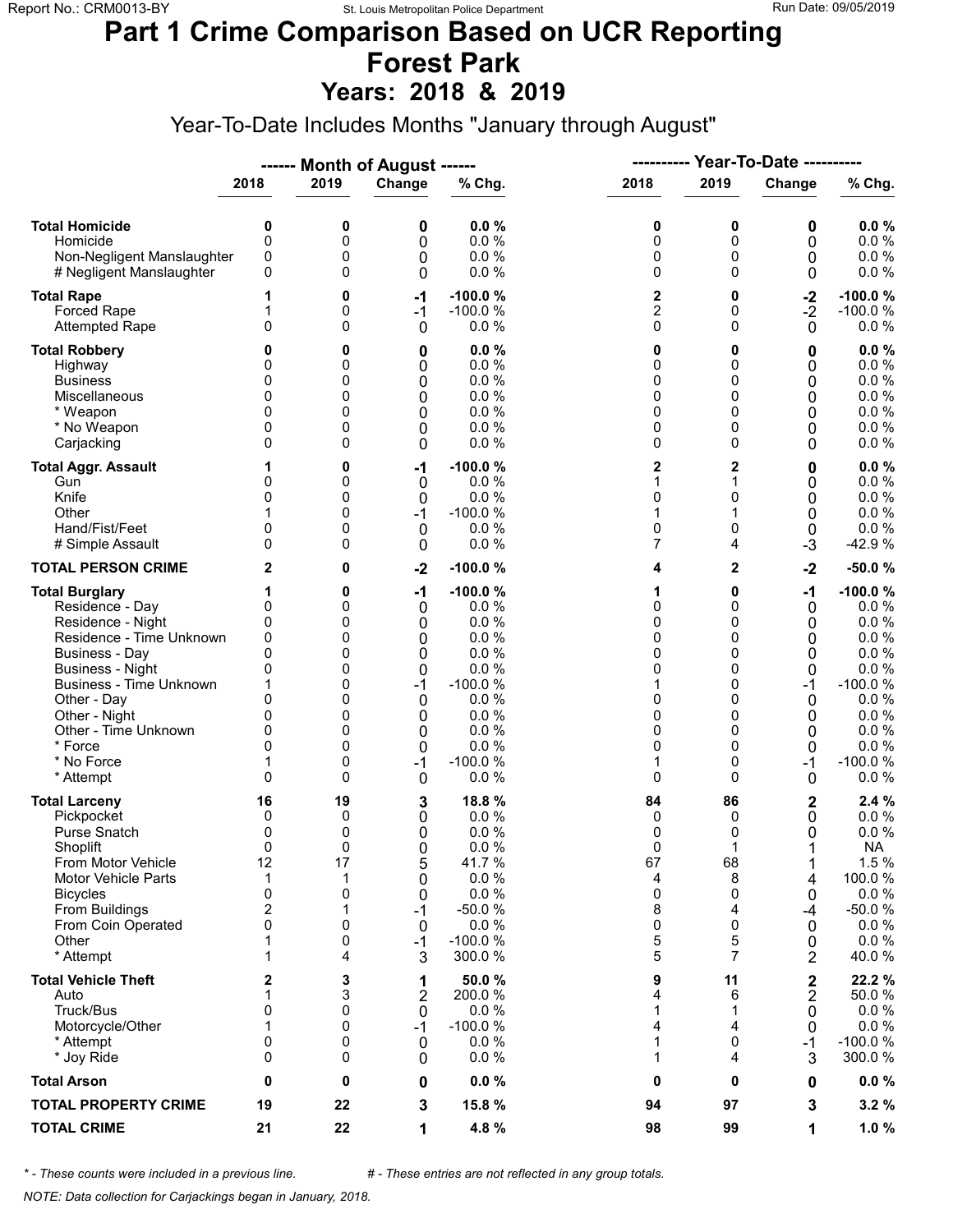# Part 1 Crime Comparison Based on UCR Reporting
# Forest Park
## Years: 2018 & 2019

Year-To-Date Includes Months "January through August"

| | Month of August 2018 | Month of August 2019 | Change | % Chg. | Year-To-Date 2018 | Year-To-Date 2019 | Change | % Chg. |
|---|---|---|---|---|---|---|---|---|
| **Total Homicide** | **0** | **0** | **0** | **0.0 %** | **0** | **0** | **0** | **0.0 %** |
| Homicide | 0 | 0 | 0 | 0.0 % | 0 | 0 | 0 | 0.0 % |
| Non-Negligent Manslaughter | 0 | 0 | 0 | 0.0 % | 0 | 0 | 0 | 0.0 % |
| # Negligent Manslaughter | 0 | 0 | 0 | 0.0 % | 0 | 0 | 0 | 0.0 % |
| **Total Rape** | **1** | **0** | **-1** | **-100.0 %** | **2** | **0** | **-2** | **-100.0 %** |
| Forced Rape | 1 | 0 | -1 | -100.0 % | 2 | 0 | -2 | -100.0 % |
| Attempted Rape | 0 | 0 | 0 | 0.0 % | 0 | 0 | 0 | 0.0 % |
| **Total Robbery** | **0** | **0** | **0** | **0.0 %** | **0** | **0** | **0** | **0.0 %** |
| Highway | 0 | 0 | 0 | 0.0 % | 0 | 0 | 0 | 0.0 % |
| Business | 0 | 0 | 0 | 0.0 % | 0 | 0 | 0 | 0.0 % |
| Miscellaneous | 0 | 0 | 0 | 0.0 % | 0 | 0 | 0 | 0.0 % |
| * Weapon | 0 | 0 | 0 | 0.0 % | 0 | 0 | 0 | 0.0 % |
| * No Weapon | 0 | 0 | 0 | 0.0 % | 0 | 0 | 0 | 0.0 % |
| Carjacking | 0 | 0 | 0 | 0.0 % | 0 | 0 | 0 | 0.0 % |
| **Total Aggr. Assault** | **1** | **0** | **-1** | **-100.0 %** | **2** | **2** | **0** | **0.0 %** |
| Gun | 0 | 0 | 0 | 0.0 % | 1 | 1 | 0 | 0.0 % |
| Knife | 0 | 0 | 0 | 0.0 % | 0 | 0 | 0 | 0.0 % |
| Other | 1 | 0 | -1 | -100.0 % | 1 | 1 | 0 | 0.0 % |
| Hand/Fist/Feet | 0 | 0 | 0 | 0.0 % | 0 | 0 | 0 | 0.0 % |
| # Simple Assault | 0 | 0 | 0 | 0.0 % | 7 | 4 | -3 | -42.9 % |
| **TOTAL PERSON CRIME** | **2** | **0** | **-2** | **-100.0 %** | **4** | **2** | **-2** | **-50.0 %** |
| **Total Burglary** | **1** | **0** | **-1** | **-100.0 %** | **1** | **0** | **-1** | **-100.0 %** |
| Residence - Day | 0 | 0 | 0 | 0.0 % | 0 | 0 | 0 | 0.0 % |
| Residence - Night | 0 | 0 | 0 | 0.0 % | 0 | 0 | 0 | 0.0 % |
| Residence - Time Unknown | 0 | 0 | 0 | 0.0 % | 0 | 0 | 0 | 0.0 % |
| Business - Day | 0 | 0 | 0 | 0.0 % | 0 | 0 | 0 | 0.0 % |
| Business - Night | 0 | 0 | 0 | 0.0 % | 0 | 0 | 0 | 0.0 % |
| Business - Time Unknown | 1 | 0 | -1 | -100.0 % | 1 | 0 | -1 | -100.0 % |
| Other - Day | 0 | 0 | 0 | 0.0 % | 0 | 0 | 0 | 0.0 % |
| Other - Night | 0 | 0 | 0 | 0.0 % | 0 | 0 | 0 | 0.0 % |
| Other - Time Unknown | 0 | 0 | 0 | 0.0 % | 0 | 0 | 0 | 0.0 % |
| * Force | 0 | 0 | 0 | 0.0 % | 0 | 0 | 0 | 0.0 % |
| * No Force | 1 | 0 | -1 | -100.0 % | 1 | 0 | -1 | -100.0 % |
| * Attempt | 0 | 0 | 0 | 0.0 % | 0 | 0 | 0 | 0.0 % |
| **Total Larceny** | **16** | **19** | **3** | **18.8 %** | **84** | **86** | **2** | **2.4 %** |
| Pickpocket | 0 | 0 | 0 | 0.0 % | 0 | 0 | 0 | 0.0 % |
| Purse Snatch | 0 | 0 | 0 | 0.0 % | 0 | 0 | 0 | 0.0 % |
| Shoplift | 0 | 0 | 0 | 0.0 % | 0 | 1 | 1 | NA |
| From Motor Vehicle | 12 | 17 | 5 | 41.7 % | 67 | 68 | 1 | 1.5 % |
| Motor Vehicle Parts | 1 | 1 | 0 | 0.0 % | 4 | 8 | 4 | 100.0 % |
| Bicycles | 0 | 0 | 0 | 0.0 % | 0 | 0 | 0 | 0.0 % |
| From Buildings | 2 | 1 | -1 | -50.0 % | 8 | 4 | -4 | -50.0 % |
| From Coin Operated | 0 | 0 | 0 | 0.0 % | 0 | 0 | 0 | 0.0 % |
| Other | 1 | 0 | -1 | -100.0 % | 5 | 5 | 0 | 0.0 % |
| * Attempt | 1 | 4 | 3 | 300.0 % | 5 | 7 | 2 | 40.0 % |
| **Total Vehicle Theft** | **2** | **3** | **1** | **50.0 %** | **9** | **11** | **2** | **22.2 %** |
| Auto | 1 | 3 | 2 | 200.0 % | 4 | 6 | 2 | 50.0 % |
| Truck/Bus | 0 | 0 | 0 | 0.0 % | 1 | 1 | 0 | 0.0 % |
| Motorcycle/Other | 1 | 0 | -1 | -100.0 % | 4 | 4 | 0 | 0.0 % |
| * Attempt | 0 | 0 | 0 | 0.0 % | 1 | 0 | -1 | -100.0 % |
| * Joy Ride | 0 | 0 | 0 | 0.0 % | 1 | 4 | 3 | 300.0 % |
| **Total Arson** | **0** | **0** | **0** | **0.0 %** | **0** | **0** | **0** | **0.0 %** |
| **TOTAL PROPERTY CRIME** | **19** | **22** | **3** | **15.8 %** | **94** | **97** | **3** | **3.2 %** |
| **TOTAL CRIME** | **21** | **22** | **1** | **4.8 %** | **98** | **99** | **1** | **1.0 %** |

*\* - These counts were included in a previous line.* *# - These entries are not reflected in any group totals.*

*NOTE: Data collection for Carjackings began in January, 2018.*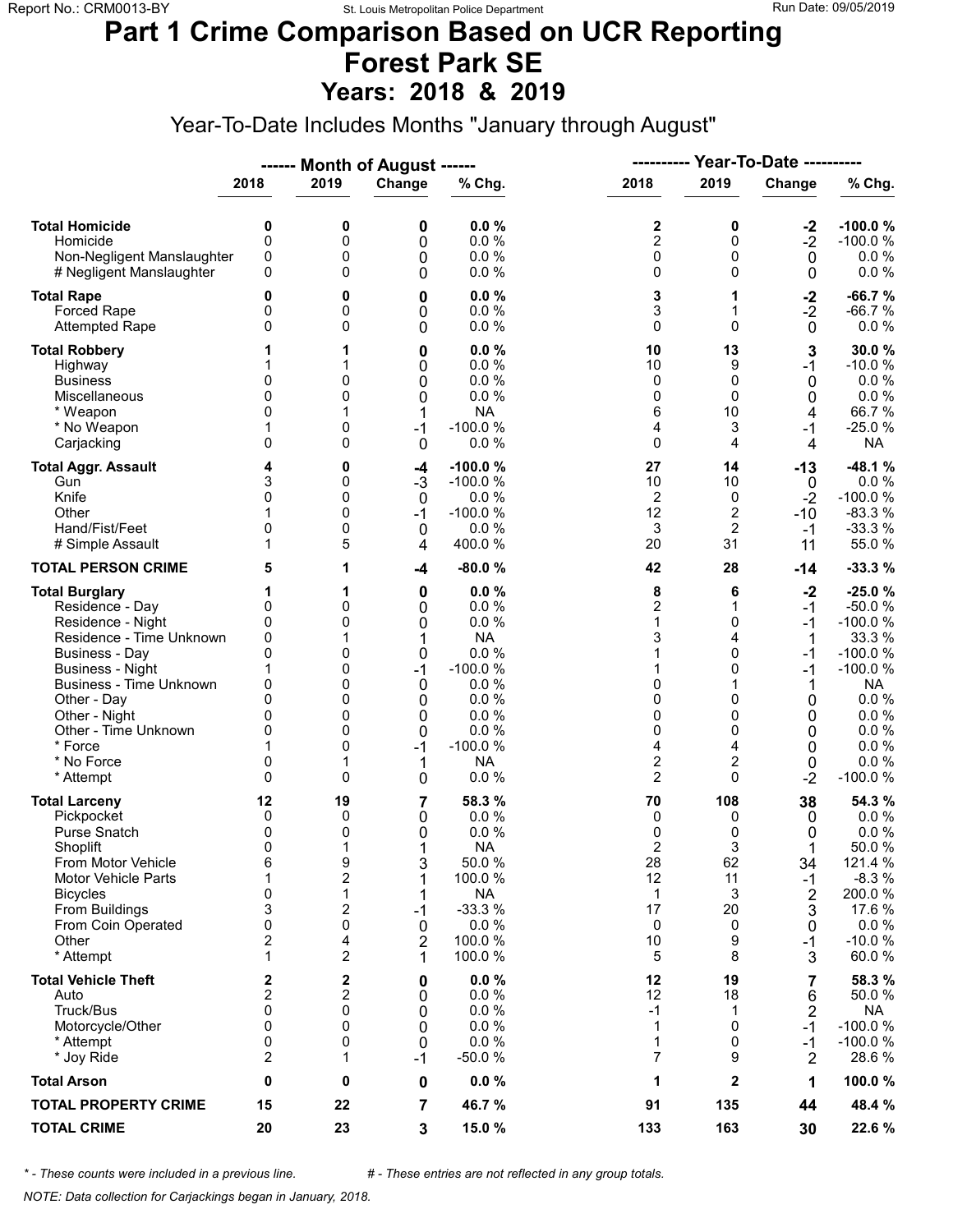# Part 1 Crime Comparison Based on UCR Reporting
# Forest Park SE
## Years: 2018 & 2019

Year-To-Date Includes Months "January through August"

| | Month of August 2018 | Month of August 2019 | Change | % Chg. | Year-To-Date 2018 | Year-To-Date 2019 | Change | % Chg. |
|---|---|---|---|---|---|---|---|---|
| **Total Homicide** | **0** | **0** | **0** | **0.0 %** | **2** | **0** | **-2** | **-100.0 %** |
| Homicide | 0 | 0 | 0 | 0.0 % | 2 | 0 | -2 | -100.0 % |
| Non-Negligent Manslaughter | 0 | 0 | 0 | 0.0 % | 0 | 0 | 0 | 0.0 % |
| # Negligent Manslaughter | 0 | 0 | 0 | 0.0 % | 0 | 0 | 0 | 0.0 % |
| **Total Rape** | **0** | **0** | **0** | **0.0 %** | **3** | **1** | **-2** | **-66.7 %** |
| Forced Rape | 0 | 0 | 0 | 0.0 % | 3 | 1 | -2 | -66.7 % |
| Attempted Rape | 0 | 0 | 0 | 0.0 % | 0 | 0 | 0 | 0.0 % |
| **Total Robbery** | **1** | **1** | **0** | **0.0 %** | **10** | **13** | **3** | **30.0 %** |
| Highway | 1 | 1 | 0 | 0.0 % | 10 | 9 | -1 | -10.0 % |
| Business | 0 | 0 | 0 | 0.0 % | 0 | 0 | 0 | 0.0 % |
| Miscellaneous | 0 | 0 | 0 | 0.0 % | 0 | 0 | 0 | 0.0 % |
| * Weapon | 0 | 1 | 1 | NA | 6 | 10 | 4 | 66.7 % |
| * No Weapon | 1 | 0 | -1 | -100.0 % | 4 | 3 | -1 | -25.0 % |
| Carjacking | 0 | 0 | 0 | 0.0 % | 0 | 4 | 4 | NA |
| **Total Aggr. Assault** | **4** | **0** | **-4** | **-100.0 %** | **27** | **14** | **-13** | **-48.1 %** |
| Gun | 3 | 0 | -3 | -100.0 % | 10 | 10 | 0 | 0.0 % |
| Knife | 0 | 0 | 0 | 0.0 % | 2 | 0 | -2 | -100.0 % |
| Other | 1 | 0 | -1 | -100.0 % | 12 | 2 | -10 | -83.3 % |
| Hand/Fist/Feet | 0 | 0 | 0 | 0.0 % | 3 | 2 | -1 | -33.3 % |
| # Simple Assault | 1 | 5 | 4 | 400.0 % | 20 | 31 | 11 | 55.0 % |
| **TOTAL PERSON CRIME** | **5** | **1** | **-4** | **-80.0 %** | **42** | **28** | **-14** | **-33.3 %** |
| **Total Burglary** | **1** | **1** | **0** | **0.0 %** | **8** | **6** | **-2** | **-25.0 %** |
| Residence - Day | 0 | 0 | 0 | 0.0 % | 2 | 1 | -1 | -50.0 % |
| Residence - Night | 0 | 0 | 0 | 0.0 % | 1 | 0 | -1 | -100.0 % |
| Residence - Time Unknown | 0 | 1 | 1 | NA | 3 | 4 | 1 | 33.3 % |
| Business - Day | 0 | 0 | 0 | 0.0 % | 1 | 0 | -1 | -100.0 % |
| Business - Night | 1 | 0 | -1 | -100.0 % | 1 | 0 | -1 | -100.0 % |
| Business - Time Unknown | 0 | 0 | 0 | 0.0 % | 0 | 1 | 1 | NA |
| Other - Day | 0 | 0 | 0 | 0.0 % | 0 | 0 | 0 | 0.0 % |
| Other - Night | 0 | 0 | 0 | 0.0 % | 0 | 0 | 0 | 0.0 % |
| Other - Time Unknown | 0 | 0 | 0 | 0.0 % | 0 | 0 | 0 | 0.0 % |
| * Force | 1 | 0 | -1 | -100.0 % | 4 | 4 | 0 | 0.0 % |
| * No Force | 0 | 1 | 1 | NA | 2 | 2 | 0 | 0.0 % |
| * Attempt | 0 | 0 | 0 | 0.0 % | 2 | 0 | -2 | -100.0 % |
| **Total Larceny** | **12** | **19** | **7** | **58.3 %** | **70** | **108** | **38** | **54.3 %** |
| Pickpocket | 0 | 0 | 0 | 0.0 % | 0 | 0 | 0 | 0.0 % |
| Purse Snatch | 0 | 0 | 0 | 0.0 % | 0 | 0 | 0 | 0.0 % |
| Shoplift | 0 | 1 | 1 | NA | 2 | 3 | 1 | 50.0 % |
| From Motor Vehicle | 6 | 9 | 3 | 50.0 % | 28 | 62 | 34 | 121.4 % |
| Motor Vehicle Parts | 1 | 2 | 1 | 100.0 % | 12 | 11 | -1 | -8.3 % |
| Bicycles | 0 | 1 | 1 | NA | 1 | 3 | 2 | 200.0 % |
| From Buildings | 3 | 2 | -1 | -33.3 % | 17 | 20 | 3 | 17.6 % |
| From Coin Operated | 0 | 0 | 0 | 0.0 % | 0 | 0 | 0 | 0.0 % |
| Other | 2 | 4 | 2 | 100.0 % | 10 | 9 | -1 | -10.0 % |
| * Attempt | 1 | 2 | 1 | 100.0 % | 5 | 8 | 3 | 60.0 % |
| **Total Vehicle Theft** | **2** | **2** | **0** | **0.0 %** | **12** | **19** | **7** | **58.3 %** |
| Auto | 2 | 2 | 0 | 0.0 % | 12 | 18 | 6 | 50.0 % |
| Truck/Bus | 0 | 0 | 0 | 0.0 % | -1 | 1 | 2 | NA |
| Motorcycle/Other | 0 | 0 | 0 | 0.0 % | 1 | 0 | -1 | -100.0 % |
| * Attempt | 0 | 0 | 0 | 0.0 % | 1 | 0 | -1 | -100.0 % |
| * Joy Ride | 2 | 1 | -1 | -50.0 % | 7 | 9 | 2 | 28.6 % |
| **Total Arson** | **0** | **0** | **0** | **0.0 %** | **1** | **2** | **1** | **100.0 %** |
| **TOTAL PROPERTY CRIME** | **15** | **22** | **7** | **46.7 %** | **91** | **135** | **44** | **48.4 %** |
| **TOTAL CRIME** | **20** | **23** | **3** | **15.0 %** | **133** | **163** | **30** | **22.6 %** |

*\* - These counts were included in a previous line.* *# - These entries are not reflected in any group totals.*

*NOTE: Data collection for Carjackings began in January, 2018.*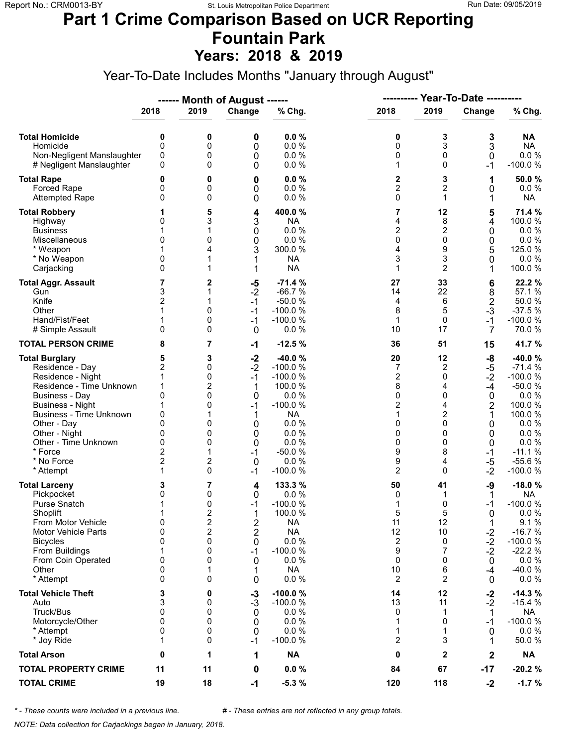# Part 1 Crime Comparison Based on UCR Reporting
# Fountain Park
## Years: 2018 & 2019

Year-To-Date Includes Months "January through August"

| | ------ Month of August ------ | | | | ---------- Year-To-Date ---------- | | | |
|---|---|---|---|---|---|---|---|---|
| | 2018 | 2019 | Change | % Chg. | 2018 | 2019 | Change | % Chg. |
| **Total Homicide** | **0** | **0** | **0** | **0.0 %** | **0** | **3** | **3** | **NA** |
| Homicide | 0 | 0 | 0 | 0.0 % | 0 | 3 | 3 | NA |
| Non-Negligent Manslaughter | 0 | 0 | 0 | 0.0 % | 0 | 0 | 0 | 0.0 % |
| # Negligent Manslaughter | 0 | 0 | 0 | 0.0 % | 1 | 0 | -1 | -100.0 % |
| **Total Rape** | **0** | **0** | **0** | **0.0 %** | **2** | **3** | **1** | **50.0 %** |
| Forced Rape | 0 | 0 | 0 | 0.0 % | 2 | 2 | 0 | 0.0 % |
| Attempted Rape | 0 | 0 | 0 | 0.0 % | 0 | 1 | 1 | NA |
| **Total Robbery** | **1** | **5** | **4** | **400.0 %** | **7** | **12** | **5** | **71.4 %** |
| Highway | 0 | 3 | 3 | NA | 4 | 8 | 4 | 100.0 % |
| Business | 1 | 1 | 0 | 0.0 % | 2 | 2 | 0 | 0.0 % |
| Miscellaneous | 0 | 0 | 0 | 0.0 % | 0 | 0 | 0 | 0.0 % |
| * Weapon | 1 | 4 | 3 | 300.0 % | 4 | 9 | 5 | 125.0 % |
| * No Weapon | 0 | 1 | 1 | NA | 3 | 3 | 0 | 0.0 % |
| Carjacking | 0 | 1 | 1 | NA | 1 | 2 | 1 | 100.0 % |
| **Total Aggr. Assault** | **7** | **2** | **-5** | **-71.4 %** | **27** | **33** | **6** | **22.2 %** |
| Gun | 3 | 1 | -2 | -66.7 % | 14 | 22 | 8 | 57.1 % |
| Knife | 2 | 1 | -1 | -50.0 % | 4 | 6 | 2 | 50.0 % |
| Other | 1 | 0 | -1 | -100.0 % | 8 | 5 | -3 | -37.5 % |
| Hand/Fist/Feet | 1 | 0 | -1 | -100.0 % | 1 | 0 | -1 | -100.0 % |
| # Simple Assault | 0 | 0 | 0 | 0.0 % | 10 | 17 | 7 | 70.0 % |
| **TOTAL PERSON CRIME** | **8** | **7** | **-1** | **-12.5 %** | **36** | **51** | **15** | **41.7 %** |
| **Total Burglary** | **5** | **3** | **-2** | **-40.0 %** | **20** | **12** | **-8** | **-40.0 %** |
| Residence - Day | 2 | 0 | -2 | -100.0 % | 7 | 2 | -5 | -71.4 % |
| Residence - Night | 1 | 0 | -1 | -100.0 % | 2 | 0 | -2 | -100.0 % |
| Residence - Time Unknown | 1 | 2 | 1 | 100.0 % | 8 | 4 | -4 | -50.0 % |
| Business - Day | 0 | 0 | 0 | 0.0 % | 0 | 0 | 0 | 0.0 % |
| Business - Night | 1 | 0 | -1 | -100.0 % | 2 | 4 | 2 | 100.0 % |
| Business - Time Unknown | 0 | 1 | 1 | NA | 1 | 2 | 1 | 100.0 % |
| Other - Day | 0 | 0 | 0 | 0.0 % | 0 | 0 | 0 | 0.0 % |
| Other - Night | 0 | 0 | 0 | 0.0 % | 0 | 0 | 0 | 0.0 % |
| Other - Time Unknown | 0 | 0 | 0 | 0.0 % | 0 | 0 | 0 | 0.0 % |
| * Force | 2 | 1 | -1 | -50.0 % | 9 | 8 | -1 | -11.1 % |
| * No Force | 2 | 2 | 0 | 0.0 % | 9 | 4 | -5 | -55.6 % |
| * Attempt | 1 | 0 | -1 | -100.0 % | 2 | 0 | -2 | -100.0 % |
| **Total Larceny** | **3** | **7** | **4** | **133.3 %** | **50** | **41** | **-9** | **-18.0 %** |
| Pickpocket | 0 | 0 | 0 | 0.0 % | 0 | 1 | 1 | NA |
| Purse Snatch | 1 | 0 | -1 | -100.0 % | 1 | 0 | -1 | -100.0 % |
| Shoplift | 1 | 2 | 1 | 100.0 % | 5 | 5 | 0 | 0.0 % |
| From Motor Vehicle | 0 | 2 | 2 | NA | 11 | 12 | 1 | 9.1 % |
| Motor Vehicle Parts | 0 | 2 | 2 | NA | 12 | 10 | -2 | -16.7 % |
| Bicycles | 0 | 0 | 0 | 0.0 % | 2 | 0 | -2 | -100.0 % |
| From Buildings | 1 | 0 | -1 | -100.0 % | 9 | 7 | -2 | -22.2 % |
| From Coin Operated | 0 | 0 | 0 | 0.0 % | 0 | 0 | 0 | 0.0 % |
| Other | 0 | 1 | 1 | NA | 10 | 6 | -4 | -40.0 % |
| * Attempt | 0 | 0 | 0 | 0.0 % | 2 | 2 | 0 | 0.0 % |
| **Total Vehicle Theft** | **3** | **0** | **-3** | **-100.0 %** | **14** | **12** | **-2** | **-14.3 %** |
| Auto | 3 | 0 | -3 | -100.0 % | 13 | 11 | -2 | -15.4 % |
| Truck/Bus | 0 | 0 | 0 | 0.0 % | 0 | 1 | 1 | NA |
| Motorcycle/Other | 0 | 0 | 0 | 0.0 % | 1 | 0 | -1 | -100.0 % |
| * Attempt | 0 | 0 | 0 | 0.0 % | 1 | 1 | 0 | 0.0 % |
| * Joy Ride | 1 | 0 | -1 | -100.0 % | 2 | 3 | 1 | 50.0 % |
| **Total Arson** | **0** | **1** | **1** | **NA** | **0** | **2** | **2** | **NA** |
| **TOTAL PROPERTY CRIME** | **11** | **11** | **0** | **0.0 %** | **84** | **67** | **-17** | **-20.2 %** |
| **TOTAL CRIME** | **19** | **18** | **-1** | **-5.3 %** | **120** | **118** | **-2** | **-1.7 %** |

*\* - These counts were included in a previous line.* *# - These entries are not reflected in any group totals.*

*NOTE: Data collection for Carjackings began in January, 2018.*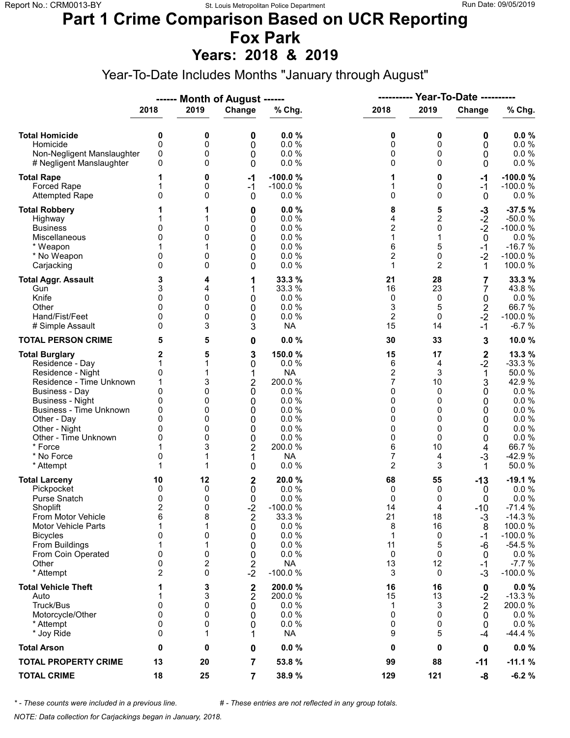# Part 1 Crime Comparison Based on UCR Reporting
# Fox Park
# Years: 2018 & 2019

Year-To-Date Includes Months "January through August"

| | ------ Month of August ------ | | | | ---------- Year-To-Date ---------- | | | |
|---|---|---|---|---|---|---|---|---|
| | 2018 | 2019 | Change | % Chg. | 2018 | 2019 | Change | % Chg. |
| **Total Homicide** | **0** | **0** | **0** | **0.0 %** | **0** | **0** | **0** | **0.0 %** |
| Homicide | 0 | 0 | 0 | 0.0 % | 0 | 0 | 0 | 0.0 % |
| Non-Negligent Manslaughter | 0 | 0 | 0 | 0.0 % | 0 | 0 | 0 | 0.0 % |
| # Negligent Manslaughter | 0 | 0 | 0 | 0.0 % | 0 | 0 | 0 | 0.0 % |
| **Total Rape** | **1** | **0** | **-1** | **-100.0 %** | **1** | **0** | **-1** | **-100.0 %** |
| Forced Rape | 1 | 0 | -1 | -100.0 % | 1 | 0 | -1 | -100.0 % |
| Attempted Rape | 0 | 0 | 0 | 0.0 % | 0 | 0 | 0 | 0.0 % |
| **Total Robbery** | **1** | **1** | **0** | **0.0 %** | **8** | **5** | **-3** | **-37.5 %** |
| Highway | 1 | 1 | 0 | 0.0 % | 4 | 2 | -2 | -50.0 % |
| Business | 0 | 0 | 0 | 0.0 % | 2 | 0 | -2 | -100.0 % |
| Miscellaneous | 0 | 0 | 0 | 0.0 % | 1 | 1 | 0 | 0.0 % |
| * Weapon | 1 | 1 | 0 | 0.0 % | 6 | 5 | -1 | -16.7 % |
| * No Weapon | 0 | 0 | 0 | 0.0 % | 2 | 0 | -2 | -100.0 % |
| Carjacking | 0 | 0 | 0 | 0.0 % | 1 | 2 | 1 | 100.0 % |
| **Total Aggr. Assault** | **3** | **4** | **1** | **33.3 %** | **21** | **28** | **7** | **33.3 %** |
| Gun | 3 | 4 | 1 | 33.3 % | 16 | 23 | 7 | 43.8 % |
| Knife | 0 | 0 | 0 | 0.0 % | 0 | 0 | 0 | 0.0 % |
| Other | 0 | 0 | 0 | 0.0 % | 3 | 5 | 2 | 66.7 % |
| Hand/Fist/Feet | 0 | 0 | 0 | 0.0 % | 2 | 0 | -2 | -100.0 % |
| # Simple Assault | 0 | 3 | 3 | NA | 15 | 14 | -1 | -6.7 % |
| **TOTAL PERSON CRIME** | **5** | **5** | **0** | **0.0 %** | **30** | **33** | **3** | **10.0 %** |
| **Total Burglary** | **2** | **5** | **3** | **150.0 %** | **15** | **17** | **2** | **13.3 %** |
| Residence - Day | 1 | 1 | 0 | 0.0 % | 6 | 4 | -2 | -33.3 % |
| Residence - Night | 0 | 1 | 1 | NA | 2 | 3 | 1 | 50.0 % |
| Residence - Time Unknown | 1 | 3 | 2 | 200.0 % | 7 | 10 | 3 | 42.9 % |
| Business - Day | 0 | 0 | 0 | 0.0 % | 0 | 0 | 0 | 0.0 % |
| Business - Night | 0 | 0 | 0 | 0.0 % | 0 | 0 | 0 | 0.0 % |
| Business - Time Unknown | 0 | 0 | 0 | 0.0 % | 0 | 0 | 0 | 0.0 % |
| Other - Day | 0 | 0 | 0 | 0.0 % | 0 | 0 | 0 | 0.0 % |
| Other - Night | 0 | 0 | 0 | 0.0 % | 0 | 0 | 0 | 0.0 % |
| Other - Time Unknown | 0 | 0 | 0 | 0.0 % | 0 | 0 | 0 | 0.0 % |
| * Force | 1 | 3 | 2 | 200.0 % | 6 | 10 | 4 | 66.7 % |
| * No Force | 0 | 1 | 1 | NA | 7 | 4 | -3 | -42.9 % |
| * Attempt | 1 | 1 | 0 | 0.0 % | 2 | 3 | 1 | 50.0 % |
| **Total Larceny** | **10** | **12** | **2** | **20.0 %** | **68** | **55** | **-13** | **-19.1 %** |
| Pickpocket | 0 | 0 | 0 | 0.0 % | 0 | 0 | 0 | 0.0 % |
| Purse Snatch | 0 | 0 | 0 | 0.0 % | 0 | 0 | 0 | 0.0 % |
| Shoplift | 2 | 0 | -2 | -100.0 % | 14 | 4 | -10 | -71.4 % |
| From Motor Vehicle | 6 | 8 | 2 | 33.3 % | 21 | 18 | -3 | -14.3 % |
| Motor Vehicle Parts | 1 | 1 | 0 | 0.0 % | 8 | 16 | 8 | 100.0 % |
| Bicycles | 0 | 0 | 0 | 0.0 % | 1 | 0 | -1 | -100.0 % |
| From Buildings | 1 | 1 | 0 | 0.0 % | 11 | 5 | -6 | -54.5 % |
| From Coin Operated | 0 | 0 | 0 | 0.0 % | 0 | 0 | 0 | 0.0 % |
| Other | 0 | 2 | 2 | NA | 13 | 12 | -1 | -7.7 % |
| * Attempt | 2 | 0 | -2 | -100.0 % | 3 | 0 | -3 | -100.0 % |
| **Total Vehicle Theft** | **1** | **3** | **2** | **200.0 %** | **16** | **16** | **0** | **0.0 %** |
| Auto | 1 | 3 | 2 | 200.0 % | 15 | 13 | -2 | -13.3 % |
| Truck/Bus | 0 | 0 | 0 | 0.0 % | 1 | 3 | 2 | 200.0 % |
| Motorcycle/Other | 0 | 0 | 0 | 0.0 % | 0 | 0 | 0 | 0.0 % |
| * Attempt | 0 | 0 | 0 | 0.0 % | 0 | 0 | 0 | 0.0 % |
| * Joy Ride | 0 | 1 | 1 | NA | 9 | 5 | -4 | -44.4 % |
| **Total Arson** | **0** | **0** | **0** | **0.0 %** | **0** | **0** | **0** | **0.0 %** |
| **TOTAL PROPERTY CRIME** | **13** | **20** | **7** | **53.8 %** | **99** | **88** | **-11** | **-11.1 %** |
| **TOTAL CRIME** | **18** | **25** | **7** | **38.9 %** | **129** | **121** | **-8** | **-6.2 %** |

*\* - These counts were included in a previous line.*  *# - These entries are not reflected in any group totals.*

*NOTE: Data collection for Carjackings began in January, 2018.*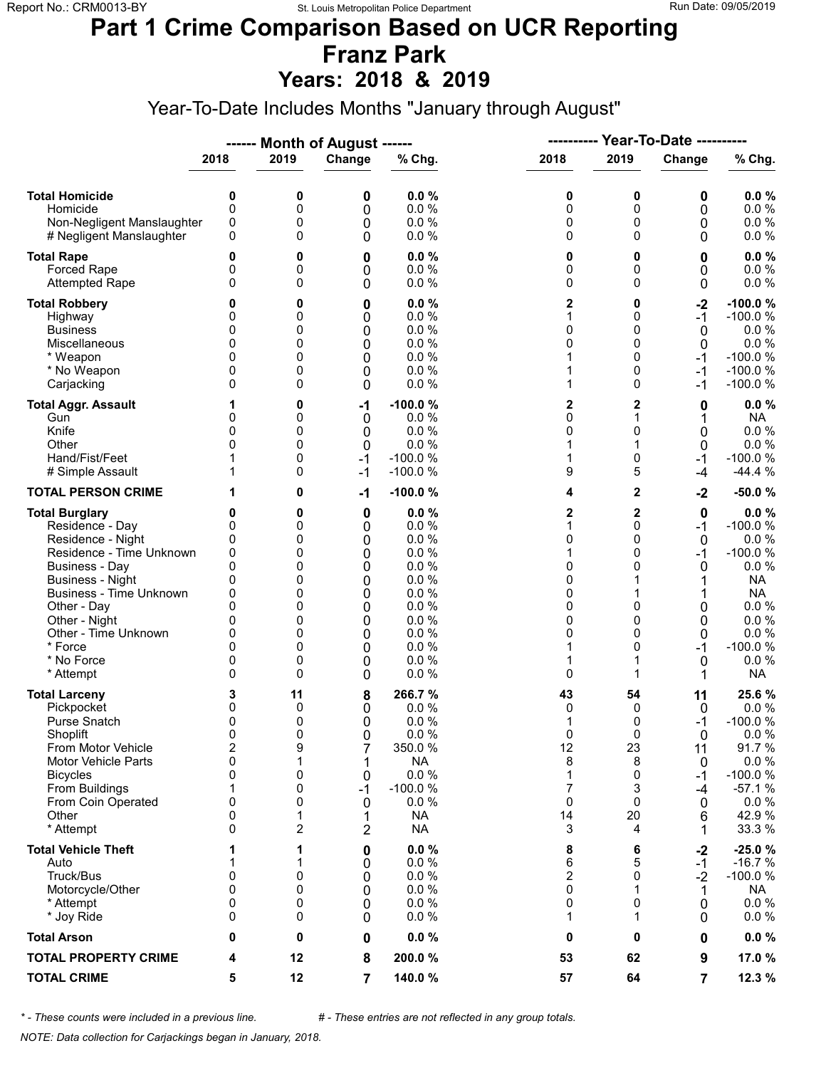# Part 1 Crime Comparison Based on UCR Reporting
# Franz Park
## Years: 2018 & 2019

Year-To-Date Includes Months "January through August"

| | ------ Month of August ------ | | | | ---------- Year-To-Date ---------- | | | |
|---|---|---|---|---|---|---|---|---|
| | 2018 | 2019 | Change | % Chg. | 2018 | 2019 | Change | % Chg. |
| **Total Homicide** | **0** | **0** | **0** | **0.0 %** | **0** | **0** | **0** | **0.0 %** |
| Homicide | 0 | 0 | 0 | 0.0 % | 0 | 0 | 0 | 0.0 % |
| Non-Negligent Manslaughter | 0 | 0 | 0 | 0.0 % | 0 | 0 | 0 | 0.0 % |
| # Negligent Manslaughter | 0 | 0 | 0 | 0.0 % | 0 | 0 | 0 | 0.0 % |
| **Total Rape** | **0** | **0** | **0** | **0.0 %** | **0** | **0** | **0** | **0.0 %** |
| Forced Rape | 0 | 0 | 0 | 0.0 % | 0 | 0 | 0 | 0.0 % |
| Attempted Rape | 0 | 0 | 0 | 0.0 % | 0 | 0 | 0 | 0.0 % |
| **Total Robbery** | **0** | **0** | **0** | **0.0 %** | **2** | **0** | **-2** | **-100.0 %** |
| Highway | 0 | 0 | 0 | 0.0 % | 1 | 0 | -1 | -100.0 % |
| Business | 0 | 0 | 0 | 0.0 % | 0 | 0 | 0 | 0.0 % |
| Miscellaneous | 0 | 0 | 0 | 0.0 % | 0 | 0 | 0 | 0.0 % |
| * Weapon | 0 | 0 | 0 | 0.0 % | 1 | 0 | -1 | -100.0 % |
| * No Weapon | 0 | 0 | 0 | 0.0 % | 1 | 0 | -1 | -100.0 % |
| Carjacking | 0 | 0 | 0 | 0.0 % | 1 | 0 | -1 | -100.0 % |
| **Total Aggr. Assault** | **1** | **0** | **-1** | **-100.0 %** | **2** | **2** | **0** | **0.0 %** |
| Gun | 0 | 0 | 0 | 0.0 % | 0 | 1 | 1 | NA |
| Knife | 0 | 0 | 0 | 0.0 % | 0 | 0 | 0 | 0.0 % |
| Other | 0 | 0 | 0 | 0.0 % | 1 | 1 | 0 | 0.0 % |
| Hand/Fist/Feet | 1 | 0 | -1 | -100.0 % | 1 | 0 | -1 | -100.0 % |
| # Simple Assault | 1 | 0 | -1 | -100.0 % | 9 | 5 | -4 | -44.4 % |
| **TOTAL PERSON CRIME** | **1** | **0** | **-1** | **-100.0 %** | **4** | **2** | **-2** | **-50.0 %** |
| **Total Burglary** | **0** | **0** | **0** | **0.0 %** | **2** | **2** | **0** | **0.0 %** |
| Residence - Day | 0 | 0 | 0 | 0.0 % | 1 | 0 | -1 | -100.0 % |
| Residence - Night | 0 | 0 | 0 | 0.0 % | 0 | 0 | 0 | 0.0 % |
| Residence - Time Unknown | 0 | 0 | 0 | 0.0 % | 1 | 0 | -1 | -100.0 % |
| Business - Day | 0 | 0 | 0 | 0.0 % | 0 | 0 | 0 | 0.0 % |
| Business - Night | 0 | 0 | 0 | 0.0 % | 0 | 1 | 1 | NA |
| Business - Time Unknown | 0 | 0 | 0 | 0.0 % | 0 | 1 | 1 | NA |
| Other - Day | 0 | 0 | 0 | 0.0 % | 0 | 0 | 0 | 0.0 % |
| Other - Night | 0 | 0 | 0 | 0.0 % | 0 | 0 | 0 | 0.0 % |
| Other - Time Unknown | 0 | 0 | 0 | 0.0 % | 0 | 0 | 0 | 0.0 % |
| * Force | 0 | 0 | 0 | 0.0 % | 1 | 0 | -1 | -100.0 % |
| * No Force | 0 | 0 | 0 | 0.0 % | 1 | 1 | 0 | 0.0 % |
| * Attempt | 0 | 0 | 0 | 0.0 % | 0 | 1 | 1 | NA |
| **Total Larceny** | **3** | **11** | **8** | **266.7 %** | **43** | **54** | **11** | **25.6 %** |
| Pickpocket | 0 | 0 | 0 | 0.0 % | 0 | 0 | 0 | 0.0 % |
| Purse Snatch | 0 | 0 | 0 | 0.0 % | 1 | 0 | -1 | -100.0 % |
| Shoplift | 0 | 0 | 0 | 0.0 % | 0 | 0 | 0 | 0.0 % |
| From Motor Vehicle | 2 | 9 | 7 | 350.0 % | 12 | 23 | 11 | 91.7 % |
| Motor Vehicle Parts | 0 | 1 | 1 | NA | 8 | 8 | 0 | 0.0 % |
| Bicycles | 0 | 0 | 0 | 0.0 % | 1 | 0 | -1 | -100.0 % |
| From Buildings | 1 | 0 | -1 | -100.0 % | 7 | 3 | -4 | -57.1 % |
| From Coin Operated | 0 | 0 | 0 | 0.0 % | 0 | 0 | 0 | 0.0 % |
| Other | 0 | 1 | 1 | NA | 14 | 20 | 6 | 42.9 % |
| * Attempt | 0 | 2 | 2 | NA | 3 | 4 | 1 | 33.3 % |
| **Total Vehicle Theft** | **1** | **1** | **0** | **0.0 %** | **8** | **6** | **-2** | **-25.0 %** |
| Auto | 1 | 1 | 0 | 0.0 % | 6 | 5 | -1 | -16.7 % |
| Truck/Bus | 0 | 0 | 0 | 0.0 % | 2 | 0 | -2 | -100.0 % |
| Motorcycle/Other | 0 | 0 | 0 | 0.0 % | 0 | 1 | 1 | NA |
| * Attempt | 0 | 0 | 0 | 0.0 % | 0 | 0 | 0 | 0.0 % |
| * Joy Ride | 0 | 0 | 0 | 0.0 % | 1 | 1 | 0 | 0.0 % |
| **Total Arson** | **0** | **0** | **0** | **0.0 %** | **0** | **0** | **0** | **0.0 %** |
| **TOTAL PROPERTY CRIME** | **4** | **12** | **8** | **200.0 %** | **53** | **62** | **9** | **17.0 %** |
| **TOTAL CRIME** | **5** | **12** | **7** | **140.0 %** | **57** | **64** | **7** | **12.3 %** |

*\* - These counts were included in a previous line.* *# - These entries are not reflected in any group totals.*

*NOTE: Data collection for Carjackings began in January, 2018.*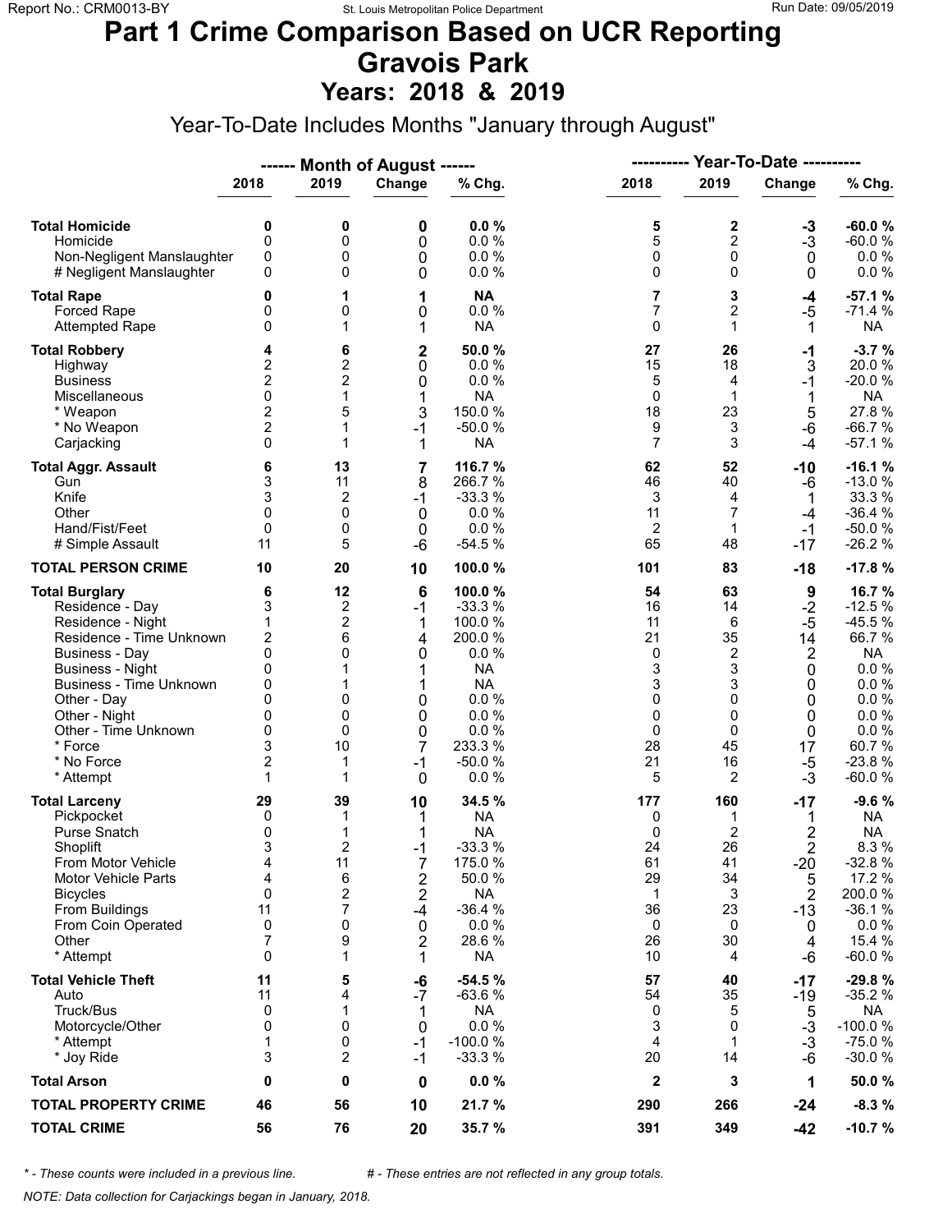# Part 1 Crime Comparison Based on UCR Reporting
# Gravois Park
## Years: 2018 & 2019

Year-To-Date Includes Months "January through August"

| | Month of August 2018 | Month of August 2019 | Change | % Chg. | Year-To-Date 2018 | Year-To-Date 2019 | Change | % Chg. |
|---|---|---|---|---|---|---|---|---|
| **Total Homicide** | **0** | **0** | **0** | **0.0 %** | **5** | **2** | **-3** | **-60.0 %** |
| Homicide | 0 | 0 | 0 | 0.0 % | 5 | 2 | -3 | -60.0 % |
| Non-Negligent Manslaughter | 0 | 0 | 0 | 0.0 % | 0 | 0 | 0 | 0.0 % |
| # Negligent Manslaughter | 0 | 0 | 0 | 0.0 % | 0 | 0 | 0 | 0.0 % |
| **Total Rape** | **0** | **1** | **1** | **NA** | **7** | **3** | **-4** | **-57.1 %** |
| Forced Rape | 0 | 0 | 0 | 0.0 % | 7 | 2 | -5 | -71.4 % |
| Attempted Rape | 0 | 1 | 1 | NA | 0 | 1 | 1 | NA |
| **Total Robbery** | **4** | **6** | **2** | **50.0 %** | **27** | **26** | **-1** | **-3.7 %** |
| Highway | 2 | 2 | 0 | 0.0 % | 15 | 18 | 3 | 20.0 % |
| Business | 2 | 2 | 0 | 0.0 % | 5 | 4 | -1 | -20.0 % |
| Miscellaneous | 0 | 1 | 1 | NA | 0 | 1 | 1 | NA |
| * Weapon | 2 | 5 | 3 | 150.0 % | 18 | 23 | 5 | 27.8 % |
| * No Weapon | 2 | 1 | -1 | -50.0 % | 9 | 3 | -6 | -66.7 % |
| Carjacking | 0 | 1 | 1 | NA | 7 | 3 | -4 | -57.1 % |
| **Total Aggr. Assault** | **6** | **13** | **7** | **116.7 %** | **62** | **52** | **-10** | **-16.1 %** |
| Gun | 3 | 11 | 8 | 266.7 % | 46 | 40 | -6 | -13.0 % |
| Knife | 3 | 2 | -1 | -33.3 % | 3 | 4 | 1 | 33.3 % |
| Other | 0 | 0 | 0 | 0.0 % | 11 | 7 | -4 | -36.4 % |
| Hand/Fist/Feet | 0 | 0 | 0 | 0.0 % | 2 | 1 | -1 | -50.0 % |
| # Simple Assault | 11 | 5 | -6 | -54.5 % | 65 | 48 | -17 | -26.2 % |
| **TOTAL PERSON CRIME** | **10** | **20** | **10** | **100.0 %** | **101** | **83** | **-18** | **-17.8 %** |
| **Total Burglary** | **6** | **12** | **6** | **100.0 %** | **54** | **63** | **9** | **16.7 %** |
| Residence - Day | 3 | 2 | -1 | -33.3 % | 16 | 14 | -2 | -12.5 % |
| Residence - Night | 1 | 2 | 1 | 100.0 % | 11 | 6 | -5 | -45.5 % |
| Residence - Time Unknown | 2 | 6 | 4 | 200.0 % | 21 | 35 | 14 | 66.7 % |
| Business - Day | 0 | 0 | 0 | 0.0 % | 0 | 2 | 2 | NA |
| Business - Night | 0 | 1 | 1 | NA | 3 | 3 | 0 | 0.0 % |
| Business - Time Unknown | 0 | 1 | 1 | NA | 3 | 3 | 0 | 0.0 % |
| Other - Day | 0 | 0 | 0 | 0.0 % | 0 | 0 | 0 | 0.0 % |
| Other - Night | 0 | 0 | 0 | 0.0 % | 0 | 0 | 0 | 0.0 % |
| Other - Time Unknown | 0 | 0 | 0 | 0.0 % | 0 | 0 | 0 | 0.0 % |
| * Force | 3 | 10 | 7 | 233.3 % | 28 | 45 | 17 | 60.7 % |
| * No Force | 2 | 1 | -1 | -50.0 % | 21 | 16 | -5 | -23.8 % |
| * Attempt | 1 | 1 | 0 | 0.0 % | 5 | 2 | -3 | -60.0 % |
| **Total Larceny** | **29** | **39** | **10** | **34.5 %** | **177** | **160** | **-17** | **-9.6 %** |
| Pickpocket | 0 | 1 | 1 | NA | 0 | 1 | 1 | NA |
| Purse Snatch | 0 | 1 | 1 | NA | 0 | 2 | 2 | NA |
| Shoplift | 3 | 2 | -1 | -33.3 % | 24 | 26 | 2 | 8.3 % |
| From Motor Vehicle | 4 | 11 | 7 | 175.0 % | 61 | 41 | -20 | -32.8 % |
| Motor Vehicle Parts | 4 | 6 | 2 | 50.0 % | 29 | 34 | 5 | 17.2 % |
| Bicycles | 0 | 2 | 2 | NA | 1 | 3 | 2 | 200.0 % |
| From Buildings | 11 | 7 | -4 | -36.4 % | 36 | 23 | -13 | -36.1 % |
| From Coin Operated | 0 | 0 | 0 | 0.0 % | 0 | 0 | 0 | 0.0 % |
| Other | 7 | 9 | 2 | 28.6 % | 26 | 30 | 4 | 15.4 % |
| * Attempt | 0 | 1 | 1 | NA | 10 | 4 | -6 | -60.0 % |
| **Total Vehicle Theft** | **11** | **5** | **-6** | **-54.5 %** | **57** | **40** | **-17** | **-29.8 %** |
| Auto | 11 | 4 | -7 | -63.6 % | 54 | 35 | -19 | -35.2 % |
| Truck/Bus | 0 | 1 | 1 | NA | 0 | 5 | 5 | NA |
| Motorcycle/Other | 0 | 0 | 0 | 0.0 % | 3 | 0 | -3 | -100.0 % |
| * Attempt | 1 | 0 | -1 | -100.0 % | 4 | 1 | -3 | -75.0 % |
| * Joy Ride | 3 | 2 | -1 | -33.3 % | 20 | 14 | -6 | -30.0 % |
| **Total Arson** | **0** | **0** | **0** | **0.0 %** | **2** | **3** | **1** | **50.0 %** |
| **TOTAL PROPERTY CRIME** | **46** | **56** | **10** | **21.7 %** | **290** | **266** | **-24** | **-8.3 %** |
| **TOTAL CRIME** | **56** | **76** | **20** | **35.7 %** | **391** | **349** | **-42** | **-10.7 %** |

*\* - These counts were included in a previous line.* &nbsp;&nbsp;&nbsp; *# - These entries are not reflected in any group totals.*

*NOTE: Data collection for Carjackings began in January, 2018.*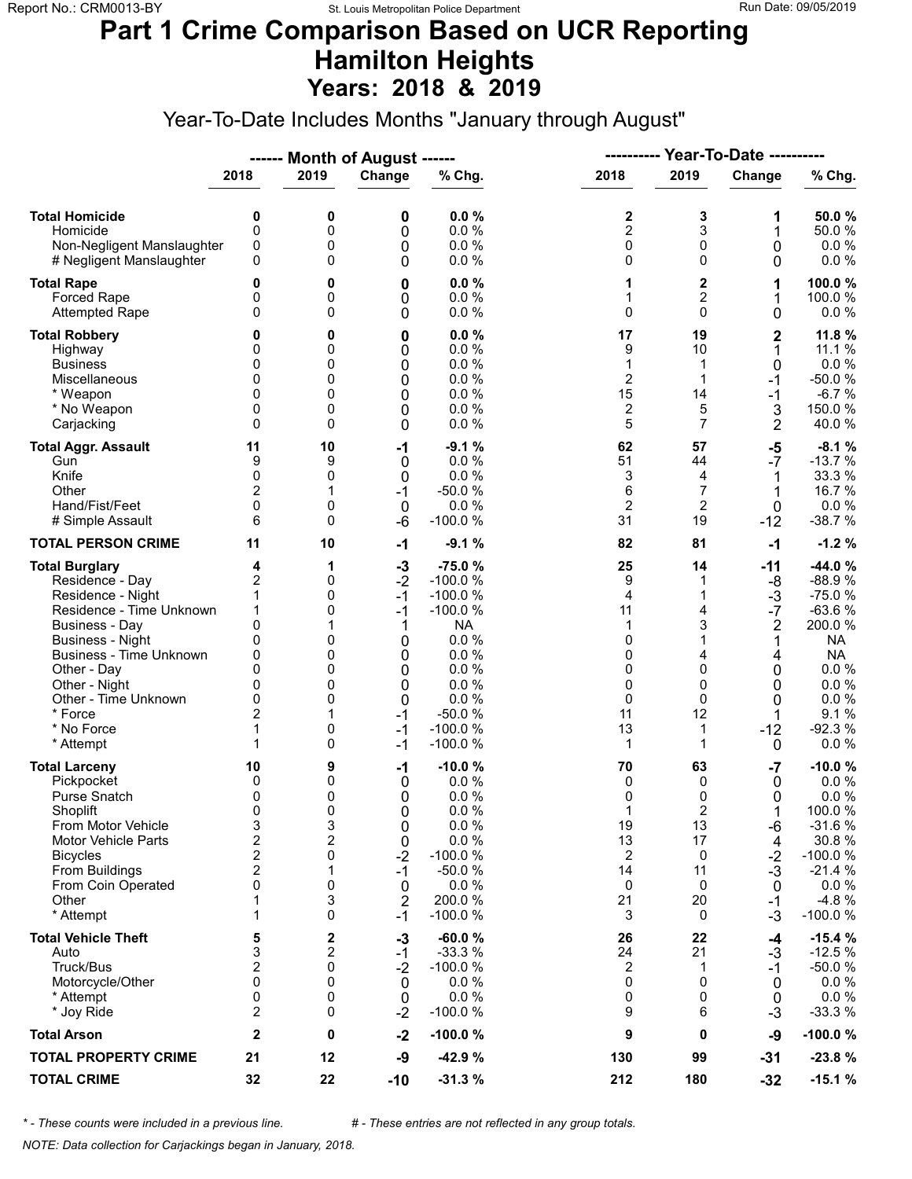# Part 1 Crime Comparison Based on UCR Reporting
# Hamilton Heights
## Years: 2018 & 2019

Year-To-Date Includes Months "January through August"

| | Month of August 2018 | Month of August 2019 | Change | % Chg. | Year-To-Date 2018 | Year-To-Date 2019 | Change | % Chg. |
|---|---|---|---|---|---|---|---|---|
| **Total Homicide** | **0** | **0** | **0** | **0.0 %** | **2** | **3** | **1** | **50.0 %** |
| Homicide | 0 | 0 | 0 | 0.0 % | 2 | 3 | 1 | 50.0 % |
| Non-Negligent Manslaughter | 0 | 0 | 0 | 0.0 % | 0 | 0 | 0 | 0.0 % |
| # Negligent Manslaughter | 0 | 0 | 0 | 0.0 % | 0 | 0 | 0 | 0.0 % |
| **Total Rape** | **0** | **0** | **0** | **0.0 %** | **1** | **2** | **1** | **100.0 %** |
| Forced Rape | 0 | 0 | 0 | 0.0 % | 1 | 2 | 1 | 100.0 % |
| Attempted Rape | 0 | 0 | 0 | 0.0 % | 0 | 0 | 0 | 0.0 % |
| **Total Robbery** | **0** | **0** | **0** | **0.0 %** | **17** | **19** | **2** | **11.8 %** |
| Highway | 0 | 0 | 0 | 0.0 % | 9 | 10 | 1 | 11.1 % |
| Business | 0 | 0 | 0 | 0.0 % | 1 | 1 | 0 | 0.0 % |
| Miscellaneous | 0 | 0 | 0 | 0.0 % | 2 | 1 | -1 | -50.0 % |
| * Weapon | 0 | 0 | 0 | 0.0 % | 15 | 14 | -1 | -6.7 % |
| * No Weapon | 0 | 0 | 0 | 0.0 % | 2 | 5 | 3 | 150.0 % |
| Carjacking | 0 | 0 | 0 | 0.0 % | 5 | 7 | 2 | 40.0 % |
| **Total Aggr. Assault** | **11** | **10** | **-1** | **-9.1 %** | **62** | **57** | **-5** | **-8.1 %** |
| Gun | 9 | 9 | 0 | 0.0 % | 51 | 44 | -7 | -13.7 % |
| Knife | 0 | 0 | 0 | 0.0 % | 3 | 4 | 1 | 33.3 % |
| Other | 2 | 1 | -1 | -50.0 % | 6 | 7 | 1 | 16.7 % |
| Hand/Fist/Feet | 0 | 0 | 0 | 0.0 % | 2 | 2 | 0 | 0.0 % |
| # Simple Assault | 6 | 0 | -6 | -100.0 % | 31 | 19 | -12 | -38.7 % |
| **TOTAL PERSON CRIME** | **11** | **10** | **-1** | **-9.1 %** | **82** | **81** | **-1** | **-1.2 %** |
| **Total Burglary** | **4** | **1** | **-3** | **-75.0 %** | **25** | **14** | **-11** | **-44.0 %** |
| Residence - Day | 2 | 0 | -2 | -100.0 % | 9 | 1 | -8 | -88.9 % |
| Residence - Night | 1 | 0 | -1 | -100.0 % | 4 | 1 | -3 | -75.0 % |
| Residence - Time Unknown | 1 | 0 | -1 | -100.0 % | 11 | 4 | -7 | -63.6 % |
| Business - Day | 0 | 1 | 1 | NA | 1 | 3 | 2 | 200.0 % |
| Business - Night | 0 | 0 | 0 | 0.0 % | 0 | 1 | 1 | NA |
| Business - Time Unknown | 0 | 0 | 0 | 0.0 % | 0 | 4 | 4 | NA |
| Other - Day | 0 | 0 | 0 | 0.0 % | 0 | 0 | 0 | 0.0 % |
| Other - Night | 0 | 0 | 0 | 0.0 % | 0 | 0 | 0 | 0.0 % |
| Other - Time Unknown | 0 | 0 | 0 | 0.0 % | 0 | 0 | 0 | 0.0 % |
| * Force | 2 | 1 | -1 | -50.0 % | 11 | 12 | 1 | 9.1 % |
| * No Force | 1 | 0 | -1 | -100.0 % | 13 | 1 | -12 | -92.3 % |
| * Attempt | 1 | 0 | -1 | -100.0 % | 1 | 1 | 0 | 0.0 % |
| **Total Larceny** | **10** | **9** | **-1** | **-10.0 %** | **70** | **63** | **-7** | **-10.0 %** |
| Pickpocket | 0 | 0 | 0 | 0.0 % | 0 | 0 | 0 | 0.0 % |
| Purse Snatch | 0 | 0 | 0 | 0.0 % | 0 | 0 | 0 | 0.0 % |
| Shoplift | 0 | 0 | 0 | 0.0 % | 1 | 2 | 1 | 100.0 % |
| From Motor Vehicle | 3 | 3 | 0 | 0.0 % | 19 | 13 | -6 | -31.6 % |
| Motor Vehicle Parts | 2 | 2 | 0 | 0.0 % | 13 | 17 | 4 | 30.8 % |
| Bicycles | 2 | 0 | -2 | -100.0 % | 2 | 0 | -2 | -100.0 % |
| From Buildings | 2 | 1 | -1 | -50.0 % | 14 | 11 | -3 | -21.4 % |
| From Coin Operated | 0 | 0 | 0 | 0.0 % | 0 | 0 | 0 | 0.0 % |
| Other | 1 | 3 | 2 | 200.0 % | 21 | 20 | -1 | -4.8 % |
| * Attempt | 1 | 0 | -1 | -100.0 % | 3 | 0 | -3 | -100.0 % |
| **Total Vehicle Theft** | **5** | **2** | **-3** | **-60.0 %** | **26** | **22** | **-4** | **-15.4 %** |
| Auto | 3 | 2 | -1 | -33.3 % | 24 | 21 | -3 | -12.5 % |
| Truck/Bus | 2 | 0 | -2 | -100.0 % | 2 | 1 | -1 | -50.0 % |
| Motorcycle/Other | 0 | 0 | 0 | 0.0 % | 0 | 0 | 0 | 0.0 % |
| * Attempt | 0 | 0 | 0 | 0.0 % | 0 | 0 | 0 | 0.0 % |
| * Joy Ride | 2 | 0 | -2 | -100.0 % | 9 | 6 | -3 | -33.3 % |
| **Total Arson** | **2** | **0** | **-2** | **-100.0 %** | **9** | **0** | **-9** | **-100.0 %** |
| **TOTAL PROPERTY CRIME** | **21** | **12** | **-9** | **-42.9 %** | **130** | **99** | **-31** | **-23.8 %** |
| **TOTAL CRIME** | **32** | **22** | **-10** | **-31.3 %** | **212** | **180** | **-32** | **-15.1 %** |

*\* - These counts were included in a previous line.* &nbsp;&nbsp;&nbsp;&nbsp; *# - These entries are not reflected in any group totals.*

*NOTE: Data collection for Carjackings began in January, 2018.*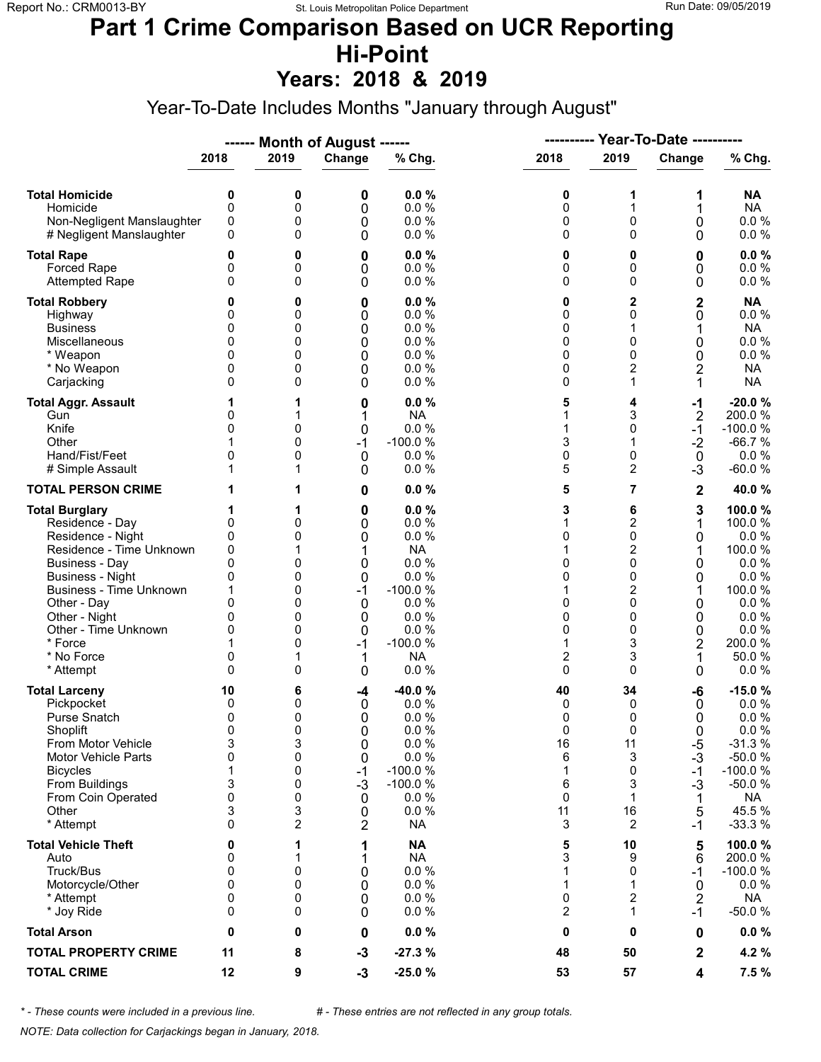# Part 1 Crime Comparison Based on UCR Reporting
# Hi-Point
## Years: 2018 & 2019

Year-To-Date Includes Months "January through August"

| | ------ Month of August ------ | | | | ---------- Year-To-Date ---------- | | | |
|---|---|---|---|---|---|---|---|---|
| | 2018 | 2019 | Change | % Chg. | 2018 | 2019 | Change | % Chg. |
| **Total Homicide** | **0** | **0** | **0** | **0.0 %** | **0** | **1** | **1** | **NA** |
| Homicide | 0 | 0 | 0 | 0.0 % | 0 | 1 | 1 | NA |
| Non-Negligent Manslaughter | 0 | 0 | 0 | 0.0 % | 0 | 0 | 0 | 0.0 % |
| # Negligent Manslaughter | 0 | 0 | 0 | 0.0 % | 0 | 0 | 0 | 0.0 % |
| **Total Rape** | **0** | **0** | **0** | **0.0 %** | **0** | **0** | **0** | **0.0 %** |
| Forced Rape | 0 | 0 | 0 | 0.0 % | 0 | 0 | 0 | 0.0 % |
| Attempted Rape | 0 | 0 | 0 | 0.0 % | 0 | 0 | 0 | 0.0 % |
| **Total Robbery** | **0** | **0** | **0** | **0.0 %** | **0** | **2** | **2** | **NA** |
| Highway | 0 | 0 | 0 | 0.0 % | 0 | 0 | 0 | 0.0 % |
| Business | 0 | 0 | 0 | 0.0 % | 0 | 1 | 1 | NA |
| Miscellaneous | 0 | 0 | 0 | 0.0 % | 0 | 0 | 0 | 0.0 % |
| * Weapon | 0 | 0 | 0 | 0.0 % | 0 | 0 | 0 | 0.0 % |
| * No Weapon | 0 | 0 | 0 | 0.0 % | 0 | 2 | 2 | NA |
| Carjacking | 0 | 0 | 0 | 0.0 % | 0 | 1 | 1 | NA |
| **Total Aggr. Assault** | **1** | **1** | **0** | **0.0 %** | **5** | **4** | **-1** | **-20.0 %** |
| Gun | 0 | 1 | 1 | NA | 1 | 3 | 2 | 200.0 % |
| Knife | 0 | 0 | 0 | 0.0 % | 1 | 0 | -1 | -100.0 % |
| Other | 1 | 0 | -1 | -100.0 % | 3 | 1 | -2 | -66.7 % |
| Hand/Fist/Feet | 0 | 0 | 0 | 0.0 % | 0 | 0 | 0 | 0.0 % |
| # Simple Assault | 1 | 1 | 0 | 0.0 % | 5 | 2 | -3 | -60.0 % |
| **TOTAL PERSON CRIME** | **1** | **1** | **0** | **0.0 %** | **5** | **7** | **2** | **40.0 %** |
| **Total Burglary** | **1** | **1** | **0** | **0.0 %** | **3** | **6** | **3** | **100.0 %** |
| Residence - Day | 0 | 0 | 0 | 0.0 % | 1 | 2 | 1 | 100.0 % |
| Residence - Night | 0 | 0 | 0 | 0.0 % | 0 | 0 | 0 | 0.0 % |
| Residence - Time Unknown | 0 | 1 | 1 | NA | 1 | 2 | 1 | 100.0 % |
| Business - Day | 0 | 0 | 0 | 0.0 % | 0 | 0 | 0 | 0.0 % |
| Business - Night | 0 | 0 | 0 | 0.0 % | 0 | 0 | 0 | 0.0 % |
| Business - Time Unknown | 1 | 0 | -1 | -100.0 % | 1 | 2 | 1 | 100.0 % |
| Other - Day | 0 | 0 | 0 | 0.0 % | 0 | 0 | 0 | 0.0 % |
| Other - Night | 0 | 0 | 0 | 0.0 % | 0 | 0 | 0 | 0.0 % |
| Other - Time Unknown | 0 | 0 | 0 | 0.0 % | 0 | 0 | 0 | 0.0 % |
| * Force | 1 | 0 | -1 | -100.0 % | 1 | 3 | 2 | 200.0 % |
| * No Force | 0 | 1 | 1 | NA | 2 | 3 | 1 | 50.0 % |
| * Attempt | 0 | 0 | 0 | 0.0 % | 0 | 0 | 0 | 0.0 % |
| **Total Larceny** | **10** | **6** | **-4** | **-40.0 %** | **40** | **34** | **-6** | **-15.0 %** |
| Pickpocket | 0 | 0 | 0 | 0.0 % | 0 | 0 | 0 | 0.0 % |
| Purse Snatch | 0 | 0 | 0 | 0.0 % | 0 | 0 | 0 | 0.0 % |
| Shoplift | 0 | 0 | 0 | 0.0 % | 0 | 0 | 0 | 0.0 % |
| From Motor Vehicle | 3 | 3 | 0 | 0.0 % | 16 | 11 | -5 | -31.3 % |
| Motor Vehicle Parts | 0 | 0 | 0 | 0.0 % | 6 | 3 | -3 | -50.0 % |
| Bicycles | 1 | 0 | -1 | -100.0 % | 1 | 0 | -1 | -100.0 % |
| From Buildings | 3 | 0 | -3 | -100.0 % | 6 | 3 | -3 | -50.0 % |
| From Coin Operated | 0 | 0 | 0 | 0.0 % | 0 | 1 | 1 | NA |
| Other | 3 | 3 | 0 | 0.0 % | 11 | 16 | 5 | 45.5 % |
| * Attempt | 0 | 2 | 2 | NA | 3 | 2 | -1 | -33.3 % |
| **Total Vehicle Theft** | **0** | **1** | **1** | **NA** | **5** | **10** | **5** | **100.0 %** |
| Auto | 0 | 1 | 1 | NA | 3 | 9 | 6 | 200.0 % |
| Truck/Bus | 0 | 0 | 0 | 0.0 % | 1 | 0 | -1 | -100.0 % |
| Motorcycle/Other | 0 | 0 | 0 | 0.0 % | 1 | 1 | 0 | 0.0 % |
| * Attempt | 0 | 0 | 0 | 0.0 % | 0 | 2 | 2 | NA |
| * Joy Ride | 0 | 0 | 0 | 0.0 % | 2 | 1 | -1 | -50.0 % |
| **Total Arson** | **0** | **0** | **0** | **0.0 %** | **0** | **0** | **0** | **0.0 %** |
| **TOTAL PROPERTY CRIME** | **11** | **8** | **-3** | **-27.3 %** | **48** | **50** | **2** | **4.2 %** |
| **TOTAL CRIME** | **12** | **9** | **-3** | **-25.0 %** | **53** | **57** | **4** | **7.5 %** |

*\* - These counts were included in a previous line.* *# - These entries are not reflected in any group totals.*

*NOTE: Data collection for Carjackings began in January, 2018.*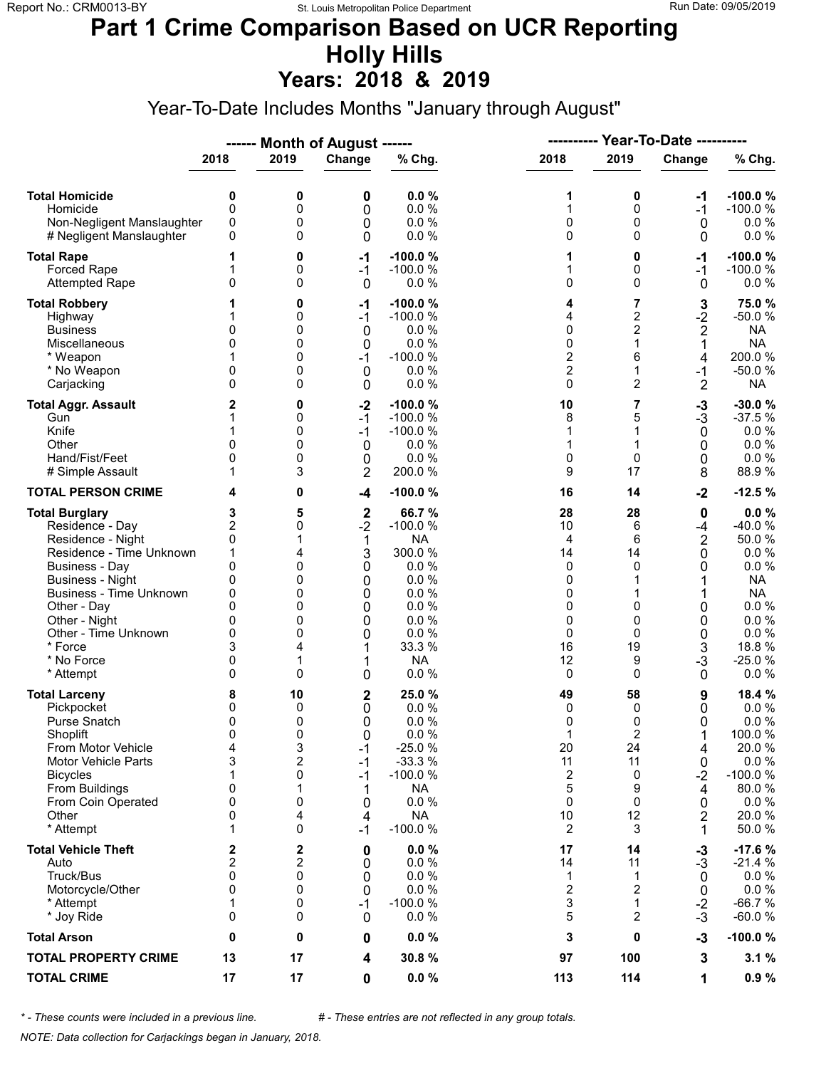# Part 1 Crime Comparison Based on UCR Reporting
# Holly Hills
## Years: 2018 & 2019

Year-To-Date Includes Months "January through August"

| | Month of August 2018 | Month of August 2019 | Change | % Chg. | Year-To-Date 2018 | Year-To-Date 2019 | Change | % Chg. |
|---|---|---|---|---|---|---|---|---|
| **Total Homicide** | **0** | **0** | **0** | **0.0 %** | **1** | **0** | **-1** | **-100.0 %** |
| Homicide | 0 | 0 | 0 | 0.0 % | 1 | 0 | -1 | -100.0 % |
| Non-Negligent Manslaughter | 0 | 0 | 0 | 0.0 % | 0 | 0 | 0 | 0.0 % |
| # Negligent Manslaughter | 0 | 0 | 0 | 0.0 % | 0 | 0 | 0 | 0.0 % |
| **Total Rape** | **1** | **0** | **-1** | **-100.0 %** | **1** | **0** | **-1** | **-100.0 %** |
| Forced Rape | 1 | 0 | -1 | -100.0 % | 1 | 0 | -1 | -100.0 % |
| Attempted Rape | 0 | 0 | 0 | 0.0 % | 0 | 0 | 0 | 0.0 % |
| **Total Robbery** | **1** | **0** | **-1** | **-100.0 %** | **4** | **7** | **3** | **75.0 %** |
| Highway | 1 | 0 | -1 | -100.0 % | 4 | 2 | -2 | -50.0 % |
| Business | 0 | 0 | 0 | 0.0 % | 0 | 2 | 2 | NA |
| Miscellaneous | 0 | 0 | 0 | 0.0 % | 0 | 1 | 1 | NA |
| * Weapon | 1 | 0 | -1 | -100.0 % | 2 | 6 | 4 | 200.0 % |
| * No Weapon | 0 | 0 | 0 | 0.0 % | 2 | 1 | -1 | -50.0 % |
| Carjacking | 0 | 0 | 0 | 0.0 % | 0 | 2 | 2 | NA |
| **Total Aggr. Assault** | **2** | **0** | **-2** | **-100.0 %** | **10** | **7** | **-3** | **-30.0 %** |
| Gun | 1 | 0 | -1 | -100.0 % | 8 | 5 | -3 | -37.5 % |
| Knife | 1 | 0 | -1 | -100.0 % | 1 | 1 | 0 | 0.0 % |
| Other | 0 | 0 | 0 | 0.0 % | 1 | 1 | 0 | 0.0 % |
| Hand/Fist/Feet | 0 | 0 | 0 | 0.0 % | 0 | 0 | 0 | 0.0 % |
| # Simple Assault | 1 | 3 | 2 | 200.0 % | 9 | 17 | 8 | 88.9 % |
| **TOTAL PERSON CRIME** | **4** | **0** | **-4** | **-100.0 %** | **16** | **14** | **-2** | **-12.5 %** |
| **Total Burglary** | **3** | **5** | **2** | **66.7 %** | **28** | **28** | **0** | **0.0 %** |
| Residence - Day | 2 | 0 | -2 | -100.0 % | 10 | 6 | -4 | -40.0 % |
| Residence - Night | 0 | 1 | 1 | NA | 4 | 6 | 2 | 50.0 % |
| Residence - Time Unknown | 1 | 4 | 3 | 300.0 % | 14 | 14 | 0 | 0.0 % |
| Business - Day | 0 | 0 | 0 | 0.0 % | 0 | 0 | 0 | 0.0 % |
| Business - Night | 0 | 0 | 0 | 0.0 % | 0 | 1 | 1 | NA |
| Business - Time Unknown | 0 | 0 | 0 | 0.0 % | 0 | 1 | 1 | NA |
| Other - Day | 0 | 0 | 0 | 0.0 % | 0 | 0 | 0 | 0.0 % |
| Other - Night | 0 | 0 | 0 | 0.0 % | 0 | 0 | 0 | 0.0 % |
| Other - Time Unknown | 0 | 0 | 0 | 0.0 % | 0 | 0 | 0 | 0.0 % |
| * Force | 3 | 4 | 1 | 33.3 % | 16 | 19 | 3 | 18.8 % |
| * No Force | 0 | 1 | 1 | NA | 12 | 9 | -3 | -25.0 % |
| * Attempt | 0 | 0 | 0 | 0.0 % | 0 | 0 | 0 | 0.0 % |
| **Total Larceny** | **8** | **10** | **2** | **25.0 %** | **49** | **58** | **9** | **18.4 %** |
| Pickpocket | 0 | 0 | 0 | 0.0 % | 0 | 0 | 0 | 0.0 % |
| Purse Snatch | 0 | 0 | 0 | 0.0 % | 0 | 0 | 0 | 0.0 % |
| Shoplift | 0 | 0 | 0 | 0.0 % | 1 | 2 | 1 | 100.0 % |
| From Motor Vehicle | 4 | 3 | -1 | -25.0 % | 20 | 24 | 4 | 20.0 % |
| Motor Vehicle Parts | 3 | 2 | -1 | -33.3 % | 11 | 11 | 0 | 0.0 % |
| Bicycles | 1 | 0 | -1 | -100.0 % | 2 | 0 | -2 | -100.0 % |
| From Buildings | 0 | 1 | 1 | NA | 5 | 9 | 4 | 80.0 % |
| From Coin Operated | 0 | 0 | 0 | 0.0 % | 0 | 0 | 0 | 0.0 % |
| Other | 0 | 4 | 4 | NA | 10 | 12 | 2 | 20.0 % |
| * Attempt | 1 | 0 | -1 | -100.0 % | 2 | 3 | 1 | 50.0 % |
| **Total Vehicle Theft** | **2** | **2** | **0** | **0.0 %** | **17** | **14** | **-3** | **-17.6 %** |
| Auto | 2 | 2 | 0 | 0.0 % | 14 | 11 | -3 | -21.4 % |
| Truck/Bus | 0 | 0 | 0 | 0.0 % | 1 | 1 | 0 | 0.0 % |
| Motorcycle/Other | 0 | 0 | 0 | 0.0 % | 2 | 2 | 0 | 0.0 % |
| * Attempt | 1 | 0 | -1 | -100.0 % | 3 | 1 | -2 | -66.7 % |
| * Joy Ride | 0 | 0 | 0 | 0.0 % | 5 | 2 | -3 | -60.0 % |
| **Total Arson** | **0** | **0** | **0** | **0.0 %** | **3** | **0** | **-3** | **-100.0 %** |
| **TOTAL PROPERTY CRIME** | **13** | **17** | **4** | **30.8 %** | **97** | **100** | **3** | **3.1 %** |
| **TOTAL CRIME** | **17** | **17** | **0** | **0.0 %** | **113** | **114** | **1** | **0.9 %** |

*\* - These counts were included in a previous line.* &nbsp;&nbsp;&nbsp; *# - These entries are not reflected in any group totals.*

*NOTE: Data collection for Carjackings began in January, 2018.*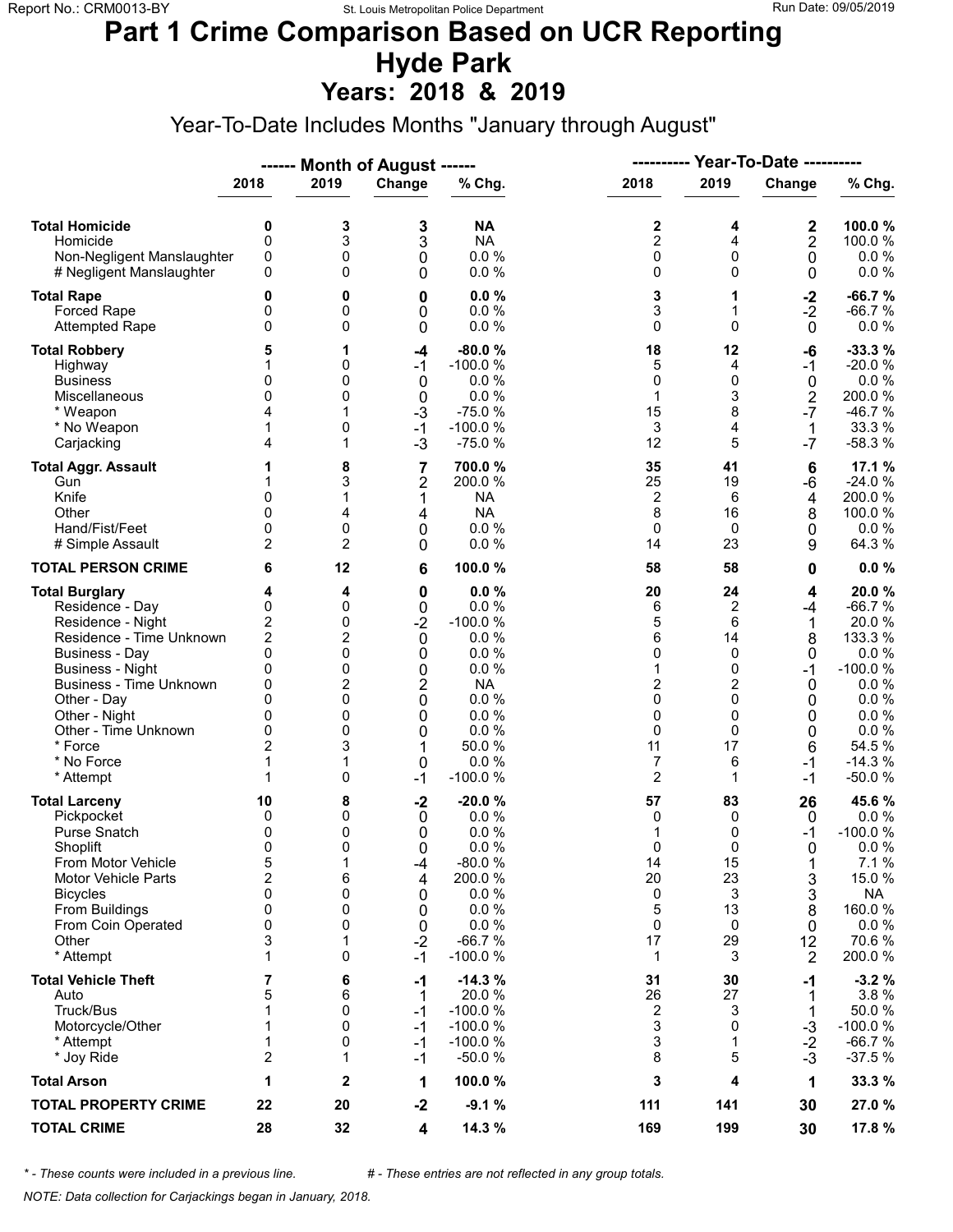# Part 1 Crime Comparison Based on UCR Reporting
# Hyde Park
## Years: 2018 & 2019

Year-To-Date Includes Months "January through August"

| | Month of August | | | | Year-To-Date | | | |
|---|---|---|---|---|---|---|---|---|
| | 2018 | 2019 | Change | % Chg. | 2018 | 2019 | Change | % Chg. |
| **Total Homicide** | **0** | **3** | **3** | **NA** | **2** | **4** | **2** | **100.0 %** |
| Homicide | 0 | 3 | 3 | NA | 2 | 4 | 2 | 100.0 % |
| Non-Negligent Manslaughter | 0 | 0 | 0 | 0.0 % | 0 | 0 | 0 | 0.0 % |
| # Negligent Manslaughter | 0 | 0 | 0 | 0.0 % | 0 | 0 | 0 | 0.0 % |
| **Total Rape** | **0** | **0** | **0** | **0.0 %** | **3** | **1** | **-2** | **-66.7 %** |
| Forced Rape | 0 | 0 | 0 | 0.0 % | 3 | 1 | -2 | -66.7 % |
| Attempted Rape | 0 | 0 | 0 | 0.0 % | 0 | 0 | 0 | 0.0 % |
| **Total Robbery** | **5** | **1** | **-4** | **-80.0 %** | **18** | **12** | **-6** | **-33.3 %** |
| Highway | 1 | 0 | -1 | -100.0 % | 5 | 4 | -1 | -20.0 % |
| Business | 0 | 0 | 0 | 0.0 % | 0 | 0 | 0 | 0.0 % |
| Miscellaneous | 0 | 0 | 0 | 0.0 % | 1 | 3 | 2 | 200.0 % |
| * Weapon | 4 | 1 | -3 | -75.0 % | 15 | 8 | -7 | -46.7 % |
| * No Weapon | 1 | 0 | -1 | -100.0 % | 3 | 4 | 1 | 33.3 % |
| Carjacking | 4 | 1 | -3 | -75.0 % | 12 | 5 | -7 | -58.3 % |
| **Total Aggr. Assault** | **1** | **8** | **7** | **700.0 %** | **35** | **41** | **6** | **17.1 %** |
| Gun | 1 | 3 | 2 | 200.0 % | 25 | 19 | -6 | -24.0 % |
| Knife | 0 | 1 | 1 | NA | 2 | 6 | 4 | 200.0 % |
| Other | 0 | 4 | 4 | NA | 8 | 16 | 8 | 100.0 % |
| Hand/Fist/Feet | 0 | 0 | 0 | 0.0 % | 0 | 0 | 0 | 0.0 % |
| # Simple Assault | 2 | 2 | 0 | 0.0 % | 14 | 23 | 9 | 64.3 % |
| **TOTAL PERSON CRIME** | **6** | **12** | **6** | **100.0 %** | **58** | **58** | **0** | **0.0 %** |
| **Total Burglary** | **4** | **4** | **0** | **0.0 %** | **20** | **24** | **4** | **20.0 %** |
| Residence - Day | 0 | 0 | 0 | 0.0 % | 6 | 2 | -4 | -66.7 % |
| Residence - Night | 2 | 0 | -2 | -100.0 % | 5 | 6 | 1 | 20.0 % |
| Residence - Time Unknown | 2 | 2 | 0 | 0.0 % | 6 | 14 | 8 | 133.3 % |
| Business - Day | 0 | 0 | 0 | 0.0 % | 0 | 0 | 0 | 0.0 % |
| Business - Night | 0 | 0 | 0 | 0.0 % | 1 | 0 | -1 | -100.0 % |
| Business - Time Unknown | 0 | 2 | 2 | NA | 2 | 2 | 0 | 0.0 % |
| Other - Day | 0 | 0 | 0 | 0.0 % | 0 | 0 | 0 | 0.0 % |
| Other - Night | 0 | 0 | 0 | 0.0 % | 0 | 0 | 0 | 0.0 % |
| Other - Time Unknown | 0 | 0 | 0 | 0.0 % | 0 | 0 | 0 | 0.0 % |
| * Force | 2 | 3 | 1 | 50.0 % | 11 | 17 | 6 | 54.5 % |
| * No Force | 1 | 1 | 0 | 0.0 % | 7 | 6 | -1 | -14.3 % |
| * Attempt | 1 | 0 | -1 | -100.0 % | 2 | 1 | -1 | -50.0 % |
| **Total Larceny** | **10** | **8** | **-2** | **-20.0 %** | **57** | **83** | **26** | **45.6 %** |
| Pickpocket | 0 | 0 | 0 | 0.0 % | 0 | 0 | 0 | 0.0 % |
| Purse Snatch | 0 | 0 | 0 | 0.0 % | 1 | 0 | -1 | -100.0 % |
| Shoplift | 0 | 0 | 0 | 0.0 % | 0 | 0 | 0 | 0.0 % |
| From Motor Vehicle | 5 | 1 | -4 | -80.0 % | 14 | 15 | 1 | 7.1 % |
| Motor Vehicle Parts | 2 | 6 | 4 | 200.0 % | 20 | 23 | 3 | 15.0 % |
| Bicycles | 0 | 0 | 0 | 0.0 % | 0 | 3 | 3 | NA |
| From Buildings | 0 | 0 | 0 | 0.0 % | 5 | 13 | 8 | 160.0 % |
| From Coin Operated | 0 | 0 | 0 | 0.0 % | 0 | 0 | 0 | 0.0 % |
| Other | 3 | 1 | -2 | -66.7 % | 17 | 29 | 12 | 70.6 % |
| * Attempt | 1 | 0 | -1 | -100.0 % | 1 | 3 | 2 | 200.0 % |
| **Total Vehicle Theft** | **7** | **6** | **-1** | **-14.3 %** | **31** | **30** | **-1** | **-3.2 %** |
| Auto | 5 | 6 | 1 | 20.0 % | 26 | 27 | 1 | 3.8 % |
| Truck/Bus | 1 | 0 | -1 | -100.0 % | 2 | 3 | 1 | 50.0 % |
| Motorcycle/Other | 1 | 0 | -1 | -100.0 % | 3 | 0 | -3 | -100.0 % |
| * Attempt | 1 | 0 | -1 | -100.0 % | 3 | 1 | -2 | -66.7 % |
| * Joy Ride | 2 | 1 | -1 | -50.0 % | 8 | 5 | -3 | -37.5 % |
| **Total Arson** | **1** | **2** | **1** | **100.0 %** | **3** | **4** | **1** | **33.3 %** |
| **TOTAL PROPERTY CRIME** | **22** | **20** | **-2** | **-9.1 %** | **111** | **141** | **30** | **27.0 %** |
| **TOTAL CRIME** | **28** | **32** | **4** | **14.3 %** | **169** | **199** | **30** | **17.8 %** |

*\* - These counts were included in a previous line.* *# - These entries are not reflected in any group totals.*

*NOTE: Data collection for Carjackings began in January, 2018.*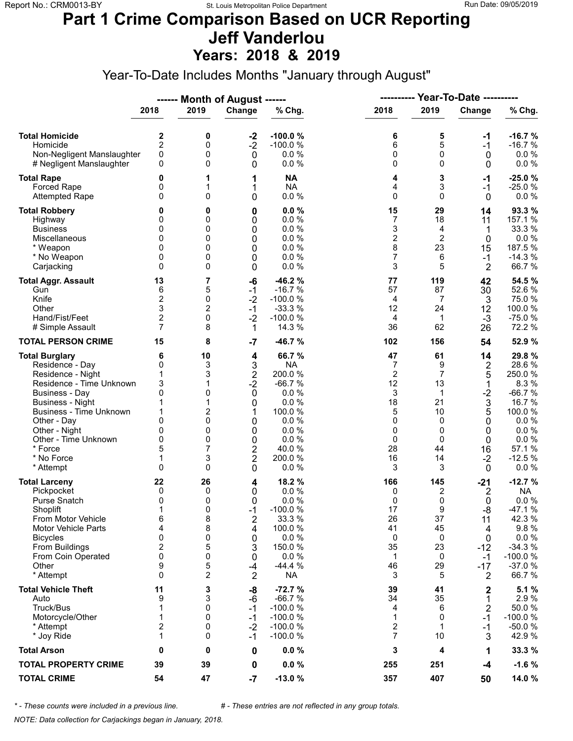# Part 1 Crime Comparison Based on UCR Reporting
# Jeff Vanderlou
## Years: 2018 & 2019

Year-To-Date Includes Months "January through August"

| | Month of August 2018 | Month of August 2019 | Change | % Chg. | Year-To-Date 2018 | Year-To-Date 2019 | Change | % Chg. |
|---|---|---|---|---|---|---|---|---|
| **Total Homicide** | **2** | **0** | **-2** | **-100.0 %** | **6** | **5** | **-1** | **-16.7 %** |
| Homicide | 2 | 0 | -2 | -100.0 % | 6 | 5 | -1 | -16.7 % |
| Non-Negligent Manslaughter | 0 | 0 | 0 | 0.0 % | 0 | 0 | 0 | 0.0 % |
| # Negligent Manslaughter | 0 | 0 | 0 | 0.0 % | 0 | 0 | 0 | 0.0 % |
| **Total Rape** | **0** | **1** | **1** | **NA** | **4** | **3** | **-1** | **-25.0 %** |
| Forced Rape | 0 | 1 | 1 | NA | 4 | 3 | -1 | -25.0 % |
| Attempted Rape | 0 | 0 | 0 | 0.0 % | 0 | 0 | 0 | 0.0 % |
| **Total Robbery** | **0** | **0** | **0** | **0.0 %** | **15** | **29** | **14** | **93.3 %** |
| Highway | 0 | 0 | 0 | 0.0 % | 7 | 18 | 11 | 157.1 % |
| Business | 0 | 0 | 0 | 0.0 % | 3 | 4 | 1 | 33.3 % |
| Miscellaneous | 0 | 0 | 0 | 0.0 % | 2 | 2 | 0 | 0.0 % |
| * Weapon | 0 | 0 | 0 | 0.0 % | 8 | 23 | 15 | 187.5 % |
| * No Weapon | 0 | 0 | 0 | 0.0 % | 7 | 6 | -1 | -14.3 % |
| Carjacking | 0 | 0 | 0 | 0.0 % | 3 | 5 | 2 | 66.7 % |
| **Total Aggr. Assault** | **13** | **7** | **-6** | **-46.2 %** | **77** | **119** | **42** | **54.5 %** |
| Gun | 6 | 5 | -1 | -16.7 % | 57 | 87 | 30 | 52.6 % |
| Knife | 2 | 0 | -2 | -100.0 % | 4 | 7 | 3 | 75.0 % |
| Other | 3 | 2 | -1 | -33.3 % | 12 | 24 | 12 | 100.0 % |
| Hand/Fist/Feet | 2 | 0 | -2 | -100.0 % | 4 | 1 | -3 | -75.0 % |
| # Simple Assault | 7 | 8 | 1 | 14.3 % | 36 | 62 | 26 | 72.2 % |
| **TOTAL PERSON CRIME** | **15** | **8** | **-7** | **-46.7 %** | **102** | **156** | **54** | **52.9 %** |
| **Total Burglary** | **6** | **10** | **4** | **66.7 %** | **47** | **61** | **14** | **29.8 %** |
| Residence - Day | 0 | 3 | 3 | NA | 7 | 9 | 2 | 28.6 % |
| Residence - Night | 1 | 3 | 2 | 200.0 % | 2 | 7 | 5 | 250.0 % |
| Residence - Time Unknown | 3 | 1 | -2 | -66.7 % | 12 | 13 | 1 | 8.3 % |
| Business - Day | 0 | 0 | 0 | 0.0 % | 3 | 1 | -2 | -66.7 % |
| Business - Night | 1 | 1 | 0 | 0.0 % | 18 | 21 | 3 | 16.7 % |
| Business - Time Unknown | 1 | 2 | 1 | 100.0 % | 5 | 10 | 5 | 100.0 % |
| Other - Day | 0 | 0 | 0 | 0.0 % | 0 | 0 | 0 | 0.0 % |
| Other - Night | 0 | 0 | 0 | 0.0 % | 0 | 0 | 0 | 0.0 % |
| Other - Time Unknown | 0 | 0 | 0 | 0.0 % | 0 | 0 | 0 | 0.0 % |
| * Force | 5 | 7 | 2 | 40.0 % | 28 | 44 | 16 | 57.1 % |
| * No Force | 1 | 3 | 2 | 200.0 % | 16 | 14 | -2 | -12.5 % |
| * Attempt | 0 | 0 | 0 | 0.0 % | 3 | 3 | 0 | 0.0 % |
| **Total Larceny** | **22** | **26** | **4** | **18.2 %** | **166** | **145** | **-21** | **-12.7 %** |
| Pickpocket | 0 | 0 | 0 | 0.0 % | 0 | 2 | 2 | NA |
| Purse Snatch | 0 | 0 | 0 | 0.0 % | 0 | 0 | 0 | 0.0 % |
| Shoplift | 1 | 0 | -1 | -100.0 % | 17 | 9 | -8 | -47.1 % |
| From Motor Vehicle | 6 | 8 | 2 | 33.3 % | 26 | 37 | 11 | 42.3 % |
| Motor Vehicle Parts | 4 | 8 | 4 | 100.0 % | 41 | 45 | 4 | 9.8 % |
| Bicycles | 0 | 0 | 0 | 0.0 % | 0 | 0 | 0 | 0.0 % |
| From Buildings | 2 | 5 | 3 | 150.0 % | 35 | 23 | -12 | -34.3 % |
| From Coin Operated | 0 | 0 | 0 | 0.0 % | 1 | 0 | -1 | -100.0 % |
| Other | 9 | 5 | -4 | -44.4 % | 46 | 29 | -17 | -37.0 % |
| * Attempt | 0 | 2 | 2 | NA | 3 | 5 | 2 | 66.7 % |
| **Total Vehicle Theft** | **11** | **3** | **-8** | **-72.7 %** | **39** | **41** | **2** | **5.1 %** |
| Auto | 9 | 3 | -6 | -66.7 % | 34 | 35 | 1 | 2.9 % |
| Truck/Bus | 1 | 0 | -1 | -100.0 % | 4 | 6 | 2 | 50.0 % |
| Motorcycle/Other | 1 | 0 | -1 | -100.0 % | 1 | 0 | -1 | -100.0 % |
| * Attempt | 2 | 0 | -2 | -100.0 % | 2 | 1 | -1 | -50.0 % |
| * Joy Ride | 1 | 0 | -1 | -100.0 % | 7 | 10 | 3 | 42.9 % |
| **Total Arson** | **0** | **0** | **0** | **0.0 %** | **3** | **4** | **1** | **33.3 %** |
| **TOTAL PROPERTY CRIME** | **39** | **39** | **0** | **0.0 %** | **255** | **251** | **-4** | **-1.6 %** |
| **TOTAL CRIME** | **54** | **47** | **-7** | **-13.0 %** | **357** | **407** | **50** | **14.0 %** |

*\* - These counts were included in a previous line.* &nbsp;&nbsp;&nbsp; *# - These entries are not reflected in any group totals.*

*NOTE: Data collection for Carjackings began in January, 2018.*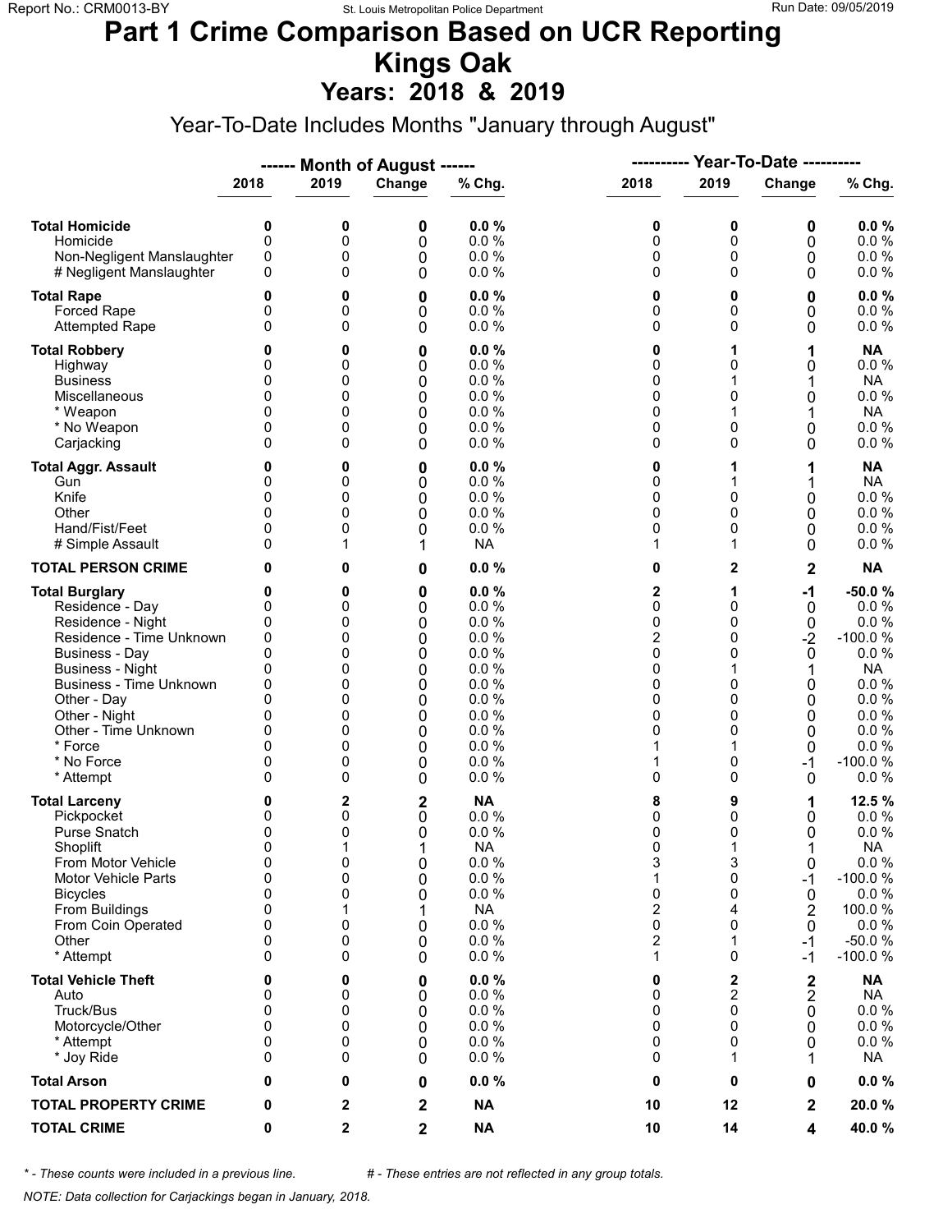Report No.: CRM0013-BY | St. Louis Metropolitan Police Department | Run Date: 09/05/2019

# Part 1 Crime Comparison Based on UCR Reporting
# Kings Oak
## Years: 2018 & 2019

Year-To-Date Includes Months "January through August"

| | Month of August 2018 | Month of August 2019 | Month of August Change | Month of August % Chg. | Year-To-Date 2018 | Year-To-Date 2019 | Year-To-Date Change | Year-To-Date % Chg. |
|---|---|---|---|---|---|---|---|---|
| **Total Homicide** | **0** | **0** | **0** | **0.0 %** | **0** | **0** | **0** | **0.0 %** |
| Homicide | 0 | 0 | 0 | 0.0 % | 0 | 0 | 0 | 0.0 % |
| Non-Negligent Manslaughter | 0 | 0 | 0 | 0.0 % | 0 | 0 | 0 | 0.0 % |
| # Negligent Manslaughter | 0 | 0 | 0 | 0.0 % | 0 | 0 | 0 | 0.0 % |
| **Total Rape** | **0** | **0** | **0** | **0.0 %** | **0** | **0** | **0** | **0.0 %** |
| Forced Rape | 0 | 0 | 0 | 0.0 % | 0 | 0 | 0 | 0.0 % |
| Attempted Rape | 0 | 0 | 0 | 0.0 % | 0 | 0 | 0 | 0.0 % |
| **Total Robbery** | **0** | **0** | **0** | **0.0 %** | **0** | **1** | **1** | **NA** |
| Highway | 0 | 0 | 0 | 0.0 % | 0 | 0 | 0 | 0.0 % |
| Business | 0 | 0 | 0 | 0.0 % | 0 | 1 | 1 | NA |
| Miscellaneous | 0 | 0 | 0 | 0.0 % | 0 | 0 | 0 | 0.0 % |
| * Weapon | 0 | 0 | 0 | 0.0 % | 0 | 1 | 1 | NA |
| * No Weapon | 0 | 0 | 0 | 0.0 % | 0 | 0 | 0 | 0.0 % |
| Carjacking | 0 | 0 | 0 | 0.0 % | 0 | 0 | 0 | 0.0 % |
| **Total Aggr. Assault** | **0** | **0** | **0** | **0.0 %** | **0** | **1** | **1** | **NA** |
| Gun | 0 | 0 | 0 | 0.0 % | 0 | 1 | 1 | NA |
| Knife | 0 | 0 | 0 | 0.0 % | 0 | 0 | 0 | 0.0 % |
| Other | 0 | 0 | 0 | 0.0 % | 0 | 0 | 0 | 0.0 % |
| Hand/Fist/Feet | 0 | 0 | 0 | 0.0 % | 0 | 0 | 0 | 0.0 % |
| # Simple Assault | 0 | 1 | 1 | NA | 1 | 1 | 0 | 0.0 % |
| **TOTAL PERSON CRIME** | **0** | **0** | **0** | **0.0 %** | **0** | **2** | **2** | **NA** |
| **Total Burglary** | **0** | **0** | **0** | **0.0 %** | **2** | **1** | **-1** | **-50.0 %** |
| Residence - Day | 0 | 0 | 0 | 0.0 % | 0 | 0 | 0 | 0.0 % |
| Residence - Night | 0 | 0 | 0 | 0.0 % | 0 | 0 | 0 | 0.0 % |
| Residence - Time Unknown | 0 | 0 | 0 | 0.0 % | 2 | 0 | -2 | -100.0 % |
| Business - Day | 0 | 0 | 0 | 0.0 % | 0 | 0 | 0 | 0.0 % |
| Business - Night | 0 | 0 | 0 | 0.0 % | 0 | 1 | 1 | NA |
| Business - Time Unknown | 0 | 0 | 0 | 0.0 % | 0 | 0 | 0 | 0.0 % |
| Other - Day | 0 | 0 | 0 | 0.0 % | 0 | 0 | 0 | 0.0 % |
| Other - Night | 0 | 0 | 0 | 0.0 % | 0 | 0 | 0 | 0.0 % |
| Other - Time Unknown | 0 | 0 | 0 | 0.0 % | 0 | 0 | 0 | 0.0 % |
| * Force | 0 | 0 | 0 | 0.0 % | 1 | 1 | 0 | 0.0 % |
| * No Force | 0 | 0 | 0 | 0.0 % | 1 | 0 | -1 | -100.0 % |
| * Attempt | 0 | 0 | 0 | 0.0 % | 0 | 0 | 0 | 0.0 % |
| **Total Larceny** | **0** | **2** | **2** | **NA** | **8** | **9** | **1** | **12.5 %** |
| Pickpocket | 0 | 0 | 0 | 0.0 % | 0 | 0 | 0 | 0.0 % |
| Purse Snatch | 0 | 0 | 0 | 0.0 % | 0 | 0 | 0 | 0.0 % |
| Shoplift | 0 | 1 | 1 | NA | 0 | 1 | 1 | NA |
| From Motor Vehicle | 0 | 0 | 0 | 0.0 % | 3 | 3 | 0 | 0.0 % |
| Motor Vehicle Parts | 0 | 0 | 0 | 0.0 % | 1 | 0 | -1 | -100.0 % |
| Bicycles | 0 | 0 | 0 | 0.0 % | 0 | 0 | 0 | 0.0 % |
| From Buildings | 0 | 1 | 1 | NA | 2 | 4 | 2 | 100.0 % |
| From Coin Operated | 0 | 0 | 0 | 0.0 % | 0 | 0 | 0 | 0.0 % |
| Other | 0 | 0 | 0 | 0.0 % | 2 | 1 | -1 | -50.0 % |
| * Attempt | 0 | 0 | 0 | 0.0 % | 1 | 0 | -1 | -100.0 % |
| **Total Vehicle Theft** | **0** | **0** | **0** | **0.0 %** | **0** | **2** | **2** | **NA** |
| Auto | 0 | 0 | 0 | 0.0 % | 0 | 2 | 2 | NA |
| Truck/Bus | 0 | 0 | 0 | 0.0 % | 0 | 0 | 0 | 0.0 % |
| Motorcycle/Other | 0 | 0 | 0 | 0.0 % | 0 | 0 | 0 | 0.0 % |
| * Attempt | 0 | 0 | 0 | 0.0 % | 0 | 0 | 0 | 0.0 % |
| * Joy Ride | 0 | 0 | 0 | 0.0 % | 0 | 1 | 1 | NA |
| **Total Arson** | **0** | **0** | **0** | **0.0 %** | **0** | **0** | **0** | **0.0 %** |
| **TOTAL PROPERTY CRIME** | **0** | **2** | **2** | **NA** | **10** | **12** | **2** | **20.0 %** |
| **TOTAL CRIME** | **0** | **2** | **2** | **NA** | **10** | **14** | **4** | **40.0 %** |

*\* - These counts were included in a previous line.* *# - These entries are not reflected in any group totals.*

*NOTE: Data collection for Carjackings began in January, 2018.*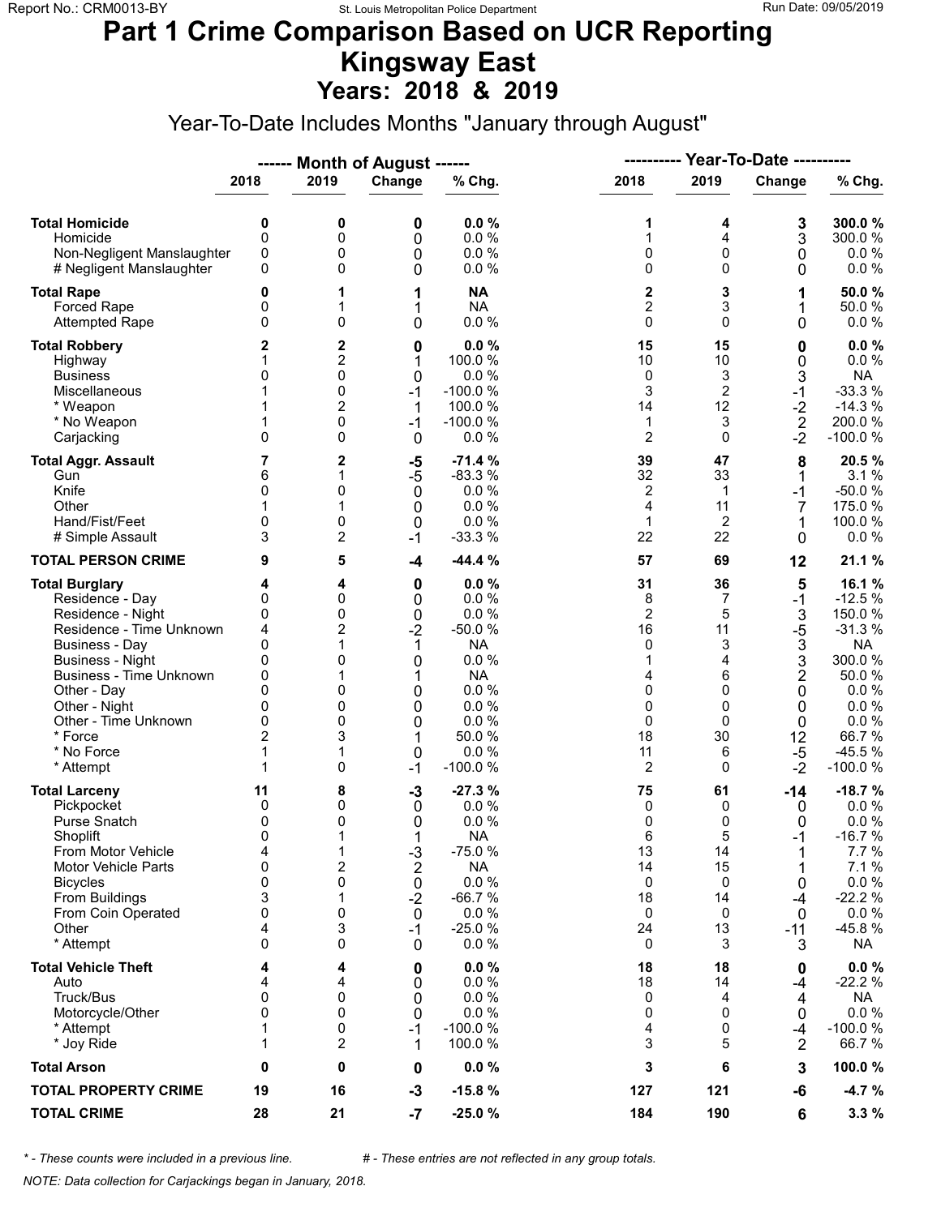# Part 1 Crime Comparison Based on UCR Reporting
## Kingsway East
### Years: 2018 & 2019

Year-To-Date Includes Months "January through August"

| | Month of August 2018 | Month of August 2019 | Change | % Chg. | Year-To-Date 2018 | Year-To-Date 2019 | Change | % Chg. |
|---|---|---|---|---|---|---|---|---|
| **Total Homicide** | **0** | **0** | **0** | **0.0 %** | **1** | **4** | **3** | **300.0 %** |
| Homicide | 0 | 0 | 0 | 0.0 % | 1 | 4 | 3 | 300.0 % |
| Non-Negligent Manslaughter | 0 | 0 | 0 | 0.0 % | 0 | 0 | 0 | 0.0 % |
| # Negligent Manslaughter | 0 | 0 | 0 | 0.0 % | 0 | 0 | 0 | 0.0 % |
| **Total Rape** | **0** | **1** | **1** | **NA** | **2** | **3** | **1** | **50.0 %** |
| Forced Rape | 0 | 1 | 1 | NA | 2 | 3 | 1 | 50.0 % |
| Attempted Rape | 0 | 0 | 0 | 0.0 % | 0 | 0 | 0 | 0.0 % |
| **Total Robbery** | **2** | **2** | **0** | **0.0 %** | **15** | **15** | **0** | **0.0 %** |
| Highway | 1 | 2 | 1 | 100.0 % | 10 | 10 | 0 | 0.0 % |
| Business | 0 | 0 | 0 | 0.0 % | 0 | 3 | 3 | NA |
| Miscellaneous | 1 | 0 | -1 | -100.0 % | 3 | 2 | -1 | -33.3 % |
| * Weapon | 1 | 2 | 1 | 100.0 % | 14 | 12 | -2 | -14.3 % |
| * No Weapon | 1 | 0 | -1 | -100.0 % | 1 | 3 | 2 | 200.0 % |
| Carjacking | 0 | 0 | 0 | 0.0 % | 2 | 0 | -2 | -100.0 % |
| **Total Aggr. Assault** | **7** | **2** | **-5** | **-71.4 %** | **39** | **47** | **8** | **20.5 %** |
| Gun | 6 | 1 | -5 | -83.3 % | 32 | 33 | 1 | 3.1 % |
| Knife | 0 | 0 | 0 | 0.0 % | 2 | 1 | -1 | -50.0 % |
| Other | 1 | 1 | 0 | 0.0 % | 4 | 11 | 7 | 175.0 % |
| Hand/Fist/Feet | 0 | 0 | 0 | 0.0 % | 1 | 2 | 1 | 100.0 % |
| # Simple Assault | 3 | 2 | -1 | -33.3 % | 22 | 22 | 0 | 0.0 % |
| **TOTAL PERSON CRIME** | **9** | **5** | **-4** | **-44.4 %** | **57** | **69** | **12** | **21.1 %** |
| **Total Burglary** | **4** | **4** | **0** | **0.0 %** | **31** | **36** | **5** | **16.1 %** |
| Residence - Day | 0 | 0 | 0 | 0.0 % | 8 | 7 | -1 | -12.5 % |
| Residence - Night | 0 | 0 | 0 | 0.0 % | 2 | 5 | 3 | 150.0 % |
| Residence - Time Unknown | 4 | 2 | -2 | -50.0 % | 16 | 11 | -5 | -31.3 % |
| Business - Day | 0 | 1 | 1 | NA | 0 | 3 | 3 | NA |
| Business - Night | 0 | 0 | 0 | 0.0 % | 1 | 4 | 3 | 300.0 % |
| Business - Time Unknown | 0 | 1 | 1 | NA | 4 | 6 | 2 | 50.0 % |
| Other - Day | 0 | 0 | 0 | 0.0 % | 0 | 0 | 0 | 0.0 % |
| Other - Night | 0 | 0 | 0 | 0.0 % | 0 | 0 | 0 | 0.0 % |
| Other - Time Unknown | 0 | 0 | 0 | 0.0 % | 0 | 0 | 0 | 0.0 % |
| * Force | 2 | 3 | 1 | 50.0 % | 18 | 30 | 12 | 66.7 % |
| * No Force | 1 | 1 | 0 | 0.0 % | 11 | 6 | -5 | -45.5 % |
| * Attempt | 1 | 0 | -1 | -100.0 % | 2 | 0 | -2 | -100.0 % |
| **Total Larceny** | **11** | **8** | **-3** | **-27.3 %** | **75** | **61** | **-14** | **-18.7 %** |
| Pickpocket | 0 | 0 | 0 | 0.0 % | 0 | 0 | 0 | 0.0 % |
| Purse Snatch | 0 | 0 | 0 | 0.0 % | 0 | 0 | 0 | 0.0 % |
| Shoplift | 0 | 1 | 1 | NA | 6 | 5 | -1 | -16.7 % |
| From Motor Vehicle | 4 | 1 | -3 | -75.0 % | 13 | 14 | 1 | 7.7 % |
| Motor Vehicle Parts | 0 | 2 | 2 | NA | 14 | 15 | 1 | 7.1 % |
| Bicycles | 0 | 0 | 0 | 0.0 % | 0 | 0 | 0 | 0.0 % |
| From Buildings | 3 | 1 | -2 | -66.7 % | 18 | 14 | -4 | -22.2 % |
| From Coin Operated | 0 | 0 | 0 | 0.0 % | 0 | 0 | 0 | 0.0 % |
| Other | 4 | 3 | -1 | -25.0 % | 24 | 13 | -11 | -45.8 % |
| * Attempt | 0 | 0 | 0 | 0.0 % | 0 | 3 | 3 | NA |
| **Total Vehicle Theft** | **4** | **4** | **0** | **0.0 %** | **18** | **18** | **0** | **0.0 %** |
| Auto | 4 | 4 | 0 | 0.0 % | 18 | 14 | -4 | -22.2 % |
| Truck/Bus | 0 | 0 | 0 | 0.0 % | 0 | 4 | 4 | NA |
| Motorcycle/Other | 0 | 0 | 0 | 0.0 % | 0 | 0 | 0 | 0.0 % |
| * Attempt | 1 | 0 | -1 | -100.0 % | 4 | 0 | -4 | -100.0 % |
| * Joy Ride | 1 | 2 | 1 | 100.0 % | 3 | 5 | 2 | 66.7 % |
| **Total Arson** | **0** | **0** | **0** | **0.0 %** | **3** | **6** | **3** | **100.0 %** |
| **TOTAL PROPERTY CRIME** | **19** | **16** | **-3** | **-15.8 %** | **127** | **121** | **-6** | **-4.7 %** |
| **TOTAL CRIME** | **28** | **21** | **-7** | **-25.0 %** | **184** | **190** | **6** | **3.3 %** |

*\* - These counts were included in a previous line.* *# - These entries are not reflected in any group totals.*

*NOTE: Data collection for Carjackings began in January, 2018.*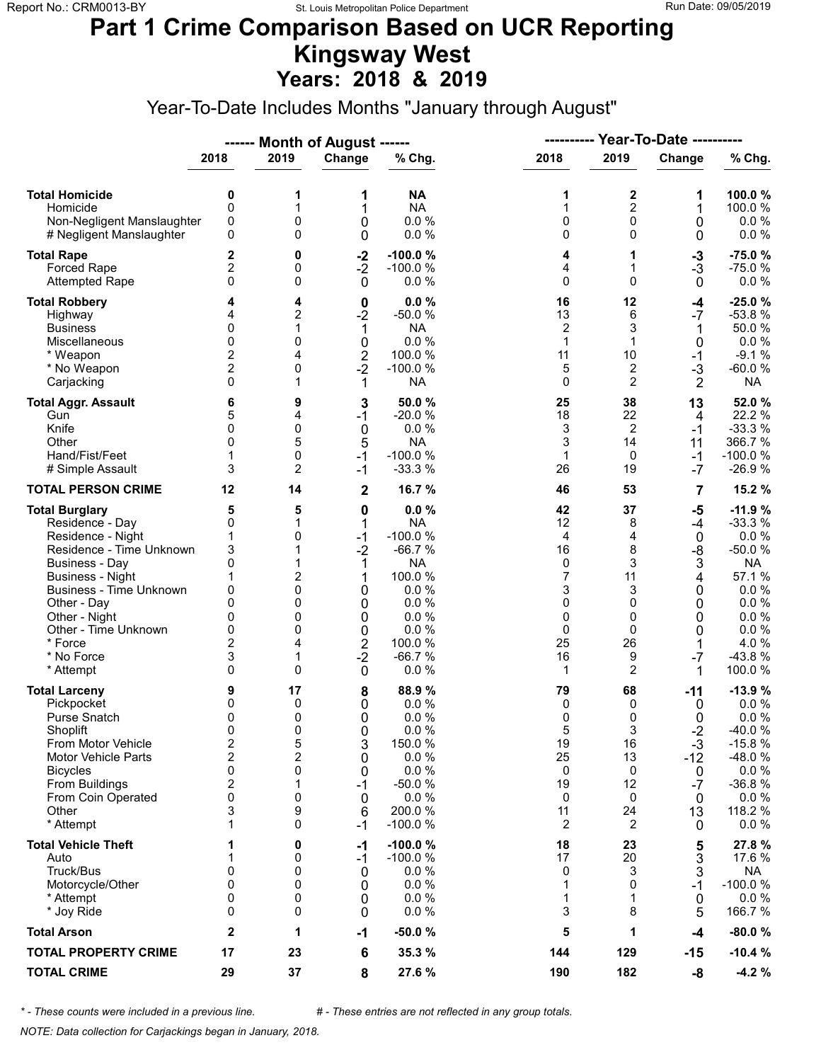# Part 1 Crime Comparison Based on UCR Reporting
# Kingsway West
## Years: 2018 & 2019

Year-To-Date Includes Months "January through August"

| | Month of August | | | | Year-To-Date | | | |
|---|---|---|---|---|---|---|---|---|
| | 2018 | 2019 | Change | % Chg. | 2018 | 2019 | Change | % Chg. |
| **Total Homicide** | **0** | **1** | **1** | **NA** | **1** | **2** | **1** | **100.0 %** |
| Homicide | 0 | 1 | 1 | NA | 1 | 2 | 1 | 100.0 % |
| Non-Negligent Manslaughter | 0 | 0 | 0 | 0.0 % | 0 | 0 | 0 | 0.0 % |
| # Negligent Manslaughter | 0 | 0 | 0 | 0.0 % | 0 | 0 | 0 | 0.0 % |
| **Total Rape** | **2** | **0** | **-2** | **-100.0 %** | **4** | **1** | **-3** | **-75.0 %** |
| Forced Rape | 2 | 0 | -2 | -100.0 % | 4 | 1 | -3 | -75.0 % |
| Attempted Rape | 0 | 0 | 0 | 0.0 % | 0 | 0 | 0 | 0.0 % |
| **Total Robbery** | **4** | **4** | **0** | **0.0 %** | **16** | **12** | **-4** | **-25.0 %** |
| Highway | 4 | 2 | -2 | -50.0 % | 13 | 6 | -7 | -53.8 % |
| Business | 0 | 1 | 1 | NA | 2 | 3 | 1 | 50.0 % |
| Miscellaneous | 0 | 0 | 0 | 0.0 % | 1 | 1 | 0 | 0.0 % |
| * Weapon | 2 | 4 | 2 | 100.0 % | 11 | 10 | -1 | -9.1 % |
| * No Weapon | 2 | 0 | -2 | -100.0 % | 5 | 2 | -3 | -60.0 % |
| Carjacking | 0 | 1 | 1 | NA | 0 | 2 | 2 | NA |
| **Total Aggr. Assault** | **6** | **9** | **3** | **50.0 %** | **25** | **38** | **13** | **52.0 %** |
| Gun | 5 | 4 | -1 | -20.0 % | 18 | 22 | 4 | 22.2 % |
| Knife | 0 | 0 | 0 | 0.0 % | 3 | 2 | -1 | -33.3 % |
| Other | 0 | 5 | 5 | NA | 3 | 14 | 11 | 366.7 % |
| Hand/Fist/Feet | 1 | 0 | -1 | -100.0 % | 1 | 0 | -1 | -100.0 % |
| # Simple Assault | 3 | 2 | -1 | -33.3 % | 26 | 19 | -7 | -26.9 % |
| **TOTAL PERSON CRIME** | **12** | **14** | **2** | **16.7 %** | **46** | **53** | **7** | **15.2 %** |
| **Total Burglary** | **5** | **5** | **0** | **0.0 %** | **42** | **37** | **-5** | **-11.9 %** |
| Residence - Day | 0 | 1 | 1 | NA | 12 | 8 | -4 | -33.3 % |
| Residence - Night | 1 | 0 | -1 | -100.0 % | 4 | 4 | 0 | 0.0 % |
| Residence - Time Unknown | 3 | 1 | -2 | -66.7 % | 16 | 8 | -8 | -50.0 % |
| Business - Day | 0 | 1 | 1 | NA | 0 | 3 | 3 | NA |
| Business - Night | 1 | 2 | 1 | 100.0 % | 7 | 11 | 4 | 57.1 % |
| Business - Time Unknown | 0 | 0 | 0 | 0.0 % | 3 | 3 | 0 | 0.0 % |
| Other - Day | 0 | 0 | 0 | 0.0 % | 0 | 0 | 0 | 0.0 % |
| Other - Night | 0 | 0 | 0 | 0.0 % | 0 | 0 | 0 | 0.0 % |
| Other - Time Unknown | 0 | 0 | 0 | 0.0 % | 0 | 0 | 0 | 0.0 % |
| * Force | 2 | 4 | 2 | 100.0 % | 25 | 26 | 1 | 4.0 % |
| * No Force | 3 | 1 | -2 | -66.7 % | 16 | 9 | -7 | -43.8 % |
| * Attempt | 0 | 0 | 0 | 0.0 % | 1 | 2 | 1 | 100.0 % |
| **Total Larceny** | **9** | **17** | **8** | **88.9 %** | **79** | **68** | **-11** | **-13.9 %** |
| Pickpocket | 0 | 0 | 0 | 0.0 % | 0 | 0 | 0 | 0.0 % |
| Purse Snatch | 0 | 0 | 0 | 0.0 % | 0 | 0 | 0 | 0.0 % |
| Shoplift | 0 | 0 | 0 | 0.0 % | 5 | 3 | -2 | -40.0 % |
| From Motor Vehicle | 2 | 5 | 3 | 150.0 % | 19 | 16 | -3 | -15.8 % |
| Motor Vehicle Parts | 2 | 2 | 0 | 0.0 % | 25 | 13 | -12 | -48.0 % |
| Bicycles | 0 | 0 | 0 | 0.0 % | 0 | 0 | 0 | 0.0 % |
| From Buildings | 2 | 1 | -1 | -50.0 % | 19 | 12 | -7 | -36.8 % |
| From Coin Operated | 0 | 0 | 0 | 0.0 % | 0 | 0 | 0 | 0.0 % |
| Other | 3 | 9 | 6 | 200.0 % | 11 | 24 | 13 | 118.2 % |
| * Attempt | 1 | 0 | -1 | -100.0 % | 2 | 2 | 0 | 0.0 % |
| **Total Vehicle Theft** | **1** | **0** | **-1** | **-100.0 %** | **18** | **23** | **5** | **27.8 %** |
| Auto | 1 | 0 | -1 | -100.0 % | 17 | 20 | 3 | 17.6 % |
| Truck/Bus | 0 | 0 | 0 | 0.0 % | 0 | 3 | 3 | NA |
| Motorcycle/Other | 0 | 0 | 0 | 0.0 % | 1 | 0 | -1 | -100.0 % |
| * Attempt | 0 | 0 | 0 | 0.0 % | 1 | 1 | 0 | 0.0 % |
| * Joy Ride | 0 | 0 | 0 | 0.0 % | 3 | 8 | 5 | 166.7 % |
| **Total Arson** | **2** | **1** | **-1** | **-50.0 %** | **5** | **1** | **-4** | **-80.0 %** |
| **TOTAL PROPERTY CRIME** | **17** | **23** | **6** | **35.3 %** | **144** | **129** | **-15** | **-10.4 %** |
| **TOTAL CRIME** | **29** | **37** | **8** | **27.6 %** | **190** | **182** | **-8** | **-4.2 %** |

*\* - These counts were included in a previous line.* *# - These entries are not reflected in any group totals.*

*NOTE: Data collection for Carjackings began in January, 2018.*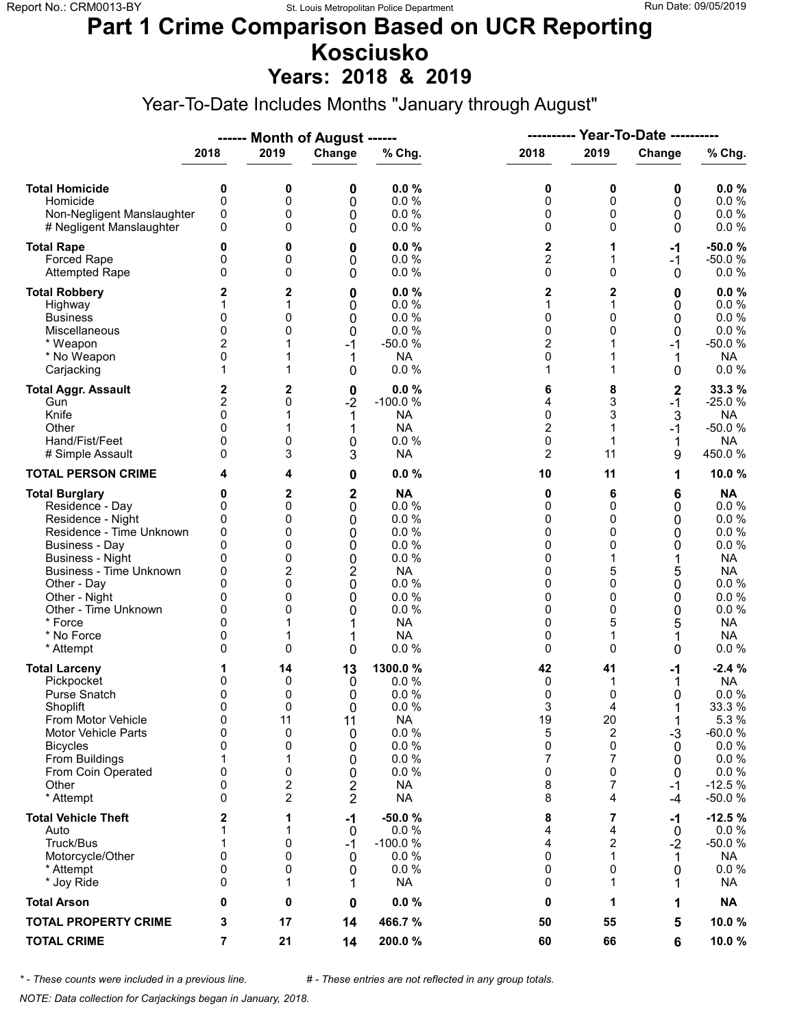# Part 1 Crime Comparison Based on UCR Reporting
# Kosciusko
## Years: 2018 & 2019

Year-To-Date Includes Months "January through August"

| | ------ Month of August ------ | | | | ---------- Year-To-Date ---------- | | | |
|---|---|---|---|---|---|---|---|---|
| | 2018 | 2019 | Change | % Chg. | 2018 | 2019 | Change | % Chg. |
| **Total Homicide** | **0** | **0** | **0** | **0.0 %** | **0** | **0** | **0** | **0.0 %** |
| Homicide | 0 | 0 | 0 | 0.0 % | 0 | 0 | 0 | 0.0 % |
| Non-Negligent Manslaughter | 0 | 0 | 0 | 0.0 % | 0 | 0 | 0 | 0.0 % |
| # Negligent Manslaughter | 0 | 0 | 0 | 0.0 % | 0 | 0 | 0 | 0.0 % |
| **Total Rape** | **0** | **0** | **0** | **0.0 %** | **2** | **1** | **-1** | **-50.0 %** |
| Forced Rape | 0 | 0 | 0 | 0.0 % | 2 | 1 | -1 | -50.0 % |
| Attempted Rape | 0 | 0 | 0 | 0.0 % | 0 | 0 | 0 | 0.0 % |
| **Total Robbery** | **2** | **2** | **0** | **0.0 %** | **2** | **2** | **0** | **0.0 %** |
| Highway | 1 | 1 | 0 | 0.0 % | 1 | 1 | 0 | 0.0 % |
| Business | 0 | 0 | 0 | 0.0 % | 0 | 0 | 0 | 0.0 % |
| Miscellaneous | 0 | 0 | 0 | 0.0 % | 0 | 0 | 0 | 0.0 % |
| * Weapon | 2 | 1 | -1 | -50.0 % | 2 | 1 | -1 | -50.0 % |
| * No Weapon | 0 | 1 | 1 | NA | 0 | 1 | 1 | NA |
| Carjacking | 1 | 1 | 0 | 0.0 % | 1 | 1 | 0 | 0.0 % |
| **Total Aggr. Assault** | **2** | **2** | **0** | **0.0 %** | **6** | **8** | **2** | **33.3 %** |
| Gun | 2 | 0 | -2 | -100.0 % | 4 | 3 | -1 | -25.0 % |
| Knife | 0 | 1 | 1 | NA | 0 | 3 | 3 | NA |
| Other | 0 | 1 | 1 | NA | 2 | 1 | -1 | -50.0 % |
| Hand/Fist/Feet | 0 | 0 | 0 | 0.0 % | 0 | 1 | 1 | NA |
| # Simple Assault | 0 | 3 | 3 | NA | 2 | 11 | 9 | 450.0 % |
| **TOTAL PERSON CRIME** | **4** | **4** | **0** | **0.0 %** | **10** | **11** | **1** | **10.0 %** |
| **Total Burglary** | **0** | **2** | **2** | **NA** | **0** | **6** | **6** | **NA** |
| Residence - Day | 0 | 0 | 0 | 0.0 % | 0 | 0 | 0 | 0.0 % |
| Residence - Night | 0 | 0 | 0 | 0.0 % | 0 | 0 | 0 | 0.0 % |
| Residence - Time Unknown | 0 | 0 | 0 | 0.0 % | 0 | 0 | 0 | 0.0 % |
| Business - Day | 0 | 0 | 0 | 0.0 % | 0 | 0 | 0 | 0.0 % |
| Business - Night | 0 | 0 | 0 | 0.0 % | 0 | 1 | 1 | NA |
| Business - Time Unknown | 0 | 2 | 2 | NA | 0 | 5 | 5 | NA |
| Other - Day | 0 | 0 | 0 | 0.0 % | 0 | 0 | 0 | 0.0 % |
| Other - Night | 0 | 0 | 0 | 0.0 % | 0 | 0 | 0 | 0.0 % |
| Other - Time Unknown | 0 | 0 | 0 | 0.0 % | 0 | 0 | 0 | 0.0 % |
| * Force | 0 | 1 | 1 | NA | 0 | 5 | 5 | NA |
| * No Force | 0 | 1 | 1 | NA | 0 | 1 | 1 | NA |
| * Attempt | 0 | 0 | 0 | 0.0 % | 0 | 0 | 0 | 0.0 % |
| **Total Larceny** | **1** | **14** | **13** | **1300.0 %** | **42** | **41** | **-1** | **-2.4 %** |
| Pickpocket | 0 | 0 | 0 | 0.0 % | 0 | 1 | 1 | NA |
| Purse Snatch | 0 | 0 | 0 | 0.0 % | 0 | 0 | 0 | 0.0 % |
| Shoplift | 0 | 0 | 0 | 0.0 % | 3 | 4 | 1 | 33.3 % |
| From Motor Vehicle | 0 | 11 | 11 | NA | 19 | 20 | 1 | 5.3 % |
| Motor Vehicle Parts | 0 | 0 | 0 | 0.0 % | 5 | 2 | -3 | -60.0 % |
| Bicycles | 0 | 0 | 0 | 0.0 % | 0 | 0 | 0 | 0.0 % |
| From Buildings | 1 | 1 | 0 | 0.0 % | 7 | 7 | 0 | 0.0 % |
| From Coin Operated | 0 | 0 | 0 | 0.0 % | 0 | 0 | 0 | 0.0 % |
| Other | 0 | 2 | 2 | NA | 8 | 7 | -1 | -12.5 % |
| * Attempt | 0 | 2 | 2 | NA | 8 | 4 | -4 | -50.0 % |
| **Total Vehicle Theft** | **2** | **1** | **-1** | **-50.0 %** | **8** | **7** | **-1** | **-12.5 %** |
| Auto | 1 | 1 | 0 | 0.0 % | 4 | 4 | 0 | 0.0 % |
| Truck/Bus | 1 | 0 | -1 | -100.0 % | 4 | 2 | -2 | -50.0 % |
| Motorcycle/Other | 0 | 0 | 0 | 0.0 % | 0 | 1 | 1 | NA |
| * Attempt | 0 | 0 | 0 | 0.0 % | 0 | 0 | 0 | 0.0 % |
| * Joy Ride | 0 | 1 | 1 | NA | 0 | 1 | 1 | NA |
| **Total Arson** | **0** | **0** | **0** | **0.0 %** | **0** | **1** | **1** | **NA** |
| **TOTAL PROPERTY CRIME** | **3** | **17** | **14** | **466.7 %** | **50** | **55** | **5** | **10.0 %** |
| **TOTAL CRIME** | **7** | **21** | **14** | **200.0 %** | **60** | **66** | **6** | **10.0 %** |

*\* - These counts were included in a previous line.* *# - These entries are not reflected in any group totals.*

*NOTE: Data collection for Carjackings began in January, 2018.*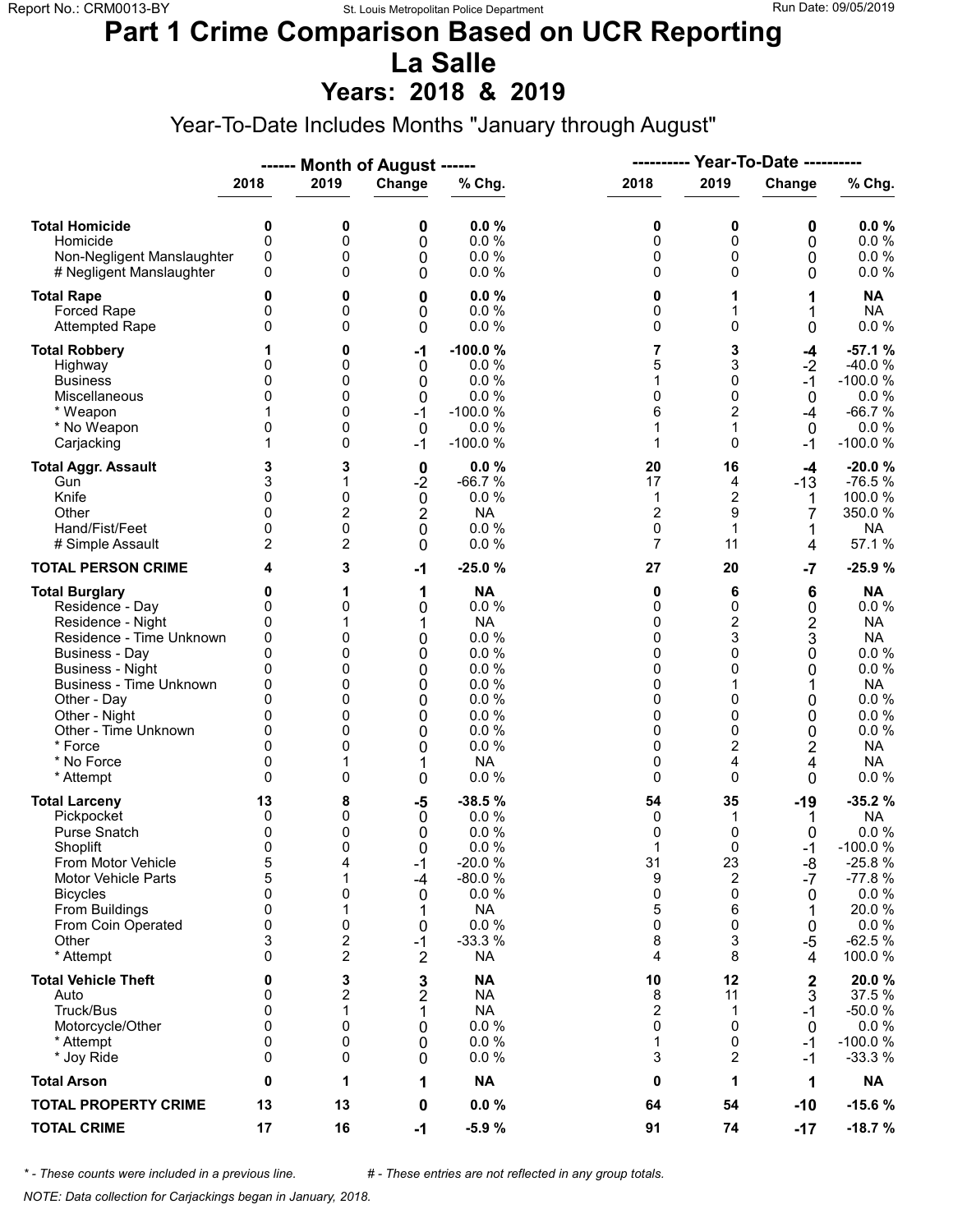Report No.: CRM0013-BY | St. Louis Metropolitan Police Department | Run Date: 09/05/2019

# Part 1 Crime Comparison Based on UCR Reporting
# La Salle
## Years: 2018 & 2019

Year-To-Date Includes Months "January through August"

| | Month of August 2018 | Month of August 2019 | Change | % Chg. | Year-To-Date 2018 | Year-To-Date 2019 | Change | % Chg. |
|---|---|---|---|---|---|---|---|---|
| **Total Homicide** | **0** | **0** | **0** | **0.0 %** | **0** | **0** | **0** | **0.0 %** |
| Homicide | 0 | 0 | 0 | 0.0 % | 0 | 0 | 0 | 0.0 % |
| Non-Negligent Manslaughter | 0 | 0 | 0 | 0.0 % | 0 | 0 | 0 | 0.0 % |
| # Negligent Manslaughter | 0 | 0 | 0 | 0.0 % | 0 | 0 | 0 | 0.0 % |
| **Total Rape** | **0** | **0** | **0** | **0.0 %** | **0** | **1** | **1** | **NA** |
| Forced Rape | 0 | 0 | 0 | 0.0 % | 0 | 1 | 1 | NA |
| Attempted Rape | 0 | 0 | 0 | 0.0 % | 0 | 0 | 0 | 0.0 % |
| **Total Robbery** | **1** | **0** | **-1** | **-100.0 %** | **7** | **3** | **-4** | **-57.1 %** |
| Highway | 0 | 0 | 0 | 0.0 % | 5 | 3 | -2 | -40.0 % |
| Business | 0 | 0 | 0 | 0.0 % | 1 | 0 | -1 | -100.0 % |
| Miscellaneous | 0 | 0 | 0 | 0.0 % | 0 | 0 | 0 | 0.0 % |
| * Weapon | 1 | 0 | -1 | -100.0 % | 6 | 2 | -4 | -66.7 % |
| * No Weapon | 0 | 0 | 0 | 0.0 % | 1 | 1 | 0 | 0.0 % |
| Carjacking | 1 | 0 | -1 | -100.0 % | 1 | 0 | -1 | -100.0 % |
| **Total Aggr. Assault** | **3** | **3** | **0** | **0.0 %** | **20** | **16** | **-4** | **-20.0 %** |
| Gun | 3 | 1 | -2 | -66.7 % | 17 | 4 | -13 | -76.5 % |
| Knife | 0 | 0 | 0 | 0.0 % | 1 | 2 | 1 | 100.0 % |
| Other | 0 | 2 | 2 | NA | 2 | 9 | 7 | 350.0 % |
| Hand/Fist/Feet | 0 | 0 | 0 | 0.0 % | 0 | 1 | 1 | NA |
| # Simple Assault | 2 | 2 | 0 | 0.0 % | 7 | 11 | 4 | 57.1 % |
| **TOTAL PERSON CRIME** | **4** | **3** | **-1** | **-25.0 %** | **27** | **20** | **-7** | **-25.9 %** |
| **Total Burglary** | **0** | **1** | **1** | **NA** | **0** | **6** | **6** | **NA** |
| Residence - Day | 0 | 0 | 0 | 0.0 % | 0 | 0 | 0 | 0.0 % |
| Residence - Night | 0 | 1 | 1 | NA | 0 | 2 | 2 | NA |
| Residence - Time Unknown | 0 | 0 | 0 | 0.0 % | 0 | 3 | 3 | NA |
| Business - Day | 0 | 0 | 0 | 0.0 % | 0 | 0 | 0 | 0.0 % |
| Business - Night | 0 | 0 | 0 | 0.0 % | 0 | 0 | 0 | 0.0 % |
| Business - Time Unknown | 0 | 0 | 0 | 0.0 % | 0 | 1 | 1 | NA |
| Other - Day | 0 | 0 | 0 | 0.0 % | 0 | 0 | 0 | 0.0 % |
| Other - Night | 0 | 0 | 0 | 0.0 % | 0 | 0 | 0 | 0.0 % |
| Other - Time Unknown | 0 | 0 | 0 | 0.0 % | 0 | 0 | 0 | 0.0 % |
| * Force | 0 | 0 | 0 | 0.0 % | 0 | 2 | 2 | NA |
| * No Force | 0 | 1 | 1 | NA | 0 | 4 | 4 | NA |
| * Attempt | 0 | 0 | 0 | 0.0 % | 0 | 0 | 0 | 0.0 % |
| **Total Larceny** | **13** | **8** | **-5** | **-38.5 %** | **54** | **35** | **-19** | **-35.2 %** |
| Pickpocket | 0 | 0 | 0 | 0.0 % | 0 | 1 | 1 | NA |
| Purse Snatch | 0 | 0 | 0 | 0.0 % | 0 | 0 | 0 | 0.0 % |
| Shoplift | 0 | 0 | 0 | 0.0 % | 1 | 0 | -1 | -100.0 % |
| From Motor Vehicle | 5 | 4 | -1 | -20.0 % | 31 | 23 | -8 | -25.8 % |
| Motor Vehicle Parts | 5 | 1 | -4 | -80.0 % | 9 | 2 | -7 | -77.8 % |
| Bicycles | 0 | 0 | 0 | 0.0 % | 0 | 0 | 0 | 0.0 % |
| From Buildings | 0 | 1 | 1 | NA | 5 | 6 | 1 | 20.0 % |
| From Coin Operated | 0 | 0 | 0 | 0.0 % | 0 | 0 | 0 | 0.0 % |
| Other | 3 | 2 | -1 | -33.3 % | 8 | 3 | -5 | -62.5 % |
| * Attempt | 0 | 2 | 2 | NA | 4 | 8 | 4 | 100.0 % |
| **Total Vehicle Theft** | **0** | **3** | **3** | **NA** | **10** | **12** | **2** | **20.0 %** |
| Auto | 0 | 2 | 2 | NA | 8 | 11 | 3 | 37.5 % |
| Truck/Bus | 0 | 1 | 1 | NA | 2 | 1 | -1 | -50.0 % |
| Motorcycle/Other | 0 | 0 | 0 | 0.0 % | 0 | 0 | 0 | 0.0 % |
| * Attempt | 0 | 0 | 0 | 0.0 % | 1 | 0 | -1 | -100.0 % |
| * Joy Ride | 0 | 0 | 0 | 0.0 % | 3 | 2 | -1 | -33.3 % |
| **Total Arson** | **0** | **1** | **1** | **NA** | **0** | **1** | **1** | **NA** |
| **TOTAL PROPERTY CRIME** | **13** | **13** | **0** | **0.0 %** | **64** | **54** | **-10** | **-15.6 %** |
| **TOTAL CRIME** | **17** | **16** | **-1** | **-5.9 %** | **91** | **74** | **-17** | **-18.7 %** |

*\* - These counts were included in a previous line.* &nbsp;&nbsp;&nbsp; *# - These entries are not reflected in any group totals.*

*NOTE: Data collection for Carjackings began in January, 2018.*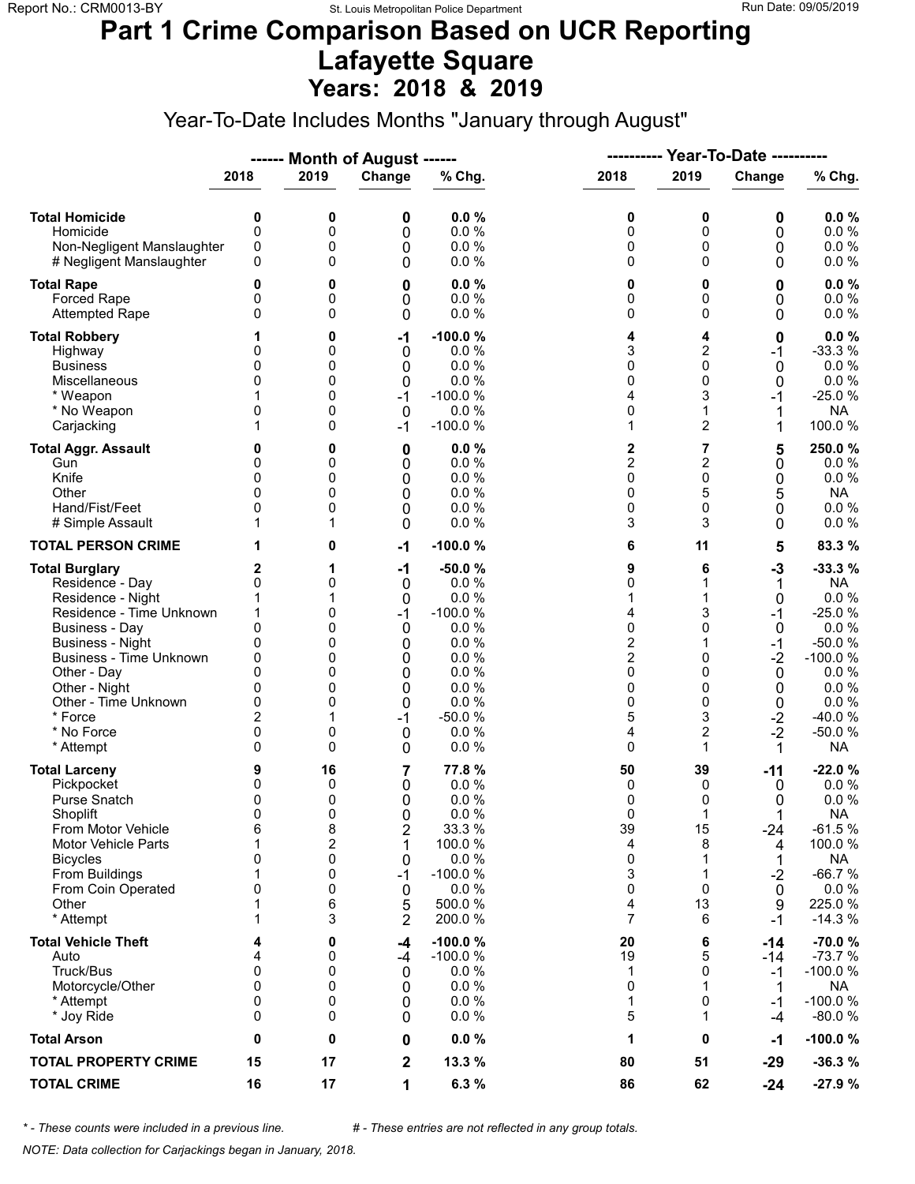# Part 1 Crime Comparison Based on UCR Reporting
# Lafayette Square
## Years: 2018 & 2019

Year-To-Date Includes Months "January through August"

| | Month of August | | | | Year-To-Date | | | |
|---|---|---|---|---|---|---|---|---|
| | 2018 | 2019 | Change | % Chg. | 2018 | 2019 | Change | % Chg. |
| **Total Homicide** | **0** | **0** | **0** | **0.0 %** | **0** | **0** | **0** | **0.0 %** |
| Homicide | 0 | 0 | 0 | 0.0 % | 0 | 0 | 0 | 0.0 % |
| Non-Negligent Manslaughter | 0 | 0 | 0 | 0.0 % | 0 | 0 | 0 | 0.0 % |
| # Negligent Manslaughter | 0 | 0 | 0 | 0.0 % | 0 | 0 | 0 | 0.0 % |
| **Total Rape** | **0** | **0** | **0** | **0.0 %** | **0** | **0** | **0** | **0.0 %** |
| Forced Rape | 0 | 0 | 0 | 0.0 % | 0 | 0 | 0 | 0.0 % |
| Attempted Rape | 0 | 0 | 0 | 0.0 % | 0 | 0 | 0 | 0.0 % |
| **Total Robbery** | **1** | **0** | **-1** | **-100.0 %** | **4** | **4** | **0** | **0.0 %** |
| Highway | 0 | 0 | 0 | 0.0 % | 3 | 2 | -1 | -33.3 % |
| Business | 0 | 0 | 0 | 0.0 % | 0 | 0 | 0 | 0.0 % |
| Miscellaneous | 0 | 0 | 0 | 0.0 % | 0 | 0 | 0 | 0.0 % |
| * Weapon | 1 | 0 | -1 | -100.0 % | 4 | 3 | -1 | -25.0 % |
| * No Weapon | 0 | 0 | 0 | 0.0 % | 0 | 1 | 1 | NA |
| Carjacking | 1 | 0 | -1 | -100.0 % | 1 | 2 | 1 | 100.0 % |
| **Total Aggr. Assault** | **0** | **0** | **0** | **0.0 %** | **2** | **7** | **5** | **250.0 %** |
| Gun | 0 | 0 | 0 | 0.0 % | 2 | 2 | 0 | 0.0 % |
| Knife | 0 | 0 | 0 | 0.0 % | 0 | 0 | 0 | 0.0 % |
| Other | 0 | 0 | 0 | 0.0 % | 0 | 5 | 5 | NA |
| Hand/Fist/Feet | 0 | 0 | 0 | 0.0 % | 0 | 0 | 0 | 0.0 % |
| # Simple Assault | 1 | 1 | 0 | 0.0 % | 3 | 3 | 0 | 0.0 % |
| **TOTAL PERSON CRIME** | **1** | **0** | **-1** | **-100.0 %** | **6** | **11** | **5** | **83.3 %** |
| **Total Burglary** | **2** | **1** | **-1** | **-50.0 %** | **9** | **6** | **-3** | **-33.3 %** |
| Residence - Day | 0 | 0 | 0 | 0.0 % | 0 | 1 | 1 | NA |
| Residence - Night | 1 | 1 | 0 | 0.0 % | 1 | 1 | 0 | 0.0 % |
| Residence - Time Unknown | 1 | 0 | -1 | -100.0 % | 4 | 3 | -1 | -25.0 % |
| Business - Day | 0 | 0 | 0 | 0.0 % | 0 | 0 | 0 | 0.0 % |
| Business - Night | 0 | 0 | 0 | 0.0 % | 2 | 1 | -1 | -50.0 % |
| Business - Time Unknown | 0 | 0 | 0 | 0.0 % | 2 | 0 | -2 | -100.0 % |
| Other - Day | 0 | 0 | 0 | 0.0 % | 0 | 0 | 0 | 0.0 % |
| Other - Night | 0 | 0 | 0 | 0.0 % | 0 | 0 | 0 | 0.0 % |
| Other - Time Unknown | 0 | 0 | 0 | 0.0 % | 0 | 0 | 0 | 0.0 % |
| * Force | 2 | 1 | -1 | -50.0 % | 5 | 3 | -2 | -40.0 % |
| * No Force | 0 | 0 | 0 | 0.0 % | 4 | 2 | -2 | -50.0 % |
| * Attempt | 0 | 0 | 0 | 0.0 % | 0 | 1 | 1 | NA |
| **Total Larceny** | **9** | **16** | **7** | **77.8 %** | **50** | **39** | **-11** | **-22.0 %** |
| Pickpocket | 0 | 0 | 0 | 0.0 % | 0 | 0 | 0 | 0.0 % |
| Purse Snatch | 0 | 0 | 0 | 0.0 % | 0 | 0 | 0 | 0.0 % |
| Shoplift | 0 | 0 | 0 | 0.0 % | 0 | 1 | 1 | NA |
| From Motor Vehicle | 6 | 8 | 2 | 33.3 % | 39 | 15 | -24 | -61.5 % |
| Motor Vehicle Parts | 1 | 2 | 1 | 100.0 % | 4 | 8 | 4 | 100.0 % |
| Bicycles | 0 | 0 | 0 | 0.0 % | 0 | 1 | 1 | NA |
| From Buildings | 1 | 0 | -1 | -100.0 % | 3 | 1 | -2 | -66.7 % |
| From Coin Operated | 0 | 0 | 0 | 0.0 % | 0 | 0 | 0 | 0.0 % |
| Other | 1 | 6 | 5 | 500.0 % | 4 | 13 | 9 | 225.0 % |
| * Attempt | 1 | 3 | 2 | 200.0 % | 7 | 6 | -1 | -14.3 % |
| **Total Vehicle Theft** | **4** | **0** | **-4** | **-100.0 %** | **20** | **6** | **-14** | **-70.0 %** |
| Auto | 4 | 0 | -4 | -100.0 % | 19 | 5 | -14 | -73.7 % |
| Truck/Bus | 0 | 0 | 0 | 0.0 % | 1 | 0 | -1 | -100.0 % |
| Motorcycle/Other | 0 | 0 | 0 | 0.0 % | 0 | 1 | 1 | NA |
| * Attempt | 0 | 0 | 0 | 0.0 % | 1 | 0 | -1 | -100.0 % |
| * Joy Ride | 0 | 0 | 0 | 0.0 % | 5 | 1 | -4 | -80.0 % |
| **Total Arson** | **0** | **0** | **0** | **0.0 %** | **1** | **0** | **-1** | **-100.0 %** |
| **TOTAL PROPERTY CRIME** | **15** | **17** | **2** | **13.3 %** | **80** | **51** | **-29** | **-36.3 %** |
| **TOTAL CRIME** | **16** | **17** | **1** | **6.3 %** | **86** | **62** | **-24** | **-27.9 %** |

*\* - These counts were included in a previous line.* *# - These entries are not reflected in any group totals.*

*NOTE: Data collection for Carjackings began in January, 2018.*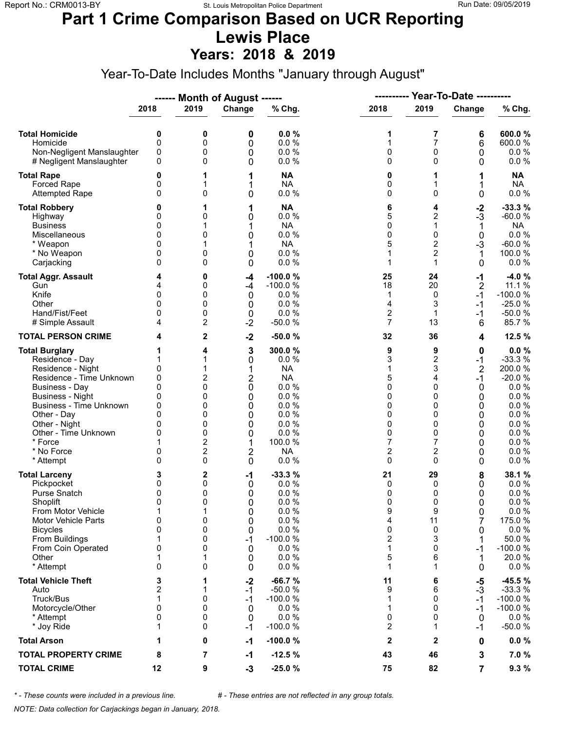Report No.: CRM0013-BY

St. Louis Metropolitan Police Department

Run Date: 09/05/2019

# Part 1 Crime Comparison Based on UCR Reporting
# Lewis Place
## Years: 2018 & 2019

Year-To-Date Includes Months "January through August"

| | Month of August | | | | Year-To-Date | | | |
|---|---|---|---|---|---|---|---|---|
| | 2018 | 2019 | Change | % Chg. | 2018 | 2019 | Change | % Chg. |
| **Total Homicide** | **0** | **0** | **0** | **0.0 %** | **1** | **7** | **6** | **600.0 %** |
| Homicide | 0 | 0 | 0 | 0.0 % | 1 | 7 | 6 | 600.0 % |
| Non-Negligent Manslaughter | 0 | 0 | 0 | 0.0 % | 0 | 0 | 0 | 0.0 % |
| # Negligent Manslaughter | 0 | 0 | 0 | 0.0 % | 0 | 0 | 0 | 0.0 % |
| **Total Rape** | **0** | **1** | **1** | **NA** | **0** | **1** | **1** | **NA** |
| Forced Rape | 0 | 1 | 1 | NA | 0 | 1 | 1 | NA |
| Attempted Rape | 0 | 0 | 0 | 0.0 % | 0 | 0 | 0 | 0.0 % |
| **Total Robbery** | **0** | **1** | **1** | **NA** | **6** | **4** | **-2** | **-33.3 %** |
| Highway | 0 | 0 | 0 | 0.0 % | 5 | 2 | -3 | -60.0 % |
| Business | 0 | 1 | 1 | NA | 0 | 1 | 1 | NA |
| Miscellaneous | 0 | 0 | 0 | 0.0 % | 0 | 0 | 0 | 0.0 % |
| * Weapon | 0 | 1 | 1 | NA | 5 | 2 | -3 | -60.0 % |
| * No Weapon | 0 | 0 | 0 | 0.0 % | 1 | 2 | 1 | 100.0 % |
| Carjacking | 0 | 0 | 0 | 0.0 % | 1 | 1 | 0 | 0.0 % |
| **Total Aggr. Assault** | **4** | **0** | **-4** | **-100.0 %** | **25** | **24** | **-1** | **-4.0 %** |
| Gun | 4 | 0 | -4 | -100.0 % | 18 | 20 | 2 | 11.1 % |
| Knife | 0 | 0 | 0 | 0.0 % | 1 | 0 | -1 | -100.0 % |
| Other | 0 | 0 | 0 | 0.0 % | 4 | 3 | -1 | -25.0 % |
| Hand/Fist/Feet | 0 | 0 | 0 | 0.0 % | 2 | 1 | -1 | -50.0 % |
| # Simple Assault | 4 | 2 | -2 | -50.0 % | 7 | 13 | 6 | 85.7 % |
| **TOTAL PERSON CRIME** | **4** | **2** | **-2** | **-50.0 %** | **32** | **36** | **4** | **12.5 %** |
| **Total Burglary** | **1** | **4** | **3** | **300.0 %** | **9** | **9** | **0** | **0.0 %** |
| Residence - Day | 1 | 1 | 0 | 0.0 % | 3 | 2 | -1 | -33.3 % |
| Residence - Night | 0 | 1 | 1 | NA | 1 | 3 | 2 | 200.0 % |
| Residence - Time Unknown | 0 | 2 | 2 | NA | 5 | 4 | -1 | -20.0 % |
| Business - Day | 0 | 0 | 0 | 0.0 % | 0 | 0 | 0 | 0.0 % |
| Business - Night | 0 | 0 | 0 | 0.0 % | 0 | 0 | 0 | 0.0 % |
| Business - Time Unknown | 0 | 0 | 0 | 0.0 % | 0 | 0 | 0 | 0.0 % |
| Other - Day | 0 | 0 | 0 | 0.0 % | 0 | 0 | 0 | 0.0 % |
| Other - Night | 0 | 0 | 0 | 0.0 % | 0 | 0 | 0 | 0.0 % |
| Other - Time Unknown | 0 | 0 | 0 | 0.0 % | 0 | 0 | 0 | 0.0 % |
| * Force | 1 | 2 | 1 | 100.0 % | 7 | 7 | 0 | 0.0 % |
| * No Force | 0 | 2 | 2 | NA | 2 | 2 | 0 | 0.0 % |
| * Attempt | 0 | 0 | 0 | 0.0 % | 0 | 0 | 0 | 0.0 % |
| **Total Larceny** | **3** | **2** | **-1** | **-33.3 %** | **21** | **29** | **8** | **38.1 %** |
| Pickpocket | 0 | 0 | 0 | 0.0 % | 0 | 0 | 0 | 0.0 % |
| Purse Snatch | 0 | 0 | 0 | 0.0 % | 0 | 0 | 0 | 0.0 % |
| Shoplift | 0 | 0 | 0 | 0.0 % | 0 | 0 | 0 | 0.0 % |
| From Motor Vehicle | 1 | 1 | 0 | 0.0 % | 9 | 9 | 0 | 0.0 % |
| Motor Vehicle Parts | 0 | 0 | 0 | 0.0 % | 4 | 11 | 7 | 175.0 % |
| Bicycles | 0 | 0 | 0 | 0.0 % | 0 | 0 | 0 | 0.0 % |
| From Buildings | 1 | 0 | -1 | -100.0 % | 2 | 3 | 1 | 50.0 % |
| From Coin Operated | 0 | 0 | 0 | 0.0 % | 1 | 0 | -1 | -100.0 % |
| Other | 1 | 1 | 0 | 0.0 % | 5 | 6 | 1 | 20.0 % |
| * Attempt | 0 | 0 | 0 | 0.0 % | 1 | 1 | 0 | 0.0 % |
| **Total Vehicle Theft** | **3** | **1** | **-2** | **-66.7 %** | **11** | **6** | **-5** | **-45.5 %** |
| Auto | 2 | 1 | -1 | -50.0 % | 9 | 6 | -3 | -33.3 % |
| Truck/Bus | 1 | 0 | -1 | -100.0 % | 1 | 0 | -1 | -100.0 % |
| Motorcycle/Other | 0 | 0 | 0 | 0.0 % | 1 | 0 | -1 | -100.0 % |
| * Attempt | 0 | 0 | 0 | 0.0 % | 0 | 0 | 0 | 0.0 % |
| * Joy Ride | 1 | 0 | -1 | -100.0 % | 2 | 1 | -1 | -50.0 % |
| **Total Arson** | **1** | **0** | **-1** | **-100.0 %** | **2** | **2** | **0** | **0.0 %** |
| **TOTAL PROPERTY CRIME** | **8** | **7** | **-1** | **-12.5 %** | **43** | **46** | **3** | **7.0 %** |
| **TOTAL CRIME** | **12** | **9** | **-3** | **-25.0 %** | **75** | **82** | **7** | **9.3 %** |

*\* - These counts were included in a previous line.* *# - These entries are not reflected in any group totals.*

*NOTE: Data collection for Carjackings began in January, 2018.*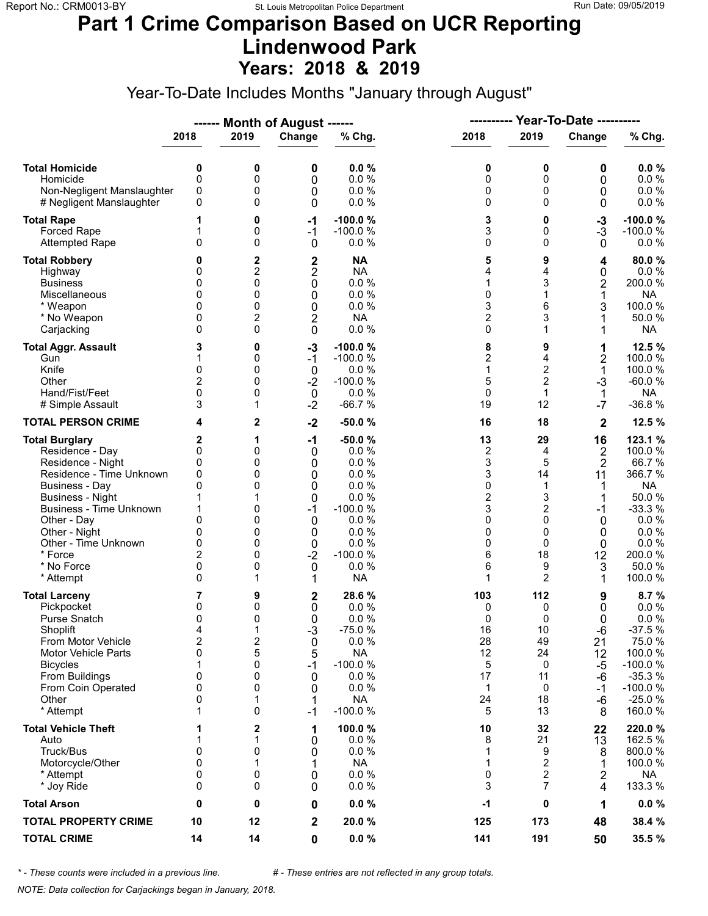# Part 1 Crime Comparison Based on UCR Reporting
# Lindenwood Park
## Years: 2018 & 2019

Year-To-Date Includes Months "January through August"

| | Month of August 2018 | Month of August 2019 | Change | % Chg. | Year-To-Date 2018 | Year-To-Date 2019 | Change | % Chg. |
|---|---|---|---|---|---|---|---|---|
| **Total Homicide** | **0** | **0** | **0** | **0.0 %** | **0** | **0** | **0** | **0.0 %** |
| Homicide | 0 | 0 | 0 | 0.0 % | 0 | 0 | 0 | 0.0 % |
| Non-Negligent Manslaughter | 0 | 0 | 0 | 0.0 % | 0 | 0 | 0 | 0.0 % |
| # Negligent Manslaughter | 0 | 0 | 0 | 0.0 % | 0 | 0 | 0 | 0.0 % |
| **Total Rape** | **1** | **0** | **-1** | **-100.0 %** | **3** | **0** | **-3** | **-100.0 %** |
| Forced Rape | 1 | 0 | -1 | -100.0 % | 3 | 0 | -3 | -100.0 % |
| Attempted Rape | 0 | 0 | 0 | 0.0 % | 0 | 0 | 0 | 0.0 % |
| **Total Robbery** | **0** | **2** | **2** | **NA** | **5** | **9** | **4** | **80.0 %** |
| Highway | 0 | 2 | 2 | NA | 4 | 4 | 0 | 0.0 % |
| Business | 0 | 0 | 0 | 0.0 % | 1 | 3 | 2 | 200.0 % |
| Miscellaneous | 0 | 0 | 0 | 0.0 % | 0 | 1 | 1 | NA |
| * Weapon | 0 | 0 | 0 | 0.0 % | 3 | 6 | 3 | 100.0 % |
| * No Weapon | 0 | 2 | 2 | NA | 2 | 3 | 1 | 50.0 % |
| Carjacking | 0 | 0 | 0 | 0.0 % | 0 | 1 | 1 | NA |
| **Total Aggr. Assault** | **3** | **0** | **-3** | **-100.0 %** | **8** | **9** | **1** | **12.5 %** |
| Gun | 1 | 0 | -1 | -100.0 % | 2 | 4 | 2 | 100.0 % |
| Knife | 0 | 0 | 0 | 0.0 % | 1 | 2 | 1 | 100.0 % |
| Other | 2 | 0 | -2 | -100.0 % | 5 | 2 | -3 | -60.0 % |
| Hand/Fist/Feet | 0 | 0 | 0 | 0.0 % | 0 | 1 | 1 | NA |
| # Simple Assault | 3 | 1 | -2 | -66.7 % | 19 | 12 | -7 | -36.8 % |
| **TOTAL PERSON CRIME** | **4** | **2** | **-2** | **-50.0 %** | **16** | **18** | **2** | **12.5 %** |
| **Total Burglary** | **2** | **1** | **-1** | **-50.0 %** | **13** | **29** | **16** | **123.1 %** |
| Residence - Day | 0 | 0 | 0 | 0.0 % | 2 | 4 | 2 | 100.0 % |
| Residence - Night | 0 | 0 | 0 | 0.0 % | 3 | 5 | 2 | 66.7 % |
| Residence - Time Unknown | 0 | 0 | 0 | 0.0 % | 3 | 14 | 11 | 366.7 % |
| Business - Day | 0 | 0 | 0 | 0.0 % | 0 | 1 | 1 | NA |
| Business - Night | 1 | 1 | 0 | 0.0 % | 2 | 3 | 1 | 50.0 % |
| Business - Time Unknown | 1 | 0 | -1 | -100.0 % | 3 | 2 | -1 | -33.3 % |
| Other - Day | 0 | 0 | 0 | 0.0 % | 0 | 0 | 0 | 0.0 % |
| Other - Night | 0 | 0 | 0 | 0.0 % | 0 | 0 | 0 | 0.0 % |
| Other - Time Unknown | 0 | 0 | 0 | 0.0 % | 0 | 0 | 0 | 0.0 % |
| * Force | 2 | 0 | -2 | -100.0 % | 6 | 18 | 12 | 200.0 % |
| * No Force | 0 | 0 | 0 | 0.0 % | 6 | 9 | 3 | 50.0 % |
| * Attempt | 0 | 1 | 1 | NA | 1 | 2 | 1 | 100.0 % |
| **Total Larceny** | **7** | **9** | **2** | **28.6 %** | **103** | **112** | **9** | **8.7 %** |
| Pickpocket | 0 | 0 | 0 | 0.0 % | 0 | 0 | 0 | 0.0 % |
| Purse Snatch | 0 | 0 | 0 | 0.0 % | 0 | 0 | 0 | 0.0 % |
| Shoplift | 4 | 1 | -3 | -75.0 % | 16 | 10 | -6 | -37.5 % |
| From Motor Vehicle | 2 | 2 | 0 | 0.0 % | 28 | 49 | 21 | 75.0 % |
| Motor Vehicle Parts | 0 | 5 | 5 | NA | 12 | 24 | 12 | 100.0 % |
| Bicycles | 1 | 0 | -1 | -100.0 % | 5 | 0 | -5 | -100.0 % |
| From Buildings | 0 | 0 | 0 | 0.0 % | 17 | 11 | -6 | -35.3 % |
| From Coin Operated | 0 | 0 | 0 | 0.0 % | 1 | 0 | -1 | -100.0 % |
| Other | 0 | 1 | 1 | NA | 24 | 18 | -6 | -25.0 % |
| * Attempt | 1 | 0 | -1 | -100.0 % | 5 | 13 | 8 | 160.0 % |
| **Total Vehicle Theft** | **1** | **2** | **1** | **100.0 %** | **10** | **32** | **22** | **220.0 %** |
| Auto | 1 | 1 | 0 | 0.0 % | 8 | 21 | 13 | 162.5 % |
| Truck/Bus | 0 | 0 | 0 | 0.0 % | 1 | 9 | 8 | 800.0 % |
| Motorcycle/Other | 0 | 1 | 1 | NA | 1 | 2 | 1 | 100.0 % |
| * Attempt | 0 | 0 | 0 | 0.0 % | 0 | 2 | 2 | NA |
| * Joy Ride | 0 | 0 | 0 | 0.0 % | 3 | 7 | 4 | 133.3 % |
| **Total Arson** | **0** | **0** | **0** | **0.0 %** | **-1** | **0** | **1** | **0.0 %** |
| **TOTAL PROPERTY CRIME** | **10** | **12** | **2** | **20.0 %** | **125** | **173** | **48** | **38.4 %** |
| **TOTAL CRIME** | **14** | **14** | **0** | **0.0 %** | **141** | **191** | **50** | **35.5 %** |

*\* - These counts were included in a previous line.* *# - These entries are not reflected in any group totals.*

*NOTE: Data collection for Carjackings began in January, 2018.*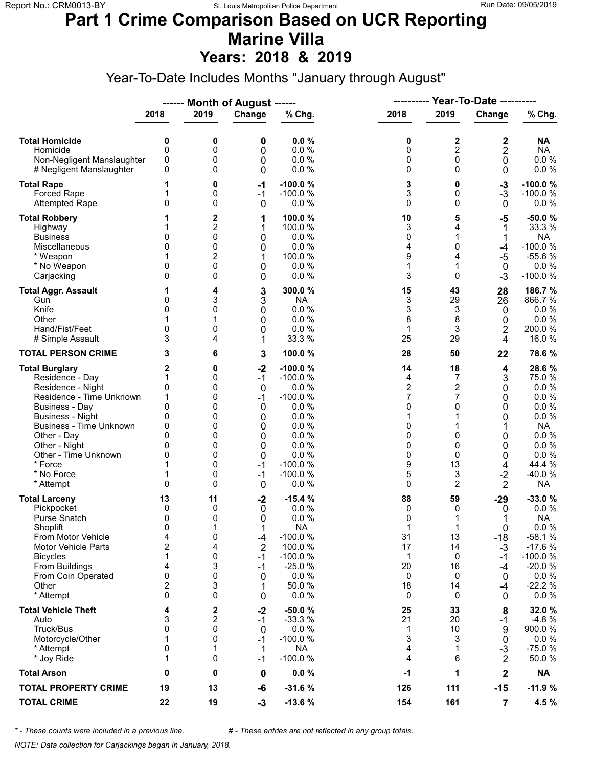# Part 1 Crime Comparison Based on UCR Reporting
# Marine Villa
## Years: 2018 & 2019

Year-To-Date Includes Months "January through August"

| | Month of August 2018 | Month of August 2019 | Change | % Chg. | Year-To-Date 2018 | Year-To-Date 2019 | Change | % Chg. |
|---|---|---|---|---|---|---|---|---|
| **Total Homicide** | **0** | **0** | **0** | **0.0 %** | **0** | **2** | **2** | **NA** |
| Homicide | 0 | 0 | 0 | 0.0 % | 0 | 2 | 2 | NA |
| Non-Negligent Manslaughter | 0 | 0 | 0 | 0.0 % | 0 | 0 | 0 | 0.0 % |
| # Negligent Manslaughter | 0 | 0 | 0 | 0.0 % | 0 | 0 | 0 | 0.0 % |
| **Total Rape** | **1** | **0** | **-1** | **-100.0 %** | **3** | **0** | **-3** | **-100.0 %** |
| Forced Rape | 1 | 0 | -1 | -100.0 % | 3 | 0 | -3 | -100.0 % |
| Attempted Rape | 0 | 0 | 0 | 0.0 % | 0 | 0 | 0 | 0.0 % |
| **Total Robbery** | **1** | **2** | **1** | **100.0 %** | **10** | **5** | **-5** | **-50.0 %** |
| Highway | 1 | 2 | 1 | 100.0 % | 3 | 4 | 1 | 33.3 % |
| Business | 0 | 0 | 0 | 0.0 % | 0 | 1 | 1 | NA |
| Miscellaneous | 0 | 0 | 0 | 0.0 % | 4 | 0 | -4 | -100.0 % |
| * Weapon | 1 | 2 | 1 | 100.0 % | 9 | 4 | -5 | -55.6 % |
| * No Weapon | 0 | 0 | 0 | 0.0 % | 1 | 1 | 0 | 0.0 % |
| Carjacking | 0 | 0 | 0 | 0.0 % | 3 | 0 | -3 | -100.0 % |
| **Total Aggr. Assault** | **1** | **4** | **3** | **300.0 %** | **15** | **43** | **28** | **186.7 %** |
| Gun | 0 | 3 | 3 | NA | 3 | 29 | 26 | 866.7 % |
| Knife | 0 | 0 | 0 | 0.0 % | 3 | 3 | 0 | 0.0 % |
| Other | 1 | 1 | 0 | 0.0 % | 8 | 8 | 0 | 0.0 % |
| Hand/Fist/Feet | 0 | 0 | 0 | 0.0 % | 1 | 3 | 2 | 200.0 % |
| # Simple Assault | 3 | 4 | 1 | 33.3 % | 25 | 29 | 4 | 16.0 % |
| **TOTAL PERSON CRIME** | **3** | **6** | **3** | **100.0 %** | **28** | **50** | **22** | **78.6 %** |
| **Total Burglary** | **2** | **0** | **-2** | **-100.0 %** | **14** | **18** | **4** | **28.6 %** |
| Residence - Day | 1 | 0 | -1 | -100.0 % | 4 | 7 | 3 | 75.0 % |
| Residence - Night | 0 | 0 | 0 | 0.0 % | 2 | 2 | 0 | 0.0 % |
| Residence - Time Unknown | 1 | 0 | -1 | -100.0 % | 7 | 7 | 0 | 0.0 % |
| Business - Day | 0 | 0 | 0 | 0.0 % | 0 | 0 | 0 | 0.0 % |
| Business - Night | 0 | 0 | 0 | 0.0 % | 1 | 1 | 0 | 0.0 % |
| Business - Time Unknown | 0 | 0 | 0 | 0.0 % | 0 | 1 | 1 | NA |
| Other - Day | 0 | 0 | 0 | 0.0 % | 0 | 0 | 0 | 0.0 % |
| Other - Night | 0 | 0 | 0 | 0.0 % | 0 | 0 | 0 | 0.0 % |
| Other - Time Unknown | 0 | 0 | 0 | 0.0 % | 0 | 0 | 0 | 0.0 % |
| * Force | 1 | 0 | -1 | -100.0 % | 9 | 13 | 4 | 44.4 % |
| * No Force | 1 | 0 | -1 | -100.0 % | 5 | 3 | -2 | -40.0 % |
| * Attempt | 0 | 0 | 0 | 0.0 % | 0 | 2 | 2 | NA |
| **Total Larceny** | **13** | **11** | **-2** | **-15.4 %** | **88** | **59** | **-29** | **-33.0 %** |
| Pickpocket | 0 | 0 | 0 | 0.0 % | 0 | 0 | 0 | 0.0 % |
| Purse Snatch | 0 | 0 | 0 | 0.0 % | 0 | 1 | 1 | NA |
| Shoplift | 0 | 1 | 1 | NA | 1 | 1 | 0 | 0.0 % |
| From Motor Vehicle | 4 | 0 | -4 | -100.0 % | 31 | 13 | -18 | -58.1 % |
| Motor Vehicle Parts | 2 | 4 | 2 | 100.0 % | 17 | 14 | -3 | -17.6 % |
| Bicycles | 1 | 0 | -1 | -100.0 % | 1 | 0 | -1 | -100.0 % |
| From Buildings | 4 | 3 | -1 | -25.0 % | 20 | 16 | -4 | -20.0 % |
| From Coin Operated | 0 | 0 | 0 | 0.0 % | 0 | 0 | 0 | 0.0 % |
| Other | 2 | 3 | 1 | 50.0 % | 18 | 14 | -4 | -22.2 % |
| * Attempt | 0 | 0 | 0 | 0.0 % | 0 | 0 | 0 | 0.0 % |
| **Total Vehicle Theft** | **4** | **2** | **-2** | **-50.0 %** | **25** | **33** | **8** | **32.0 %** |
| Auto | 3 | 2 | -1 | -33.3 % | 21 | 20 | -1 | -4.8 % |
| Truck/Bus | 0 | 0 | 0 | 0.0 % | 1 | 10 | 9 | 900.0 % |
| Motorcycle/Other | 1 | 0 | -1 | -100.0 % | 3 | 3 | 0 | 0.0 % |
| * Attempt | 0 | 1 | 1 | NA | 4 | 1 | -3 | -75.0 % |
| * Joy Ride | 1 | 0 | -1 | -100.0 % | 4 | 6 | 2 | 50.0 % |
| **Total Arson** | **0** | **0** | **0** | **0.0 %** | **-1** | **1** | **2** | **NA** |
| **TOTAL PROPERTY CRIME** | **19** | **13** | **-6** | **-31.6 %** | **126** | **111** | **-15** | **-11.9 %** |
| **TOTAL CRIME** | **22** | **19** | **-3** | **-13.6 %** | **154** | **161** | **7** | **4.5 %** |

*\* - These counts were included in a previous line.* *# - These entries are not reflected in any group totals.*

*NOTE: Data collection for Carjackings began in January, 2018.*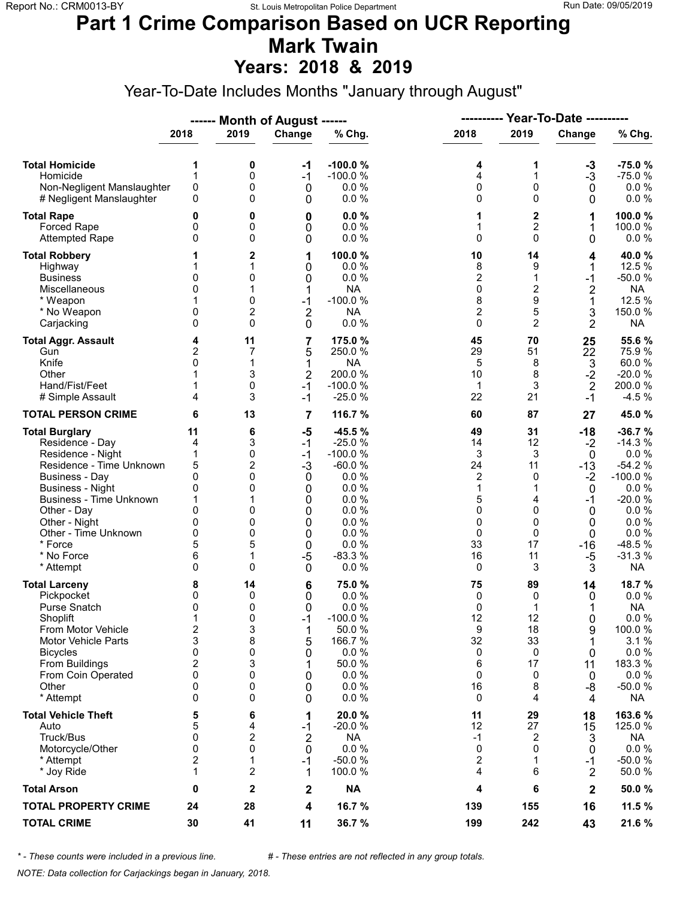# Part 1 Crime Comparison Based on UCR Reporting
# Mark Twain
## Years: 2018 & 2019

Year-To-Date Includes Months "January through August"

| | Month of August 2018 | Month of August 2019 | Change | % Chg. | Year-To-Date 2018 | Year-To-Date 2019 | Change | % Chg. |
|---|---|---|---|---|---|---|---|---|
| **Total Homicide** | **1** | **0** | **-1** | **-100.0 %** | **4** | **1** | **-3** | **-75.0 %** |
| Homicide | 1 | 0 | -1 | -100.0 % | 4 | 1 | -3 | -75.0 % |
| Non-Negligent Manslaughter | 0 | 0 | 0 | 0.0 % | 0 | 0 | 0 | 0.0 % |
| # Negligent Manslaughter | 0 | 0 | 0 | 0.0 % | 0 | 0 | 0 | 0.0 % |
| **Total Rape** | **0** | **0** | **0** | **0.0 %** | **1** | **2** | **1** | **100.0 %** |
| Forced Rape | 0 | 0 | 0 | 0.0 % | 1 | 2 | 1 | 100.0 % |
| Attempted Rape | 0 | 0 | 0 | 0.0 % | 0 | 0 | 0 | 0.0 % |
| **Total Robbery** | **1** | **2** | **1** | **100.0 %** | **10** | **14** | **4** | **40.0 %** |
| Highway | 1 | 1 | 0 | 0.0 % | 8 | 9 | 1 | 12.5 % |
| Business | 0 | 0 | 0 | 0.0 % | 2 | 1 | -1 | -50.0 % |
| Miscellaneous | 0 | 1 | 1 | NA | 0 | 2 | 2 | NA |
| * Weapon | 1 | 0 | -1 | -100.0 % | 8 | 9 | 1 | 12.5 % |
| * No Weapon | 0 | 2 | 2 | NA | 2 | 5 | 3 | 150.0 % |
| Carjacking | 0 | 0 | 0 | 0.0 % | 0 | 2 | 2 | NA |
| **Total Aggr. Assault** | **4** | **11** | **7** | **175.0 %** | **45** | **70** | **25** | **55.6 %** |
| Gun | 2 | 7 | 5 | 250.0 % | 29 | 51 | 22 | 75.9 % |
| Knife | 0 | 1 | 1 | NA | 5 | 8 | 3 | 60.0 % |
| Other | 1 | 3 | 2 | 200.0 % | 10 | 8 | -2 | -20.0 % |
| Hand/Fist/Feet | 1 | 0 | -1 | -100.0 % | 1 | 3 | 2 | 200.0 % |
| # Simple Assault | 4 | 3 | -1 | -25.0 % | 22 | 21 | -1 | -4.5 % |
| **TOTAL PERSON CRIME** | **6** | **13** | **7** | **116.7 %** | **60** | **87** | **27** | **45.0 %** |
| **Total Burglary** | **11** | **6** | **-5** | **-45.5 %** | **49** | **31** | **-18** | **-36.7 %** |
| Residence - Day | 4 | 3 | -1 | -25.0 % | 14 | 12 | -2 | -14.3 % |
| Residence - Night | 1 | 0 | -1 | -100.0 % | 3 | 3 | 0 | 0.0 % |
| Residence - Time Unknown | 5 | 2 | -3 | -60.0 % | 24 | 11 | -13 | -54.2 % |
| Business - Day | 0 | 0 | 0 | 0.0 % | 2 | 0 | -2 | -100.0 % |
| Business - Night | 0 | 0 | 0 | 0.0 % | 1 | 1 | 0 | 0.0 % |
| Business - Time Unknown | 1 | 1 | 0 | 0.0 % | 5 | 4 | -1 | -20.0 % |
| Other - Day | 0 | 0 | 0 | 0.0 % | 0 | 0 | 0 | 0.0 % |
| Other - Night | 0 | 0 | 0 | 0.0 % | 0 | 0 | 0 | 0.0 % |
| Other - Time Unknown | 0 | 0 | 0 | 0.0 % | 0 | 0 | 0 | 0.0 % |
| * Force | 5 | 5 | 0 | 0.0 % | 33 | 17 | -16 | -48.5 % |
| * No Force | 6 | 1 | -5 | -83.3 % | 16 | 11 | -5 | -31.3 % |
| * Attempt | 0 | 0 | 0 | 0.0 % | 0 | 3 | 3 | NA |
| **Total Larceny** | **8** | **14** | **6** | **75.0 %** | **75** | **89** | **14** | **18.7 %** |
| Pickpocket | 0 | 0 | 0 | 0.0 % | 0 | 0 | 0 | 0.0 % |
| Purse Snatch | 0 | 0 | 0 | 0.0 % | 0 | 1 | 1 | NA |
| Shoplift | 1 | 0 | -1 | -100.0 % | 12 | 12 | 0 | 0.0 % |
| From Motor Vehicle | 2 | 3 | 1 | 50.0 % | 9 | 18 | 9 | 100.0 % |
| Motor Vehicle Parts | 3 | 8 | 5 | 166.7 % | 32 | 33 | 1 | 3.1 % |
| Bicycles | 0 | 0 | 0 | 0.0 % | 0 | 0 | 0 | 0.0 % |
| From Buildings | 2 | 3 | 1 | 50.0 % | 6 | 17 | 11 | 183.3 % |
| From Coin Operated | 0 | 0 | 0 | 0.0 % | 0 | 0 | 0 | 0.0 % |
| Other | 0 | 0 | 0 | 0.0 % | 16 | 8 | -8 | -50.0 % |
| * Attempt | 0 | 0 | 0 | 0.0 % | 0 | 4 | 4 | NA |
| **Total Vehicle Theft** | **5** | **6** | **1** | **20.0 %** | **11** | **29** | **18** | **163.6 %** |
| Auto | 5 | 4 | -1 | -20.0 % | 12 | 27 | 15 | 125.0 % |
| Truck/Bus | 0 | 2 | 2 | NA | -1 | 2 | 3 | NA |
| Motorcycle/Other | 0 | 0 | 0 | 0.0 % | 0 | 0 | 0 | 0.0 % |
| * Attempt | 2 | 1 | -1 | -50.0 % | 2 | 1 | -1 | -50.0 % |
| * Joy Ride | 1 | 2 | 1 | 100.0 % | 4 | 6 | 2 | 50.0 % |
| **Total Arson** | **0** | **2** | **2** | **NA** | **4** | **6** | **2** | **50.0 %** |
| **TOTAL PROPERTY CRIME** | **24** | **28** | **4** | **16.7 %** | **139** | **155** | **16** | **11.5 %** |
| **TOTAL CRIME** | **30** | **41** | **11** | **36.7 %** | **199** | **242** | **43** | **21.6 %** |

*\* - These counts were included in a previous line.* *# - These entries are not reflected in any group totals.*

*NOTE: Data collection for Carjackings began in January, 2018.*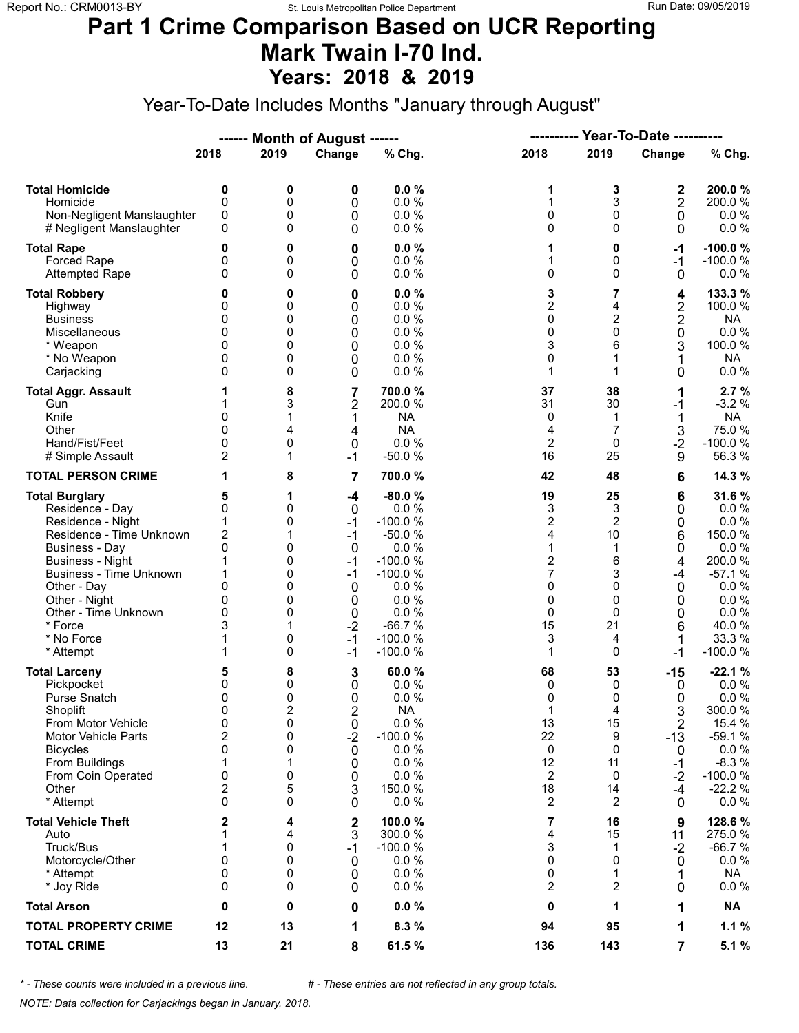# Part 1 Crime Comparison Based on UCR Reporting
# Mark Twain I-70 Ind.
## Years: 2018 & 2019

Year-To-Date Includes Months "January through August"

| | Month of August 2018 | Month of August 2019 | Change | % Chg. | Year-To-Date 2018 | Year-To-Date 2019 | Change | % Chg. |
|---|---|---|---|---|---|---|---|---|
| **Total Homicide** | **0** | **0** | **0** | **0.0 %** | **1** | **3** | **2** | **200.0 %** |
| Homicide | 0 | 0 | 0 | 0.0 % | 1 | 3 | 2 | 200.0 % |
| Non-Negligent Manslaughter | 0 | 0 | 0 | 0.0 % | 0 | 0 | 0 | 0.0 % |
| # Negligent Manslaughter | 0 | 0 | 0 | 0.0 % | 0 | 0 | 0 | 0.0 % |
| **Total Rape** | **0** | **0** | **0** | **0.0 %** | **1** | **0** | **-1** | **-100.0 %** |
| Forced Rape | 0 | 0 | 0 | 0.0 % | 1 | 0 | -1 | -100.0 % |
| Attempted Rape | 0 | 0 | 0 | 0.0 % | 0 | 0 | 0 | 0.0 % |
| **Total Robbery** | **0** | **0** | **0** | **0.0 %** | **3** | **7** | **4** | **133.3 %** |
| Highway | 0 | 0 | 0 | 0.0 % | 2 | 4 | 2 | 100.0 % |
| Business | 0 | 0 | 0 | 0.0 % | 0 | 2 | 2 | NA |
| Miscellaneous | 0 | 0 | 0 | 0.0 % | 0 | 0 | 0 | 0.0 % |
| * Weapon | 0 | 0 | 0 | 0.0 % | 3 | 6 | 3 | 100.0 % |
| * No Weapon | 0 | 0 | 0 | 0.0 % | 0 | 1 | 1 | NA |
| Carjacking | 0 | 0 | 0 | 0.0 % | 1 | 1 | 0 | 0.0 % |
| **Total Aggr. Assault** | **1** | **8** | **7** | **700.0 %** | **37** | **38** | **1** | **2.7 %** |
| Gun | 1 | 3 | 2 | 200.0 % | 31 | 30 | -1 | -3.2 % |
| Knife | 0 | 1 | 1 | NA | 0 | 1 | 1 | NA |
| Other | 0 | 4 | 4 | NA | 4 | 7 | 3 | 75.0 % |
| Hand/Fist/Feet | 0 | 0 | 0 | 0.0 % | 2 | 0 | -2 | -100.0 % |
| # Simple Assault | 2 | 1 | -1 | -50.0 % | 16 | 25 | 9 | 56.3 % |
| **TOTAL PERSON CRIME** | **1** | **8** | **7** | **700.0 %** | **42** | **48** | **6** | **14.3 %** |
| **Total Burglary** | **5** | **1** | **-4** | **-80.0 %** | **19** | **25** | **6** | **31.6 %** |
| Residence - Day | 0 | 0 | 0 | 0.0 % | 3 | 3 | 0 | 0.0 % |
| Residence - Night | 1 | 0 | -1 | -100.0 % | 2 | 2 | 0 | 0.0 % |
| Residence - Time Unknown | 2 | 1 | -1 | -50.0 % | 4 | 10 | 6 | 150.0 % |
| Business - Day | 0 | 0 | 0 | 0.0 % | 1 | 1 | 0 | 0.0 % |
| Business - Night | 1 | 0 | -1 | -100.0 % | 2 | 6 | 4 | 200.0 % |
| Business - Time Unknown | 1 | 0 | -1 | -100.0 % | 7 | 3 | -4 | -57.1 % |
| Other - Day | 0 | 0 | 0 | 0.0 % | 0 | 0 | 0 | 0.0 % |
| Other - Night | 0 | 0 | 0 | 0.0 % | 0 | 0 | 0 | 0.0 % |
| Other - Time Unknown | 0 | 0 | 0 | 0.0 % | 0 | 0 | 0 | 0.0 % |
| * Force | 3 | 1 | -2 | -66.7 % | 15 | 21 | 6 | 40.0 % |
| * No Force | 1 | 0 | -1 | -100.0 % | 3 | 4 | 1 | 33.3 % |
| * Attempt | 1 | 0 | -1 | -100.0 % | 1 | 0 | -1 | -100.0 % |
| **Total Larceny** | **5** | **8** | **3** | **60.0 %** | **68** | **53** | **-15** | **-22.1 %** |
| Pickpocket | 0 | 0 | 0 | 0.0 % | 0 | 0 | 0 | 0.0 % |
| Purse Snatch | 0 | 0 | 0 | 0.0 % | 0 | 0 | 0 | 0.0 % |
| Shoplift | 0 | 2 | 2 | NA | 1 | 4 | 3 | 300.0 % |
| From Motor Vehicle | 0 | 0 | 0 | 0.0 % | 13 | 15 | 2 | 15.4 % |
| Motor Vehicle Parts | 2 | 0 | -2 | -100.0 % | 22 | 9 | -13 | -59.1 % |
| Bicycles | 0 | 0 | 0 | 0.0 % | 0 | 0 | 0 | 0.0 % |
| From Buildings | 1 | 1 | 0 | 0.0 % | 12 | 11 | -1 | -8.3 % |
| From Coin Operated | 0 | 0 | 0 | 0.0 % | 2 | 0 | -2 | -100.0 % |
| Other | 2 | 5 | 3 | 150.0 % | 18 | 14 | -4 | -22.2 % |
| * Attempt | 0 | 0 | 0 | 0.0 % | 2 | 2 | 0 | 0.0 % |
| **Total Vehicle Theft** | **2** | **4** | **2** | **100.0 %** | **7** | **16** | **9** | **128.6 %** |
| Auto | 1 | 4 | 3 | 300.0 % | 4 | 15 | 11 | 275.0 % |
| Truck/Bus | 1 | 0 | -1 | -100.0 % | 3 | 1 | -2 | -66.7 % |
| Motorcycle/Other | 0 | 0 | 0 | 0.0 % | 0 | 0 | 0 | 0.0 % |
| * Attempt | 0 | 0 | 0 | 0.0 % | 0 | 1 | 1 | NA |
| * Joy Ride | 0 | 0 | 0 | 0.0 % | 2 | 2 | 0 | 0.0 % |
| **Total Arson** | **0** | **0** | **0** | **0.0 %** | **0** | **1** | **1** | **NA** |
| **TOTAL PROPERTY CRIME** | **12** | **13** | **1** | **8.3 %** | **94** | **95** | **1** | **1.1 %** |
| **TOTAL CRIME** | **13** | **21** | **8** | **61.5 %** | **136** | **143** | **7** | **5.1 %** |

*\* - These counts were included in a previous line.* &nbsp;&nbsp;&nbsp; *# - These entries are not reflected in any group totals.*

*NOTE: Data collection for Carjackings began in January, 2018.*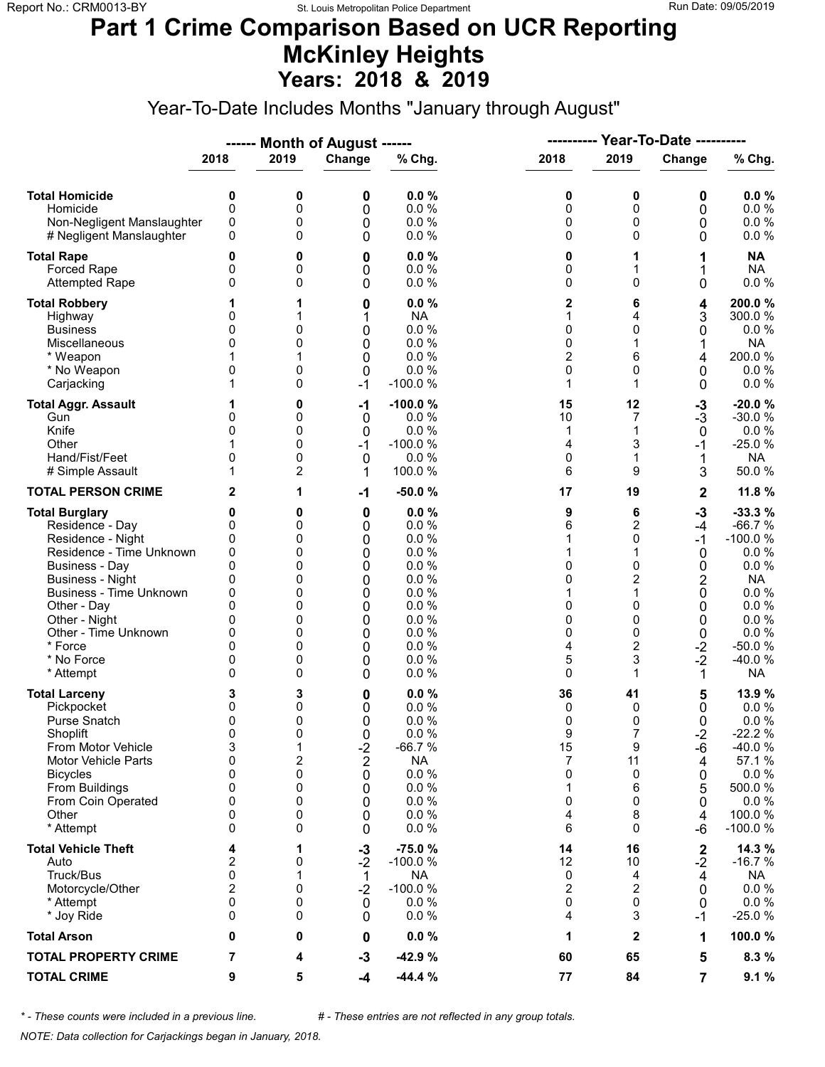# Part 1 Crime Comparison Based on UCR Reporting
# McKinley Heights
## Years: 2018 & 2019

Year-To-Date Includes Months "January through August"

| | Month of August 2018 | Month of August 2019 | Change | % Chg. | Year-To-Date 2018 | Year-To-Date 2019 | Change | % Chg. |
|---|---|---|---|---|---|---|---|---|
| **Total Homicide** | **0** | **0** | **0** | **0.0 %** | **0** | **0** | **0** | **0.0 %** |
| Homicide | 0 | 0 | 0 | 0.0 % | 0 | 0 | 0 | 0.0 % |
| Non-Negligent Manslaughter | 0 | 0 | 0 | 0.0 % | 0 | 0 | 0 | 0.0 % |
| # Negligent Manslaughter | 0 | 0 | 0 | 0.0 % | 0 | 0 | 0 | 0.0 % |
| **Total Rape** | **0** | **0** | **0** | **0.0 %** | **0** | **1** | **1** | **NA** |
| Forced Rape | 0 | 0 | 0 | 0.0 % | 0 | 1 | 1 | NA |
| Attempted Rape | 0 | 0 | 0 | 0.0 % | 0 | 0 | 0 | 0.0 % |
| **Total Robbery** | **1** | **1** | **0** | **0.0 %** | **2** | **6** | **4** | **200.0 %** |
| Highway | 0 | 1 | 1 | NA | 1 | 4 | 3 | 300.0 % |
| Business | 0 | 0 | 0 | 0.0 % | 0 | 0 | 0 | 0.0 % |
| Miscellaneous | 0 | 0 | 0 | 0.0 % | 0 | 1 | 1 | NA |
| * Weapon | 1 | 1 | 0 | 0.0 % | 2 | 6 | 4 | 200.0 % |
| * No Weapon | 0 | 0 | 0 | 0.0 % | 0 | 0 | 0 | 0.0 % |
| Carjacking | 1 | 0 | -1 | -100.0 % | 1 | 1 | 0 | 0.0 % |
| **Total Aggr. Assault** | **1** | **0** | **-1** | **-100.0 %** | **15** | **12** | **-3** | **-20.0 %** |
| Gun | 0 | 0 | 0 | 0.0 % | 10 | 7 | -3 | -30.0 % |
| Knife | 0 | 0 | 0 | 0.0 % | 1 | 1 | 0 | 0.0 % |
| Other | 1 | 0 | -1 | -100.0 % | 4 | 3 | -1 | -25.0 % |
| Hand/Fist/Feet | 0 | 0 | 0 | 0.0 % | 0 | 1 | 1 | NA |
| # Simple Assault | 1 | 2 | 1 | 100.0 % | 6 | 9 | 3 | 50.0 % |
| **TOTAL PERSON CRIME** | **2** | **1** | **-1** | **-50.0 %** | **17** | **19** | **2** | **11.8 %** |
| **Total Burglary** | **0** | **0** | **0** | **0.0 %** | **9** | **6** | **-3** | **-33.3 %** |
| Residence - Day | 0 | 0 | 0 | 0.0 % | 6 | 2 | -4 | -66.7 % |
| Residence - Night | 0 | 0 | 0 | 0.0 % | 1 | 0 | -1 | -100.0 % |
| Residence - Time Unknown | 0 | 0 | 0 | 0.0 % | 1 | 1 | 0 | 0.0 % |
| Business - Day | 0 | 0 | 0 | 0.0 % | 0 | 0 | 0 | 0.0 % |
| Business - Night | 0 | 0 | 0 | 0.0 % | 0 | 2 | 2 | NA |
| Business - Time Unknown | 0 | 0 | 0 | 0.0 % | 1 | 1 | 0 | 0.0 % |
| Other - Day | 0 | 0 | 0 | 0.0 % | 0 | 0 | 0 | 0.0 % |
| Other - Night | 0 | 0 | 0 | 0.0 % | 0 | 0 | 0 | 0.0 % |
| Other - Time Unknown | 0 | 0 | 0 | 0.0 % | 0 | 0 | 0 | 0.0 % |
| * Force | 0 | 0 | 0 | 0.0 % | 4 | 2 | -2 | -50.0 % |
| * No Force | 0 | 0 | 0 | 0.0 % | 5 | 3 | -2 | -40.0 % |
| * Attempt | 0 | 0 | 0 | 0.0 % | 0 | 1 | 1 | NA |
| **Total Larceny** | **3** | **3** | **0** | **0.0 %** | **36** | **41** | **5** | **13.9 %** |
| Pickpocket | 0 | 0 | 0 | 0.0 % | 0 | 0 | 0 | 0.0 % |
| Purse Snatch | 0 | 0 | 0 | 0.0 % | 0 | 0 | 0 | 0.0 % |
| Shoplift | 0 | 0 | 0 | 0.0 % | 9 | 7 | -2 | -22.2 % |
| From Motor Vehicle | 3 | 1 | -2 | -66.7 % | 15 | 9 | -6 | -40.0 % |
| Motor Vehicle Parts | 0 | 2 | 2 | NA | 7 | 11 | 4 | 57.1 % |
| Bicycles | 0 | 0 | 0 | 0.0 % | 0 | 0 | 0 | 0.0 % |
| From Buildings | 0 | 0 | 0 | 0.0 % | 1 | 6 | 5 | 500.0 % |
| From Coin Operated | 0 | 0 | 0 | 0.0 % | 0 | 0 | 0 | 0.0 % |
| Other | 0 | 0 | 0 | 0.0 % | 4 | 8 | 4 | 100.0 % |
| * Attempt | 0 | 0 | 0 | 0.0 % | 6 | 0 | -6 | -100.0 % |
| **Total Vehicle Theft** | **4** | **1** | **-3** | **-75.0 %** | **14** | **16** | **2** | **14.3 %** |
| Auto | 2 | 0 | -2 | -100.0 % | 12 | 10 | -2 | -16.7 % |
| Truck/Bus | 0 | 1 | 1 | NA | 0 | 4 | 4 | NA |
| Motorcycle/Other | 2 | 0 | -2 | -100.0 % | 2 | 2 | 0 | 0.0 % |
| * Attempt | 0 | 0 | 0 | 0.0 % | 0 | 0 | 0 | 0.0 % |
| * Joy Ride | 0 | 0 | 0 | 0.0 % | 4 | 3 | -1 | -25.0 % |
| **Total Arson** | **0** | **0** | **0** | **0.0 %** | **1** | **2** | **1** | **100.0 %** |
| **TOTAL PROPERTY CRIME** | **7** | **4** | **-3** | **-42.9 %** | **60** | **65** | **5** | **8.3 %** |
| **TOTAL CRIME** | **9** | **5** | **-4** | **-44.4 %** | **77** | **84** | **7** | **9.1 %** |

*\* - These counts were included in a previous line.* &nbsp;&nbsp;&nbsp; *# - These entries are not reflected in any group totals.*

*NOTE: Data collection for Carjackings began in January, 2018.*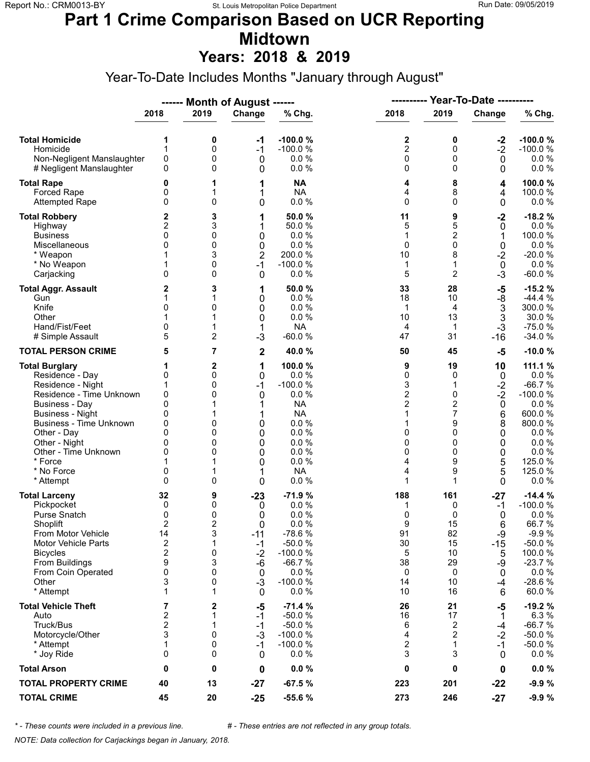# Part 1 Crime Comparison Based on UCR Reporting
# Midtown
## Years: 2018 & 2019

Year-To-Date Includes Months "January through August"

| | ------ Month of August ------ | | | | ---------- Year-To-Date ---------- | | | |
|---|---|---|---|---|---|---|---|---|
| | 2018 | 2019 | Change | % Chg. | 2018 | 2019 | Change | % Chg. |
| **Total Homicide** | **1** | **0** | **-1** | **-100.0 %** | **2** | **0** | **-2** | **-100.0 %** |
| Homicide | 1 | 0 | -1 | -100.0 % | 2 | 0 | -2 | -100.0 % |
| Non-Negligent Manslaughter | 0 | 0 | 0 | 0.0 % | 0 | 0 | 0 | 0.0 % |
| # Negligent Manslaughter | 0 | 0 | 0 | 0.0 % | 0 | 0 | 0 | 0.0 % |
| **Total Rape** | **0** | **1** | **1** | **NA** | **4** | **8** | **4** | **100.0 %** |
| Forced Rape | 0 | 1 | 1 | NA | 4 | 8 | 4 | 100.0 % |
| Attempted Rape | 0 | 0 | 0 | 0.0 % | 0 | 0 | 0 | 0.0 % |
| **Total Robbery** | **2** | **3** | **1** | **50.0 %** | **11** | **9** | **-2** | **-18.2 %** |
| Highway | 2 | 3 | 1 | 50.0 % | 5 | 5 | 0 | 0.0 % |
| Business | 0 | 0 | 0 | 0.0 % | 1 | 2 | 1 | 100.0 % |
| Miscellaneous | 0 | 0 | 0 | 0.0 % | 0 | 0 | 0 | 0.0 % |
| * Weapon | 1 | 3 | 2 | 200.0 % | 10 | 8 | -2 | -20.0 % |
| * No Weapon | 1 | 0 | -1 | -100.0 % | 1 | 1 | 0 | 0.0 % |
| Carjacking | 0 | 0 | 0 | 0.0 % | 5 | 2 | -3 | -60.0 % |
| **Total Aggr. Assault** | **2** | **3** | **1** | **50.0 %** | **33** | **28** | **-5** | **-15.2 %** |
| Gun | 1 | 1 | 0 | 0.0 % | 18 | 10 | -8 | -44.4 % |
| Knife | 0 | 0 | 0 | 0.0 % | 1 | 4 | 3 | 300.0 % |
| Other | 1 | 1 | 0 | 0.0 % | 10 | 13 | 3 | 30.0 % |
| Hand/Fist/Feet | 0 | 1 | 1 | NA | 4 | 1 | -3 | -75.0 % |
| # Simple Assault | 5 | 2 | -3 | -60.0 % | 47 | 31 | -16 | -34.0 % |
| **TOTAL PERSON CRIME** | **5** | **7** | **2** | **40.0 %** | **50** | **45** | **-5** | **-10.0 %** |
| **Total Burglary** | **1** | **2** | **1** | **100.0 %** | **9** | **19** | **10** | **111.1 %** |
| Residence - Day | 0 | 0 | 0 | 0.0 % | 0 | 0 | 0 | 0.0 % |
| Residence - Night | 1 | 0 | -1 | -100.0 % | 3 | 1 | -2 | -66.7 % |
| Residence - Time Unknown | 0 | 0 | 0 | 0.0 % | 2 | 0 | -2 | -100.0 % |
| Business - Day | 0 | 1 | 1 | NA | 2 | 2 | 0 | 0.0 % |
| Business - Night | 0 | 1 | 1 | NA | 1 | 7 | 6 | 600.0 % |
| Business - Time Unknown | 0 | 0 | 0 | 0.0 % | 1 | 9 | 8 | 800.0 % |
| Other - Day | 0 | 0 | 0 | 0.0 % | 0 | 0 | 0 | 0.0 % |
| Other - Night | 0 | 0 | 0 | 0.0 % | 0 | 0 | 0 | 0.0 % |
| Other - Time Unknown | 0 | 0 | 0 | 0.0 % | 0 | 0 | 0 | 0.0 % |
| * Force | 1 | 1 | 0 | 0.0 % | 4 | 9 | 5 | 125.0 % |
| * No Force | 0 | 1 | 1 | NA | 4 | 9 | 5 | 125.0 % |
| * Attempt | 0 | 0 | 0 | 0.0 % | 1 | 1 | 0 | 0.0 % |
| **Total Larceny** | **32** | **9** | **-23** | **-71.9 %** | **188** | **161** | **-27** | **-14.4 %** |
| Pickpocket | 0 | 0 | 0 | 0.0 % | 1 | 0 | -1 | -100.0 % |
| Purse Snatch | 0 | 0 | 0 | 0.0 % | 0 | 0 | 0 | 0.0 % |
| Shoplift | 2 | 2 | 0 | 0.0 % | 9 | 15 | 6 | 66.7 % |
| From Motor Vehicle | 14 | 3 | -11 | -78.6 % | 91 | 82 | -9 | -9.9 % |
| Motor Vehicle Parts | 2 | 1 | -1 | -50.0 % | 30 | 15 | -15 | -50.0 % |
| Bicycles | 2 | 0 | -2 | -100.0 % | 5 | 10 | 5 | 100.0 % |
| From Buildings | 9 | 3 | -6 | -66.7 % | 38 | 29 | -9 | -23.7 % |
| From Coin Operated | 0 | 0 | 0 | 0.0 % | 0 | 0 | 0 | 0.0 % |
| Other | 3 | 0 | -3 | -100.0 % | 14 | 10 | -4 | -28.6 % |
| * Attempt | 1 | 1 | 0 | 0.0 % | 10 | 16 | 6 | 60.0 % |
| **Total Vehicle Theft** | **7** | **2** | **-5** | **-71.4 %** | **26** | **21** | **-5** | **-19.2 %** |
| Auto | 2 | 1 | -1 | -50.0 % | 16 | 17 | 1 | 6.3 % |
| Truck/Bus | 2 | 1 | -1 | -50.0 % | 6 | 2 | -4 | -66.7 % |
| Motorcycle/Other | 3 | 0 | -3 | -100.0 % | 4 | 2 | -2 | -50.0 % |
| * Attempt | 1 | 0 | -1 | -100.0 % | 2 | 1 | -1 | -50.0 % |
| * Joy Ride | 0 | 0 | 0 | 0.0 % | 3 | 3 | 0 | 0.0 % |
| **Total Arson** | **0** | **0** | **0** | **0.0 %** | **0** | **0** | **0** | **0.0 %** |
| **TOTAL PROPERTY CRIME** | **40** | **13** | **-27** | **-67.5 %** | **223** | **201** | **-22** | **-9.9 %** |
| **TOTAL CRIME** | **45** | **20** | **-25** | **-55.6 %** | **273** | **246** | **-27** | **-9.9 %** |

*\* - These counts were included in a previous line.* &nbsp;&nbsp;&nbsp;&nbsp; *# - These entries are not reflected in any group totals.*

*NOTE: Data collection for Carjackings began in January, 2018.*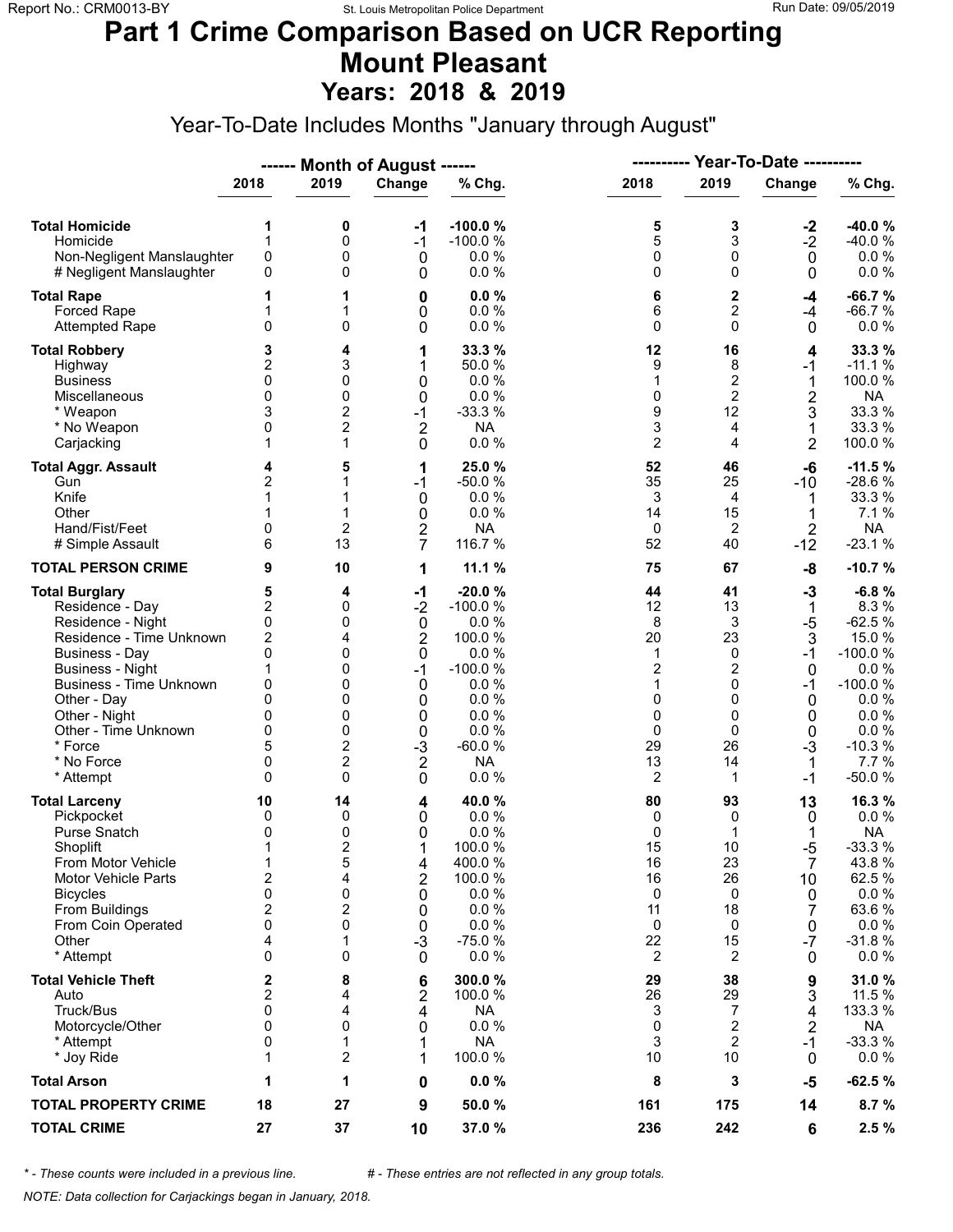# Part 1 Crime Comparison Based on UCR Reporting
# Mount Pleasant
## Years: 2018 & 2019

Year-To-Date Includes Months "January through August"

| | Month of August 2018 | Month of August 2019 | Change | % Chg. | Year-To-Date 2018 | Year-To-Date 2019 | Change | % Chg. |
|---|---|---|---|---|---|---|---|---|
| **Total Homicide** | **1** | **0** | **-1** | **-100.0 %** | **5** | **3** | **-2** | **-40.0 %** |
| Homicide | 1 | 0 | -1 | -100.0 % | 5 | 3 | -2 | -40.0 % |
| Non-Negligent Manslaughter | 0 | 0 | 0 | 0.0 % | 0 | 0 | 0 | 0.0 % |
| # Negligent Manslaughter | 0 | 0 | 0 | 0.0 % | 0 | 0 | 0 | 0.0 % |
| **Total Rape** | **1** | **1** | **0** | **0.0 %** | **6** | **2** | **-4** | **-66.7 %** |
| Forced Rape | 1 | 1 | 0 | 0.0 % | 6 | 2 | -4 | -66.7 % |
| Attempted Rape | 0 | 0 | 0 | 0.0 % | 0 | 0 | 0 | 0.0 % |
| **Total Robbery** | **3** | **4** | **1** | **33.3 %** | **12** | **16** | **4** | **33.3 %** |
| Highway | 2 | 3 | 1 | 50.0 % | 9 | 8 | -1 | -11.1 % |
| Business | 0 | 0 | 0 | 0.0 % | 1 | 2 | 1 | 100.0 % |
| Miscellaneous | 0 | 0 | 0 | 0.0 % | 0 | 2 | 2 | NA |
| * Weapon | 3 | 2 | -1 | -33.3 % | 9 | 12 | 3 | 33.3 % |
| * No Weapon | 0 | 2 | 2 | NA | 3 | 4 | 1 | 33.3 % |
| Carjacking | 1 | 1 | 0 | 0.0 % | 2 | 4 | 2 | 100.0 % |
| **Total Aggr. Assault** | **4** | **5** | **1** | **25.0 %** | **52** | **46** | **-6** | **-11.5 %** |
| Gun | 2 | 1 | -1 | -50.0 % | 35 | 25 | -10 | -28.6 % |
| Knife | 1 | 1 | 0 | 0.0 % | 3 | 4 | 1 | 33.3 % |
| Other | 1 | 1 | 0 | 0.0 % | 14 | 15 | 1 | 7.1 % |
| Hand/Fist/Feet | 0 | 2 | 2 | NA | 0 | 2 | 2 | NA |
| # Simple Assault | 6 | 13 | 7 | 116.7 % | 52 | 40 | -12 | -23.1 % |
| **TOTAL PERSON CRIME** | **9** | **10** | **1** | **11.1 %** | **75** | **67** | **-8** | **-10.7 %** |
| **Total Burglary** | **5** | **4** | **-1** | **-20.0 %** | **44** | **41** | **-3** | **-6.8 %** |
| Residence - Day | 2 | 0 | -2 | -100.0 % | 12 | 13 | 1 | 8.3 % |
| Residence - Night | 0 | 0 | 0 | 0.0 % | 8 | 3 | -5 | -62.5 % |
| Residence - Time Unknown | 2 | 4 | 2 | 100.0 % | 20 | 23 | 3 | 15.0 % |
| Business - Day | 0 | 0 | 0 | 0.0 % | 1 | 0 | -1 | -100.0 % |
| Business - Night | 1 | 0 | -1 | -100.0 % | 2 | 2 | 0 | 0.0 % |
| Business - Time Unknown | 0 | 0 | 0 | 0.0 % | 1 | 0 | -1 | -100.0 % |
| Other - Day | 0 | 0 | 0 | 0.0 % | 0 | 0 | 0 | 0.0 % |
| Other - Night | 0 | 0 | 0 | 0.0 % | 0 | 0 | 0 | 0.0 % |
| Other - Time Unknown | 0 | 0 | 0 | 0.0 % | 0 | 0 | 0 | 0.0 % |
| * Force | 5 | 2 | -3 | -60.0 % | 29 | 26 | -3 | -10.3 % |
| * No Force | 0 | 2 | 2 | NA | 13 | 14 | 1 | 7.7 % |
| * Attempt | 0 | 0 | 0 | 0.0 % | 2 | 1 | -1 | -50.0 % |
| **Total Larceny** | **10** | **14** | **4** | **40.0 %** | **80** | **93** | **13** | **16.3 %** |
| Pickpocket | 0 | 0 | 0 | 0.0 % | 0 | 0 | 0 | 0.0 % |
| Purse Snatch | 0 | 0 | 0 | 0.0 % | 0 | 1 | 1 | NA |
| Shoplift | 1 | 2 | 1 | 100.0 % | 15 | 10 | -5 | -33.3 % |
| From Motor Vehicle | 1 | 5 | 4 | 400.0 % | 16 | 23 | 7 | 43.8 % |
| Motor Vehicle Parts | 2 | 4 | 2 | 100.0 % | 16 | 26 | 10 | 62.5 % |
| Bicycles | 0 | 0 | 0 | 0.0 % | 0 | 0 | 0 | 0.0 % |
| From Buildings | 2 | 2 | 0 | 0.0 % | 11 | 18 | 7 | 63.6 % |
| From Coin Operated | 0 | 0 | 0 | 0.0 % | 0 | 0 | 0 | 0.0 % |
| Other | 4 | 1 | -3 | -75.0 % | 22 | 15 | -7 | -31.8 % |
| * Attempt | 0 | 0 | 0 | 0.0 % | 2 | 2 | 0 | 0.0 % |
| **Total Vehicle Theft** | **2** | **8** | **6** | **300.0 %** | **29** | **38** | **9** | **31.0 %** |
| Auto | 2 | 4 | 2 | 100.0 % | 26 | 29 | 3 | 11.5 % |
| Truck/Bus | 0 | 4 | 4 | NA | 3 | 7 | 4 | 133.3 % |
| Motorcycle/Other | 0 | 0 | 0 | 0.0 % | 0 | 2 | 2 | NA |
| * Attempt | 0 | 1 | 1 | NA | 3 | 2 | -1 | -33.3 % |
| * Joy Ride | 1 | 2 | 1 | 100.0 % | 10 | 10 | 0 | 0.0 % |
| **Total Arson** | **1** | **1** | **0** | **0.0 %** | **8** | **3** | **-5** | **-62.5 %** |
| **TOTAL PROPERTY CRIME** | **18** | **27** | **9** | **50.0 %** | **161** | **175** | **14** | **8.7 %** |
| **TOTAL CRIME** | **27** | **37** | **10** | **37.0 %** | **236** | **242** | **6** | **2.5 %** |

*\* - These counts were included in a previous line.* *# - These entries are not reflected in any group totals.*

*NOTE: Data collection for Carjackings began in January, 2018.*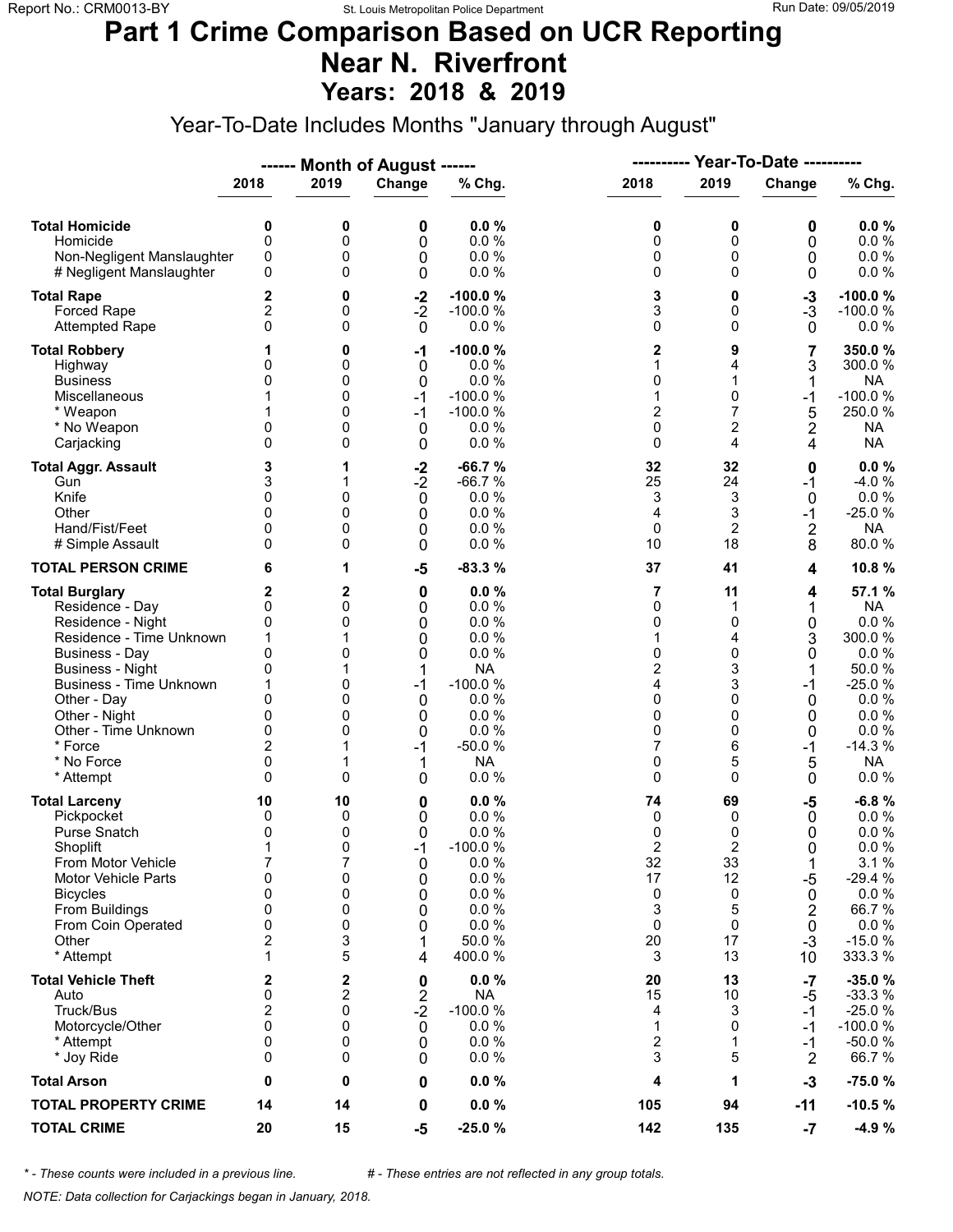# Part 1 Crime Comparison Based on UCR Reporting
# Near N. Riverfront
## Years: 2018 & 2019

Year-To-Date Includes Months "January through August"

| | Month of August 2018 | Month of August 2019 | Change | % Chg. | Year-To-Date 2018 | Year-To-Date 2019 | Change | % Chg. |
|---|---|---|---|---|---|---|---|---|
| **Total Homicide** | **0** | **0** | **0** | **0.0 %** | **0** | **0** | **0** | **0.0 %** |
| Homicide | 0 | 0 | 0 | 0.0 % | 0 | 0 | 0 | 0.0 % |
| Non-Negligent Manslaughter | 0 | 0 | 0 | 0.0 % | 0 | 0 | 0 | 0.0 % |
| # Negligent Manslaughter | 0 | 0 | 0 | 0.0 % | 0 | 0 | 0 | 0.0 % |
| **Total Rape** | **2** | **0** | **-2** | **-100.0 %** | **3** | **0** | **-3** | **-100.0 %** |
| Forced Rape | 2 | 0 | -2 | -100.0 % | 3 | 0 | -3 | -100.0 % |
| Attempted Rape | 0 | 0 | 0 | 0.0 % | 0 | 0 | 0 | 0.0 % |
| **Total Robbery** | **1** | **0** | **-1** | **-100.0 %** | **2** | **9** | **7** | **350.0 %** |
| Highway | 0 | 0 | 0 | 0.0 % | 1 | 4 | 3 | 300.0 % |
| Business | 0 | 0 | 0 | 0.0 % | 0 | 1 | 1 | NA |
| Miscellaneous | 1 | 0 | -1 | -100.0 % | 1 | 0 | -1 | -100.0 % |
| * Weapon | 1 | 0 | -1 | -100.0 % | 2 | 7 | 5 | 250.0 % |
| * No Weapon | 0 | 0 | 0 | 0.0 % | 0 | 2 | 2 | NA |
| Carjacking | 0 | 0 | 0 | 0.0 % | 0 | 4 | 4 | NA |
| **Total Aggr. Assault** | **3** | **1** | **-2** | **-66.7 %** | **32** | **32** | **0** | **0.0 %** |
| Gun | 3 | 1 | -2 | -66.7 % | 25 | 24 | -1 | -4.0 % |
| Knife | 0 | 0 | 0 | 0.0 % | 3 | 3 | 0 | 0.0 % |
| Other | 0 | 0 | 0 | 0.0 % | 4 | 3 | -1 | -25.0 % |
| Hand/Fist/Feet | 0 | 0 | 0 | 0.0 % | 0 | 2 | 2 | NA |
| # Simple Assault | 0 | 0 | 0 | 0.0 % | 10 | 18 | 8 | 80.0 % |
| **TOTAL PERSON CRIME** | **6** | **1** | **-5** | **-83.3 %** | **37** | **41** | **4** | **10.8 %** |
| **Total Burglary** | **2** | **2** | **0** | **0.0 %** | **7** | **11** | **4** | **57.1 %** |
| Residence - Day | 0 | 0 | 0 | 0.0 % | 0 | 1 | 1 | NA |
| Residence - Night | 0 | 0 | 0 | 0.0 % | 0 | 0 | 0 | 0.0 % |
| Residence - Time Unknown | 1 | 1 | 0 | 0.0 % | 1 | 4 | 3 | 300.0 % |
| Business - Day | 0 | 0 | 0 | 0.0 % | 0 | 0 | 0 | 0.0 % |
| Business - Night | 0 | 1 | 1 | NA | 2 | 3 | 1 | 50.0 % |
| Business - Time Unknown | 1 | 0 | -1 | -100.0 % | 4 | 3 | -1 | -25.0 % |
| Other - Day | 0 | 0 | 0 | 0.0 % | 0 | 0 | 0 | 0.0 % |
| Other - Night | 0 | 0 | 0 | 0.0 % | 0 | 0 | 0 | 0.0 % |
| Other - Time Unknown | 0 | 0 | 0 | 0.0 % | 0 | 0 | 0 | 0.0 % |
| * Force | 2 | 1 | -1 | -50.0 % | 7 | 6 | -1 | -14.3 % |
| * No Force | 0 | 1 | 1 | NA | 0 | 5 | 5 | NA |
| * Attempt | 0 | 0 | 0 | 0.0 % | 0 | 0 | 0 | 0.0 % |
| **Total Larceny** | **10** | **10** | **0** | **0.0 %** | **74** | **69** | **-5** | **-6.8 %** |
| Pickpocket | 0 | 0 | 0 | 0.0 % | 0 | 0 | 0 | 0.0 % |
| Purse Snatch | 0 | 0 | 0 | 0.0 % | 0 | 0 | 0 | 0.0 % |
| Shoplift | 1 | 0 | -1 | -100.0 % | 2 | 2 | 0 | 0.0 % |
| From Motor Vehicle | 7 | 7 | 0 | 0.0 % | 32 | 33 | 1 | 3.1 % |
| Motor Vehicle Parts | 0 | 0 | 0 | 0.0 % | 17 | 12 | -5 | -29.4 % |
| Bicycles | 0 | 0 | 0 | 0.0 % | 0 | 0 | 0 | 0.0 % |
| From Buildings | 0 | 0 | 0 | 0.0 % | 3 | 5 | 2 | 66.7 % |
| From Coin Operated | 0 | 0 | 0 | 0.0 % | 0 | 0 | 0 | 0.0 % |
| Other | 2 | 3 | 1 | 50.0 % | 20 | 17 | -3 | -15.0 % |
| * Attempt | 1 | 5 | 4 | 400.0 % | 3 | 13 | 10 | 333.3 % |
| **Total Vehicle Theft** | **2** | **2** | **0** | **0.0 %** | **20** | **13** | **-7** | **-35.0 %** |
| Auto | 0 | 2 | 2 | NA | 15 | 10 | -5 | -33.3 % |
| Truck/Bus | 2 | 0 | -2 | -100.0 % | 4 | 3 | -1 | -25.0 % |
| Motorcycle/Other | 0 | 0 | 0 | 0.0 % | 1 | 0 | -1 | -100.0 % |
| * Attempt | 0 | 0 | 0 | 0.0 % | 2 | 1 | -1 | -50.0 % |
| * Joy Ride | 0 | 0 | 0 | 0.0 % | 3 | 5 | 2 | 66.7 % |
| **Total Arson** | **0** | **0** | **0** | **0.0 %** | **4** | **1** | **-3** | **-75.0 %** |
| **TOTAL PROPERTY CRIME** | **14** | **14** | **0** | **0.0 %** | **105** | **94** | **-11** | **-10.5 %** |
| **TOTAL CRIME** | **20** | **15** | **-5** | **-25.0 %** | **142** | **135** | **-7** | **-4.9 %** |

*\* - These counts were included in a previous line.* *# - These entries are not reflected in any group totals.*

*NOTE: Data collection for Carjackings began in January, 2018.*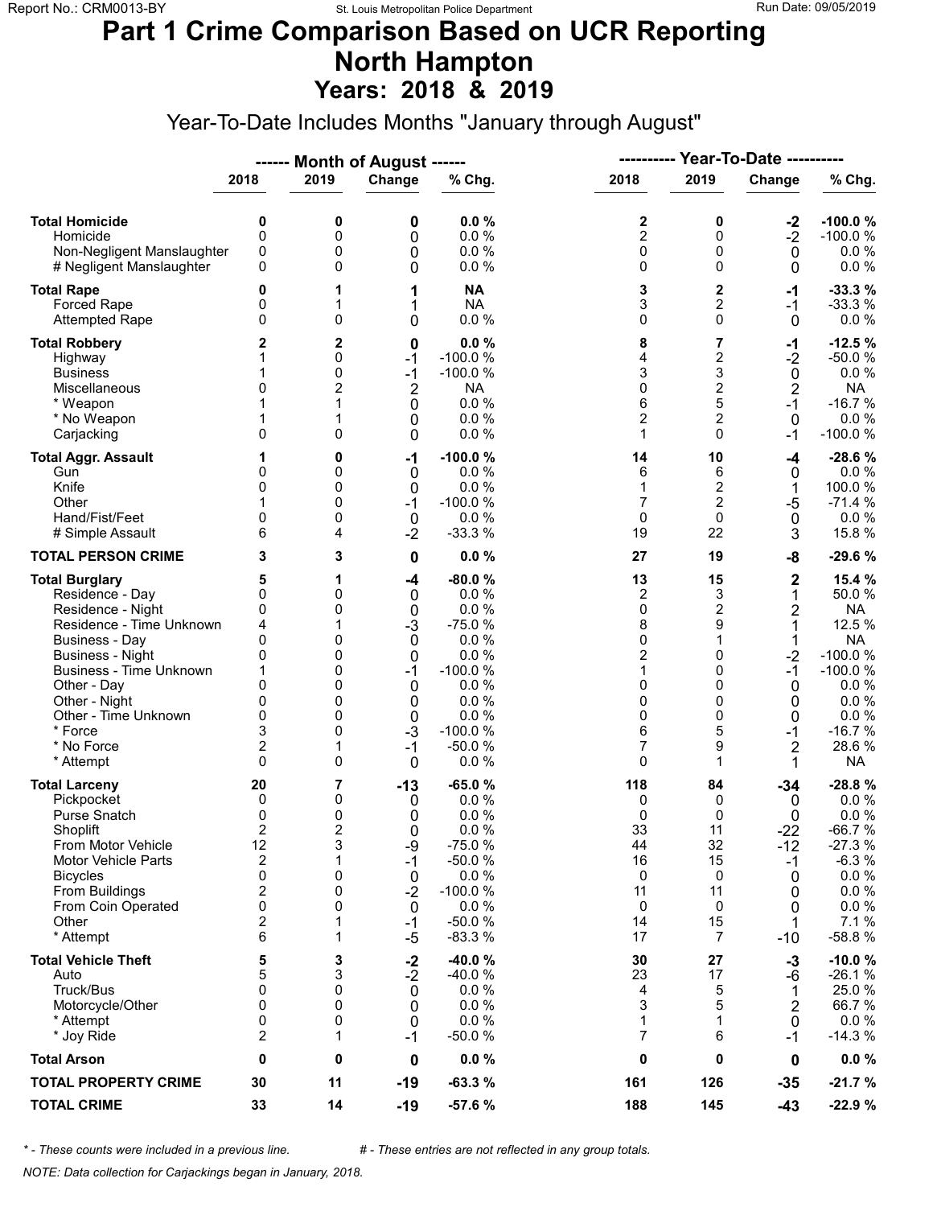# Part 1 Crime Comparison Based on UCR Reporting
# North Hampton
## Years: 2018 & 2019

Year-To-Date Includes Months "January through August"

| | Month of August 2018 | Month of August 2019 | Change | % Chg. | Year-To-Date 2018 | Year-To-Date 2019 | Change | % Chg. |
|---|---|---|---|---|---|---|---|---|
| **Total Homicide** | **0** | **0** | **0** | **0.0 %** | **2** | **0** | **-2** | **-100.0 %** |
| Homicide | 0 | 0 | 0 | 0.0 % | 2 | 0 | -2 | -100.0 % |
| Non-Negligent Manslaughter | 0 | 0 | 0 | 0.0 % | 0 | 0 | 0 | 0.0 % |
| # Negligent Manslaughter | 0 | 0 | 0 | 0.0 % | 0 | 0 | 0 | 0.0 % |
| **Total Rape** | **0** | **1** | **1** | **NA** | **3** | **2** | **-1** | **-33.3 %** |
| Forced Rape | 0 | 1 | 1 | NA | 3 | 2 | -1 | -33.3 % |
| Attempted Rape | 0 | 0 | 0 | 0.0 % | 0 | 0 | 0 | 0.0 % |
| **Total Robbery** | **2** | **2** | **0** | **0.0 %** | **8** | **7** | **-1** | **-12.5 %** |
| Highway | 1 | 0 | -1 | -100.0 % | 4 | 2 | -2 | -50.0 % |
| Business | 1 | 0 | -1 | -100.0 % | 3 | 3 | 0 | 0.0 % |
| Miscellaneous | 0 | 2 | 2 | NA | 0 | 2 | 2 | NA |
| * Weapon | 1 | 1 | 0 | 0.0 % | 6 | 5 | -1 | -16.7 % |
| * No Weapon | 1 | 1 | 0 | 0.0 % | 2 | 2 | 0 | 0.0 % |
| Carjacking | 0 | 0 | 0 | 0.0 % | 1 | 0 | -1 | -100.0 % |
| **Total Aggr. Assault** | **1** | **0** | **-1** | **-100.0 %** | **14** | **10** | **-4** | **-28.6 %** |
| Gun | 0 | 0 | 0 | 0.0 % | 6 | 6 | 0 | 0.0 % |
| Knife | 0 | 0 | 0 | 0.0 % | 1 | 2 | 1 | 100.0 % |
| Other | 1 | 0 | -1 | -100.0 % | 7 | 2 | -5 | -71.4 % |
| Hand/Fist/Feet | 0 | 0 | 0 | 0.0 % | 0 | 0 | 0 | 0.0 % |
| # Simple Assault | 6 | 4 | -2 | -33.3 % | 19 | 22 | 3 | 15.8 % |
| **TOTAL PERSON CRIME** | **3** | **3** | **0** | **0.0 %** | **27** | **19** | **-8** | **-29.6 %** |
| **Total Burglary** | **5** | **1** | **-4** | **-80.0 %** | **13** | **15** | **2** | **15.4 %** |
| Residence - Day | 0 | 0 | 0 | 0.0 % | 2 | 3 | 1 | 50.0 % |
| Residence - Night | 0 | 0 | 0 | 0.0 % | 0 | 2 | 2 | NA |
| Residence - Time Unknown | 4 | 1 | -3 | -75.0 % | 8 | 9 | 1 | 12.5 % |
| Business - Day | 0 | 0 | 0 | 0.0 % | 0 | 1 | 1 | NA |
| Business - Night | 0 | 0 | 0 | 0.0 % | 2 | 0 | -2 | -100.0 % |
| Business - Time Unknown | 1 | 0 | -1 | -100.0 % | 1 | 0 | -1 | -100.0 % |
| Other - Day | 0 | 0 | 0 | 0.0 % | 0 | 0 | 0 | 0.0 % |
| Other - Night | 0 | 0 | 0 | 0.0 % | 0 | 0 | 0 | 0.0 % |
| Other - Time Unknown | 0 | 0 | 0 | 0.0 % | 0 | 0 | 0 | 0.0 % |
| * Force | 3 | 0 | -3 | -100.0 % | 6 | 5 | -1 | -16.7 % |
| * No Force | 2 | 1 | -1 | -50.0 % | 7 | 9 | 2 | 28.6 % |
| * Attempt | 0 | 0 | 0 | 0.0 % | 0 | 1 | 1 | NA |
| **Total Larceny** | **20** | **7** | **-13** | **-65.0 %** | **118** | **84** | **-34** | **-28.8 %** |
| Pickpocket | 0 | 0 | 0 | 0.0 % | 0 | 0 | 0 | 0.0 % |
| Purse Snatch | 0 | 0 | 0 | 0.0 % | 0 | 0 | 0 | 0.0 % |
| Shoplift | 2 | 2 | 0 | 0.0 % | 33 | 11 | -22 | -66.7 % |
| From Motor Vehicle | 12 | 3 | -9 | -75.0 % | 44 | 32 | -12 | -27.3 % |
| Motor Vehicle Parts | 2 | 1 | -1 | -50.0 % | 16 | 15 | -1 | -6.3 % |
| Bicycles | 0 | 0 | 0 | 0.0 % | 0 | 0 | 0 | 0.0 % |
| From Buildings | 2 | 0 | -2 | -100.0 % | 11 | 11 | 0 | 0.0 % |
| From Coin Operated | 0 | 0 | 0 | 0.0 % | 0 | 0 | 0 | 0.0 % |
| Other | 2 | 1 | -1 | -50.0 % | 14 | 15 | 1 | 7.1 % |
| * Attempt | 6 | 1 | -5 | -83.3 % | 17 | 7 | -10 | -58.8 % |
| **Total Vehicle Theft** | **5** | **3** | **-2** | **-40.0 %** | **30** | **27** | **-3** | **-10.0 %** |
| Auto | 5 | 3 | -2 | -40.0 % | 23 | 17 | -6 | -26.1 % |
| Truck/Bus | 0 | 0 | 0 | 0.0 % | 4 | 5 | 1 | 25.0 % |
| Motorcycle/Other | 0 | 0 | 0 | 0.0 % | 3 | 5 | 2 | 66.7 % |
| * Attempt | 0 | 0 | 0 | 0.0 % | 1 | 1 | 0 | 0.0 % |
| * Joy Ride | 2 | 1 | -1 | -50.0 % | 7 | 6 | -1 | -14.3 % |
| **Total Arson** | **0** | **0** | **0** | **0.0 %** | **0** | **0** | **0** | **0.0 %** |
| **TOTAL PROPERTY CRIME** | **30** | **11** | **-19** | **-63.3 %** | **161** | **126** | **-35** | **-21.7 %** |
| **TOTAL CRIME** | **33** | **14** | **-19** | **-57.6 %** | **188** | **145** | **-43** | **-22.9 %** |

*\* - These counts were included in a previous line.* &nbsp;&nbsp;&nbsp; *# - These entries are not reflected in any group totals.*

*NOTE: Data collection for Carjackings began in January, 2018.*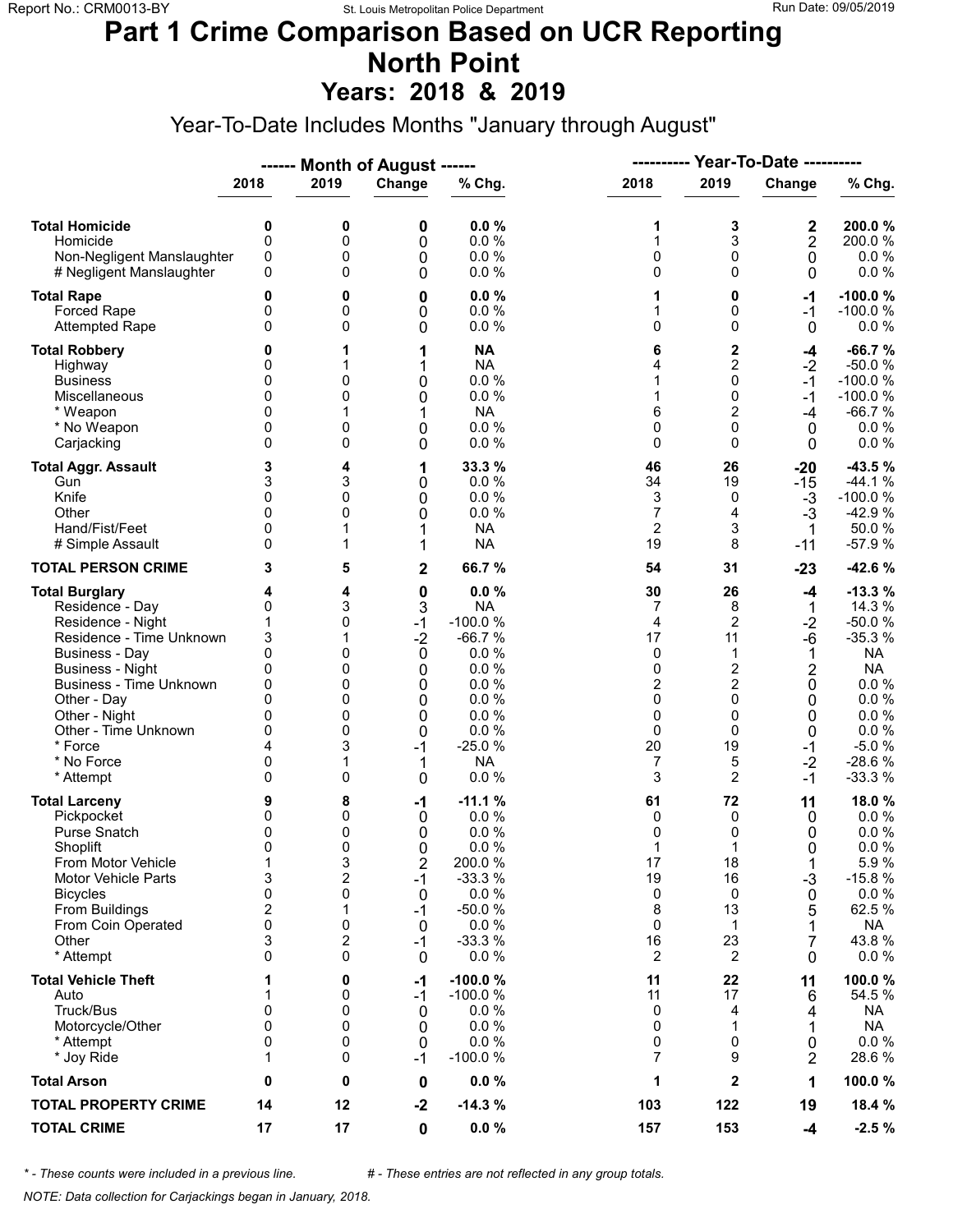# Part 1 Crime Comparison Based on UCR Reporting
# North Point
## Years: 2018 & 2019

Year-To-Date Includes Months "January through August"

| | ------ Month of August ------ | | | | ---------- Year-To-Date ---------- | | | |
|---|---|---|---|---|---|---|---|---|
| | 2018 | 2019 | Change | % Chg. | 2018 | 2019 | Change | % Chg. |
| **Total Homicide** | **0** | **0** | **0** | **0.0 %** | **1** | **3** | **2** | **200.0 %** |
| Homicide | 0 | 0 | 0 | 0.0 % | 1 | 3 | 2 | 200.0 % |
| Non-Negligent Manslaughter | 0 | 0 | 0 | 0.0 % | 0 | 0 | 0 | 0.0 % |
| # Negligent Manslaughter | 0 | 0 | 0 | 0.0 % | 0 | 0 | 0 | 0.0 % |
| **Total Rape** | **0** | **0** | **0** | **0.0 %** | **1** | **0** | **-1** | **-100.0 %** |
| Forced Rape | 0 | 0 | 0 | 0.0 % | 1 | 0 | -1 | -100.0 % |
| Attempted Rape | 0 | 0 | 0 | 0.0 % | 0 | 0 | 0 | 0.0 % |
| **Total Robbery** | **0** | **1** | **1** | **NA** | **6** | **2** | **-4** | **-66.7 %** |
| Highway | 0 | 1 | 1 | NA | 4 | 2 | -2 | -50.0 % |
| Business | 0 | 0 | 0 | 0.0 % | 1 | 0 | -1 | -100.0 % |
| Miscellaneous | 0 | 0 | 0 | 0.0 % | 1 | 0 | -1 | -100.0 % |
| * Weapon | 0 | 1 | 1 | NA | 6 | 2 | -4 | -66.7 % |
| * No Weapon | 0 | 0 | 0 | 0.0 % | 0 | 0 | 0 | 0.0 % |
| Carjacking | 0 | 0 | 0 | 0.0 % | 0 | 0 | 0 | 0.0 % |
| **Total Aggr. Assault** | **3** | **4** | **1** | **33.3 %** | **46** | **26** | **-20** | **-43.5 %** |
| Gun | 3 | 3 | 0 | 0.0 % | 34 | 19 | -15 | -44.1 % |
| Knife | 0 | 0 | 0 | 0.0 % | 3 | 0 | -3 | -100.0 % |
| Other | 0 | 0 | 0 | 0.0 % | 7 | 4 | -3 | -42.9 % |
| Hand/Fist/Feet | 0 | 1 | 1 | NA | 2 | 3 | 1 | 50.0 % |
| # Simple Assault | 0 | 1 | 1 | NA | 19 | 8 | -11 | -57.9 % |
| **TOTAL PERSON CRIME** | **3** | **5** | **2** | **66.7 %** | **54** | **31** | **-23** | **-42.6 %** |
| **Total Burglary** | **4** | **4** | **0** | **0.0 %** | **30** | **26** | **-4** | **-13.3 %** |
| Residence - Day | 0 | 3 | 3 | NA | 7 | 8 | 1 | 14.3 % |
| Residence - Night | 1 | 0 | -1 | -100.0 % | 4 | 2 | -2 | -50.0 % |
| Residence - Time Unknown | 3 | 1 | -2 | -66.7 % | 17 | 11 | -6 | -35.3 % |
| Business - Day | 0 | 0 | 0 | 0.0 % | 0 | 1 | 1 | NA |
| Business - Night | 0 | 0 | 0 | 0.0 % | 0 | 2 | 2 | NA |
| Business - Time Unknown | 0 | 0 | 0 | 0.0 % | 2 | 2 | 0 | 0.0 % |
| Other - Day | 0 | 0 | 0 | 0.0 % | 0 | 0 | 0 | 0.0 % |
| Other - Night | 0 | 0 | 0 | 0.0 % | 0 | 0 | 0 | 0.0 % |
| Other - Time Unknown | 0 | 0 | 0 | 0.0 % | 0 | 0 | 0 | 0.0 % |
| * Force | 4 | 3 | -1 | -25.0 % | 20 | 19 | -1 | -5.0 % |
| * No Force | 0 | 1 | 1 | NA | 7 | 5 | -2 | -28.6 % |
| * Attempt | 0 | 0 | 0 | 0.0 % | 3 | 2 | -1 | -33.3 % |
| **Total Larceny** | **9** | **8** | **-1** | **-11.1 %** | **61** | **72** | **11** | **18.0 %** |
| Pickpocket | 0 | 0 | 0 | 0.0 % | 0 | 0 | 0 | 0.0 % |
| Purse Snatch | 0 | 0 | 0 | 0.0 % | 0 | 0 | 0 | 0.0 % |
| Shoplift | 0 | 0 | 0 | 0.0 % | 1 | 1 | 0 | 0.0 % |
| From Motor Vehicle | 1 | 3 | 2 | 200.0 % | 17 | 18 | 1 | 5.9 % |
| Motor Vehicle Parts | 3 | 2 | -1 | -33.3 % | 19 | 16 | -3 | -15.8 % |
| Bicycles | 0 | 0 | 0 | 0.0 % | 0 | 0 | 0 | 0.0 % |
| From Buildings | 2 | 1 | -1 | -50.0 % | 8 | 13 | 5 | 62.5 % |
| From Coin Operated | 0 | 0 | 0 | 0.0 % | 0 | 1 | 1 | NA |
| Other | 3 | 2 | -1 | -33.3 % | 16 | 23 | 7 | 43.8 % |
| * Attempt | 0 | 0 | 0 | 0.0 % | 2 | 2 | 0 | 0.0 % |
| **Total Vehicle Theft** | **1** | **0** | **-1** | **-100.0 %** | **11** | **22** | **11** | **100.0 %** |
| Auto | 1 | 0 | -1 | -100.0 % | 11 | 17 | 6 | 54.5 % |
| Truck/Bus | 0 | 0 | 0 | 0.0 % | 0 | 4 | 4 | NA |
| Motorcycle/Other | 0 | 0 | 0 | 0.0 % | 0 | 1 | 1 | NA |
| * Attempt | 0 | 0 | 0 | 0.0 % | 0 | 0 | 0 | 0.0 % |
| * Joy Ride | 1 | 0 | -1 | -100.0 % | 7 | 9 | 2 | 28.6 % |
| **Total Arson** | **0** | **0** | **0** | **0.0 %** | **1** | **2** | **1** | **100.0 %** |
| **TOTAL PROPERTY CRIME** | **14** | **12** | **-2** | **-14.3 %** | **103** | **122** | **19** | **18.4 %** |
| **TOTAL CRIME** | **17** | **17** | **0** | **0.0 %** | **157** | **153** | **-4** | **-2.5 %** |

*\* - These counts were included in a previous line.*    *# - These entries are not reflected in any group totals.*

*NOTE: Data collection for Carjackings began in January, 2018.*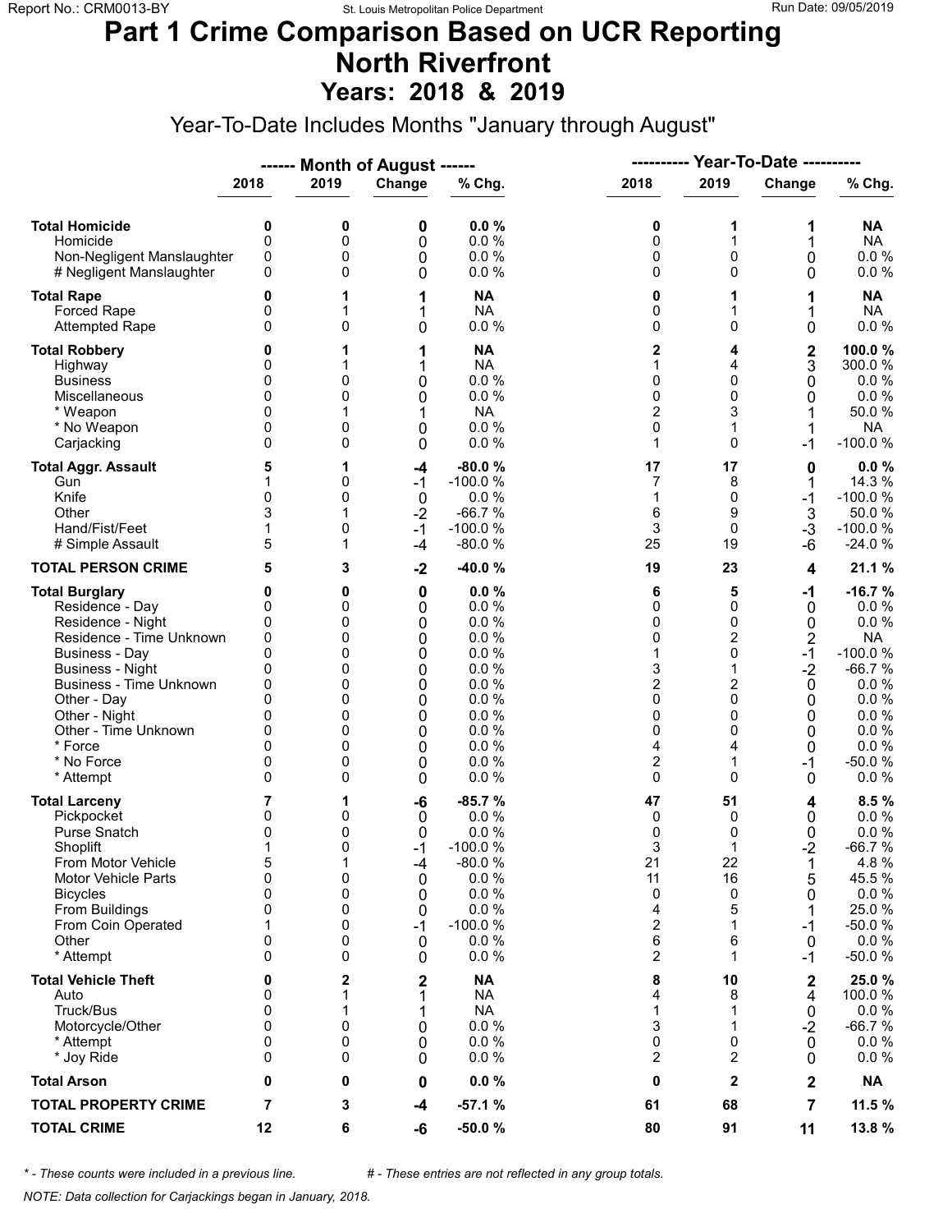# Part 1 Crime Comparison Based on UCR Reporting
# North Riverfront
## Years: 2018 & 2019

Year-To-Date Includes Months "January through August"

| | Month of August 2018 | Month of August 2019 | Change | % Chg. | Year-To-Date 2018 | Year-To-Date 2019 | Change | % Chg. |
|---|---|---|---|---|---|---|---|---|
| **Total Homicide** | **0** | **0** | **0** | **0.0 %** | **0** | **1** | **1** | **NA** |
| Homicide | 0 | 0 | 0 | 0.0 % | 0 | 1 | 1 | NA |
| Non-Negligent Manslaughter | 0 | 0 | 0 | 0.0 % | 0 | 0 | 0 | 0.0 % |
| # Negligent Manslaughter | 0 | 0 | 0 | 0.0 % | 0 | 0 | 0 | 0.0 % |
| **Total Rape** | **0** | **1** | **1** | **NA** | **0** | **1** | **1** | **NA** |
| Forced Rape | 0 | 1 | 1 | NA | 0 | 1 | 1 | NA |
| Attempted Rape | 0 | 0 | 0 | 0.0 % | 0 | 0 | 0 | 0.0 % |
| **Total Robbery** | **0** | **1** | **1** | **NA** | **2** | **4** | **2** | **100.0 %** |
| Highway | 0 | 1 | 1 | NA | 1 | 4 | 3 | 300.0 % |
| Business | 0 | 0 | 0 | 0.0 % | 0 | 0 | 0 | 0.0 % |
| Miscellaneous | 0 | 0 | 0 | 0.0 % | 0 | 0 | 0 | 0.0 % |
| * Weapon | 0 | 1 | 1 | NA | 2 | 3 | 1 | 50.0 % |
| * No Weapon | 0 | 0 | 0 | 0.0 % | 0 | 1 | 1 | NA |
| Carjacking | 0 | 0 | 0 | 0.0 % | 1 | 0 | -1 | -100.0 % |
| **Total Aggr. Assault** | **5** | **1** | **-4** | **-80.0 %** | **17** | **17** | **0** | **0.0 %** |
| Gun | 1 | 0 | -1 | -100.0 % | 7 | 8 | 1 | 14.3 % |
| Knife | 0 | 0 | 0 | 0.0 % | 1 | 0 | -1 | -100.0 % |
| Other | 3 | 1 | -2 | -66.7 % | 6 | 9 | 3 | 50.0 % |
| Hand/Fist/Feet | 1 | 0 | -1 | -100.0 % | 3 | 0 | -3 | -100.0 % |
| # Simple Assault | 5 | 1 | -4 | -80.0 % | 25 | 19 | -6 | -24.0 % |
| **TOTAL PERSON CRIME** | **5** | **3** | **-2** | **-40.0 %** | **19** | **23** | **4** | **21.1 %** |
| **Total Burglary** | **0** | **0** | **0** | **0.0 %** | **6** | **5** | **-1** | **-16.7 %** |
| Residence - Day | 0 | 0 | 0 | 0.0 % | 0 | 0 | 0 | 0.0 % |
| Residence - Night | 0 | 0 | 0 | 0.0 % | 0 | 0 | 0 | 0.0 % |
| Residence - Time Unknown | 0 | 0 | 0 | 0.0 % | 0 | 2 | 2 | NA |
| Business - Day | 0 | 0 | 0 | 0.0 % | 1 | 0 | -1 | -100.0 % |
| Business - Night | 0 | 0 | 0 | 0.0 % | 3 | 1 | -2 | -66.7 % |
| Business - Time Unknown | 0 | 0 | 0 | 0.0 % | 2 | 2 | 0 | 0.0 % |
| Other - Day | 0 | 0 | 0 | 0.0 % | 0 | 0 | 0 | 0.0 % |
| Other - Night | 0 | 0 | 0 | 0.0 % | 0 | 0 | 0 | 0.0 % |
| Other - Time Unknown | 0 | 0 | 0 | 0.0 % | 0 | 0 | 0 | 0.0 % |
| * Force | 0 | 0 | 0 | 0.0 % | 4 | 4 | 0 | 0.0 % |
| * No Force | 0 | 0 | 0 | 0.0 % | 2 | 1 | -1 | -50.0 % |
| * Attempt | 0 | 0 | 0 | 0.0 % | 0 | 0 | 0 | 0.0 % |
| **Total Larceny** | **7** | **1** | **-6** | **-85.7 %** | **47** | **51** | **4** | **8.5 %** |
| Pickpocket | 0 | 0 | 0 | 0.0 % | 0 | 0 | 0 | 0.0 % |
| Purse Snatch | 0 | 0 | 0 | 0.0 % | 0 | 0 | 0 | 0.0 % |
| Shoplift | 1 | 0 | -1 | -100.0 % | 3 | 1 | -2 | -66.7 % |
| From Motor Vehicle | 5 | 1 | -4 | -80.0 % | 21 | 22 | 1 | 4.8 % |
| Motor Vehicle Parts | 0 | 0 | 0 | 0.0 % | 11 | 16 | 5 | 45.5 % |
| Bicycles | 0 | 0 | 0 | 0.0 % | 0 | 0 | 0 | 0.0 % |
| From Buildings | 0 | 0 | 0 | 0.0 % | 4 | 5 | 1 | 25.0 % |
| From Coin Operated | 1 | 0 | -1 | -100.0 % | 2 | 1 | -1 | -50.0 % |
| Other | 0 | 0 | 0 | 0.0 % | 6 | 6 | 0 | 0.0 % |
| * Attempt | 0 | 0 | 0 | 0.0 % | 2 | 1 | -1 | -50.0 % |
| **Total Vehicle Theft** | **0** | **2** | **2** | **NA** | **8** | **10** | **2** | **25.0 %** |
| Auto | 0 | 1 | 1 | NA | 4 | 8 | 4 | 100.0 % |
| Truck/Bus | 0 | 1 | 1 | NA | 1 | 1 | 0 | 0.0 % |
| Motorcycle/Other | 0 | 0 | 0 | 0.0 % | 3 | 1 | -2 | -66.7 % |
| * Attempt | 0 | 0 | 0 | 0.0 % | 0 | 0 | 0 | 0.0 % |
| * Joy Ride | 0 | 0 | 0 | 0.0 % | 2 | 2 | 0 | 0.0 % |
| **Total Arson** | **0** | **0** | **0** | **0.0 %** | **0** | **2** | **2** | **NA** |
| **TOTAL PROPERTY CRIME** | **7** | **3** | **-4** | **-57.1 %** | **61** | **68** | **7** | **11.5 %** |
| **TOTAL CRIME** | **12** | **6** | **-6** | **-50.0 %** | **80** | **91** | **11** | **13.8 %** |

*\* - These counts were included in a previous line.* &nbsp;&nbsp;&nbsp; *# - These entries are not reflected in any group totals.*

*NOTE: Data collection for Carjackings began in January, 2018.*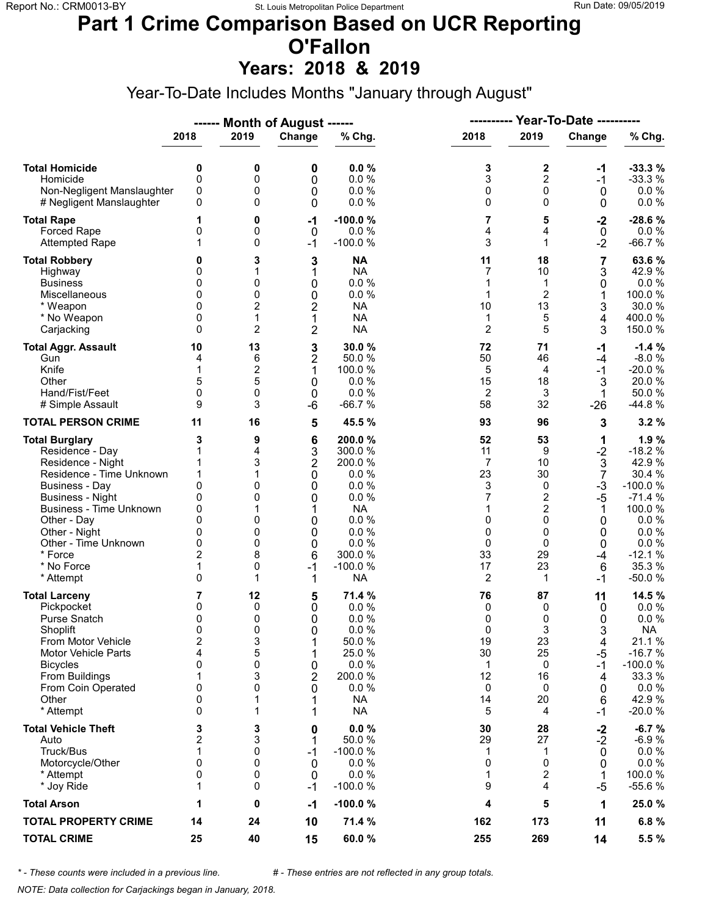# Part 1 Crime Comparison Based on UCR Reporting
# O'Fallon
## Years: 2018 & 2019

Year-To-Date Includes Months "January through August"

| | Month of August 2018 | Month of August 2019 | Change | % Chg. | Year-To-Date 2018 | Year-To-Date 2019 | Change | % Chg. |
|---|---|---|---|---|---|---|---|---|
| **Total Homicide** | **0** | **0** | **0** | **0.0 %** | **3** | **2** | **-1** | **-33.3 %** |
| Homicide | 0 | 0 | 0 | 0.0 % | 3 | 2 | -1 | -33.3 % |
| Non-Negligent Manslaughter | 0 | 0 | 0 | 0.0 % | 0 | 0 | 0 | 0.0 % |
| # Negligent Manslaughter | 0 | 0 | 0 | 0.0 % | 0 | 0 | 0 | 0.0 % |
| **Total Rape** | **1** | **0** | **-1** | **-100.0 %** | **7** | **5** | **-2** | **-28.6 %** |
| Forced Rape | 0 | 0 | 0 | 0.0 % | 4 | 4 | 0 | 0.0 % |
| Attempted Rape | 1 | 0 | -1 | -100.0 % | 3 | 1 | -2 | -66.7 % |
| **Total Robbery** | **0** | **3** | **3** | **NA** | **11** | **18** | **7** | **63.6 %** |
| Highway | 0 | 1 | 1 | NA | 7 | 10 | 3 | 42.9 % |
| Business | 0 | 0 | 0 | 0.0 % | 1 | 1 | 0 | 0.0 % |
| Miscellaneous | 0 | 0 | 0 | 0.0 % | 1 | 2 | 1 | 100.0 % |
| * Weapon | 0 | 2 | 2 | NA | 10 | 13 | 3 | 30.0 % |
| * No Weapon | 0 | 1 | 1 | NA | 1 | 5 | 4 | 400.0 % |
| Carjacking | 0 | 2 | 2 | NA | 2 | 5 | 3 | 150.0 % |
| **Total Aggr. Assault** | **10** | **13** | **3** | **30.0 %** | **72** | **71** | **-1** | **-1.4 %** |
| Gun | 4 | 6 | 2 | 50.0 % | 50 | 46 | -4 | -8.0 % |
| Knife | 1 | 2 | 1 | 100.0 % | 5 | 4 | -1 | -20.0 % |
| Other | 5 | 5 | 0 | 0.0 % | 15 | 18 | 3 | 20.0 % |
| Hand/Fist/Feet | 0 | 0 | 0 | 0.0 % | 2 | 3 | 1 | 50.0 % |
| # Simple Assault | 9 | 3 | -6 | -66.7 % | 58 | 32 | -26 | -44.8 % |
| **TOTAL PERSON CRIME** | **11** | **16** | **5** | **45.5 %** | **93** | **96** | **3** | **3.2 %** |
| **Total Burglary** | **3** | **9** | **6** | **200.0 %** | **52** | **53** | **1** | **1.9 %** |
| Residence - Day | 1 | 4 | 3 | 300.0 % | 11 | 9 | -2 | -18.2 % |
| Residence - Night | 1 | 3 | 2 | 200.0 % | 7 | 10 | 3 | 42.9 % |
| Residence - Time Unknown | 1 | 1 | 0 | 0.0 % | 23 | 30 | 7 | 30.4 % |
| Business - Day | 0 | 0 | 0 | 0.0 % | 3 | 0 | -3 | -100.0 % |
| Business - Night | 0 | 0 | 0 | 0.0 % | 7 | 2 | -5 | -71.4 % |
| Business - Time Unknown | 0 | 1 | 1 | NA | 1 | 2 | 1 | 100.0 % |
| Other - Day | 0 | 0 | 0 | 0.0 % | 0 | 0 | 0 | 0.0 % |
| Other - Night | 0 | 0 | 0 | 0.0 % | 0 | 0 | 0 | 0.0 % |
| Other - Time Unknown | 0 | 0 | 0 | 0.0 % | 0 | 0 | 0 | 0.0 % |
| * Force | 2 | 8 | 6 | 300.0 % | 33 | 29 | -4 | -12.1 % |
| * No Force | 1 | 0 | -1 | -100.0 % | 17 | 23 | 6 | 35.3 % |
| * Attempt | 0 | 1 | 1 | NA | 2 | 1 | -1 | -50.0 % |
| **Total Larceny** | **7** | **12** | **5** | **71.4 %** | **76** | **87** | **11** | **14.5 %** |
| Pickpocket | 0 | 0 | 0 | 0.0 % | 0 | 0 | 0 | 0.0 % |
| Purse Snatch | 0 | 0 | 0 | 0.0 % | 0 | 0 | 0 | 0.0 % |
| Shoplift | 0 | 0 | 0 | 0.0 % | 0 | 3 | 3 | NA |
| From Motor Vehicle | 2 | 3 | 1 | 50.0 % | 19 | 23 | 4 | 21.1 % |
| Motor Vehicle Parts | 4 | 5 | 1 | 25.0 % | 30 | 25 | -5 | -16.7 % |
| Bicycles | 0 | 0 | 0 | 0.0 % | 1 | 0 | -1 | -100.0 % |
| From Buildings | 1 | 3 | 2 | 200.0 % | 12 | 16 | 4 | 33.3 % |
| From Coin Operated | 0 | 0 | 0 | 0.0 % | 0 | 0 | 0 | 0.0 % |
| Other | 0 | 1 | 1 | NA | 14 | 20 | 6 | 42.9 % |
| * Attempt | 0 | 1 | 1 | NA | 5 | 4 | -1 | -20.0 % |
| **Total Vehicle Theft** | **3** | **3** | **0** | **0.0 %** | **30** | **28** | **-2** | **-6.7 %** |
| Auto | 2 | 3 | 1 | 50.0 % | 29 | 27 | -2 | -6.9 % |
| Truck/Bus | 1 | 0 | -1 | -100.0 % | 1 | 1 | 0 | 0.0 % |
| Motorcycle/Other | 0 | 0 | 0 | 0.0 % | 0 | 0 | 0 | 0.0 % |
| * Attempt | 0 | 0 | 0 | 0.0 % | 1 | 2 | 1 | 100.0 % |
| * Joy Ride | 1 | 0 | -1 | -100.0 % | 9 | 4 | -5 | -55.6 % |
| **Total Arson** | **1** | **0** | **-1** | **-100.0 %** | **4** | **5** | **1** | **25.0 %** |
| **TOTAL PROPERTY CRIME** | **14** | **24** | **10** | **71.4 %** | **162** | **173** | **11** | **6.8 %** |
| **TOTAL CRIME** | **25** | **40** | **15** | **60.0 %** | **255** | **269** | **14** | **5.5 %** |

*\* - These counts were included in a previous line.* *# - These entries are not reflected in any group totals.*

*NOTE: Data collection for Carjackings began in January, 2018.*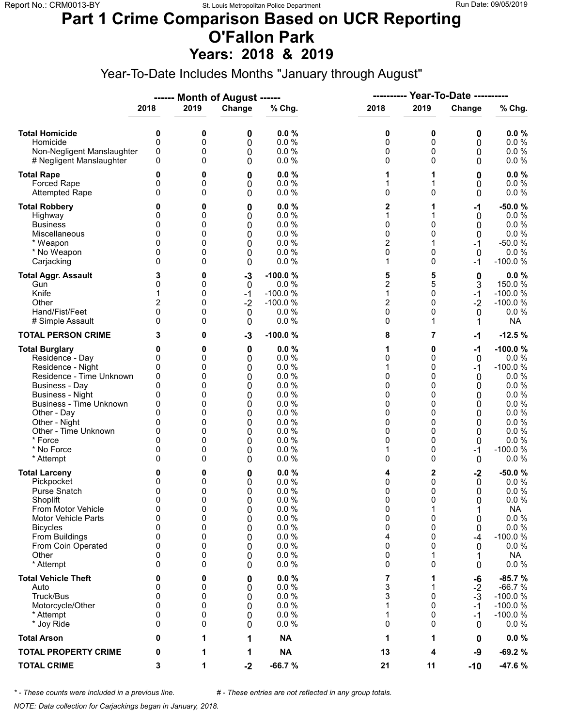# Part 1 Crime Comparison Based on UCR Reporting
# O'Fallon Park
## Years: 2018 & 2019

Year-To-Date Includes Months "January through August"

| | Month of August 2018 | Month of August 2019 | Change | % Chg. | Year-To-Date 2018 | Year-To-Date 2019 | Change | % Chg. |
|---|---|---|---|---|---|---|---|---|
| **Total Homicide** | **0** | **0** | **0** | **0.0 %** | **0** | **0** | **0** | **0.0 %** |
| Homicide | 0 | 0 | 0 | 0.0 % | 0 | 0 | 0 | 0.0 % |
| Non-Negligent Manslaughter | 0 | 0 | 0 | 0.0 % | 0 | 0 | 0 | 0.0 % |
| # Negligent Manslaughter | 0 | 0 | 0 | 0.0 % | 0 | 0 | 0 | 0.0 % |
| **Total Rape** | **0** | **0** | **0** | **0.0 %** | **1** | **1** | **0** | **0.0 %** |
| Forced Rape | 0 | 0 | 0 | 0.0 % | 1 | 1 | 0 | 0.0 % |
| Attempted Rape | 0 | 0 | 0 | 0.0 % | 0 | 0 | 0 | 0.0 % |
| **Total Robbery** | **0** | **0** | **0** | **0.0 %** | **2** | **1** | **-1** | **-50.0 %** |
| Highway | 0 | 0 | 0 | 0.0 % | 1 | 1 | 0 | 0.0 % |
| Business | 0 | 0 | 0 | 0.0 % | 0 | 0 | 0 | 0.0 % |
| Miscellaneous | 0 | 0 | 0 | 0.0 % | 0 | 0 | 0 | 0.0 % |
| * Weapon | 0 | 0 | 0 | 0.0 % | 2 | 1 | -1 | -50.0 % |
| * No Weapon | 0 | 0 | 0 | 0.0 % | 0 | 0 | 0 | 0.0 % |
| Carjacking | 0 | 0 | 0 | 0.0 % | 1 | 0 | -1 | -100.0 % |
| **Total Aggr. Assault** | **3** | **0** | **-3** | **-100.0 %** | **5** | **5** | **0** | **0.0 %** |
| Gun | 0 | 0 | 0 | 0.0 % | 2 | 5 | 3 | 150.0 % |
| Knife | 1 | 0 | -1 | -100.0 % | 1 | 0 | -1 | -100.0 % |
| Other | 2 | 0 | -2 | -100.0 % | 2 | 0 | -2 | -100.0 % |
| Hand/Fist/Feet | 0 | 0 | 0 | 0.0 % | 0 | 0 | 0 | 0.0 % |
| # Simple Assault | 0 | 0 | 0 | 0.0 % | 0 | 1 | 1 | NA |
| **TOTAL PERSON CRIME** | **3** | **0** | **-3** | **-100.0 %** | **8** | **7** | **-1** | **-12.5 %** |
| **Total Burglary** | **0** | **0** | **0** | **0.0 %** | **1** | **0** | **-1** | **-100.0 %** |
| Residence - Day | 0 | 0 | 0 | 0.0 % | 0 | 0 | 0 | 0.0 % |
| Residence - Night | 0 | 0 | 0 | 0.0 % | 1 | 0 | -1 | -100.0 % |
| Residence - Time Unknown | 0 | 0 | 0 | 0.0 % | 0 | 0 | 0 | 0.0 % |
| Business - Day | 0 | 0 | 0 | 0.0 % | 0 | 0 | 0 | 0.0 % |
| Business - Night | 0 | 0 | 0 | 0.0 % | 0 | 0 | 0 | 0.0 % |
| Business - Time Unknown | 0 | 0 | 0 | 0.0 % | 0 | 0 | 0 | 0.0 % |
| Other - Day | 0 | 0 | 0 | 0.0 % | 0 | 0 | 0 | 0.0 % |
| Other - Night | 0 | 0 | 0 | 0.0 % | 0 | 0 | 0 | 0.0 % |
| Other - Time Unknown | 0 | 0 | 0 | 0.0 % | 0 | 0 | 0 | 0.0 % |
| * Force | 0 | 0 | 0 | 0.0 % | 0 | 0 | 0 | 0.0 % |
| * No Force | 0 | 0 | 0 | 0.0 % | 1 | 0 | -1 | -100.0 % |
| * Attempt | 0 | 0 | 0 | 0.0 % | 0 | 0 | 0 | 0.0 % |
| **Total Larceny** | **0** | **0** | **0** | **0.0 %** | **4** | **2** | **-2** | **-50.0 %** |
| Pickpocket | 0 | 0 | 0 | 0.0 % | 0 | 0 | 0 | 0.0 % |
| Purse Snatch | 0 | 0 | 0 | 0.0 % | 0 | 0 | 0 | 0.0 % |
| Shoplift | 0 | 0 | 0 | 0.0 % | 0 | 0 | 0 | 0.0 % |
| From Motor Vehicle | 0 | 0 | 0 | 0.0 % | 0 | 1 | 1 | NA |
| Motor Vehicle Parts | 0 | 0 | 0 | 0.0 % | 0 | 0 | 0 | 0.0 % |
| Bicycles | 0 | 0 | 0 | 0.0 % | 0 | 0 | 0 | 0.0 % |
| From Buildings | 0 | 0 | 0 | 0.0 % | 4 | 0 | -4 | -100.0 % |
| From Coin Operated | 0 | 0 | 0 | 0.0 % | 0 | 0 | 0 | 0.0 % |
| Other | 0 | 0 | 0 | 0.0 % | 0 | 1 | 1 | NA |
| * Attempt | 0 | 0 | 0 | 0.0 % | 0 | 0 | 0 | 0.0 % |
| **Total Vehicle Theft** | **0** | **0** | **0** | **0.0 %** | **7** | **1** | **-6** | **-85.7 %** |
| Auto | 0 | 0 | 0 | 0.0 % | 3 | 1 | -2 | -66.7 % |
| Truck/Bus | 0 | 0 | 0 | 0.0 % | 3 | 0 | -3 | -100.0 % |
| Motorcycle/Other | 0 | 0 | 0 | 0.0 % | 1 | 0 | -1 | -100.0 % |
| * Attempt | 0 | 0 | 0 | 0.0 % | 1 | 0 | -1 | -100.0 % |
| * Joy Ride | 0 | 0 | 0 | 0.0 % | 0 | 0 | 0 | 0.0 % |
| **Total Arson** | **0** | **1** | **1** | **NA** | **1** | **1** | **0** | **0.0 %** |
| **TOTAL PROPERTY CRIME** | **0** | **1** | **1** | **NA** | **13** | **4** | **-9** | **-69.2 %** |
| **TOTAL CRIME** | **3** | **1** | **-2** | **-66.7 %** | **21** | **11** | **-10** | **-47.6 %** |

*\* - These counts were included in a previous line.* &nbsp;&nbsp;&nbsp; *# - These entries are not reflected in any group totals.*

*NOTE: Data collection for Carjackings began in January, 2018.*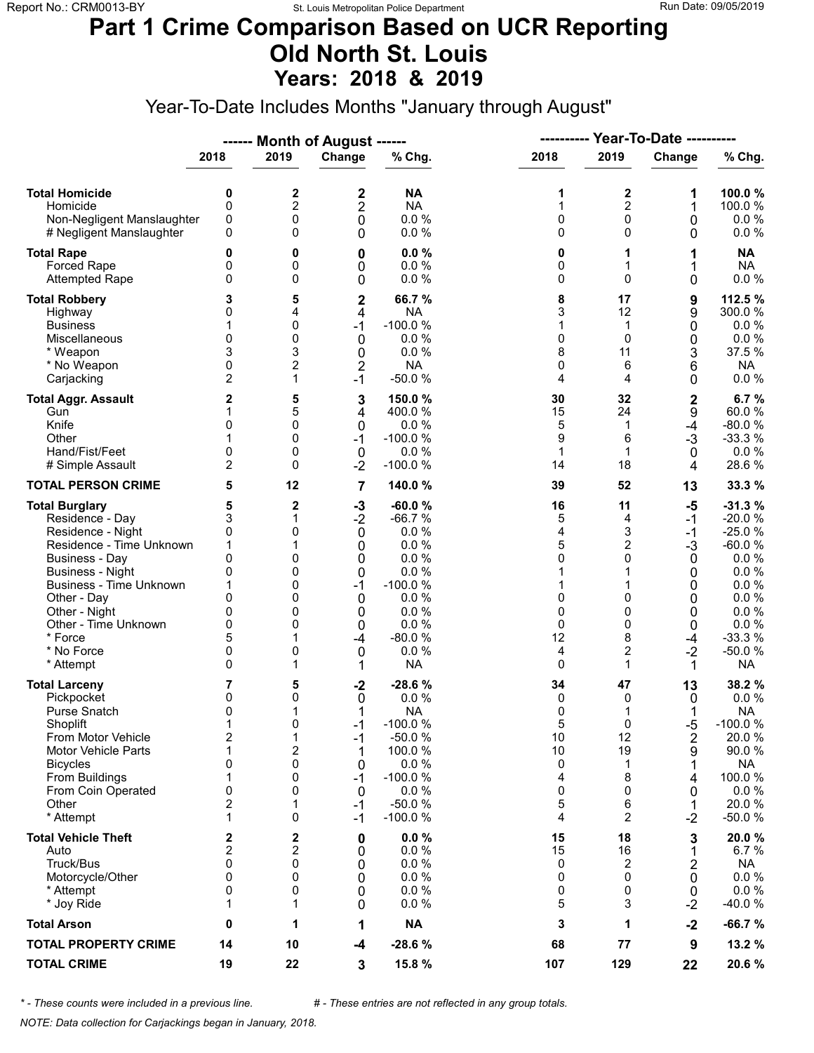# Part 1 Crime Comparison Based on UCR Reporting
# Old North St. Louis
## Years: 2018 & 2019

Year-To-Date Includes Months "January through August"

| | ------ Month of August ------ | | | | ---------- Year-To-Date ---------- | | | |
|---|---|---|---|---|---|---|---|---|
| | 2018 | 2019 | Change | % Chg. | 2018 | 2019 | Change | % Chg. |
| **Total Homicide** | **0** | **2** | **2** | **NA** | **1** | **2** | **1** | **100.0 %** |
| Homicide | 0 | 2 | 2 | NA | 1 | 2 | 1 | 100.0 % |
| Non-Negligent Manslaughter | 0 | 0 | 0 | 0.0 % | 0 | 0 | 0 | 0.0 % |
| # Negligent Manslaughter | 0 | 0 | 0 | 0.0 % | 0 | 0 | 0 | 0.0 % |
| **Total Rape** | **0** | **0** | **0** | **0.0 %** | **0** | **1** | **1** | **NA** |
| Forced Rape | 0 | 0 | 0 | 0.0 % | 0 | 1 | 1 | NA |
| Attempted Rape | 0 | 0 | 0 | 0.0 % | 0 | 0 | 0 | 0.0 % |
| **Total Robbery** | **3** | **5** | **2** | **66.7 %** | **8** | **17** | **9** | **112.5 %** |
| Highway | 0 | 4 | 4 | NA | 3 | 12 | 9 | 300.0 % |
| Business | 1 | 0 | -1 | -100.0 % | 1 | 1 | 0 | 0.0 % |
| Miscellaneous | 0 | 0 | 0 | 0.0 % | 0 | 0 | 0 | 0.0 % |
| * Weapon | 3 | 3 | 0 | 0.0 % | 8 | 11 | 3 | 37.5 % |
| * No Weapon | 0 | 2 | 2 | NA | 0 | 6 | 6 | NA |
| Carjacking | 2 | 1 | -1 | -50.0 % | 4 | 4 | 0 | 0.0 % |
| **Total Aggr. Assault** | **2** | **5** | **3** | **150.0 %** | **30** | **32** | **2** | **6.7 %** |
| Gun | 1 | 5 | 4 | 400.0 % | 15 | 24 | 9 | 60.0 % |
| Knife | 0 | 0 | 0 | 0.0 % | 5 | 1 | -4 | -80.0 % |
| Other | 1 | 0 | -1 | -100.0 % | 9 | 6 | -3 | -33.3 % |
| Hand/Fist/Feet | 0 | 0 | 0 | 0.0 % | 1 | 1 | 0 | 0.0 % |
| # Simple Assault | 2 | 0 | -2 | -100.0 % | 14 | 18 | 4 | 28.6 % |
| **TOTAL PERSON CRIME** | **5** | **12** | **7** | **140.0 %** | **39** | **52** | **13** | **33.3 %** |
| **Total Burglary** | **5** | **2** | **-3** | **-60.0 %** | **16** | **11** | **-5** | **-31.3 %** |
| Residence - Day | 3 | 1 | -2 | -66.7 % | 5 | 4 | -1 | -20.0 % |
| Residence - Night | 0 | 0 | 0 | 0.0 % | 4 | 3 | -1 | -25.0 % |
| Residence - Time Unknown | 1 | 1 | 0 | 0.0 % | 5 | 2 | -3 | -60.0 % |
| Business - Day | 0 | 0 | 0 | 0.0 % | 0 | 0 | 0 | 0.0 % |
| Business - Night | 0 | 0 | 0 | 0.0 % | 1 | 1 | 0 | 0.0 % |
| Business - Time Unknown | 1 | 0 | -1 | -100.0 % | 1 | 1 | 0 | 0.0 % |
| Other - Day | 0 | 0 | 0 | 0.0 % | 0 | 0 | 0 | 0.0 % |
| Other - Night | 0 | 0 | 0 | 0.0 % | 0 | 0 | 0 | 0.0 % |
| Other - Time Unknown | 0 | 0 | 0 | 0.0 % | 0 | 0 | 0 | 0.0 % |
| * Force | 5 | 1 | -4 | -80.0 % | 12 | 8 | -4 | -33.3 % |
| * No Force | 0 | 0 | 0 | 0.0 % | 4 | 2 | -2 | -50.0 % |
| * Attempt | 0 | 1 | 1 | NA | 0 | 1 | 1 | NA |
| **Total Larceny** | **7** | **5** | **-2** | **-28.6 %** | **34** | **47** | **13** | **38.2 %** |
| Pickpocket | 0 | 0 | 0 | 0.0 % | 0 | 0 | 0 | 0.0 % |
| Purse Snatch | 0 | 1 | 1 | NA | 0 | 1 | 1 | NA |
| Shoplift | 1 | 0 | -1 | -100.0 % | 5 | 0 | -5 | -100.0 % |
| From Motor Vehicle | 2 | 1 | -1 | -50.0 % | 10 | 12 | 2 | 20.0 % |
| Motor Vehicle Parts | 1 | 2 | 1 | 100.0 % | 10 | 19 | 9 | 90.0 % |
| Bicycles | 0 | 0 | 0 | 0.0 % | 0 | 1 | 1 | NA |
| From Buildings | 1 | 0 | -1 | -100.0 % | 4 | 8 | 4 | 100.0 % |
| From Coin Operated | 0 | 0 | 0 | 0.0 % | 0 | 0 | 0 | 0.0 % |
| Other | 2 | 1 | -1 | -50.0 % | 5 | 6 | 1 | 20.0 % |
| * Attempt | 1 | 0 | -1 | -100.0 % | 4 | 2 | -2 | -50.0 % |
| **Total Vehicle Theft** | **2** | **2** | **0** | **0.0 %** | **15** | **18** | **3** | **20.0 %** |
| Auto | 2 | 2 | 0 | 0.0 % | 15 | 16 | 1 | 6.7 % |
| Truck/Bus | 0 | 0 | 0 | 0.0 % | 0 | 2 | 2 | NA |
| Motorcycle/Other | 0 | 0 | 0 | 0.0 % | 0 | 0 | 0 | 0.0 % |
| * Attempt | 0 | 0 | 0 | 0.0 % | 0 | 0 | 0 | 0.0 % |
| * Joy Ride | 1 | 1 | 0 | 0.0 % | 5 | 3 | -2 | -40.0 % |
| **Total Arson** | **0** | **1** | **1** | **NA** | **3** | **1** | **-2** | **-66.7 %** |
| **TOTAL PROPERTY CRIME** | **14** | **10** | **-4** | **-28.6 %** | **68** | **77** | **9** | **13.2 %** |
| **TOTAL CRIME** | **19** | **22** | **3** | **15.8 %** | **107** | **129** | **22** | **20.6 %** |

*\* - These counts were included in a previous line.* &nbsp;&nbsp;&nbsp;&nbsp; *# - These entries are not reflected in any group totals.*

*NOTE: Data collection for Carjackings began in January, 2018.*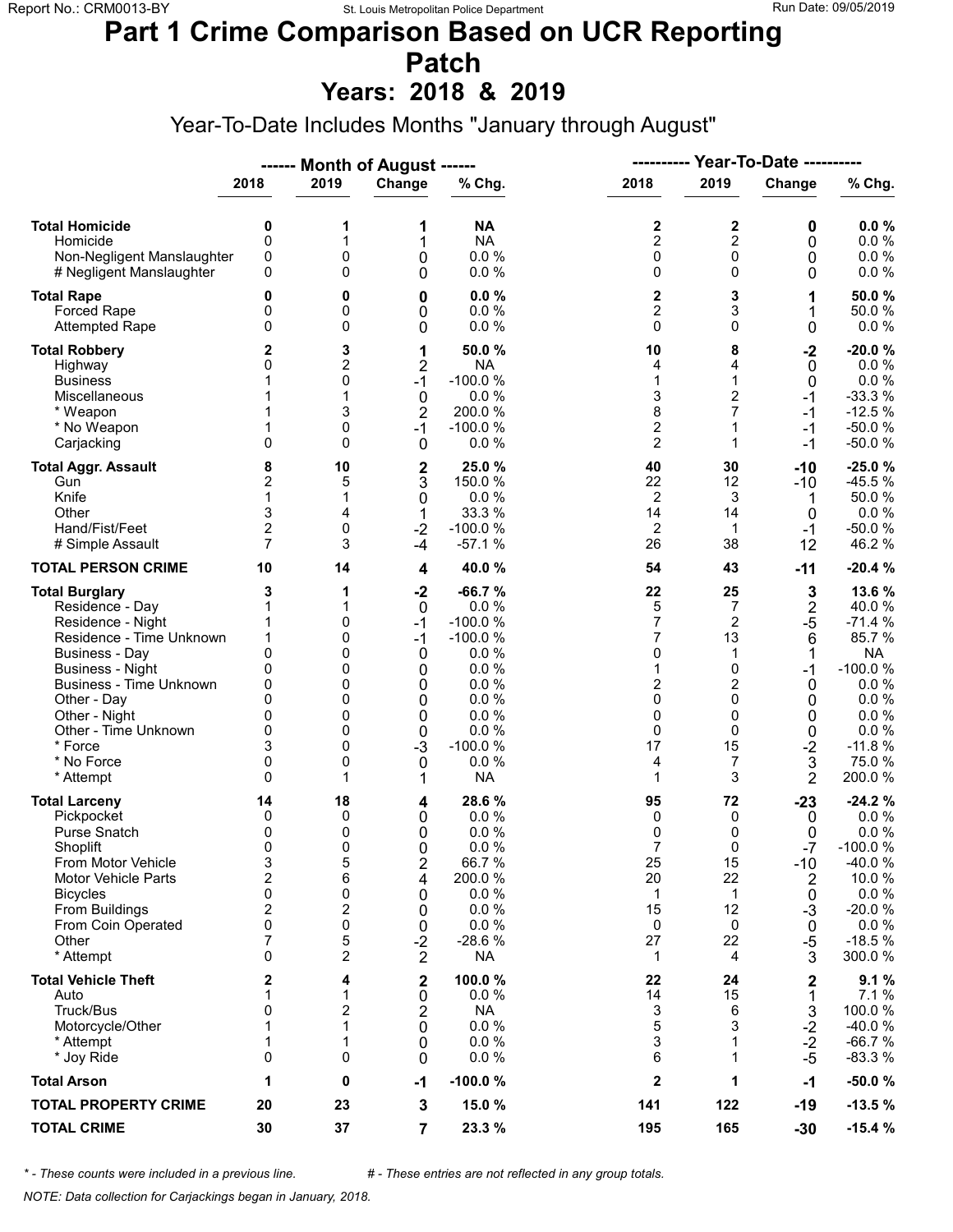Report No.: CRM0013-BY St. Louis Metropolitan Police Department Run Date: 09/05/2019

# Part 1 Crime Comparison Based on UCR Reporting Patch

## Years: 2018 & 2019

Year-To-Date Includes Months "January through August"

| | Month of August 2018 | Month of August 2019 | Change | % Chg. | Year-To-Date 2018 | Year-To-Date 2019 | Change | % Chg. |
|---|---|---|---|---|---|---|---|---|
| **Total Homicide** | **0** | **1** | **1** | **NA** | **2** | **2** | **0** | **0.0 %** |
| Homicide | 0 | 1 | 1 | NA | 2 | 2 | 0 | 0.0 % |
| Non-Negligent Manslaughter | 0 | 0 | 0 | 0.0 % | 0 | 0 | 0 | 0.0 % |
| # Negligent Manslaughter | 0 | 0 | 0 | 0.0 % | 0 | 0 | 0 | 0.0 % |
| **Total Rape** | **0** | **0** | **0** | **0.0 %** | **2** | **3** | **1** | **50.0 %** |
| Forced Rape | 0 | 0 | 0 | 0.0 % | 2 | 3 | 1 | 50.0 % |
| Attempted Rape | 0 | 0 | 0 | 0.0 % | 0 | 0 | 0 | 0.0 % |
| **Total Robbery** | **2** | **3** | **1** | **50.0 %** | **10** | **8** | **-2** | **-20.0 %** |
| Highway | 0 | 2 | 2 | NA | 4 | 4 | 0 | 0.0 % |
| Business | 1 | 0 | -1 | -100.0 % | 1 | 1 | 0 | 0.0 % |
| Miscellaneous | 1 | 1 | 0 | 0.0 % | 3 | 2 | -1 | -33.3 % |
| * Weapon | 1 | 3 | 2 | 200.0 % | 8 | 7 | -1 | -12.5 % |
| * No Weapon | 1 | 0 | -1 | -100.0 % | 2 | 1 | -1 | -50.0 % |
| Carjacking | 0 | 0 | 0 | 0.0 % | 2 | 1 | -1 | -50.0 % |
| **Total Aggr. Assault** | **8** | **10** | **2** | **25.0 %** | **40** | **30** | **-10** | **-25.0 %** |
| Gun | 2 | 5 | 3 | 150.0 % | 22 | 12 | -10 | -45.5 % |
| Knife | 1 | 1 | 0 | 0.0 % | 2 | 3 | 1 | 50.0 % |
| Other | 3 | 4 | 1 | 33.3 % | 14 | 14 | 0 | 0.0 % |
| Hand/Fist/Feet | 2 | 0 | -2 | -100.0 % | 2 | 1 | -1 | -50.0 % |
| # Simple Assault | 7 | 3 | -4 | -57.1 % | 26 | 38 | 12 | 46.2 % |
| **TOTAL PERSON CRIME** | **10** | **14** | **4** | **40.0 %** | **54** | **43** | **-11** | **-20.4 %** |
| **Total Burglary** | **3** | **1** | **-2** | **-66.7 %** | **22** | **25** | **3** | **13.6 %** |
| Residence - Day | 1 | 1 | 0 | 0.0 % | 5 | 7 | 2 | 40.0 % |
| Residence - Night | 1 | 0 | -1 | -100.0 % | 7 | 2 | -5 | -71.4 % |
| Residence - Time Unknown | 1 | 0 | -1 | -100.0 % | 7 | 13 | 6 | 85.7 % |
| Business - Day | 0 | 0 | 0 | 0.0 % | 0 | 1 | 1 | NA |
| Business - Night | 0 | 0 | 0 | 0.0 % | 1 | 0 | -1 | -100.0 % |
| Business - Time Unknown | 0 | 0 | 0 | 0.0 % | 2 | 2 | 0 | 0.0 % |
| Other - Day | 0 | 0 | 0 | 0.0 % | 0 | 0 | 0 | 0.0 % |
| Other - Night | 0 | 0 | 0 | 0.0 % | 0 | 0 | 0 | 0.0 % |
| Other - Time Unknown | 0 | 0 | 0 | 0.0 % | 0 | 0 | 0 | 0.0 % |
| * Force | 3 | 0 | -3 | -100.0 % | 17 | 15 | -2 | -11.8 % |
| * No Force | 0 | 0 | 0 | 0.0 % | 4 | 7 | 3 | 75.0 % |
| * Attempt | 0 | 1 | 1 | NA | 1 | 3 | 2 | 200.0 % |
| **Total Larceny** | **14** | **18** | **4** | **28.6 %** | **95** | **72** | **-23** | **-24.2 %** |
| Pickpocket | 0 | 0 | 0 | 0.0 % | 0 | 0 | 0 | 0.0 % |
| Purse Snatch | 0 | 0 | 0 | 0.0 % | 0 | 0 | 0 | 0.0 % |
| Shoplift | 0 | 0 | 0 | 0.0 % | 7 | 0 | -7 | -100.0 % |
| From Motor Vehicle | 3 | 5 | 2 | 66.7 % | 25 | 15 | -10 | -40.0 % |
| Motor Vehicle Parts | 2 | 6 | 4 | 200.0 % | 20 | 22 | 2 | 10.0 % |
| Bicycles | 0 | 0 | 0 | 0.0 % | 1 | 1 | 0 | 0.0 % |
| From Buildings | 2 | 2 | 0 | 0.0 % | 15 | 12 | -3 | -20.0 % |
| From Coin Operated | 0 | 0 | 0 | 0.0 % | 0 | 0 | 0 | 0.0 % |
| Other | 7 | 5 | -2 | -28.6 % | 27 | 22 | -5 | -18.5 % |
| * Attempt | 0 | 2 | 2 | NA | 1 | 4 | 3 | 300.0 % |
| **Total Vehicle Theft** | **2** | **4** | **2** | **100.0 %** | **22** | **24** | **2** | **9.1 %** |
| Auto | 1 | 1 | 0 | 0.0 % | 14 | 15 | 1 | 7.1 % |
| Truck/Bus | 0 | 2 | 2 | NA | 3 | 6 | 3 | 100.0 % |
| Motorcycle/Other | 1 | 1 | 0 | 0.0 % | 5 | 3 | -2 | -40.0 % |
| * Attempt | 1 | 1 | 0 | 0.0 % | 3 | 1 | -2 | -66.7 % |
| * Joy Ride | 0 | 0 | 0 | 0.0 % | 6 | 1 | -5 | -83.3 % |
| **Total Arson** | **1** | **0** | **-1** | **-100.0 %** | **2** | **1** | **-1** | **-50.0 %** |
| **TOTAL PROPERTY CRIME** | **20** | **23** | **3** | **15.0 %** | **141** | **122** | **-19** | **-13.5 %** |
| **TOTAL CRIME** | **30** | **37** | **7** | **23.3 %** | **195** | **165** | **-30** | **-15.4 %** |

*\* - These counts were included in a previous line.* *# - These entries are not reflected in any group totals.*

*NOTE: Data collection for Carjackings began in January, 2018.*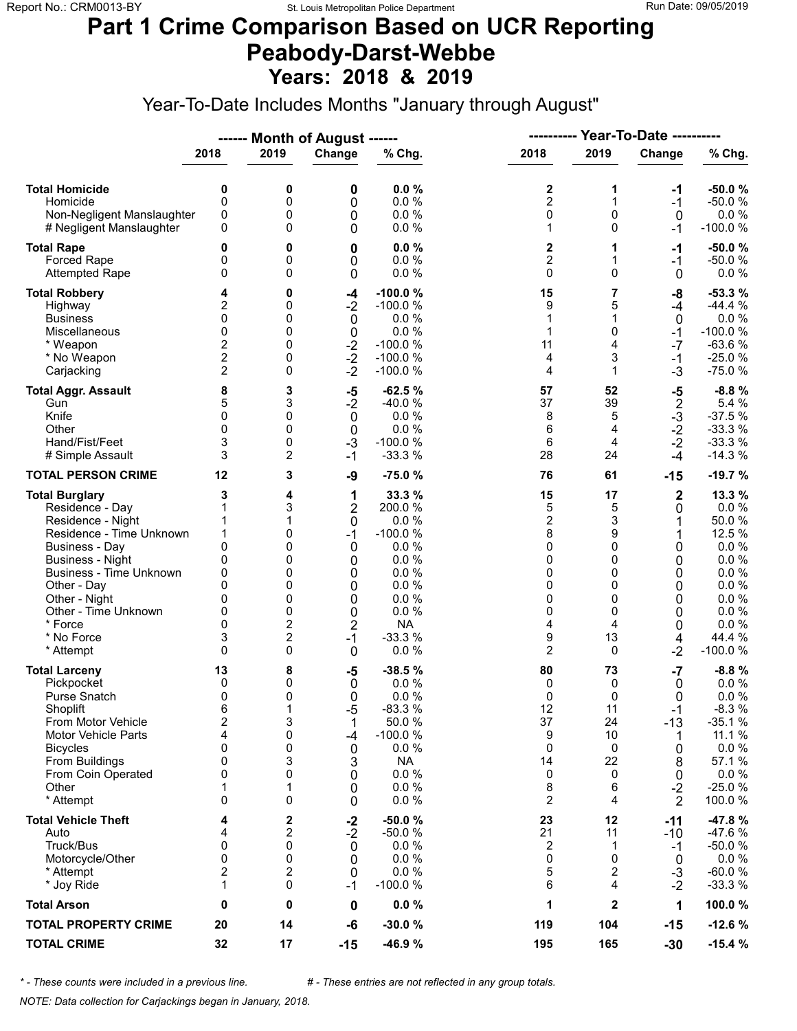# Part 1 Crime Comparison Based on UCR Reporting
# Peabody-Darst-Webbe
## Years: 2018 & 2019

Year-To-Date Includes Months "January through August"

| | Month of August | | | | Year-To-Date | | | |
|---|---|---|---|---|---|---|---|---|
| | 2018 | 2019 | Change | % Chg. | 2018 | 2019 | Change | % Chg. |
| **Total Homicide** | **0** | **0** | **0** | **0.0 %** | **2** | **1** | **-1** | **-50.0 %** |
| Homicide | 0 | 0 | 0 | 0.0 % | 2 | 1 | -1 | -50.0 % |
| Non-Negligent Manslaughter | 0 | 0 | 0 | 0.0 % | 0 | 0 | 0 | 0.0 % |
| # Negligent Manslaughter | 0 | 0 | 0 | 0.0 % | 1 | 0 | -1 | -100.0 % |
| **Total Rape** | **0** | **0** | **0** | **0.0 %** | **2** | **1** | **-1** | **-50.0 %** |
| Forced Rape | 0 | 0 | 0 | 0.0 % | 2 | 1 | -1 | -50.0 % |
| Attempted Rape | 0 | 0 | 0 | 0.0 % | 0 | 0 | 0 | 0.0 % |
| **Total Robbery** | **4** | **0** | **-4** | **-100.0 %** | **15** | **7** | **-8** | **-53.3 %** |
| Highway | 2 | 0 | -2 | -100.0 % | 9 | 5 | -4 | -44.4 % |
| Business | 0 | 0 | 0 | 0.0 % | 1 | 1 | 0 | 0.0 % |
| Miscellaneous | 0 | 0 | 0 | 0.0 % | 1 | 0 | -1 | -100.0 % |
| * Weapon | 2 | 0 | -2 | -100.0 % | 11 | 4 | -7 | -63.6 % |
| * No Weapon | 2 | 0 | -2 | -100.0 % | 4 | 3 | -1 | -25.0 % |
| Carjacking | 2 | 0 | -2 | -100.0 % | 4 | 1 | -3 | -75.0 % |
| **Total Aggr. Assault** | **8** | **3** | **-5** | **-62.5 %** | **57** | **52** | **-5** | **-8.8 %** |
| Gun | 5 | 3 | -2 | -40.0 % | 37 | 39 | 2 | 5.4 % |
| Knife | 0 | 0 | 0 | 0.0 % | 8 | 5 | -3 | -37.5 % |
| Other | 0 | 0 | 0 | 0.0 % | 6 | 4 | -2 | -33.3 % |
| Hand/Fist/Feet | 3 | 0 | -3 | -100.0 % | 6 | 4 | -2 | -33.3 % |
| # Simple Assault | 3 | 2 | -1 | -33.3 % | 28 | 24 | -4 | -14.3 % |
| **TOTAL PERSON CRIME** | **12** | **3** | **-9** | **-75.0 %** | **76** | **61** | **-15** | **-19.7 %** |
| **Total Burglary** | **3** | **4** | **1** | **33.3 %** | **15** | **17** | **2** | **13.3 %** |
| Residence - Day | 1 | 3 | 2 | 200.0 % | 5 | 5 | 0 | 0.0 % |
| Residence - Night | 1 | 1 | 0 | 0.0 % | 2 | 3 | 1 | 50.0 % |
| Residence - Time Unknown | 1 | 0 | -1 | -100.0 % | 8 | 9 | 1 | 12.5 % |
| Business - Day | 0 | 0 | 0 | 0.0 % | 0 | 0 | 0 | 0.0 % |
| Business - Night | 0 | 0 | 0 | 0.0 % | 0 | 0 | 0 | 0.0 % |
| Business - Time Unknown | 0 | 0 | 0 | 0.0 % | 0 | 0 | 0 | 0.0 % |
| Other - Day | 0 | 0 | 0 | 0.0 % | 0 | 0 | 0 | 0.0 % |
| Other - Night | 0 | 0 | 0 | 0.0 % | 0 | 0 | 0 | 0.0 % |
| Other - Time Unknown | 0 | 0 | 0 | 0.0 % | 0 | 0 | 0 | 0.0 % |
| * Force | 0 | 2 | 2 | NA | 4 | 4 | 0 | 0.0 % |
| * No Force | 3 | 2 | -1 | -33.3 % | 9 | 13 | 4 | 44.4 % |
| * Attempt | 0 | 0 | 0 | 0.0 % | 2 | 0 | -2 | -100.0 % |
| **Total Larceny** | **13** | **8** | **-5** | **-38.5 %** | **80** | **73** | **-7** | **-8.8 %** |
| Pickpocket | 0 | 0 | 0 | 0.0 % | 0 | 0 | 0 | 0.0 % |
| Purse Snatch | 0 | 0 | 0 | 0.0 % | 0 | 0 | 0 | 0.0 % |
| Shoplift | 6 | 1 | -5 | -83.3 % | 12 | 11 | -1 | -8.3 % |
| From Motor Vehicle | 2 | 3 | 1 | 50.0 % | 37 | 24 | -13 | -35.1 % |
| Motor Vehicle Parts | 4 | 0 | -4 | -100.0 % | 9 | 10 | 1 | 11.1 % |
| Bicycles | 0 | 0 | 0 | 0.0 % | 0 | 0 | 0 | 0.0 % |
| From Buildings | 0 | 3 | 3 | NA | 14 | 22 | 8 | 57.1 % |
| From Coin Operated | 0 | 0 | 0 | 0.0 % | 0 | 0 | 0 | 0.0 % |
| Other | 1 | 1 | 0 | 0.0 % | 8 | 6 | -2 | -25.0 % |
| * Attempt | 0 | 0 | 0 | 0.0 % | 2 | 4 | 2 | 100.0 % |
| **Total Vehicle Theft** | **4** | **2** | **-2** | **-50.0 %** | **23** | **12** | **-11** | **-47.8 %** |
| Auto | 4 | 2 | -2 | -50.0 % | 21 | 11 | -10 | -47.6 % |
| Truck/Bus | 0 | 0 | 0 | 0.0 % | 2 | 1 | -1 | -50.0 % |
| Motorcycle/Other | 0 | 0 | 0 | 0.0 % | 0 | 0 | 0 | 0.0 % |
| * Attempt | 2 | 2 | 0 | 0.0 % | 5 | 2 | -3 | -60.0 % |
| * Joy Ride | 1 | 0 | -1 | -100.0 % | 6 | 4 | -2 | -33.3 % |
| **Total Arson** | **0** | **0** | **0** | **0.0 %** | **1** | **2** | **1** | **100.0 %** |
| **TOTAL PROPERTY CRIME** | **20** | **14** | **-6** | **-30.0 %** | **119** | **104** | **-15** | **-12.6 %** |
| **TOTAL CRIME** | **32** | **17** | **-15** | **-46.9 %** | **195** | **165** | **-30** | **-15.4 %** |

*\* - These counts were included in a previous line.* &nbsp;&nbsp;&nbsp; *# - These entries are not reflected in any group totals.*

*NOTE: Data collection for Carjackings began in January, 2018.*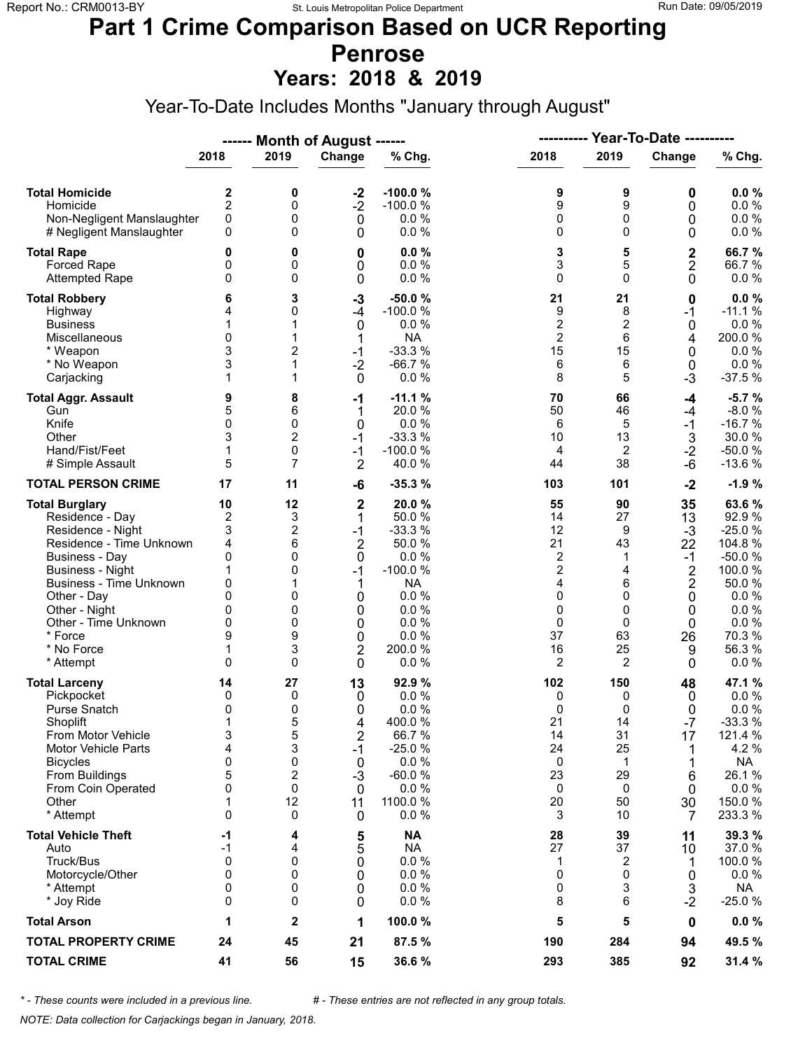# Part 1 Crime Comparison Based on UCR Reporting
# Penrose
## Years: 2018 & 2019

Year-To-Date Includes Months "January through August"

| | ------ Month of August ------ | | | | ---------- Year-To-Date ---------- | | | |
|---|---|---|---|---|---|---|---|---|
| | 2018 | 2019 | Change | % Chg. | 2018 | 2019 | Change | % Chg. |
| **Total Homicide** | **2** | **0** | **-2** | **-100.0 %** | **9** | **9** | **0** | **0.0 %** |
| Homicide | 2 | 0 | -2 | -100.0 % | 9 | 9 | 0 | 0.0 % |
| Non-Negligent Manslaughter | 0 | 0 | 0 | 0.0 % | 0 | 0 | 0 | 0.0 % |
| # Negligent Manslaughter | 0 | 0 | 0 | 0.0 % | 0 | 0 | 0 | 0.0 % |
| **Total Rape** | **0** | **0** | **0** | **0.0 %** | **3** | **5** | **2** | **66.7 %** |
| Forced Rape | 0 | 0 | 0 | 0.0 % | 3 | 5 | 2 | 66.7 % |
| Attempted Rape | 0 | 0 | 0 | 0.0 % | 0 | 0 | 0 | 0.0 % |
| **Total Robbery** | **6** | **3** | **-3** | **-50.0 %** | **21** | **21** | **0** | **0.0 %** |
| Highway | 4 | 0 | -4 | -100.0 % | 9 | 8 | -1 | -11.1 % |
| Business | 1 | 1 | 0 | 0.0 % | 2 | 2 | 0 | 0.0 % |
| Miscellaneous | 0 | 1 | 1 | NA | 2 | 6 | 4 | 200.0 % |
| * Weapon | 3 | 2 | -1 | -33.3 % | 15 | 15 | 0 | 0.0 % |
| * No Weapon | 3 | 1 | -2 | -66.7 % | 6 | 6 | 0 | 0.0 % |
| Carjacking | 1 | 1 | 0 | 0.0 % | 8 | 5 | -3 | -37.5 % |
| **Total Aggr. Assault** | **9** | **8** | **-1** | **-11.1 %** | **70** | **66** | **-4** | **-5.7 %** |
| Gun | 5 | 6 | 1 | 20.0 % | 50 | 46 | -4 | -8.0 % |
| Knife | 0 | 0 | 0 | 0.0 % | 6 | 5 | -1 | -16.7 % |
| Other | 3 | 2 | -1 | -33.3 % | 10 | 13 | 3 | 30.0 % |
| Hand/Fist/Feet | 1 | 0 | -1 | -100.0 % | 4 | 2 | -2 | -50.0 % |
| # Simple Assault | 5 | 7 | 2 | 40.0 % | 44 | 38 | -6 | -13.6 % |
| **TOTAL PERSON CRIME** | **17** | **11** | **-6** | **-35.3 %** | **103** | **101** | **-2** | **-1.9 %** |
| **Total Burglary** | **10** | **12** | **2** | **20.0 %** | **55** | **90** | **35** | **63.6 %** |
| Residence - Day | 2 | 3 | 1 | 50.0 % | 14 | 27 | 13 | 92.9 % |
| Residence - Night | 3 | 2 | -1 | -33.3 % | 12 | 9 | -3 | -25.0 % |
| Residence - Time Unknown | 4 | 6 | 2 | 50.0 % | 21 | 43 | 22 | 104.8 % |
| Business - Day | 0 | 0 | 0 | 0.0 % | 2 | 1 | -1 | -50.0 % |
| Business - Night | 1 | 0 | -1 | -100.0 % | 2 | 4 | 2 | 100.0 % |
| Business - Time Unknown | 0 | 1 | 1 | NA | 4 | 6 | 2 | 50.0 % |
| Other - Day | 0 | 0 | 0 | 0.0 % | 0 | 0 | 0 | 0.0 % |
| Other - Night | 0 | 0 | 0 | 0.0 % | 0 | 0 | 0 | 0.0 % |
| Other - Time Unknown | 0 | 0 | 0 | 0.0 % | 0 | 0 | 0 | 0.0 % |
| * Force | 9 | 9 | 0 | 0.0 % | 37 | 63 | 26 | 70.3 % |
| * No Force | 1 | 3 | 2 | 200.0 % | 16 | 25 | 9 | 56.3 % |
| * Attempt | 0 | 0 | 0 | 0.0 % | 2 | 2 | 0 | 0.0 % |
| **Total Larceny** | **14** | **27** | **13** | **92.9 %** | **102** | **150** | **48** | **47.1 %** |
| Pickpocket | 0 | 0 | 0 | 0.0 % | 0 | 0 | 0 | 0.0 % |
| Purse Snatch | 0 | 0 | 0 | 0.0 % | 0 | 0 | 0 | 0.0 % |
| Shoplift | 1 | 5 | 4 | 400.0 % | 21 | 14 | -7 | -33.3 % |
| From Motor Vehicle | 3 | 5 | 2 | 66.7 % | 14 | 31 | 17 | 121.4 % |
| Motor Vehicle Parts | 4 | 3 | -1 | -25.0 % | 24 | 25 | 1 | 4.2 % |
| Bicycles | 0 | 0 | 0 | 0.0 % | 0 | 1 | 1 | NA |
| From Buildings | 5 | 2 | -3 | -60.0 % | 23 | 29 | 6 | 26.1 % |
| From Coin Operated | 0 | 0 | 0 | 0.0 % | 0 | 0 | 0 | 0.0 % |
| Other | 1 | 12 | 11 | 1100.0 % | 20 | 50 | 30 | 150.0 % |
| * Attempt | 0 | 0 | 0 | 0.0 % | 3 | 10 | 7 | 233.3 % |
| **Total Vehicle Theft** | **-1** | **4** | **5** | **NA** | **28** | **39** | **11** | **39.3 %** |
| Auto | -1 | 4 | 5 | NA | 27 | 37 | 10 | 37.0 % |
| Truck/Bus | 0 | 0 | 0 | 0.0 % | 1 | 2 | 1 | 100.0 % |
| Motorcycle/Other | 0 | 0 | 0 | 0.0 % | 0 | 0 | 0 | 0.0 % |
| * Attempt | 0 | 0 | 0 | 0.0 % | 0 | 3 | 3 | NA |
| * Joy Ride | 0 | 0 | 0 | 0.0 % | 8 | 6 | -2 | -25.0 % |
| **Total Arson** | **1** | **2** | **1** | **100.0 %** | **5** | **5** | **0** | **0.0 %** |
| **TOTAL PROPERTY CRIME** | **24** | **45** | **21** | **87.5 %** | **190** | **284** | **94** | **49.5 %** |
| **TOTAL CRIME** | **41** | **56** | **15** | **36.6 %** | **293** | **385** | **92** | **31.4 %** |

*\* - These counts were included in a previous line.* *# - These entries are not reflected in any group totals.*

*NOTE: Data collection for Carjackings began in January, 2018.*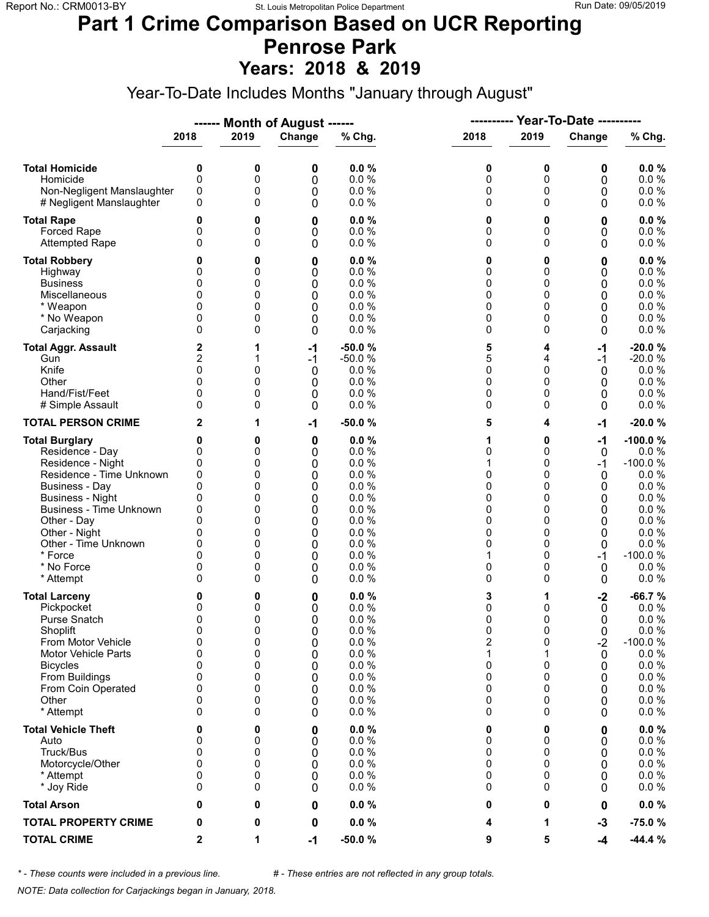# Part 1 Crime Comparison Based on UCR Reporting
# Penrose Park
## Years: 2018 & 2019

Year-To-Date Includes Months "January through August"

| | Month of August 2018 | Month of August 2019 | Change | % Chg. | Year-To-Date 2018 | Year-To-Date 2019 | Change | % Chg. |
|---|---|---|---|---|---|---|---|---|
| **Total Homicide** | **0** | **0** | **0** | **0.0 %** | **0** | **0** | **0** | **0.0 %** |
| Homicide | 0 | 0 | 0 | 0.0 % | 0 | 0 | 0 | 0.0 % |
| Non-Negligent Manslaughter | 0 | 0 | 0 | 0.0 % | 0 | 0 | 0 | 0.0 % |
| # Negligent Manslaughter | 0 | 0 | 0 | 0.0 % | 0 | 0 | 0 | 0.0 % |
| **Total Rape** | **0** | **0** | **0** | **0.0 %** | **0** | **0** | **0** | **0.0 %** |
| Forced Rape | 0 | 0 | 0 | 0.0 % | 0 | 0 | 0 | 0.0 % |
| Attempted Rape | 0 | 0 | 0 | 0.0 % | 0 | 0 | 0 | 0.0 % |
| **Total Robbery** | **0** | **0** | **0** | **0.0 %** | **0** | **0** | **0** | **0.0 %** |
| Highway | 0 | 0 | 0 | 0.0 % | 0 | 0 | 0 | 0.0 % |
| Business | 0 | 0 | 0 | 0.0 % | 0 | 0 | 0 | 0.0 % |
| Miscellaneous | 0 | 0 | 0 | 0.0 % | 0 | 0 | 0 | 0.0 % |
| * Weapon | 0 | 0 | 0 | 0.0 % | 0 | 0 | 0 | 0.0 % |
| * No Weapon | 0 | 0 | 0 | 0.0 % | 0 | 0 | 0 | 0.0 % |
| Carjacking | 0 | 0 | 0 | 0.0 % | 0 | 0 | 0 | 0.0 % |
| **Total Aggr. Assault** | **2** | **1** | **-1** | **-50.0 %** | **5** | **4** | **-1** | **-20.0 %** |
| Gun | 2 | 1 | -1 | -50.0 % | 5 | 4 | -1 | -20.0 % |
| Knife | 0 | 0 | 0 | 0.0 % | 0 | 0 | 0 | 0.0 % |
| Other | 0 | 0 | 0 | 0.0 % | 0 | 0 | 0 | 0.0 % |
| Hand/Fist/Feet | 0 | 0 | 0 | 0.0 % | 0 | 0 | 0 | 0.0 % |
| # Simple Assault | 0 | 0 | 0 | 0.0 % | 0 | 0 | 0 | 0.0 % |
| **TOTAL PERSON CRIME** | **2** | **1** | **-1** | **-50.0 %** | **5** | **4** | **-1** | **-20.0 %** |
| **Total Burglary** | **0** | **0** | **0** | **0.0 %** | **1** | **0** | **-1** | **-100.0 %** |
| Residence - Day | 0 | 0 | 0 | 0.0 % | 0 | 0 | 0 | 0.0 % |
| Residence - Night | 0 | 0 | 0 | 0.0 % | 1 | 0 | -1 | -100.0 % |
| Residence - Time Unknown | 0 | 0 | 0 | 0.0 % | 0 | 0 | 0 | 0.0 % |
| Business - Day | 0 | 0 | 0 | 0.0 % | 0 | 0 | 0 | 0.0 % |
| Business - Night | 0 | 0 | 0 | 0.0 % | 0 | 0 | 0 | 0.0 % |
| Business - Time Unknown | 0 | 0 | 0 | 0.0 % | 0 | 0 | 0 | 0.0 % |
| Other - Day | 0 | 0 | 0 | 0.0 % | 0 | 0 | 0 | 0.0 % |
| Other - Night | 0 | 0 | 0 | 0.0 % | 0 | 0 | 0 | 0.0 % |
| Other - Time Unknown | 0 | 0 | 0 | 0.0 % | 0 | 0 | 0 | 0.0 % |
| * Force | 0 | 0 | 0 | 0.0 % | 1 | 0 | -1 | -100.0 % |
| * No Force | 0 | 0 | 0 | 0.0 % | 0 | 0 | 0 | 0.0 % |
| * Attempt | 0 | 0 | 0 | 0.0 % | 0 | 0 | 0 | 0.0 % |
| **Total Larceny** | **0** | **0** | **0** | **0.0 %** | **3** | **1** | **-2** | **-66.7 %** |
| Pickpocket | 0 | 0 | 0 | 0.0 % | 0 | 0 | 0 | 0.0 % |
| Purse Snatch | 0 | 0 | 0 | 0.0 % | 0 | 0 | 0 | 0.0 % |
| Shoplift | 0 | 0 | 0 | 0.0 % | 0 | 0 | 0 | 0.0 % |
| From Motor Vehicle | 0 | 0 | 0 | 0.0 % | 2 | 0 | -2 | -100.0 % |
| Motor Vehicle Parts | 0 | 0 | 0 | 0.0 % | 1 | 1 | 0 | 0.0 % |
| Bicycles | 0 | 0 | 0 | 0.0 % | 0 | 0 | 0 | 0.0 % |
| From Buildings | 0 | 0 | 0 | 0.0 % | 0 | 0 | 0 | 0.0 % |
| From Coin Operated | 0 | 0 | 0 | 0.0 % | 0 | 0 | 0 | 0.0 % |
| Other | 0 | 0 | 0 | 0.0 % | 0 | 0 | 0 | 0.0 % |
| * Attempt | 0 | 0 | 0 | 0.0 % | 0 | 0 | 0 | 0.0 % |
| **Total Vehicle Theft** | **0** | **0** | **0** | **0.0 %** | **0** | **0** | **0** | **0.0 %** |
| Auto | 0 | 0 | 0 | 0.0 % | 0 | 0 | 0 | 0.0 % |
| Truck/Bus | 0 | 0 | 0 | 0.0 % | 0 | 0 | 0 | 0.0 % |
| Motorcycle/Other | 0 | 0 | 0 | 0.0 % | 0 | 0 | 0 | 0.0 % |
| * Attempt | 0 | 0 | 0 | 0.0 % | 0 | 0 | 0 | 0.0 % |
| * Joy Ride | 0 | 0 | 0 | 0.0 % | 0 | 0 | 0 | 0.0 % |
| **Total Arson** | **0** | **0** | **0** | **0.0 %** | **0** | **0** | **0** | **0.0 %** |
| **TOTAL PROPERTY CRIME** | **0** | **0** | **0** | **0.0 %** | **4** | **1** | **-3** | **-75.0 %** |
| **TOTAL CRIME** | **2** | **1** | **-1** | **-50.0 %** | **9** | **5** | **-4** | **-44.4 %** |

*\* - These counts were included in a previous line.* *# - These entries are not reflected in any group totals.*

*NOTE: Data collection for Carjackings began in January, 2018.*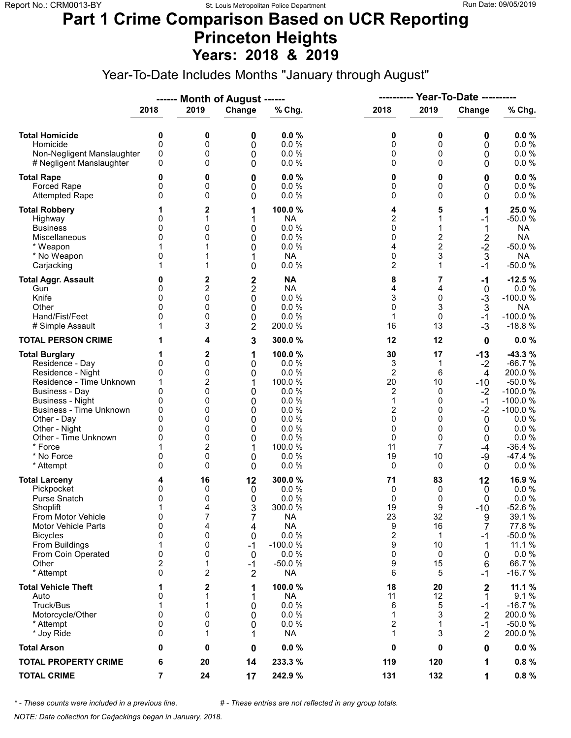# Part 1 Crime Comparison Based on UCR Reporting
# Princeton Heights
## Years: 2018 & 2019

Year-To-Date Includes Months "January through August"

| | Month of August 2018 | Month of August 2019 | Change | % Chg. | Year-To-Date 2018 | Year-To-Date 2019 | Change | % Chg. |
|---|---|---|---|---|---|---|---|---|
| **Total Homicide** | **0** | **0** | **0** | **0.0 %** | **0** | **0** | **0** | **0.0 %** |
| Homicide | 0 | 0 | 0 | 0.0 % | 0 | 0 | 0 | 0.0 % |
| Non-Negligent Manslaughter | 0 | 0 | 0 | 0.0 % | 0 | 0 | 0 | 0.0 % |
| # Negligent Manslaughter | 0 | 0 | 0 | 0.0 % | 0 | 0 | 0 | 0.0 % |
| **Total Rape** | **0** | **0** | **0** | **0.0 %** | **0** | **0** | **0** | **0.0 %** |
| Forced Rape | 0 | 0 | 0 | 0.0 % | 0 | 0 | 0 | 0.0 % |
| Attempted Rape | 0 | 0 | 0 | 0.0 % | 0 | 0 | 0 | 0.0 % |
| **Total Robbery** | **1** | **2** | **1** | **100.0 %** | **4** | **5** | **1** | **25.0 %** |
| Highway | 0 | 1 | 1 | NA | 2 | 1 | -1 | -50.0 % |
| Business | 0 | 0 | 0 | 0.0 % | 0 | 1 | 1 | NA |
| Miscellaneous | 0 | 0 | 0 | 0.0 % | 0 | 2 | 2 | NA |
| * Weapon | 1 | 1 | 0 | 0.0 % | 4 | 2 | -2 | -50.0 % |
| * No Weapon | 0 | 1 | 1 | NA | 0 | 3 | 3 | NA |
| Carjacking | 1 | 1 | 0 | 0.0 % | 2 | 1 | -1 | -50.0 % |
| **Total Aggr. Assault** | **0** | **2** | **2** | **NA** | **8** | **7** | **-1** | **-12.5 %** |
| Gun | 0 | 2 | 2 | NA | 4 | 4 | 0 | 0.0 % |
| Knife | 0 | 0 | 0 | 0.0 % | 3 | 0 | -3 | -100.0 % |
| Other | 0 | 0 | 0 | 0.0 % | 0 | 3 | 3 | NA |
| Hand/Fist/Feet | 0 | 0 | 0 | 0.0 % | 1 | 0 | -1 | -100.0 % |
| # Simple Assault | 1 | 3 | 2 | 200.0 % | 16 | 13 | -3 | -18.8 % |
| **TOTAL PERSON CRIME** | **1** | **4** | **3** | **300.0 %** | **12** | **12** | **0** | **0.0 %** |
| **Total Burglary** | **1** | **2** | **1** | **100.0 %** | **30** | **17** | **-13** | **-43.3 %** |
| Residence - Day | 0 | 0 | 0 | 0.0 % | 3 | 1 | -2 | -66.7 % |
| Residence - Night | 0 | 0 | 0 | 0.0 % | 2 | 6 | 4 | 200.0 % |
| Residence - Time Unknown | 1 | 2 | 1 | 100.0 % | 20 | 10 | -10 | -50.0 % |
| Business - Day | 0 | 0 | 0 | 0.0 % | 2 | 0 | -2 | -100.0 % |
| Business - Night | 0 | 0 | 0 | 0.0 % | 1 | 0 | -1 | -100.0 % |
| Business - Time Unknown | 0 | 0 | 0 | 0.0 % | 2 | 0 | -2 | -100.0 % |
| Other - Day | 0 | 0 | 0 | 0.0 % | 0 | 0 | 0 | 0.0 % |
| Other - Night | 0 | 0 | 0 | 0.0 % | 0 | 0 | 0 | 0.0 % |
| Other - Time Unknown | 0 | 0 | 0 | 0.0 % | 0 | 0 | 0 | 0.0 % |
| * Force | 1 | 2 | 1 | 100.0 % | 11 | 7 | -4 | -36.4 % |
| * No Force | 0 | 0 | 0 | 0.0 % | 19 | 10 | -9 | -47.4 % |
| * Attempt | 0 | 0 | 0 | 0.0 % | 0 | 0 | 0 | 0.0 % |
| **Total Larceny** | **4** | **16** | **12** | **300.0 %** | **71** | **83** | **12** | **16.9 %** |
| Pickpocket | 0 | 0 | 0 | 0.0 % | 0 | 0 | 0 | 0.0 % |
| Purse Snatch | 0 | 0 | 0 | 0.0 % | 0 | 0 | 0 | 0.0 % |
| Shoplift | 1 | 4 | 3 | 300.0 % | 19 | 9 | -10 | -52.6 % |
| From Motor Vehicle | 0 | 7 | 7 | NA | 23 | 32 | 9 | 39.1 % |
| Motor Vehicle Parts | 0 | 4 | 4 | NA | 9 | 16 | 7 | 77.8 % |
| Bicycles | 0 | 0 | 0 | 0.0 % | 2 | 1 | -1 | -50.0 % |
| From Buildings | 1 | 0 | -1 | -100.0 % | 9 | 10 | 1 | 11.1 % |
| From Coin Operated | 0 | 0 | 0 | 0.0 % | 0 | 0 | 0 | 0.0 % |
| Other | 2 | 1 | -1 | -50.0 % | 9 | 15 | 6 | 66.7 % |
| * Attempt | 0 | 2 | 2 | NA | 6 | 5 | -1 | -16.7 % |
| **Total Vehicle Theft** | **1** | **2** | **1** | **100.0 %** | **18** | **20** | **2** | **11.1 %** |
| Auto | 0 | 1 | 1 | NA | 11 | 12 | 1 | 9.1 % |
| Truck/Bus | 1 | 1 | 0 | 0.0 % | 6 | 5 | -1 | -16.7 % |
| Motorcycle/Other | 0 | 0 | 0 | 0.0 % | 1 | 3 | 2 | 200.0 % |
| * Attempt | 0 | 0 | 0 | 0.0 % | 2 | 1 | -1 | -50.0 % |
| * Joy Ride | 0 | 1 | 1 | NA | 1 | 3 | 2 | 200.0 % |
| **Total Arson** | **0** | **0** | **0** | **0.0 %** | **0** | **0** | **0** | **0.0 %** |
| **TOTAL PROPERTY CRIME** | **6** | **20** | **14** | **233.3 %** | **119** | **120** | **1** | **0.8 %** |
| **TOTAL CRIME** | **7** | **24** | **17** | **242.9 %** | **131** | **132** | **1** | **0.8 %** |

*\* - These counts were included in a previous line.*　　*# - These entries are not reflected in any group totals.*

*NOTE: Data collection for Carjackings began in January, 2018.*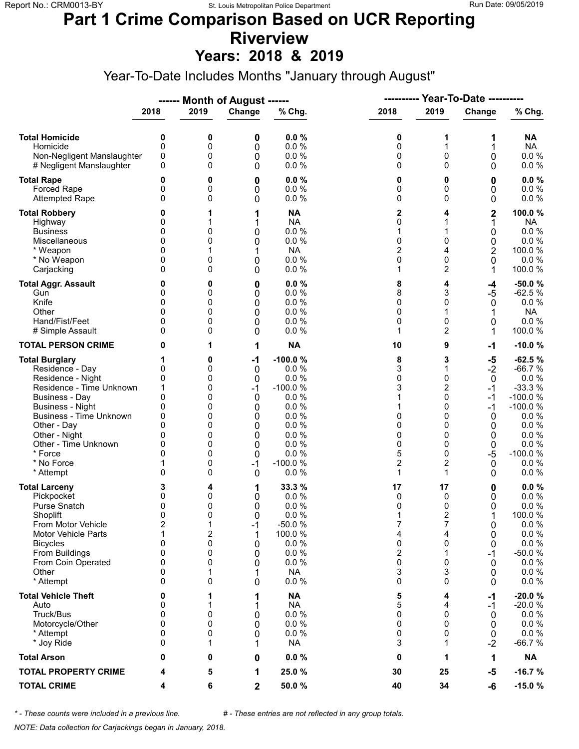# Part 1 Crime Comparison Based on UCR Reporting
# Riverview
## Years: 2018 & 2019

Year-To-Date Includes Months "January through August"

| | ------ Month of August ------ | | | | ---------- Year-To-Date ---------- | | | |
|---|---|---|---|---|---|---|---|---|
| | 2018 | 2019 | Change | % Chg. | 2018 | 2019 | Change | % Chg. |
| **Total Homicide** | **0** | **0** | **0** | **0.0 %** | **0** | **1** | **1** | **NA** |
| Homicide | 0 | 0 | 0 | 0.0 % | 0 | 1 | 1 | NA |
| Non-Negligent Manslaughter | 0 | 0 | 0 | 0.0 % | 0 | 0 | 0 | 0.0 % |
| # Negligent Manslaughter | 0 | 0 | 0 | 0.0 % | 0 | 0 | 0 | 0.0 % |
| **Total Rape** | **0** | **0** | **0** | **0.0 %** | **0** | **0** | **0** | **0.0 %** |
| Forced Rape | 0 | 0 | 0 | 0.0 % | 0 | 0 | 0 | 0.0 % |
| Attempted Rape | 0 | 0 | 0 | 0.0 % | 0 | 0 | 0 | 0.0 % |
| **Total Robbery** | **0** | **1** | **1** | **NA** | **2** | **4** | **2** | **100.0 %** |
| Highway | 0 | 1 | 1 | NA | 0 | 1 | 1 | NA |
| Business | 0 | 0 | 0 | 0.0 % | 1 | 1 | 0 | 0.0 % |
| Miscellaneous | 0 | 0 | 0 | 0.0 % | 0 | 0 | 0 | 0.0 % |
| * Weapon | 0 | 1 | 1 | NA | 2 | 4 | 2 | 100.0 % |
| * No Weapon | 0 | 0 | 0 | 0.0 % | 0 | 0 | 0 | 0.0 % |
| Carjacking | 0 | 0 | 0 | 0.0 % | 1 | 2 | 1 | 100.0 % |
| **Total Aggr. Assault** | **0** | **0** | **0** | **0.0 %** | **8** | **4** | **-4** | **-50.0 %** |
| Gun | 0 | 0 | 0 | 0.0 % | 8 | 3 | -5 | -62.5 % |
| Knife | 0 | 0 | 0 | 0.0 % | 0 | 0 | 0 | 0.0 % |
| Other | 0 | 0 | 0 | 0.0 % | 0 | 1 | 1 | NA |
| Hand/Fist/Feet | 0 | 0 | 0 | 0.0 % | 0 | 0 | 0 | 0.0 % |
| # Simple Assault | 0 | 0 | 0 | 0.0 % | 1 | 2 | 1 | 100.0 % |
| **TOTAL PERSON CRIME** | **0** | **1** | **1** | **NA** | **10** | **9** | **-1** | **-10.0 %** |
| **Total Burglary** | **1** | **0** | **-1** | **-100.0 %** | **8** | **3** | **-5** | **-62.5 %** |
| Residence - Day | 0 | 0 | 0 | 0.0 % | 3 | 1 | -2 | -66.7 % |
| Residence - Night | 0 | 0 | 0 | 0.0 % | 0 | 0 | 0 | 0.0 % |
| Residence - Time Unknown | 1 | 0 | -1 | -100.0 % | 3 | 2 | -1 | -33.3 % |
| Business - Day | 0 | 0 | 0 | 0.0 % | 1 | 0 | -1 | -100.0 % |
| Business - Night | 0 | 0 | 0 | 0.0 % | 1 | 0 | -1 | -100.0 % |
| Business - Time Unknown | 0 | 0 | 0 | 0.0 % | 0 | 0 | 0 | 0.0 % |
| Other - Day | 0 | 0 | 0 | 0.0 % | 0 | 0 | 0 | 0.0 % |
| Other - Night | 0 | 0 | 0 | 0.0 % | 0 | 0 | 0 | 0.0 % |
| Other - Time Unknown | 0 | 0 | 0 | 0.0 % | 0 | 0 | 0 | 0.0 % |
| * Force | 0 | 0 | 0 | 0.0 % | 5 | 0 | -5 | -100.0 % |
| * No Force | 1 | 0 | -1 | -100.0 % | 2 | 2 | 0 | 0.0 % |
| * Attempt | 0 | 0 | 0 | 0.0 % | 1 | 1 | 0 | 0.0 % |
| **Total Larceny** | **3** | **4** | **1** | **33.3 %** | **17** | **17** | **0** | **0.0 %** |
| Pickpocket | 0 | 0 | 0 | 0.0 % | 0 | 0 | 0 | 0.0 % |
| Purse Snatch | 0 | 0 | 0 | 0.0 % | 0 | 0 | 0 | 0.0 % |
| Shoplift | 0 | 0 | 0 | 0.0 % | 1 | 2 | 1 | 100.0 % |
| From Motor Vehicle | 2 | 1 | -1 | -50.0 % | 7 | 7 | 0 | 0.0 % |
| Motor Vehicle Parts | 1 | 2 | 1 | 100.0 % | 4 | 4 | 0 | 0.0 % |
| Bicycles | 0 | 0 | 0 | 0.0 % | 0 | 0 | 0 | 0.0 % |
| From Buildings | 0 | 0 | 0 | 0.0 % | 2 | 1 | -1 | -50.0 % |
| From Coin Operated | 0 | 0 | 0 | 0.0 % | 0 | 0 | 0 | 0.0 % |
| Other | 0 | 1 | 1 | NA | 3 | 3 | 0 | 0.0 % |
| * Attempt | 0 | 0 | 0 | 0.0 % | 0 | 0 | 0 | 0.0 % |
| **Total Vehicle Theft** | **0** | **1** | **1** | **NA** | **5** | **4** | **-1** | **-20.0 %** |
| Auto | 0 | 1 | 1 | NA | 5 | 4 | -1 | -20.0 % |
| Truck/Bus | 0 | 0 | 0 | 0.0 % | 0 | 0 | 0 | 0.0 % |
| Motorcycle/Other | 0 | 0 | 0 | 0.0 % | 0 | 0 | 0 | 0.0 % |
| * Attempt | 0 | 0 | 0 | 0.0 % | 0 | 0 | 0 | 0.0 % |
| * Joy Ride | 0 | 1 | 1 | NA | 3 | 1 | -2 | -66.7 % |
| **Total Arson** | **0** | **0** | **0** | **0.0 %** | **0** | **1** | **1** | **NA** |
| **TOTAL PROPERTY CRIME** | **4** | **5** | **1** | **25.0 %** | **30** | **25** | **-5** | **-16.7 %** |
| **TOTAL CRIME** | **4** | **6** | **2** | **50.0 %** | **40** | **34** | **-6** | **-15.0 %** |

*\* - These counts were included in a previous line.* *# - These entries are not reflected in any group totals.*

*NOTE: Data collection for Carjackings began in January, 2018.*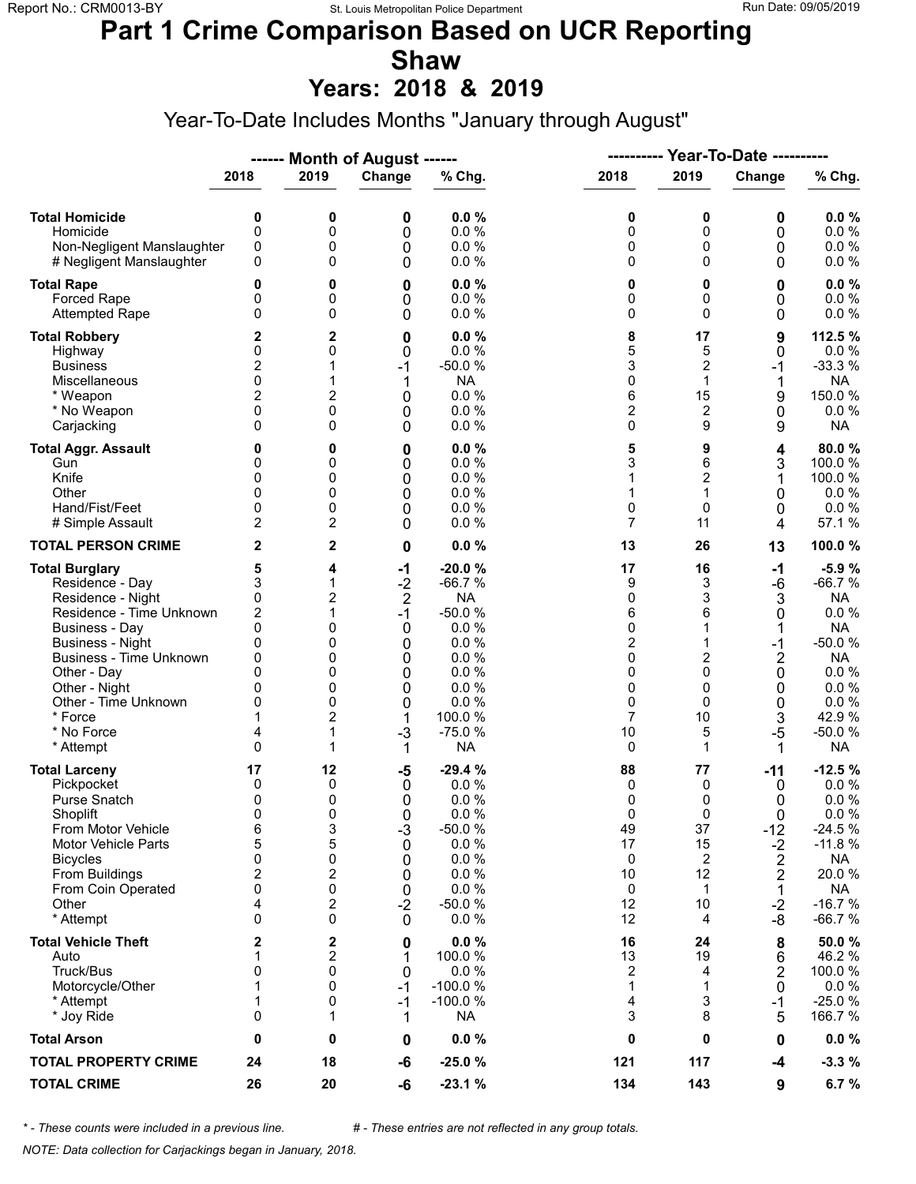# Part 1 Crime Comparison Based on UCR Reporting
# Shaw
## Years: 2018 & 2019

Year-To-Date Includes Months "January through August"

| | ------ Month of August ------ | | | | ---------- Year-To-Date ---------- | | | |
|---|---|---|---|---|---|---|---|---|
| | 2018 | 2019 | Change | % Chg. | 2018 | 2019 | Change | % Chg. |
| **Total Homicide** | **0** | **0** | **0** | **0.0 %** | **0** | **0** | **0** | **0.0 %** |
| Homicide | 0 | 0 | 0 | 0.0 % | 0 | 0 | 0 | 0.0 % |
| Non-Negligent Manslaughter | 0 | 0 | 0 | 0.0 % | 0 | 0 | 0 | 0.0 % |
| # Negligent Manslaughter | 0 | 0 | 0 | 0.0 % | 0 | 0 | 0 | 0.0 % |
| **Total Rape** | **0** | **0** | **0** | **0.0 %** | **0** | **0** | **0** | **0.0 %** |
| Forced Rape | 0 | 0 | 0 | 0.0 % | 0 | 0 | 0 | 0.0 % |
| Attempted Rape | 0 | 0 | 0 | 0.0 % | 0 | 0 | 0 | 0.0 % |
| **Total Robbery** | **2** | **2** | **0** | **0.0 %** | **8** | **17** | **9** | **112.5 %** |
| Highway | 0 | 0 | 0 | 0.0 % | 5 | 5 | 0 | 0.0 % |
| Business | 2 | 1 | -1 | -50.0 % | 3 | 2 | -1 | -33.3 % |
| Miscellaneous | 0 | 1 | 1 | NA | 0 | 1 | 1 | NA |
| * Weapon | 2 | 2 | 0 | 0.0 % | 6 | 15 | 9 | 150.0 % |
| * No Weapon | 0 | 0 | 0 | 0.0 % | 2 | 2 | 0 | 0.0 % |
| Carjacking | 0 | 0 | 0 | 0.0 % | 0 | 9 | 9 | NA |
| **Total Aggr. Assault** | **0** | **0** | **0** | **0.0 %** | **5** | **9** | **4** | **80.0 %** |
| Gun | 0 | 0 | 0 | 0.0 % | 3 | 6 | 3 | 100.0 % |
| Knife | 0 | 0 | 0 | 0.0 % | 1 | 2 | 1 | 100.0 % |
| Other | 0 | 0 | 0 | 0.0 % | 1 | 1 | 0 | 0.0 % |
| Hand/Fist/Feet | 0 | 0 | 0 | 0.0 % | 0 | 0 | 0 | 0.0 % |
| # Simple Assault | 2 | 2 | 0 | 0.0 % | 7 | 11 | 4 | 57.1 % |
| **TOTAL PERSON CRIME** | **2** | **2** | **0** | **0.0 %** | **13** | **26** | **13** | **100.0 %** |
| **Total Burglary** | **5** | **4** | **-1** | **-20.0 %** | **17** | **16** | **-1** | **-5.9 %** |
| Residence - Day | 3 | 1 | -2 | -66.7 % | 9 | 3 | -6 | -66.7 % |
| Residence - Night | 0 | 2 | 2 | NA | 0 | 3 | 3 | NA |
| Residence - Time Unknown | 2 | 1 | -1 | -50.0 % | 6 | 6 | 0 | 0.0 % |
| Business - Day | 0 | 0 | 0 | 0.0 % | 0 | 1 | 1 | NA |
| Business - Night | 0 | 0 | 0 | 0.0 % | 2 | 1 | -1 | -50.0 % |
| Business - Time Unknown | 0 | 0 | 0 | 0.0 % | 0 | 2 | 2 | NA |
| Other - Day | 0 | 0 | 0 | 0.0 % | 0 | 0 | 0 | 0.0 % |
| Other - Night | 0 | 0 | 0 | 0.0 % | 0 | 0 | 0 | 0.0 % |
| Other - Time Unknown | 0 | 0 | 0 | 0.0 % | 0 | 0 | 0 | 0.0 % |
| * Force | 1 | 2 | 1 | 100.0 % | 7 | 10 | 3 | 42.9 % |
| * No Force | 4 | 1 | -3 | -75.0 % | 10 | 5 | -5 | -50.0 % |
| * Attempt | 0 | 1 | 1 | NA | 0 | 1 | 1 | NA |
| **Total Larceny** | **17** | **12** | **-5** | **-29.4 %** | **88** | **77** | **-11** | **-12.5 %** |
| Pickpocket | 0 | 0 | 0 | 0.0 % | 0 | 0 | 0 | 0.0 % |
| Purse Snatch | 0 | 0 | 0 | 0.0 % | 0 | 0 | 0 | 0.0 % |
| Shoplift | 0 | 0 | 0 | 0.0 % | 0 | 0 | 0 | 0.0 % |
| From Motor Vehicle | 6 | 3 | -3 | -50.0 % | 49 | 37 | -12 | -24.5 % |
| Motor Vehicle Parts | 5 | 5 | 0 | 0.0 % | 17 | 15 | -2 | -11.8 % |
| Bicycles | 0 | 0 | 0 | 0.0 % | 0 | 2 | 2 | NA |
| From Buildings | 2 | 2 | 0 | 0.0 % | 10 | 12 | 2 | 20.0 % |
| From Coin Operated | 0 | 0 | 0 | 0.0 % | 0 | 1 | 1 | NA |
| Other | 4 | 2 | -2 | -50.0 % | 12 | 10 | -2 | -16.7 % |
| * Attempt | 0 | 0 | 0 | 0.0 % | 12 | 4 | -8 | -66.7 % |
| **Total Vehicle Theft** | **2** | **2** | **0** | **0.0 %** | **16** | **24** | **8** | **50.0 %** |
| Auto | 1 | 2 | 1 | 100.0 % | 13 | 19 | 6 | 46.2 % |
| Truck/Bus | 0 | 0 | 0 | 0.0 % | 2 | 4 | 2 | 100.0 % |
| Motorcycle/Other | 1 | 0 | -1 | -100.0 % | 1 | 1 | 0 | 0.0 % |
| * Attempt | 1 | 0 | -1 | -100.0 % | 4 | 3 | -1 | -25.0 % |
| * Joy Ride | 0 | 1 | 1 | NA | 3 | 8 | 5 | 166.7 % |
| **Total Arson** | **0** | **0** | **0** | **0.0 %** | **0** | **0** | **0** | **0.0 %** |
| **TOTAL PROPERTY CRIME** | **24** | **18** | **-6** | **-25.0 %** | **121** | **117** | **-4** | **-3.3 %** |
| **TOTAL CRIME** | **26** | **20** | **-6** | **-23.1 %** | **134** | **143** | **9** | **6.7 %** |

*\* - These counts were included in a previous line.* *# - These entries are not reflected in any group totals.*

*NOTE: Data collection for Carjackings began in January, 2018.*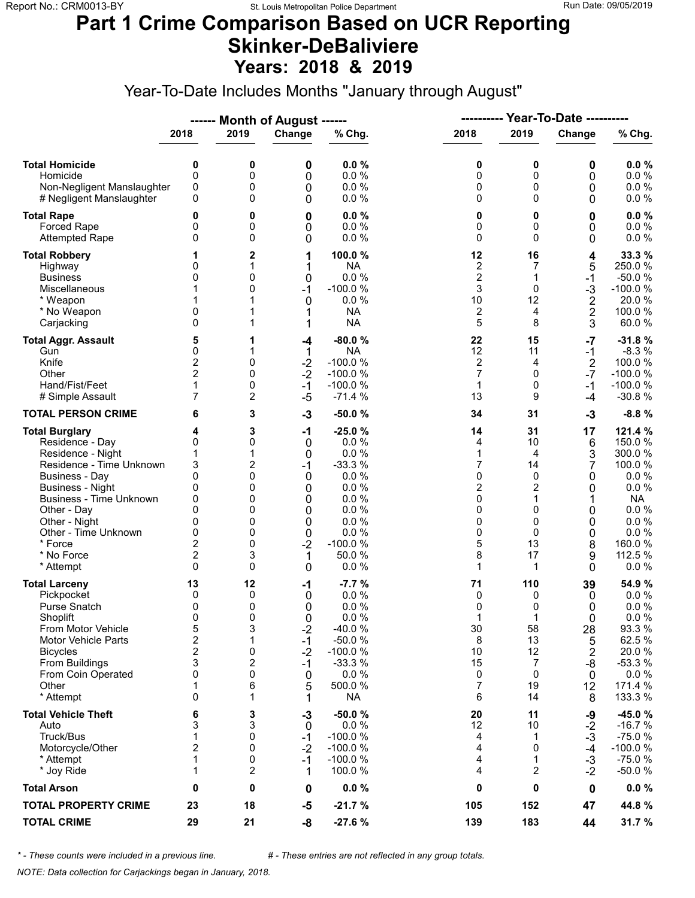Report No.: CRM0013-BY

St. Louis Metropolitan Police Department

Run Date: 09/05/2019

# Part 1 Crime Comparison Based on UCR Reporting
# Skinker-DeBaliviere
## Years: 2018 & 2019

Year-To-Date Includes Months "January through August"

| | Month of August | | | | Year-To-Date | | | |
|---|---|---|---|---|---|---|---|---|
| | 2018 | 2019 | Change | % Chg. | 2018 | 2019 | Change | % Chg. |
| **Total Homicide** | **0** | **0** | **0** | **0.0 %** | **0** | **0** | **0** | **0.0 %** |
| Homicide | 0 | 0 | 0 | 0.0 % | 0 | 0 | 0 | 0.0 % |
| Non-Negligent Manslaughter | 0 | 0 | 0 | 0.0 % | 0 | 0 | 0 | 0.0 % |
| # Negligent Manslaughter | 0 | 0 | 0 | 0.0 % | 0 | 0 | 0 | 0.0 % |
| **Total Rape** | **0** | **0** | **0** | **0.0 %** | **0** | **0** | **0** | **0.0 %** |
| Forced Rape | 0 | 0 | 0 | 0.0 % | 0 | 0 | 0 | 0.0 % |
| Attempted Rape | 0 | 0 | 0 | 0.0 % | 0 | 0 | 0 | 0.0 % |
| **Total Robbery** | **1** | **2** | **1** | **100.0 %** | **12** | **16** | **4** | **33.3 %** |
| Highway | 0 | 1 | 1 | NA | 2 | 7 | 5 | 250.0 % |
| Business | 0 | 0 | 0 | 0.0 % | 2 | 1 | -1 | -50.0 % |
| Miscellaneous | 1 | 0 | -1 | -100.0 % | 3 | 0 | -3 | -100.0 % |
| * Weapon | 1 | 1 | 0 | 0.0 % | 10 | 12 | 2 | 20.0 % |
| * No Weapon | 0 | 1 | 1 | NA | 2 | 4 | 2 | 100.0 % |
| Carjacking | 0 | 1 | 1 | NA | 5 | 8 | 3 | 60.0 % |
| **Total Aggr. Assault** | **5** | **1** | **-4** | **-80.0 %** | **22** | **15** | **-7** | **-31.8 %** |
| Gun | 0 | 1 | 1 | NA | 12 | 11 | -1 | -8.3 % |
| Knife | 2 | 0 | -2 | -100.0 % | 2 | 4 | 2 | 100.0 % |
| Other | 2 | 0 | -2 | -100.0 % | 7 | 0 | -7 | -100.0 % |
| Hand/Fist/Feet | 1 | 0 | -1 | -100.0 % | 1 | 0 | -1 | -100.0 % |
| # Simple Assault | 7 | 2 | -5 | -71.4 % | 13 | 9 | -4 | -30.8 % |
| **TOTAL PERSON CRIME** | **6** | **3** | **-3** | **-50.0 %** | **34** | **31** | **-3** | **-8.8 %** |
| **Total Burglary** | **4** | **3** | **-1** | **-25.0 %** | **14** | **31** | **17** | **121.4 %** |
| Residence - Day | 0 | 0 | 0 | 0.0 % | 4 | 10 | 6 | 150.0 % |
| Residence - Night | 1 | 1 | 0 | 0.0 % | 1 | 4 | 3 | 300.0 % |
| Residence - Time Unknown | 3 | 2 | -1 | -33.3 % | 7 | 14 | 7 | 100.0 % |
| Business - Day | 0 | 0 | 0 | 0.0 % | 0 | 0 | 0 | 0.0 % |
| Business - Night | 0 | 0 | 0 | 0.0 % | 2 | 2 | 0 | 0.0 % |
| Business - Time Unknown | 0 | 0 | 0 | 0.0 % | 0 | 1 | 1 | NA |
| Other - Day | 0 | 0 | 0 | 0.0 % | 0 | 0 | 0 | 0.0 % |
| Other - Night | 0 | 0 | 0 | 0.0 % | 0 | 0 | 0 | 0.0 % |
| Other - Time Unknown | 0 | 0 | 0 | 0.0 % | 0 | 0 | 0 | 0.0 % |
| * Force | 2 | 0 | -2 | -100.0 % | 5 | 13 | 8 | 160.0 % |
| * No Force | 2 | 3 | 1 | 50.0 % | 8 | 17 | 9 | 112.5 % |
| * Attempt | 0 | 0 | 0 | 0.0 % | 1 | 1 | 0 | 0.0 % |
| **Total Larceny** | **13** | **12** | **-1** | **-7.7 %** | **71** | **110** | **39** | **54.9 %** |
| Pickpocket | 0 | 0 | 0 | 0.0 % | 0 | 0 | 0 | 0.0 % |
| Purse Snatch | 0 | 0 | 0 | 0.0 % | 0 | 0 | 0 | 0.0 % |
| Shoplift | 0 | 0 | 0 | 0.0 % | 1 | 1 | 0 | 0.0 % |
| From Motor Vehicle | 5 | 3 | -2 | -40.0 % | 30 | 58 | 28 | 93.3 % |
| Motor Vehicle Parts | 2 | 1 | -1 | -50.0 % | 8 | 13 | 5 | 62.5 % |
| Bicycles | 2 | 0 | -2 | -100.0 % | 10 | 12 | 2 | 20.0 % |
| From Buildings | 3 | 2 | -1 | -33.3 % | 15 | 7 | -8 | -53.3 % |
| From Coin Operated | 0 | 0 | 0 | 0.0 % | 0 | 0 | 0 | 0.0 % |
| Other | 1 | 6 | 5 | 500.0 % | 7 | 19 | 12 | 171.4 % |
| * Attempt | 0 | 1 | 1 | NA | 6 | 14 | 8 | 133.3 % |
| **Total Vehicle Theft** | **6** | **3** | **-3** | **-50.0 %** | **20** | **11** | **-9** | **-45.0 %** |
| Auto | 3 | 3 | 0 | 0.0 % | 12 | 10 | -2 | -16.7 % |
| Truck/Bus | 1 | 0 | -1 | -100.0 % | 4 | 1 | -3 | -75.0 % |
| Motorcycle/Other | 2 | 0 | -2 | -100.0 % | 4 | 0 | -4 | -100.0 % |
| * Attempt | 1 | 0 | -1 | -100.0 % | 4 | 1 | -3 | -75.0 % |
| * Joy Ride | 1 | 2 | 1 | 100.0 % | 4 | 2 | -2 | -50.0 % |
| **Total Arson** | **0** | **0** | **0** | **0.0 %** | **0** | **0** | **0** | **0.0 %** |
| **TOTAL PROPERTY CRIME** | **23** | **18** | **-5** | **-21.7 %** | **105** | **152** | **47** | **44.8 %** |
| **TOTAL CRIME** | **29** | **21** | **-8** | **-27.6 %** | **139** | **183** | **44** | **31.7 %** |

*\* - These counts were included in a previous line.*    *# - These entries are not reflected in any group totals.*

*NOTE: Data collection for Carjackings began in January, 2018.*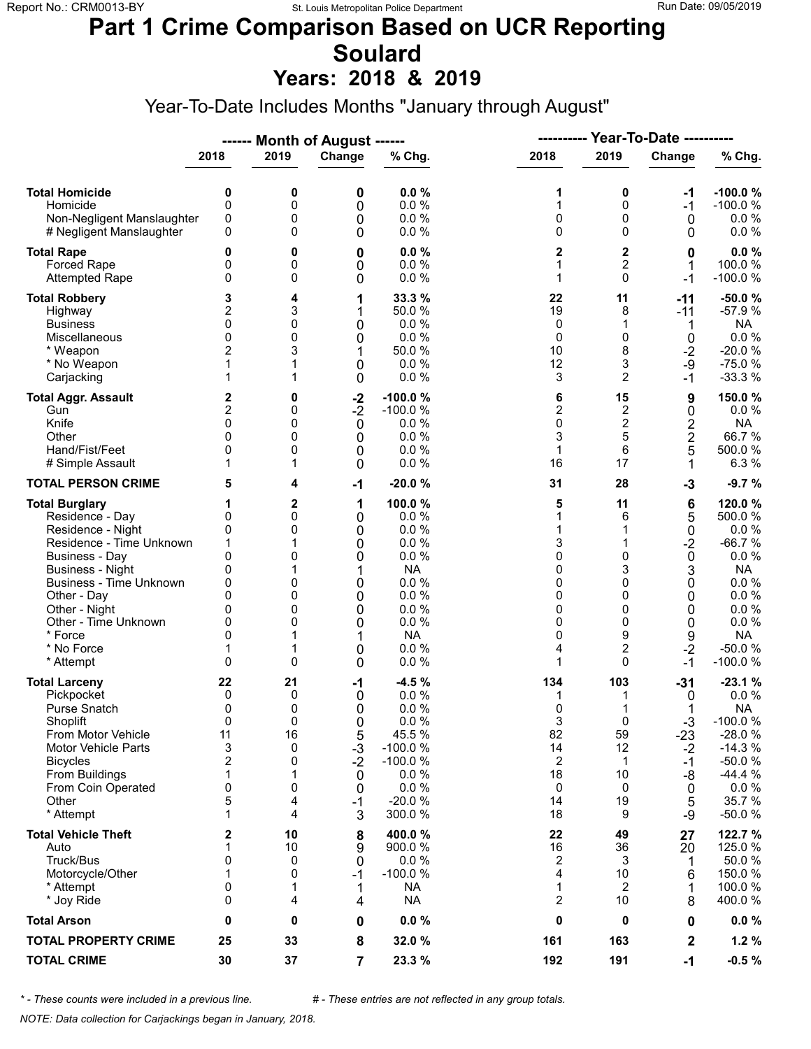# Part 1 Crime Comparison Based on UCR Reporting
# Soulard
## Years: 2018 & 2019

Year-To-Date Includes Months "January through August"

| | Month of August 2018 | Month of August 2019 | Change | % Chg. | Year-To-Date 2018 | Year-To-Date 2019 | Change | % Chg. |
|---|---|---|---|---|---|---|---|---|
| **Total Homicide** | **0** | **0** | **0** | **0.0 %** | **1** | **0** | **-1** | **-100.0 %** |
| Homicide | 0 | 0 | 0 | 0.0 % | 1 | 0 | -1 | -100.0 % |
| Non-Negligent Manslaughter | 0 | 0 | 0 | 0.0 % | 0 | 0 | 0 | 0.0 % |
| # Negligent Manslaughter | 0 | 0 | 0 | 0.0 % | 0 | 0 | 0 | 0.0 % |
| **Total Rape** | **0** | **0** | **0** | **0.0 %** | **2** | **2** | **0** | **0.0 %** |
| Forced Rape | 0 | 0 | 0 | 0.0 % | 1 | 2 | 1 | 100.0 % |
| Attempted Rape | 0 | 0 | 0 | 0.0 % | 1 | 0 | -1 | -100.0 % |
| **Total Robbery** | **3** | **4** | **1** | **33.3 %** | **22** | **11** | **-11** | **-50.0 %** |
| Highway | 2 | 3 | 1 | 50.0 % | 19 | 8 | -11 | -57.9 % |
| Business | 0 | 0 | 0 | 0.0 % | 0 | 1 | 1 | NA |
| Miscellaneous | 0 | 0 | 0 | 0.0 % | 0 | 0 | 0 | 0.0 % |
| * Weapon | 2 | 3 | 1 | 50.0 % | 10 | 8 | -2 | -20.0 % |
| * No Weapon | 1 | 1 | 0 | 0.0 % | 12 | 3 | -9 | -75.0 % |
| Carjacking | 1 | 1 | 0 | 0.0 % | 3 | 2 | -1 | -33.3 % |
| **Total Aggr. Assault** | **2** | **0** | **-2** | **-100.0 %** | **6** | **15** | **9** | **150.0 %** |
| Gun | 2 | 0 | -2 | -100.0 % | 2 | 2 | 0 | 0.0 % |
| Knife | 0 | 0 | 0 | 0.0 % | 0 | 2 | 2 | NA |
| Other | 0 | 0 | 0 | 0.0 % | 3 | 5 | 2 | 66.7 % |
| Hand/Fist/Feet | 0 | 0 | 0 | 0.0 % | 1 | 6 | 5 | 500.0 % |
| # Simple Assault | 1 | 1 | 0 | 0.0 % | 16 | 17 | 1 | 6.3 % |
| **TOTAL PERSON CRIME** | **5** | **4** | **-1** | **-20.0 %** | **31** | **28** | **-3** | **-9.7 %** |
| **Total Burglary** | **1** | **2** | **1** | **100.0 %** | **5** | **11** | **6** | **120.0 %** |
| Residence - Day | 0 | 0 | 0 | 0.0 % | 1 | 6 | 5 | 500.0 % |
| Residence - Night | 0 | 0 | 0 | 0.0 % | 1 | 1 | 0 | 0.0 % |
| Residence - Time Unknown | 1 | 1 | 0 | 0.0 % | 3 | 1 | -2 | -66.7 % |
| Business - Day | 0 | 0 | 0 | 0.0 % | 0 | 0 | 0 | 0.0 % |
| Business - Night | 0 | 1 | 1 | NA | 0 | 3 | 3 | NA |
| Business - Time Unknown | 0 | 0 | 0 | 0.0 % | 0 | 0 | 0 | 0.0 % |
| Other - Day | 0 | 0 | 0 | 0.0 % | 0 | 0 | 0 | 0.0 % |
| Other - Night | 0 | 0 | 0 | 0.0 % | 0 | 0 | 0 | 0.0 % |
| Other - Time Unknown | 0 | 0 | 0 | 0.0 % | 0 | 0 | 0 | 0.0 % |
| * Force | 0 | 1 | 1 | NA | 0 | 9 | 9 | NA |
| * No Force | 1 | 1 | 0 | 0.0 % | 4 | 2 | -2 | -50.0 % |
| * Attempt | 0 | 0 | 0 | 0.0 % | 1 | 0 | -1 | -100.0 % |
| **Total Larceny** | **22** | **21** | **-1** | **-4.5 %** | **134** | **103** | **-31** | **-23.1 %** |
| Pickpocket | 0 | 0 | 0 | 0.0 % | 1 | 1 | 0 | 0.0 % |
| Purse Snatch | 0 | 0 | 0 | 0.0 % | 0 | 1 | 1 | NA |
| Shoplift | 0 | 0 | 0 | 0.0 % | 3 | 0 | -3 | -100.0 % |
| From Motor Vehicle | 11 | 16 | 5 | 45.5 % | 82 | 59 | -23 | -28.0 % |
| Motor Vehicle Parts | 3 | 0 | -3 | -100.0 % | 14 | 12 | -2 | -14.3 % |
| Bicycles | 2 | 0 | -2 | -100.0 % | 2 | 1 | -1 | -50.0 % |
| From Buildings | 1 | 1 | 0 | 0.0 % | 18 | 10 | -8 | -44.4 % |
| From Coin Operated | 0 | 0 | 0 | 0.0 % | 0 | 0 | 0 | 0.0 % |
| Other | 5 | 4 | -1 | -20.0 % | 14 | 19 | 5 | 35.7 % |
| * Attempt | 1 | 4 | 3 | 300.0 % | 18 | 9 | -9 | -50.0 % |
| **Total Vehicle Theft** | **2** | **10** | **8** | **400.0 %** | **22** | **49** | **27** | **122.7 %** |
| Auto | 1 | 10 | 9 | 900.0 % | 16 | 36 | 20 | 125.0 % |
| Truck/Bus | 0 | 0 | 0 | 0.0 % | 2 | 3 | 1 | 50.0 % |
| Motorcycle/Other | 1 | 0 | -1 | -100.0 % | 4 | 10 | 6 | 150.0 % |
| * Attempt | 0 | 1 | 1 | NA | 1 | 2 | 1 | 100.0 % |
| * Joy Ride | 0 | 4 | 4 | NA | 2 | 10 | 8 | 400.0 % |
| **Total Arson** | **0** | **0** | **0** | **0.0 %** | **0** | **0** | **0** | **0.0 %** |
| **TOTAL PROPERTY CRIME** | **25** | **33** | **8** | **32.0 %** | **161** | **163** | **2** | **1.2 %** |
| **TOTAL CRIME** | **30** | **37** | **7** | **23.3 %** | **192** | **191** | **-1** | **-0.5 %** |

*\* - These counts were included in a previous line.* &nbsp;&nbsp;&nbsp; *# - These entries are not reflected in any group totals.*

*NOTE: Data collection for Carjackings began in January, 2018.*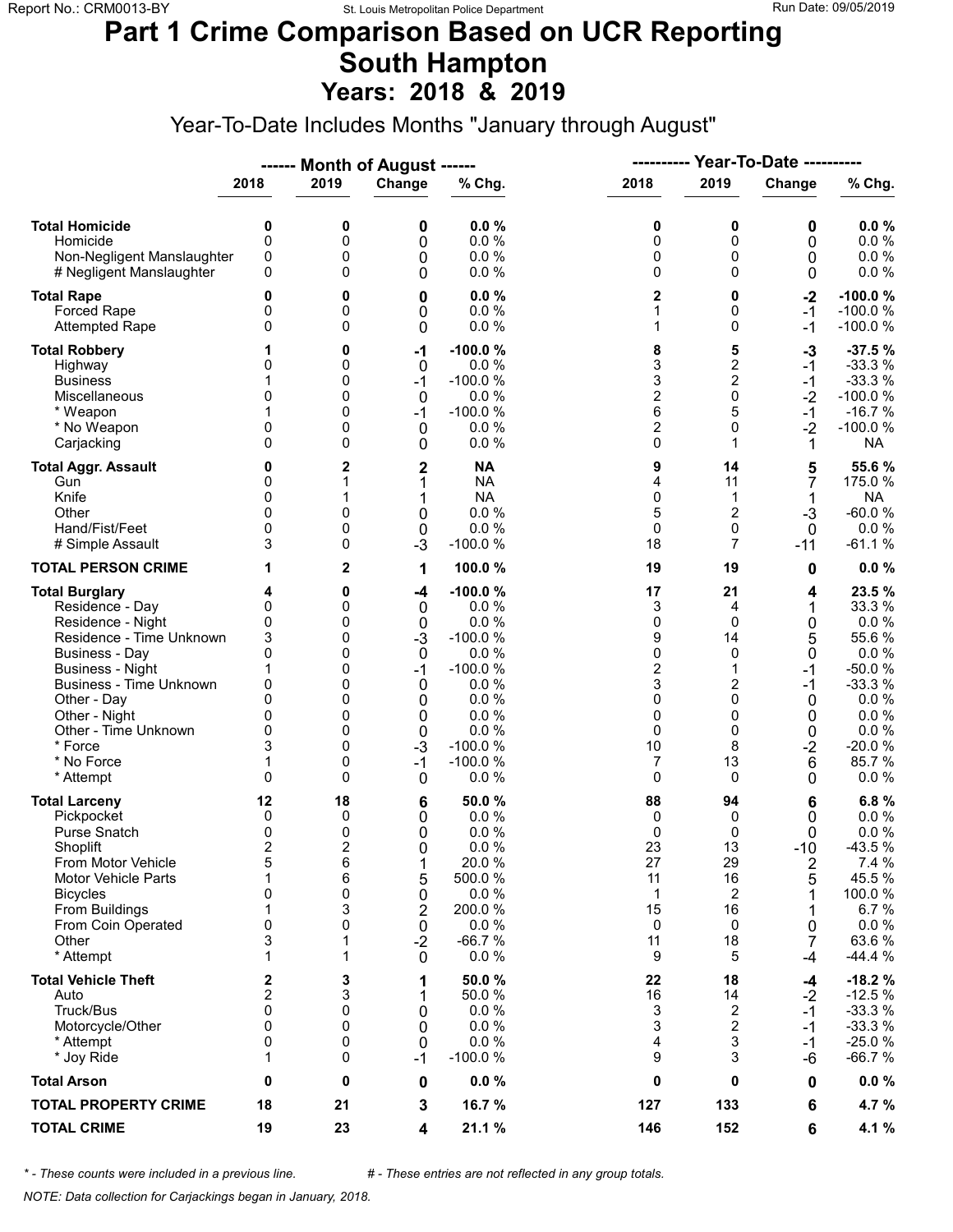# Part 1 Crime Comparison Based on UCR Reporting
# South Hampton
## Years: 2018 & 2019

Year-To-Date Includes Months "January through August"

| | ------ Month of August ------ | | | | ---------- Year-To-Date ---------- | | | |
|---|---|---|---|---|---|---|---|---|
| | 2018 | 2019 | Change | % Chg. | 2018 | 2019 | Change | % Chg. |
| **Total Homicide** | **0** | **0** | **0** | **0.0 %** | **0** | **0** | **0** | **0.0 %** |
| Homicide | 0 | 0 | 0 | 0.0 % | 0 | 0 | 0 | 0.0 % |
| Non-Negligent Manslaughter | 0 | 0 | 0 | 0.0 % | 0 | 0 | 0 | 0.0 % |
| # Negligent Manslaughter | 0 | 0 | 0 | 0.0 % | 0 | 0 | 0 | 0.0 % |
| **Total Rape** | **0** | **0** | **0** | **0.0 %** | **2** | **0** | **-2** | **-100.0 %** |
| Forced Rape | 0 | 0 | 0 | 0.0 % | 1 | 0 | -1 | -100.0 % |
| Attempted Rape | 0 | 0 | 0 | 0.0 % | 1 | 0 | -1 | -100.0 % |
| **Total Robbery** | **1** | **0** | **-1** | **-100.0 %** | **8** | **5** | **-3** | **-37.5 %** |
| Highway | 0 | 0 | 0 | 0.0 % | 3 | 2 | -1 | -33.3 % |
| Business | 1 | 0 | -1 | -100.0 % | 3 | 2 | -1 | -33.3 % |
| Miscellaneous | 0 | 0 | 0 | 0.0 % | 2 | 0 | -2 | -100.0 % |
| * Weapon | 1 | 0 | -1 | -100.0 % | 6 | 5 | -1 | -16.7 % |
| * No Weapon | 0 | 0 | 0 | 0.0 % | 2 | 0 | -2 | -100.0 % |
| Carjacking | 0 | 0 | 0 | 0.0 % | 0 | 1 | 1 | NA |
| **Total Aggr. Assault** | **0** | **2** | **2** | **NA** | **9** | **14** | **5** | **55.6 %** |
| Gun | 0 | 1 | 1 | NA | 4 | 11 | 7 | 175.0 % |
| Knife | 0 | 1 | 1 | NA | 0 | 1 | 1 | NA |
| Other | 0 | 0 | 0 | 0.0 % | 5 | 2 | -3 | -60.0 % |
| Hand/Fist/Feet | 0 | 0 | 0 | 0.0 % | 0 | 0 | 0 | 0.0 % |
| # Simple Assault | 3 | 0 | -3 | -100.0 % | 18 | 7 | -11 | -61.1 % |
| **TOTAL PERSON CRIME** | **1** | **2** | **1** | **100.0 %** | **19** | **19** | **0** | **0.0 %** |
| **Total Burglary** | **4** | **0** | **-4** | **-100.0 %** | **17** | **21** | **4** | **23.5 %** |
| Residence - Day | 0 | 0 | 0 | 0.0 % | 3 | 4 | 1 | 33.3 % |
| Residence - Night | 0 | 0 | 0 | 0.0 % | 0 | 0 | 0 | 0.0 % |
| Residence - Time Unknown | 3 | 0 | -3 | -100.0 % | 9 | 14 | 5 | 55.6 % |
| Business - Day | 0 | 0 | 0 | 0.0 % | 0 | 0 | 0 | 0.0 % |
| Business - Night | 1 | 0 | -1 | -100.0 % | 2 | 1 | -1 | -50.0 % |
| Business - Time Unknown | 0 | 0 | 0 | 0.0 % | 3 | 2 | -1 | -33.3 % |
| Other - Day | 0 | 0 | 0 | 0.0 % | 0 | 0 | 0 | 0.0 % |
| Other - Night | 0 | 0 | 0 | 0.0 % | 0 | 0 | 0 | 0.0 % |
| Other - Time Unknown | 0 | 0 | 0 | 0.0 % | 0 | 0 | 0 | 0.0 % |
| * Force | 3 | 0 | -3 | -100.0 % | 10 | 8 | -2 | -20.0 % |
| * No Force | 1 | 0 | -1 | -100.0 % | 7 | 13 | 6 | 85.7 % |
| * Attempt | 0 | 0 | 0 | 0.0 % | 0 | 0 | 0 | 0.0 % |
| **Total Larceny** | **12** | **18** | **6** | **50.0 %** | **88** | **94** | **6** | **6.8 %** |
| Pickpocket | 0 | 0 | 0 | 0.0 % | 0 | 0 | 0 | 0.0 % |
| Purse Snatch | 0 | 0 | 0 | 0.0 % | 0 | 0 | 0 | 0.0 % |
| Shoplift | 2 | 2 | 0 | 0.0 % | 23 | 13 | -10 | -43.5 % |
| From Motor Vehicle | 5 | 6 | 1 | 20.0 % | 27 | 29 | 2 | 7.4 % |
| Motor Vehicle Parts | 1 | 6 | 5 | 500.0 % | 11 | 16 | 5 | 45.5 % |
| Bicycles | 0 | 0 | 0 | 0.0 % | 1 | 2 | 1 | 100.0 % |
| From Buildings | 1 | 3 | 2 | 200.0 % | 15 | 16 | 1 | 6.7 % |
| From Coin Operated | 0 | 0 | 0 | 0.0 % | 0 | 0 | 0 | 0.0 % |
| Other | 3 | 1 | -2 | -66.7 % | 11 | 18 | 7 | 63.6 % |
| * Attempt | 1 | 1 | 0 | 0.0 % | 9 | 5 | -4 | -44.4 % |
| **Total Vehicle Theft** | **2** | **3** | **1** | **50.0 %** | **22** | **18** | **-4** | **-18.2 %** |
| Auto | 2 | 3 | 1 | 50.0 % | 16 | 14 | -2 | -12.5 % |
| Truck/Bus | 0 | 0 | 0 | 0.0 % | 3 | 2 | -1 | -33.3 % |
| Motorcycle/Other | 0 | 0 | 0 | 0.0 % | 3 | 2 | -1 | -33.3 % |
| * Attempt | 0 | 0 | 0 | 0.0 % | 4 | 3 | -1 | -25.0 % |
| * Joy Ride | 1 | 0 | -1 | -100.0 % | 9 | 3 | -6 | -66.7 % |
| **Total Arson** | **0** | **0** | **0** | **0.0 %** | **0** | **0** | **0** | **0.0 %** |
| **TOTAL PROPERTY CRIME** | **18** | **21** | **3** | **16.7 %** | **127** | **133** | **6** | **4.7 %** |
| **TOTAL CRIME** | **19** | **23** | **4** | **21.1 %** | **146** | **152** | **6** | **4.1 %** |

*\* - These counts were included in a previous line.* *# - These entries are not reflected in any group totals.*

*NOTE: Data collection for Carjackings began in January, 2018.*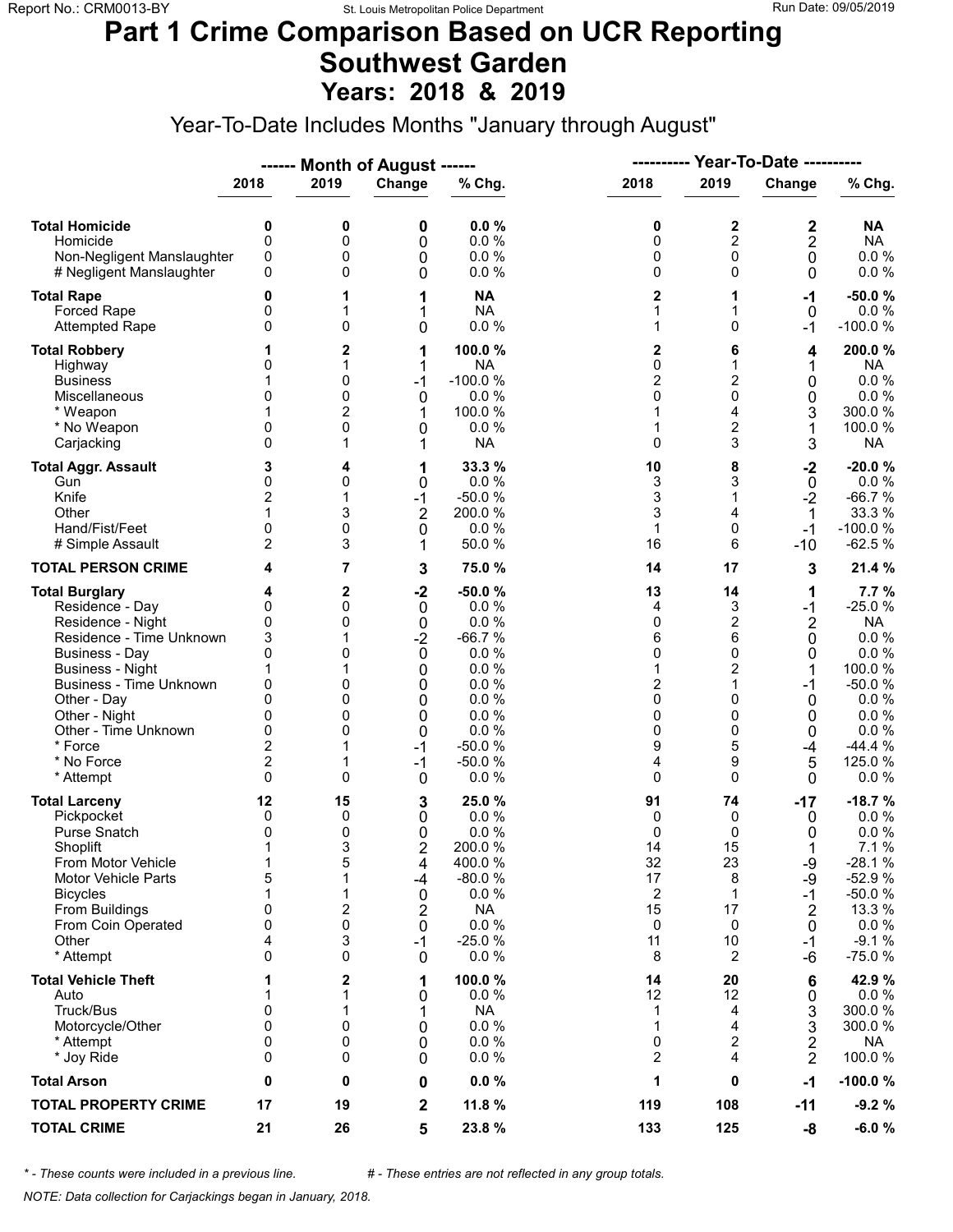Report No.: CRM0013-BY St. Louis Metropolitan Police Department Run Date: 09/05/2019

# Part 1 Crime Comparison Based on UCR Reporting
# Southwest Garden
## Years: 2018 & 2019

Year-To-Date Includes Months "January through August"

| | Month of August 2018 | Month of August 2019 | Change | % Chg. | Year-To-Date 2018 | Year-To-Date 2019 | Change | % Chg. |
|---|---|---|---|---|---|---|---|---|
| **Total Homicide** | **0** | **0** | **0** | **0.0 %** | **0** | **2** | **2** | **NA** |
| Homicide | 0 | 0 | 0 | 0.0 % | 0 | 2 | 2 | NA |
| Non-Negligent Manslaughter | 0 | 0 | 0 | 0.0 % | 0 | 0 | 0 | 0.0 % |
| # Negligent Manslaughter | 0 | 0 | 0 | 0.0 % | 0 | 0 | 0 | 0.0 % |
| **Total Rape** | **0** | **1** | **1** | **NA** | **2** | **1** | **-1** | **-50.0 %** |
| Forced Rape | 0 | 1 | 1 | NA | 1 | 1 | 0 | 0.0 % |
| Attempted Rape | 0 | 0 | 0 | 0.0 % | 1 | 0 | -1 | -100.0 % |
| **Total Robbery** | **1** | **2** | **1** | **100.0 %** | **2** | **6** | **4** | **200.0 %** |
| Highway | 0 | 1 | 1 | NA | 0 | 1 | 1 | NA |
| Business | 1 | 0 | -1 | -100.0 % | 2 | 2 | 0 | 0.0 % |
| Miscellaneous | 0 | 0 | 0 | 0.0 % | 0 | 0 | 0 | 0.0 % |
| * Weapon | 1 | 2 | 1 | 100.0 % | 1 | 4 | 3 | 300.0 % |
| * No Weapon | 0 | 0 | 0 | 0.0 % | 1 | 2 | 1 | 100.0 % |
| Carjacking | 0 | 1 | 1 | NA | 0 | 3 | 3 | NA |
| **Total Aggr. Assault** | **3** | **4** | **1** | **33.3 %** | **10** | **8** | **-2** | **-20.0 %** |
| Gun | 0 | 0 | 0 | 0.0 % | 3 | 3 | 0 | 0.0 % |
| Knife | 2 | 1 | -1 | -50.0 % | 3 | 1 | -2 | -66.7 % |
| Other | 1 | 3 | 2 | 200.0 % | 3 | 4 | 1 | 33.3 % |
| Hand/Fist/Feet | 0 | 0 | 0 | 0.0 % | 1 | 0 | -1 | -100.0 % |
| # Simple Assault | 2 | 3 | 1 | 50.0 % | 16 | 6 | -10 | -62.5 % |
| **TOTAL PERSON CRIME** | **4** | **7** | **3** | **75.0 %** | **14** | **17** | **3** | **21.4 %** |
| **Total Burglary** | **4** | **2** | **-2** | **-50.0 %** | **13** | **14** | **1** | **7.7 %** |
| Residence - Day | 0 | 0 | 0 | 0.0 % | 4 | 3 | -1 | -25.0 % |
| Residence - Night | 0 | 0 | 0 | 0.0 % | 0 | 2 | 2 | NA |
| Residence - Time Unknown | 3 | 1 | -2 | -66.7 % | 6 | 6 | 0 | 0.0 % |
| Business - Day | 0 | 0 | 0 | 0.0 % | 0 | 0 | 0 | 0.0 % |
| Business - Night | 1 | 1 | 0 | 0.0 % | 1 | 2 | 1 | 100.0 % |
| Business - Time Unknown | 0 | 0 | 0 | 0.0 % | 2 | 1 | -1 | -50.0 % |
| Other - Day | 0 | 0 | 0 | 0.0 % | 0 | 0 | 0 | 0.0 % |
| Other - Night | 0 | 0 | 0 | 0.0 % | 0 | 0 | 0 | 0.0 % |
| Other - Time Unknown | 0 | 0 | 0 | 0.0 % | 0 | 0 | 0 | 0.0 % |
| * Force | 2 | 1 | -1 | -50.0 % | 9 | 5 | -4 | -44.4 % |
| * No Force | 2 | 1 | -1 | -50.0 % | 4 | 9 | 5 | 125.0 % |
| * Attempt | 0 | 0 | 0 | 0.0 % | 0 | 0 | 0 | 0.0 % |
| **Total Larceny** | **12** | **15** | **3** | **25.0 %** | **91** | **74** | **-17** | **-18.7 %** |
| Pickpocket | 0 | 0 | 0 | 0.0 % | 0 | 0 | 0 | 0.0 % |
| Purse Snatch | 0 | 0 | 0 | 0.0 % | 0 | 0 | 0 | 0.0 % |
| Shoplift | 1 | 3 | 2 | 200.0 % | 14 | 15 | 1 | 7.1 % |
| From Motor Vehicle | 1 | 5 | 4 | 400.0 % | 32 | 23 | -9 | -28.1 % |
| Motor Vehicle Parts | 5 | 1 | -4 | -80.0 % | 17 | 8 | -9 | -52.9 % |
| Bicycles | 1 | 1 | 0 | 0.0 % | 2 | 1 | -1 | -50.0 % |
| From Buildings | 0 | 2 | 2 | NA | 15 | 17 | 2 | 13.3 % |
| From Coin Operated | 0 | 0 | 0 | 0.0 % | 0 | 0 | 0 | 0.0 % |
| Other | 4 | 3 | -1 | -25.0 % | 11 | 10 | -1 | -9.1 % |
| * Attempt | 0 | 0 | 0 | 0.0 % | 8 | 2 | -6 | -75.0 % |
| **Total Vehicle Theft** | **1** | **2** | **1** | **100.0 %** | **14** | **20** | **6** | **42.9 %** |
| Auto | 1 | 1 | 0 | 0.0 % | 12 | 12 | 0 | 0.0 % |
| Truck/Bus | 0 | 1 | 1 | NA | 1 | 4 | 3 | 300.0 % |
| Motorcycle/Other | 0 | 0 | 0 | 0.0 % | 1 | 4 | 3 | 300.0 % |
| * Attempt | 0 | 0 | 0 | 0.0 % | 0 | 2 | 2 | NA |
| * Joy Ride | 0 | 0 | 0 | 0.0 % | 2 | 4 | 2 | 100.0 % |
| **Total Arson** | **0** | **0** | **0** | **0.0 %** | **1** | **0** | **-1** | **-100.0 %** |
| **TOTAL PROPERTY CRIME** | **17** | **19** | **2** | **11.8 %** | **119** | **108** | **-11** | **-9.2 %** |
| **TOTAL CRIME** | **21** | **26** | **5** | **23.8 %** | **133** | **125** | **-8** | **-6.0 %** |

*\* - These counts were included in a previous line.* *# - These entries are not reflected in any group totals.*

*NOTE: Data collection for Carjackings began in January, 2018.*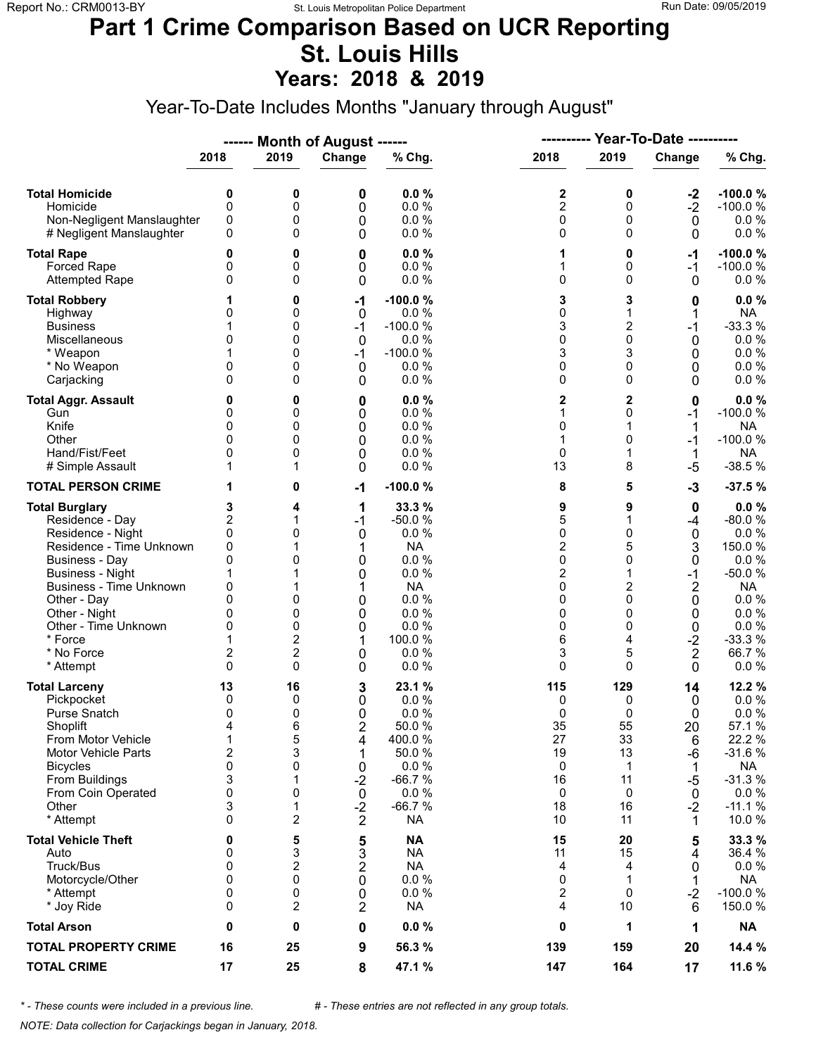# Part 1 Crime Comparison Based on UCR Reporting
# St. Louis Hills
## Years: 2018 & 2019

Year-To-Date Includes Months "January through August"

| | Month of August 2018 | Month of August 2019 | Month of August Change | Month of August % Chg. | Year-To-Date 2018 | Year-To-Date 2019 | Year-To-Date Change | Year-To-Date % Chg. |
|---|---|---|---|---|---|---|---|---|
| **Total Homicide** | **0** | **0** | **0** | **0.0 %** | **2** | **0** | **-2** | **-100.0 %** |
| Homicide | 0 | 0 | 0 | 0.0 % | 2 | 0 | -2 | -100.0 % |
| Non-Negligent Manslaughter | 0 | 0 | 0 | 0.0 % | 0 | 0 | 0 | 0.0 % |
| # Negligent Manslaughter | 0 | 0 | 0 | 0.0 % | 0 | 0 | 0 | 0.0 % |
| **Total Rape** | **0** | **0** | **0** | **0.0 %** | **1** | **0** | **-1** | **-100.0 %** |
| Forced Rape | 0 | 0 | 0 | 0.0 % | 1 | 0 | -1 | -100.0 % |
| Attempted Rape | 0 | 0 | 0 | 0.0 % | 0 | 0 | 0 | 0.0 % |
| **Total Robbery** | **1** | **0** | **-1** | **-100.0 %** | **3** | **3** | **0** | **0.0 %** |
| Highway | 0 | 0 | 0 | 0.0 % | 0 | 1 | 1 | NA |
| Business | 1 | 0 | -1 | -100.0 % | 3 | 2 | -1 | -33.3 % |
| Miscellaneous | 0 | 0 | 0 | 0.0 % | 0 | 0 | 0 | 0.0 % |
| * Weapon | 1 | 0 | -1 | -100.0 % | 3 | 3 | 0 | 0.0 % |
| * No Weapon | 0 | 0 | 0 | 0.0 % | 0 | 0 | 0 | 0.0 % |
| Carjacking | 0 | 0 | 0 | 0.0 % | 0 | 0 | 0 | 0.0 % |
| **Total Aggr. Assault** | **0** | **0** | **0** | **0.0 %** | **2** | **2** | **0** | **0.0 %** |
| Gun | 0 | 0 | 0 | 0.0 % | 1 | 0 | -1 | -100.0 % |
| Knife | 0 | 0 | 0 | 0.0 % | 0 | 1 | 1 | NA |
| Other | 0 | 0 | 0 | 0.0 % | 1 | 0 | -1 | -100.0 % |
| Hand/Fist/Feet | 0 | 0 | 0 | 0.0 % | 0 | 1 | 1 | NA |
| # Simple Assault | 1 | 1 | 0 | 0.0 % | 13 | 8 | -5 | -38.5 % |
| **TOTAL PERSON CRIME** | **1** | **0** | **-1** | **-100.0 %** | **8** | **5** | **-3** | **-37.5 %** |
| **Total Burglary** | **3** | **4** | **1** | **33.3 %** | **9** | **9** | **0** | **0.0 %** |
| Residence - Day | 2 | 1 | -1 | -50.0 % | 5 | 1 | -4 | -80.0 % |
| Residence - Night | 0 | 0 | 0 | 0.0 % | 0 | 0 | 0 | 0.0 % |
| Residence - Time Unknown | 0 | 1 | 1 | NA | 2 | 5 | 3 | 150.0 % |
| Business - Day | 0 | 0 | 0 | 0.0 % | 0 | 0 | 0 | 0.0 % |
| Business - Night | 1 | 1 | 0 | 0.0 % | 2 | 1 | -1 | -50.0 % |
| Business - Time Unknown | 0 | 1 | 1 | NA | 0 | 2 | 2 | NA |
| Other - Day | 0 | 0 | 0 | 0.0 % | 0 | 0 | 0 | 0.0 % |
| Other - Night | 0 | 0 | 0 | 0.0 % | 0 | 0 | 0 | 0.0 % |
| Other - Time Unknown | 0 | 0 | 0 | 0.0 % | 0 | 0 | 0 | 0.0 % |
| * Force | 1 | 2 | 1 | 100.0 % | 6 | 4 | -2 | -33.3 % |
| * No Force | 2 | 2 | 0 | 0.0 % | 3 | 5 | 2 | 66.7 % |
| * Attempt | 0 | 0 | 0 | 0.0 % | 0 | 0 | 0 | 0.0 % |
| **Total Larceny** | **13** | **16** | **3** | **23.1 %** | **115** | **129** | **14** | **12.2 %** |
| Pickpocket | 0 | 0 | 0 | 0.0 % | 0 | 0 | 0 | 0.0 % |
| Purse Snatch | 0 | 0 | 0 | 0.0 % | 0 | 0 | 0 | 0.0 % |
| Shoplift | 4 | 6 | 2 | 50.0 % | 35 | 55 | 20 | 57.1 % |
| From Motor Vehicle | 1 | 5 | 4 | 400.0 % | 27 | 33 | 6 | 22.2 % |
| Motor Vehicle Parts | 2 | 3 | 1 | 50.0 % | 19 | 13 | -6 | -31.6 % |
| Bicycles | 0 | 0 | 0 | 0.0 % | 0 | 1 | 1 | NA |
| From Buildings | 3 | 1 | -2 | -66.7 % | 16 | 11 | -5 | -31.3 % |
| From Coin Operated | 0 | 0 | 0 | 0.0 % | 0 | 0 | 0 | 0.0 % |
| Other | 3 | 1 | -2 | -66.7 % | 18 | 16 | -2 | -11.1 % |
| * Attempt | 0 | 2 | 2 | NA | 10 | 11 | 1 | 10.0 % |
| **Total Vehicle Theft** | **0** | **5** | **5** | **NA** | **15** | **20** | **5** | **33.3 %** |
| Auto | 0 | 3 | 3 | NA | 11 | 15 | 4 | 36.4 % |
| Truck/Bus | 0 | 2 | 2 | NA | 4 | 4 | 0 | 0.0 % |
| Motorcycle/Other | 0 | 0 | 0 | 0.0 % | 0 | 1 | 1 | NA |
| * Attempt | 0 | 0 | 0 | 0.0 % | 2 | 0 | -2 | -100.0 % |
| * Joy Ride | 0 | 2 | 2 | NA | 4 | 10 | 6 | 150.0 % |
| **Total Arson** | **0** | **0** | **0** | **0.0 %** | **0** | **1** | **1** | **NA** |
| **TOTAL PROPERTY CRIME** | **16** | **25** | **9** | **56.3 %** | **139** | **159** | **20** | **14.4 %** |
| **TOTAL CRIME** | **17** | **25** | **8** | **47.1 %** | **147** | **164** | **17** | **11.6 %** |

*\* - These counts were included in a previous line.* *# - These entries are not reflected in any group totals.*

*NOTE: Data collection for Carjackings began in January, 2018.*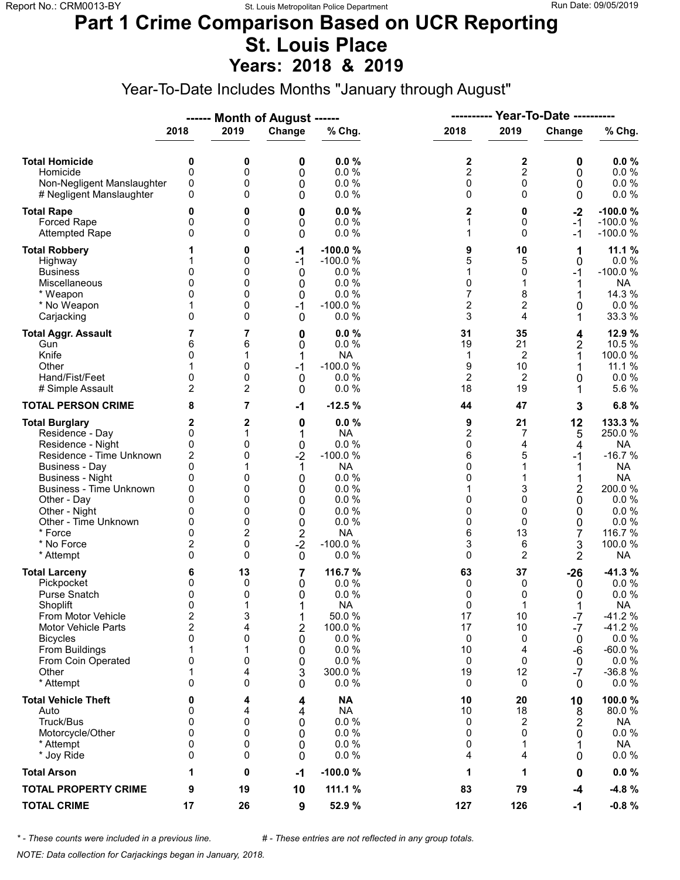# Part 1 Crime Comparison Based on UCR Reporting
# St. Louis Place
## Years: 2018 & 2019

Year-To-Date Includes Months "January through August"

| | Month of August 2018 | Month of August 2019 | Change | % Chg. | Year-To-Date 2018 | Year-To-Date 2019 | Change | % Chg. |
|---|---|---|---|---|---|---|---|---|
| **Total Homicide** | **0** | **0** | **0** | **0.0 %** | **2** | **2** | **0** | **0.0 %** |
| Homicide | 0 | 0 | 0 | 0.0 % | 2 | 2 | 0 | 0.0 % |
| Non-Negligent Manslaughter | 0 | 0 | 0 | 0.0 % | 0 | 0 | 0 | 0.0 % |
| # Negligent Manslaughter | 0 | 0 | 0 | 0.0 % | 0 | 0 | 0 | 0.0 % |
| **Total Rape** | **0** | **0** | **0** | **0.0 %** | **2** | **0** | **-2** | **-100.0 %** |
| Forced Rape | 0 | 0 | 0 | 0.0 % | 1 | 0 | -1 | -100.0 % |
| Attempted Rape | 0 | 0 | 0 | 0.0 % | 1 | 0 | -1 | -100.0 % |
| **Total Robbery** | **1** | **0** | **-1** | **-100.0 %** | **9** | **10** | **1** | **11.1 %** |
| Highway | 1 | 0 | -1 | -100.0 % | 5 | 5 | 0 | 0.0 % |
| Business | 0 | 0 | 0 | 0.0 % | 1 | 0 | -1 | -100.0 % |
| Miscellaneous | 0 | 0 | 0 | 0.0 % | 0 | 1 | 1 | NA |
| * Weapon | 0 | 0 | 0 | 0.0 % | 7 | 8 | 1 | 14.3 % |
| * No Weapon | 1 | 0 | -1 | -100.0 % | 2 | 2 | 0 | 0.0 % |
| Carjacking | 0 | 0 | 0 | 0.0 % | 3 | 4 | 1 | 33.3 % |
| **Total Aggr. Assault** | **7** | **7** | **0** | **0.0 %** | **31** | **35** | **4** | **12.9 %** |
| Gun | 6 | 6 | 0 | 0.0 % | 19 | 21 | 2 | 10.5 % |
| Knife | 0 | 1 | 1 | NA | 1 | 2 | 1 | 100.0 % |
| Other | 1 | 0 | -1 | -100.0 % | 9 | 10 | 1 | 11.1 % |
| Hand/Fist/Feet | 0 | 0 | 0 | 0.0 % | 2 | 2 | 0 | 0.0 % |
| # Simple Assault | 2 | 2 | 0 | 0.0 % | 18 | 19 | 1 | 5.6 % |
| **TOTAL PERSON CRIME** | **8** | **7** | **-1** | **-12.5 %** | **44** | **47** | **3** | **6.8 %** |
| **Total Burglary** | **2** | **2** | **0** | **0.0 %** | **9** | **21** | **12** | **133.3 %** |
| Residence - Day | 0 | 1 | 1 | NA | 2 | 7 | 5 | 250.0 % |
| Residence - Night | 0 | 0 | 0 | 0.0 % | 0 | 4 | 4 | NA |
| Residence - Time Unknown | 2 | 0 | -2 | -100.0 % | 6 | 5 | -1 | -16.7 % |
| Business - Day | 0 | 1 | 1 | NA | 0 | 1 | 1 | NA |
| Business - Night | 0 | 0 | 0 | 0.0 % | 0 | 1 | 1 | NA |
| Business - Time Unknown | 0 | 0 | 0 | 0.0 % | 1 | 3 | 2 | 200.0 % |
| Other - Day | 0 | 0 | 0 | 0.0 % | 0 | 0 | 0 | 0.0 % |
| Other - Night | 0 | 0 | 0 | 0.0 % | 0 | 0 | 0 | 0.0 % |
| Other - Time Unknown | 0 | 0 | 0 | 0.0 % | 0 | 0 | 0 | 0.0 % |
| * Force | 0 | 2 | 2 | NA | 6 | 13 | 7 | 116.7 % |
| * No Force | 2 | 0 | -2 | -100.0 % | 3 | 6 | 3 | 100.0 % |
| * Attempt | 0 | 0 | 0 | 0.0 % | 0 | 2 | 2 | NA |
| **Total Larceny** | **6** | **13** | **7** | **116.7 %** | **63** | **37** | **-26** | **-41.3 %** |
| Pickpocket | 0 | 0 | 0 | 0.0 % | 0 | 0 | 0 | 0.0 % |
| Purse Snatch | 0 | 0 | 0 | 0.0 % | 0 | 0 | 0 | 0.0 % |
| Shoplift | 0 | 1 | 1 | NA | 0 | 1 | 1 | NA |
| From Motor Vehicle | 2 | 3 | 1 | 50.0 % | 17 | 10 | -7 | -41.2 % |
| Motor Vehicle Parts | 2 | 4 | 2 | 100.0 % | 17 | 10 | -7 | -41.2 % |
| Bicycles | 0 | 0 | 0 | 0.0 % | 0 | 0 | 0 | 0.0 % |
| From Buildings | 1 | 1 | 0 | 0.0 % | 10 | 4 | -6 | -60.0 % |
| From Coin Operated | 0 | 0 | 0 | 0.0 % | 0 | 0 | 0 | 0.0 % |
| Other | 1 | 4 | 3 | 300.0 % | 19 | 12 | -7 | -36.8 % |
| * Attempt | 0 | 0 | 0 | 0.0 % | 0 | 0 | 0 | 0.0 % |
| **Total Vehicle Theft** | **0** | **4** | **4** | **NA** | **10** | **20** | **10** | **100.0 %** |
| Auto | 0 | 4 | 4 | NA | 10 | 18 | 8 | 80.0 % |
| Truck/Bus | 0 | 0 | 0 | 0.0 % | 0 | 2 | 2 | NA |
| Motorcycle/Other | 0 | 0 | 0 | 0.0 % | 0 | 0 | 0 | 0.0 % |
| * Attempt | 0 | 0 | 0 | 0.0 % | 0 | 1 | 1 | NA |
| * Joy Ride | 0 | 0 | 0 | 0.0 % | 4 | 4 | 0 | 0.0 % |
| **Total Arson** | **1** | **0** | **-1** | **-100.0 %** | **1** | **1** | **0** | **0.0 %** |
| **TOTAL PROPERTY CRIME** | **9** | **19** | **10** | **111.1 %** | **83** | **79** | **-4** | **-4.8 %** |
| **TOTAL CRIME** | **17** | **26** | **9** | **52.9 %** | **127** | **126** | **-1** | **-0.8 %** |

*\* - These counts were included in a previous line.* &nbsp;&nbsp;&nbsp; *# - These entries are not reflected in any group totals.*

*NOTE: Data collection for Carjackings began in January, 2018.*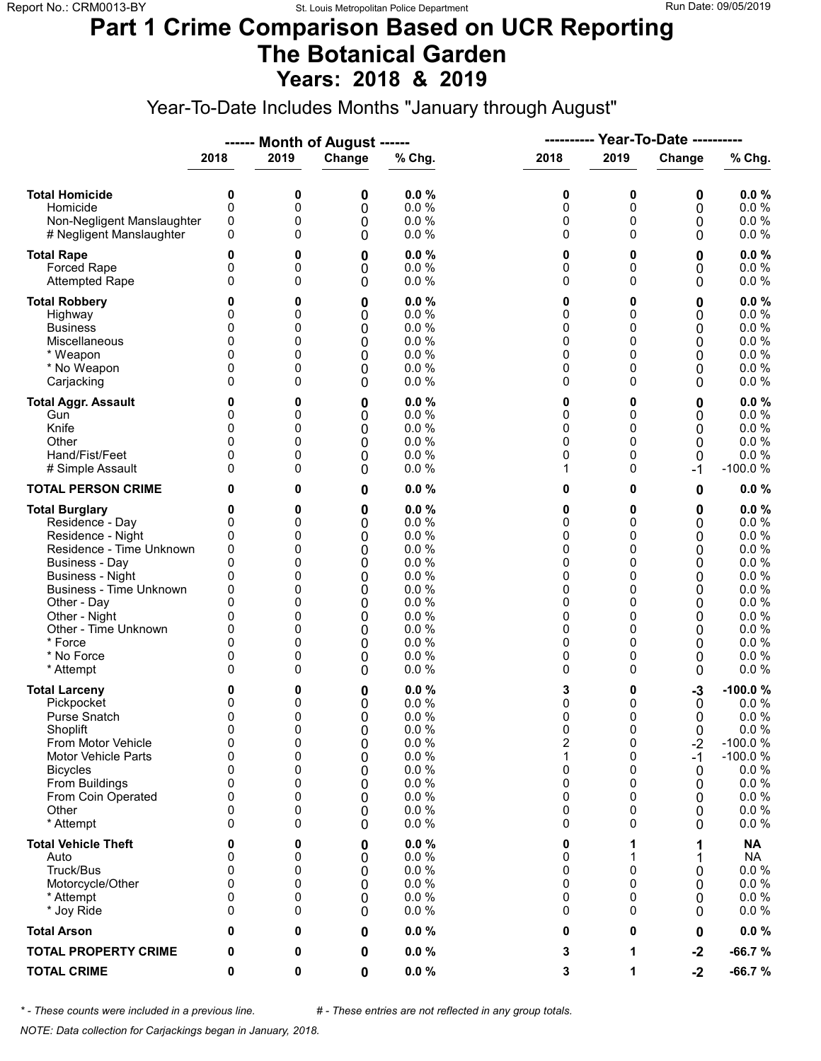# Part 1 Crime Comparison Based on UCR Reporting
# The Botanical Garden
## Years: 2018 & 2019

Year-To-Date Includes Months "January through August"

| | ------ Month of August ------ | | | | ---------- Year-To-Date ---------- | | | |
|---|---|---|---|---|---|---|---|---|
| | 2018 | 2019 | Change | % Chg. | 2018 | 2019 | Change | % Chg. |
| **Total Homicide** | **0** | **0** | **0** | **0.0 %** | **0** | **0** | **0** | **0.0 %** |
| Homicide | 0 | 0 | 0 | 0.0 % | 0 | 0 | 0 | 0.0 % |
| Non-Negligent Manslaughter | 0 | 0 | 0 | 0.0 % | 0 | 0 | 0 | 0.0 % |
| # Negligent Manslaughter | 0 | 0 | 0 | 0.0 % | 0 | 0 | 0 | 0.0 % |
| **Total Rape** | **0** | **0** | **0** | **0.0 %** | **0** | **0** | **0** | **0.0 %** |
| Forced Rape | 0 | 0 | 0 | 0.0 % | 0 | 0 | 0 | 0.0 % |
| Attempted Rape | 0 | 0 | 0 | 0.0 % | 0 | 0 | 0 | 0.0 % |
| **Total Robbery** | **0** | **0** | **0** | **0.0 %** | **0** | **0** | **0** | **0.0 %** |
| Highway | 0 | 0 | 0 | 0.0 % | 0 | 0 | 0 | 0.0 % |
| Business | 0 | 0 | 0 | 0.0 % | 0 | 0 | 0 | 0.0 % |
| Miscellaneous | 0 | 0 | 0 | 0.0 % | 0 | 0 | 0 | 0.0 % |
| * Weapon | 0 | 0 | 0 | 0.0 % | 0 | 0 | 0 | 0.0 % |
| * No Weapon | 0 | 0 | 0 | 0.0 % | 0 | 0 | 0 | 0.0 % |
| Carjacking | 0 | 0 | 0 | 0.0 % | 0 | 0 | 0 | 0.0 % |
| **Total Aggr. Assault** | **0** | **0** | **0** | **0.0 %** | **0** | **0** | **0** | **0.0 %** |
| Gun | 0 | 0 | 0 | 0.0 % | 0 | 0 | 0 | 0.0 % |
| Knife | 0 | 0 | 0 | 0.0 % | 0 | 0 | 0 | 0.0 % |
| Other | 0 | 0 | 0 | 0.0 % | 0 | 0 | 0 | 0.0 % |
| Hand/Fist/Feet | 0 | 0 | 0 | 0.0 % | 0 | 0 | 0 | 0.0 % |
| # Simple Assault | 0 | 0 | 0 | 0.0 % | 1 | 0 | -1 | -100.0 % |
| **TOTAL PERSON CRIME** | **0** | **0** | **0** | **0.0 %** | **0** | **0** | **0** | **0.0 %** |
| **Total Burglary** | **0** | **0** | **0** | **0.0 %** | **0** | **0** | **0** | **0.0 %** |
| Residence - Day | 0 | 0 | 0 | 0.0 % | 0 | 0 | 0 | 0.0 % |
| Residence - Night | 0 | 0 | 0 | 0.0 % | 0 | 0 | 0 | 0.0 % |
| Residence - Time Unknown | 0 | 0 | 0 | 0.0 % | 0 | 0 | 0 | 0.0 % |
| Business - Day | 0 | 0 | 0 | 0.0 % | 0 | 0 | 0 | 0.0 % |
| Business - Night | 0 | 0 | 0 | 0.0 % | 0 | 0 | 0 | 0.0 % |
| Business - Time Unknown | 0 | 0 | 0 | 0.0 % | 0 | 0 | 0 | 0.0 % |
| Other - Day | 0 | 0 | 0 | 0.0 % | 0 | 0 | 0 | 0.0 % |
| Other - Night | 0 | 0 | 0 | 0.0 % | 0 | 0 | 0 | 0.0 % |
| Other - Time Unknown | 0 | 0 | 0 | 0.0 % | 0 | 0 | 0 | 0.0 % |
| * Force | 0 | 0 | 0 | 0.0 % | 0 | 0 | 0 | 0.0 % |
| * No Force | 0 | 0 | 0 | 0.0 % | 0 | 0 | 0 | 0.0 % |
| * Attempt | 0 | 0 | 0 | 0.0 % | 0 | 0 | 0 | 0.0 % |
| **Total Larceny** | **0** | **0** | **0** | **0.0 %** | **3** | **0** | **-3** | **-100.0 %** |
| Pickpocket | 0 | 0 | 0 | 0.0 % | 0 | 0 | 0 | 0.0 % |
| Purse Snatch | 0 | 0 | 0 | 0.0 % | 0 | 0 | 0 | 0.0 % |
| Shoplift | 0 | 0 | 0 | 0.0 % | 0 | 0 | 0 | 0.0 % |
| From Motor Vehicle | 0 | 0 | 0 | 0.0 % | 2 | 0 | -2 | -100.0 % |
| Motor Vehicle Parts | 0 | 0 | 0 | 0.0 % | 1 | 0 | -1 | -100.0 % |
| Bicycles | 0 | 0 | 0 | 0.0 % | 0 | 0 | 0 | 0.0 % |
| From Buildings | 0 | 0 | 0 | 0.0 % | 0 | 0 | 0 | 0.0 % |
| From Coin Operated | 0 | 0 | 0 | 0.0 % | 0 | 0 | 0 | 0.0 % |
| Other | 0 | 0 | 0 | 0.0 % | 0 | 0 | 0 | 0.0 % |
| * Attempt | 0 | 0 | 0 | 0.0 % | 0 | 0 | 0 | 0.0 % |
| **Total Vehicle Theft** | **0** | **0** | **0** | **0.0 %** | **0** | **1** | **1** | **NA** |
| Auto | 0 | 0 | 0 | 0.0 % | 0 | 1 | 1 | NA |
| Truck/Bus | 0 | 0 | 0 | 0.0 % | 0 | 0 | 0 | 0.0 % |
| Motorcycle/Other | 0 | 0 | 0 | 0.0 % | 0 | 0 | 0 | 0.0 % |
| * Attempt | 0 | 0 | 0 | 0.0 % | 0 | 0 | 0 | 0.0 % |
| * Joy Ride | 0 | 0 | 0 | 0.0 % | 0 | 0 | 0 | 0.0 % |
| **Total Arson** | **0** | **0** | **0** | **0.0 %** | **0** | **0** | **0** | **0.0 %** |
| **TOTAL PROPERTY CRIME** | **0** | **0** | **0** | **0.0 %** | **3** | **1** | **-2** | **-66.7 %** |
| **TOTAL CRIME** | **0** | **0** | **0** | **0.0 %** | **3** | **1** | **-2** | **-66.7 %** |

*\* - These counts were included in a previous line.* *# - These entries are not reflected in any group totals.*

*NOTE: Data collection for Carjackings began in January, 2018.*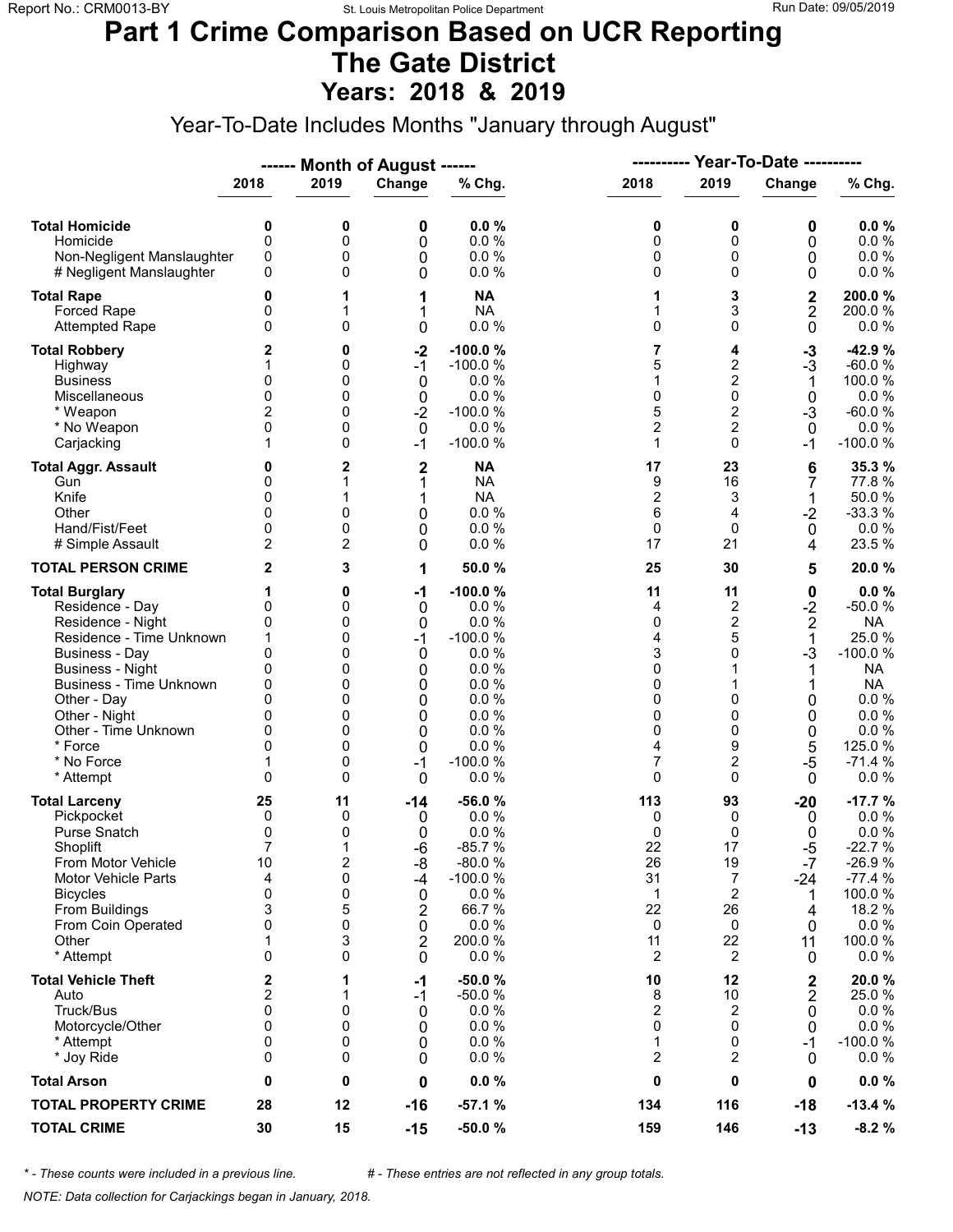# Part 1 Crime Comparison Based on UCR Reporting
# The Gate District
## Years: 2018 & 2019

Year-To-Date Includes Months "January through August"

| | ------ Month of August ------ | | | | ---------- Year-To-Date ---------- | | | |
|---|---|---|---|---|---|---|---|---|
| | 2018 | 2019 | Change | % Chg. | 2018 | 2019 | Change | % Chg. |
| **Total Homicide** | **0** | **0** | **0** | **0.0 %** | **0** | **0** | **0** | **0.0 %** |
| Homicide | 0 | 0 | 0 | 0.0 % | 0 | 0 | 0 | 0.0 % |
| Non-Negligent Manslaughter | 0 | 0 | 0 | 0.0 % | 0 | 0 | 0 | 0.0 % |
| # Negligent Manslaughter | 0 | 0 | 0 | 0.0 % | 0 | 0 | 0 | 0.0 % |
| **Total Rape** | **0** | **1** | **1** | **NA** | **1** | **3** | **2** | **200.0 %** |
| Forced Rape | 0 | 1 | 1 | NA | 1 | 3 | 2 | 200.0 % |
| Attempted Rape | 0 | 0 | 0 | 0.0 % | 0 | 0 | 0 | 0.0 % |
| **Total Robbery** | **2** | **0** | **-2** | **-100.0 %** | **7** | **4** | **-3** | **-42.9 %** |
| Highway | 1 | 0 | -1 | -100.0 % | 5 | 2 | -3 | -60.0 % |
| Business | 0 | 0 | 0 | 0.0 % | 1 | 2 | 1 | 100.0 % |
| Miscellaneous | 0 | 0 | 0 | 0.0 % | 0 | 0 | 0 | 0.0 % |
| * Weapon | 2 | 0 | -2 | -100.0 % | 5 | 2 | -3 | -60.0 % |
| * No Weapon | 0 | 0 | 0 | 0.0 % | 2 | 2 | 0 | 0.0 % |
| Carjacking | 1 | 0 | -1 | -100.0 % | 1 | 0 | -1 | -100.0 % |
| **Total Aggr. Assault** | **0** | **2** | **2** | **NA** | **17** | **23** | **6** | **35.3 %** |
| Gun | 0 | 1 | 1 | NA | 9 | 16 | 7 | 77.8 % |
| Knife | 0 | 1 | 1 | NA | 2 | 3 | 1 | 50.0 % |
| Other | 0 | 0 | 0 | 0.0 % | 6 | 4 | -2 | -33.3 % |
| Hand/Fist/Feet | 0 | 0 | 0 | 0.0 % | 0 | 0 | 0 | 0.0 % |
| # Simple Assault | 2 | 2 | 0 | 0.0 % | 17 | 21 | 4 | 23.5 % |
| **TOTAL PERSON CRIME** | **2** | **3** | **1** | **50.0 %** | **25** | **30** | **5** | **20.0 %** |
| **Total Burglary** | **1** | **0** | **-1** | **-100.0 %** | **11** | **11** | **0** | **0.0 %** |
| Residence - Day | 0 | 0 | 0 | 0.0 % | 4 | 2 | -2 | -50.0 % |
| Residence - Night | 0 | 0 | 0 | 0.0 % | 0 | 2 | 2 | NA |
| Residence - Time Unknown | 1 | 0 | -1 | -100.0 % | 4 | 5 | 1 | 25.0 % |
| Business - Day | 0 | 0 | 0 | 0.0 % | 3 | 0 | -3 | -100.0 % |
| Business - Night | 0 | 0 | 0 | 0.0 % | 0 | 1 | 1 | NA |
| Business - Time Unknown | 0 | 0 | 0 | 0.0 % | 0 | 1 | 1 | NA |
| Other - Day | 0 | 0 | 0 | 0.0 % | 0 | 0 | 0 | 0.0 % |
| Other - Night | 0 | 0 | 0 | 0.0 % | 0 | 0 | 0 | 0.0 % |
| Other - Time Unknown | 0 | 0 | 0 | 0.0 % | 0 | 0 | 0 | 0.0 % |
| * Force | 0 | 0 | 0 | 0.0 % | 4 | 9 | 5 | 125.0 % |
| * No Force | 1 | 0 | -1 | -100.0 % | 7 | 2 | -5 | -71.4 % |
| * Attempt | 0 | 0 | 0 | 0.0 % | 0 | 0 | 0 | 0.0 % |
| **Total Larceny** | **25** | **11** | **-14** | **-56.0 %** | **113** | **93** | **-20** | **-17.7 %** |
| Pickpocket | 0 | 0 | 0 | 0.0 % | 0 | 0 | 0 | 0.0 % |
| Purse Snatch | 0 | 0 | 0 | 0.0 % | 0 | 0 | 0 | 0.0 % |
| Shoplift | 7 | 1 | -6 | -85.7 % | 22 | 17 | -5 | -22.7 % |
| From Motor Vehicle | 10 | 2 | -8 | -80.0 % | 26 | 19 | -7 | -26.9 % |
| Motor Vehicle Parts | 4 | 0 | -4 | -100.0 % | 31 | 7 | -24 | -77.4 % |
| Bicycles | 0 | 0 | 0 | 0.0 % | 1 | 2 | 1 | 100.0 % |
| From Buildings | 3 | 5 | 2 | 66.7 % | 22 | 26 | 4 | 18.2 % |
| From Coin Operated | 0 | 0 | 0 | 0.0 % | 0 | 0 | 0 | 0.0 % |
| Other | 1 | 3 | 2 | 200.0 % | 11 | 22 | 11 | 100.0 % |
| * Attempt | 0 | 0 | 0 | 0.0 % | 2 | 2 | 0 | 0.0 % |
| **Total Vehicle Theft** | **2** | **1** | **-1** | **-50.0 %** | **10** | **12** | **2** | **20.0 %** |
| Auto | 2 | 1 | -1 | -50.0 % | 8 | 10 | 2 | 25.0 % |
| Truck/Bus | 0 | 0 | 0 | 0.0 % | 2 | 2 | 0 | 0.0 % |
| Motorcycle/Other | 0 | 0 | 0 | 0.0 % | 0 | 0 | 0 | 0.0 % |
| * Attempt | 0 | 0 | 0 | 0.0 % | 1 | 0 | -1 | -100.0 % |
| * Joy Ride | 0 | 0 | 0 | 0.0 % | 2 | 2 | 0 | 0.0 % |
| **Total Arson** | **0** | **0** | **0** | **0.0 %** | **0** | **0** | **0** | **0.0 %** |
| **TOTAL PROPERTY CRIME** | **28** | **12** | **-16** | **-57.1 %** | **134** | **116** | **-18** | **-13.4 %** |
| **TOTAL CRIME** | **30** | **15** | **-15** | **-50.0 %** | **159** | **146** | **-13** | **-8.2 %** |

*\* - These counts were included in a previous line.* *# - These entries are not reflected in any group totals.*

*NOTE: Data collection for Carjackings began in January, 2018.*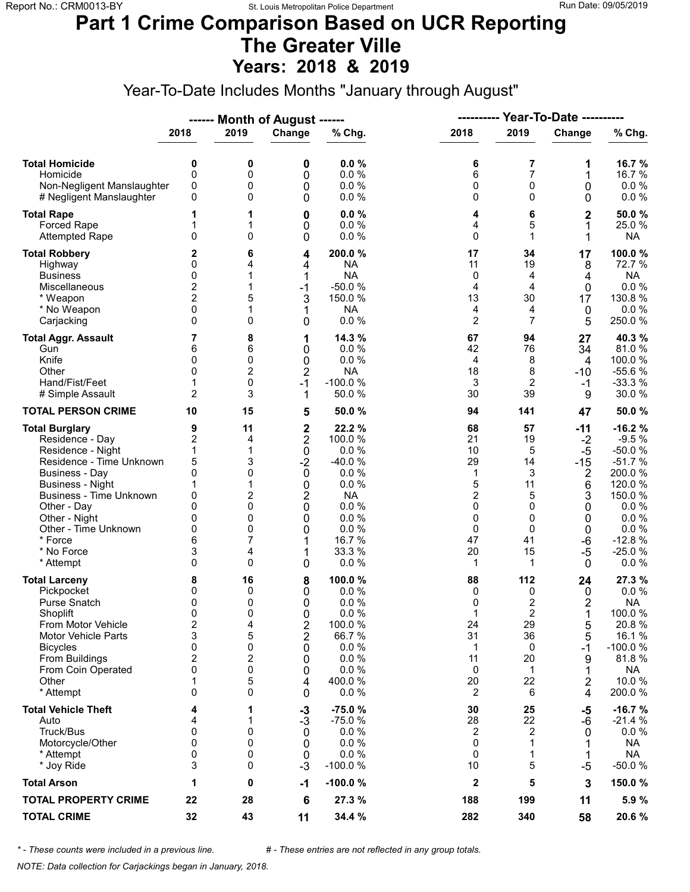# Part 1 Crime Comparison Based on UCR Reporting
# The Greater Ville
# Years: 2018 & 2019

Year-To-Date Includes Months "January through August"

| | Month of August 2018 | Month of August 2019 | Change | % Chg. | Year-To-Date 2018 | Year-To-Date 2019 | Change | % Chg. |
|---|---|---|---|---|---|---|---|---|
| **Total Homicide** | **0** | **0** | **0** | **0.0 %** | **6** | **7** | **1** | **16.7 %** |
| Homicide | 0 | 0 | 0 | 0.0 % | 6 | 7 | 1 | 16.7 % |
| Non-Negligent Manslaughter | 0 | 0 | 0 | 0.0 % | 0 | 0 | 0 | 0.0 % |
| # Negligent Manslaughter | 0 | 0 | 0 | 0.0 % | 0 | 0 | 0 | 0.0 % |
| **Total Rape** | **1** | **1** | **0** | **0.0 %** | **4** | **6** | **2** | **50.0 %** |
| Forced Rape | 1 | 1 | 0 | 0.0 % | 4 | 5 | 1 | 25.0 % |
| Attempted Rape | 0 | 0 | 0 | 0.0 % | 0 | 1 | 1 | NA |
| **Total Robbery** | **2** | **6** | **4** | **200.0 %** | **17** | **34** | **17** | **100.0 %** |
| Highway | 0 | 4 | 4 | NA | 11 | 19 | 8 | 72.7 % |
| Business | 0 | 1 | 1 | NA | 0 | 4 | 4 | NA |
| Miscellaneous | 2 | 1 | -1 | -50.0 % | 4 | 4 | 0 | 0.0 % |
| * Weapon | 2 | 5 | 3 | 150.0 % | 13 | 30 | 17 | 130.8 % |
| * No Weapon | 0 | 1 | 1 | NA | 4 | 4 | 0 | 0.0 % |
| Carjacking | 0 | 0 | 0 | 0.0 % | 2 | 7 | 5 | 250.0 % |
| **Total Aggr. Assault** | **7** | **8** | **1** | **14.3 %** | **67** | **94** | **27** | **40.3 %** |
| Gun | 6 | 6 | 0 | 0.0 % | 42 | 76 | 34 | 81.0 % |
| Knife | 0 | 0 | 0 | 0.0 % | 4 | 8 | 4 | 100.0 % |
| Other | 0 | 2 | 2 | NA | 18 | 8 | -10 | -55.6 % |
| Hand/Fist/Feet | 1 | 0 | -1 | -100.0 % | 3 | 2 | -1 | -33.3 % |
| # Simple Assault | 2 | 3 | 1 | 50.0 % | 30 | 39 | 9 | 30.0 % |
| **TOTAL PERSON CRIME** | **10** | **15** | **5** | **50.0 %** | **94** | **141** | **47** | **50.0 %** |
| **Total Burglary** | **9** | **11** | **2** | **22.2 %** | **68** | **57** | **-11** | **-16.2 %** |
| Residence - Day | 2 | 4 | 2 | 100.0 % | 21 | 19 | -2 | -9.5 % |
| Residence - Night | 1 | 1 | 0 | 0.0 % | 10 | 5 | -5 | -50.0 % |
| Residence - Time Unknown | 5 | 3 | -2 | -40.0 % | 29 | 14 | -15 | -51.7 % |
| Business - Day | 0 | 0 | 0 | 0.0 % | 1 | 3 | 2 | 200.0 % |
| Business - Night | 1 | 1 | 0 | 0.0 % | 5 | 11 | 6 | 120.0 % |
| Business - Time Unknown | 0 | 2 | 2 | NA | 2 | 5 | 3 | 150.0 % |
| Other - Day | 0 | 0 | 0 | 0.0 % | 0 | 0 | 0 | 0.0 % |
| Other - Night | 0 | 0 | 0 | 0.0 % | 0 | 0 | 0 | 0.0 % |
| Other - Time Unknown | 0 | 0 | 0 | 0.0 % | 0 | 0 | 0 | 0.0 % |
| * Force | 6 | 7 | 1 | 16.7 % | 47 | 41 | -6 | -12.8 % |
| * No Force | 3 | 4 | 1 | 33.3 % | 20 | 15 | -5 | -25.0 % |
| * Attempt | 0 | 0 | 0 | 0.0 % | 1 | 1 | 0 | 0.0 % |
| **Total Larceny** | **8** | **16** | **8** | **100.0 %** | **88** | **112** | **24** | **27.3 %** |
| Pickpocket | 0 | 0 | 0 | 0.0 % | 0 | 0 | 0 | 0.0 % |
| Purse Snatch | 0 | 0 | 0 | 0.0 % | 0 | 2 | 2 | NA |
| Shoplift | 0 | 0 | 0 | 0.0 % | 1 | 2 | 1 | 100.0 % |
| From Motor Vehicle | 2 | 4 | 2 | 100.0 % | 24 | 29 | 5 | 20.8 % |
| Motor Vehicle Parts | 3 | 5 | 2 | 66.7 % | 31 | 36 | 5 | 16.1 % |
| Bicycles | 0 | 0 | 0 | 0.0 % | 1 | 0 | -1 | -100.0 % |
| From Buildings | 2 | 2 | 0 | 0.0 % | 11 | 20 | 9 | 81.8 % |
| From Coin Operated | 0 | 0 | 0 | 0.0 % | 0 | 1 | 1 | NA |
| Other | 1 | 5 | 4 | 400.0 % | 20 | 22 | 2 | 10.0 % |
| * Attempt | 0 | 0 | 0 | 0.0 % | 2 | 6 | 4 | 200.0 % |
| **Total Vehicle Theft** | **4** | **1** | **-3** | **-75.0 %** | **30** | **25** | **-5** | **-16.7 %** |
| Auto | 4 | 1 | -3 | -75.0 % | 28 | 22 | -6 | -21.4 % |
| Truck/Bus | 0 | 0 | 0 | 0.0 % | 2 | 2 | 0 | 0.0 % |
| Motorcycle/Other | 0 | 0 | 0 | 0.0 % | 0 | 1 | 1 | NA |
| * Attempt | 0 | 0 | 0 | 0.0 % | 0 | 1 | 1 | NA |
| * Joy Ride | 3 | 0 | -3 | -100.0 % | 10 | 5 | -5 | -50.0 % |
| **Total Arson** | **1** | **0** | **-1** | **-100.0 %** | **2** | **5** | **3** | **150.0 %** |
| **TOTAL PROPERTY CRIME** | **22** | **28** | **6** | **27.3 %** | **188** | **199** | **11** | **5.9 %** |
| **TOTAL CRIME** | **32** | **43** | **11** | **34.4 %** | **282** | **340** | **58** | **20.6 %** |

*\* - These counts were included in a previous line.* *# - These entries are not reflected in any group totals.*

*NOTE: Data collection for Carjackings began in January, 2018.*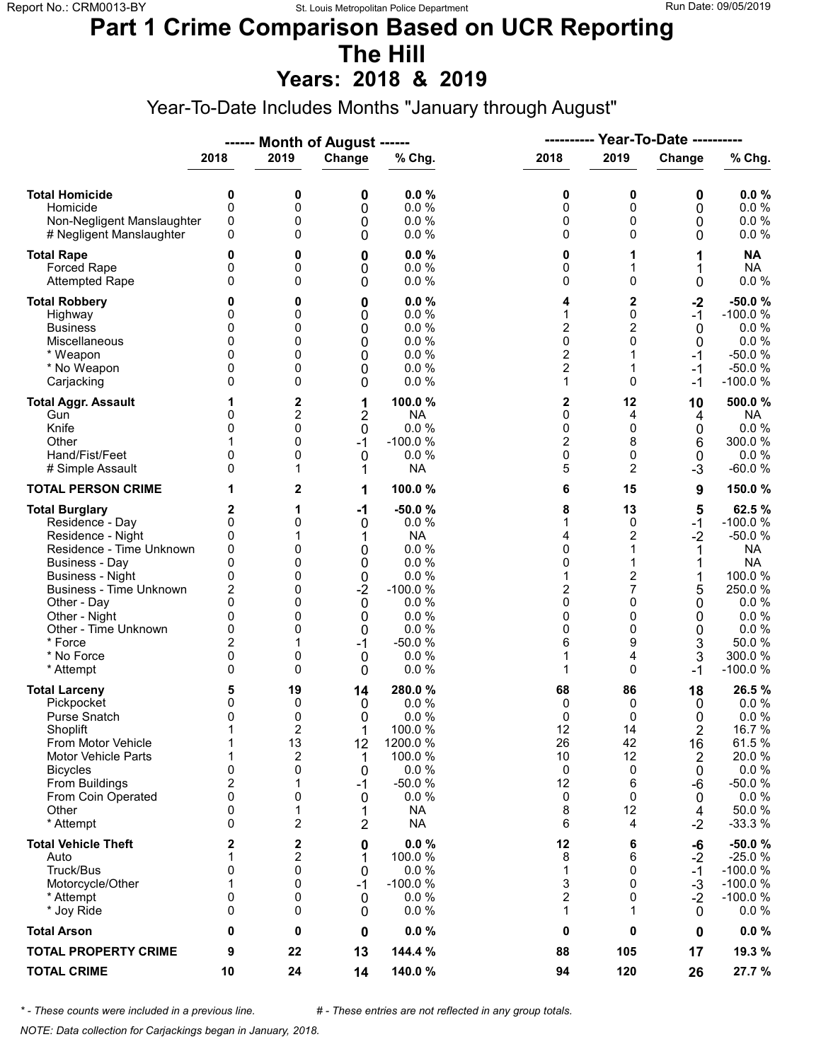# Part 1 Crime Comparison Based on UCR Reporting
# The Hill
## Years: 2018 & 2019

Year-To-Date Includes Months "January through August"

| | Month of August | | | | Year-To-Date | | | |
|---|---|---|---|---|---|---|---|---|
| | 2018 | 2019 | Change | % Chg. | 2018 | 2019 | Change | % Chg. |
| **Total Homicide** | **0** | **0** | **0** | **0.0 %** | **0** | **0** | **0** | **0.0 %** |
| Homicide | 0 | 0 | 0 | 0.0 % | 0 | 0 | 0 | 0.0 % |
| Non-Negligent Manslaughter | 0 | 0 | 0 | 0.0 % | 0 | 0 | 0 | 0.0 % |
| # Negligent Manslaughter | 0 | 0 | 0 | 0.0 % | 0 | 0 | 0 | 0.0 % |
| **Total Rape** | **0** | **0** | **0** | **0.0 %** | **0** | **1** | **1** | **NA** |
| Forced Rape | 0 | 0 | 0 | 0.0 % | 0 | 1 | 1 | NA |
| Attempted Rape | 0 | 0 | 0 | 0.0 % | 0 | 0 | 0 | 0.0 % |
| **Total Robbery** | **0** | **0** | **0** | **0.0 %** | **4** | **2** | **-2** | **-50.0 %** |
| Highway | 0 | 0 | 0 | 0.0 % | 1 | 0 | -1 | -100.0 % |
| Business | 0 | 0 | 0 | 0.0 % | 2 | 2 | 0 | 0.0 % |
| Miscellaneous | 0 | 0 | 0 | 0.0 % | 0 | 0 | 0 | 0.0 % |
| * Weapon | 0 | 0 | 0 | 0.0 % | 2 | 1 | -1 | -50.0 % |
| * No Weapon | 0 | 0 | 0 | 0.0 % | 2 | 1 | -1 | -50.0 % |
| Carjacking | 0 | 0 | 0 | 0.0 % | 1 | 0 | -1 | -100.0 % |
| **Total Aggr. Assault** | **1** | **2** | **1** | **100.0 %** | **2** | **12** | **10** | **500.0 %** |
| Gun | 0 | 2 | 2 | NA | 0 | 4 | 4 | NA |
| Knife | 0 | 0 | 0 | 0.0 % | 0 | 0 | 0 | 0.0 % |
| Other | 1 | 0 | -1 | -100.0 % | 2 | 8 | 6 | 300.0 % |
| Hand/Fist/Feet | 0 | 0 | 0 | 0.0 % | 0 | 0 | 0 | 0.0 % |
| # Simple Assault | 0 | 1 | 1 | NA | 5 | 2 | -3 | -60.0 % |
| **TOTAL PERSON CRIME** | **1** | **2** | **1** | **100.0 %** | **6** | **15** | **9** | **150.0 %** |
| **Total Burglary** | **2** | **1** | **-1** | **-50.0 %** | **8** | **13** | **5** | **62.5 %** |
| Residence - Day | 0 | 0 | 0 | 0.0 % | 1 | 0 | -1 | -100.0 % |
| Residence - Night | 0 | 1 | 1 | NA | 4 | 2 | -2 | -50.0 % |
| Residence - Time Unknown | 0 | 0 | 0 | 0.0 % | 0 | 1 | 1 | NA |
| Business - Day | 0 | 0 | 0 | 0.0 % | 0 | 1 | 1 | NA |
| Business - Night | 0 | 0 | 0 | 0.0 % | 1 | 2 | 1 | 100.0 % |
| Business - Time Unknown | 2 | 0 | -2 | -100.0 % | 2 | 7 | 5 | 250.0 % |
| Other - Day | 0 | 0 | 0 | 0.0 % | 0 | 0 | 0 | 0.0 % |
| Other - Night | 0 | 0 | 0 | 0.0 % | 0 | 0 | 0 | 0.0 % |
| Other - Time Unknown | 0 | 0 | 0 | 0.0 % | 0 | 0 | 0 | 0.0 % |
| * Force | 2 | 1 | -1 | -50.0 % | 6 | 9 | 3 | 50.0 % |
| * No Force | 0 | 0 | 0 | 0.0 % | 1 | 4 | 3 | 300.0 % |
| * Attempt | 0 | 0 | 0 | 0.0 % | 1 | 0 | -1 | -100.0 % |
| **Total Larceny** | **5** | **19** | **14** | **280.0 %** | **68** | **86** | **18** | **26.5 %** |
| Pickpocket | 0 | 0 | 0 | 0.0 % | 0 | 0 | 0 | 0.0 % |
| Purse Snatch | 0 | 0 | 0 | 0.0 % | 0 | 0 | 0 | 0.0 % |
| Shoplift | 1 | 2 | 1 | 100.0 % | 12 | 14 | 2 | 16.7 % |
| From Motor Vehicle | 1 | 13 | 12 | 1200.0 % | 26 | 42 | 16 | 61.5 % |
| Motor Vehicle Parts | 1 | 2 | 1 | 100.0 % | 10 | 12 | 2 | 20.0 % |
| Bicycles | 0 | 0 | 0 | 0.0 % | 0 | 0 | 0 | 0.0 % |
| From Buildings | 2 | 1 | -1 | -50.0 % | 12 | 6 | -6 | -50.0 % |
| From Coin Operated | 0 | 0 | 0 | 0.0 % | 0 | 0 | 0 | 0.0 % |
| Other | 0 | 1 | 1 | NA | 8 | 12 | 4 | 50.0 % |
| * Attempt | 0 | 2 | 2 | NA | 6 | 4 | -2 | -33.3 % |
| **Total Vehicle Theft** | **2** | **2** | **0** | **0.0 %** | **12** | **6** | **-6** | **-50.0 %** |
| Auto | 1 | 2 | 1 | 100.0 % | 8 | 6 | -2 | -25.0 % |
| Truck/Bus | 0 | 0 | 0 | 0.0 % | 1 | 0 | -1 | -100.0 % |
| Motorcycle/Other | 1 | 0 | -1 | -100.0 % | 3 | 0 | -3 | -100.0 % |
| * Attempt | 0 | 0 | 0 | 0.0 % | 2 | 0 | -2 | -100.0 % |
| * Joy Ride | 0 | 0 | 0 | 0.0 % | 1 | 1 | 0 | 0.0 % |
| **Total Arson** | **0** | **0** | **0** | **0.0 %** | **0** | **0** | **0** | **0.0 %** |
| **TOTAL PROPERTY CRIME** | **9** | **22** | **13** | **144.4 %** | **88** | **105** | **17** | **19.3 %** |
| **TOTAL CRIME** | **10** | **24** | **14** | **140.0 %** | **94** | **120** | **26** | **27.7 %** |

*\* - These counts were included in a previous line.* *# - These entries are not reflected in any group totals.*

*NOTE: Data collection for Carjackings began in January, 2018.*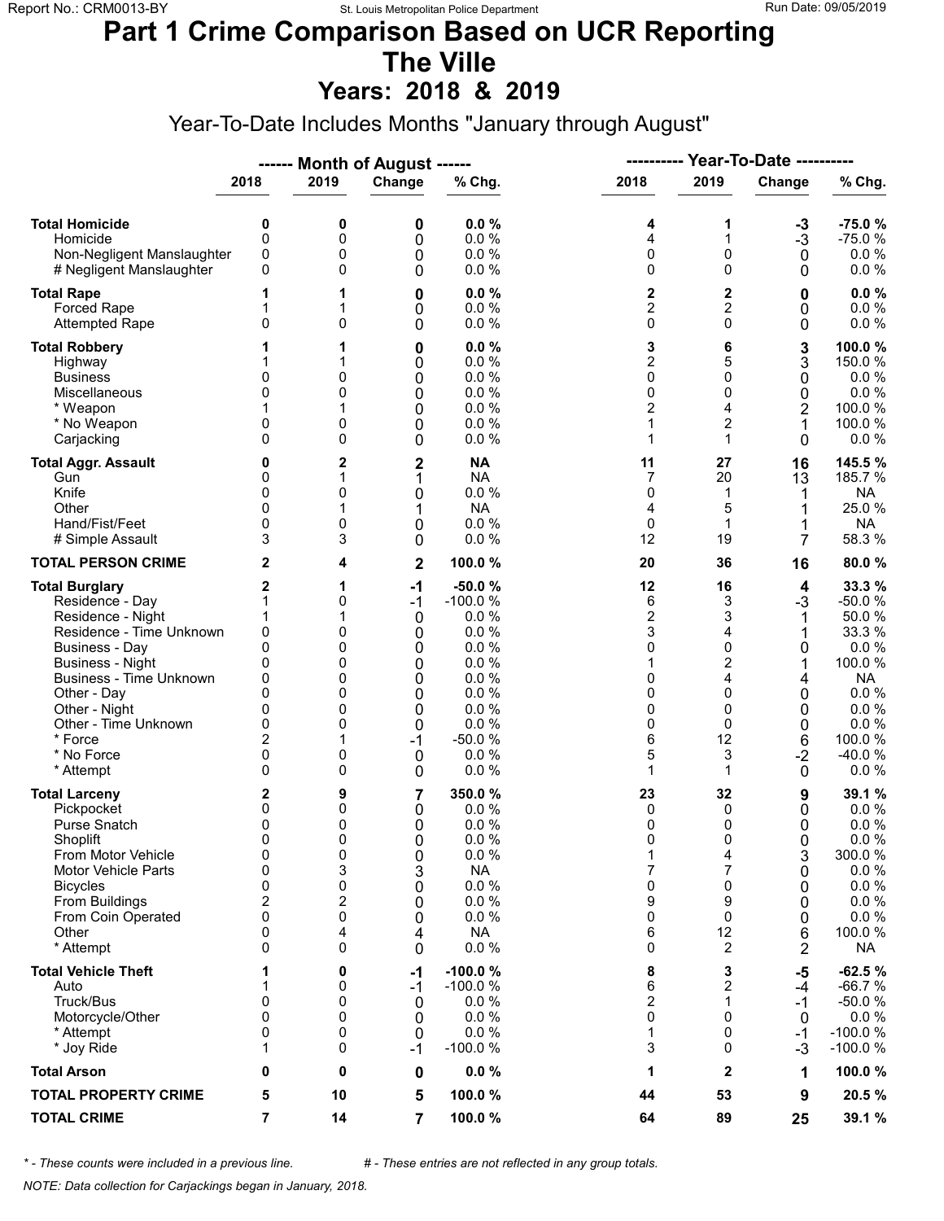# Part 1 Crime Comparison Based on UCR Reporting
# The Ville
## Years: 2018 & 2019

Year-To-Date Includes Months "January through August"

| | Month of August | | | | Year-To-Date | | | |
|---|---|---|---|---|---|---|---|---|
| | 2018 | 2019 | Change | % Chg. | 2018 | 2019 | Change | % Chg. |
| **Total Homicide** | **0** | **0** | **0** | **0.0 %** | **4** | **1** | **-3** | **-75.0 %** |
| Homicide | 0 | 0 | 0 | 0.0 % | 4 | 1 | -3 | -75.0 % |
| Non-Negligent Manslaughter | 0 | 0 | 0 | 0.0 % | 0 | 0 | 0 | 0.0 % |
| # Negligent Manslaughter | 0 | 0 | 0 | 0.0 % | 0 | 0 | 0 | 0.0 % |
| **Total Rape** | **1** | **1** | **0** | **0.0 %** | **2** | **2** | **0** | **0.0 %** |
| Forced Rape | 1 | 1 | 0 | 0.0 % | 2 | 2 | 0 | 0.0 % |
| Attempted Rape | 0 | 0 | 0 | 0.0 % | 0 | 0 | 0 | 0.0 % |
| **Total Robbery** | **1** | **1** | **0** | **0.0 %** | **3** | **6** | **3** | **100.0 %** |
| Highway | 1 | 1 | 0 | 0.0 % | 2 | 5 | 3 | 150.0 % |
| Business | 0 | 0 | 0 | 0.0 % | 0 | 0 | 0 | 0.0 % |
| Miscellaneous | 0 | 0 | 0 | 0.0 % | 0 | 0 | 0 | 0.0 % |
| * Weapon | 1 | 1 | 0 | 0.0 % | 2 | 4 | 2 | 100.0 % |
| * No Weapon | 0 | 0 | 0 | 0.0 % | 1 | 2 | 1 | 100.0 % |
| Carjacking | 0 | 0 | 0 | 0.0 % | 1 | 1 | 0 | 0.0 % |
| **Total Aggr. Assault** | **0** | **2** | **2** | **NA** | **11** | **27** | **16** | **145.5 %** |
| Gun | 0 | 1 | 1 | NA | 7 | 20 | 13 | 185.7 % |
| Knife | 0 | 0 | 0 | 0.0 % | 0 | 1 | 1 | NA |
| Other | 0 | 1 | 1 | NA | 4 | 5 | 1 | 25.0 % |
| Hand/Fist/Feet | 0 | 0 | 0 | 0.0 % | 0 | 1 | 1 | NA |
| # Simple Assault | 3 | 3 | 0 | 0.0 % | 12 | 19 | 7 | 58.3 % |
| **TOTAL PERSON CRIME** | **2** | **4** | **2** | **100.0 %** | **20** | **36** | **16** | **80.0 %** |
| **Total Burglary** | **2** | **1** | **-1** | **-50.0 %** | **12** | **16** | **4** | **33.3 %** |
| Residence - Day | 1 | 0 | -1 | -100.0 % | 6 | 3 | -3 | -50.0 % |
| Residence - Night | 1 | 1 | 0 | 0.0 % | 2 | 3 | 1 | 50.0 % |
| Residence - Time Unknown | 0 | 0 | 0 | 0.0 % | 3 | 4 | 1 | 33.3 % |
| Business - Day | 0 | 0 | 0 | 0.0 % | 0 | 0 | 0 | 0.0 % |
| Business - Night | 0 | 0 | 0 | 0.0 % | 1 | 2 | 1 | 100.0 % |
| Business - Time Unknown | 0 | 0 | 0 | 0.0 % | 0 | 4 | 4 | NA |
| Other - Day | 0 | 0 | 0 | 0.0 % | 0 | 0 | 0 | 0.0 % |
| Other - Night | 0 | 0 | 0 | 0.0 % | 0 | 0 | 0 | 0.0 % |
| Other - Time Unknown | 0 | 0 | 0 | 0.0 % | 0 | 0 | 0 | 0.0 % |
| * Force | 2 | 1 | -1 | -50.0 % | 6 | 12 | 6 | 100.0 % |
| * No Force | 0 | 0 | 0 | 0.0 % | 5 | 3 | -2 | -40.0 % |
| * Attempt | 0 | 0 | 0 | 0.0 % | 1 | 1 | 0 | 0.0 % |
| **Total Larceny** | **2** | **9** | **7** | **350.0 %** | **23** | **32** | **9** | **39.1 %** |
| Pickpocket | 0 | 0 | 0 | 0.0 % | 0 | 0 | 0 | 0.0 % |
| Purse Snatch | 0 | 0 | 0 | 0.0 % | 0 | 0 | 0 | 0.0 % |
| Shoplift | 0 | 0 | 0 | 0.0 % | 0 | 0 | 0 | 0.0 % |
| From Motor Vehicle | 0 | 0 | 0 | 0.0 % | 1 | 4 | 3 | 300.0 % |
| Motor Vehicle Parts | 0 | 3 | 3 | NA | 7 | 7 | 0 | 0.0 % |
| Bicycles | 0 | 0 | 0 | 0.0 % | 0 | 0 | 0 | 0.0 % |
| From Buildings | 2 | 2 | 0 | 0.0 % | 9 | 9 | 0 | 0.0 % |
| From Coin Operated | 0 | 0 | 0 | 0.0 % | 0 | 0 | 0 | 0.0 % |
| Other | 0 | 4 | 4 | NA | 6 | 12 | 6 | 100.0 % |
| * Attempt | 0 | 0 | 0 | 0.0 % | 0 | 2 | 2 | NA |
| **Total Vehicle Theft** | **1** | **0** | **-1** | **-100.0 %** | **8** | **3** | **-5** | **-62.5 %** |
| Auto | 1 | 0 | -1 | -100.0 % | 6 | 2 | -4 | -66.7 % |
| Truck/Bus | 0 | 0 | 0 | 0.0 % | 2 | 1 | -1 | -50.0 % |
| Motorcycle/Other | 0 | 0 | 0 | 0.0 % | 0 | 0 | 0 | 0.0 % |
| * Attempt | 0 | 0 | 0 | 0.0 % | 1 | 0 | -1 | -100.0 % |
| * Joy Ride | 1 | 0 | -1 | -100.0 % | 3 | 0 | -3 | -100.0 % |
| **Total Arson** | **0** | **0** | **0** | **0.0 %** | **1** | **2** | **1** | **100.0 %** |
| **TOTAL PROPERTY CRIME** | **5** | **10** | **5** | **100.0 %** | **44** | **53** | **9** | **20.5 %** |
| **TOTAL CRIME** | **7** | **14** | **7** | **100.0 %** | **64** | **89** | **25** | **39.1 %** |

*\* - These counts were included in a previous line.* *# - These entries are not reflected in any group totals.*

*NOTE: Data collection for Carjackings began in January, 2018.*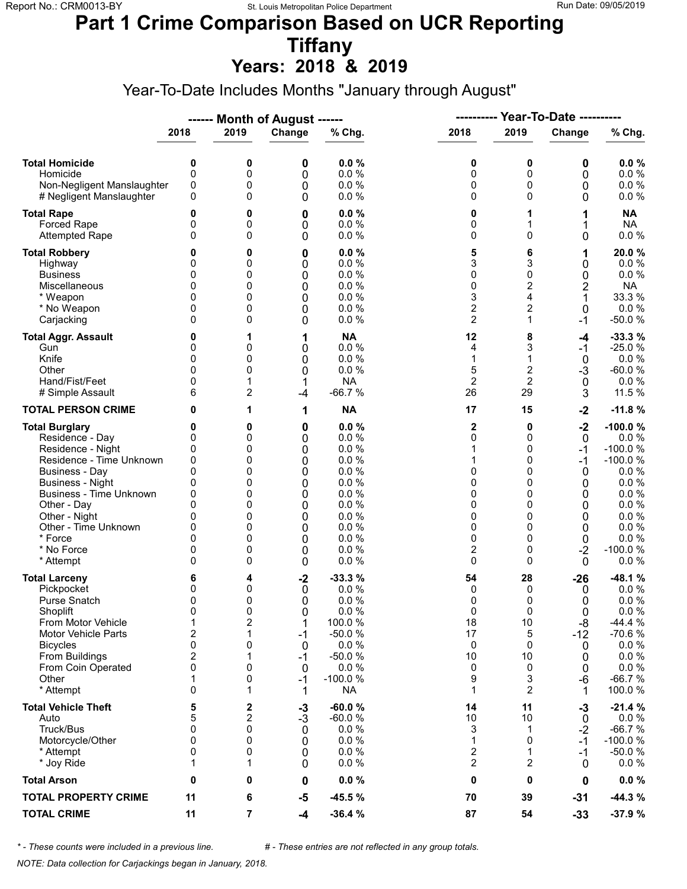# Part 1 Crime Comparison Based on UCR Reporting
# Tiffany
## Years: 2018 & 2019

Year-To-Date Includes Months "January through August"

| | Month of August 2018 | Month of August 2019 | Change | % Chg. | Year-To-Date 2018 | Year-To-Date 2019 | Change | % Chg. |
|---|---|---|---|---|---|---|---|---|
| **Total Homicide** | **0** | **0** | **0** | **0.0 %** | **0** | **0** | **0** | **0.0 %** |
| Homicide | 0 | 0 | 0 | 0.0 % | 0 | 0 | 0 | 0.0 % |
| Non-Negligent Manslaughter | 0 | 0 | 0 | 0.0 % | 0 | 0 | 0 | 0.0 % |
| # Negligent Manslaughter | 0 | 0 | 0 | 0.0 % | 0 | 0 | 0 | 0.0 % |
| **Total Rape** | **0** | **0** | **0** | **0.0 %** | **0** | **1** | **1** | **NA** |
| Forced Rape | 0 | 0 | 0 | 0.0 % | 0 | 1 | 1 | NA |
| Attempted Rape | 0 | 0 | 0 | 0.0 % | 0 | 0 | 0 | 0.0 % |
| **Total Robbery** | **0** | **0** | **0** | **0.0 %** | **5** | **6** | **1** | **20.0 %** |
| Highway | 0 | 0 | 0 | 0.0 % | 3 | 3 | 0 | 0.0 % |
| Business | 0 | 0 | 0 | 0.0 % | 0 | 0 | 0 | 0.0 % |
| Miscellaneous | 0 | 0 | 0 | 0.0 % | 0 | 2 | 2 | NA |
| * Weapon | 0 | 0 | 0 | 0.0 % | 3 | 4 | 1 | 33.3 % |
| * No Weapon | 0 | 0 | 0 | 0.0 % | 2 | 2 | 0 | 0.0 % |
| Carjacking | 0 | 0 | 0 | 0.0 % | 2 | 1 | -1 | -50.0 % |
| **Total Aggr. Assault** | **0** | **1** | **1** | **NA** | **12** | **8** | **-4** | **-33.3 %** |
| Gun | 0 | 0 | 0 | 0.0 % | 4 | 3 | -1 | -25.0 % |
| Knife | 0 | 0 | 0 | 0.0 % | 1 | 1 | 0 | 0.0 % |
| Other | 0 | 0 | 0 | 0.0 % | 5 | 2 | -3 | -60.0 % |
| Hand/Fist/Feet | 0 | 1 | 1 | NA | 2 | 2 | 0 | 0.0 % |
| # Simple Assault | 6 | 2 | -4 | -66.7 % | 26 | 29 | 3 | 11.5 % |
| **TOTAL PERSON CRIME** | **0** | **1** | **1** | **NA** | **17** | **15** | **-2** | **-11.8 %** |
| **Total Burglary** | **0** | **0** | **0** | **0.0 %** | **2** | **0** | **-2** | **-100.0 %** |
| Residence - Day | 0 | 0 | 0 | 0.0 % | 0 | 0 | 0 | 0.0 % |
| Residence - Night | 0 | 0 | 0 | 0.0 % | 1 | 0 | -1 | -100.0 % |
| Residence - Time Unknown | 0 | 0 | 0 | 0.0 % | 1 | 0 | -1 | -100.0 % |
| Business - Day | 0 | 0 | 0 | 0.0 % | 0 | 0 | 0 | 0.0 % |
| Business - Night | 0 | 0 | 0 | 0.0 % | 0 | 0 | 0 | 0.0 % |
| Business - Time Unknown | 0 | 0 | 0 | 0.0 % | 0 | 0 | 0 | 0.0 % |
| Other - Day | 0 | 0 | 0 | 0.0 % | 0 | 0 | 0 | 0.0 % |
| Other - Night | 0 | 0 | 0 | 0.0 % | 0 | 0 | 0 | 0.0 % |
| Other - Time Unknown | 0 | 0 | 0 | 0.0 % | 0 | 0 | 0 | 0.0 % |
| * Force | 0 | 0 | 0 | 0.0 % | 0 | 0 | 0 | 0.0 % |
| * No Force | 0 | 0 | 0 | 0.0 % | 2 | 0 | -2 | -100.0 % |
| * Attempt | 0 | 0 | 0 | 0.0 % | 0 | 0 | 0 | 0.0 % |
| **Total Larceny** | **6** | **4** | **-2** | **-33.3 %** | **54** | **28** | **-26** | **-48.1 %** |
| Pickpocket | 0 | 0 | 0 | 0.0 % | 0 | 0 | 0 | 0.0 % |
| Purse Snatch | 0 | 0 | 0 | 0.0 % | 0 | 0 | 0 | 0.0 % |
| Shoplift | 0 | 0 | 0 | 0.0 % | 0 | 0 | 0 | 0.0 % |
| From Motor Vehicle | 1 | 2 | 1 | 100.0 % | 18 | 10 | -8 | -44.4 % |
| Motor Vehicle Parts | 2 | 1 | -1 | -50.0 % | 17 | 5 | -12 | -70.6 % |
| Bicycles | 0 | 0 | 0 | 0.0 % | 0 | 0 | 0 | 0.0 % |
| From Buildings | 2 | 1 | -1 | -50.0 % | 10 | 10 | 0 | 0.0 % |
| From Coin Operated | 0 | 0 | 0 | 0.0 % | 0 | 0 | 0 | 0.0 % |
| Other | 1 | 0 | -1 | -100.0 % | 9 | 3 | -6 | -66.7 % |
| * Attempt | 0 | 1 | 1 | NA | 1 | 2 | 1 | 100.0 % |
| **Total Vehicle Theft** | **5** | **2** | **-3** | **-60.0 %** | **14** | **11** | **-3** | **-21.4 %** |
| Auto | 5 | 2 | -3 | -60.0 % | 10 | 10 | 0 | 0.0 % |
| Truck/Bus | 0 | 0 | 0 | 0.0 % | 3 | 1 | -2 | -66.7 % |
| Motorcycle/Other | 0 | 0 | 0 | 0.0 % | 1 | 0 | -1 | -100.0 % |
| * Attempt | 0 | 0 | 0 | 0.0 % | 2 | 1 | -1 | -50.0 % |
| * Joy Ride | 1 | 1 | 0 | 0.0 % | 2 | 2 | 0 | 0.0 % |
| **Total Arson** | **0** | **0** | **0** | **0.0 %** | **0** | **0** | **0** | **0.0 %** |
| **TOTAL PROPERTY CRIME** | **11** | **6** | **-5** | **-45.5 %** | **70** | **39** | **-31** | **-44.3 %** |
| **TOTAL CRIME** | **11** | **7** | **-4** | **-36.4 %** | **87** | **54** | **-33** | **-37.9 %** |

*\* - These counts were included in a previous line.* *# - These entries are not reflected in any group totals.*

*NOTE: Data collection for Carjackings began in January, 2018.*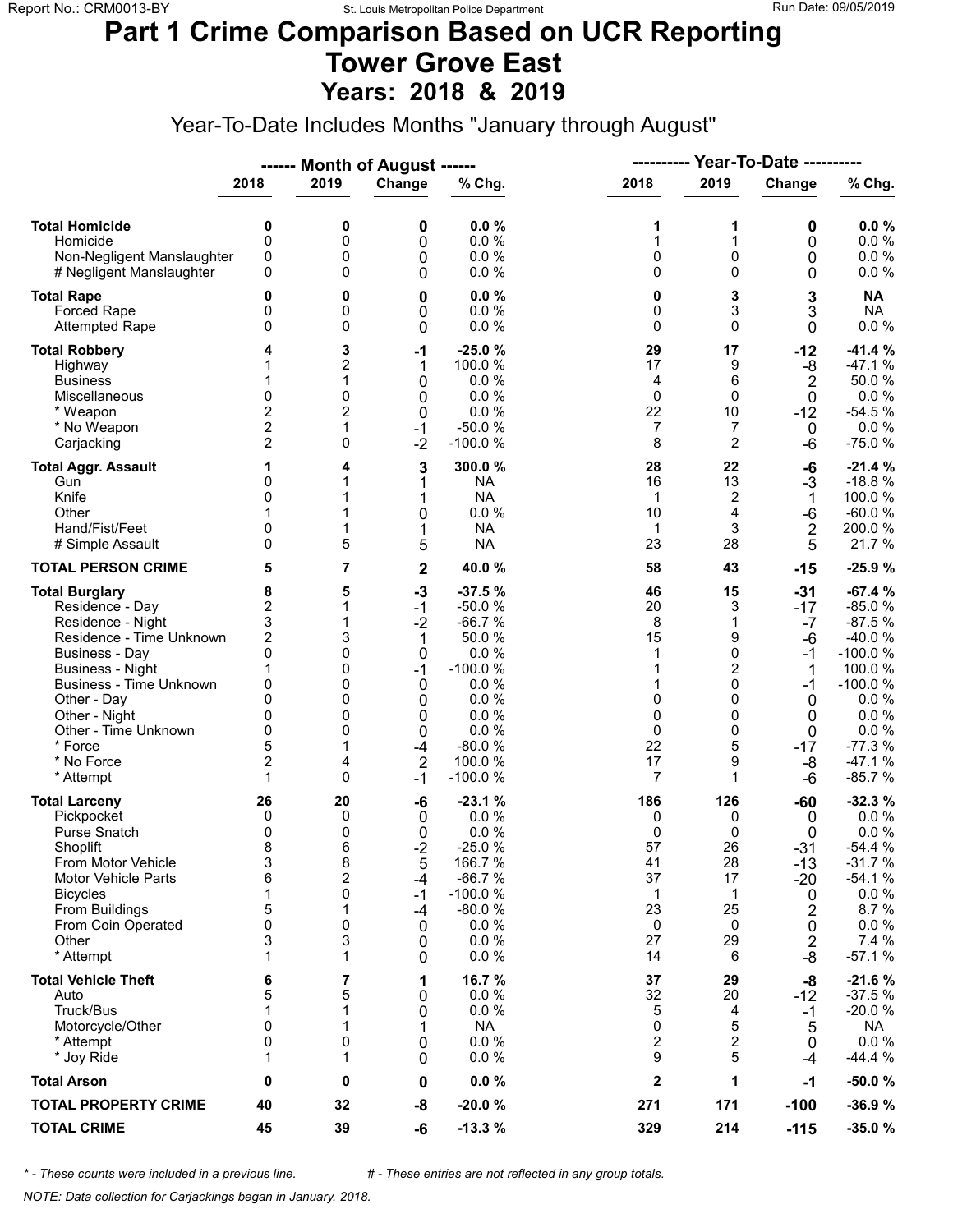Report No.: CRM0013-BY St. Louis Metropolitan Police Department Run Date: 09/05/2019

# Part 1 Crime Comparison Based on UCR Reporting
# Tower Grove East
## Years: 2018 & 2019

Year-To-Date Includes Months "January through August"

| | Month of August 2018 | Month of August 2019 | Change | % Chg. | Year-To-Date 2018 | Year-To-Date 2019 | Change | % Chg. |
|---|---|---|---|---|---|---|---|---|
| **Total Homicide** | **0** | **0** | **0** | **0.0 %** | **1** | **1** | **0** | **0.0 %** |
| Homicide | 0 | 0 | 0 | 0.0 % | 1 | 1 | 0 | 0.0 % |
| Non-Negligent Manslaughter | 0 | 0 | 0 | 0.0 % | 0 | 0 | 0 | 0.0 % |
| # Negligent Manslaughter | 0 | 0 | 0 | 0.0 % | 0 | 0 | 0 | 0.0 % |
| **Total Rape** | **0** | **0** | **0** | **0.0 %** | **0** | **3** | **3** | **NA** |
| Forced Rape | 0 | 0 | 0 | 0.0 % | 0 | 3 | 3 | NA |
| Attempted Rape | 0 | 0 | 0 | 0.0 % | 0 | 0 | 0 | 0.0 % |
| **Total Robbery** | **4** | **3** | **-1** | **-25.0 %** | **29** | **17** | **-12** | **-41.4 %** |
| Highway | 1 | 2 | 1 | 100.0 % | 17 | 9 | -8 | -47.1 % |
| Business | 1 | 1 | 0 | 0.0 % | 4 | 6 | 2 | 50.0 % |
| Miscellaneous | 0 | 0 | 0 | 0.0 % | 0 | 0 | 0 | 0.0 % |
| * Weapon | 2 | 2 | 0 | 0.0 % | 22 | 10 | -12 | -54.5 % |
| * No Weapon | 2 | 1 | -1 | -50.0 % | 7 | 7 | 0 | 0.0 % |
| Carjacking | 2 | 0 | -2 | -100.0 % | 8 | 2 | -6 | -75.0 % |
| **Total Aggr. Assault** | **1** | **4** | **3** | **300.0 %** | **28** | **22** | **-6** | **-21.4 %** |
| Gun | 0 | 1 | 1 | NA | 16 | 13 | -3 | -18.8 % |
| Knife | 0 | 1 | 1 | NA | 1 | 2 | 1 | 100.0 % |
| Other | 1 | 1 | 0 | 0.0 % | 10 | 4 | -6 | -60.0 % |
| Hand/Fist/Feet | 0 | 1 | 1 | NA | 1 | 3 | 2 | 200.0 % |
| # Simple Assault | 0 | 5 | 5 | NA | 23 | 28 | 5 | 21.7 % |
| **TOTAL PERSON CRIME** | **5** | **7** | **2** | **40.0 %** | **58** | **43** | **-15** | **-25.9 %** |
| **Total Burglary** | **8** | **5** | **-3** | **-37.5 %** | **46** | **15** | **-31** | **-67.4 %** |
| Residence - Day | 2 | 1 | -1 | -50.0 % | 20 | 3 | -17 | -85.0 % |
| Residence - Night | 3 | 1 | -2 | -66.7 % | 8 | 1 | -7 | -87.5 % |
| Residence - Time Unknown | 2 | 3 | 1 | 50.0 % | 15 | 9 | -6 | -40.0 % |
| Business - Day | 0 | 0 | 0 | 0.0 % | 1 | 0 | -1 | -100.0 % |
| Business - Night | 1 | 0 | -1 | -100.0 % | 1 | 2 | 1 | 100.0 % |
| Business - Time Unknown | 0 | 0 | 0 | 0.0 % | 1 | 0 | -1 | -100.0 % |
| Other - Day | 0 | 0 | 0 | 0.0 % | 0 | 0 | 0 | 0.0 % |
| Other - Night | 0 | 0 | 0 | 0.0 % | 0 | 0 | 0 | 0.0 % |
| Other - Time Unknown | 0 | 0 | 0 | 0.0 % | 0 | 0 | 0 | 0.0 % |
| * Force | 5 | 1 | -4 | -80.0 % | 22 | 5 | -17 | -77.3 % |
| * No Force | 2 | 4 | 2 | 100.0 % | 17 | 9 | -8 | -47.1 % |
| * Attempt | 1 | 0 | -1 | -100.0 % | 7 | 1 | -6 | -85.7 % |
| **Total Larceny** | **26** | **20** | **-6** | **-23.1 %** | **186** | **126** | **-60** | **-32.3 %** |
| Pickpocket | 0 | 0 | 0 | 0.0 % | 0 | 0 | 0 | 0.0 % |
| Purse Snatch | 0 | 0 | 0 | 0.0 % | 0 | 0 | 0 | 0.0 % |
| Shoplift | 8 | 6 | -2 | -25.0 % | 57 | 26 | -31 | -54.4 % |
| From Motor Vehicle | 3 | 8 | 5 | 166.7 % | 41 | 28 | -13 | -31.7 % |
| Motor Vehicle Parts | 6 | 2 | -4 | -66.7 % | 37 | 17 | -20 | -54.1 % |
| Bicycles | 1 | 0 | -1 | -100.0 % | 1 | 1 | 0 | 0.0 % |
| From Buildings | 5 | 1 | -4 | -80.0 % | 23 | 25 | 2 | 8.7 % |
| From Coin Operated | 0 | 0 | 0 | 0.0 % | 0 | 0 | 0 | 0.0 % |
| Other | 3 | 3 | 0 | 0.0 % | 27 | 29 | 2 | 7.4 % |
| * Attempt | 1 | 1 | 0 | 0.0 % | 14 | 6 | -8 | -57.1 % |
| **Total Vehicle Theft** | **6** | **7** | **1** | **16.7 %** | **37** | **29** | **-8** | **-21.6 %** |
| Auto | 5 | 5 | 0 | 0.0 % | 32 | 20 | -12 | -37.5 % |
| Truck/Bus | 1 | 1 | 0 | 0.0 % | 5 | 4 | -1 | -20.0 % |
| Motorcycle/Other | 0 | 1 | 1 | NA | 0 | 5 | 5 | NA |
| * Attempt | 0 | 0 | 0 | 0.0 % | 2 | 2 | 0 | 0.0 % |
| * Joy Ride | 1 | 1 | 0 | 0.0 % | 9 | 5 | -4 | -44.4 % |
| **Total Arson** | **0** | **0** | **0** | **0.0 %** | **2** | **1** | **-1** | **-50.0 %** |
| **TOTAL PROPERTY CRIME** | **40** | **32** | **-8** | **-20.0 %** | **271** | **171** | **-100** | **-36.9 %** |
| **TOTAL CRIME** | **45** | **39** | **-6** | **-13.3 %** | **329** | **214** | **-115** | **-35.0 %** |

*\* - These counts were included in a previous line.* *# - These entries are not reflected in any group totals.*

*NOTE: Data collection for Carjackings began in January, 2018.*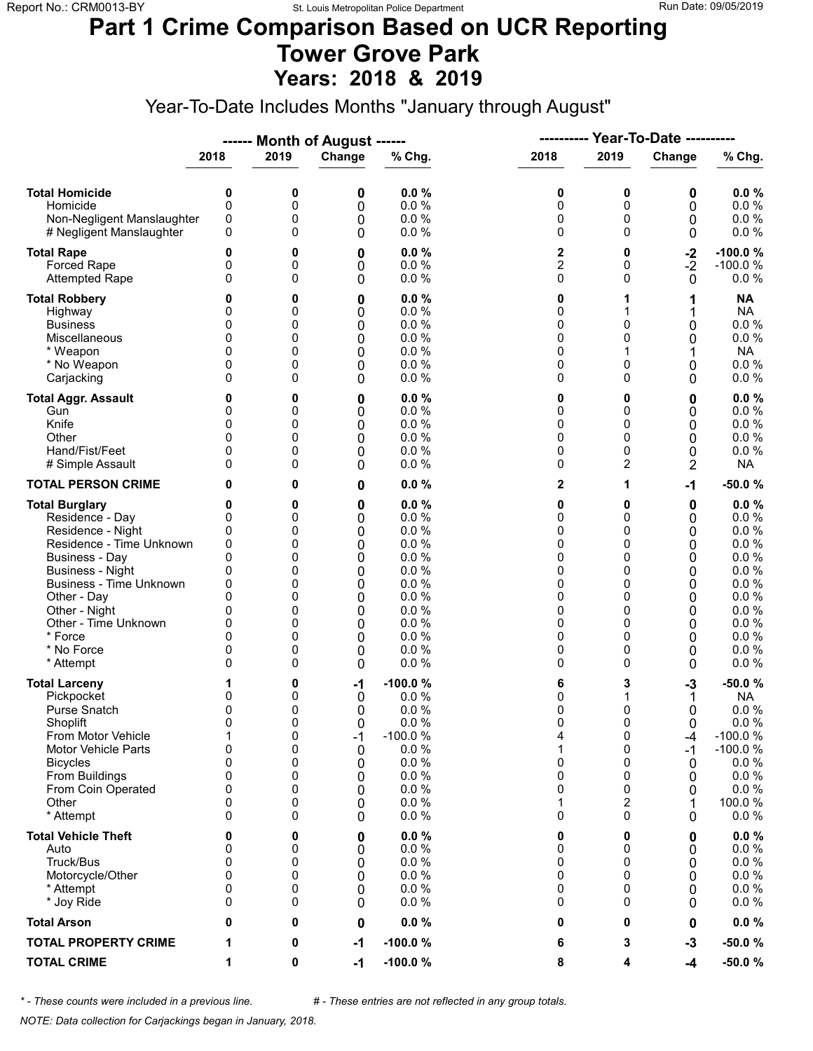# Part 1 Crime Comparison Based on UCR Reporting
# Tower Grove Park
# Years: 2018 & 2019

Year-To-Date Includes Months "January through August"

| | Month of August | | | | Year-To-Date | | | |
|---|---|---|---|---|---|---|---|---|
| | 2018 | 2019 | Change | % Chg. | 2018 | 2019 | Change | % Chg. |
| **Total Homicide** | **0** | **0** | **0** | **0.0 %** | **0** | **0** | **0** | **0.0 %** |
| Homicide | 0 | 0 | 0 | 0.0 % | 0 | 0 | 0 | 0.0 % |
| Non-Negligent Manslaughter | 0 | 0 | 0 | 0.0 % | 0 | 0 | 0 | 0.0 % |
| # Negligent Manslaughter | 0 | 0 | 0 | 0.0 % | 0 | 0 | 0 | 0.0 % |
| **Total Rape** | **0** | **0** | **0** | **0.0 %** | **2** | **0** | **-2** | **-100.0 %** |
| Forced Rape | 0 | 0 | 0 | 0.0 % | 2 | 0 | -2 | -100.0 % |
| Attempted Rape | 0 | 0 | 0 | 0.0 % | 0 | 0 | 0 | 0.0 % |
| **Total Robbery** | **0** | **0** | **0** | **0.0 %** | **0** | **1** | **1** | **NA** |
| Highway | 0 | 0 | 0 | 0.0 % | 0 | 1 | 1 | NA |
| Business | 0 | 0 | 0 | 0.0 % | 0 | 0 | 0 | 0.0 % |
| Miscellaneous | 0 | 0 | 0 | 0.0 % | 0 | 0 | 0 | 0.0 % |
| * Weapon | 0 | 0 | 0 | 0.0 % | 0 | 1 | 1 | NA |
| * No Weapon | 0 | 0 | 0 | 0.0 % | 0 | 0 | 0 | 0.0 % |
| Carjacking | 0 | 0 | 0 | 0.0 % | 0 | 0 | 0 | 0.0 % |
| **Total Aggr. Assault** | **0** | **0** | **0** | **0.0 %** | **0** | **0** | **0** | **0.0 %** |
| Gun | 0 | 0 | 0 | 0.0 % | 0 | 0 | 0 | 0.0 % |
| Knife | 0 | 0 | 0 | 0.0 % | 0 | 0 | 0 | 0.0 % |
| Other | 0 | 0 | 0 | 0.0 % | 0 | 0 | 0 | 0.0 % |
| Hand/Fist/Feet | 0 | 0 | 0 | 0.0 % | 0 | 0 | 0 | 0.0 % |
| # Simple Assault | 0 | 0 | 0 | 0.0 % | 0 | 2 | 2 | NA |
| **TOTAL PERSON CRIME** | **0** | **0** | **0** | **0.0 %** | **2** | **1** | **-1** | **-50.0 %** |
| **Total Burglary** | **0** | **0** | **0** | **0.0 %** | **0** | **0** | **0** | **0.0 %** |
| Residence - Day | 0 | 0 | 0 | 0.0 % | 0 | 0 | 0 | 0.0 % |
| Residence - Night | 0 | 0 | 0 | 0.0 % | 0 | 0 | 0 | 0.0 % |
| Residence - Time Unknown | 0 | 0 | 0 | 0.0 % | 0 | 0 | 0 | 0.0 % |
| Business - Day | 0 | 0 | 0 | 0.0 % | 0 | 0 | 0 | 0.0 % |
| Business - Night | 0 | 0 | 0 | 0.0 % | 0 | 0 | 0 | 0.0 % |
| Business - Time Unknown | 0 | 0 | 0 | 0.0 % | 0 | 0 | 0 | 0.0 % |
| Other - Day | 0 | 0 | 0 | 0.0 % | 0 | 0 | 0 | 0.0 % |
| Other - Night | 0 | 0 | 0 | 0.0 % | 0 | 0 | 0 | 0.0 % |
| Other - Time Unknown | 0 | 0 | 0 | 0.0 % | 0 | 0 | 0 | 0.0 % |
| * Force | 0 | 0 | 0 | 0.0 % | 0 | 0 | 0 | 0.0 % |
| * No Force | 0 | 0 | 0 | 0.0 % | 0 | 0 | 0 | 0.0 % |
| * Attempt | 0 | 0 | 0 | 0.0 % | 0 | 0 | 0 | 0.0 % |
| **Total Larceny** | **1** | **0** | **-1** | **-100.0 %** | **6** | **3** | **-3** | **-50.0 %** |
| Pickpocket | 0 | 0 | 0 | 0.0 % | 0 | 1 | 1 | NA |
| Purse Snatch | 0 | 0 | 0 | 0.0 % | 0 | 0 | 0 | 0.0 % |
| Shoplift | 0 | 0 | 0 | 0.0 % | 0 | 0 | 0 | 0.0 % |
| From Motor Vehicle | 1 | 0 | -1 | -100.0 % | 4 | 0 | -4 | -100.0 % |
| Motor Vehicle Parts | 0 | 0 | 0 | 0.0 % | 1 | 0 | -1 | -100.0 % |
| Bicycles | 0 | 0 | 0 | 0.0 % | 0 | 0 | 0 | 0.0 % |
| From Buildings | 0 | 0 | 0 | 0.0 % | 0 | 0 | 0 | 0.0 % |
| From Coin Operated | 0 | 0 | 0 | 0.0 % | 0 | 0 | 0 | 0.0 % |
| Other | 0 | 0 | 0 | 0.0 % | 1 | 2 | 1 | 100.0 % |
| * Attempt | 0 | 0 | 0 | 0.0 % | 0 | 0 | 0 | 0.0 % |
| **Total Vehicle Theft** | **0** | **0** | **0** | **0.0 %** | **0** | **0** | **0** | **0.0 %** |
| Auto | 0 | 0 | 0 | 0.0 % | 0 | 0 | 0 | 0.0 % |
| Truck/Bus | 0 | 0 | 0 | 0.0 % | 0 | 0 | 0 | 0.0 % |
| Motorcycle/Other | 0 | 0 | 0 | 0.0 % | 0 | 0 | 0 | 0.0 % |
| * Attempt | 0 | 0 | 0 | 0.0 % | 0 | 0 | 0 | 0.0 % |
| * Joy Ride | 0 | 0 | 0 | 0.0 % | 0 | 0 | 0 | 0.0 % |
| **Total Arson** | **0** | **0** | **0** | **0.0 %** | **0** | **0** | **0** | **0.0 %** |
| **TOTAL PROPERTY CRIME** | **1** | **0** | **-1** | **-100.0 %** | **6** | **3** | **-3** | **-50.0 %** |
| **TOTAL CRIME** | **1** | **0** | **-1** | **-100.0 %** | **8** | **4** | **-4** | **-50.0 %** |

*\* - These counts were included in a previous line.* *# - These entries are not reflected in any group totals.*

*NOTE: Data collection for Carjackings began in January, 2018.*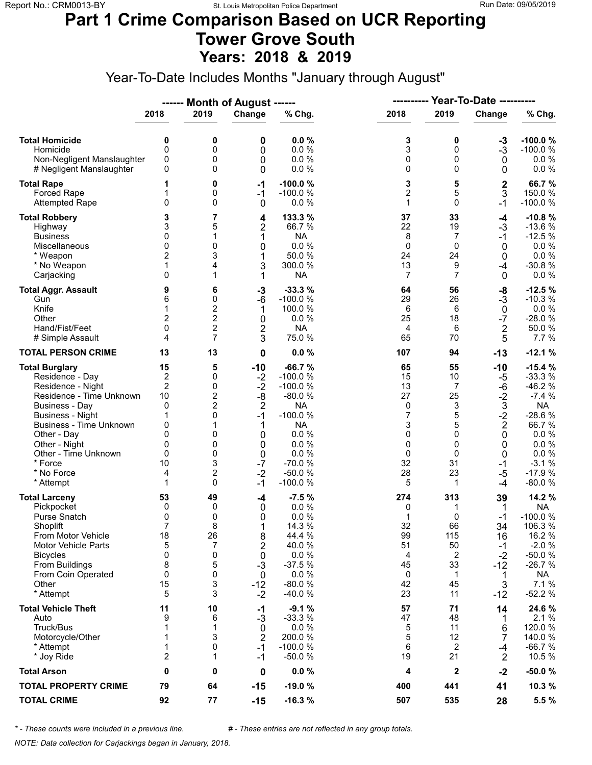# Part 1 Crime Comparison Based on UCR Reporting
# Tower Grove South
# Years: 2018 & 2019

Year-To-Date Includes Months "January through August"

| | Month of August | | | | Year-To-Date | | | |
|---|---|---|---|---|---|---|---|---|
| | 2018 | 2019 | Change | % Chg. | 2018 | 2019 | Change | % Chg. |
| **Total Homicide** | **0** | **0** | **0** | **0.0 %** | **3** | **0** | **-3** | **-100.0 %** |
| Homicide | 0 | 0 | 0 | 0.0 % | 3 | 0 | -3 | -100.0 % |
| Non-Negligent Manslaughter | 0 | 0 | 0 | 0.0 % | 0 | 0 | 0 | 0.0 % |
| # Negligent Manslaughter | 0 | 0 | 0 | 0.0 % | 0 | 0 | 0 | 0.0 % |
| **Total Rape** | **1** | **0** | **-1** | **-100.0 %** | **3** | **5** | **2** | **66.7 %** |
| Forced Rape | 1 | 0 | -1 | -100.0 % | 2 | 5 | 3 | 150.0 % |
| Attempted Rape | 0 | 0 | 0 | 0.0 % | 1 | 0 | -1 | -100.0 % |
| **Total Robbery** | **3** | **7** | **4** | **133.3 %** | **37** | **33** | **-4** | **-10.8 %** |
| Highway | 3 | 5 | 2 | 66.7 % | 22 | 19 | -3 | -13.6 % |
| Business | 0 | 1 | 1 | NA | 8 | 7 | -1 | -12.5 % |
| Miscellaneous | 0 | 0 | 0 | 0.0 % | 0 | 0 | 0 | 0.0 % |
| * Weapon | 2 | 3 | 1 | 50.0 % | 24 | 24 | 0 | 0.0 % |
| * No Weapon | 1 | 4 | 3 | 300.0 % | 13 | 9 | -4 | -30.8 % |
| Carjacking | 0 | 1 | 1 | NA | 7 | 7 | 0 | 0.0 % |
| **Total Aggr. Assault** | **9** | **6** | **-3** | **-33.3 %** | **64** | **56** | **-8** | **-12.5 %** |
| Gun | 6 | 0 | -6 | -100.0 % | 29 | 26 | -3 | -10.3 % |
| Knife | 1 | 2 | 1 | 100.0 % | 6 | 6 | 0 | 0.0 % |
| Other | 2 | 2 | 0 | 0.0 % | 25 | 18 | -7 | -28.0 % |
| Hand/Fist/Feet | 0 | 2 | 2 | NA | 4 | 6 | 2 | 50.0 % |
| # Simple Assault | 4 | 7 | 3 | 75.0 % | 65 | 70 | 5 | 7.7 % |
| **TOTAL PERSON CRIME** | **13** | **13** | **0** | **0.0 %** | **107** | **94** | **-13** | **-12.1 %** |
| **Total Burglary** | **15** | **5** | **-10** | **-66.7 %** | **65** | **55** | **-10** | **-15.4 %** |
| Residence - Day | 2 | 0 | -2 | -100.0 % | 15 | 10 | -5 | -33.3 % |
| Residence - Night | 2 | 0 | -2 | -100.0 % | 13 | 7 | -6 | -46.2 % |
| Residence - Time Unknown | 10 | 2 | -8 | -80.0 % | 27 | 25 | -2 | -7.4 % |
| Business - Day | 0 | 2 | 2 | NA | 0 | 3 | 3 | NA |
| Business - Night | 1 | 0 | -1 | -100.0 % | 7 | 5 | -2 | -28.6 % |
| Business - Time Unknown | 0 | 1 | 1 | NA | 3 | 5 | 2 | 66.7 % |
| Other - Day | 0 | 0 | 0 | 0.0 % | 0 | 0 | 0 | 0.0 % |
| Other - Night | 0 | 0 | 0 | 0.0 % | 0 | 0 | 0 | 0.0 % |
| Other - Time Unknown | 0 | 0 | 0 | 0.0 % | 0 | 0 | 0 | 0.0 % |
| * Force | 10 | 3 | -7 | -70.0 % | 32 | 31 | -1 | -3.1 % |
| * No Force | 4 | 2 | -2 | -50.0 % | 28 | 23 | -5 | -17.9 % |
| * Attempt | 1 | 0 | -1 | -100.0 % | 5 | 1 | -4 | -80.0 % |
| **Total Larceny** | **53** | **49** | **-4** | **-7.5 %** | **274** | **313** | **39** | **14.2 %** |
| Pickpocket | 0 | 0 | 0 | 0.0 % | 0 | 1 | 1 | NA |
| Purse Snatch | 0 | 0 | 0 | 0.0 % | 1 | 0 | -1 | -100.0 % |
| Shoplift | 7 | 8 | 1 | 14.3 % | 32 | 66 | 34 | 106.3 % |
| From Motor Vehicle | 18 | 26 | 8 | 44.4 % | 99 | 115 | 16 | 16.2 % |
| Motor Vehicle Parts | 5 | 7 | 2 | 40.0 % | 51 | 50 | -1 | -2.0 % |
| Bicycles | 0 | 0 | 0 | 0.0 % | 4 | 2 | -2 | -50.0 % |
| From Buildings | 8 | 5 | -3 | -37.5 % | 45 | 33 | -12 | -26.7 % |
| From Coin Operated | 0 | 0 | 0 | 0.0 % | 0 | 1 | 1 | NA |
| Other | 15 | 3 | -12 | -80.0 % | 42 | 45 | 3 | 7.1 % |
| * Attempt | 5 | 3 | -2 | -40.0 % | 23 | 11 | -12 | -52.2 % |
| **Total Vehicle Theft** | **11** | **10** | **-1** | **-9.1 %** | **57** | **71** | **14** | **24.6 %** |
| Auto | 9 | 6 | -3 | -33.3 % | 47 | 48 | 1 | 2.1 % |
| Truck/Bus | 1 | 1 | 0 | 0.0 % | 5 | 11 | 6 | 120.0 % |
| Motorcycle/Other | 1 | 3 | 2 | 200.0 % | 5 | 12 | 7 | 140.0 % |
| * Attempt | 1 | 0 | -1 | -100.0 % | 6 | 2 | -4 | -66.7 % |
| * Joy Ride | 2 | 1 | -1 | -50.0 % | 19 | 21 | 2 | 10.5 % |
| **Total Arson** | **0** | **0** | **0** | **0.0 %** | **4** | **2** | **-2** | **-50.0 %** |
| **TOTAL PROPERTY CRIME** | **79** | **64** | **-15** | **-19.0 %** | **400** | **441** | **41** | **10.3 %** |
| **TOTAL CRIME** | **92** | **77** | **-15** | **-16.3 %** | **507** | **535** | **28** | **5.5 %** |

*\* - These counts were included in a previous line.* *# - These entries are not reflected in any group totals.*

*NOTE: Data collection for Carjackings began in January, 2018.*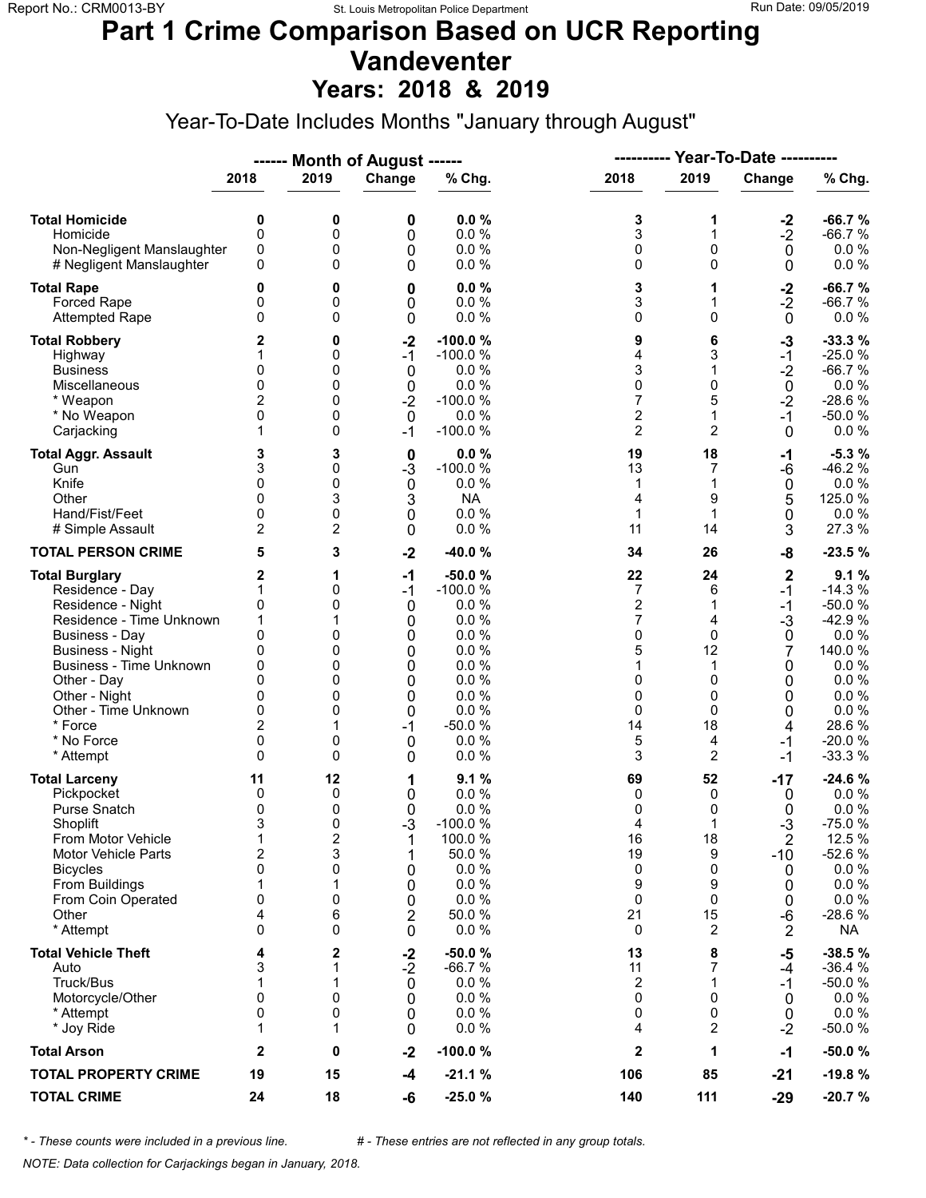# Part 1 Crime Comparison Based on UCR Reporting
# Vandeventer
## Years: 2018 & 2019

Year-To-Date Includes Months "January through August"

| | Month of August 2018 | Month of August 2019 | Change | % Chg. | Year-To-Date 2018 | Year-To-Date 2019 | Change | % Chg. |
|---|---|---|---|---|---|---|---|---|
| **Total Homicide** | **0** | **0** | **0** | **0.0 %** | **3** | **1** | **-2** | **-66.7 %** |
| Homicide | 0 | 0 | 0 | 0.0 % | 3 | 1 | -2 | -66.7 % |
| Non-Negligent Manslaughter | 0 | 0 | 0 | 0.0 % | 0 | 0 | 0 | 0.0 % |
| # Negligent Manslaughter | 0 | 0 | 0 | 0.0 % | 0 | 0 | 0 | 0.0 % |
| **Total Rape** | **0** | **0** | **0** | **0.0 %** | **3** | **1** | **-2** | **-66.7 %** |
| Forced Rape | 0 | 0 | 0 | 0.0 % | 3 | 1 | -2 | -66.7 % |
| Attempted Rape | 0 | 0 | 0 | 0.0 % | 0 | 0 | 0 | 0.0 % |
| **Total Robbery** | **2** | **0** | **-2** | **-100.0 %** | **9** | **6** | **-3** | **-33.3 %** |
| Highway | 1 | 0 | -1 | -100.0 % | 4 | 3 | -1 | -25.0 % |
| Business | 0 | 0 | 0 | 0.0 % | 3 | 1 | -2 | -66.7 % |
| Miscellaneous | 0 | 0 | 0 | 0.0 % | 0 | 0 | 0 | 0.0 % |
| * Weapon | 2 | 0 | -2 | -100.0 % | 7 | 5 | -2 | -28.6 % |
| * No Weapon | 0 | 0 | 0 | 0.0 % | 2 | 1 | -1 | -50.0 % |
| Carjacking | 1 | 0 | -1 | -100.0 % | 2 | 2 | 0 | 0.0 % |
| **Total Aggr. Assault** | **3** | **3** | **0** | **0.0 %** | **19** | **18** | **-1** | **-5.3 %** |
| Gun | 3 | 0 | -3 | -100.0 % | 13 | 7 | -6 | -46.2 % |
| Knife | 0 | 0 | 0 | 0.0 % | 1 | 1 | 0 | 0.0 % |
| Other | 0 | 3 | 3 | NA | 4 | 9 | 5 | 125.0 % |
| Hand/Fist/Feet | 0 | 0 | 0 | 0.0 % | 1 | 1 | 0 | 0.0 % |
| # Simple Assault | 2 | 2 | 0 | 0.0 % | 11 | 14 | 3 | 27.3 % |
| **TOTAL PERSON CRIME** | **5** | **3** | **-2** | **-40.0 %** | **34** | **26** | **-8** | **-23.5 %** |
| **Total Burglary** | **2** | **1** | **-1** | **-50.0 %** | **22** | **24** | **2** | **9.1 %** |
| Residence - Day | 1 | 0 | -1 | -100.0 % | 7 | 6 | -1 | -14.3 % |
| Residence - Night | 0 | 0 | 0 | 0.0 % | 2 | 1 | -1 | -50.0 % |
| Residence - Time Unknown | 1 | 1 | 0 | 0.0 % | 7 | 4 | -3 | -42.9 % |
| Business - Day | 0 | 0 | 0 | 0.0 % | 0 | 0 | 0 | 0.0 % |
| Business - Night | 0 | 0 | 0 | 0.0 % | 5 | 12 | 7 | 140.0 % |
| Business - Time Unknown | 0 | 0 | 0 | 0.0 % | 1 | 1 | 0 | 0.0 % |
| Other - Day | 0 | 0 | 0 | 0.0 % | 0 | 0 | 0 | 0.0 % |
| Other - Night | 0 | 0 | 0 | 0.0 % | 0 | 0 | 0 | 0.0 % |
| Other - Time Unknown | 0 | 0 | 0 | 0.0 % | 0 | 0 | 0 | 0.0 % |
| * Force | 2 | 1 | -1 | -50.0 % | 14 | 18 | 4 | 28.6 % |
| * No Force | 0 | 0 | 0 | 0.0 % | 5 | 4 | -1 | -20.0 % |
| * Attempt | 0 | 0 | 0 | 0.0 % | 3 | 2 | -1 | -33.3 % |
| **Total Larceny** | **11** | **12** | **1** | **9.1 %** | **69** | **52** | **-17** | **-24.6 %** |
| Pickpocket | 0 | 0 | 0 | 0.0 % | 0 | 0 | 0 | 0.0 % |
| Purse Snatch | 0 | 0 | 0 | 0.0 % | 0 | 0 | 0 | 0.0 % |
| Shoplift | 3 | 0 | -3 | -100.0 % | 4 | 1 | -3 | -75.0 % |
| From Motor Vehicle | 1 | 2 | 1 | 100.0 % | 16 | 18 | 2 | 12.5 % |
| Motor Vehicle Parts | 2 | 3 | 1 | 50.0 % | 19 | 9 | -10 | -52.6 % |
| Bicycles | 0 | 0 | 0 | 0.0 % | 0 | 0 | 0 | 0.0 % |
| From Buildings | 1 | 1 | 0 | 0.0 % | 9 | 9 | 0 | 0.0 % |
| From Coin Operated | 0 | 0 | 0 | 0.0 % | 0 | 0 | 0 | 0.0 % |
| Other | 4 | 6 | 2 | 50.0 % | 21 | 15 | -6 | -28.6 % |
| * Attempt | 0 | 0 | 0 | 0.0 % | 0 | 2 | 2 | NA |
| **Total Vehicle Theft** | **4** | **2** | **-2** | **-50.0 %** | **13** | **8** | **-5** | **-38.5 %** |
| Auto | 3 | 1 | -2 | -66.7 % | 11 | 7 | -4 | -36.4 % |
| Truck/Bus | 1 | 1 | 0 | 0.0 % | 2 | 1 | -1 | -50.0 % |
| Motorcycle/Other | 0 | 0 | 0 | 0.0 % | 0 | 0 | 0 | 0.0 % |
| * Attempt | 0 | 0 | 0 | 0.0 % | 0 | 0 | 0 | 0.0 % |
| * Joy Ride | 1 | 1 | 0 | 0.0 % | 4 | 2 | -2 | -50.0 % |
| **Total Arson** | **2** | **0** | **-2** | **-100.0 %** | **2** | **1** | **-1** | **-50.0 %** |
| **TOTAL PROPERTY CRIME** | **19** | **15** | **-4** | **-21.1 %** | **106** | **85** | **-21** | **-19.8 %** |
| **TOTAL CRIME** | **24** | **18** | **-6** | **-25.0 %** | **140** | **111** | **-29** | **-20.7 %** |

*\* - These counts were included in a previous line.* *# - These entries are not reflected in any group totals.*

*NOTE: Data collection for Carjackings began in January, 2018.*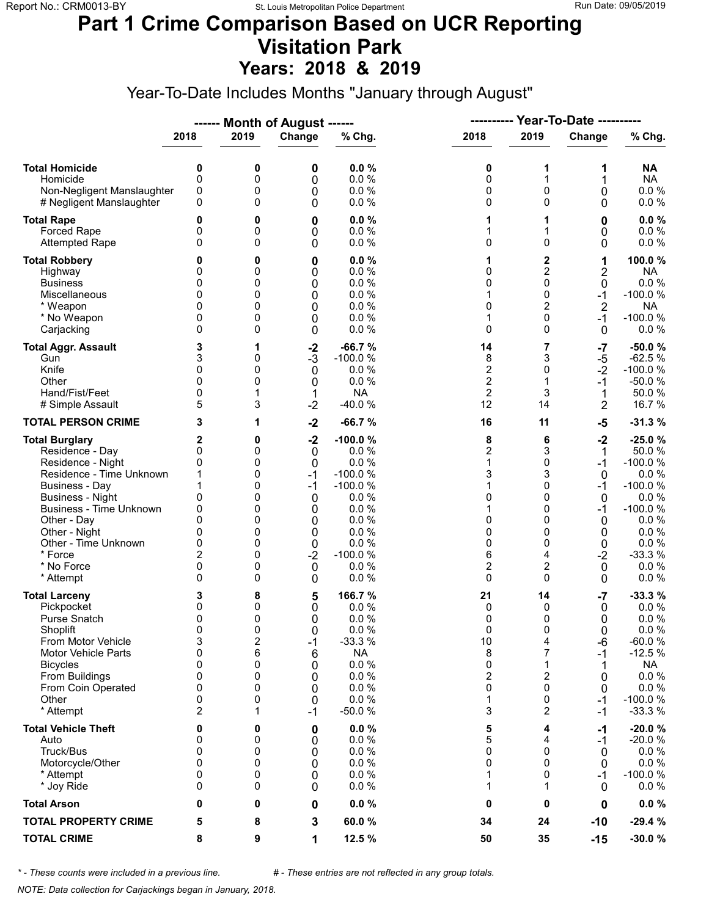# Part 1 Crime Comparison Based on UCR Reporting
# Visitation Park
## Years: 2018 & 2019

Year-To-Date Includes Months "January through August"

| | ------ Month of August ------ | | | | ---------- Year-To-Date ---------- | | | |
|---|---|---|---|---|---|---|---|---|
| | 2018 | 2019 | Change | % Chg. | 2018 | 2019 | Change | % Chg. |
| **Total Homicide** | **0** | **0** | **0** | **0.0 %** | **0** | **1** | **1** | **NA** |
| Homicide | 0 | 0 | 0 | 0.0 % | 0 | 1 | 1 | NA |
| Non-Negligent Manslaughter | 0 | 0 | 0 | 0.0 % | 0 | 0 | 0 | 0.0 % |
| # Negligent Manslaughter | 0 | 0 | 0 | 0.0 % | 0 | 0 | 0 | 0.0 % |
| **Total Rape** | **0** | **0** | **0** | **0.0 %** | **1** | **1** | **0** | **0.0 %** |
| Forced Rape | 0 | 0 | 0 | 0.0 % | 1 | 1 | 0 | 0.0 % |
| Attempted Rape | 0 | 0 | 0 | 0.0 % | 0 | 0 | 0 | 0.0 % |
| **Total Robbery** | **0** | **0** | **0** | **0.0 %** | **1** | **2** | **1** | **100.0 %** |
| Highway | 0 | 0 | 0 | 0.0 % | 0 | 2 | 2 | NA |
| Business | 0 | 0 | 0 | 0.0 % | 0 | 0 | 0 | 0.0 % |
| Miscellaneous | 0 | 0 | 0 | 0.0 % | 1 | 0 | -1 | -100.0 % |
| * Weapon | 0 | 0 | 0 | 0.0 % | 0 | 2 | 2 | NA |
| * No Weapon | 0 | 0 | 0 | 0.0 % | 1 | 0 | -1 | -100.0 % |
| Carjacking | 0 | 0 | 0 | 0.0 % | 0 | 0 | 0 | 0.0 % |
| **Total Aggr. Assault** | **3** | **1** | **-2** | **-66.7 %** | **14** | **7** | **-7** | **-50.0 %** |
| Gun | 3 | 0 | -3 | -100.0 % | 8 | 3 | -5 | -62.5 % |
| Knife | 0 | 0 | 0 | 0.0 % | 2 | 0 | -2 | -100.0 % |
| Other | 0 | 0 | 0 | 0.0 % | 2 | 1 | -1 | -50.0 % |
| Hand/Fist/Feet | 0 | 1 | 1 | NA | 2 | 3 | 1 | 50.0 % |
| # Simple Assault | 5 | 3 | -2 | -40.0 % | 12 | 14 | 2 | 16.7 % |
| **TOTAL PERSON CRIME** | **3** | **1** | **-2** | **-66.7 %** | **16** | **11** | **-5** | **-31.3 %** |
| **Total Burglary** | **2** | **0** | **-2** | **-100.0 %** | **8** | **6** | **-2** | **-25.0 %** |
| Residence - Day | 0 | 0 | 0 | 0.0 % | 2 | 3 | 1 | 50.0 % |
| Residence - Night | 0 | 0 | 0 | 0.0 % | 1 | 0 | -1 | -100.0 % |
| Residence - Time Unknown | 1 | 0 | -1 | -100.0 % | 3 | 3 | 0 | 0.0 % |
| Business - Day | 1 | 0 | -1 | -100.0 % | 1 | 0 | -1 | -100.0 % |
| Business - Night | 0 | 0 | 0 | 0.0 % | 0 | 0 | 0 | 0.0 % |
| Business - Time Unknown | 0 | 0 | 0 | 0.0 % | 1 | 0 | -1 | -100.0 % |
| Other - Day | 0 | 0 | 0 | 0.0 % | 0 | 0 | 0 | 0.0 % |
| Other - Night | 0 | 0 | 0 | 0.0 % | 0 | 0 | 0 | 0.0 % |
| Other - Time Unknown | 0 | 0 | 0 | 0.0 % | 0 | 0 | 0 | 0.0 % |
| * Force | 2 | 0 | -2 | -100.0 % | 6 | 4 | -2 | -33.3 % |
| * No Force | 0 | 0 | 0 | 0.0 % | 2 | 2 | 0 | 0.0 % |
| * Attempt | 0 | 0 | 0 | 0.0 % | 0 | 0 | 0 | 0.0 % |
| **Total Larceny** | **3** | **8** | **5** | **166.7 %** | **21** | **14** | **-7** | **-33.3 %** |
| Pickpocket | 0 | 0 | 0 | 0.0 % | 0 | 0 | 0 | 0.0 % |
| Purse Snatch | 0 | 0 | 0 | 0.0 % | 0 | 0 | 0 | 0.0 % |
| Shoplift | 0 | 0 | 0 | 0.0 % | 0 | 0 | 0 | 0.0 % |
| From Motor Vehicle | 3 | 2 | -1 | -33.3 % | 10 | 4 | -6 | -60.0 % |
| Motor Vehicle Parts | 0 | 6 | 6 | NA | 8 | 7 | -1 | -12.5 % |
| Bicycles | 0 | 0 | 0 | 0.0 % | 0 | 1 | 1 | NA |
| From Buildings | 0 | 0 | 0 | 0.0 % | 2 | 2 | 0 | 0.0 % |
| From Coin Operated | 0 | 0 | 0 | 0.0 % | 0 | 0 | 0 | 0.0 % |
| Other | 0 | 0 | 0 | 0.0 % | 1 | 0 | -1 | -100.0 % |
| * Attempt | 2 | 1 | -1 | -50.0 % | 3 | 2 | -1 | -33.3 % |
| **Total Vehicle Theft** | **0** | **0** | **0** | **0.0 %** | **5** | **4** | **-1** | **-20.0 %** |
| Auto | 0 | 0 | 0 | 0.0 % | 5 | 4 | -1 | -20.0 % |
| Truck/Bus | 0 | 0 | 0 | 0.0 % | 0 | 0 | 0 | 0.0 % |
| Motorcycle/Other | 0 | 0 | 0 | 0.0 % | 0 | 0 | 0 | 0.0 % |
| * Attempt | 0 | 0 | 0 | 0.0 % | 1 | 0 | -1 | -100.0 % |
| * Joy Ride | 0 | 0 | 0 | 0.0 % | 1 | 1 | 0 | 0.0 % |
| **Total Arson** | **0** | **0** | **0** | **0.0 %** | **0** | **0** | **0** | **0.0 %** |
| **TOTAL PROPERTY CRIME** | **5** | **8** | **3** | **60.0 %** | **34** | **24** | **-10** | **-29.4 %** |
| **TOTAL CRIME** | **8** | **9** | **1** | **12.5 %** | **50** | **35** | **-15** | **-30.0 %** |

*\* - These counts were included in a previous line.* *# - These entries are not reflected in any group totals.*

*NOTE: Data collection for Carjackings began in January, 2018.*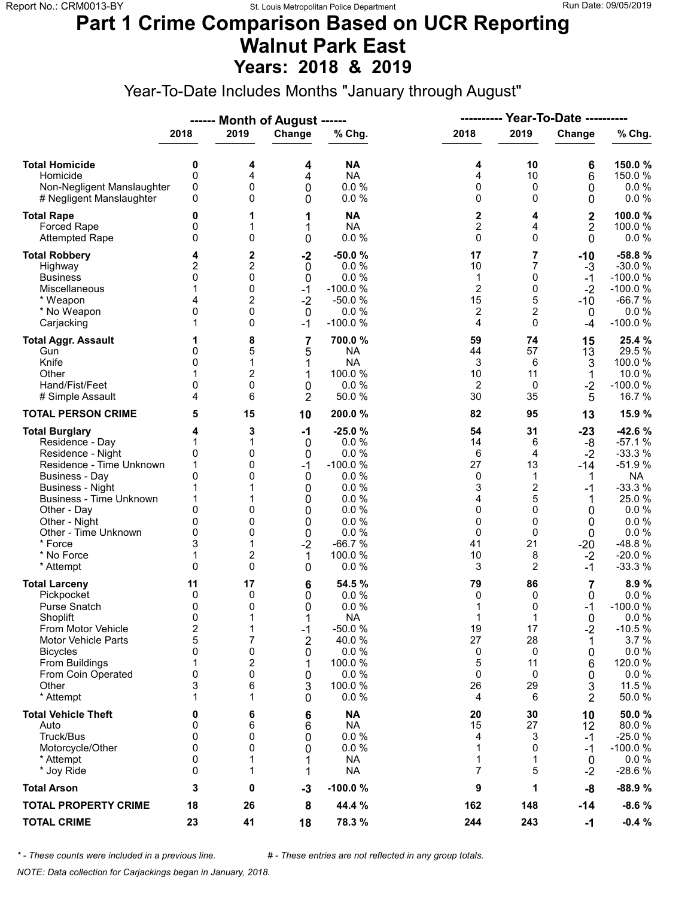# Part 1 Crime Comparison Based on UCR Reporting
# Walnut Park East
## Years: 2018 & 2019

Year-To-Date Includes Months "January through August"

| | Month of August | | | | Year-To-Date | | | |
|---|---|---|---|---|---|---|---|---|
| | 2018 | 2019 | Change | % Chg. | 2018 | 2019 | Change | % Chg. |
| **Total Homicide** | **0** | **4** | **4** | **NA** | **4** | **10** | **6** | **150.0 %** |
| Homicide | 0 | 4 | 4 | NA | 4 | 10 | 6 | 150.0 % |
| Non-Negligent Manslaughter | 0 | 0 | 0 | 0.0 % | 0 | 0 | 0 | 0.0 % |
| # Negligent Manslaughter | 0 | 0 | 0 | 0.0 % | 0 | 0 | 0 | 0.0 % |
| **Total Rape** | **0** | **1** | **1** | **NA** | **2** | **4** | **2** | **100.0 %** |
| Forced Rape | 0 | 1 | 1 | NA | 2 | 4 | 2 | 100.0 % |
| Attempted Rape | 0 | 0 | 0 | 0.0 % | 0 | 0 | 0 | 0.0 % |
| **Total Robbery** | **4** | **2** | **-2** | **-50.0 %** | **17** | **7** | **-10** | **-58.8 %** |
| Highway | 2 | 2 | 0 | 0.0 % | 10 | 7 | -3 | -30.0 % |
| Business | 0 | 0 | 0 | 0.0 % | 1 | 0 | -1 | -100.0 % |
| Miscellaneous | 1 | 0 | -1 | -100.0 % | 2 | 0 | -2 | -100.0 % |
| * Weapon | 4 | 2 | -2 | -50.0 % | 15 | 5 | -10 | -66.7 % |
| * No Weapon | 0 | 0 | 0 | 0.0 % | 2 | 2 | 0 | 0.0 % |
| Carjacking | 1 | 0 | -1 | -100.0 % | 4 | 0 | -4 | -100.0 % |
| **Total Aggr. Assault** | **1** | **8** | **7** | **700.0 %** | **59** | **74** | **15** | **25.4 %** |
| Gun | 0 | 5 | 5 | NA | 44 | 57 | 13 | 29.5 % |
| Knife | 0 | 1 | 1 | NA | 3 | 6 | 3 | 100.0 % |
| Other | 1 | 2 | 1 | 100.0 % | 10 | 11 | 1 | 10.0 % |
| Hand/Fist/Feet | 0 | 0 | 0 | 0.0 % | 2 | 0 | -2 | -100.0 % |
| # Simple Assault | 4 | 6 | 2 | 50.0 % | 30 | 35 | 5 | 16.7 % |
| **TOTAL PERSON CRIME** | **5** | **15** | **10** | **200.0 %** | **82** | **95** | **13** | **15.9 %** |
| **Total Burglary** | **4** | **3** | **-1** | **-25.0 %** | **54** | **31** | **-23** | **-42.6 %** |
| Residence - Day | 1 | 1 | 0 | 0.0 % | 14 | 6 | -8 | -57.1 % |
| Residence - Night | 0 | 0 | 0 | 0.0 % | 6 | 4 | -2 | -33.3 % |
| Residence - Time Unknown | 1 | 0 | -1 | -100.0 % | 27 | 13 | -14 | -51.9 % |
| Business - Day | 0 | 0 | 0 | 0.0 % | 0 | 1 | 1 | NA |
| Business - Night | 1 | 1 | 0 | 0.0 % | 3 | 2 | -1 | -33.3 % |
| Business - Time Unknown | 1 | 1 | 0 | 0.0 % | 4 | 5 | 1 | 25.0 % |
| Other - Day | 0 | 0 | 0 | 0.0 % | 0 | 0 | 0 | 0.0 % |
| Other - Night | 0 | 0 | 0 | 0.0 % | 0 | 0 | 0 | 0.0 % |
| Other - Time Unknown | 0 | 0 | 0 | 0.0 % | 0 | 0 | 0 | 0.0 % |
| * Force | 3 | 1 | -2 | -66.7 % | 41 | 21 | -20 | -48.8 % |
| * No Force | 1 | 2 | 1 | 100.0 % | 10 | 8 | -2 | -20.0 % |
| * Attempt | 0 | 0 | 0 | 0.0 % | 3 | 2 | -1 | -33.3 % |
| **Total Larceny** | **11** | **17** | **6** | **54.5 %** | **79** | **86** | **7** | **8.9 %** |
| Pickpocket | 0 | 0 | 0 | 0.0 % | 0 | 0 | 0 | 0.0 % |
| Purse Snatch | 0 | 0 | 0 | 0.0 % | 1 | 0 | -1 | -100.0 % |
| Shoplift | 0 | 1 | 1 | NA | 1 | 1 | 0 | 0.0 % |
| From Motor Vehicle | 2 | 1 | -1 | -50.0 % | 19 | 17 | -2 | -10.5 % |
| Motor Vehicle Parts | 5 | 7 | 2 | 40.0 % | 27 | 28 | 1 | 3.7 % |
| Bicycles | 0 | 0 | 0 | 0.0 % | 0 | 0 | 0 | 0.0 % |
| From Buildings | 1 | 2 | 1 | 100.0 % | 5 | 11 | 6 | 120.0 % |
| From Coin Operated | 0 | 0 | 0 | 0.0 % | 0 | 0 | 0 | 0.0 % |
| Other | 3 | 6 | 3 | 100.0 % | 26 | 29 | 3 | 11.5 % |
| * Attempt | 1 | 1 | 0 | 0.0 % | 4 | 6 | 2 | 50.0 % |
| **Total Vehicle Theft** | **0** | **6** | **6** | **NA** | **20** | **30** | **10** | **50.0 %** |
| Auto | 0 | 6 | 6 | NA | 15 | 27 | 12 | 80.0 % |
| Truck/Bus | 0 | 0 | 0 | 0.0 % | 4 | 3 | -1 | -25.0 % |
| Motorcycle/Other | 0 | 0 | 0 | 0.0 % | 1 | 0 | -1 | -100.0 % |
| * Attempt | 0 | 1 | 1 | NA | 1 | 1 | 0 | 0.0 % |
| * Joy Ride | 0 | 1 | 1 | NA | 7 | 5 | -2 | -28.6 % |
| **Total Arson** | **3** | **0** | **-3** | **-100.0 %** | **9** | **1** | **-8** | **-88.9 %** |
| **TOTAL PROPERTY CRIME** | **18** | **26** | **8** | **44.4 %** | **162** | **148** | **-14** | **-8.6 %** |
| **TOTAL CRIME** | **23** | **41** | **18** | **78.3 %** | **244** | **243** | **-1** | **-0.4 %** |

*\* - These counts were included in a previous line.* &nbsp;&nbsp;&nbsp;&nbsp; *# - These entries are not reflected in any group totals.*

*NOTE: Data collection for Carjackings began in January, 2018.*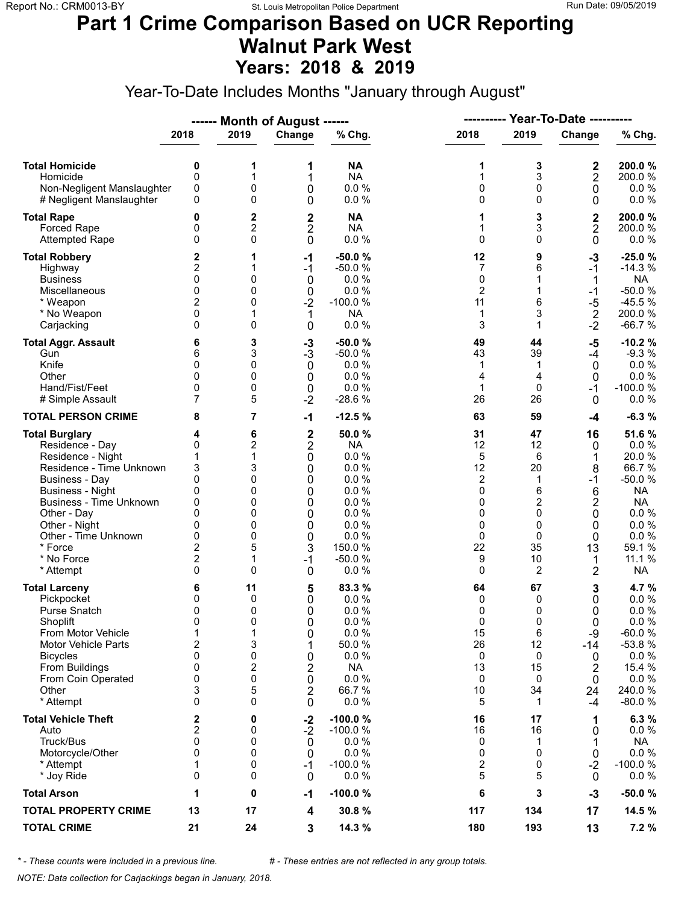# Part 1 Crime Comparison Based on UCR Reporting
# Walnut Park West
## Years: 2018 & 2019

Year-To-Date Includes Months "January through August"

| | ------ Month of August ------ | | | | ---------- Year-To-Date ---------- | | | |
|---|---|---|---|---|---|---|---|---|
| | 2018 | 2019 | Change | % Chg. | 2018 | 2019 | Change | % Chg. |
| **Total Homicide** | **0** | **1** | **1** | **NA** | **1** | **3** | **2** | **200.0 %** |
| Homicide | 0 | 1 | 1 | NA | 1 | 3 | 2 | 200.0 % |
| Non-Negligent Manslaughter | 0 | 0 | 0 | 0.0 % | 0 | 0 | 0 | 0.0 % |
| # Negligent Manslaughter | 0 | 0 | 0 | 0.0 % | 0 | 0 | 0 | 0.0 % |
| **Total Rape** | **0** | **2** | **2** | **NA** | **1** | **3** | **2** | **200.0 %** |
| Forced Rape | 0 | 2 | 2 | NA | 1 | 3 | 2 | 200.0 % |
| Attempted Rape | 0 | 0 | 0 | 0.0 % | 0 | 0 | 0 | 0.0 % |
| **Total Robbery** | **2** | **1** | **-1** | **-50.0 %** | **12** | **9** | **-3** | **-25.0 %** |
| Highway | 2 | 1 | -1 | -50.0 % | 7 | 6 | -1 | -14.3 % |
| Business | 0 | 0 | 0 | 0.0 % | 0 | 1 | 1 | NA |
| Miscellaneous | 0 | 0 | 0 | 0.0 % | 2 | 1 | -1 | -50.0 % |
| * Weapon | 2 | 0 | -2 | -100.0 % | 11 | 6 | -5 | -45.5 % |
| * No Weapon | 0 | 1 | 1 | NA | 1 | 3 | 2 | 200.0 % |
| Carjacking | 0 | 0 | 0 | 0.0 % | 3 | 1 | -2 | -66.7 % |
| **Total Aggr. Assault** | **6** | **3** | **-3** | **-50.0 %** | **49** | **44** | **-5** | **-10.2 %** |
| Gun | 6 | 3 | -3 | -50.0 % | 43 | 39 | -4 | -9.3 % |
| Knife | 0 | 0 | 0 | 0.0 % | 1 | 1 | 0 | 0.0 % |
| Other | 0 | 0 | 0 | 0.0 % | 4 | 4 | 0 | 0.0 % |
| Hand/Fist/Feet | 0 | 0 | 0 | 0.0 % | 1 | 0 | -1 | -100.0 % |
| # Simple Assault | 7 | 5 | -2 | -28.6 % | 26 | 26 | 0 | 0.0 % |
| **TOTAL PERSON CRIME** | **8** | **7** | **-1** | **-12.5 %** | **63** | **59** | **-4** | **-6.3 %** |
| **Total Burglary** | **4** | **6** | **2** | **50.0 %** | **31** | **47** | **16** | **51.6 %** |
| Residence - Day | 0 | 2 | 2 | NA | 12 | 12 | 0 | 0.0 % |
| Residence - Night | 1 | 1 | 0 | 0.0 % | 5 | 6 | 1 | 20.0 % |
| Residence - Time Unknown | 3 | 3 | 0 | 0.0 % | 12 | 20 | 8 | 66.7 % |
| Business - Day | 0 | 0 | 0 | 0.0 % | 2 | 1 | -1 | -50.0 % |
| Business - Night | 0 | 0 | 0 | 0.0 % | 0 | 6 | 6 | NA |
| Business - Time Unknown | 0 | 0 | 0 | 0.0 % | 0 | 2 | 2 | NA |
| Other - Day | 0 | 0 | 0 | 0.0 % | 0 | 0 | 0 | 0.0 % |
| Other - Night | 0 | 0 | 0 | 0.0 % | 0 | 0 | 0 | 0.0 % |
| Other - Time Unknown | 0 | 0 | 0 | 0.0 % | 0 | 0 | 0 | 0.0 % |
| * Force | 2 | 5 | 3 | 150.0 % | 22 | 35 | 13 | 59.1 % |
| * No Force | 2 | 1 | -1 | -50.0 % | 9 | 10 | 1 | 11.1 % |
| * Attempt | 0 | 0 | 0 | 0.0 % | 0 | 2 | 2 | NA |
| **Total Larceny** | **6** | **11** | **5** | **83.3 %** | **64** | **67** | **3** | **4.7 %** |
| Pickpocket | 0 | 0 | 0 | 0.0 % | 0 | 0 | 0 | 0.0 % |
| Purse Snatch | 0 | 0 | 0 | 0.0 % | 0 | 0 | 0 | 0.0 % |
| Shoplift | 0 | 0 | 0 | 0.0 % | 0 | 0 | 0 | 0.0 % |
| From Motor Vehicle | 1 | 1 | 0 | 0.0 % | 15 | 6 | -9 | -60.0 % |
| Motor Vehicle Parts | 2 | 3 | 1 | 50.0 % | 26 | 12 | -14 | -53.8 % |
| Bicycles | 0 | 0 | 0 | 0.0 % | 0 | 0 | 0 | 0.0 % |
| From Buildings | 0 | 2 | 2 | NA | 13 | 15 | 2 | 15.4 % |
| From Coin Operated | 0 | 0 | 0 | 0.0 % | 0 | 0 | 0 | 0.0 % |
| Other | 3 | 5 | 2 | 66.7 % | 10 | 34 | 24 | 240.0 % |
| * Attempt | 0 | 0 | 0 | 0.0 % | 5 | 1 | -4 | -80.0 % |
| **Total Vehicle Theft** | **2** | **0** | **-2** | **-100.0 %** | **16** | **17** | **1** | **6.3 %** |
| Auto | 2 | 0 | -2 | -100.0 % | 16 | 16 | 0 | 0.0 % |
| Truck/Bus | 0 | 0 | 0 | 0.0 % | 0 | 1 | 1 | NA |
| Motorcycle/Other | 0 | 0 | 0 | 0.0 % | 0 | 0 | 0 | 0.0 % |
| * Attempt | 1 | 0 | -1 | -100.0 % | 2 | 0 | -2 | -100.0 % |
| * Joy Ride | 0 | 0 | 0 | 0.0 % | 5 | 5 | 0 | 0.0 % |
| **Total Arson** | **1** | **0** | **-1** | **-100.0 %** | **6** | **3** | **-3** | **-50.0 %** |
| **TOTAL PROPERTY CRIME** | **13** | **17** | **4** | **30.8 %** | **117** | **134** | **17** | **14.5 %** |
| **TOTAL CRIME** | **21** | **24** | **3** | **14.3 %** | **180** | **193** | **13** | **7.2 %** |

*\* - These counts were included in a previous line.* &nbsp;&nbsp;&nbsp;&nbsp; *# - These entries are not reflected in any group totals.*

*NOTE: Data collection for Carjackings began in January, 2018.*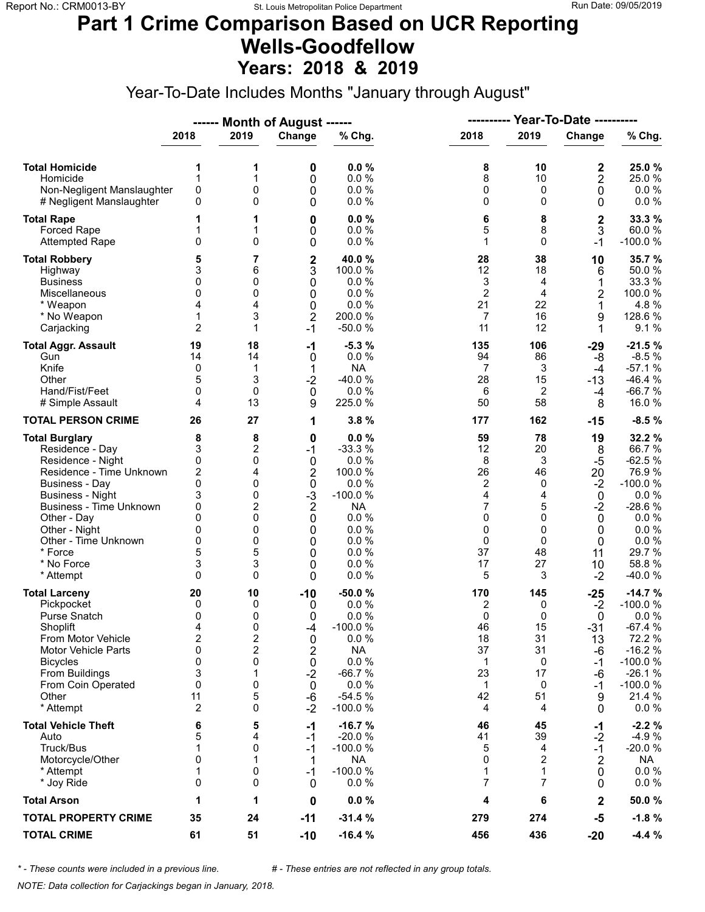# Part 1 Crime Comparison Based on UCR Reporting
# Wells-Goodfellow
## Years: 2018 & 2019

Year-To-Date Includes Months "January through August"

| | ------ Month of August ------ | | | | ---------- Year-To-Date ---------- | | | |
|---|---|---|---|---|---|---|---|---|
| | 2018 | 2019 | Change | % Chg. | 2018 | 2019 | Change | % Chg. |
| **Total Homicide** | **1** | **1** | **0** | **0.0 %** | **8** | **10** | **2** | **25.0 %** |
| Homicide | 1 | 1 | 0 | 0.0 % | 8 | 10 | 2 | 25.0 % |
| Non-Negligent Manslaughter | 0 | 0 | 0 | 0.0 % | 0 | 0 | 0 | 0.0 % |
| # Negligent Manslaughter | 0 | 0 | 0 | 0.0 % | 0 | 0 | 0 | 0.0 % |
| **Total Rape** | **1** | **1** | **0** | **0.0 %** | **6** | **8** | **2** | **33.3 %** |
| Forced Rape | 1 | 1 | 0 | 0.0 % | 5 | 8 | 3 | 60.0 % |
| Attempted Rape | 0 | 0 | 0 | 0.0 % | 1 | 0 | -1 | -100.0 % |
| **Total Robbery** | **5** | **7** | **2** | **40.0 %** | **28** | **38** | **10** | **35.7 %** |
| Highway | 3 | 6 | 3 | 100.0 % | 12 | 18 | 6 | 50.0 % |
| Business | 0 | 0 | 0 | 0.0 % | 3 | 4 | 1 | 33.3 % |
| Miscellaneous | 0 | 0 | 0 | 0.0 % | 2 | 4 | 2 | 100.0 % |
| * Weapon | 4 | 4 | 0 | 0.0 % | 21 | 22 | 1 | 4.8 % |
| * No Weapon | 1 | 3 | 2 | 200.0 % | 7 | 16 | 9 | 128.6 % |
| Carjacking | 2 | 1 | -1 | -50.0 % | 11 | 12 | 1 | 9.1 % |
| **Total Aggr. Assault** | **19** | **18** | **-1** | **-5.3 %** | **135** | **106** | **-29** | **-21.5 %** |
| Gun | 14 | 14 | 0 | 0.0 % | 94 | 86 | -8 | -8.5 % |
| Knife | 0 | 1 | 1 | NA | 7 | 3 | -4 | -57.1 % |
| Other | 5 | 3 | -2 | -40.0 % | 28 | 15 | -13 | -46.4 % |
| Hand/Fist/Feet | 0 | 0 | 0 | 0.0 % | 6 | 2 | -4 | -66.7 % |
| # Simple Assault | 4 | 13 | 9 | 225.0 % | 50 | 58 | 8 | 16.0 % |
| **TOTAL PERSON CRIME** | **26** | **27** | **1** | **3.8 %** | **177** | **162** | **-15** | **-8.5 %** |
| **Total Burglary** | **8** | **8** | **0** | **0.0 %** | **59** | **78** | **19** | **32.2 %** |
| Residence - Day | 3 | 2 | -1 | -33.3 % | 12 | 20 | 8 | 66.7 % |
| Residence - Night | 0 | 0 | 0 | 0.0 % | 8 | 3 | -5 | -62.5 % |
| Residence - Time Unknown | 2 | 4 | 2 | 100.0 % | 26 | 46 | 20 | 76.9 % |
| Business - Day | 0 | 0 | 0 | 0.0 % | 2 | 0 | -2 | -100.0 % |
| Business - Night | 3 | 0 | -3 | -100.0 % | 4 | 4 | 0 | 0.0 % |
| Business - Time Unknown | 0 | 2 | 2 | NA | 7 | 5 | -2 | -28.6 % |
| Other - Day | 0 | 0 | 0 | 0.0 % | 0 | 0 | 0 | 0.0 % |
| Other - Night | 0 | 0 | 0 | 0.0 % | 0 | 0 | 0 | 0.0 % |
| Other - Time Unknown | 0 | 0 | 0 | 0.0 % | 0 | 0 | 0 | 0.0 % |
| * Force | 5 | 5 | 0 | 0.0 % | 37 | 48 | 11 | 29.7 % |
| * No Force | 3 | 3 | 0 | 0.0 % | 17 | 27 | 10 | 58.8 % |
| * Attempt | 0 | 0 | 0 | 0.0 % | 5 | 3 | -2 | -40.0 % |
| **Total Larceny** | **20** | **10** | **-10** | **-50.0 %** | **170** | **145** | **-25** | **-14.7 %** |
| Pickpocket | 0 | 0 | 0 | 0.0 % | 2 | 0 | -2 | -100.0 % |
| Purse Snatch | 0 | 0 | 0 | 0.0 % | 0 | 0 | 0 | 0.0 % |
| Shoplift | 4 | 0 | -4 | -100.0 % | 46 | 15 | -31 | -67.4 % |
| From Motor Vehicle | 2 | 2 | 0 | 0.0 % | 18 | 31 | 13 | 72.2 % |
| Motor Vehicle Parts | 0 | 2 | 2 | NA | 37 | 31 | -6 | -16.2 % |
| Bicycles | 0 | 0 | 0 | 0.0 % | 1 | 0 | -1 | -100.0 % |
| From Buildings | 3 | 1 | -2 | -66.7 % | 23 | 17 | -6 | -26.1 % |
| From Coin Operated | 0 | 0 | 0 | 0.0 % | 1 | 0 | -1 | -100.0 % |
| Other | 11 | 5 | -6 | -54.5 % | 42 | 51 | 9 | 21.4 % |
| * Attempt | 2 | 0 | -2 | -100.0 % | 4 | 4 | 0 | 0.0 % |
| **Total Vehicle Theft** | **6** | **5** | **-1** | **-16.7 %** | **46** | **45** | **-1** | **-2.2 %** |
| Auto | 5 | 4 | -1 | -20.0 % | 41 | 39 | -2 | -4.9 % |
| Truck/Bus | 1 | 0 | -1 | -100.0 % | 5 | 4 | -1 | -20.0 % |
| Motorcycle/Other | 0 | 1 | 1 | NA | 0 | 2 | 2 | NA |
| * Attempt | 1 | 0 | -1 | -100.0 % | 1 | 1 | 0 | 0.0 % |
| * Joy Ride | 0 | 0 | 0 | 0.0 % | 7 | 7 | 0 | 0.0 % |
| **Total Arson** | **1** | **1** | **0** | **0.0 %** | **4** | **6** | **2** | **50.0 %** |
| **TOTAL PROPERTY CRIME** | **35** | **24** | **-11** | **-31.4 %** | **279** | **274** | **-5** | **-1.8 %** |
| **TOTAL CRIME** | **61** | **51** | **-10** | **-16.4 %** | **456** | **436** | **-20** | **-4.4 %** |

*\* - These counts were included in a previous line.* &nbsp;&nbsp;&nbsp;&nbsp; *# - These entries are not reflected in any group totals.*

*NOTE: Data collection for Carjackings began in January, 2018.*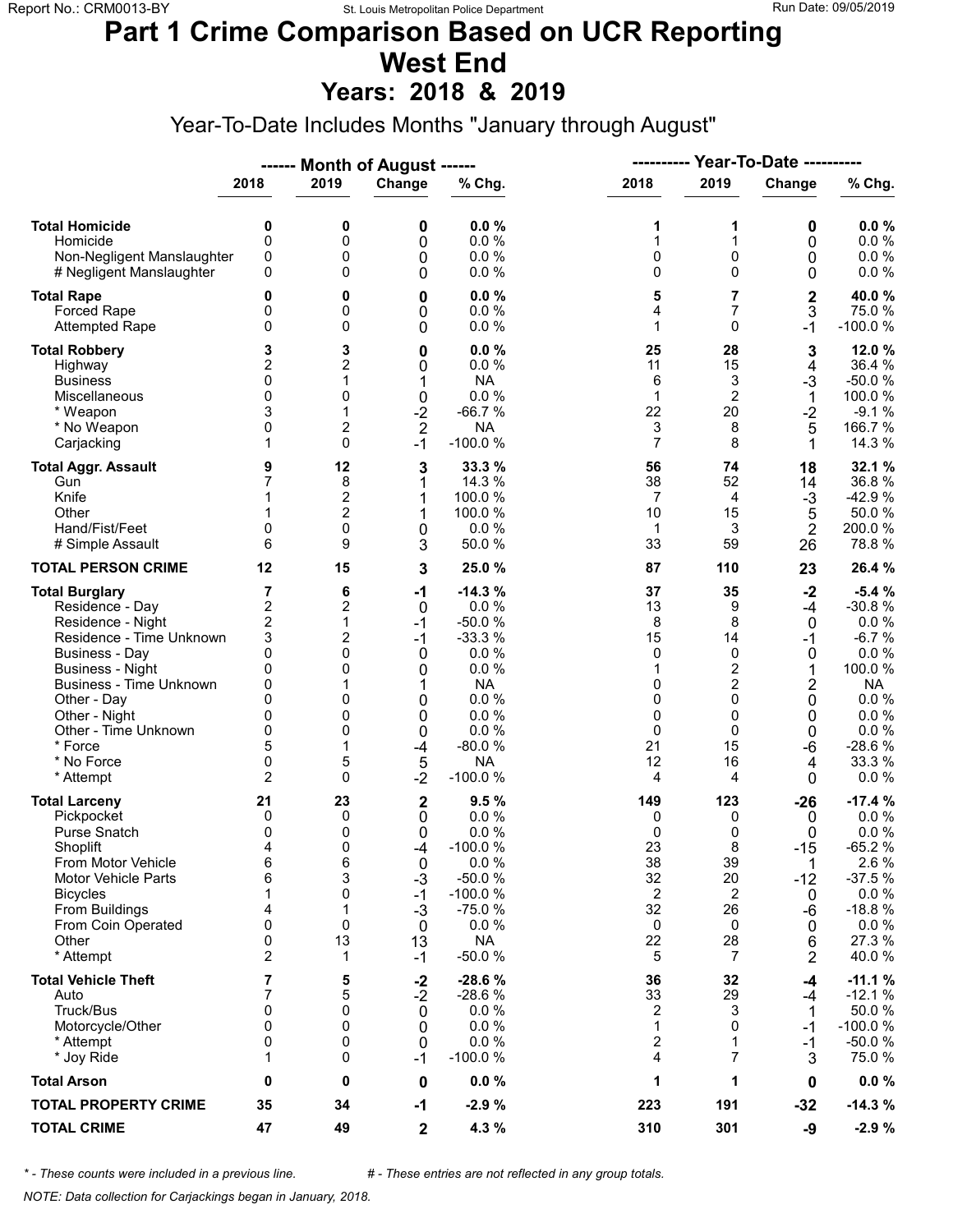# Part 1 Crime Comparison Based on UCR Reporting
# West End
## Years: 2018 & 2019

Year-To-Date Includes Months "January through August"

| | Month of August 2018 | Month of August 2019 | Change | % Chg. | Year-To-Date 2018 | Year-To-Date 2019 | Change | % Chg. |
|---|---|---|---|---|---|---|---|---|
| **Total Homicide** | **0** | **0** | **0** | **0.0 %** | **1** | **1** | **0** | **0.0 %** |
| Homicide | 0 | 0 | 0 | 0.0 % | 1 | 1 | 0 | 0.0 % |
| Non-Negligent Manslaughter | 0 | 0 | 0 | 0.0 % | 0 | 0 | 0 | 0.0 % |
| # Negligent Manslaughter | 0 | 0 | 0 | 0.0 % | 0 | 0 | 0 | 0.0 % |
| **Total Rape** | **0** | **0** | **0** | **0.0 %** | **5** | **7** | **2** | **40.0 %** |
| Forced Rape | 0 | 0 | 0 | 0.0 % | 4 | 7 | 3 | 75.0 % |
| Attempted Rape | 0 | 0 | 0 | 0.0 % | 1 | 0 | -1 | -100.0 % |
| **Total Robbery** | **3** | **3** | **0** | **0.0 %** | **25** | **28** | **3** | **12.0 %** |
| Highway | 2 | 2 | 0 | 0.0 % | 11 | 15 | 4 | 36.4 % |
| Business | 0 | 1 | 1 | NA | 6 | 3 | -3 | -50.0 % |
| Miscellaneous | 0 | 0 | 0 | 0.0 % | 1 | 2 | 1 | 100.0 % |
| * Weapon | 3 | 1 | -2 | -66.7 % | 22 | 20 | -2 | -9.1 % |
| * No Weapon | 0 | 2 | 2 | NA | 3 | 8 | 5 | 166.7 % |
| Carjacking | 1 | 0 | -1 | -100.0 % | 7 | 8 | 1 | 14.3 % |
| **Total Aggr. Assault** | **9** | **12** | **3** | **33.3 %** | **56** | **74** | **18** | **32.1 %** |
| Gun | 7 | 8 | 1 | 14.3 % | 38 | 52 | 14 | 36.8 % |
| Knife | 1 | 2 | 1 | 100.0 % | 7 | 4 | -3 | -42.9 % |
| Other | 1 | 2 | 1 | 100.0 % | 10 | 15 | 5 | 50.0 % |
| Hand/Fist/Feet | 0 | 0 | 0 | 0.0 % | 1 | 3 | 2 | 200.0 % |
| # Simple Assault | 6 | 9 | 3 | 50.0 % | 33 | 59 | 26 | 78.8 % |
| **TOTAL PERSON CRIME** | **12** | **15** | **3** | **25.0 %** | **87** | **110** | **23** | **26.4 %** |
| **Total Burglary** | **7** | **6** | **-1** | **-14.3 %** | **37** | **35** | **-2** | **-5.4 %** |
| Residence - Day | 2 | 2 | 0 | 0.0 % | 13 | 9 | -4 | -30.8 % |
| Residence - Night | 2 | 1 | -1 | -50.0 % | 8 | 8 | 0 | 0.0 % |
| Residence - Time Unknown | 3 | 2 | -1 | -33.3 % | 15 | 14 | -1 | -6.7 % |
| Business - Day | 0 | 0 | 0 | 0.0 % | 0 | 0 | 0 | 0.0 % |
| Business - Night | 0 | 0 | 0 | 0.0 % | 1 | 2 | 1 | 100.0 % |
| Business - Time Unknown | 0 | 1 | 1 | NA | 0 | 2 | 2 | NA |
| Other - Day | 0 | 0 | 0 | 0.0 % | 0 | 0 | 0 | 0.0 % |
| Other - Night | 0 | 0 | 0 | 0.0 % | 0 | 0 | 0 | 0.0 % |
| Other - Time Unknown | 0 | 0 | 0 | 0.0 % | 0 | 0 | 0 | 0.0 % |
| * Force | 5 | 1 | -4 | -80.0 % | 21 | 15 | -6 | -28.6 % |
| * No Force | 0 | 5 | 5 | NA | 12 | 16 | 4 | 33.3 % |
| * Attempt | 2 | 0 | -2 | -100.0 % | 4 | 4 | 0 | 0.0 % |
| **Total Larceny** | **21** | **23** | **2** | **9.5 %** | **149** | **123** | **-26** | **-17.4 %** |
| Pickpocket | 0 | 0 | 0 | 0.0 % | 0 | 0 | 0 | 0.0 % |
| Purse Snatch | 0 | 0 | 0 | 0.0 % | 0 | 0 | 0 | 0.0 % |
| Shoplift | 4 | 0 | -4 | -100.0 % | 23 | 8 | -15 | -65.2 % |
| From Motor Vehicle | 6 | 6 | 0 | 0.0 % | 38 | 39 | 1 | 2.6 % |
| Motor Vehicle Parts | 6 | 3 | -3 | -50.0 % | 32 | 20 | -12 | -37.5 % |
| Bicycles | 1 | 0 | -1 | -100.0 % | 2 | 2 | 0 | 0.0 % |
| From Buildings | 4 | 1 | -3 | -75.0 % | 32 | 26 | -6 | -18.8 % |
| From Coin Operated | 0 | 0 | 0 | 0.0 % | 0 | 0 | 0 | 0.0 % |
| Other | 0 | 13 | 13 | NA | 22 | 28 | 6 | 27.3 % |
| * Attempt | 2 | 1 | -1 | -50.0 % | 5 | 7 | 2 | 40.0 % |
| **Total Vehicle Theft** | **7** | **5** | **-2** | **-28.6 %** | **36** | **32** | **-4** | **-11.1 %** |
| Auto | 7 | 5 | -2 | -28.6 % | 33 | 29 | -4 | -12.1 % |
| Truck/Bus | 0 | 0 | 0 | 0.0 % | 2 | 3 | 1 | 50.0 % |
| Motorcycle/Other | 0 | 0 | 0 | 0.0 % | 1 | 0 | -1 | -100.0 % |
| * Attempt | 0 | 0 | 0 | 0.0 % | 2 | 1 | -1 | -50.0 % |
| * Joy Ride | 1 | 0 | -1 | -100.0 % | 4 | 7 | 3 | 75.0 % |
| **Total Arson** | **0** | **0** | **0** | **0.0 %** | **1** | **1** | **0** | **0.0 %** |
| **TOTAL PROPERTY CRIME** | **35** | **34** | **-1** | **-2.9 %** | **223** | **191** | **-32** | **-14.3 %** |
| **TOTAL CRIME** | **47** | **49** | **2** | **4.3 %** | **310** | **301** | **-9** | **-2.9 %** |

*\* - These counts were included in a previous line.*    *# - These entries are not reflected in any group totals.*

*NOTE: Data collection for Carjackings began in January, 2018.*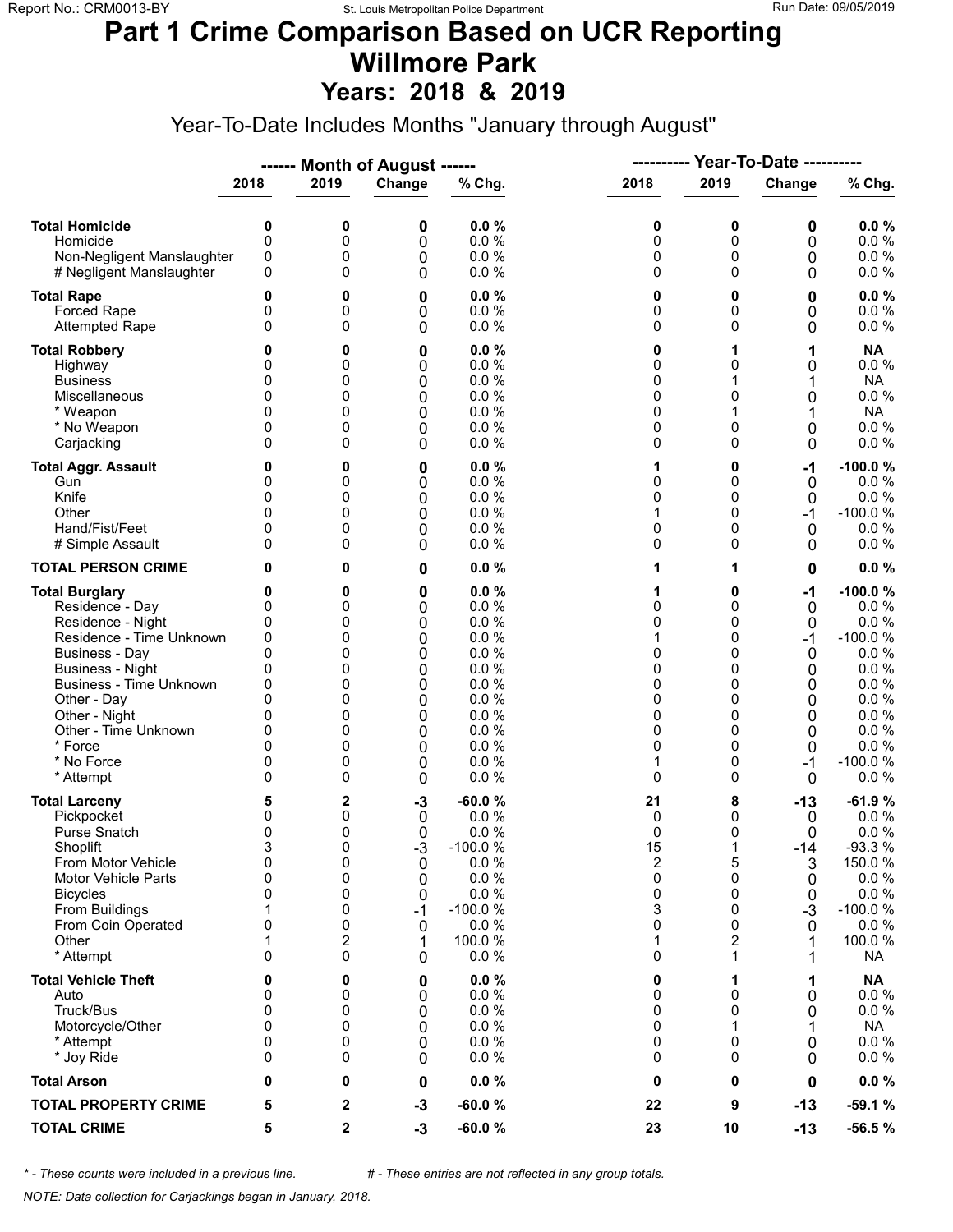# Part 1 Crime Comparison Based on UCR Reporting
# Willmore Park
## Years: 2018 & 2019

Year-To-Date Includes Months "January through August"

| | ------ Month of August ------ | | | | ---------- Year-To-Date ---------- | | | |
|---|---|---|---|---|---|---|---|---|
| | 2018 | 2019 | Change | % Chg. | 2018 | 2019 | Change | % Chg. |
| **Total Homicide** | **0** | **0** | **0** | **0.0 %** | **0** | **0** | **0** | **0.0 %** |
| Homicide | 0 | 0 | 0 | 0.0 % | 0 | 0 | 0 | 0.0 % |
| Non-Negligent Manslaughter | 0 | 0 | 0 | 0.0 % | 0 | 0 | 0 | 0.0 % |
| # Negligent Manslaughter | 0 | 0 | 0 | 0.0 % | 0 | 0 | 0 | 0.0 % |
| **Total Rape** | **0** | **0** | **0** | **0.0 %** | **0** | **0** | **0** | **0.0 %** |
| Forced Rape | 0 | 0 | 0 | 0.0 % | 0 | 0 | 0 | 0.0 % |
| Attempted Rape | 0 | 0 | 0 | 0.0 % | 0 | 0 | 0 | 0.0 % |
| **Total Robbery** | **0** | **0** | **0** | **0.0 %** | **0** | **1** | **1** | **NA** |
| Highway | 0 | 0 | 0 | 0.0 % | 0 | 0 | 0 | 0.0 % |
| Business | 0 | 0 | 0 | 0.0 % | 0 | 1 | 1 | NA |
| Miscellaneous | 0 | 0 | 0 | 0.0 % | 0 | 0 | 0 | 0.0 % |
| * Weapon | 0 | 0 | 0 | 0.0 % | 0 | 1 | 1 | NA |
| * No Weapon | 0 | 0 | 0 | 0.0 % | 0 | 0 | 0 | 0.0 % |
| Carjacking | 0 | 0 | 0 | 0.0 % | 0 | 0 | 0 | 0.0 % |
| **Total Aggr. Assault** | **0** | **0** | **0** | **0.0 %** | **1** | **0** | **-1** | **-100.0 %** |
| Gun | 0 | 0 | 0 | 0.0 % | 0 | 0 | 0 | 0.0 % |
| Knife | 0 | 0 | 0 | 0.0 % | 0 | 0 | 0 | 0.0 % |
| Other | 0 | 0 | 0 | 0.0 % | 1 | 0 | -1 | -100.0 % |
| Hand/Fist/Feet | 0 | 0 | 0 | 0.0 % | 0 | 0 | 0 | 0.0 % |
| # Simple Assault | 0 | 0 | 0 | 0.0 % | 0 | 0 | 0 | 0.0 % |
| **TOTAL PERSON CRIME** | **0** | **0** | **0** | **0.0 %** | **1** | **1** | **0** | **0.0 %** |
| **Total Burglary** | **0** | **0** | **0** | **0.0 %** | **1** | **0** | **-1** | **-100.0 %** |
| Residence - Day | 0 | 0 | 0 | 0.0 % | 0 | 0 | 0 | 0.0 % |
| Residence - Night | 0 | 0 | 0 | 0.0 % | 0 | 0 | 0 | 0.0 % |
| Residence - Time Unknown | 0 | 0 | 0 | 0.0 % | 1 | 0 | -1 | -100.0 % |
| Business - Day | 0 | 0 | 0 | 0.0 % | 0 | 0 | 0 | 0.0 % |
| Business - Night | 0 | 0 | 0 | 0.0 % | 0 | 0 | 0 | 0.0 % |
| Business - Time Unknown | 0 | 0 | 0 | 0.0 % | 0 | 0 | 0 | 0.0 % |
| Other - Day | 0 | 0 | 0 | 0.0 % | 0 | 0 | 0 | 0.0 % |
| Other - Night | 0 | 0 | 0 | 0.0 % | 0 | 0 | 0 | 0.0 % |
| Other - Time Unknown | 0 | 0 | 0 | 0.0 % | 0 | 0 | 0 | 0.0 % |
| * Force | 0 | 0 | 0 | 0.0 % | 0 | 0 | 0 | 0.0 % |
| * No Force | 0 | 0 | 0 | 0.0 % | 1 | 0 | -1 | -100.0 % |
| * Attempt | 0 | 0 | 0 | 0.0 % | 0 | 0 | 0 | 0.0 % |
| **Total Larceny** | **5** | **2** | **-3** | **-60.0 %** | **21** | **8** | **-13** | **-61.9 %** |
| Pickpocket | 0 | 0 | 0 | 0.0 % | 0 | 0 | 0 | 0.0 % |
| Purse Snatch | 0 | 0 | 0 | 0.0 % | 0 | 0 | 0 | 0.0 % |
| Shoplift | 3 | 0 | -3 | -100.0 % | 15 | 1 | -14 | -93.3 % |
| From Motor Vehicle | 0 | 0 | 0 | 0.0 % | 2 | 5 | 3 | 150.0 % |
| Motor Vehicle Parts | 0 | 0 | 0 | 0.0 % | 0 | 0 | 0 | 0.0 % |
| Bicycles | 0 | 0 | 0 | 0.0 % | 0 | 0 | 0 | 0.0 % |
| From Buildings | 1 | 0 | -1 | -100.0 % | 3 | 0 | -3 | -100.0 % |
| From Coin Operated | 0 | 0 | 0 | 0.0 % | 0 | 0 | 0 | 0.0 % |
| Other | 1 | 2 | 1 | 100.0 % | 1 | 2 | 1 | 100.0 % |
| * Attempt | 0 | 0 | 0 | 0.0 % | 0 | 1 | 1 | NA |
| **Total Vehicle Theft** | **0** | **0** | **0** | **0.0 %** | **0** | **1** | **1** | **NA** |
| Auto | 0 | 0 | 0 | 0.0 % | 0 | 0 | 0 | 0.0 % |
| Truck/Bus | 0 | 0 | 0 | 0.0 % | 0 | 0 | 0 | 0.0 % |
| Motorcycle/Other | 0 | 0 | 0 | 0.0 % | 0 | 1 | 1 | NA |
| * Attempt | 0 | 0 | 0 | 0.0 % | 0 | 0 | 0 | 0.0 % |
| * Joy Ride | 0 | 0 | 0 | 0.0 % | 0 | 0 | 0 | 0.0 % |
| **Total Arson** | **0** | **0** | **0** | **0.0 %** | **0** | **0** | **0** | **0.0 %** |
| **TOTAL PROPERTY CRIME** | **5** | **2** | **-3** | **-60.0 %** | **22** | **9** | **-13** | **-59.1 %** |
| **TOTAL CRIME** | **5** | **2** | **-3** | **-60.0 %** | **23** | **10** | **-13** | **-56.5 %** |

*\* - These counts were included in a previous line.* &nbsp;&nbsp;&nbsp; *# - These entries are not reflected in any group totals.*

*NOTE: Data collection for Carjackings began in January, 2018.*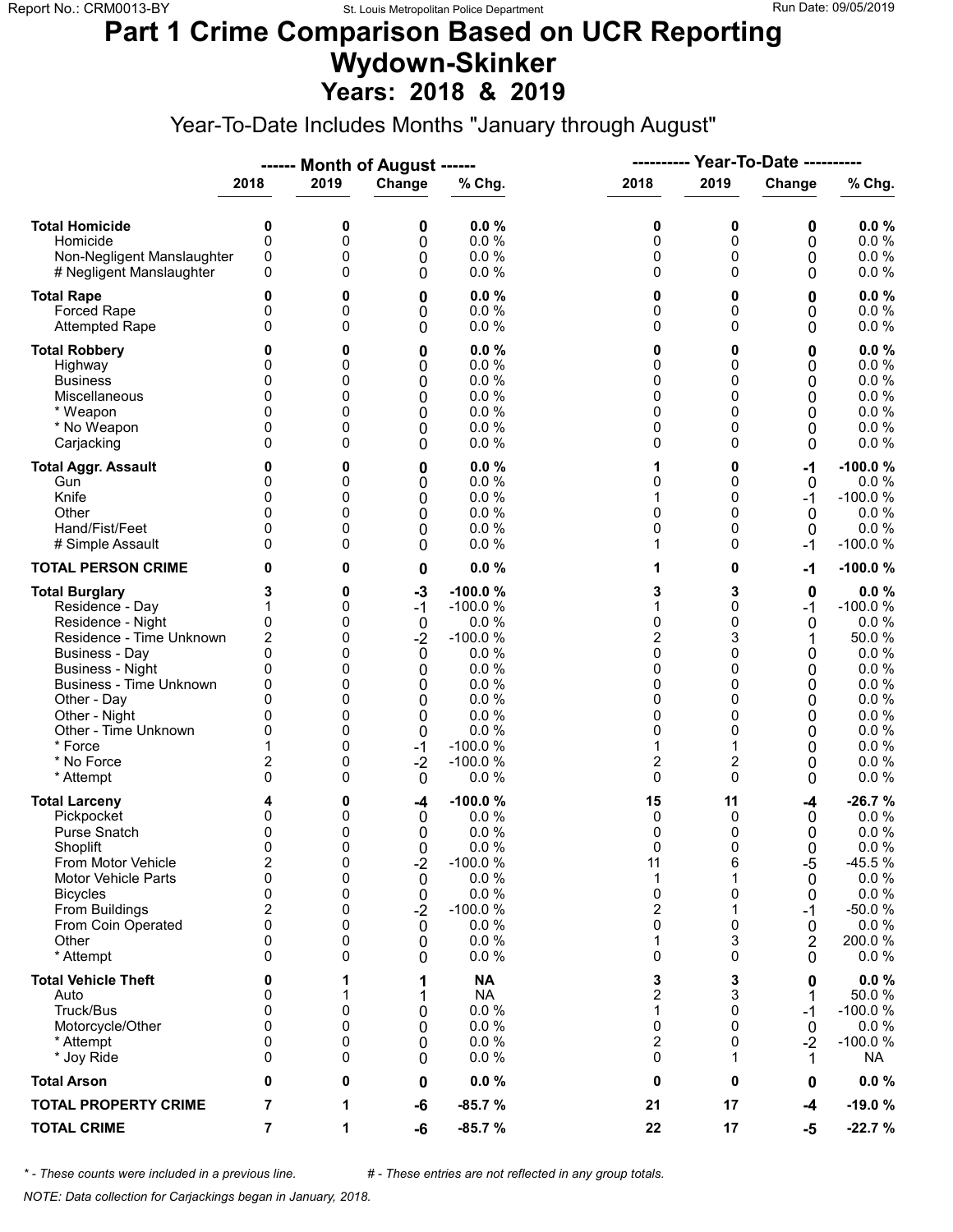# Part 1 Crime Comparison Based on UCR Reporting
# Wydown-Skinker
## Years: 2018 & 2019

Year-To-Date Includes Months "January through August"

| | Month of August | | | | Year-To-Date | | | |
|---|---|---|---|---|---|---|---|---|
| | 2018 | 2019 | Change | % Chg. | 2018 | 2019 | Change | % Chg. |
| **Total Homicide** | **0** | **0** | **0** | **0.0 %** | **0** | **0** | **0** | **0.0 %** |
| Homicide | 0 | 0 | 0 | 0.0 % | 0 | 0 | 0 | 0.0 % |
| Non-Negligent Manslaughter | 0 | 0 | 0 | 0.0 % | 0 | 0 | 0 | 0.0 % |
| # Negligent Manslaughter | 0 | 0 | 0 | 0.0 % | 0 | 0 | 0 | 0.0 % |
| **Total Rape** | **0** | **0** | **0** | **0.0 %** | **0** | **0** | **0** | **0.0 %** |
| Forced Rape | 0 | 0 | 0 | 0.0 % | 0 | 0 | 0 | 0.0 % |
| Attempted Rape | 0 | 0 | 0 | 0.0 % | 0 | 0 | 0 | 0.0 % |
| **Total Robbery** | **0** | **0** | **0** | **0.0 %** | **0** | **0** | **0** | **0.0 %** |
| Highway | 0 | 0 | 0 | 0.0 % | 0 | 0 | 0 | 0.0 % |
| Business | 0 | 0 | 0 | 0.0 % | 0 | 0 | 0 | 0.0 % |
| Miscellaneous | 0 | 0 | 0 | 0.0 % | 0 | 0 | 0 | 0.0 % |
| * Weapon | 0 | 0 | 0 | 0.0 % | 0 | 0 | 0 | 0.0 % |
| * No Weapon | 0 | 0 | 0 | 0.0 % | 0 | 0 | 0 | 0.0 % |
| Carjacking | 0 | 0 | 0 | 0.0 % | 0 | 0 | 0 | 0.0 % |
| **Total Aggr. Assault** | **0** | **0** | **0** | **0.0 %** | **1** | **0** | **-1** | **-100.0 %** |
| Gun | 0 | 0 | 0 | 0.0 % | 0 | 0 | 0 | 0.0 % |
| Knife | 0 | 0 | 0 | 0.0 % | 1 | 0 | -1 | -100.0 % |
| Other | 0 | 0 | 0 | 0.0 % | 0 | 0 | 0 | 0.0 % |
| Hand/Fist/Feet | 0 | 0 | 0 | 0.0 % | 0 | 0 | 0 | 0.0 % |
| # Simple Assault | 0 | 0 | 0 | 0.0 % | 1 | 0 | -1 | -100.0 % |
| **TOTAL PERSON CRIME** | **0** | **0** | **0** | **0.0 %** | **1** | **0** | **-1** | **-100.0 %** |
| **Total Burglary** | **3** | **0** | **-3** | **-100.0 %** | **3** | **3** | **0** | **0.0 %** |
| Residence - Day | 1 | 0 | -1 | -100.0 % | 1 | 0 | -1 | -100.0 % |
| Residence - Night | 0 | 0 | 0 | 0.0 % | 0 | 0 | 0 | 0.0 % |
| Residence - Time Unknown | 2 | 0 | -2 | -100.0 % | 2 | 3 | 1 | 50.0 % |
| Business - Day | 0 | 0 | 0 | 0.0 % | 0 | 0 | 0 | 0.0 % |
| Business - Night | 0 | 0 | 0 | 0.0 % | 0 | 0 | 0 | 0.0 % |
| Business - Time Unknown | 0 | 0 | 0 | 0.0 % | 0 | 0 | 0 | 0.0 % |
| Other - Day | 0 | 0 | 0 | 0.0 % | 0 | 0 | 0 | 0.0 % |
| Other - Night | 0 | 0 | 0 | 0.0 % | 0 | 0 | 0 | 0.0 % |
| Other - Time Unknown | 0 | 0 | 0 | 0.0 % | 0 | 0 | 0 | 0.0 % |
| * Force | 1 | 0 | -1 | -100.0 % | 1 | 1 | 0 | 0.0 % |
| * No Force | 2 | 0 | -2 | -100.0 % | 2 | 2 | 0 | 0.0 % |
| * Attempt | 0 | 0 | 0 | 0.0 % | 0 | 0 | 0 | 0.0 % |
| **Total Larceny** | **4** | **0** | **-4** | **-100.0 %** | **15** | **11** | **-4** | **-26.7 %** |
| Pickpocket | 0 | 0 | 0 | 0.0 % | 0 | 0 | 0 | 0.0 % |
| Purse Snatch | 0 | 0 | 0 | 0.0 % | 0 | 0 | 0 | 0.0 % |
| Shoplift | 0 | 0 | 0 | 0.0 % | 0 | 0 | 0 | 0.0 % |
| From Motor Vehicle | 2 | 0 | -2 | -100.0 % | 11 | 6 | -5 | -45.5 % |
| Motor Vehicle Parts | 0 | 0 | 0 | 0.0 % | 1 | 1 | 0 | 0.0 % |
| Bicycles | 0 | 0 | 0 | 0.0 % | 0 | 0 | 0 | 0.0 % |
| From Buildings | 2 | 0 | -2 | -100.0 % | 2 | 1 | -1 | -50.0 % |
| From Coin Operated | 0 | 0 | 0 | 0.0 % | 0 | 0 | 0 | 0.0 % |
| Other | 0 | 0 | 0 | 0.0 % | 1 | 3 | 2 | 200.0 % |
| * Attempt | 0 | 0 | 0 | 0.0 % | 0 | 0 | 0 | 0.0 % |
| **Total Vehicle Theft** | **0** | **1** | **1** | **NA** | **3** | **3** | **0** | **0.0 %** |
| Auto | 0 | 1 | 1 | NA | 2 | 3 | 1 | 50.0 % |
| Truck/Bus | 0 | 0 | 0 | 0.0 % | 1 | 0 | -1 | -100.0 % |
| Motorcycle/Other | 0 | 0 | 0 | 0.0 % | 0 | 0 | 0 | 0.0 % |
| * Attempt | 0 | 0 | 0 | 0.0 % | 2 | 0 | -2 | -100.0 % |
| * Joy Ride | 0 | 0 | 0 | 0.0 % | 0 | 1 | 1 | NA |
| **Total Arson** | **0** | **0** | **0** | **0.0 %** | **0** | **0** | **0** | **0.0 %** |
| **TOTAL PROPERTY CRIME** | **7** | **1** | **-6** | **-85.7 %** | **21** | **17** | **-4** | **-19.0 %** |
| **TOTAL CRIME** | **7** | **1** | **-6** | **-85.7 %** | **22** | **17** | **-5** | **-22.7 %** |

*\* - These counts were included in a previous line.* *# - These entries are not reflected in any group totals.*

*NOTE: Data collection for Carjackings began in January, 2018.*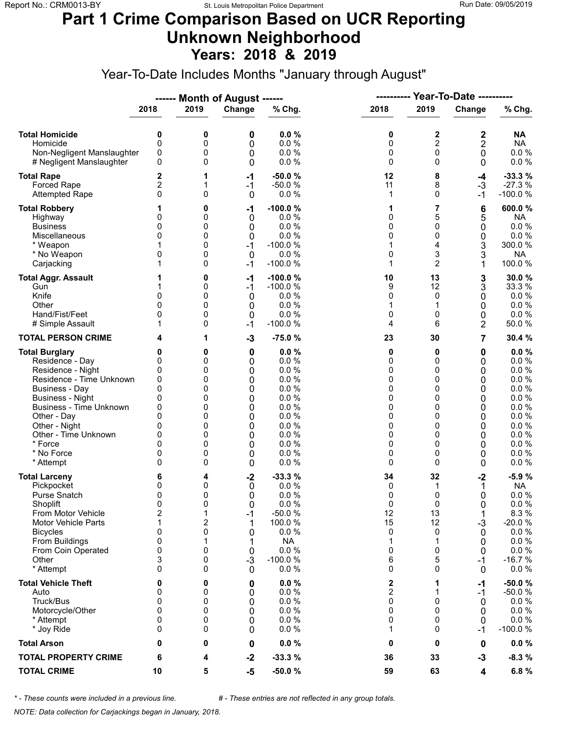# Part 1 Crime Comparison Based on UCR Reporting
# Unknown Neighborhood
## Years: 2018 & 2019

Year-To-Date Includes Months "January through August"

| | ------ Month of August ------ | | | | ---------- Year-To-Date ---------- | | | |
|---|---|---|---|---|---|---|---|---|
| | 2018 | 2019 | Change | % Chg. | 2018 | 2019 | Change | % Chg. |
| **Total Homicide** | **0** | **0** | **0** | **0.0 %** | **0** | **2** | **2** | **NA** |
| Homicide | 0 | 0 | 0 | 0.0 % | 0 | 2 | 2 | NA |
| Non-Negligent Manslaughter | 0 | 0 | 0 | 0.0 % | 0 | 0 | 0 | 0.0 % |
| # Negligent Manslaughter | 0 | 0 | 0 | 0.0 % | 0 | 0 | 0 | 0.0 % |
| **Total Rape** | **2** | **1** | **-1** | **-50.0 %** | **12** | **8** | **-4** | **-33.3 %** |
| Forced Rape | 2 | 1 | -1 | -50.0 % | 11 | 8 | -3 | -27.3 % |
| Attempted Rape | 0 | 0 | 0 | 0.0 % | 1 | 0 | -1 | -100.0 % |
| **Total Robbery** | **1** | **0** | **-1** | **-100.0 %** | **1** | **7** | **6** | **600.0 %** |
| Highway | 0 | 0 | 0 | 0.0 % | 0 | 5 | 5 | NA |
| Business | 0 | 0 | 0 | 0.0 % | 0 | 0 | 0 | 0.0 % |
| Miscellaneous | 0 | 0 | 0 | 0.0 % | 0 | 0 | 0 | 0.0 % |
| * Weapon | 1 | 0 | -1 | -100.0 % | 1 | 4 | 3 | 300.0 % |
| * No Weapon | 0 | 0 | 0 | 0.0 % | 0 | 3 | 3 | NA |
| Carjacking | 1 | 0 | -1 | -100.0 % | 1 | 2 | 1 | 100.0 % |
| **Total Aggr. Assault** | **1** | **0** | **-1** | **-100.0 %** | **10** | **13** | **3** | **30.0 %** |
| Gun | 1 | 0 | -1 | -100.0 % | 9 | 12 | 3 | 33.3 % |
| Knife | 0 | 0 | 0 | 0.0 % | 0 | 0 | 0 | 0.0 % |
| Other | 0 | 0 | 0 | 0.0 % | 1 | 1 | 0 | 0.0 % |
| Hand/Fist/Feet | 0 | 0 | 0 | 0.0 % | 0 | 0 | 0 | 0.0 % |
| # Simple Assault | 1 | 0 | -1 | -100.0 % | 4 | 6 | 2 | 50.0 % |
| **TOTAL PERSON CRIME** | **4** | **1** | **-3** | **-75.0 %** | **23** | **30** | **7** | **30.4 %** |
| **Total Burglary** | **0** | **0** | **0** | **0.0 %** | **0** | **0** | **0** | **0.0 %** |
| Residence - Day | 0 | 0 | 0 | 0.0 % | 0 | 0 | 0 | 0.0 % |
| Residence - Night | 0 | 0 | 0 | 0.0 % | 0 | 0 | 0 | 0.0 % |
| Residence - Time Unknown | 0 | 0 | 0 | 0.0 % | 0 | 0 | 0 | 0.0 % |
| Business - Day | 0 | 0 | 0 | 0.0 % | 0 | 0 | 0 | 0.0 % |
| Business - Night | 0 | 0 | 0 | 0.0 % | 0 | 0 | 0 | 0.0 % |
| Business - Time Unknown | 0 | 0 | 0 | 0.0 % | 0 | 0 | 0 | 0.0 % |
| Other - Day | 0 | 0 | 0 | 0.0 % | 0 | 0 | 0 | 0.0 % |
| Other - Night | 0 | 0 | 0 | 0.0 % | 0 | 0 | 0 | 0.0 % |
| Other - Time Unknown | 0 | 0 | 0 | 0.0 % | 0 | 0 | 0 | 0.0 % |
| * Force | 0 | 0 | 0 | 0.0 % | 0 | 0 | 0 | 0.0 % |
| * No Force | 0 | 0 | 0 | 0.0 % | 0 | 0 | 0 | 0.0 % |
| * Attempt | 0 | 0 | 0 | 0.0 % | 0 | 0 | 0 | 0.0 % |
| **Total Larceny** | **6** | **4** | **-2** | **-33.3 %** | **34** | **32** | **-2** | **-5.9 %** |
| Pickpocket | 0 | 0 | 0 | 0.0 % | 0 | 1 | 1 | NA |
| Purse Snatch | 0 | 0 | 0 | 0.0 % | 0 | 0 | 0 | 0.0 % |
| Shoplift | 0 | 0 | 0 | 0.0 % | 0 | 0 | 0 | 0.0 % |
| From Motor Vehicle | 2 | 1 | -1 | -50.0 % | 12 | 13 | 1 | 8.3 % |
| Motor Vehicle Parts | 1 | 2 | 1 | 100.0 % | 15 | 12 | -3 | -20.0 % |
| Bicycles | 0 | 0 | 0 | 0.0 % | 0 | 0 | 0 | 0.0 % |
| From Buildings | 0 | 1 | 1 | NA | 1 | 1 | 0 | 0.0 % |
| From Coin Operated | 0 | 0 | 0 | 0.0 % | 0 | 0 | 0 | 0.0 % |
| Other | 3 | 0 | -3 | -100.0 % | 6 | 5 | -1 | -16.7 % |
| * Attempt | 0 | 0 | 0 | 0.0 % | 0 | 0 | 0 | 0.0 % |
| **Total Vehicle Theft** | **0** | **0** | **0** | **0.0 %** | **2** | **1** | **-1** | **-50.0 %** |
| Auto | 0 | 0 | 0 | 0.0 % | 2 | 1 | -1 | -50.0 % |
| Truck/Bus | 0 | 0 | 0 | 0.0 % | 0 | 0 | 0 | 0.0 % |
| Motorcycle/Other | 0 | 0 | 0 | 0.0 % | 0 | 0 | 0 | 0.0 % |
| * Attempt | 0 | 0 | 0 | 0.0 % | 0 | 0 | 0 | 0.0 % |
| * Joy Ride | 0 | 0 | 0 | 0.0 % | 1 | 0 | -1 | -100.0 % |
| **Total Arson** | **0** | **0** | **0** | **0.0 %** | **0** | **0** | **0** | **0.0 %** |
| **TOTAL PROPERTY CRIME** | **6** | **4** | **-2** | **-33.3 %** | **36** | **33** | **-3** | **-8.3 %** |
| **TOTAL CRIME** | **10** | **5** | **-5** | **-50.0 %** | **59** | **63** | **4** | **6.8 %** |

*\* - These counts were included in a previous line.* *# - These entries are not reflected in any group totals.*

*NOTE: Data collection for Carjackings began in January, 2018.*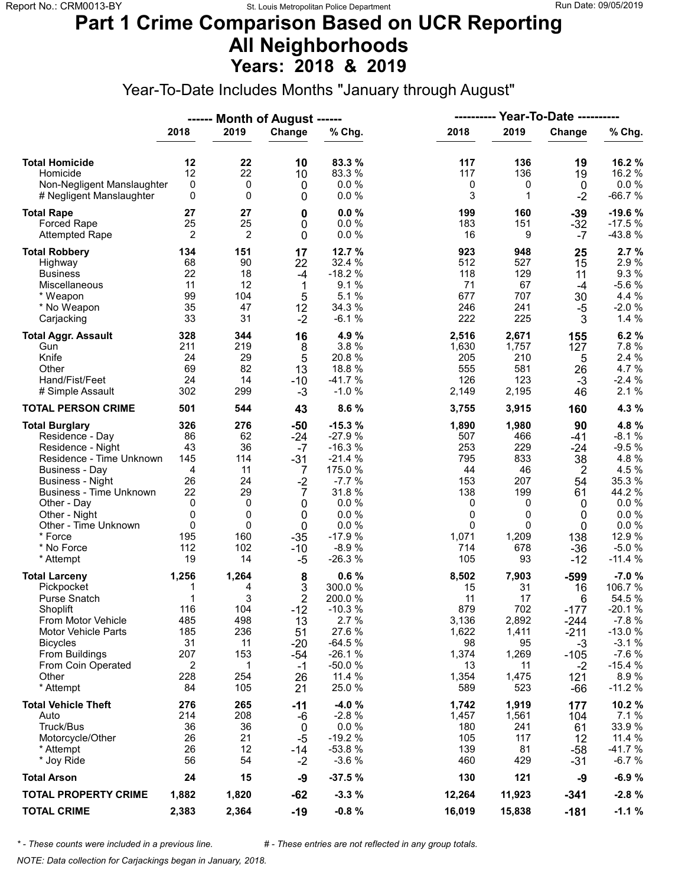# Part 1 Crime Comparison Based on UCR Reporting
# All Neighborhoods
## Years: 2018 & 2019

Year-To-Date Includes Months "January through August"

| | Month of August 2018 | Month of August 2019 | Change | % Chg. | Year-To-Date 2018 | Year-To-Date 2019 | Change | % Chg. |
|---|---|---|---|---|---|---|---|---|
| **Total Homicide** | **12** | **22** | **10** | **83.3 %** | **117** | **136** | **19** | **16.2 %** |
| Homicide | 12 | 22 | 10 | 83.3 % | 117 | 136 | 19 | 16.2 % |
| Non-Negligent Manslaughter | 0 | 0 | 0 | 0.0 % | 0 | 0 | 0 | 0.0 % |
| # Negligent Manslaughter | 0 | 0 | 0 | 0.0 % | 3 | 1 | -2 | -66.7 % |
| **Total Rape** | **27** | **27** | **0** | **0.0 %** | **199** | **160** | **-39** | **-19.6 %** |
| Forced Rape | 25 | 25 | 0 | 0.0 % | 183 | 151 | -32 | -17.5 % |
| Attempted Rape | 2 | 2 | 0 | 0.0 % | 16 | 9 | -7 | -43.8 % |
| **Total Robbery** | **134** | **151** | **17** | **12.7 %** | **923** | **948** | **25** | **2.7 %** |
| Highway | 68 | 90 | 22 | 32.4 % | 512 | 527 | 15 | 2.9 % |
| Business | 22 | 18 | -4 | -18.2 % | 118 | 129 | 11 | 9.3 % |
| Miscellaneous | 11 | 12 | 1 | 9.1 % | 71 | 67 | -4 | -5.6 % |
| * Weapon | 99 | 104 | 5 | 5.1 % | 677 | 707 | 30 | 4.4 % |
| * No Weapon | 35 | 47 | 12 | 34.3 % | 246 | 241 | -5 | -2.0 % |
| Carjacking | 33 | 31 | -2 | -6.1 % | 222 | 225 | 3 | 1.4 % |
| **Total Aggr. Assault** | **328** | **344** | **16** | **4.9 %** | **2,516** | **2,671** | **155** | **6.2 %** |
| Gun | 211 | 219 | 8 | 3.8 % | 1,630 | 1,757 | 127 | 7.8 % |
| Knife | 24 | 29 | 5 | 20.8 % | 205 | 210 | 5 | 2.4 % |
| Other | 69 | 82 | 13 | 18.8 % | 555 | 581 | 26 | 4.7 % |
| Hand/Fist/Feet | 24 | 14 | -10 | -41.7 % | 126 | 123 | -3 | -2.4 % |
| # Simple Assault | 302 | 299 | -3 | -1.0 % | 2,149 | 2,195 | 46 | 2.1 % |
| **TOTAL PERSON CRIME** | **501** | **544** | **43** | **8.6 %** | **3,755** | **3,915** | **160** | **4.3 %** |
| **Total Burglary** | **326** | **276** | **-50** | **-15.3 %** | **1,890** | **1,980** | **90** | **4.8 %** |
| Residence - Day | 86 | 62 | -24 | -27.9 % | 507 | 466 | -41 | -8.1 % |
| Residence - Night | 43 | 36 | -7 | -16.3 % | 253 | 229 | -24 | -9.5 % |
| Residence - Time Unknown | 145 | 114 | -31 | -21.4 % | 795 | 833 | 38 | 4.8 % |
| Business - Day | 4 | 11 | 7 | 175.0 % | 44 | 46 | 2 | 4.5 % |
| Business - Night | 26 | 24 | -2 | -7.7 % | 153 | 207 | 54 | 35.3 % |
| Business - Time Unknown | 22 | 29 | 7 | 31.8 % | 138 | 199 | 61 | 44.2 % |
| Other - Day | 0 | 0 | 0 | 0.0 % | 0 | 0 | 0 | 0.0 % |
| Other - Night | 0 | 0 | 0 | 0.0 % | 0 | 0 | 0 | 0.0 % |
| Other - Time Unknown | 0 | 0 | 0 | 0.0 % | 0 | 0 | 0 | 0.0 % |
| * Force | 195 | 160 | -35 | -17.9 % | 1,071 | 1,209 | 138 | 12.9 % |
| * No Force | 112 | 102 | -10 | -8.9 % | 714 | 678 | -36 | -5.0 % |
| * Attempt | 19 | 14 | -5 | -26.3 % | 105 | 93 | -12 | -11.4 % |
| **Total Larceny** | **1,256** | **1,264** | **8** | **0.6 %** | **8,502** | **7,903** | **-599** | **-7.0 %** |
| Pickpocket | 1 | 4 | 3 | 300.0 % | 15 | 31 | 16 | 106.7 % |
| Purse Snatch | 1 | 3 | 2 | 200.0 % | 11 | 17 | 6 | 54.5 % |
| Shoplift | 116 | 104 | -12 | -10.3 % | 879 | 702 | -177 | -20.1 % |
| From Motor Vehicle | 485 | 498 | 13 | 2.7 % | 3,136 | 2,892 | -244 | -7.8 % |
| Motor Vehicle Parts | 185 | 236 | 51 | 27.6 % | 1,622 | 1,411 | -211 | -13.0 % |
| Bicycles | 31 | 11 | -20 | -64.5 % | 98 | 95 | -3 | -3.1 % |
| From Buildings | 207 | 153 | -54 | -26.1 % | 1,374 | 1,269 | -105 | -7.6 % |
| From Coin Operated | 2 | 1 | -1 | -50.0 % | 13 | 11 | -2 | -15.4 % |
| Other | 228 | 254 | 26 | 11.4 % | 1,354 | 1,475 | 121 | 8.9 % |
| * Attempt | 84 | 105 | 21 | 25.0 % | 589 | 523 | -66 | -11.2 % |
| **Total Vehicle Theft** | **276** | **265** | **-11** | **-4.0 %** | **1,742** | **1,919** | **177** | **10.2 %** |
| Auto | 214 | 208 | -6 | -2.8 % | 1,457 | 1,561 | 104 | 7.1 % |
| Truck/Bus | 36 | 36 | 0 | 0.0 % | 180 | 241 | 61 | 33.9 % |
| Motorcycle/Other | 26 | 21 | -5 | -19.2 % | 105 | 117 | 12 | 11.4 % |
| * Attempt | 26 | 12 | -14 | -53.8 % | 139 | 81 | -58 | -41.7 % |
| * Joy Ride | 56 | 54 | -2 | -3.6 % | 460 | 429 | -31 | -6.7 % |
| **Total Arson** | **24** | **15** | **-9** | **-37.5 %** | **130** | **121** | **-9** | **-6.9 %** |
| **TOTAL PROPERTY CRIME** | **1,882** | **1,820** | **-62** | **-3.3 %** | **12,264** | **11,923** | **-341** | **-2.8 %** |
| **TOTAL CRIME** | **2,383** | **2,364** | **-19** | **-0.8 %** | **16,019** | **15,838** | **-181** | **-1.1 %** |

*\* - These counts were included in a previous line.* # - *These entries are not reflected in any group totals.*

*NOTE: Data collection for Carjackings began in January, 2018.*